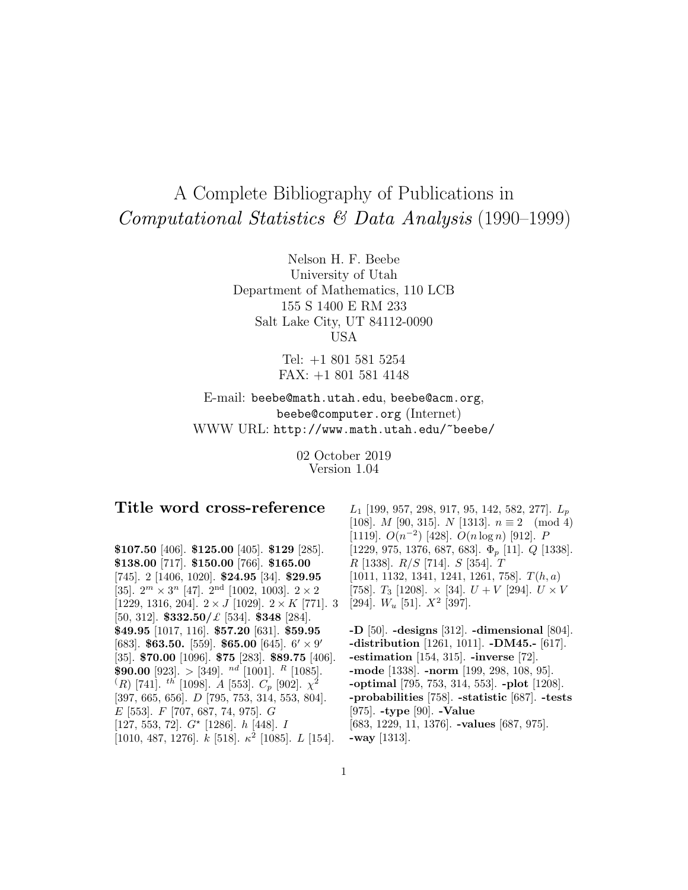# A Complete Bibliography of Publications in *Computational Statistics & Data Analysis* (1990–1999)

Nelson H. F. Beebe
University of Utah
Department of Mathematics, 110 LCB
155 S 1400 E RM 233
Salt Lake City, UT 84112-0090
USA

Tel: +1 801 581 5254
FAX: +1 801 581 4148

E-mail: beebe@math.utah.edu, beebe@acm.org, beebe@computer.org (Internet)
WWW URL: http://www.math.utah.edu/~beebe/

02 October 2019
Version 1.04

## Title word cross-reference

**$107.50** [406]. **$125.00** [405]. **$129** [285]. **$138.00** [717]. **$150.00** [766]. **$165.00** [745]. 2 [1406, 1020]. **$24.95** [34]. **$29.95** [35]. $2^m \times 3^n$ [47]. $2^{\rm nd}$ [1002, 1003]. $2 \times 2$ [1229, 1316, 204]. $2 \times J$ [1029]. $2 \times K$ [771]. 3 [50, 312]. **$332.50/£** [534]. **$348** [284]. **$49.95** [1017, 116]. **$57.20** [631]. **$59.95** [683]. **$63.50.** [559]. **$65.00** [645]. $6' \times 9'$ [35]. **$70.00** [1096]. **$75** [283]. **$89.75** [406]. **$90.00** [923]. $>$ [349]. $^{nd}$ [1001]. $^{R}$ [1085]. $^{(}R)$ [741]. $^{th}$ [1098]. $A$ [553]. $C_p$ [902]. $\chi^2$ [397, 665, 656]. $D$ [795, 753, 314, 553, 804]. $E$ [553]. $F$ [707, 687, 74, 975]. $G$ [127, 553, 72]. $G^\star$ [1286]. $h$ [448]. $I$ [1010, 487, 1276]. $k$ [518]. $\kappa^2$ [1085]. $L$ [154]. $L_1$ [199, 957, 298, 917, 95, 142, 582, 277]. $L_p$ [108]. $M$ [90, 315]. $N$ [1313]. $n \equiv 2 \pmod 4$ [1119]. $O(n^{-2})$ [428]. $O(n \log n)$ [912]. $P$ [1229, 975, 1376, 687, 683]. $\Phi_p$ [11]. $Q$ [1338]. $R$ [1338]. $R/S$ [714]. $S$ [354]. $T$ [1011, 1132, 1341, 1241, 1261, 758]. $T(h,a)$ [758]. $T_3$ [1208]. $\times$ [34]. $U+V$ [294]. $U \times V$ [294]. $W_u$ [51]. $X^2$ [397].

**-D** [50]. **-designs** [312]. **-dimensional** [804]. **-distribution** [1261, 1011]. **-DM45.-** [617]. **-estimation** [154, 315]. **-inverse** [72]. **-mode** [1338]. **-norm** [199, 298, 108, 95]. **-optimal** [795, 753, 314, 553]. **-plot** [1208]. **-probabilities** [758]. **-statistic** [687]. **-tests** [975]. **-type** [90]. **-Value** [683, 1229, 11, 1376]. **-values** [687, 975]. **-way** [1313].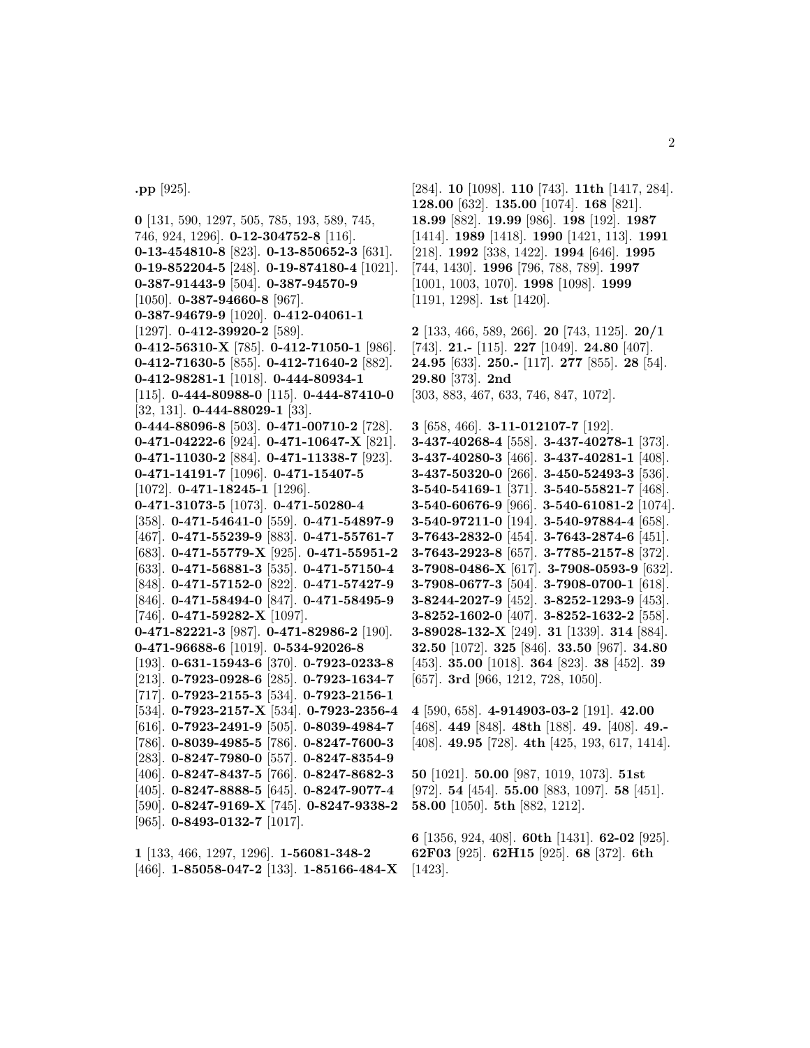**.pp** [925].

**0** [131, 590, 1297, 505, 785, 193, 589, 745, 746, 924, 1296]. **0-12-304752-8** [116]. **0-13-454810-8** [823]. **0-13-850652-3** [631]. **0-19-852204-5** [248]. **0-19-874180-4** [1021]. **0-387-91443-9** [504]. **0-387-94570-9** [1050]. **0-387-94660-8** [967]. **0-387-94679-9** [1020]. **0-412-04061-1** [1297]. **0-412-39920-2** [589]. **0-412-56310-X** [785]. **0-412-71050-1** [986]. **0-412-71630-5** [855]. **0-412-71640-2** [882]. **0-412-98281-1** [1018]. **0-444-80934-1** [115]. **0-444-80988-0** [115]. **0-444-87410-0** [32, 131]. **0-444-88029-1** [33]. **0-444-88096-8** [503]. **0-471-00710-2** [728]. **0-471-04222-6** [924]. **0-471-10647-X** [821]. **0-471-11030-2** [884]. **0-471-11338-7** [923]. **0-471-14191-7** [1096]. **0-471-15407-5** [1072]. **0-471-18245-1** [1296]. **0-471-31073-5** [1073]. **0-471-50280-4** [358]. **0-471-54641-0** [559]. **0-471-54897-9** [467]. **0-471-55239-9** [883]. **0-471-55761-7** [683]. **0-471-55779-X** [925]. **0-471-55951-2** [633]. **0-471-56881-3** [535]. **0-471-57150-4** [848]. **0-471-57152-0** [822]. **0-471-57427-9** [846]. **0-471-58494-0** [847]. **0-471-58495-9** [746]. **0-471-59282-X** [1097]. **0-471-82221-3** [987]. **0-471-82986-2** [190]. **0-471-96688-6** [1019]. **0-534-92026-8** [193]. **0-631-15943-6** [370]. **0-7923-0233-8** [213]. **0-7923-0928-6** [285]. **0-7923-1634-7** [717]. **0-7923-2155-3** [534]. **0-7923-2156-1** [534]. **0-7923-2157-X** [534]. **0-7923-2356-4** [616]. **0-7923-2491-9** [505]. **0-8039-4984-7** [786]. **0-8039-4985-5** [786]. **0-8247-7600-3** [283]. **0-8247-7980-0** [557]. **0-8247-8354-9** [406]. **0-8247-8437-5** [766]. **0-8247-8682-3** [405]. **0-8247-8888-5** [645]. **0-8247-9077-4** [590]. **0-8247-9169-X** [745]. **0-8247-9338-2** [965]. **0-8493-0132-7** [1017].

**1** [133, 466, 1297, 1296]. **1-56081-348-2** [466]. **1-85058-047-2** [133]. **1-85166-484-X** [284]. **10** [1098]. **110** [743]. **11th** [1417, 284]. **128.00** [632]. **135.00** [1074]. **168** [821]. **18.99** [882]. **19.99** [986]. **198** [192]. **1987** [1414]. **1989** [1418]. **1990** [1421, 113]. **1991** [218]. **1992** [338, 1422]. **1994** [646]. **1995** [744, 1430]. **1996** [796, 788, 789]. **1997** [1001, 1003, 1070]. **1998** [1098]. **1999** [1191, 1298]. **1st** [1420].

**2** [133, 466, 589, 266]. **20** [743, 1125]. **20/1** [743]. **21.-** [115]. **227** [1049]. **24.80** [407]. **24.95** [633]. **250.-** [117]. **277** [855]. **28** [54]. **29.80** [373]. **2nd** [303, 883, 467, 633, 746, 847, 1072].

**3** [658, 466]. **3-11-012107-7** [192]. **3-437-40268-4** [558]. **3-437-40278-1** [373]. **3-437-40280-3** [466]. **3-437-40281-1** [408]. **3-437-50320-0** [266]. **3-450-52493-3** [536]. **3-540-54169-1** [371]. **3-540-55821-7** [468]. **3-540-60676-9** [966]. **3-540-61081-2** [1074]. **3-540-97211-0** [194]. **3-540-97884-4** [658]. **3-7643-2832-0** [454]. **3-7643-2874-6** [451]. **3-7643-2923-8** [657]. **3-7785-2157-8** [372]. **3-7908-0486-X** [617]. **3-7908-0593-9** [632]. **3-7908-0677-3** [504]. **3-7908-0700-1** [618]. **3-8244-2027-9** [452]. **3-8252-1293-9** [453]. **3-8252-1602-0** [407]. **3-8252-1632-2** [558]. **3-89028-132-X** [249]. **31** [1339]. **314** [884]. **32.50** [1072]. **325** [846]. **33.50** [967]. **34.80** [453]. **35.00** [1018]. **364** [823]. **38** [452]. **39** [657]. **3rd** [966, 1212, 728, 1050].

**4** [590, 658]. **4-914903-03-2** [191]. **42.00** [468]. **449** [848]. **48th** [188]. **49.** [408]. **49.-** [408]. **49.95** [728]. **4th** [425, 193, 617, 1414].

**50** [1021]. **50.00** [987, 1019, 1073]. **51st** [972]. **54** [454]. **55.00** [883, 1097]. **58** [451]. **58.00** [1050]. **5th** [882, 1212].

**6** [1356, 924, 408]. **60th** [1431]. **62-02** [925]. **62F03** [925]. **62H15** [925]. **68** [372]. **6th** [1423].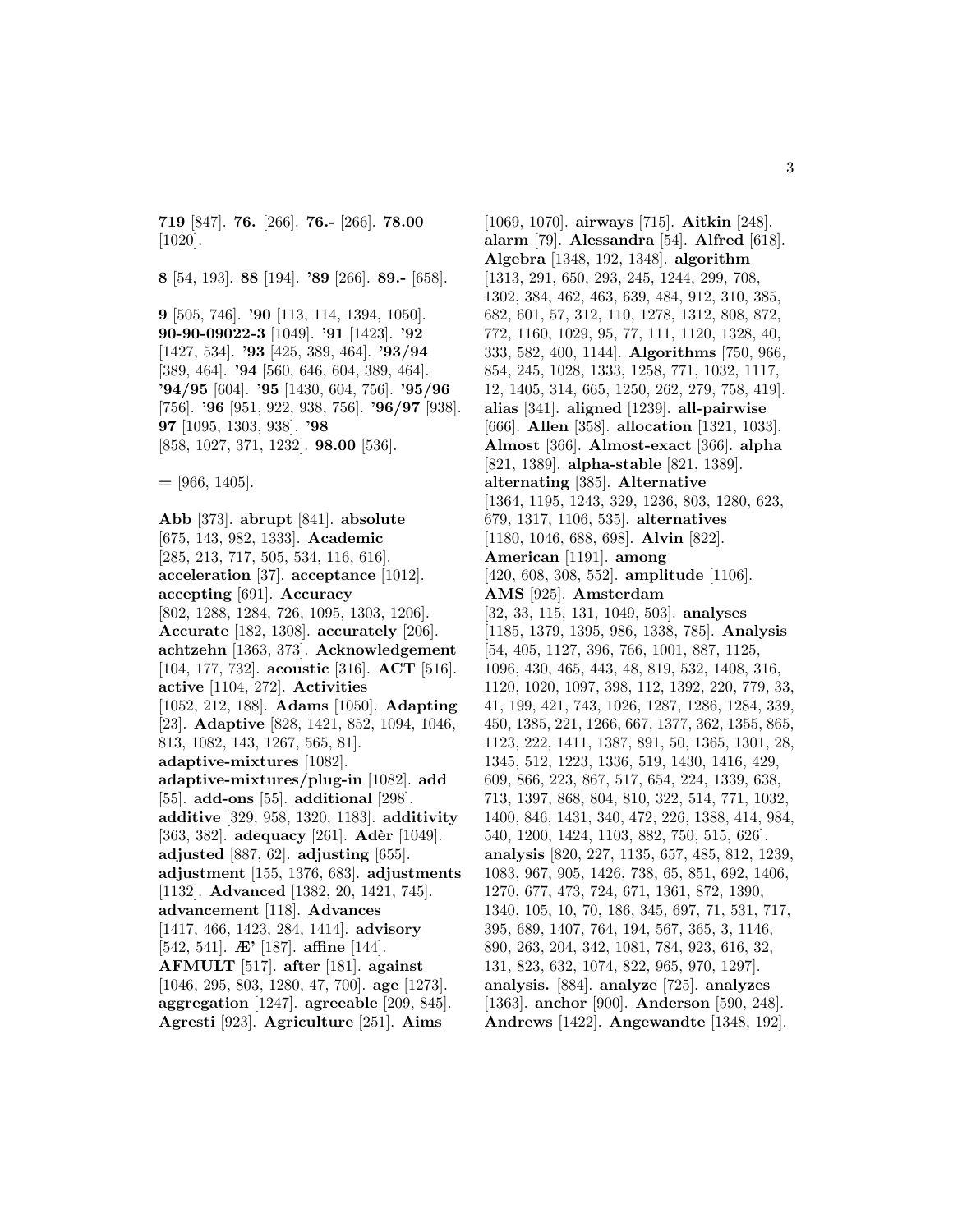**719** [847]. **76.** [266]. **76.-** [266]. **78.00** [1020].

**8** [54, 193]. **88** [194]. **'89** [266]. **89.-** [658].

**9** [505, 746]. **'90** [113, 114, 1394, 1050]. **90-90-09022-3** [1049]. **'91** [1423]. **'92** [1427, 534]. **'93** [425, 389, 464]. **'93/94** [389, 464]. **'94** [560, 646, 604, 389, 464]. **'94/95** [604]. **'95** [1430, 604, 756]. **'95/96** [756]. **'96** [951, 922, 938, 756]. **'96/97** [938]. **97** [1095, 1303, 938]. **'98** [858, 1027, 371, 1232]. **98.00** [536].

**=** [966, 1405].

**Abb** [373]. **abrupt** [841]. **absolute** [675, 143, 982, 1333]. **Academic** [285, 213, 717, 505, 534, 116, 616]. **acceleration** [37]. **acceptance** [1012]. **accepting** [691]. **Accuracy** [802, 1288, 1284, 726, 1095, 1303, 1206]. **Accurate** [182, 1308]. **accurately** [206]. **achtzehn** [1363, 373]. **Acknowledgement** [104, 177, 732]. **acoustic** [316]. **ACT** [516]. **active** [1104, 272]. **Activities** [1052, 212, 188]. **Adams** [1050]. **Adapting** [23]. **Adaptive** [828, 1421, 852, 1094, 1046, 813, 1082, 143, 1267, 565, 81]. **adaptive-mixtures** [1082]. **adaptive-mixtures/plug-in** [1082]. **add** [55]. **add-ons** [55]. **additional** [298]. **additive** [329, 958, 1320, 1183]. **additivity** [363, 382]. **adequacy** [261]. **Adèr** [1049]. **adjusted** [887, 62]. **adjusting** [655]. **adjustment** [155, 1376, 683]. **adjustments** [1132]. **Advanced** [1382, 20, 1421, 745]. **advancement** [118]. **Advances** [1417, 466, 1423, 284, 1414]. **advisory** [542, 541]. **Æ'** [187]. **affine** [144]. **AFMULT** [517]. **after** [181]. **against** [1046, 295, 803, 1280, 47, 700]. **age** [1273]. **aggregation** [1247]. **agreeable** [209, 845]. **Agresti** [923]. **Agriculture** [251]. **Aims** [1069, 1070]. **airways** [715]. **Aitkin** [248]. **alarm** [79]. **Alessandra** [54]. **Alfred** [618]. **Algebra** [1348, 192, 1348]. **algorithm** [1313, 291, 650, 293, 245, 1244, 299, 708, 1302, 384, 462, 463, 639, 484, 912, 310, 385, 682, 601, 57, 312, 110, 1278, 1312, 808, 872, 772, 1160, 1029, 95, 77, 111, 1120, 1328, 40, 333, 582, 400, 1144]. **Algorithms** [750, 966, 854, 245, 1028, 1333, 1258, 771, 1032, 1117, 12, 1405, 314, 665, 1250, 262, 279, 758, 419]. **alias** [341]. **aligned** [1239]. **all-pairwise** [666]. **Allen** [358]. **allocation** [1321, 1033]. **Almost** [366]. **Almost-exact** [366]. **alpha** [821, 1389]. **alpha-stable** [821, 1389]. **alternating** [385]. **Alternative** [1364, 1195, 1243, 329, 1236, 803, 1280, 623, 679, 1317, 1106, 535]. **alternatives** [1180, 1046, 688, 698]. **Alvin** [822]. **American** [1191]. **among** [420, 608, 308, 552]. **amplitude** [1106]. **AMS** [925]. **Amsterdam** [32, 33, 115, 131, 1049, 503]. **analyses** [1185, 1379, 1395, 986, 1338, 785]. **Analysis** [54, 405, 1127, 396, 766, 1001, 887, 1125, 1096, 430, 465, 443, 48, 819, 532, 1408, 316, 1120, 1020, 1097, 398, 112, 1392, 220, 779, 33, 41, 199, 421, 743, 1026, 1287, 1286, 1284, 339, 450, 1385, 221, 1266, 667, 1377, 362, 1355, 865, 1123, 222, 1411, 1387, 891, 50, 1365, 1301, 28, 1345, 512, 1223, 1336, 519, 1430, 1416, 429, 609, 866, 223, 867, 517, 654, 224, 1339, 638, 713, 1397, 868, 804, 810, 322, 514, 771, 1032, 1400, 846, 1431, 340, 472, 226, 1388, 414, 984, 540, 1200, 1424, 1103, 882, 750, 515, 626]. **analysis** [820, 227, 1135, 657, 485, 812, 1239, 1083, 967, 905, 1426, 738, 65, 851, 692, 1406, 1270, 677, 473, 724, 671, 1361, 872, 1390, 1340, 105, 10, 70, 186, 345, 697, 71, 531, 717, 395, 689, 1407, 764, 194, 567, 365, 3, 1146, 890, 263, 204, 342, 1081, 784, 923, 616, 32, 131, 823, 632, 1074, 822, 965, 970, 1297]. **analysis.** [884]. **analyze** [725]. **analyzes** [1363]. **anchor** [900]. **Anderson** [590, 248]. **Andrews** [1422]. **Angewandte** [1348, 192].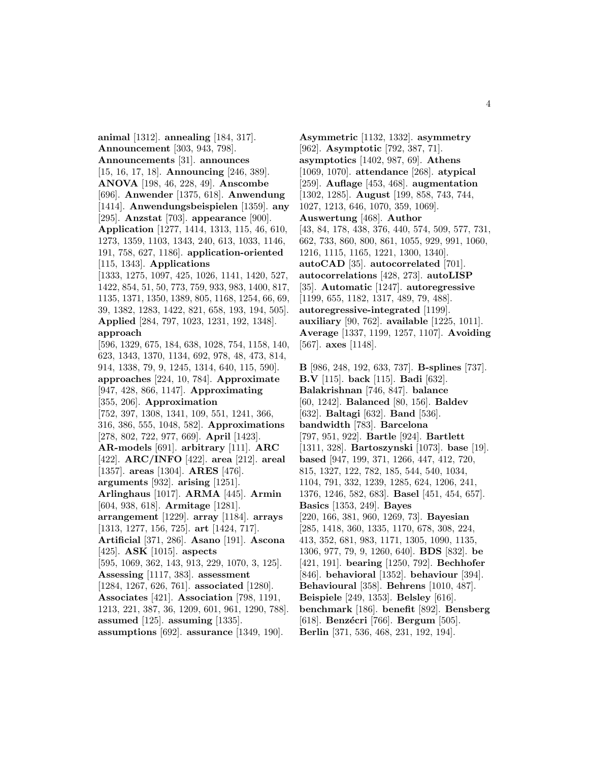**animal** [1312]. **annealing** [184, 317]. **Announcement** [303, 943, 798]. **Announcements** [31]. **announces** [15, 16, 17, 18]. **Announcing** [246, 389]. **ANOVA** [198, 46, 228, 49]. **Anscombe** [696]. **Anwender** [1375, 618]. **Anwendung** [1414]. **Anwendungsbeispielen** [1359]. **any** [295]. **Anzstat** [703]. **appearance** [900]. **Application** [1277, 1414, 1313, 115, 46, 610, 1273, 1359, 1103, 1343, 240, 613, 1033, 1146, 191, 758, 627, 1186]. **application-oriented** [115, 1343]. **Applications** [1333, 1275, 1097, 425, 1026, 1141, 1420, 527, 1422, 854, 51, 50, 773, 759, 933, 983, 1400, 817, 1135, 1371, 1350, 1389, 805, 1168, 1254, 66, 69, 39, 1382, 1283, 1422, 821, 658, 193, 194, 505]. **Applied** [284, 797, 1023, 1231, 192, 1348]. **approach** [596, 1329, 675, 184, 638, 1028, 754, 1158, 140, 623, 1343, 1370, 1134, 692, 978, 48, 473, 814, 914, 1338, 79, 9, 1245, 1314, 640, 115, 590]. **approaches** [224, 10, 784]. **Approximate** [947, 428, 866, 1147]. **Approximating** [355, 206]. **Approximation** [752, 397, 1308, 1341, 109, 551, 1241, 366, 316, 386, 555, 1048, 582]. **Approximations** [278, 802, 722, 977, 669]. **April** [1423]. **AR-models** [691]. **arbitrary** [111]. **ARC** [422]. **ARC/INFO** [422]. **area** [212]. **areal** [1357]. **areas** [1304]. **ARES** [476]. **arguments** [932]. **arising** [1251]. **Arlinghaus** [1017]. **ARMA** [445]. **Armin** [604, 938, 618]. **Armitage** [1281]. **arrangement** [1229]. **array** [1184]. **arrays** [1313, 1277, 156, 725]. **art** [1424, 717]. **Artificial** [371, 286]. **Asano** [191]. **Ascona** [425]. **ASK** [1015]. **aspects** [595, 1069, 362, 143, 913, 229, 1070, 3, 125]. **Assessing** [1117, 383]. **assessment** [1284, 1267, 626, 761]. **associated** [1280]. **Associates** [421]. **Association** [798, 1191, 1213, 221, 387, 36, 1209, 601, 961, 1290, 788]. **assumed** [125]. **assuming** [1335]. **assumptions** [692]. **assurance** [1349, 190].

**Asymmetric** [1132, 1332]. **asymmetry** [962]. **Asymptotic** [792, 387, 71]. **asymptotics** [1402, 987, 69]. **Athens** [1069, 1070]. **attendance** [268]. **atypical** [259]. **Auflage** [453, 468]. **augmentation** [1302, 1285]. **August** [199, 858, 743, 744, 1027, 1213, 646, 1070, 359, 1069]. **Auswertung** [468]. **Author** [43, 84, 178, 438, 376, 440, 574, 509, 577, 731, 662, 733, 860, 800, 861, 1055, 929, 991, 1060, 1216, 1115, 1165, 1221, 1300, 1340]. **autoCAD** [35]. **autocorrelated** [701]. **autocorrelations** [428, 273]. **autoLISP** [35]. **Automatic** [1247]. **autoregressive** [1199, 655, 1182, 1317, 489, 79, 488]. **autoregressive-integrated** [1199]. **auxiliary** [90, 762]. **available** [1225, 1011]. **Average** [1337, 1199, 1257, 1107]. **Avoiding** [567]. **axes** [1148].

**B** [986, 248, 192, 633, 737]. **B-splines** [737]. **B.V** [115]. **back** [115]. **Badi** [632]. **Balakrishnan** [746, 847]. **balance** [60, 1242]. **Balanced** [80, 156]. **Baldev** [632]. **Baltagi** [632]. **Band** [536]. **bandwidth** [783]. **Barcelona** [797, 951, 922]. **Bartle** [924]. **Bartlett** [1311, 328]. **Bartoszynski** [1073]. **base** [19]. **based** [947, 199, 371, 1266, 447, 412, 720, 815, 1327, 122, 782, 185, 544, 540, 1034, 1104, 791, 332, 1239, 1285, 624, 1206, 241, 1376, 1246, 582, 683]. **Basel** [451, 454, 657]. **Basics** [1353, 249]. **Bayes** [220, 166, 381, 960, 1269, 73]. **Bayesian** [285, 1418, 360, 1335, 1170, 678, 308, 224, 413, 352, 681, 983, 1171, 1305, 1090, 1135, 1306, 977, 79, 9, 1260, 640]. **BDS** [832]. **be** [421, 191]. **bearing** [1250, 792]. **Bechhofer** [846]. **behavioral** [1352]. **behaviour** [394]. **Behavioural** [358]. **Behrens** [1010, 487]. **Beispiele** [249, 1353]. **Belsley** [616]. **benchmark** [186]. **benefit** [892]. **Bensberg** [618]. **Benzécri** [766]. **Bergum** [505]. **Berlin** [371, 536, 468, 231, 192, 194].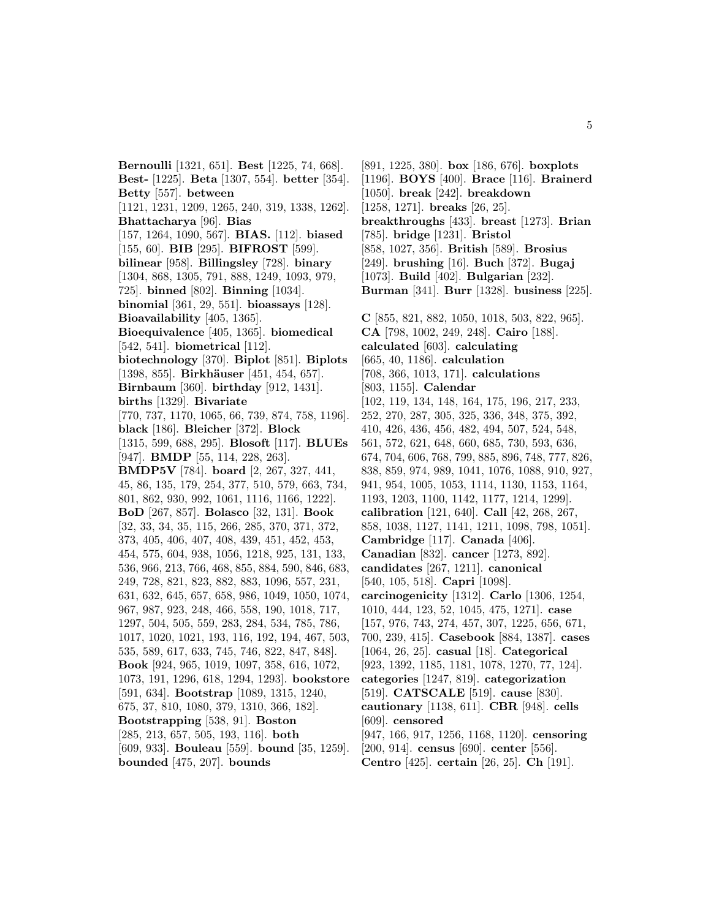**Bernoulli** [1321, 651]. **Best** [1225, 74, 668]. **Best-** [1225]. **Beta** [1307, 554]. **better** [354]. **Betty** [557]. **between** [1121, 1231, 1209, 1265, 240, 319, 1338, 1262]. **Bhattacharya** [96]. **Bias** [157, 1264, 1090, 567]. **BIAS.** [112]. **biased** [155, 60]. **BIB** [295]. **BIFROST** [599]. **bilinear** [958]. **Billingsley** [728]. **binary** [1304, 868, 1305, 791, 888, 1249, 1093, 979, 725]. **binned** [802]. **Binning** [1034]. **binomial** [361, 29, 551]. **bioassays** [128]. **Bioavailability** [405, 1365]. **Bioequivalence** [405, 1365]. **biomedical** [542, 541]. **biometrical** [112]. **biotechnology** [370]. **Biplot** [851]. **Biplots** [1398, 855]. **Birkhäuser** [451, 454, 657]. **Birnbaum** [360]. **birthday** [912, 1431]. **births** [1329]. **Bivariate** [770, 737, 1170, 1065, 66, 739, 874, 758, 1196]. **black** [186]. **Bleicher** [372]. **Block** [1315, 599, 688, 295]. **Blosoft** [117]. **BLUEs** [947]. **BMDP** [55, 114, 228, 263]. **BMDP5V** [784]. **board** [2, 267, 327, 441, 45, 86, 135, 179, 254, 377, 510, 579, 663, 734, 801, 862, 930, 992, 1061, 1116, 1166, 1222]. **BoD** [267, 857]. **Bolasco** [32, 131]. **Book** [32, 33, 34, 35, 115, 266, 285, 370, 371, 372, 373, 405, 406, 407, 408, 439, 451, 452, 453, 454, 575, 604, 938, 1056, 1218, 925, 131, 133, 536, 966, 213, 766, 468, 855, 884, 590, 846, 683, 249, 728, 821, 823, 882, 883, 1096, 557, 231, 631, 632, 645, 657, 658, 986, 1049, 1050, 1074, 967, 987, 923, 248, 466, 558, 190, 1018, 717, 1297, 504, 505, 559, 283, 284, 534, 785, 786, 1017, 1020, 1021, 193, 116, 192, 194, 467, 503, 535, 589, 617, 633, 745, 746, 822, 847, 848]. **Book** [924, 965, 1019, 1097, 358, 616, 1072, 1073, 191, 1296, 618, 1294, 1293]. **bookstore** [591, 634]. **Bootstrap** [1089, 1315, 1240, 675, 37, 810, 1080, 379, 1310, 366, 182]. **Bootstrapping** [538, 91]. **Boston** [285, 213, 657, 505, 193, 116]. **both** [609, 933]. **Bouleau** [559]. **bound** [35, 1259]. **bounded** [475, 207]. **bounds** [891, 1225, 380]. **box** [186, 676]. **boxplots** [1196]. **BOYS** [400]. **Brace** [116]. **Brainerd** [1050]. **break** [242]. **breakdown** [1258, 1271]. **breaks** [26, 25]. **breakthroughs** [433]. **breast** [1273]. **Brian** [785]. **bridge** [1231]. **Bristol** [858, 1027, 356]. **British** [589]. **Brosius** [249]. **brushing** [16]. **Buch** [372]. **Bugaj** [1073]. **Build** [402]. **Bulgarian** [232]. **Burman** [341]. **Burr** [1328]. **business** [225].

**C** [855, 821, 882, 1050, 1018, 503, 822, 965]. **CA** [798, 1002, 249, 248]. **Cairo** [188]. **calculated** [603]. **calculating** [665, 40, 1186]. **calculation** [708, 366, 1013, 171]. **calculations** [803, 1155]. **Calendar** [102, 119, 134, 148, 164, 175, 196, 217, 233, 252, 270, 287, 305, 325, 336, 348, 375, 392, 410, 426, 436, 456, 482, 494, 507, 524, 548, 561, 572, 621, 648, 660, 685, 730, 593, 636, 674, 704, 606, 768, 799, 885, 896, 748, 777, 826, 838, 859, 974, 989, 1041, 1076, 1088, 910, 927, 941, 954, 1005, 1053, 1114, 1130, 1153, 1164, 1193, 1203, 1100, 1142, 1177, 1214, 1299]. **calibration** [121, 640]. **Call** [42, 268, 267, 858, 1038, 1127, 1141, 1211, 1098, 798, 1051]. **Cambridge** [117]. **Canada** [406]. **Canadian** [832]. **cancer** [1273, 892]. **candidates** [267, 1211]. **canonical** [540, 105, 518]. **Capri** [1098]. **carcinogenicity** [1312]. **Carlo** [1306, 1254, 1010, 444, 123, 52, 1045, 475, 1271]. **case** [157, 976, 743, 274, 457, 307, 1225, 656, 671, 700, 239, 415]. **Casebook** [884, 1387]. **cases** [1064, 26, 25]. **casual** [18]. **Categorical** [923, 1392, 1185, 1181, 1078, 1270, 77, 124]. **categories** [1247, 819]. **categorization** [519]. **CATSCALE** [519]. **cause** [830]. **cautionary** [1138, 611]. **CBR** [948]. **cells** [609]. **censored** [947, 166, 917, 1256, 1168, 1120]. **censoring** [200, 914]. **census** [690]. **center** [556]. **Centro** [425]. **certain** [26, 25]. **Ch** [191].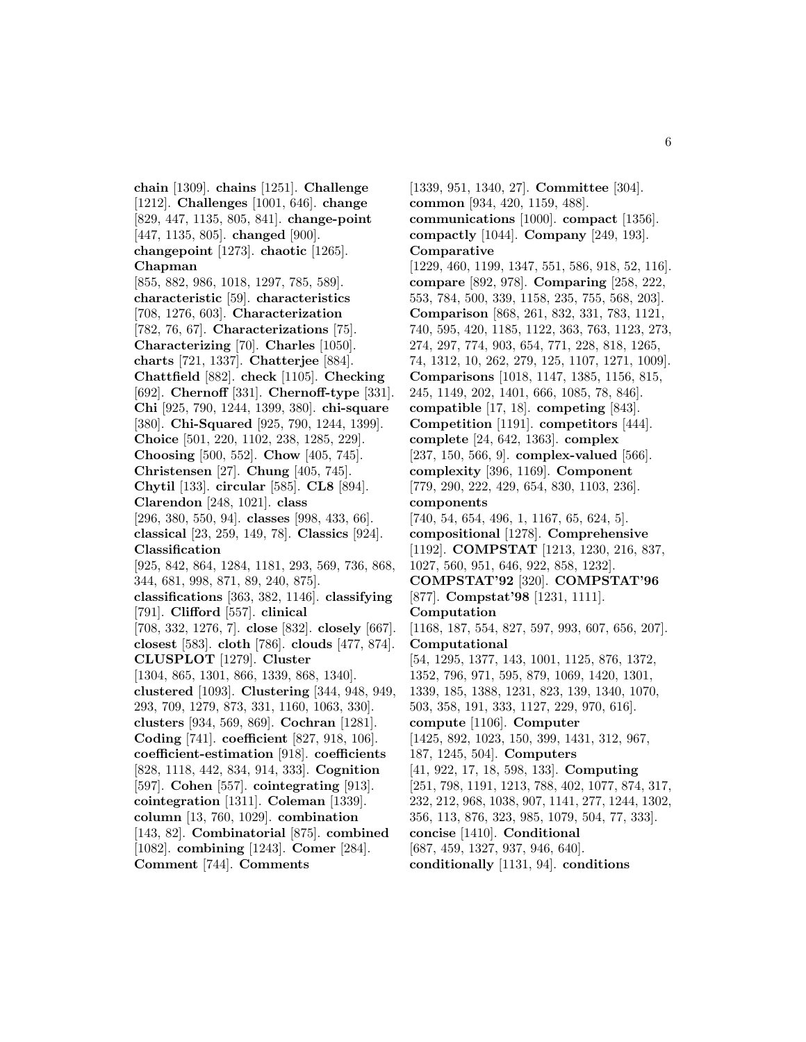**chain** [1309]. **chains** [1251]. **Challenge** [1212]. **Challenges** [1001, 646]. **change** [829, 447, 1135, 805, 841]. **change-point** [447, 1135, 805]. **changed** [900]. **changepoint** [1273]. **chaotic** [1265]. **Chapman** [855, 882, 986, 1018, 1297, 785, 589]. **characteristic** [59]. **characteristics** [708, 1276, 603]. **Characterization** [782, 76, 67]. **Characterizations** [75]. **Characterizing** [70]. **Charles** [1050]. **charts** [721, 1337]. **Chatterjee** [884]. **Chattfield** [882]. **check** [1105]. **Checking** [692]. **Chernoff** [331]. **Chernoff-type** [331]. **Chi** [925, 790, 1244, 1399, 380]. **chi-square** [380]. **Chi-Squared** [925, 790, 1244, 1399]. **Choice** [501, 220, 1102, 238, 1285, 229]. **Choosing** [500, 552]. **Chow** [405, 745]. **Christensen** [27]. **Chung** [405, 745]. **Chytil** [133]. **circular** [585]. **CL8** [894]. **Clarendon** [248, 1021]. **class** [296, 380, 550, 94]. **classes** [998, 433, 66]. **classical** [23, 259, 149, 78]. **Classics** [924]. **Classification** [925, 842, 864, 1284, 1181, 293, 569, 736, 868, 344, 681, 998, 871, 89, 240, 875]. **classifications** [363, 382, 1146]. **classifying** [791]. **Clifford** [557]. **clinical** [708, 332, 1276, 7]. **close** [832]. **closely** [667]. **closest** [583]. **cloth** [786]. **clouds** [477, 874]. **CLUSPLOT** [1279]. **Cluster** [1304, 865, 1301, 866, 1339, 868, 1340]. **clustered** [1093]. **Clustering** [344, 948, 949, 293, 709, 1279, 873, 331, 1160, 1063, 330]. **clusters** [934, 569, 869]. **Cochran** [1281]. **Coding** [741]. **coefficient** [827, 918, 106]. **coefficient-estimation** [918]. **coefficients** [828, 1118, 442, 834, 914, 333]. **Cognition** [597]. **Cohen** [557]. **cointegrating** [913]. **cointegration** [1311]. **Coleman** [1339]. **column** [13, 760, 1029]. **combination** [143, 82]. **Combinatorial** [875]. **combined** [1082]. **combining** [1243]. **Comer** [284]. **Comment** [744]. **Comments** [1339, 951, 1340, 27]. **Committee** [304]. **common** [934, 420, 1159, 488]. **communications** [1000]. **compact** [1356]. **compactly** [1044]. **Company** [249, 193]. **Comparative** [1229, 460, 1199, 1347, 551, 586, 918, 52, 116]. **compare** [892, 978]. **Comparing** [258, 222, 553, 784, 500, 339, 1158, 235, 755, 568, 203]. **Comparison** [868, 261, 832, 331, 783, 1121, 740, 595, 420, 1185, 1122, 363, 763, 1123, 273, 274, 297, 774, 903, 654, 771, 228, 818, 1265, 74, 1312, 10, 262, 279, 125, 1107, 1271, 1009]. **Comparisons** [1018, 1147, 1385, 1156, 815, 245, 1149, 202, 1401, 666, 1085, 78, 846]. **compatible** [17, 18]. **competing** [843]. **Competition** [1191]. **competitors** [444]. **complete** [24, 642, 1363]. **complex** [237, 150, 566, 9]. **complex-valued** [566]. **complexity** [396, 1169]. **Component** [779, 290, 222, 429, 654, 830, 1103, 236]. **components** [740, 54, 654, 496, 1, 1167, 65, 624, 5]. **compositional** [1278]. **Comprehensive** [1192]. **COMPSTAT** [1213, 1230, 216, 837, 1027, 560, 951, 646, 922, 858, 1232]. **COMPSTAT'92** [320]. **COMPSTAT'96** [877]. **Compstat'98** [1231, 1111]. **Computation** [1168, 187, 554, 827, 597, 993, 607, 656, 207]. **Computational** [54, 1295, 1377, 143, 1001, 1125, 876, 1372, 1352, 796, 971, 595, 879, 1069, 1420, 1301, 1339, 185, 1388, 1231, 823, 139, 1340, 1070, 503, 358, 191, 333, 1127, 229, 970, 616]. **compute** [1106]. **Computer** [1425, 892, 1023, 150, 399, 1431, 312, 967, 187, 1245, 504]. **Computers** [41, 922, 17, 18, 598, 133]. **Computing** [251, 798, 1191, 1213, 788, 402, 1077, 874, 317, 232, 212, 968, 1038, 907, 1141, 277, 1244, 1302, 356, 113, 876, 323, 985, 1079, 504, 77, 333]. **concise** [1410]. **Conditional** [687, 459, 1327, 937, 946, 640]. **conditionally** [1131, 94]. **conditions**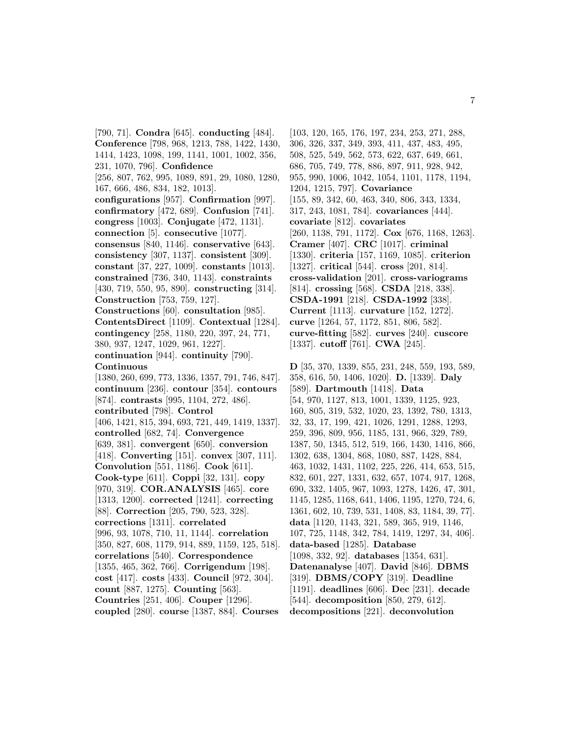[790, 71]. **Condra** [645]. **conducting** [484]. **Conference** [798, 968, 1213, 788, 1422, 1430, 1414, 1423, 1098, 199, 1141, 1001, 1002, 356, 231, 1070, 796]. **Confidence** [256, 807, 762, 995, 1089, 891, 29, 1080, 1280, 167, 666, 486, 834, 182, 1013]. **configurations** [957]. **Confirmation** [997]. **confirmatory** [472, 689]. **Confusion** [741]. **congress** [1003]. **Conjugate** [472, 1131]. **connection** [5]. **consecutive** [1077]. **consensus** [840, 1146]. **conservative** [643]. **consistency** [307, 1137]. **consistent** [309]. **constant** [37, 227, 1009]. **constants** [1013]. **constrained** [736, 340, 1143]. **constraints** [430, 719, 550, 95, 890]. **constructing** [314]. **Construction** [753, 759, 127]. **Constructions** [60]. **consultation** [985]. **ContentsDirect** [1109]. **Contextual** [1284]. **contingency** [258, 1180, 220, 397, 24, 771, 380, 937, 1247, 1029, 961, 1227]. **continuation** [944]. **continuity** [790]. **Continuous** [1380, 260, 699, 773, 1336, 1357, 791, 746, 847]. **continuum** [236]. **contour** [354]. **contours** [874]. **contrasts** [995, 1104, 272, 486]. **contributed** [798]. **Control** [406, 1421, 815, 394, 693, 721, 449, 1419, 1337]. **controlled** [682, 74]. **Convergence** [639, 381]. **convergent** [650]. **conversion** [418]. **Converting** [151]. **convex** [307, 111]. **Convolution** [551, 1186]. **Cook** [611]. **Cook-type** [611]. **Coppi** [32, 131]. **copy** [970, 319]. **COR.ANALYSIS** [465]. **core** [1313, 1200]. **corrected** [1241]. **correcting** [88]. **Correction** [205, 790, 523, 328]. **corrections** [1311]. **correlated** [996, 93, 1078, 710, 11, 1144]. **correlation** [350, 827, 608, 1179, 914, 889, 1159, 125, 518]. **correlations** [540]. **Correspondence** [1355, 465, 362, 766]. **Corrigendum** [198]. **cost** [417]. **costs** [433]. **Council** [972, 304]. **count** [887, 1275]. **Counting** [563]. **Countries** [251, 406]. **Couper** [1296]. **coupled** [280]. **course** [1387, 884]. **Courses** [103, 120, 165, 176, 197, 234, 253, 271, 288, 306, 326, 337, 349, 393, 411, 437, 483, 495, 508, 525, 549, 562, 573, 622, 637, 649, 661, 686, 705, 749, 778, 886, 897, 911, 928, 942, 955, 990, 1006, 1042, 1054, 1101, 1178, 1194, 1204, 1215, 797]. **Covariance** [155, 89, 342, 60, 463, 340, 806, 343, 1334, 317, 243, 1081, 784]. **covariances** [444]. **covariate** [812]. **covariates** [260, 1138, 791, 1172]. **Cox** [676, 1168, 1263]. **Cramer** [407]. **CRC** [1017]. **criminal** [1330]. **criteria** [157, 1169, 1085]. **criterion** [1327]. **critical** [544]. **cross** [201, 814]. **cross-validation** [201]. **cross-variograms** [814]. **crossing** [568]. **CSDA** [218, 338]. **CSDA-1991** [218]. **CSDA-1992** [338]. **Current** [1113]. **curvature** [152, 1272]. **curve** [1264, 57, 1172, 851, 806, 582]. **curve-fitting** [582]. **curves** [240]. **cuscore** [1337]. **cutoff** [761]. **CWA** [245].

**D** [35, 370, 1339, 855, 231, 248, 559, 193, 589, 358, 616, 50, 1406, 1020]. **D.** [1339]. **Daly** [589]. **Dartmouth** [1418]. **Data** [54, 970, 1127, 813, 1001, 1339, 1125, 923, 160, 805, 319, 532, 1020, 23, 1392, 780, 1313, 32, 33, 17, 199, 421, 1026, 1291, 1288, 1293, 259, 396, 809, 956, 1185, 131, 966, 329, 789, 1387, 50, 1345, 512, 519, 166, 1430, 1416, 866, 1302, 638, 1304, 868, 1080, 887, 1428, 884, 463, 1032, 1431, 1102, 225, 226, 414, 653, 515, 832, 601, 227, 1331, 632, 657, 1074, 917, 1268, 690, 332, 1405, 967, 1093, 1278, 1426, 47, 301, 1145, 1285, 1168, 641, 1406, 1195, 1270, 724, 6, 1361, 602, 10, 739, 531, 1408, 83, 1184, 39, 77]. **data** [1120, 1143, 321, 589, 365, 919, 1146, 107, 725, 1148, 342, 784, 1419, 1297, 34, 406]. **data-based** [1285]. **Database** [1098, 332, 92]. **databases** [1354, 631]. **Datenanalyse** [407]. **David** [846]. **DBMS** [319]. **DBMS/COPY** [319]. **Deadline** [1191]. **deadlines** [606]. **Dec** [231]. **decade** [544]. **decomposition** [850, 279, 612]. **decompositions** [221]. **deconvolution**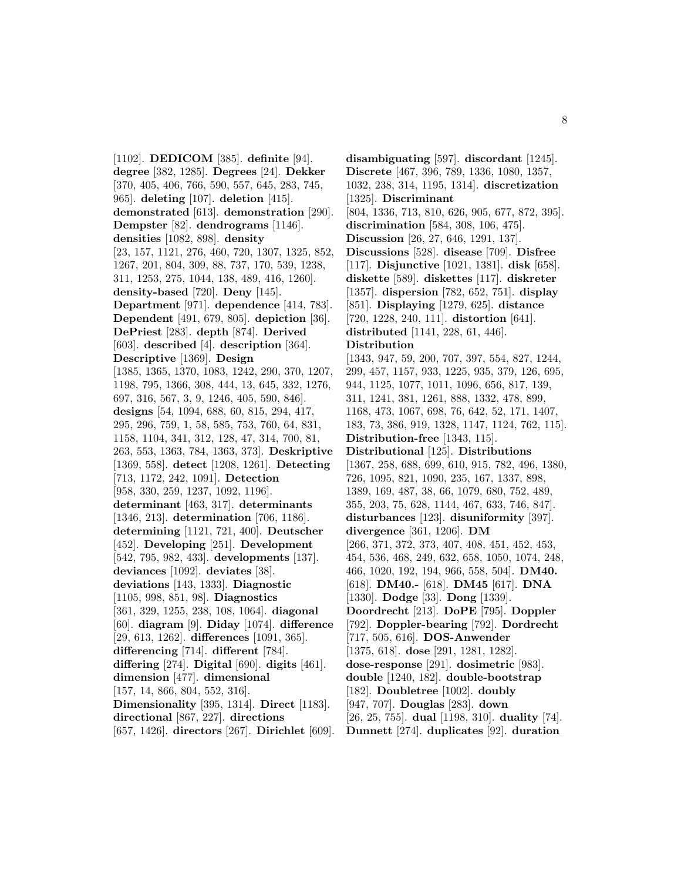[1102]. **DEDICOM** [385]. **definite** [94]. **degree** [382, 1285]. **Degrees** [24]. **Dekker** [370, 405, 406, 766, 590, 557, 645, 283, 745, 965]. **deleting** [107]. **deletion** [415]. **demonstrated** [613]. **demonstration** [290]. **Dempster** [82]. **dendrograms** [1146]. **densities** [1082, 898]. **density** [23, 157, 1121, 276, 460, 720, 1307, 1325, 852, 1267, 201, 804, 309, 88, 737, 170, 539, 1238, 311, 1253, 275, 1044, 138, 489, 416, 1260]. **density-based** [720]. **Deny** [145]. **Department** [971]. **dependence** [414, 783]. **Dependent** [491, 679, 805]. **depiction** [36]. **DePriest** [283]. **depth** [874]. **Derived** [603]. **described** [4]. **description** [364]. **Descriptive** [1369]. **Design** [1385, 1365, 1370, 1083, 1242, 290, 370, 1207, 1198, 795, 1366, 308, 444, 13, 645, 332, 1276, 697, 316, 567, 3, 9, 1246, 405, 590, 846]. **designs** [54, 1094, 688, 60, 815, 294, 417, 295, 296, 759, 1, 58, 585, 753, 760, 64, 831, 1158, 1104, 341, 312, 128, 47, 314, 700, 81, 263, 553, 1363, 784, 1363, 373]. **Deskriptive** [1369, 558]. **detect** [1208, 1261]. **Detecting** [713, 1172, 242, 1091]. **Detection** [958, 330, 259, 1237, 1092, 1196]. **determinant** [463, 317]. **determinants** [1346, 213]. **determination** [706, 1186]. **determining** [1121, 721, 400]. **Deutscher** [452]. **Developing** [251]. **Development** [542, 795, 982, 433]. **developments** [137]. **deviances** [1092]. **deviates** [38]. **deviations** [143, 1333]. **Diagnostic** [1105, 998, 851, 98]. **Diagnostics** [361, 329, 1255, 238, 108, 1064]. **diagonal** [60]. **diagram** [9]. **Diday** [1074]. **difference** [29, 613, 1262]. **differences** [1091, 365]. **differencing** [714]. **different** [784]. **differing** [274]. **Digital** [690]. **digits** [461]. **dimension** [477]. **dimensional** [157, 14, 866, 804, 552, 316]. **Dimensionality** [395, 1314]. **Direct** [1183]. **directional** [867, 227]. **directions** [657, 1426]. **directors** [267]. **Dirichlet** [609]. **disambiguating** [597]. **discordant** [1245]. **Discrete** [467, 396, 789, 1336, 1080, 1357, 1032, 238, 314, 1195, 1314]. **discretization** [1325]. **Discriminant** [804, 1336, 713, 810, 626, 905, 677, 872, 395]. **discrimination** [584, 308, 106, 475]. **Discussion** [26, 27, 646, 1291, 137]. **Discussions** [528]. **disease** [709]. **Disfree** [117]. **Disjunctive** [1021, 1381]. **disk** [658]. **diskette** [589]. **diskettes** [117]. **diskreter** [1357]. **dispersion** [782, 652, 751]. **display** [851]. **Displaying** [1279, 625]. **distance** [720, 1228, 240, 111]. **distortion** [641]. **distributed** [1141, 228, 61, 446]. **Distribution** [1343, 947, 59, 200, 707, 397, 554, 827, 1244, 299, 457, 1157, 933, 1225, 935, 379, 126, 695, 944, 1125, 1077, 1011, 1096, 656, 817, 139, 311, 1241, 381, 1261, 888, 1332, 478, 899, 1168, 473, 1067, 698, 76, 642, 52, 171, 1407, 183, 73, 386, 919, 1328, 1147, 1124, 762, 115]. **Distribution-free** [1343, 115]. **Distributional** [125]. **Distributions** [1367, 258, 688, 699, 610, 915, 782, 496, 1380, 726, 1095, 821, 1090, 235, 167, 1337, 898, 1389, 169, 487, 38, 66, 1079, 680, 752, 489, 355, 203, 75, 628, 1144, 467, 633, 746, 847]. **disturbances** [123]. **disuniformity** [397]. **divergence** [361, 1206]. **DM** [266, 371, 372, 373, 407, 408, 451, 452, 453, 454, 536, 468, 249, 632, 658, 1050, 1074, 248, 466, 1020, 192, 194, 966, 558, 504]. **DM40.** [618]. **DM40.-** [618]. **DM45** [617]. **DNA** [1330]. **Dodge** [33]. **Dong** [1339]. **Doordrecht** [213]. **DoPE** [795]. **Doppler** [792]. **Doppler-bearing** [792]. **Dordrecht** [717, 505, 616]. **DOS-Anwender** [1375, 618]. **dose** [291, 1281, 1282]. **dose-response** [291]. **dosimetric** [983]. **double** [1240, 182]. **double-bootstrap** [182]. **Doubletree** [1002]. **doubly** [947, 707]. **Douglas** [283]. **down** [26, 25, 755]. **dual** [1198, 310]. **duality** [74]. **Dunnett** [274]. **duplicates** [92]. **duration**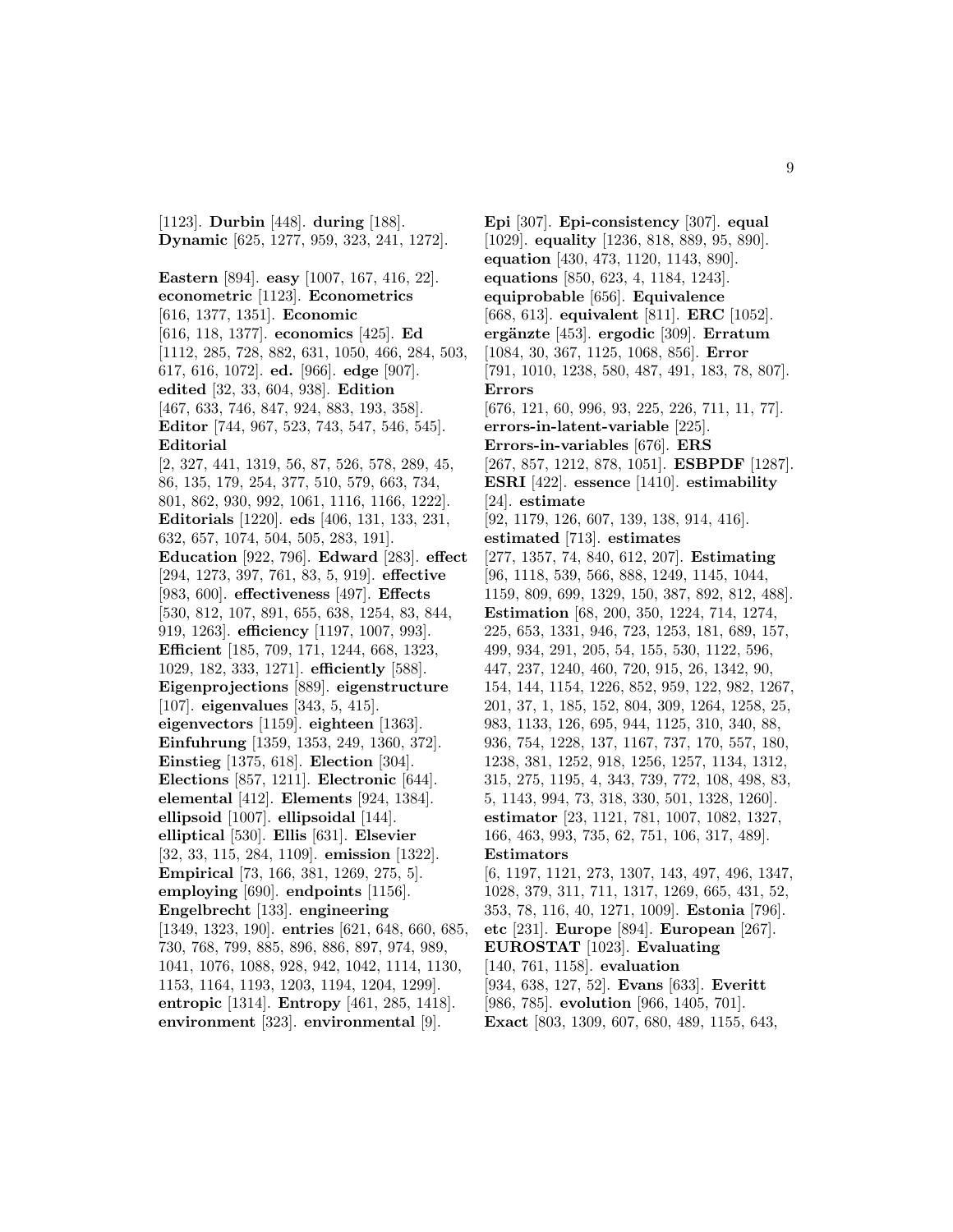[1123]. **Durbin** [448]. **during** [188]. **Dynamic** [625, 1277, 959, 323, 241, 1272].

**Eastern** [894]. **easy** [1007, 167, 416, 22]. **econometric** [1123]. **Econometrics** [616, 1377, 1351]. **Economic** [616, 118, 1377]. **economics** [425]. **Ed** [1112, 285, 728, 882, 631, 1050, 466, 284, 503, 617, 616, 1072]. **ed.** [966]. **edge** [907]. **edited** [32, 33, 604, 938]. **Edition** [467, 633, 746, 847, 924, 883, 193, 358]. **Editor** [744, 967, 523, 743, 547, 546, 545]. **Editorial** [2, 327, 441, 1319, 56, 87, 526, 578, 289, 45, 86, 135, 179, 254, 377, 510, 579, 663, 734, 801, 862, 930, 992, 1061, 1116, 1166, 1222]. **Editorials** [1220]. **eds** [406, 131, 133, 231, 632, 657, 1074, 504, 505, 283, 191]. **Education** [922, 796]. **Edward** [283]. **effect** [294, 1273, 397, 761, 83, 5, 919]. **effective** [983, 600]. **effectiveness** [497]. **Effects** [530, 812, 107, 891, 655, 638, 1254, 83, 844, 919, 1263]. **efficiency** [1197, 1007, 993]. **Efficient** [185, 709, 171, 1244, 668, 1323, 1029, 182, 333, 1271]. **efficiently** [588]. **Eigenprojections** [889]. **eigenstructure** [107]. **eigenvalues** [343, 5, 415]. **eigenvectors** [1159]. **eighteen** [1363]. **Einfuhrung** [1359, 1353, 249, 1360, 372]. **Einstieg** [1375, 618]. **Election** [304]. **Elections** [857, 1211]. **Electronic** [644]. **elemental** [412]. **Elements** [924, 1384]. **ellipsoid** [1007]. **ellipsoidal** [144]. **elliptical** [530]. **Ellis** [631]. **Elsevier** [32, 33, 115, 284, 1109]. **emission** [1322]. **Empirical** [73, 166, 381, 1269, 275, 5]. **employing** [690]. **endpoints** [1156]. **Engelbrecht** [133]. **engineering** [1349, 1323, 190]. **entries** [621, 648, 660, 685, 730, 768, 799, 885, 896, 886, 897, 974, 989, 1041, 1076, 1088, 928, 942, 1042, 1114, 1130, 1153, 1164, 1193, 1203, 1194, 1204, 1299]. **entropic** [1314]. **Entropy** [461, 285, 1418]. **environment** [323]. **environmental** [9].

**Epi** [307]. **Epi-consistency** [307]. **equal** [1029]. **equality** [1236, 818, 889, 95, 890]. **equation** [430, 473, 1120, 1143, 890]. **equations** [850, 623, 4, 1184, 1243]. **equiprobable** [656]. **Equivalence** [668, 613]. **equivalent** [811]. **ERC** [1052]. **ergänzte** [453]. **ergodic** [309]. **Erratum** [1084, 30, 367, 1125, 1068, 856]. **Error** [791, 1010, 1238, 580, 487, 491, 183, 78, 807]. **Errors** [676, 121, 60, 996, 93, 225, 226, 711, 11, 77]. **errors-in-latent-variable** [225]. **Errors-in-variables** [676]. **ERS** [267, 857, 1212, 878, 1051]. **ESBPDF** [1287]. **ESRI** [422]. **essence** [1410]. **estimability** [24]. **estimate** [92, 1179, 126, 607, 139, 138, 914, 416]. **estimated** [713]. **estimates** [277, 1357, 74, 840, 612, 207]. **Estimating** [96, 1118, 539, 566, 888, 1249, 1145, 1044, 1159, 809, 699, 1329, 150, 387, 892, 812, 488]. **Estimation** [68, 200, 350, 1224, 714, 1274, 225, 653, 1331, 946, 723, 1253, 181, 689, 157, 499, 934, 291, 205, 54, 155, 530, 1122, 596, 447, 237, 1240, 460, 720, 915, 26, 1342, 90, 154, 144, 1154, 1226, 852, 959, 122, 982, 1267, 201, 37, 1, 185, 152, 804, 309, 1264, 1258, 25, 983, 1133, 126, 695, 944, 1125, 310, 340, 88, 936, 754, 1228, 137, 1167, 737, 170, 557, 180, 1238, 381, 1252, 918, 1256, 1257, 1134, 1312, 315, 275, 1195, 4, 343, 739, 772, 108, 498, 83, 5, 1143, 994, 73, 318, 330, 501, 1328, 1260]. **estimator** [23, 1121, 781, 1007, 1082, 1327, 166, 463, 993, 735, 62, 751, 106, 317, 489]. **Estimators** [6, 1197, 1121, 273, 1307, 143, 497, 496, 1347, 1028, 379, 311, 711, 1317, 1269, 665, 431, 52, 353, 78, 116, 40, 1271, 1009]. **Estonia** [796]. **etc** [231]. **Europe** [894]. **European** [267]. **EUROSTAT** [1023]. **Evaluating** [140, 761, 1158]. **evaluation** [934, 638, 127, 52]. **Evans** [633]. **Everitt** [986, 785]. **evolution** [966, 1405, 701]. **Exact** [803, 1309, 607, 680, 489, 1155, 643,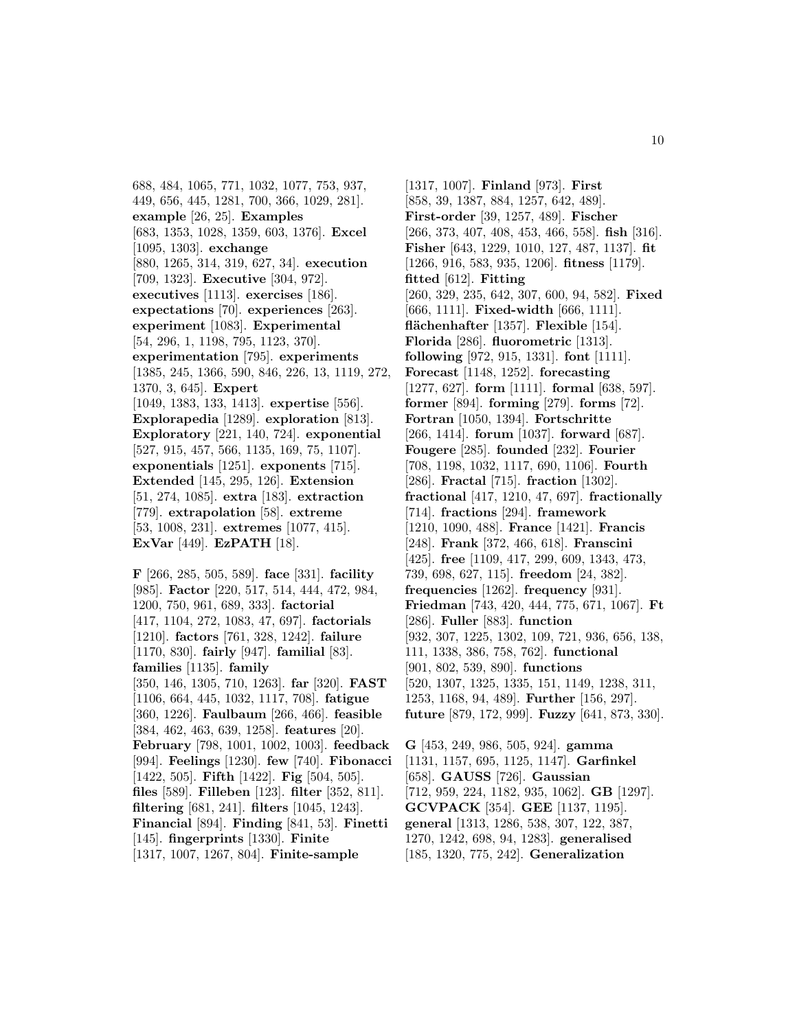688, 484, 1065, 771, 1032, 1077, 753, 937, 449, 656, 445, 1281, 700, 366, 1029, 281]. **example** [26, 25]. **Examples** [683, 1353, 1028, 1359, 603, 1376]. **Excel** [1095, 1303]. **exchange** [880, 1265, 314, 319, 627, 34]. **execution** [709, 1323]. **Executive** [304, 972]. **executives** [1113]. **exercises** [186]. **expectations** [70]. **experiences** [263]. **experiment** [1083]. **Experimental** [54, 296, 1, 1198, 795, 1123, 370]. **experimentation** [795]. **experiments** [1385, 245, 1366, 590, 846, 226, 13, 1119, 272, 1370, 3, 645]. **Expert** [1049, 1383, 133, 1413]. **expertise** [556]. **Explorapedia** [1289]. **exploration** [813]. **Exploratory** [221, 140, 724]. **exponential** [527, 915, 457, 566, 1135, 169, 75, 1107]. **exponentials** [1251]. **exponents** [715]. **Extended** [145, 295, 126]. **Extension** [51, 274, 1085]. **extra** [183]. **extraction** [779]. **extrapolation** [58]. **extreme** [53, 1008, 231]. **extremes** [1077, 415]. **ExVar** [449]. **EzPATH** [18].

**F** [266, 285, 505, 589]. **face** [331]. **facility** [985]. **Factor** [220, 517, 514, 444, 472, 984, 1200, 750, 961, 689, 333]. **factorial** [417, 1104, 272, 1083, 47, 697]. **factorials** [1210]. **factors** [761, 328, 1242]. **failure** [1170, 830]. **fairly** [947]. **familial** [83]. **families** [1135]. **family** [350, 146, 1305, 710, 1263]. **far** [320]. **FAST** [1106, 664, 445, 1032, 1117, 708]. **fatigue** [360, 1226]. **Faulbaum** [266, 466]. **feasible** [384, 462, 463, 639, 1258]. **features** [20]. **February** [798, 1001, 1002, 1003]. **feedback** [994]. **Feelings** [1230]. **few** [740]. **Fibonacci** [1422, 505]. **Fifth** [1422]. **Fig** [504, 505]. **files** [589]. **Filleben** [123]. **filter** [352, 811]. **filtering** [681, 241]. **filters** [1045, 1243]. **Financial** [894]. **Finding** [841, 53]. **Finetti** [145]. **fingerprints** [1330]. **Finite** [1317, 1007, 1267, 804]. **Finite-sample** [1317, 1007]. **Finland** [973]. **First** [858, 39, 1387, 884, 1257, 642, 489]. **First-order** [39, 1257, 489]. **Fischer** [266, 373, 407, 408, 453, 466, 558]. **fish** [316]. **Fisher** [643, 1229, 1010, 127, 487, 1137]. **fit** [1266, 916, 583, 935, 1206]. **fitness** [1179]. **fitted** [612]. **Fitting** [260, 329, 235, 642, 307, 600, 94, 582]. **Fixed** [666, 1111]. **Fixed-width** [666, 1111]. **flächenhafter** [1357]. **Flexible** [154]. **Florida** [286]. **fluorometric** [1313]. **following** [972, 915, 1331]. **font** [1111]. **Forecast** [1148, 1252]. **forecasting** [1277, 627]. **form** [1111]. **formal** [638, 597]. **former** [894]. **forming** [279]. **forms** [72]. **Fortran** [1050, 1394]. **Fortschritte** [266, 1414]. **forum** [1037]. **forward** [687]. **Fougere** [285]. **founded** [232]. **Fourier** [708, 1198, 1032, 1117, 690, 1106]. **Fourth** [286]. **Fractal** [715]. **fraction** [1302]. **fractional** [417, 1210, 47, 697]. **fractionally** [714]. **fractions** [294]. **framework** [1210, 1090, 488]. **France** [1421]. **Francis** [248]. **Frank** [372, 466, 618]. **Franscini** [425]. **free** [1109, 417, 299, 609, 1343, 473, 739, 698, 627, 115]. **freedom** [24, 382]. **frequencies** [1262]. **frequency** [931]. **Friedman** [743, 420, 444, 775, 671, 1067]. **Ft** [286]. **Fuller** [883]. **function** [932, 307, 1225, 1302, 109, 721, 936, 656, 138, 111, 1338, 386, 758, 762]. **functional** [901, 802, 539, 890]. **functions** [520, 1307, 1325, 1335, 151, 1149, 1238, 311, 1253, 1168, 94, 489]. **Further** [156, 297]. **future** [879, 172, 999]. **Fuzzy** [641, 873, 330].

**G** [453, 249, 986, 505, 924]. **gamma** [1131, 1157, 695, 1125, 1147]. **Garfinkel** [658]. **GAUSS** [726]. **Gaussian** [712, 959, 224, 1182, 935, 1062]. **GB** [1297]. **GCVPACK** [354]. **GEE** [1137, 1195]. **general** [1313, 1286, 538, 307, 122, 387, 1270, 1242, 698, 94, 1283]. **generalised** [185, 1320, 775, 242]. **Generalization**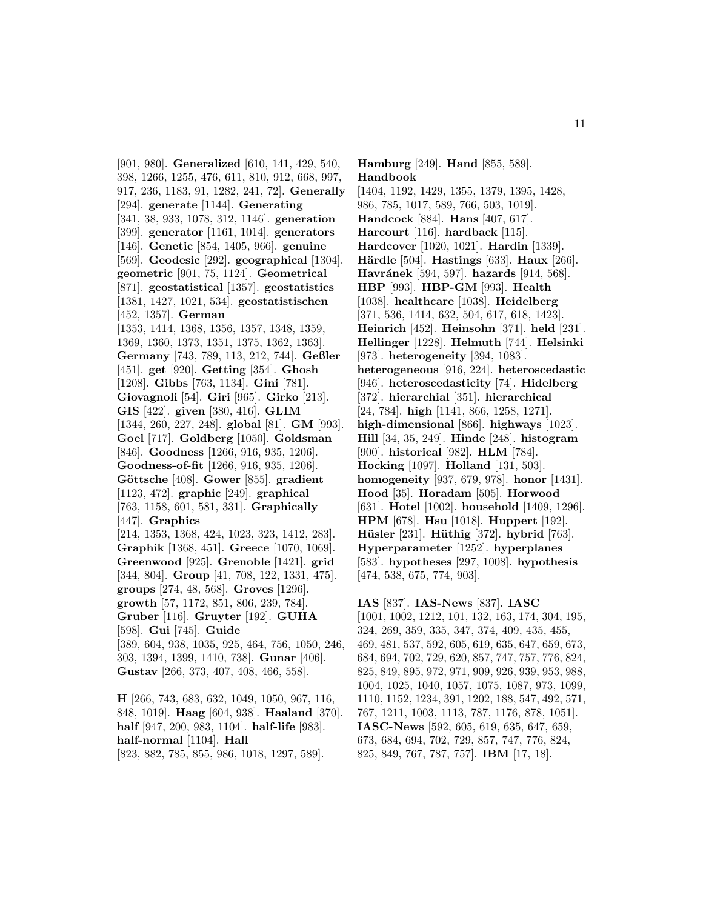[901, 980]. **Generalized** [610, 141, 429, 540, 398, 1266, 1255, 476, 611, 810, 912, 668, 997, 917, 236, 1183, 91, 1282, 241, 72]. **Generally** [294]. **generate** [1144]. **Generating** [341, 38, 933, 1078, 312, 1146]. **generation** [399]. **generator** [1161, 1014]. **generators** [146]. **Genetic** [854, 1405, 966]. **genuine** [569]. **Geodesic** [292]. **geographical** [1304]. **geometric** [901, 75, 1124]. **Geometrical** [871]. **geostatistical** [1357]. **geostatistics** [1381, 1427, 1021, 534]. **geostatistischen** [452, 1357]. **German** [1353, 1414, 1368, 1356, 1357, 1348, 1359, 1369, 1360, 1373, 1351, 1375, 1362, 1363]. **Germany** [743, 789, 113, 212, 744]. **Geßler** [451]. **get** [920]. **Getting** [354]. **Ghosh** [1208]. **Gibbs** [763, 1134]. **Gini** [781]. **Giovagnoli** [54]. **Giri** [965]. **Girko** [213]. **GIS** [422]. **given** [380, 416]. **GLIM** [1344, 260, 227, 248]. **global** [81]. **GM** [993]. **Goel** [717]. **Goldberg** [1050]. **Goldsman** [846]. **Goodness** [1266, 916, 935, 1206]. **Goodness-of-fit** [1266, 916, 935, 1206]. **Göttsche** [408]. **Gower** [855]. **gradient** [1123, 472]. **graphic** [249]. **graphical** [763, 1158, 601, 581, 331]. **Graphically** [447]. **Graphics** [214, 1353, 1368, 424, 1023, 323, 1412, 283]. **Graphik** [1368, 451]. **Greece** [1070, 1069]. **Greenwood** [925]. **Grenoble** [1421]. **grid** [344, 804]. **Group** [41, 708, 122, 1331, 475]. **groups** [274, 48, 568]. **Groves** [1296]. **growth** [57, 1172, 851, 806, 239, 784]. **Gruber** [116]. **Gruyter** [192]. **GUHA** [598]. **Gui** [745]. **Guide** [389, 604, 938, 1035, 925, 464, 756, 1050, 246, 303, 1394, 1399, 1410, 738]. **Gunar** [406]. **Gustav** [266, 373, 407, 408, 466, 558].

**H** [266, 743, 683, 632, 1049, 1050, 967, 116, 848, 1019]. **Haag** [604, 938]. **Haaland** [370]. **half** [947, 200, 983, 1104]. **half-life** [983]. **half-normal** [1104]. **Hall** [823, 882, 785, 855, 986, 1018, 1297, 589]. **Hamburg** [249]. **Hand** [855, 589]. **Handbook** [1404, 1192, 1429, 1355, 1379, 1395, 1428, 986, 785, 1017, 589, 766, 503, 1019]. **Handcock** [884]. **Hans** [407, 617]. **Harcourt** [116]. **hardback** [115]. **Hardcover** [1020, 1021]. **Hardin** [1339]. **Härdle** [504]. **Hastings** [633]. **Haux** [266]. **Havránek** [594, 597]. **hazards** [914, 568]. **HBP** [993]. **HBP-GM** [993]. **Health** [1038]. **healthcare** [1038]. **Heidelberg** [371, 536, 1414, 632, 504, 617, 618, 1423]. **Heinrich** [452]. **Heinsohn** [371]. **held** [231]. **Hellinger** [1228]. **Helmuth** [744]. **Helsinki** [973]. **heterogeneity** [394, 1083]. **heterogeneous** [916, 224]. **heteroscedastic** [946]. **heteroscedasticity** [74]. **Hidelberg** [372]. **hierarchial** [351]. **hierarchical** [24, 784]. **high** [1141, 866, 1258, 1271]. **high-dimensional** [866]. **highways** [1023]. **Hill** [34, 35, 249]. **Hinde** [248]. **histogram** [900]. **historical** [982]. **HLM** [784]. **Hocking** [1097]. **Holland** [131, 503]. **homogeneity** [937, 679, 978]. **honor** [1431]. **Hood** [35]. **Horadam** [505]. **Horwood** [631]. **Hotel** [1002]. **household** [1409, 1296]. **HPM** [678]. **Hsu** [1018]. **Huppert** [192]. **Hüsler** [231]. **Hüthig** [372]. **hybrid** [763]. **Hyperparameter** [1252]. **hyperplanes** [583]. **hypotheses** [297, 1008]. **hypothesis** [474, 538, 675, 774, 903].

**IAS** [837]. **IAS-News** [837]. **IASC** [1001, 1002, 1212, 101, 132, 163, 174, 304, 195, 324, 269, 359, 335, 347, 374, 409, 435, 455, 469, 481, 537, 592, 605, 619, 635, 647, 659, 673, 684, 694, 702, 729, 620, 857, 747, 757, 776, 824, 825, 849, 895, 972, 971, 909, 926, 939, 953, 988, 1004, 1025, 1040, 1057, 1075, 1087, 973, 1099, 1110, 1152, 1234, 391, 1202, 188, 547, 492, 571, 767, 1211, 1003, 1113, 787, 1176, 878, 1051]. **IASC-News** [592, 605, 619, 635, 647, 659, 673, 684, 694, 702, 729, 857, 747, 776, 824, 825, 849, 767, 787, 757]. **IBM** [17, 18].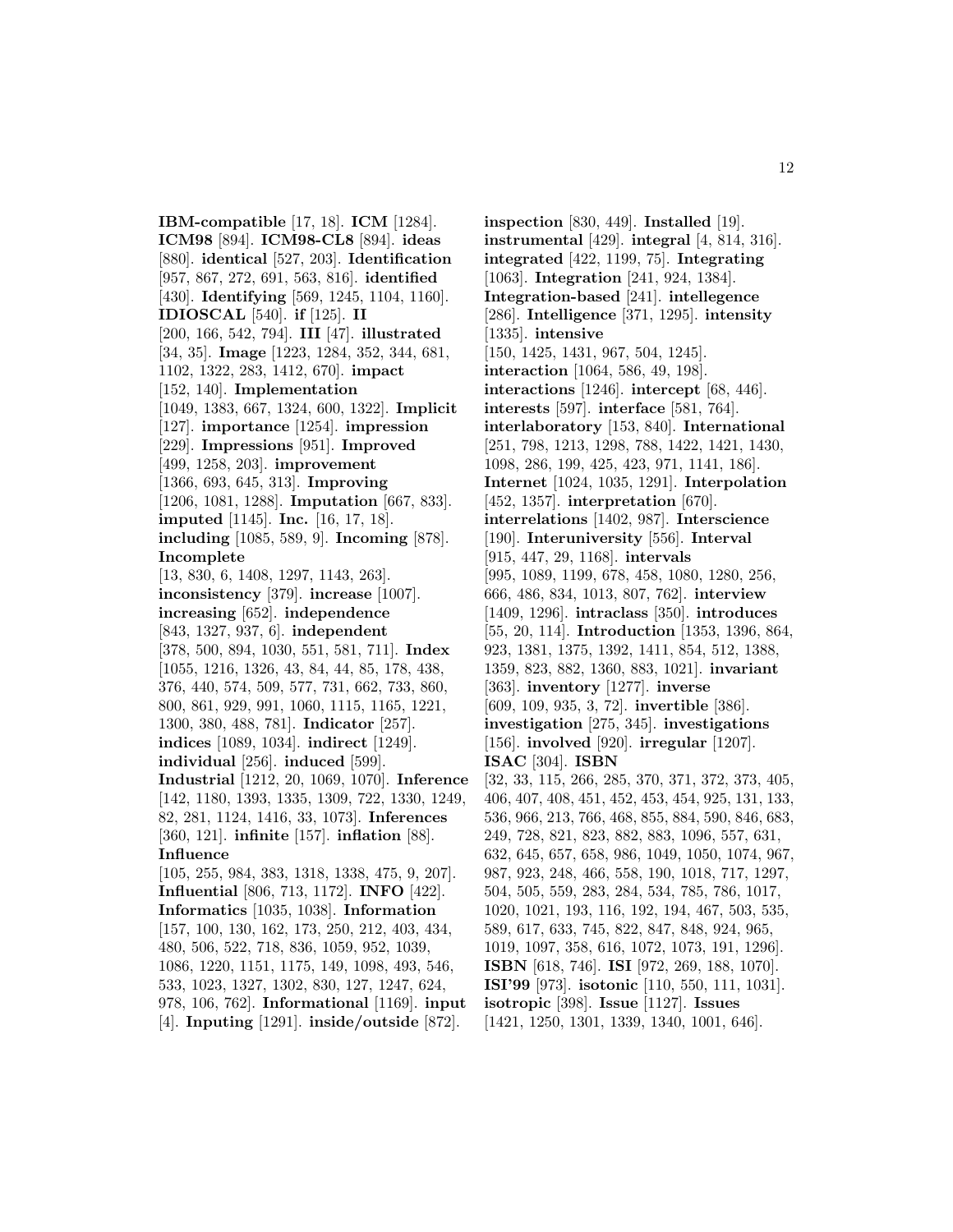**IBM-compatible** [17, 18]. **ICM** [1284]. **ICM98** [894]. **ICM98-CL8** [894]. **ideas** [880]. **identical** [527, 203]. **Identification** [957, 867, 272, 691, 563, 816]. **identified** [430]. **Identifying** [569, 1245, 1104, 1160]. **IDIOSCAL** [540]. **if** [125]. **II** [200, 166, 542, 794]. **III** [47]. **illustrated** [34, 35]. **Image** [1223, 1284, 352, 344, 681, 1102, 1322, 283, 1412, 670]. **impact** [152, 140]. **Implementation** [1049, 1383, 667, 1324, 600, 1322]. **Implicit** [127]. **importance** [1254]. **impression** [229]. **Impressions** [951]. **Improved** [499, 1258, 203]. **improvement** [1366, 693, 645, 313]. **Improving** [1206, 1081, 1288]. **Imputation** [667, 833]. **imputed** [1145]. **Inc.** [16, 17, 18]. **including** [1085, 589, 9]. **Incoming** [878]. **Incomplete** [13, 830, 6, 1408, 1297, 1143, 263]. **inconsistency** [379]. **increase** [1007]. **increasing** [652]. **independence** [843, 1327, 937, 6]. **independent** [378, 500, 894, 1030, 551, 581, 711]. **Index** [1055, 1216, 1326, 43, 84, 44, 85, 178, 438, 376, 440, 574, 509, 577, 731, 662, 733, 860, 800, 861, 929, 991, 1060, 1115, 1165, 1221, 1300, 380, 488, 781]. **Indicator** [257]. **indices** [1089, 1034]. **indirect** [1249]. **individual** [256]. **induced** [599]. **Industrial** [1212, 20, 1069, 1070]. **Inference** [142, 1180, 1393, 1335, 1309, 722, 1330, 1249, 82, 281, 1124, 1416, 33, 1073]. **Inferences** [360, 121]. **infinite** [157]. **inflation** [88]. **Influence** [105, 255, 984, 383, 1318, 1338, 475, 9, 207]. **Influential** [806, 713, 1172]. **INFO** [422]. **Informatics** [1035, 1038]. **Information** [157, 100, 130, 162, 173, 250, 212, 403, 434, 480, 506, 522, 718, 836, 1059, 952, 1039, 1086, 1220, 1151, 1175, 149, 1098, 493, 546, 533, 1023, 1327, 1302, 830, 127, 1247, 624, 978, 106, 762]. **Informational** [1169]. **input** [4]. **Inputing** [1291]. **inside/outside** [872]. **inspection** [830, 449]. **Installed** [19]. **instrumental** [429]. **integral** [4, 814, 316]. **integrated** [422, 1199, 75]. **Integrating** [1063]. **Integration** [241, 924, 1384]. **Integration-based** [241]. **intellegence** [286]. **Intelligence** [371, 1295]. **intensity** [1335]. **intensive** [150, 1425, 1431, 967, 504, 1245]. **interaction** [1064, 586, 49, 198]. **interactions** [1246]. **intercept** [68, 446]. **interests** [597]. **interface** [581, 764]. **interlaboratory** [153, 840]. **International** [251, 798, 1213, 1298, 788, 1422, 1421, 1430, 1098, 286, 199, 425, 423, 971, 1141, 186]. **Internet** [1024, 1035, 1291]. **Interpolation** [452, 1357]. **interpretation** [670]. **interrelations** [1402, 987]. **Interscience** [190]. **Interuniversity** [556]. **Interval** [915, 447, 29, 1168]. **intervals** [995, 1089, 1199, 678, 458, 1080, 1280, 256, 666, 486, 834, 1013, 807, 762]. **interview** [1409, 1296]. **intraclass** [350]. **introduces** [55, 20, 114]. **Introduction** [1353, 1396, 864, 923, 1381, 1375, 1392, 1411, 854, 512, 1388, 1098, 1359, 823, 882, 1360, 883, 1021]. **invariant** [363]. **inventory** [1277]. **inverse** [609, 109, 935, 3, 72]. **invertible** [386]. **investigation** [275, 345]. **investigations** [156]. **involved** [920]. **irregular** [1207]. **ISAC** [304]. **ISBN** [32, 33, 115, 266, 285, 370, 371, 372, 373, 405, 406, 407, 408, 451, 452, 453, 454, 925, 131, 133, 536, 966, 213, 766, 468, 855, 884, 590, 846, 683, 249, 728, 821, 823, 882, 883, 1096, 557, 631, 632, 645, 657, 658, 986, 1049, 1050, 1074, 967, 987, 923, 248, 466, 558, 190, 1018, 717, 1297, 504, 505, 559, 283, 284, 534, 785, 786, 1017, 1020, 1021, 193, 116, 192, 194, 467, 503, 535, 589, 617, 633, 745, 822, 847, 848, 924, 965, 1019, 1097, 358, 616, 1072, 1073, 191, 1296]. **ISBN** [618, 746]. **ISI** [972, 269, 188, 1070]. **ISI'99** [973]. **isotonic** [110, 550, 111, 1031]. **isotropic** [398]. **Issue** [1127]. **Issues** [1421, 1250, 1301, 1339, 1340, 1001, 646].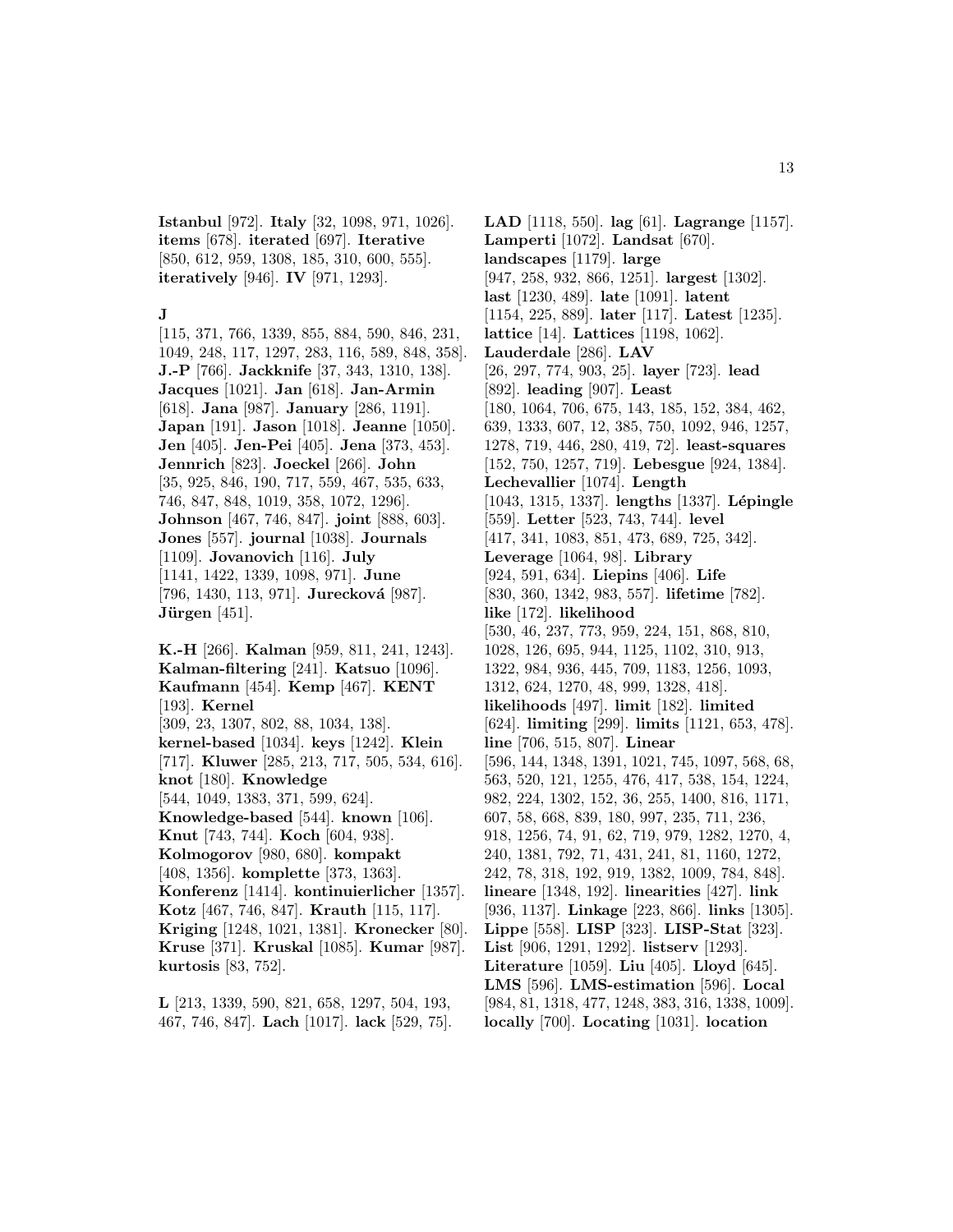**Istanbul** [972]. **Italy** [32, 1098, 971, 1026]. **items** [678]. **iterated** [697]. **Iterative** [850, 612, 959, 1308, 185, 310, 600, 555]. **iteratively** [946]. **IV** [971, 1293].

**J**

[115, 371, 766, 1339, 855, 884, 590, 846, 231, 1049, 248, 117, 1297, 283, 116, 589, 848, 358]. **J.-P** [766]. **Jackknife** [37, 343, 1310, 138]. **Jacques** [1021]. **Jan** [618]. **Jan-Armin** [618]. **Jana** [987]. **January** [286, 1191]. **Japan** [191]. **Jason** [1018]. **Jeanne** [1050]. **Jen** [405]. **Jen-Pei** [405]. **Jena** [373, 453]. **Jennrich** [823]. **Joeckel** [266]. **John** [35, 925, 846, 190, 717, 559, 467, 535, 633, 746, 847, 848, 1019, 358, 1072, 1296]. **Johnson** [467, 746, 847]. **joint** [888, 603]. **Jones** [557]. **journal** [1038]. **Journals** [1109]. **Jovanovich** [116]. **July** [1141, 1422, 1339, 1098, 971]. **June** [796, 1430, 113, 971]. **Jurecková** [987]. **Jürgen** [451].

**K.-H** [266]. **Kalman** [959, 811, 241, 1243]. **Kalman-filtering** [241]. **Katsuo** [1096]. **Kaufmann** [454]. **Kemp** [467]. **KENT** [193]. **Kernel** [309, 23, 1307, 802, 88, 1034, 138]. **kernel-based** [1034]. **keys** [1242]. **Klein** [717]. **Kluwer** [285, 213, 717, 505, 534, 616]. **knot** [180]. **Knowledge** [544, 1049, 1383, 371, 599, 624]. **Knowledge-based** [544]. **known** [106]. **Knut** [743, 744]. **Koch** [604, 938]. **Kolmogorov** [980, 680]. **kompakt** [408, 1356]. **komplette** [373, 1363]. **Konferenz** [1414]. **kontinuierlicher** [1357]. **Kotz** [467, 746, 847]. **Krauth** [115, 117]. **Kriging** [1248, 1021, 1381]. **Kronecker** [80]. **Kruse** [371]. **Kruskal** [1085]. **Kumar** [987]. **kurtosis** [83, 752].

**L** [213, 1339, 590, 821, 658, 1297, 504, 193, 467, 746, 847]. **Lach** [1017]. **lack** [529, 75]. **LAD** [1118, 550]. **lag** [61]. **Lagrange** [1157]. **Lamperti** [1072]. **Landsat** [670]. **landscapes** [1179]. **large** [947, 258, 932, 866, 1251]. **largest** [1302]. **last** [1230, 489]. **late** [1091]. **latent** [1154, 225, 889]. **later** [117]. **Latest** [1235]. **lattice** [14]. **Lattices** [1198, 1062]. **Lauderdale** [286]. **LAV** [26, 297, 774, 903, 25]. **layer** [723]. **lead** [892]. **leading** [907]. **Least** [180, 1064, 706, 675, 143, 185, 152, 384, 462, 639, 1333, 607, 12, 385, 750, 1092, 946, 1257, 1278, 719, 446, 280, 419, 72]. **least-squares** [152, 750, 1257, 719]. **Lebesgue** [924, 1384]. **Lechevallier** [1074]. **Length** [1043, 1315, 1337]. **lengths** [1337]. **Lépingle** [559]. **Letter** [523, 743, 744]. **level** [417, 341, 1083, 851, 473, 689, 725, 342]. **Leverage** [1064, 98]. **Library** [924, 591, 634]. **Liepins** [406]. **Life** [830, 360, 1342, 983, 557]. **lifetime** [782]. **like** [172]. **likelihood** [530, 46, 237, 773, 959, 224, 151, 868, 810, 1028, 126, 695, 944, 1125, 1102, 310, 913, 1322, 984, 936, 445, 709, 1183, 1256, 1093, 1312, 624, 1270, 48, 999, 1328, 418]. **likelihoods** [497]. **limit** [182]. **limited** [624]. **limiting** [299]. **limits** [1121, 653, 478]. **line** [706, 515, 807]. **Linear** [596, 144, 1348, 1391, 1021, 745, 1097, 568, 68, 563, 520, 121, 1255, 476, 417, 538, 154, 1224, 982, 224, 1302, 152, 36, 255, 1400, 816, 1171, 607, 58, 668, 839, 180, 997, 235, 711, 236, 918, 1256, 74, 91, 62, 719, 979, 1282, 1270, 4, 240, 1381, 792, 71, 431, 241, 81, 1160, 1272, 242, 78, 318, 192, 919, 1382, 1009, 784, 848]. **lineare** [1348, 192]. **linearities** [427]. **link** [936, 1137]. **Linkage** [223, 866]. **links** [1305]. **Lippe** [558]. **LISP** [323]. **LISP-Stat** [323]. **List** [906, 1291, 1292]. **listserv** [1293]. **Literature** [1059]. **Liu** [405]. **Lloyd** [645]. **LMS** [596]. **LMS-estimation** [596]. **Local** [984, 81, 1318, 477, 1248, 383, 316, 1338, 1009]. **locally** [700]. **Locating** [1031]. **location**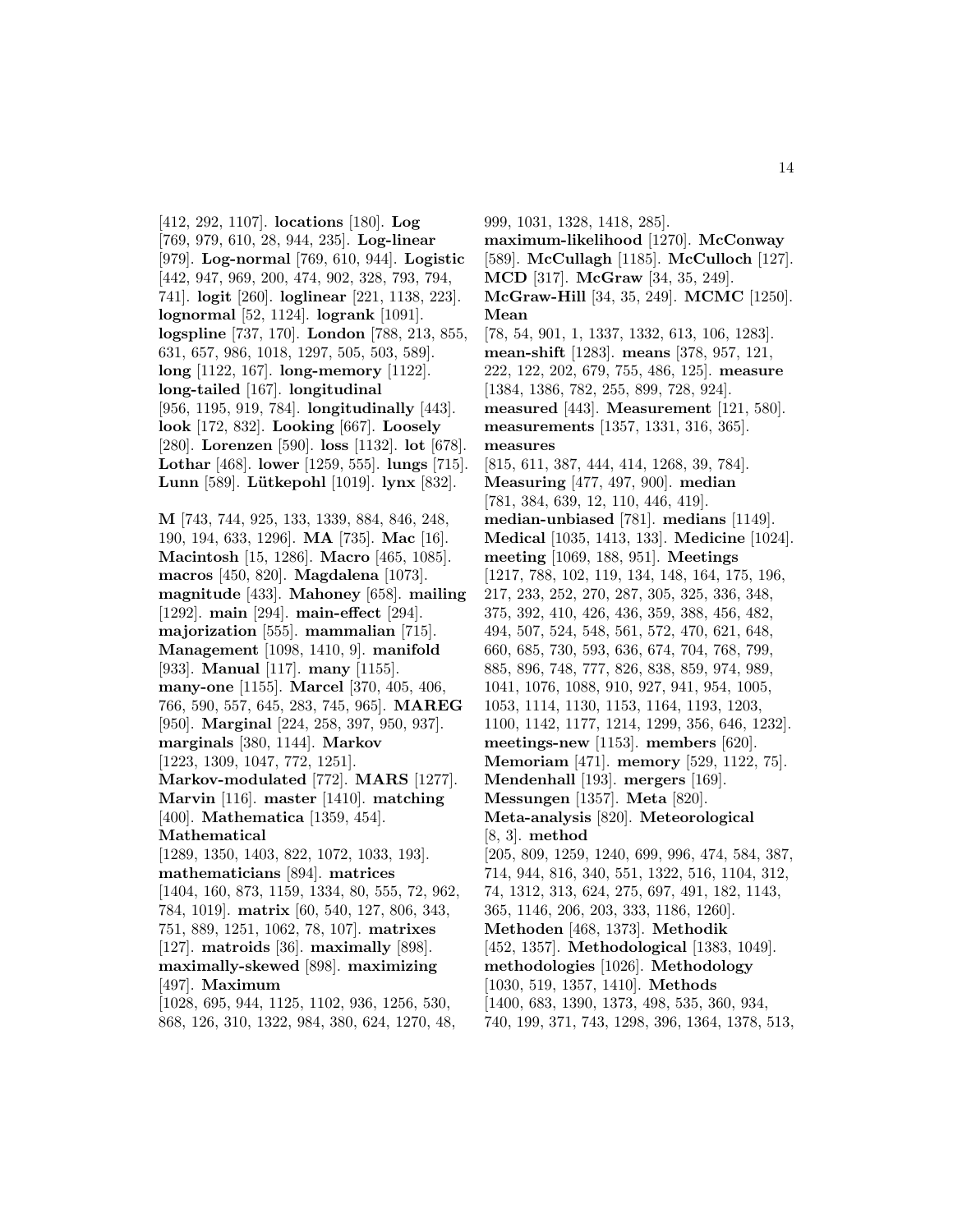[412, 292, 1107]. **locations** [180]. **Log** [769, 979, 610, 28, 944, 235]. **Log-linear** [979]. **Log-normal** [769, 610, 944]. **Logistic** [442, 947, 969, 200, 474, 902, 328, 793, 794, 741]. **logit** [260]. **loglinear** [221, 1138, 223]. **lognormal** [52, 1124]. **logrank** [1091]. **logspline** [737, 170]. **London** [788, 213, 855, 631, 657, 986, 1018, 1297, 505, 503, 589]. **long** [1122, 167]. **long-memory** [1122]. **long-tailed** [167]. **longitudinal** [956, 1195, 919, 784]. **longitudinally** [443]. **look** [172, 832]. **Looking** [667]. **Loosely** [280]. **Lorenzen** [590]. **loss** [1132]. **lot** [678]. **Lothar** [468]. **lower** [1259, 555]. **lungs** [715]. **Lunn** [589]. **Lütkepohl** [1019]. **lynx** [832].

**M** [743, 744, 925, 133, 1339, 884, 846, 248, 190, 194, 633, 1296]. **MA** [735]. **Mac** [16]. **Macintosh** [15, 1286]. **Macro** [465, 1085]. **macros** [450, 820]. **Magdalena** [1073]. **magnitude** [433]. **Mahoney** [658]. **mailing** [1292]. **main** [294]. **main-effect** [294]. **majorization** [555]. **mammalian** [715]. **Management** [1098, 1410, 9]. **manifold** [933]. **Manual** [117]. **many** [1155]. **many-one** [1155]. **Marcel** [370, 405, 406, 766, 590, 557, 645, 283, 745, 965]. **MAREG** [950]. **Marginal** [224, 258, 397, 950, 937]. **marginals** [380, 1144]. **Markov** [1223, 1309, 1047, 772, 1251]. **Markov-modulated** [772]. **MARS** [1277]. **Marvin** [116]. **master** [1410]. **matching** [400]. **Mathematica** [1359, 454]. **Mathematical** [1289, 1350, 1403, 822, 1072, 1033, 193]. **mathematicians** [894]. **matrices** [1404, 160, 873, 1159, 1334, 80, 555, 72, 962, 784, 1019]. **matrix** [60, 540, 127, 806, 343, 751, 889, 1251, 1062, 78, 107]. **matrixes** [127]. **matroids** [36]. **maximally** [898]. **maximally-skewed** [898]. **maximizing** [497]. **Maximum** [1028, 695, 944, 1125, 1102, 936, 1256, 530, 868, 126, 310, 1322, 984, 380, 624, 1270, 48, 999, 1031, 1328, 1418, 285]. **maximum-likelihood** [1270]. **McConway** [589]. **McCullagh** [1185]. **McCulloch** [127]. **MCD** [317]. **McGraw** [34, 35, 249]. **McGraw-Hill** [34, 35, 249]. **MCMC** [1250]. **Mean** [78, 54, 901, 1, 1337, 1332, 613, 106, 1283]. **mean-shift** [1283]. **means** [378, 957, 121, 222, 122, 202, 679, 755, 486, 125]. **measure** [1384, 1386, 782, 255, 899, 728, 924]. **measured** [443]. **Measurement** [121, 580]. **measurements** [1357, 1331, 316, 365]. **measures** [815, 611, 387, 444, 414, 1268, 39, 784]. **Measuring** [477, 497, 900]. **median** [781, 384, 639, 12, 110, 446, 419]. **median-unbiased** [781]. **medians** [1149]. **Medical** [1035, 1413, 133]. **Medicine** [1024]. **meeting** [1069, 188, 951]. **Meetings** [1217, 788, 102, 119, 134, 148, 164, 175, 196, 217, 233, 252, 270, 287, 305, 325, 336, 348, 375, 392, 410, 426, 436, 359, 388, 456, 482, 494, 507, 524, 548, 561, 572, 470, 621, 648, 660, 685, 730, 593, 636, 674, 704, 768, 799, 885, 896, 748, 777, 826, 838, 859, 974, 989, 1041, 1076, 1088, 910, 927, 941, 954, 1005, 1053, 1114, 1130, 1153, 1164, 1193, 1203, 1100, 1142, 1177, 1214, 1299, 356, 646, 1232]. **meetings-new** [1153]. **members** [620]. **Memoriam** [471]. **memory** [529, 1122, 75]. **Mendenhall** [193]. **mergers** [169]. **Messungen** [1357]. **Meta** [820]. **Meta-analysis** [820]. **Meteorological** [8, 3]. **method** [205, 809, 1259, 1240, 699, 996, 474, 584, 387, 714, 944, 816, 340, 551, 1322, 516, 1104, 312, 74, 1312, 313, 624, 275, 697, 491, 182, 1143, 365, 1146, 206, 203, 333, 1186, 1260]. **Methoden** [468, 1373]. **Methodik** [452, 1357]. **Methodological** [1383, 1049]. **methodologies** [1026]. **Methodology** [1030, 519, 1357, 1410]. **Methods** [1400, 683, 1390, 1373, 498, 535, 360, 934, 740, 199, 371, 743, 1298, 396, 1364, 1378, 513,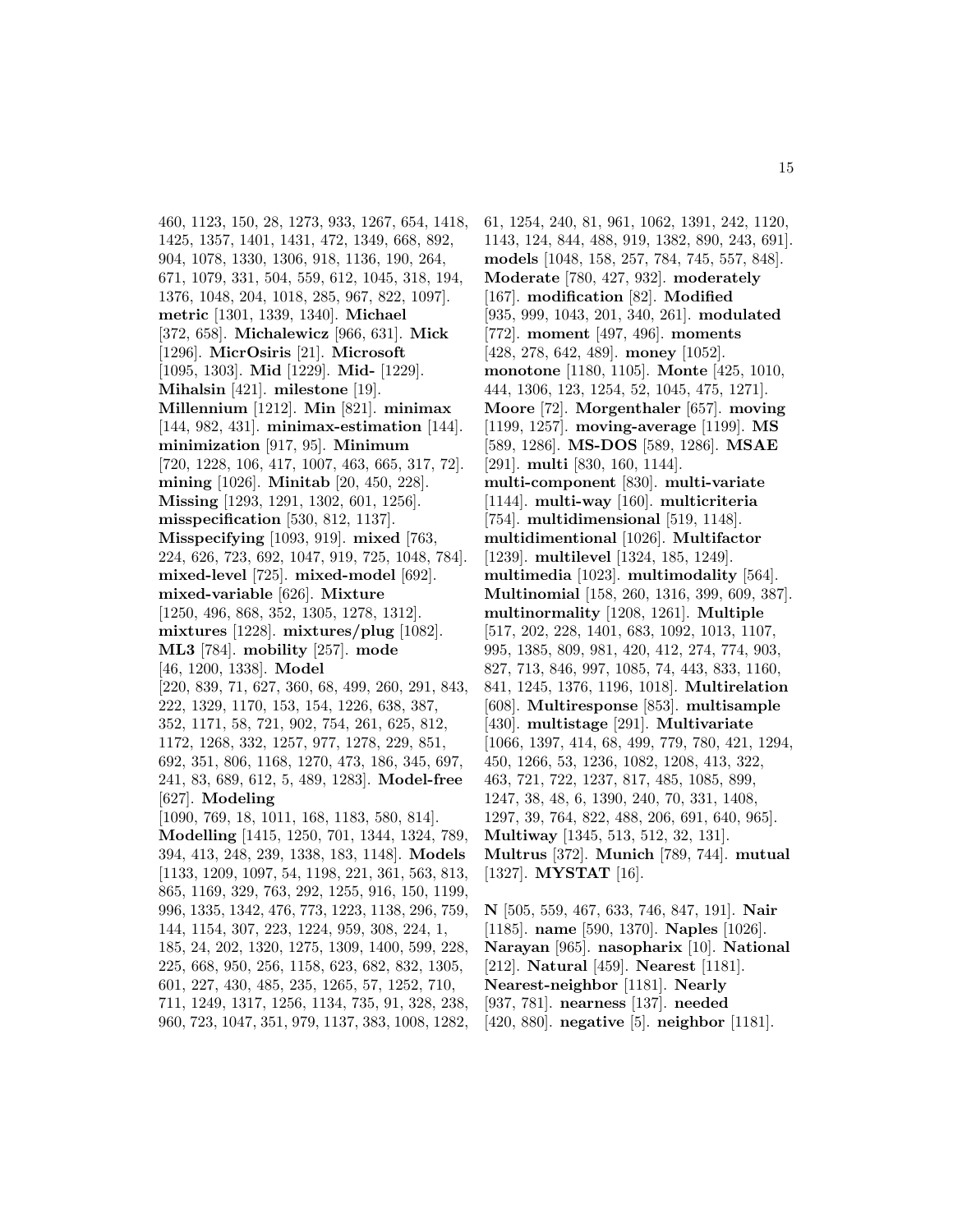460, 1123, 150, 28, 1273, 933, 1267, 654, 1418, 1425, 1357, 1401, 1431, 472, 1349, 668, 892, 904, 1078, 1330, 1306, 918, 1136, 190, 264, 671, 1079, 331, 504, 559, 612, 1045, 318, 194, 1376, 1048, 204, 1018, 285, 967, 822, 1097]. **metric** [1301, 1339, 1340]. **Michael** [372, 658]. **Michalewicz** [966, 631]. **Mick** [1296]. **MicrOsiris** [21]. **Microsoft** [1095, 1303]. **Mid** [1229]. **Mid-** [1229]. **Mihalsin** [421]. **milestone** [19]. **Millennium** [1212]. **Min** [821]. **minimax** [144, 982, 431]. **minimax-estimation** [144]. **minimization** [917, 95]. **Minimum** [720, 1228, 106, 417, 1007, 463, 665, 317, 72]. **mining** [1026]. **Minitab** [20, 450, 228]. **Missing** [1293, 1291, 1302, 601, 1256]. **misspecification** [530, 812, 1137]. **Misspecifying** [1093, 919]. **mixed** [763, 224, 626, 723, 692, 1047, 919, 725, 1048, 784]. **mixed-level** [725]. **mixed-model** [692]. **mixed-variable** [626]. **Mixture** [1250, 496, 868, 352, 1305, 1278, 1312]. **mixtures** [1228]. **mixtures/plug** [1082]. **ML3** [784]. **mobility** [257]. **mode** [46, 1200, 1338]. **Model** [220, 839, 71, 627, 360, 68, 499, 260, 291, 843, 222, 1329, 1170, 153, 154, 1226, 638, 387, 352, 1171, 58, 721, 902, 754, 261, 625, 812, 1172, 1268, 332, 1257, 977, 1278, 229, 851, 692, 351, 806, 1168, 1270, 473, 186, 345, 697, 241, 83, 689, 612, 5, 489, 1283]. **Model-free** [627]. **Modeling** [1090, 769, 18, 1011, 168, 1183, 580, 814]. **Modelling** [1415, 1250, 701, 1344, 1324, 789, 394, 413, 248, 239, 1338, 183, 1148]. **Models** [1133, 1209, 1097, 54, 1198, 221, 361, 563, 813, 865, 1169, 329, 763, 292, 1255, 916, 150, 1199, 996, 1335, 1342, 476, 773, 1223, 1138, 296, 759, 144, 1154, 307, 223, 1224, 959, 308, 224, 1, 185, 24, 202, 1320, 1275, 1309, 1400, 599, 228, 225, 668, 950, 256, 1158, 623, 682, 832, 1305, 601, 227, 430, 485, 235, 1265, 57, 1252, 710, 711, 1249, 1317, 1256, 1134, 735, 91, 328, 238, 960, 723, 1047, 351, 979, 1137, 383, 1008, 1282, 61, 1254, 240, 81, 961, 1062, 1391, 242, 1120, 1143, 124, 844, 488, 919, 1382, 890, 243, 691]. **models** [1048, 158, 257, 784, 745, 557, 848]. **Moderate** [780, 427, 932]. **moderately** [167]. **modification** [82]. **Modified** [935, 999, 1043, 201, 340, 261]. **modulated** [772]. **moment** [497, 496]. **moments** [428, 278, 642, 489]. **money** [1052]. **monotone** [1180, 1105]. **Monte** [425, 1010, 444, 1306, 123, 1254, 52, 1045, 475, 1271]. **Moore** [72]. **Morgenthaler** [657]. **moving** [1199, 1257]. **moving-average** [1199]. **MS** [589, 1286]. **MS-DOS** [589, 1286]. **MSAE** [291]. **multi** [830, 160, 1144]. **multi-component** [830]. **multi-variate** [1144]. **multi-way** [160]. **multicriteria** [754]. **multidimensional** [519, 1148]. **multidimentional** [1026]. **Multifactor** [1239]. **multilevel** [1324, 185, 1249]. **multimedia** [1023]. **multimodality** [564]. **Multinomial** [158, 260, 1316, 399, 609, 387]. **multinormality** [1208, 1261]. **Multiple** [517, 202, 228, 1401, 683, 1092, 1013, 1107, 995, 1385, 809, 981, 420, 412, 274, 774, 903, 827, 713, 846, 997, 1085, 74, 443, 833, 1160, 841, 1245, 1376, 1196, 1018]. **Multirelation** [608]. **Multiresponse** [853]. **multisample** [430]. **multistage** [291]. **Multivariate** [1066, 1397, 414, 68, 499, 779, 780, 421, 1294, 450, 1266, 53, 1236, 1082, 1208, 413, 322, 463, 721, 722, 1237, 817, 485, 1085, 899, 1247, 38, 48, 6, 1390, 240, 70, 331, 1408, 1297, 39, 764, 822, 488, 206, 691, 640, 965]. **Multiway** [1345, 513, 512, 32, 131]. **Multrus** [372]. **Munich** [789, 744]. **mutual** [1327]. **MYSTAT** [16].

**N** [505, 559, 467, 633, 746, 847, 191]. **Nair** [1185]. **name** [590, 1370]. **Naples** [1026]. **Narayan** [965]. **nasopharix** [10]. **National** [212]. **Natural** [459]. **Nearest** [1181]. **Nearest-neighbor** [1181]. **Nearly** [937, 781]. **nearness** [137]. **needed** [420, 880]. **negative** [5]. **neighbor** [1181].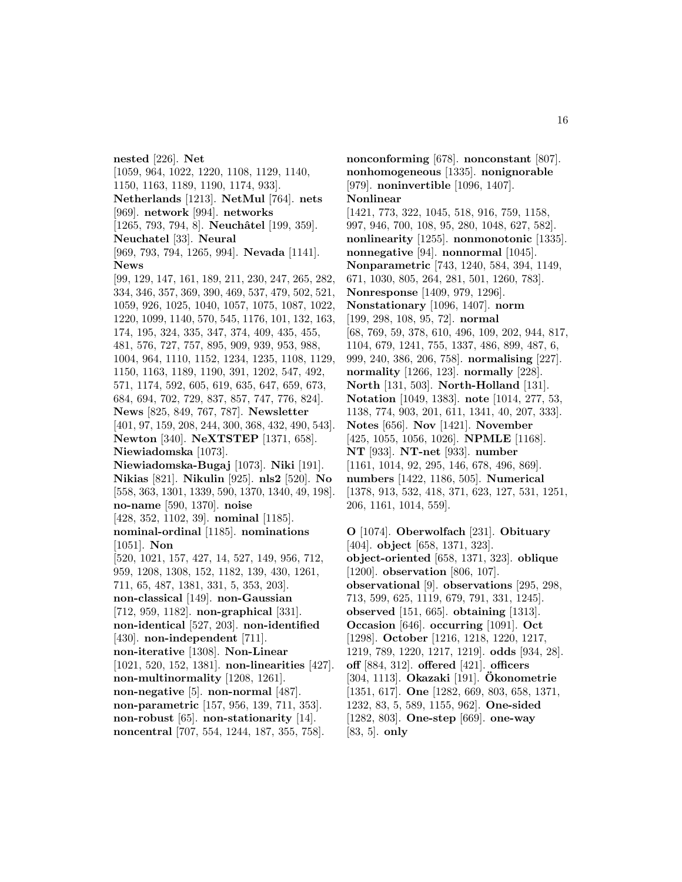**nested** [226]. **Net** [1059, 964, 1022, 1220, 1108, 1129, 1140, 1150, 1163, 1189, 1190, 1174, 933]. **Netherlands** [1213]. **NetMul** [764]. **nets** [969]. **network** [994]. **networks** [1265, 793, 794, 8]. **Neuchâtel** [199, 359]. **Neuchatel** [33]. **Neural** [969, 793, 794, 1265, 994]. **Nevada** [1141]. **News** [99, 129, 147, 161, 189, 211, 230, 247, 265, 282, 334, 346, 357, 369, 390, 469, 537, 479, 502, 521, 1059, 926, 1025, 1040, 1057, 1075, 1087, 1022, 1220, 1099, 1140, 570, 545, 1176, 101, 132, 163, 174, 195, 324, 335, 347, 374, 409, 435, 455, 481, 576, 727, 757, 895, 909, 939, 953, 988, 1004, 964, 1110, 1152, 1234, 1235, 1108, 1129, 1150, 1163, 1189, 1190, 391, 1202, 547, 492, 571, 1174, 592, 605, 619, 635, 647, 659, 673, 684, 694, 702, 729, 837, 857, 747, 776, 824]. **News** [825, 849, 767, 787]. **Newsletter** [401, 97, 159, 208, 244, 300, 368, 432, 490, 543]. **Newton** [340]. **NeXTSTEP** [1371, 658]. **Niewiadomska** [1073]. **Niewiadomska-Bugaj** [1073]. **Niki** [191]. **Nikias** [821]. **Nikulin** [925]. **nls2** [520]. **No** [558, 363, 1301, 1339, 590, 1370, 1340, 49, 198]. **no-name** [590, 1370]. **noise** [428, 352, 1102, 39]. **nominal** [1185]. **nominal-ordinal** [1185]. **nominations** [1051]. **Non** [520, 1021, 157, 427, 14, 527, 149, 956, 712, 959, 1208, 1308, 152, 1182, 139, 430, 1261, 711, 65, 487, 1381, 331, 5, 353, 203]. **non-classical** [149]. **non-Gaussian** [712, 959, 1182]. **non-graphical** [331]. **non-identical** [527, 203]. **non-identified** [430]. **non-independent** [711]. **non-iterative** [1308]. **Non-Linear** [1021, 520, 152, 1381]. **non-linearities** [427]. **non-multinormality** [1208, 1261]. **non-negative** [5]. **non-normal** [487]. **non-parametric** [157, 956, 139, 711, 353]. **non-robust** [65]. **non-stationarity** [14]. **noncentral** [707, 554, 1244, 187, 355, 758].

**nonconforming** [678]. **nonconstant** [807]. **nonhomogeneous** [1335]. **nonignorable** [979]. **noninvertible** [1096, 1407]. **Nonlinear** [1421, 773, 322, 1045, 518, 916, 759, 1158, 997, 946, 700, 108, 95, 280, 1048, 627, 582]. **nonlinearity** [1255]. **nonmonotonic** [1335]. **nonnegative** [94]. **nonnormal** [1045]. **Nonparametric** [743, 1240, 584, 394, 1149, 671, 1030, 805, 264, 281, 501, 1260, 783]. **Nonresponse** [1409, 979, 1296]. **Nonstationary** [1096, 1407]. **norm** [199, 298, 108, 95, 72]. **normal** [68, 769, 59, 378, 610, 496, 109, 202, 944, 817, 1104, 679, 1241, 755, 1337, 486, 899, 487, 6, 999, 240, 386, 206, 758]. **normalising** [227]. **normality** [1266, 123]. **normally** [228]. **North** [131, 503]. **North-Holland** [131]. **Notation** [1049, 1383]. **note** [1014, 277, 53, 1138, 774, 903, 201, 611, 1341, 40, 207, 333]. **Notes** [656]. **Nov** [1421]. **November** [425, 1055, 1056, 1026]. **NPMLE** [1168]. **NT** [933]. **NT-net** [933]. **number** [1161, 1014, 92, 295, 146, 678, 496, 869]. **numbers** [1422, 1186, 505]. **Numerical** [1378, 913, 532, 418, 371, 623, 127, 531, 1251, 206, 1161, 1014, 559].

**O** [1074]. **Oberwolfach** [231]. **Obituary** [404]. **object** [658, 1371, 323]. **object-oriented** [658, 1371, 323]. **oblique** [1200]. **observation** [806, 107]. **observational** [9]. **observations** [295, 298, 713, 599, 625, 1119, 679, 791, 331, 1245]. **observed** [151, 665]. **obtaining** [1313]. **Occasion** [646]. **occurring** [1091]. **Oct** [1298]. **October** [1216, 1218, 1220, 1217, 1219, 789, 1220, 1217, 1219]. **odds** [934, 28]. **off** [884, 312]. **offered** [421]. **officers** [304, 1113]. **Okazaki** [191]. **Ökonometrie** [1351, 617]. **One** [1282, 669, 803, 658, 1371, 1232, 83, 5, 589, 1155, 962]. **One-sided** [1282, 803]. **One-step** [669]. **one-way** [83, 5]. **only**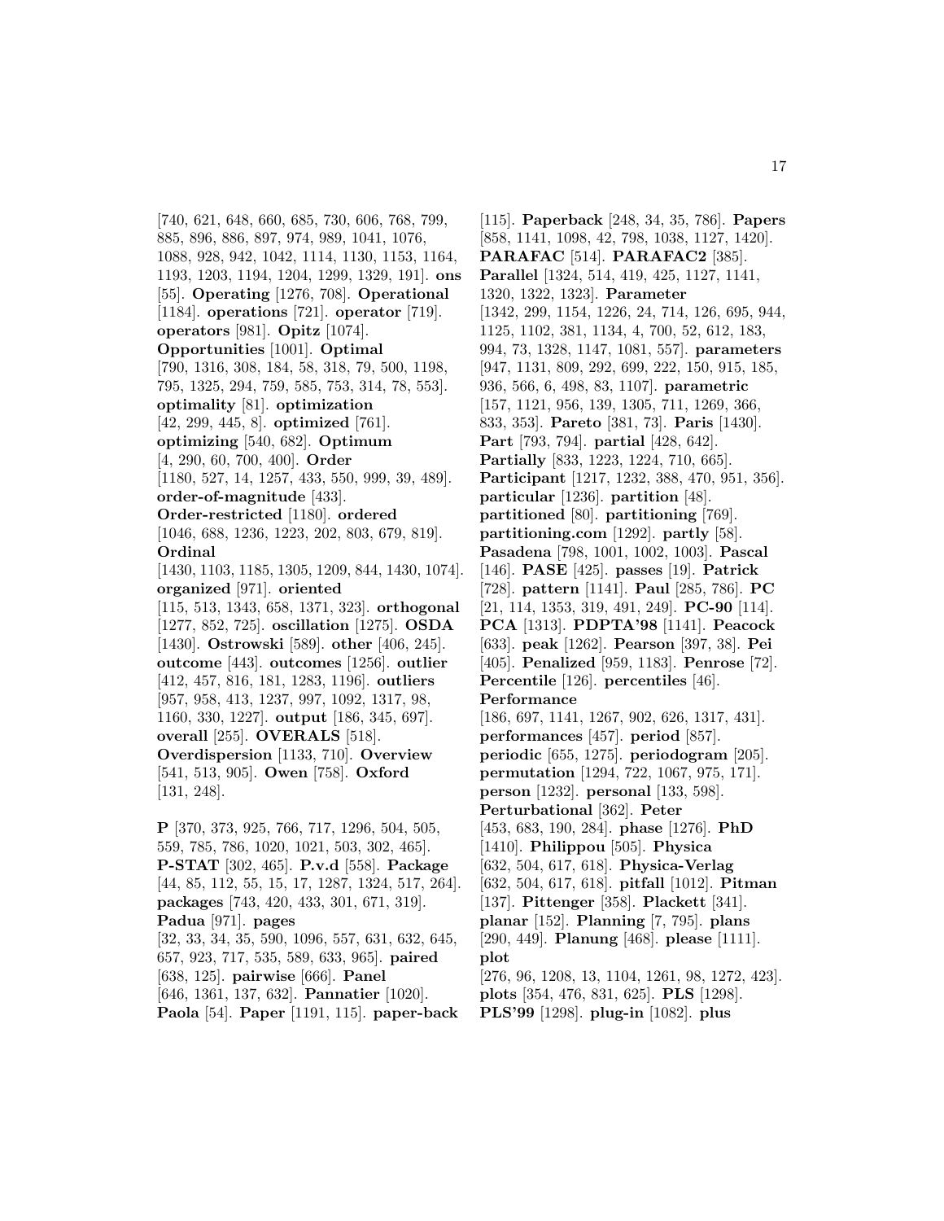[740, 621, 648, 660, 685, 730, 606, 768, 799, 885, 896, 886, 897, 974, 989, 1041, 1076, 1088, 928, 942, 1042, 1114, 1130, 1153, 1164, 1193, 1203, 1194, 1204, 1299, 1329, 191]. **ons** [55]. **Operating** [1276, 708]. **Operational** [1184]. **operations** [721]. **operator** [719]. **operators** [981]. **Opitz** [1074]. **Opportunities** [1001]. **Optimal** [790, 1316, 308, 184, 58, 318, 79, 500, 1198, 795, 1325, 294, 759, 585, 753, 314, 78, 553]. **optimality** [81]. **optimization** [42, 299, 445, 8]. **optimized** [761]. **optimizing** [540, 682]. **Optimum** [4, 290, 60, 700, 400]. **Order** [1180, 527, 14, 1257, 433, 550, 999, 39, 489]. **order-of-magnitude** [433]. **Order-restricted** [1180]. **ordered** [1046, 688, 1236, 1223, 202, 803, 679, 819]. **Ordinal** [1430, 1103, 1185, 1305, 1209, 844, 1430, 1074]. **organized** [971]. **oriented** [115, 513, 1343, 658, 1371, 323]. **orthogonal** [1277, 852, 725]. **oscillation** [1275]. **OSDA** [1430]. **Ostrowski** [589]. **other** [406, 245]. **outcome** [443]. **outcomes** [1256]. **outlier** [412, 457, 816, 181, 1283, 1196]. **outliers** [957, 958, 413, 1237, 997, 1092, 1317, 98, 1160, 330, 1227]. **output** [186, 345, 697]. **overall** [255]. **OVERALS** [518]. **Overdispersion** [1133, 710]. **Overview** [541, 513, 905]. **Owen** [758]. **Oxford** [131, 248].

**P** [370, 373, 925, 766, 717, 1296, 504, 505, 559, 785, 786, 1020, 1021, 503, 302, 465]. **P-STAT** [302, 465]. **P.v.d** [558]. **Package** [44, 85, 112, 55, 15, 17, 1287, 1324, 517, 264]. **packages** [743, 420, 433, 301, 671, 319]. **Padua** [971]. **pages** [32, 33, 34, 35, 590, 1096, 557, 631, 632, 645, 657, 923, 717, 535, 589, 633, 965]. **paired** [638, 125]. **pairwise** [666]. **Panel** [646, 1361, 137, 632]. **Pannatier** [1020]. **Paola** [54]. **Paper** [1191, 115]. **paper-back** [115]. **Paperback** [248, 34, 35, 786]. **Papers** [858, 1141, 1098, 42, 798, 1038, 1127, 1420]. **PARAFAC** [514]. **PARAFAC2** [385]. **Parallel** [1324, 514, 419, 425, 1127, 1141, 1320, 1322, 1323]. **Parameter** [1342, 299, 1154, 1226, 24, 714, 126, 695, 944, 1125, 1102, 381, 1134, 4, 700, 52, 612, 183, 994, 73, 1328, 1147, 1081, 557]. **parameters** [947, 1131, 809, 292, 699, 222, 150, 915, 185, 936, 566, 6, 498, 83, 1107]. **parametric** [157, 1121, 956, 139, 1305, 711, 1269, 366, 833, 353]. **Pareto** [381, 73]. **Paris** [1430]. **Part** [793, 794]. **partial** [428, 642]. **Partially** [833, 1223, 1224, 710, 665]. **Participant** [1217, 1232, 388, 470, 951, 356]. **particular** [1236]. **partition** [48]. **partitioned** [80]. **partitioning** [769]. **partitioning.com** [1292]. **partly** [58]. **Pasadena** [798, 1001, 1002, 1003]. **Pascal** [146]. **PASE** [425]. **passes** [19]. **Patrick** [728]. **pattern** [1141]. **Paul** [285, 786]. **PC** [21, 114, 1353, 319, 491, 249]. **PC-90** [114]. **PCA** [1313]. **PDPTA'98** [1141]. **Peacock** [633]. **peak** [1262]. **Pearson** [397, 38]. **Pei** [405]. **Penalized** [959, 1183]. **Penrose** [72]. **Percentile** [126]. **percentiles** [46]. **Performance** [186, 697, 1141, 1267, 902, 626, 1317, 431]. **performances** [457]. **period** [857]. **periodic** [655, 1275]. **periodogram** [205]. **permutation** [1294, 722, 1067, 975, 171]. **person** [1232]. **personal** [133, 598]. **Perturbational** [362]. **Peter** [453, 683, 190, 284]. **phase** [1276]. **PhD** [1410]. **Philippou** [505]. **Physica** [632, 504, 617, 618]. **Physica-Verlag** [632, 504, 617, 618]. **pitfall** [1012]. **Pitman** [137]. **Pittenger** [358]. **Plackett** [341]. **planar** [152]. **Planning** [7, 795]. **plans** [290, 449]. **Planung** [468]. **please** [1111]. **plot** [276, 96, 1208, 13, 1104, 1261, 98, 1272, 423]. **plots** [354, 476, 831, 625]. **PLS** [1298]. **PLS'99** [1298]. **plug-in** [1082]. **plus**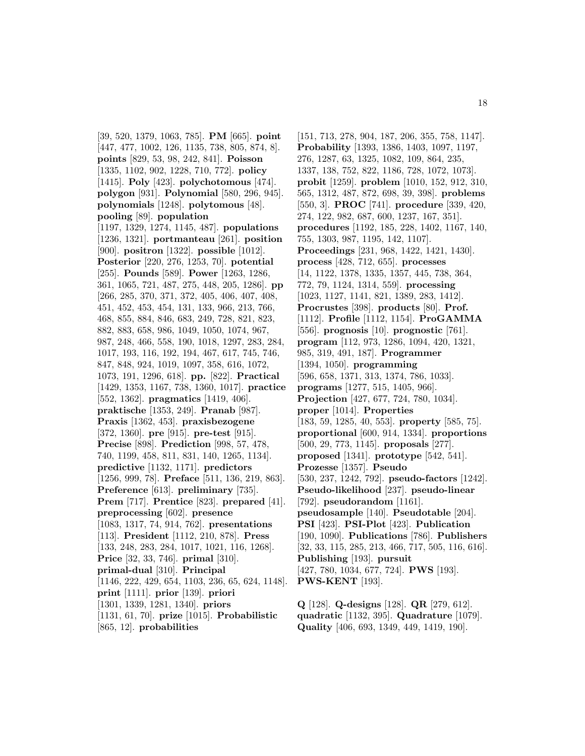[39, 520, 1379, 1063, 785]. **PM** [665]. **point** [447, 477, 1002, 126, 1135, 738, 805, 874, 8]. **points** [829, 53, 98, 242, 841]. **Poisson** [1335, 1102, 902, 1228, 710, 772]. **policy** [1415]. **Poly** [423]. **polychotomous** [474]. **polygon** [931]. **Polynomial** [580, 296, 945]. **polynomials** [1248]. **polytomous** [48]. **pooling** [89]. **population** [1197, 1329, 1274, 1145, 487]. **populations** [1236, 1321]. **portmanteau** [261]. **position** [900]. **positron** [1322]. **possible** [1012]. **Posterior** [220, 276, 1253, 70]. **potential** [255]. **Pounds** [589]. **Power** [1263, 1286, 361, 1065, 721, 487, 275, 448, 205, 1286]. **pp** [266, 285, 370, 371, 372, 405, 406, 407, 408, 451, 452, 453, 454, 131, 133, 966, 213, 766, 468, 855, 884, 846, 683, 249, 728, 821, 823, 882, 883, 658, 986, 1049, 1050, 1074, 967, 987, 248, 466, 558, 190, 1018, 1297, 283, 284, 1017, 193, 116, 192, 194, 467, 617, 745, 746, 847, 848, 924, 1019, 1097, 358, 616, 1072, 1073, 191, 1296, 618]. **pp.** [822]. **Practical** [1429, 1353, 1167, 738, 1360, 1017]. **practice** [552, 1362]. **pragmatics** [1419, 406]. **praktische** [1353, 249]. **Pranab** [987]. **Praxis** [1362, 453]. **praxisbezogene** [372, 1360]. **pre** [915]. **pre-test** [915]. **Precise** [898]. **Prediction** [998, 57, 478, 740, 1199, 458, 811, 831, 140, 1265, 1134]. **predictive** [1132, 1171]. **predictors** [1256, 999, 78]. **Preface** [511, 136, 219, 863]. **Preference** [613]. **preliminary** [735]. **Prem** [717]. **Prentice** [823]. **prepared** [41]. **preprocessing** [602]. **presence** [1083, 1317, 74, 914, 762]. **presentations** [113]. **President** [1112, 210, 878]. **Press** [133, 248, 283, 284, 1017, 1021, 116, 1268]. **Price** [32, 33, 746]. **primal** [310]. **primal-dual** [310]. **Principal** [1146, 222, 429, 654, 1103, 236, 65, 624, 1148]. **print** [1111]. **prior** [139]. **priori** [1301, 1339, 1281, 1340]. **priors** [1131, 61, 70]. **prize** [1015]. **Probabilistic** [865, 12]. **probabilities** [151, 713, 278, 904, 187, 206, 355, 758, 1147]. **Probability** [1393, 1386, 1403, 1097, 1197, 276, 1287, 63, 1325, 1082, 109, 864, 235, 1337, 138, 752, 822, 1186, 728, 1072, 1073]. **probit** [1259]. **problem** [1010, 152, 912, 310, 565, 1312, 487, 872, 698, 39, 398]. **problems** [550, 3]. **PROC** [741]. **procedure** [339, 420, 274, 122, 982, 687, 600, 1237, 167, 351]. **procedures** [1192, 185, 228, 1402, 1167, 140, 755, 1303, 987, 1195, 142, 1107]. **Proceedings** [231, 968, 1422, 1421, 1430]. **process** [428, 712, 655]. **processes** [14, 1122, 1378, 1335, 1357, 445, 738, 364, 772, 79, 1124, 1314, 559]. **processing** [1023, 1127, 1141, 821, 1389, 283, 1412]. **Procrustes** [398]. **products** [80]. **Prof.** [1112]. **Profile** [1112, 1154]. **ProGAMMA** [556]. **prognosis** [10]. **prognostic** [761]. **program** [112, 973, 1286, 1094, 420, 1321, 985, 319, 491, 187]. **Programmer** [1394, 1050]. **programming** [596, 658, 1371, 313, 1374, 786, 1033]. **programs** [1277, 515, 1405, 966]. **Projection** [427, 677, 724, 780, 1034]. **proper** [1014]. **Properties** [183, 59, 1285, 40, 553]. **property** [585, 75]. **proportional** [600, 914, 1334]. **proportions** [500, 29, 773, 1145]. **proposals** [277]. **proposed** [1341]. **prototype** [542, 541]. **Prozesse** [1357]. **Pseudo** [530, 237, 1242, 792]. **pseudo-factors** [1242]. **Pseudo-likelihood** [237]. **pseudo-linear** [792]. **pseudorandom** [1161]. **pseudosample** [140]. **Pseudotable** [204]. **PSI** [423]. **PSI-Plot** [423]. **Publication** [190, 1090]. **Publications** [786]. **Publishers** [32, 33, 115, 285, 213, 466, 717, 505, 116, 616]. **Publishing** [193]. **pursuit** [427, 780, 1034, 677, 724]. **PWS** [193]. **PWS-KENT** [193].

**Q** [128]. **Q-designs** [128]. **QR** [279, 612]. **quadratic** [1132, 395]. **Quadrature** [1079]. **Quality** [406, 693, 1349, 449, 1419, 190].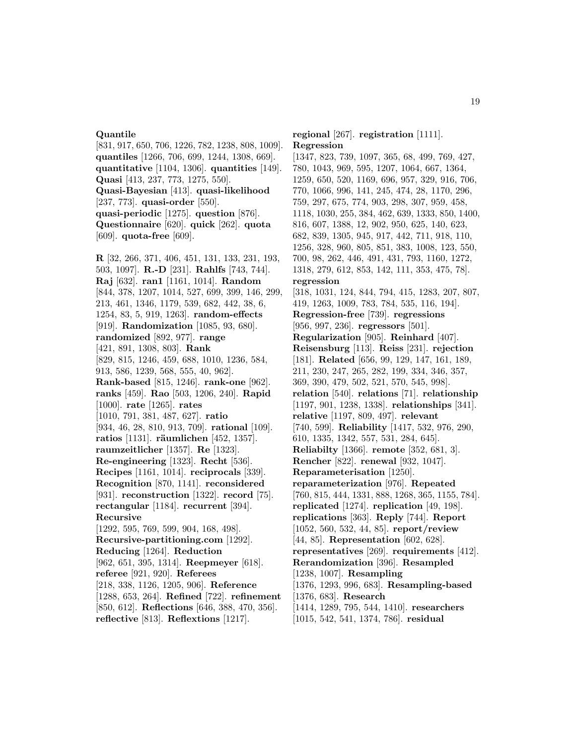**Quantile** [831, 917, 650, 706, 1226, 782, 1238, 808, 1009]. **quantiles** [1266, 706, 699, 1244, 1308, 669]. **quantitative** [1104, 1306]. **quantities** [149]. **Quasi** [413, 237, 773, 1275, 550]. **Quasi-Bayesian** [413]. **quasi-likelihood** [237, 773]. **quasi-order** [550]. **quasi-periodic** [1275]. **question** [876]. **Questionnaire** [620]. **quick** [262]. **quota** [609]. **quota-free** [609].

**R** [32, 266, 371, 406, 451, 131, 133, 231, 193, 503, 1097]. **R.-D** [231]. **Rahlfs** [743, 744]. **Raj** [632]. **ran1** [1161, 1014]. **Random** [844, 378, 1207, 1014, 527, 699, 399, 146, 299, 213, 461, 1346, 1179, 539, 682, 442, 38, 6, 1254, 83, 5, 919, 1263]. **random-effects** [919]. **Randomization** [1085, 93, 680]. **randomized** [892, 977]. **range** [421, 891, 1308, 803]. **Rank** [829, 815, 1246, 459, 688, 1010, 1236, 584, 913, 586, 1239, 568, 555, 40, 962]. **Rank-based** [815, 1246]. **rank-one** [962]. **ranks** [459]. **Rao** [503, 1206, 240]. **Rapid** [1000]. **rate** [1265]. **rates** [1010, 791, 381, 487, 627]. **ratio** [934, 46, 28, 810, 913, 709]. **rational** [109]. **ratios** [1131]. **räumlichen** [452, 1357]. **raumzeitlicher** [1357]. **Re** [1323]. **Re-engineering** [1323]. **Recht** [536]. **Recipes** [1161, 1014]. **reciprocals** [339]. **Recognition** [870, 1141]. **reconsidered** [931]. **reconstruction** [1322]. **record** [75]. **rectangular** [1184]. **recurrent** [394]. **Recursive** [1292, 595, 769, 599, 904, 168, 498]. **Recursive-partitioning.com** [1292]. **Reducing** [1264]. **Reduction** [962, 651, 395, 1314]. **Reepmeyer** [618]. **referee** [921, 920]. **Referees** [218, 338, 1126, 1205, 906]. **Reference** [1288, 653, 264]. **Refined** [722]. **refinement** [850, 612]. **Reflections** [646, 388, 470, 356]. **reflective** [813]. **Reflextions** [1217].

**regional** [267]. **registration** [1111]. **Regression** [1347, 823, 739, 1097, 365, 68, 499, 769, 427, 780, 1043, 969, 595, 1207, 1064, 667, 1364, 1259, 650, 520, 1169, 696, 957, 329, 916, 706, 770, 1066, 996, 141, 245, 474, 28, 1170, 296, 759, 297, 675, 774, 903, 298, 307, 959, 458, 1118, 1030, 255, 384, 462, 639, 1333, 850, 1400, 816, 607, 1388, 12, 902, 950, 625, 140, 623, 682, 839, 1305, 945, 917, 442, 711, 918, 110, 1256, 328, 960, 805, 851, 383, 1008, 123, 550, 700, 98, 262, 446, 491, 431, 793, 1160, 1272, 1318, 279, 612, 853, 142, 111, 353, 475, 78]. **regression** [318, 1031, 124, 844, 794, 415, 1283, 207, 807, 419, 1263, 1009, 783, 784, 535, 116, 194]. **Regression-free** [739]. **regressions** [956, 997, 236]. **regressors** [501]. **Regularization** [905]. **Reinhard** [407]. **Reisensburg** [113]. **Reiss** [231]. **rejection** [181]. **Related** [656, 99, 129, 147, 161, 189, 211, 230, 247, 265, 282, 199, 334, 346, 357, 369, 390, 479, 502, 521, 570, 545, 998]. **relation** [540]. **relations** [71]. **relationship** [1197, 901, 1238, 1338]. **relationships** [341]. **relative** [1197, 809, 497]. **relevant** [740, 599]. **Reliability** [1417, 532, 976, 290, 610, 1335, 1342, 557, 531, 284, 645]. **Reliabilty** [1366]. **remote** [352, 681, 3]. **Rencher** [822]. **renewal** [932, 1047]. **Reparameterisation** [1250]. **reparameterization** [976]. **Repeated** [760, 815, 444, 1331, 888, 1268, 365, 1155, 784]. **replicated** [1274]. **replication** [49, 198]. **replications** [363]. **Reply** [744]. **Report** [1052, 560, 532, 44, 85]. **report/review** [44, 85]. **Representation** [602, 628]. **representatives** [269]. **requirements** [412]. **Rerandomization** [396]. **Resampled** [1238, 1007]. **Resampling** [1376, 1293, 996, 683]. **Resampling-based** [1376, 683]. **Research** [1414, 1289, 795, 544, 1410]. **researchers** [1015, 542, 541, 1374, 786]. **residual**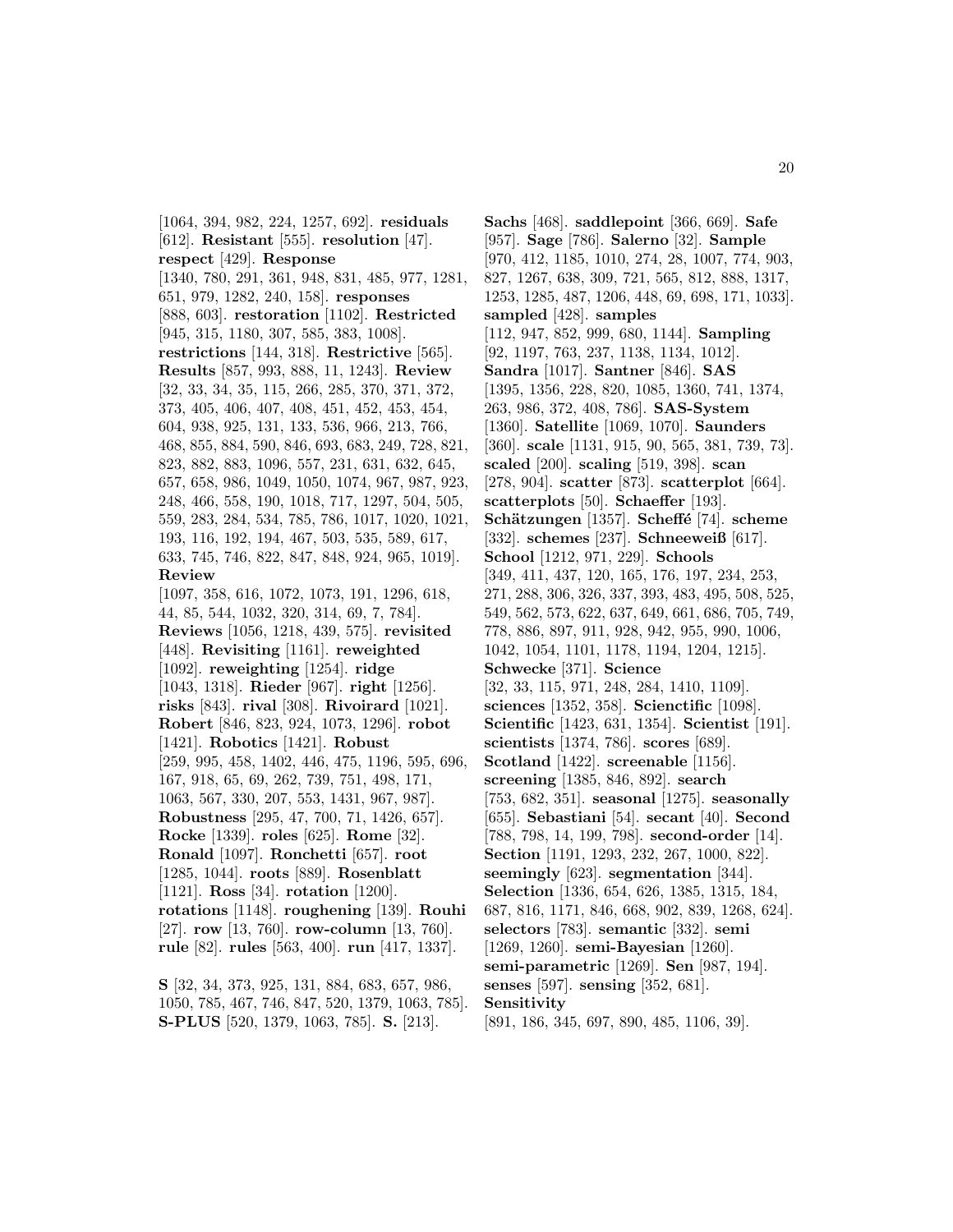[1064, 394, 982, 224, 1257, 692]. **residuals** [612]. **Resistant** [555]. **resolution** [47]. **respect** [429]. **Response** [1340, 780, 291, 361, 948, 831, 485, 977, 1281, 651, 979, 1282, 240, 158]. **responses** [888, 603]. **restoration** [1102]. **Restricted** [945, 315, 1180, 307, 585, 383, 1008]. **restrictions** [144, 318]. **Restrictive** [565]. **Results** [857, 993, 888, 11, 1243]. **Review** [32, 33, 34, 35, 115, 266, 285, 370, 371, 372, 373, 405, 406, 407, 408, 451, 452, 453, 454, 604, 938, 925, 131, 133, 536, 966, 213, 766, 468, 855, 884, 590, 846, 693, 683, 249, 728, 821, 823, 882, 883, 1096, 557, 231, 631, 632, 645, 657, 658, 986, 1049, 1050, 1074, 967, 987, 923, 248, 466, 558, 190, 1018, 717, 1297, 504, 505, 559, 283, 284, 534, 785, 786, 1017, 1020, 1021, 193, 116, 192, 194, 467, 503, 535, 589, 617, 633, 745, 746, 822, 847, 848, 924, 965, 1019]. **Review** [1097, 358, 616, 1072, 1073, 191, 1296, 618, 44, 85, 544, 1032, 320, 314, 69, 7, 784]. **Reviews** [1056, 1218, 439, 575]. **revisited** [448]. **Revisiting** [1161]. **reweighted** [1092]. **reweighting** [1254]. **ridge** [1043, 1318]. **Rieder** [967]. **right** [1256]. **risks** [843]. **rival** [308]. **Rivoirard** [1021]. **Robert** [846, 823, 924, 1073, 1296]. **robot** [1421]. **Robotics** [1421]. **Robust** [259, 995, 458, 1402, 446, 475, 1196, 595, 696, 167, 918, 65, 69, 262, 739, 751, 498, 171, 1063, 567, 330, 207, 553, 1431, 967, 987]. **Robustness** [295, 47, 700, 71, 1426, 657]. **Rocke** [1339]. **roles** [625]. **Rome** [32]. **Ronald** [1097]. **Ronchetti** [657]. **root** [1285, 1044]. **roots** [889]. **Rosenblatt** [1121]. **Ross** [34]. **rotation** [1200]. **rotations** [1148]. **roughening** [139]. **Rouhi** [27]. **row** [13, 760]. **row-column** [13, 760]. **rule** [82]. **rules** [563, 400]. **run** [417, 1337].

**S** [32, 34, 373, 925, 131, 884, 683, 657, 986, 1050, 785, 467, 746, 847, 520, 1379, 1063, 785]. **S-PLUS** [520, 1379, 1063, 785]. **S.** [213].

**Sachs** [468]. **saddlepoint** [366, 669]. **Safe** [957]. **Sage** [786]. **Salerno** [32]. **Sample** [970, 412, 1185, 1010, 274, 28, 1007, 774, 903, 827, 1267, 638, 309, 721, 565, 812, 888, 1317, 1253, 1285, 487, 1206, 448, 69, 698, 171, 1033]. **sampled** [428]. **samples** [112, 947, 852, 999, 680, 1144]. **Sampling** [92, 1197, 763, 237, 1138, 1134, 1012]. **Sandra** [1017]. **Santner** [846]. **SAS** [1395, 1356, 228, 820, 1085, 1360, 741, 1374, 263, 986, 372, 408, 786]. **SAS-System** [1360]. **Satellite** [1069, 1070]. **Saunders** [360]. **scale** [1131, 915, 90, 565, 381, 739, 73]. **scaled** [200]. **scaling** [519, 398]. **scan** [278, 904]. **scatter** [873]. **scatterplot** [664]. **scatterplots** [50]. **Schaeffer** [193]. **Schätzungen** [1357]. **Scheffé** [74]. **scheme** [332]. **schemes** [237]. **Schneeweiß** [617]. **School** [1212, 971, 229]. **Schools** [349, 411, 437, 120, 165, 176, 197, 234, 253, 271, 288, 306, 326, 337, 393, 483, 495, 508, 525, 549, 562, 573, 622, 637, 649, 661, 686, 705, 749, 778, 886, 897, 911, 928, 942, 955, 990, 1006, 1042, 1054, 1101, 1178, 1194, 1204, 1215]. **Schwecke** [371]. **Science** [32, 33, 115, 971, 248, 284, 1410, 1109]. **sciences** [1352, 358]. **Scienctific** [1098]. **Scientific** [1423, 631, 1354]. **Scientist** [191]. **scientists** [1374, 786]. **scores** [689]. **Scotland** [1422]. **screenable** [1156]. **screening** [1385, 846, 892]. **search** [753, 682, 351]. **seasonal** [1275]. **seasonally** [655]. **Sebastiani** [54]. **secant** [40]. **Second** [788, 798, 14, 199, 798]. **second-order** [14]. **Section** [1191, 1293, 232, 267, 1000, 822]. **seemingly** [623]. **segmentation** [344]. **Selection** [1336, 654, 626, 1385, 1315, 184, 687, 816, 1171, 846, 668, 902, 839, 1268, 624]. **selectors** [783]. **semantic** [332]. **semi** [1269, 1260]. **semi-Bayesian** [1260]. **semi-parametric** [1269]. **Sen** [987, 194]. **senses** [597]. **sensing** [352, 681]. **Sensitivity** [891, 186, 345, 697, 890, 485, 1106, 39].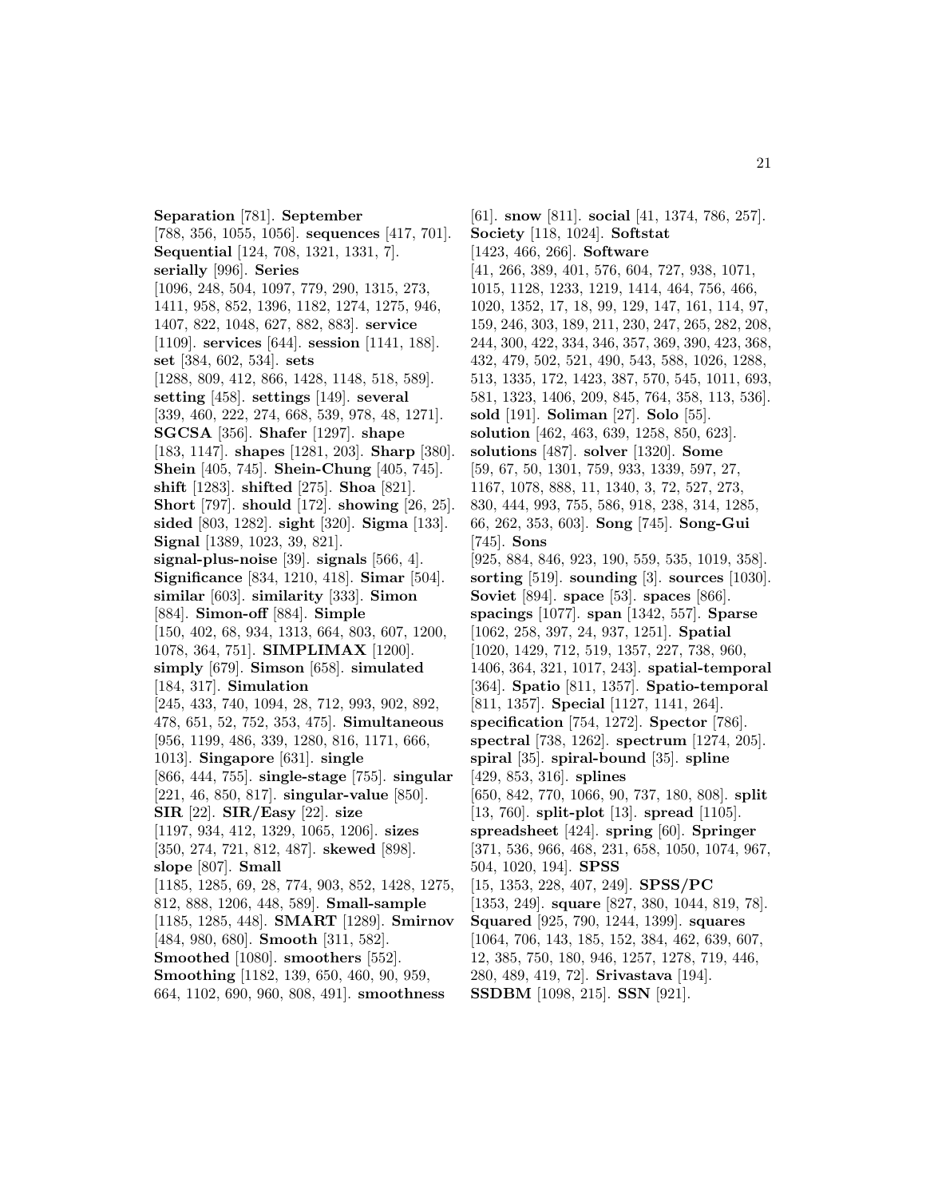**Separation** [781]. **September** [788, 356, 1055, 1056]. **sequences** [417, 701]. **Sequential** [124, 708, 1321, 1331, 7]. **serially** [996]. **Series** [1096, 248, 504, 1097, 779, 290, 1315, 273, 1411, 958, 852, 1396, 1182, 1274, 1275, 946, 1407, 822, 1048, 627, 882, 883]. **service** [1109]. **services** [644]. **session** [1141, 188]. **set** [384, 602, 534]. **sets** [1288, 809, 412, 866, 1428, 1148, 518, 589]. **setting** [458]. **settings** [149]. **several** [339, 460, 222, 274, 668, 539, 978, 48, 1271]. **SGCSA** [356]. **Shafer** [1297]. **shape** [183, 1147]. **shapes** [1281, 203]. **Sharp** [380]. **Shein** [405, 745]. **Shein-Chung** [405, 745]. **shift** [1283]. **shifted** [275]. **Shoa** [821]. **Short** [797]. **should** [172]. **showing** [26, 25]. **sided** [803, 1282]. **sight** [320]. **Sigma** [133]. **Signal** [1389, 1023, 39, 821]. **signal-plus-noise** [39]. **signals** [566, 4]. **Significance** [834, 1210, 418]. **Simar** [504]. **similar** [603]. **similarity** [333]. **Simon** [884]. **Simon-off** [884]. **Simple** [150, 402, 68, 934, 1313, 664, 803, 607, 1200, 1078, 364, 751]. **SIMPLIMAX** [1200]. **simply** [679]. **Simson** [658]. **simulated** [184, 317]. **Simulation** [245, 433, 740, 1094, 28, 712, 993, 902, 892, 478, 651, 52, 752, 353, 475]. **Simultaneous** [956, 1199, 486, 339, 1280, 816, 1171, 666, 1013]. **Singapore** [631]. **single** [866, 444, 755]. **single-stage** [755]. **singular** [221, 46, 850, 817]. **singular-value** [850]. **SIR** [22]. **SIR/Easy** [22]. **size** [1197, 934, 412, 1329, 1065, 1206]. **sizes** [350, 274, 721, 812, 487]. **skewed** [898]. **slope** [807]. **Small** [1185, 1285, 69, 28, 774, 903, 852, 1428, 1275, 812, 888, 1206, 448, 589]. **Small-sample** [1185, 1285, 448]. **SMART** [1289]. **Smirnov** [484, 980, 680]. **Smooth** [311, 582]. **Smoothed** [1080]. **smoothers** [552]. **Smoothing** [1182, 139, 650, 460, 90, 959, 664, 1102, 690, 960, 808, 491]. **smoothness** [61]. **snow** [811]. **social** [41, 1374, 786, 257]. **Society** [118, 1024]. **Softstat** [1423, 466, 266]. **Software** [41, 266, 389, 401, 576, 604, 727, 938, 1071, 1015, 1128, 1233, 1219, 1414, 464, 756, 466, 1020, 1352, 17, 18, 99, 129, 147, 161, 114, 97, 159, 246, 303, 189, 211, 230, 247, 265, 282, 208, 244, 300, 422, 334, 346, 357, 369, 390, 423, 368, 432, 479, 502, 521, 490, 543, 588, 1026, 1288, 513, 1335, 172, 1423, 387, 570, 545, 1011, 693, 581, 1323, 1406, 209, 845, 764, 358, 113, 536]. **sold** [191]. **Soliman** [27]. **Solo** [55]. **solution** [462, 463, 639, 1258, 850, 623]. **solutions** [487]. **solver** [1320]. **Some** [59, 67, 50, 1301, 759, 933, 1339, 597, 27, 1167, 1078, 888, 11, 1340, 3, 72, 527, 273, 830, 444, 993, 755, 586, 918, 238, 314, 1285, 66, 262, 353, 603]. **Song** [745]. **Song-Gui** [745]. **Sons** [925, 884, 846, 923, 190, 559, 535, 1019, 358]. **sorting** [519]. **sounding** [3]. **sources** [1030]. **Soviet** [894]. **space** [53]. **spaces** [866]. **spacings** [1077]. **span** [1342, 557]. **Sparse** [1062, 258, 397, 24, 937, 1251]. **Spatial** [1020, 1429, 712, 519, 1357, 227, 738, 960, 1406, 364, 321, 1017, 243]. **spatial-temporal** [364]. **Spatio** [811, 1357]. **Spatio-temporal** [811, 1357]. **Special** [1127, 1141, 264]. **specification** [754, 1272]. **Spector** [786]. **spectral** [738, 1262]. **spectrum** [1274, 205]. **spiral** [35]. **spiral-bound** [35]. **spline** [429, 853, 316]. **splines** [650, 842, 770, 1066, 90, 737, 180, 808]. **split** [13, 760]. **split-plot** [13]. **spread** [1105]. **spreadsheet** [424]. **spring** [60]. **Springer** [371, 536, 966, 468, 231, 658, 1050, 1074, 967, 504, 1020, 194]. **SPSS** [15, 1353, 228, 407, 249]. **SPSS/PC** [1353, 249]. **square** [827, 380, 1044, 819, 78]. **Squared** [925, 790, 1244, 1399]. **squares** [1064, 706, 143, 185, 152, 384, 462, 639, 607, 12, 385, 750, 180, 946, 1257, 1278, 719, 446, 280, 489, 419, 72]. **Srivastava** [194]. **SSDBM** [1098, 215]. **SSN** [921].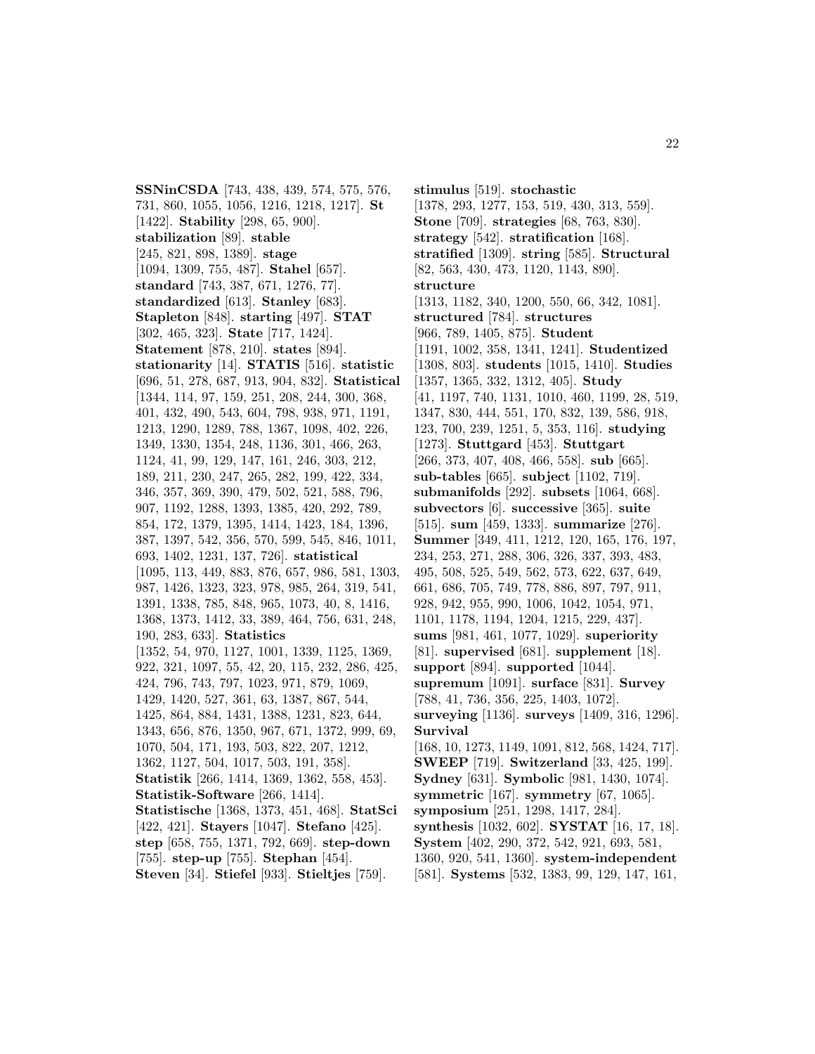**SSNinCSDA** [743, 438, 439, 574, 575, 576, 731, 860, 1055, 1056, 1216, 1218, 1217]. **St** [1422]. **Stability** [298, 65, 900]. **stabilization** [89]. **stable** [245, 821, 898, 1389]. **stage** [1094, 1309, 755, 487]. **Stahel** [657]. **standard** [743, 387, 671, 1276, 77]. **standardized** [613]. **Stanley** [683]. **Stapleton** [848]. **starting** [497]. **STAT** [302, 465, 323]. **State** [717, 1424]. **Statement** [878, 210]. **states** [894]. **stationarity** [14]. **STATIS** [516]. **statistic** [696, 51, 278, 687, 913, 904, 832]. **Statistical** [1344, 114, 97, 159, 251, 208, 244, 300, 368, 401, 432, 490, 543, 604, 798, 938, 971, 1191, 1213, 1290, 1289, 788, 1367, 1098, 402, 226, 1349, 1330, 1354, 248, 1136, 301, 466, 263, 1124, 41, 99, 129, 147, 161, 246, 303, 212, 189, 211, 230, 247, 265, 282, 199, 422, 334, 346, 357, 369, 390, 479, 502, 521, 588, 796, 907, 1192, 1288, 1393, 1385, 420, 292, 789, 854, 172, 1379, 1395, 1414, 1423, 184, 1396, 387, 1397, 542, 356, 570, 599, 545, 846, 1011, 693, 1402, 1231, 137, 726]. **statistical** [1095, 113, 449, 883, 876, 657, 986, 581, 1303, 987, 1426, 1323, 323, 978, 985, 264, 319, 541, 1391, 1338, 785, 848, 965, 1073, 40, 8, 1416, 1368, 1373, 1412, 33, 389, 464, 756, 631, 248, 190, 283, 633]. **Statistics** [1352, 54, 970, 1127, 1001, 1339, 1125, 1369, 922, 321, 1097, 55, 42, 20, 115, 232, 286, 425, 424, 796, 743, 797, 1023, 971, 879, 1069, 1429, 1420, 527, 361, 63, 1387, 867, 544, 1425, 864, 884, 1431, 1388, 1231, 823, 644, 1343, 656, 876, 1350, 967, 671, 1372, 999, 69, 1070, 504, 171, 193, 503, 822, 207, 1212, 1362, 1127, 504, 1017, 503, 191, 358]. **Statistik** [266, 1414, 1369, 1362, 558, 453]. **Statistik-Software** [266, 1414]. **Statistische** [1368, 1373, 451, 468]. **StatSci** [422, 421]. **Stayers** [1047]. **Stefano** [425]. **step** [658, 755, 1371, 792, 669]. **step-down** [755]. **step-up** [755]. **Stephan** [454]. **Steven** [34]. **Stiefel** [933]. **Stieltjes** [759]. **stimulus** [519]. **stochastic** [1378, 293, 1277, 153, 519, 430, 313, 559]. **Stone** [709]. **strategies** [68, 763, 830]. **strategy** [542]. **stratification** [168]. **stratified** [1309]. **string** [585]. **Structural** [82, 563, 430, 473, 1120, 1143, 890]. **structure** [1313, 1182, 340, 1200, 550, 66, 342, 1081]. **structured** [784]. **structures** [966, 789, 1405, 875]. **Student** [1191, 1002, 358, 1341, 1241]. **Studentized** [1308, 803]. **students** [1015, 1410]. **Studies** [1357, 1365, 332, 1312, 405]. **Study** [41, 1197, 740, 1131, 1010, 460, 1199, 28, 519, 1347, 830, 444, 551, 170, 832, 139, 586, 918, 123, 700, 239, 1251, 5, 353, 116]. **studying** [1273]. **Stuttgard** [453]. **Stuttgart** [266, 373, 407, 408, 466, 558]. **sub** [665]. **sub-tables** [665]. **subject** [1102, 719]. **submanifolds** [292]. **subsets** [1064, 668]. **subvectors** [6]. **successive** [365]. **suite** [515]. **sum** [459, 1333]. **summarize** [276]. **Summer** [349, 411, 1212, 120, 165, 176, 197, 234, 253, 271, 288, 306, 326, 337, 393, 483, 495, 508, 525, 549, 562, 573, 622, 637, 649, 661, 686, 705, 749, 778, 886, 897, 797, 911, 928, 942, 955, 990, 1006, 1042, 1054, 971, 1101, 1178, 1194, 1204, 1215, 229, 437]. **sums** [981, 461, 1077, 1029]. **superiority** [81]. **supervised** [681]. **supplement** [18]. **support** [894]. **supported** [1044]. **supremum** [1091]. **surface** [831]. **Survey** [788, 41, 736, 356, 225, 1403, 1072]. **surveying** [1136]. **surveys** [1409, 316, 1296]. **Survival** [168, 10, 1273, 1149, 1091, 812, 568, 1424, 717]. **SWEEP** [719]. **Switzerland** [33, 425, 199]. **Sydney** [631]. **Symbolic** [981, 1430, 1074]. **symmetric** [167]. **symmetry** [67, 1065]. **symposium** [251, 1298, 1417, 284]. **synthesis** [1032, 602]. **SYSTAT** [16, 17, 18]. **System** [402, 290, 372, 542, 921, 693, 581, 1360, 920, 541, 1360]. **system-independent** [581]. **Systems** [532, 1383, 99, 129, 147, 161,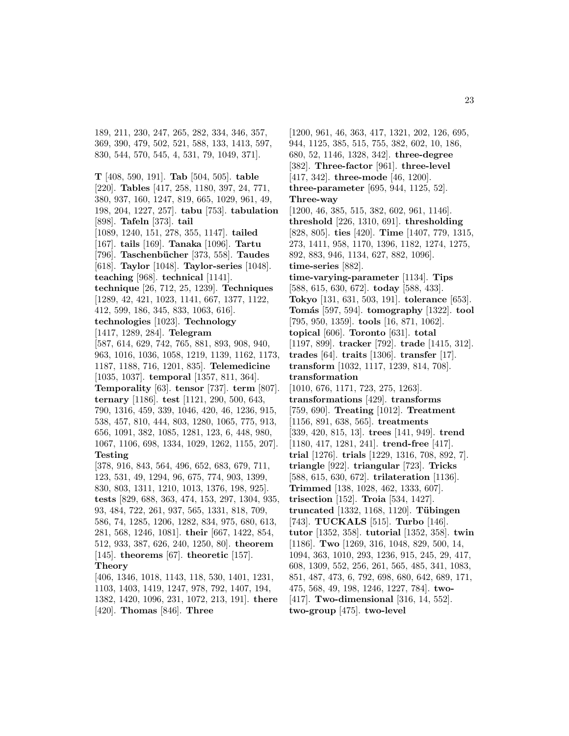189, 211, 230, 247, 265, 282, 334, 346, 357, 369, 390, 479, 502, 521, 588, 133, 1413, 597, 830, 544, 570, 545, 4, 531, 79, 1049, 371].

**T** [408, 590, 191]. **Tab** [504, 505]. **table** [220]. **Tables** [417, 258, 1180, 397, 24, 771, 380, 937, 160, 1247, 819, 665, 1029, 961, 49, 198, 204, 1227, 257]. **tabu** [753]. **tabulation** [898]. **Tafeln** [373]. **tail** [1089, 1240, 151, 278, 355, 1147]. **tailed** [167]. **tails** [169]. **Tanaka** [1096]. **Tartu** [796]. **Taschenbücher** [373, 558]. **Taudes** [618]. **Taylor** [1048]. **Taylor-series** [1048]. **teaching** [968]. **technical** [1141]. **technique** [26, 712, 25, 1239]. **Techniques** [1289, 42, 421, 1023, 1141, 667, 1377, 1122, 412, 599, 186, 345, 833, 1063, 616]. **technologies** [1023]. **Technology** [1417, 1289, 284]. **Telegram** [587, 614, 629, 742, 765, 881, 893, 908, 940, 963, 1016, 1036, 1058, 1219, 1139, 1162, 1173, 1187, 1188, 716, 1201, 835]. **Telemedicine** [1035, 1037]. **temporal** [1357, 811, 364]. **Temporality** [63]. **tensor** [737]. **term** [807]. **ternary** [1186]. **test** [1121, 290, 500, 643, 790, 1316, 459, 339, 1046, 420, 46, 1236, 915, 538, 457, 810, 444, 803, 1280, 1065, 775, 913, 656, 1091, 382, 1085, 1281, 123, 6, 448, 980, 1067, 1106, 698, 1334, 1029, 1262, 1155, 207]. **Testing** [378, 916, 843, 564, 496, 652, 683, 679, 711, 123, 531, 49, 1294, 96, 675, 774, 903, 1399, 830, 803, 1311, 1210, 1013, 1376, 198, 925]. **tests** [829, 688, 363, 474, 153, 297, 1304, 935, 93, 484, 722, 261, 937, 565, 1331, 818, 709, 586, 74, 1285, 1206, 1282, 834, 975, 680, 613, 281, 568, 1246, 1081]. **their** [667, 1422, 854, 512, 933, 387, 626, 240, 1250, 80]. **theorem** [145]. **theorems** [67]. **theoretic** [157]. **Theory** [406, 1346, 1018, 1143, 118, 530, 1401, 1231, 1103, 1403, 1419, 1247, 978, 792, 1407, 194, 1382, 1420, 1096, 231, 1072, 213, 191]. **there** [420]. **Thomas** [846]. **Three** [1200, 961, 46, 363, 417, 1321, 202, 126, 695, 944, 1125, 385, 515, 755, 382, 602, 10, 186, 680, 52, 1146, 1328, 342]. **three-degree** [382]. **Three-factor** [961]. **three-level** [417, 342]. **three-mode** [46, 1200]. **three-parameter** [695, 944, 1125, 52]. **Three-way** [1200, 46, 385, 515, 382, 602, 961, 1146]. **threshold** [226, 1310, 691]. **thresholding** [828, 805]. **ties** [420]. **Time** [1407, 779, 1315, 273, 1411, 958, 1170, 1396, 1182, 1274, 1275, 892, 883, 946, 1134, 627, 882, 1096]. **time-series** [882]. **time-varying-parameter** [1134]. **Tips** [588, 615, 630, 672]. **today** [588, 433]. **Tokyo** [131, 631, 503, 191]. **tolerance** [653]. **Tomás** [597, 594]. **tomography** [1322]. **tool** [795, 950, 1359]. **tools** [16, 871, 1062]. **topical** [606]. **Toronto** [631]. **total** [1197, 899]. **tracker** [792]. **trade** [1415, 312]. **trades** [64]. **traits** [1306]. **transfer** [17]. **transform** [1032, 1117, 1239, 814, 708]. **transformation** [1010, 676, 1171, 723, 275, 1263]. **transformations** [429]. **transforms** [759, 690]. **Treating** [1012]. **Treatment** [1156, 891, 638, 565]. **treatments** [339, 420, 815, 13]. **trees** [141, 949]. **trend** [1180, 417, 1281, 241]. **trend-free** [417]. **trial** [1276]. **trials** [1229, 1316, 708, 892, 7]. **triangle** [922]. **triangular** [723]. **Tricks** [588, 615, 630, 672]. **trilateration** [1136]. **Trimmed** [138, 1028, 462, 1333, 607]. **trisection** [152]. **Troia** [534, 1427]. **truncated** [1332, 1168, 1120]. **Tübingen** [743]. **TUCKALS** [515]. **Turbo** [146]. **tutor** [1352, 358]. **tutorial** [1352, 358]. **twin** [1186]. **Two** [1269, 316, 1048, 829, 500, 14, 1094, 363, 1010, 293, 1236, 915, 245, 29, 417, 608, 1309, 552, 256, 261, 565, 485, 341, 1083, 851, 487, 473, 6, 792, 698, 680, 642, 689, 171, 475, 568, 49, 198, 1246, 1227, 784]. **two-** [417]. **Two-dimensional** [316, 14, 552]. **two-group** [475]. **two-level**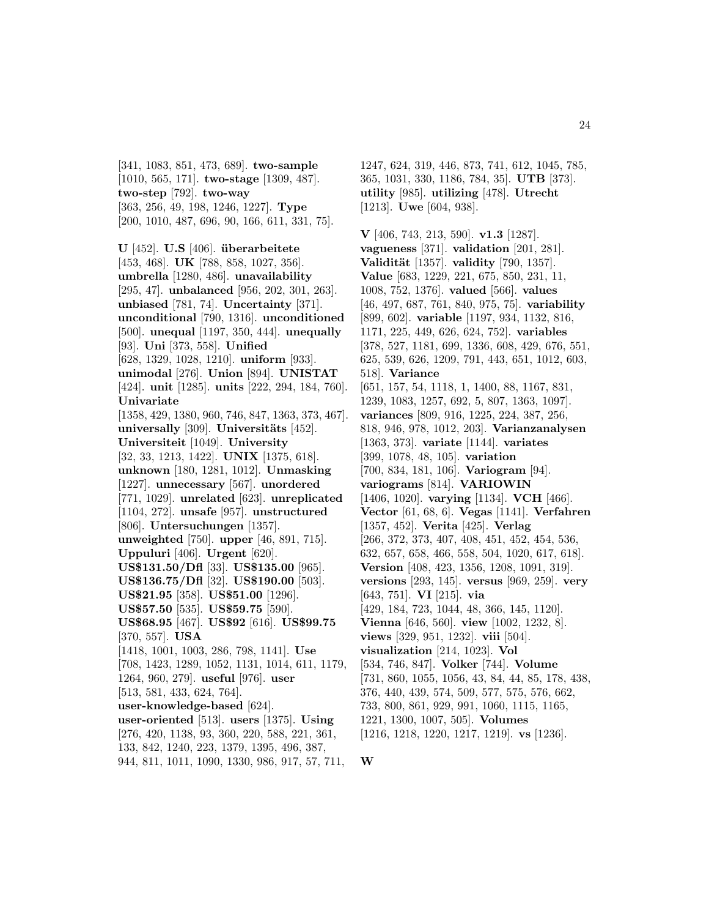[341, 1083, 851, 473, 689]. **two-sample** [1010, 565, 171]. **two-stage** [1309, 487]. **two-step** [792]. **two-way** [363, 256, 49, 198, 1246, 1227]. **Type** [200, 1010, 487, 696, 90, 166, 611, 331, 75].

**U** [452]. **U.S** [406]. **überarbeitete** [453, 468]. **UK** [788, 858, 1027, 356]. **umbrella** [1280, 486]. **unavailability** [295, 47]. **unbalanced** [956, 202, 301, 263]. **unbiased** [781, 74]. **Uncertainty** [371]. **unconditional** [790, 1316]. **unconditioned** [500]. **unequal** [1197, 350, 444]. **unequally** [93]. **Uni** [373, 558]. **Unified** [628, 1329, 1028, 1210]. **uniform** [933]. **unimodal** [276]. **Union** [894]. **UNISTAT** [424]. **unit** [1285]. **units** [222, 294, 184, 760]. **Univariate** [1358, 429, 1380, 960, 746, 847, 1363, 373, 467]. **universally** [309]. **Universitäts** [452]. **Universiteit** [1049]. **University** [32, 33, 1213, 1422]. **UNIX** [1375, 618]. **unknown** [180, 1281, 1012]. **Unmasking** [1227]. **unnecessary** [567]. **unordered** [771, 1029]. **unrelated** [623]. **unreplicated** [1104, 272]. **unsafe** [957]. **unstructured** [806]. **Untersuchungen** [1357]. **unweighted** [750]. **upper** [46, 891, 715]. **Uppuluri** [406]. **Urgent** [620]. **US$131.50/Dfl** [33]. **US$135.00** [965]. **US$136.75/Dfl** [32]. **US$190.00** [503]. **US$21.95** [358]. **US$51.00** [1296]. **US$57.50** [535]. **US$59.75** [590]. **US$68.95** [467]. **US$92** [616]. **US$99.75** [370, 557]. **USA** [1418, 1001, 1003, 286, 798, 1141]. **Use** [708, 1423, 1289, 1052, 1131, 1014, 611, 1179, 1264, 960, 279]. **useful** [976]. **user** [513, 581, 433, 624, 764]. **user-knowledge-based** [624]. **user-oriented** [513]. **users** [1375]. **Using** [276, 420, 1138, 93, 360, 220, 588, 221, 361, 133, 842, 1240, 223, 1379, 1395, 496, 387, 944, 811, 1011, 1090, 1330, 986, 917, 57, 711, 1247, 624, 319, 446, 873, 741, 612, 1045, 785, 365, 1031, 330, 1186, 784, 35]. **UTB** [373]. **utility** [985]. **utilizing** [478]. **Utrecht** [1213]. **Uwe** [604, 938].

**V** [406, 743, 213, 590]. **v1.3** [1287]. **vagueness** [371]. **validation** [201, 281]. **Validität** [1357]. **validity** [790, 1357]. **Value** [683, 1229, 221, 675, 850, 231, 11, 1008, 752, 1376]. **valued** [566]. **values** [46, 497, 687, 761, 840, 975, 75]. **variability** [899, 602]. **variable** [1197, 934, 1132, 816, 1171, 225, 449, 626, 624, 752]. **variables** [378, 527, 1181, 699, 1336, 608, 429, 676, 551, 625, 539, 626, 1209, 791, 443, 651, 1012, 603, 518]. **Variance** [651, 157, 54, 1118, 1, 1400, 88, 1167, 831, 1239, 1083, 1257, 692, 5, 807, 1363, 1097]. **variances** [809, 916, 1225, 224, 387, 256, 818, 946, 978, 1012, 203]. **Varianzanalysen** [1363, 373]. **variate** [1144]. **variates** [399, 1078, 48, 105]. **variation** [700, 834, 181, 106]. **Variogram** [94]. **variograms** [814]. **VARIOWIN** [1406, 1020]. **varying** [1134]. **VCH** [466]. **Vector** [61, 68, 6]. **Vegas** [1141]. **Verfahren** [1357, 452]. **Verita** [425]. **Verlag** [266, 372, 373, 407, 408, 451, 452, 454, 536, 632, 657, 658, 466, 558, 504, 1020, 617, 618]. **Version** [408, 423, 1356, 1208, 1091, 319]. **versions** [293, 145]. **versus** [969, 259]. **very** [643, 751]. **VI** [215]. **via** [429, 184, 723, 1044, 48, 366, 145, 1120]. **Vienna** [646, 560]. **view** [1002, 1232, 8]. **views** [329, 951, 1232]. **viii** [504]. **visualization** [214, 1023]. **Vol** [534, 746, 847]. **Volker** [744]. **Volume** [731, 860, 1055, 1056, 43, 84, 44, 85, 178, 438, 376, 440, 439, 574, 509, 577, 575, 576, 662, 733, 800, 861, 929, 991, 1060, 1115, 1165, 1221, 1300, 1007, 505]. **Volumes** [1216, 1218, 1220, 1217, 1219]. **vs** [1236].

**W**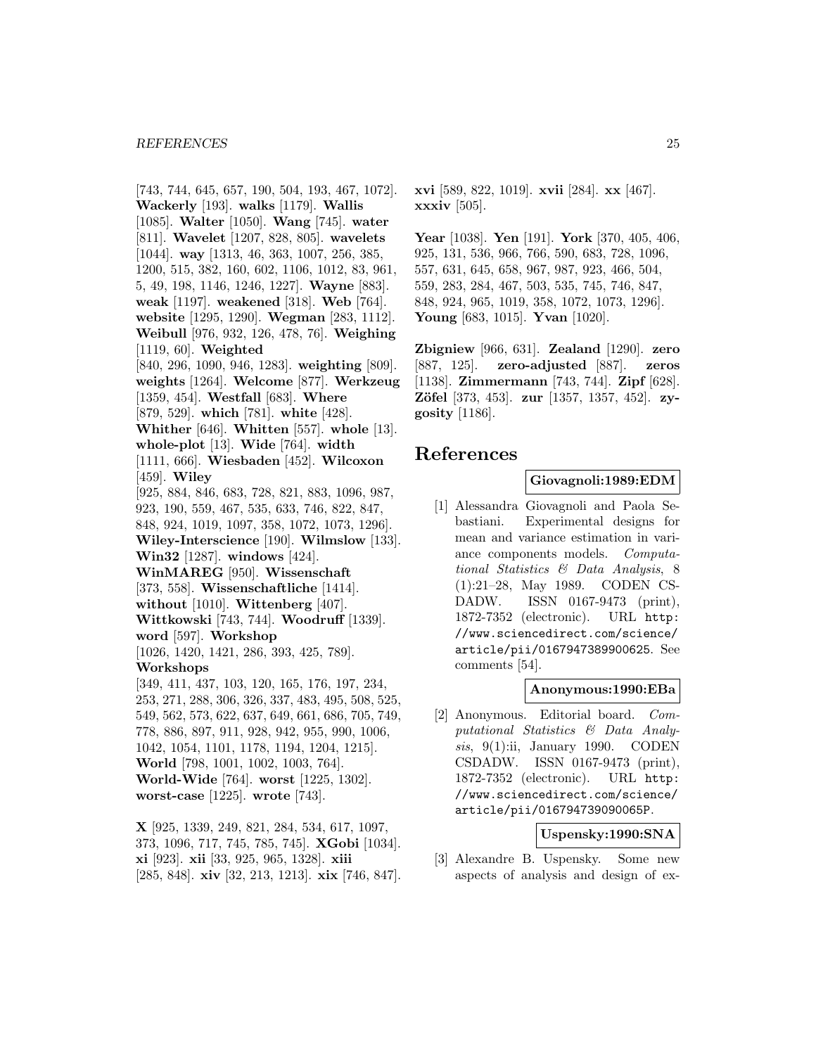[743, 744, 645, 657, 190, 504, 193, 467, 1072]. **Wackerly** [193]. **walks** [1179]. **Wallis** [1085]. **Walter** [1050]. **Wang** [745]. **water** [811]. **Wavelet** [1207, 828, 805]. **wavelets** [1044]. **way** [1313, 46, 363, 1007, 256, 385, 1200, 515, 382, 160, 602, 1106, 1012, 83, 961, 5, 49, 198, 1146, 1246, 1227]. **Wayne** [883]. **weak** [1197]. **weakened** [318]. **Web** [764]. **website** [1295, 1290]. **Wegman** [283, 1112]. **Weibull** [976, 932, 126, 478, 76]. **Weighing** [1119, 60]. **Weighted** [840, 296, 1090, 946, 1283]. **weighting** [809]. **weights** [1264]. **Welcome** [877]. **Werkzeug** [1359, 454]. **Westfall** [683]. **Where** [879, 529]. **which** [781]. **white** [428]. **Whither** [646]. **Whitten** [557]. **whole** [13]. **whole-plot** [13]. **Wide** [764]. **width** [1111, 666]. **Wiesbaden** [452]. **Wilcoxon** [459]. **Wiley** [925, 884, 846, 683, 728, 821, 883, 1096, 987, 923, 190, 559, 467, 535, 633, 746, 822, 847, 848, 924, 1019, 1097, 358, 1072, 1073, 1296]. **Wiley-Interscience** [190]. **Wilmslow** [133]. **Win32** [1287]. **windows** [424]. **WinMAREG** [950]. **Wissenschaft** [373, 558]. **Wissenschaftliche** [1414]. **without** [1010]. **Wittenberg** [407]. **Wittkowski** [743, 744]. **Woodruff** [1339]. **word** [597]. **Workshop** [1026, 1420, 1421, 286, 393, 425, 789]. **Workshops** [349, 411, 437, 103, 120, 165, 176, 197, 234, 253, 271, 288, 306, 326, 337, 483, 495, 508, 525, 549, 562, 573, 622, 637, 649, 661, 686, 705, 749, 778, 886, 897, 911, 928, 942, 955, 990, 1006, 1042, 1054, 1101, 1178, 1194, 1204, 1215]. **World** [798, 1001, 1002, 1003, 764]. **World-Wide** [764]. **worst** [1225, 1302]. **worst-case** [1225]. **wrote** [743].

**X** [925, 1339, 249, 821, 284, 534, 617, 1097, 373, 1096, 717, 745, 785, 745]. **XGobi** [1034]. **xi** [923]. **xii** [33, 925, 965, 1328]. **xiii** [285, 848]. **xiv** [32, 213, 1213]. **xix** [746, 847]. **xvi** [589, 822, 1019]. **xvii** [284]. **xx** [467]. **xxxiv** [505].

**Year** [1038]. **Yen** [191]. **York** [370, 405, 406, 925, 131, 536, 966, 766, 590, 683, 728, 1096, 557, 631, 645, 658, 967, 987, 923, 466, 504, 559, 283, 284, 467, 503, 535, 745, 746, 847, 848, 924, 965, 1019, 358, 1072, 1073, 1296]. **Young** [683, 1015]. **Yvan** [1020].

**Zbigniew** [966, 631]. **Zealand** [1290]. **zero** [887, 125]. **zero-adjusted** [887]. **zeros** [1138]. **Zimmermann** [743, 744]. **Zipf** [628]. **Zöfel** [373, 453]. **zur** [1357, 1357, 452]. **zygosity** [1186].

# References

**Giovagnoli:1989:EDM**

[1] Alessandra Giovagnoli and Paola Sebastiani. Experimental designs for mean and variance estimation in variance components models. *Computational Statistics & Data Analysis*, 8 (1):21–28, May 1989. CODEN CSDADW. ISSN 0167-9473 (print), 1872-7352 (electronic). URL http://www.sciencedirect.com/science/article/pii/0167947389900625. See comments [54].

**Anonymous:1990:EBa**

[2] Anonymous. Editorial board. *Computational Statistics & Data Analysis*, 9(1):ii, January 1990. CODEN CSDADW. ISSN 0167-9473 (print), 1872-7352 (electronic). URL http://www.sciencedirect.com/science/article/pii/016794739090065P.

**Uspensky:1990:SNA**

[3] Alexandre B. Uspensky. Some new aspects of analysis and design of ex-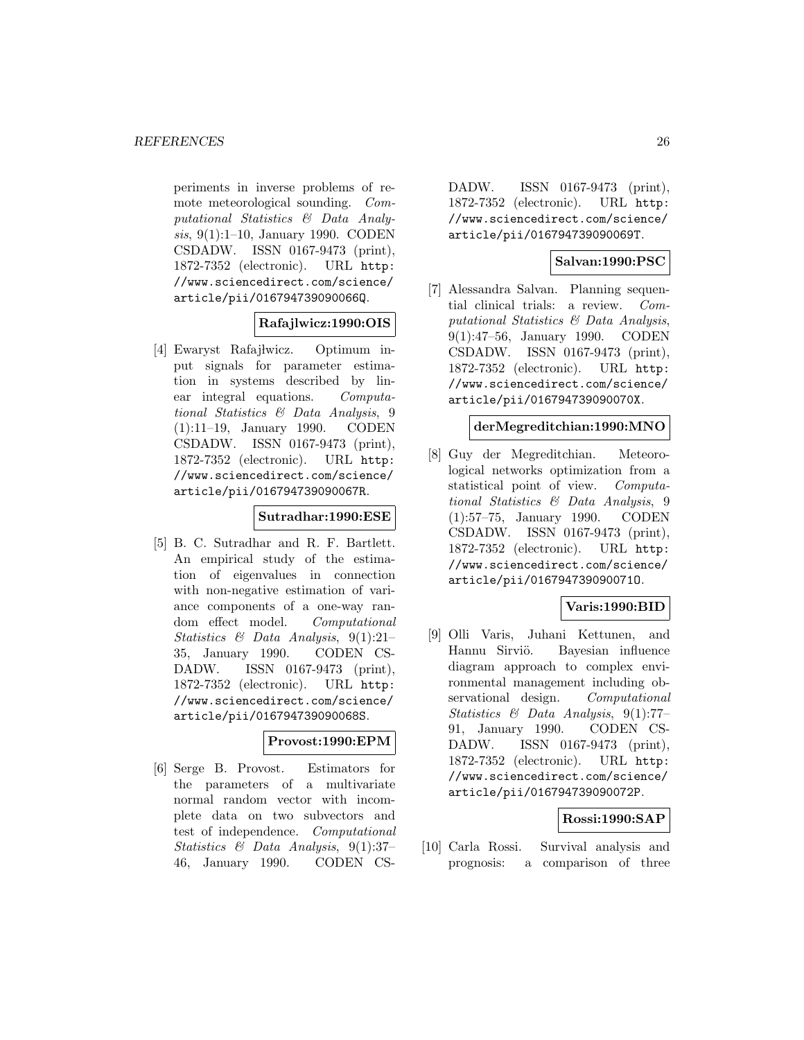periments in inverse problems of remote meteorological sounding. *Computational Statistics & Data Analysis*, 9(1):1–10, January 1990. CODEN CSDADW. ISSN 0167-9473 (print), 1872-7352 (electronic). URL http://www.sciencedirect.com/science/article/pii/016794739090066Q.

**Rafajlwicz:1990:OIS**

[4] Ewaryst Rafajłwicz. Optimum input signals for parameter estimation in systems described by linear integral equations. *Computational Statistics & Data Analysis*, 9 (1):11–19, January 1990. CODEN CSDADW. ISSN 0167-9473 (print), 1872-7352 (electronic). URL http://www.sciencedirect.com/science/article/pii/016794739090067R.

**Sutradhar:1990:ESE**

[5] B. C. Sutradhar and R. F. Bartlett. An empirical study of the estimation of eigenvalues in connection with non-negative estimation of variance components of a one-way random effect model. *Computational Statistics & Data Analysis*, 9(1):21–35, January 1990. CODEN CSDADW. ISSN 0167-9473 (print), 1872-7352 (electronic). URL http://www.sciencedirect.com/science/article/pii/016794739090068S.

**Provost:1990:EPM**

[6] Serge B. Provost. Estimators for the parameters of a multivariate normal random vector with incomplete data on two subvectors and test of independence. *Computational Statistics & Data Analysis*, 9(1):37–46, January 1990. CODEN CSDADW. ISSN 0167-9473 (print), 1872-7352 (electronic). URL http://www.sciencedirect.com/science/article/pii/016794739090069T.

**Salvan:1990:PSC**

[7] Alessandra Salvan. Planning sequential clinical trials: a review. *Computational Statistics & Data Analysis*, 9(1):47–56, January 1990. CODEN CSDADW. ISSN 0167-9473 (print), 1872-7352 (electronic). URL http://www.sciencedirect.com/science/article/pii/016794739090070X.

**derMegreditchian:1990:MNO**

[8] Guy der Megreditchian. Meteorological networks optimization from a statistical point of view. *Computational Statistics & Data Analysis*, 9 (1):57–75, January 1990. CODEN CSDADW. ISSN 0167-9473 (print), 1872-7352 (electronic). URL http://www.sciencedirect.com/science/article/pii/016794739090071O.

**Varis:1990:BID**

[9] Olli Varis, Juhani Kettunen, and Hannu Sirviö. Bayesian influence diagram approach to complex environmental management including observational design. *Computational Statistics & Data Analysis*, 9(1):77–91, January 1990. CODEN CSDADW. ISSN 0167-9473 (print), 1872-7352 (electronic). URL http://www.sciencedirect.com/science/article/pii/016794739090072P.

**Rossi:1990:SAP**

[10] Carla Rossi. Survival analysis and prognosis: a comparison of three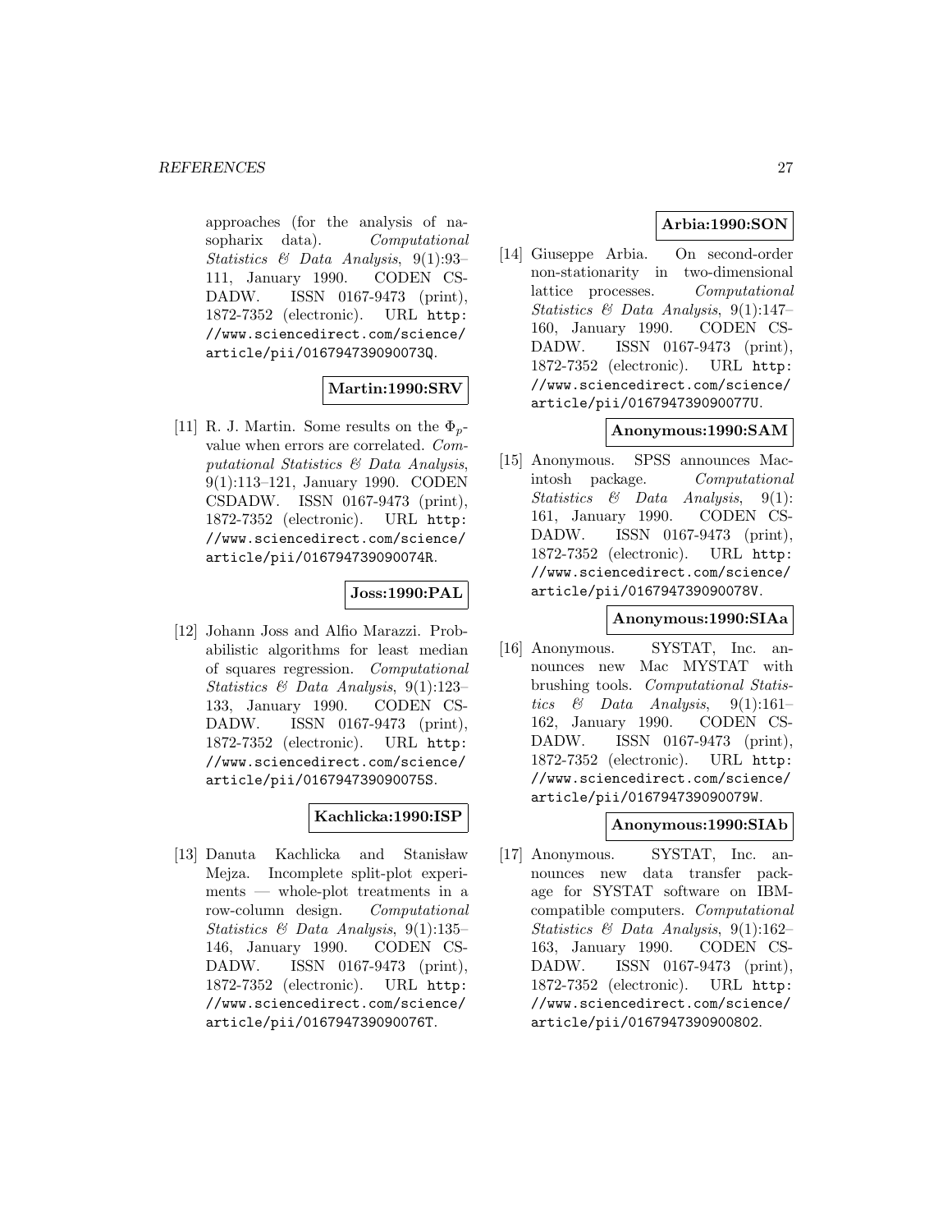approaches (for the analysis of nasopharix data). *Computational Statistics & Data Analysis*, 9(1):93–111, January 1990. CODEN CSDADW. ISSN 0167-9473 (print), 1872-7352 (electronic). URL http://www.sciencedirect.com/science/article/pii/016794739090073Q.

**Martin:1990:SRV**

[11] R. J. Martin. Some results on the $\Phi_p$-value when errors are correlated. *Computational Statistics & Data Analysis*, 9(1):113–121, January 1990. CODEN CSDADW. ISSN 0167-9473 (print), 1872-7352 (electronic). URL http://www.sciencedirect.com/science/article/pii/016794739090074R.

**Joss:1990:PAL**

[12] Johann Joss and Alfio Marazzi. Probabilistic algorithms for least median of squares regression. *Computational Statistics & Data Analysis*, 9(1):123–133, January 1990. CODEN CSDADW. ISSN 0167-9473 (print), 1872-7352 (electronic). URL http://www.sciencedirect.com/science/article/pii/016794739090075S.

**Kachlicka:1990:ISP**

[13] Danuta Kachlicka and Stanisław Mejza. Incomplete split-plot experiments — whole-plot treatments in a row-column design. *Computational Statistics & Data Analysis*, 9(1):135–146, January 1990. CODEN CSDADW. ISSN 0167-9473 (print), 1872-7352 (electronic). URL http://www.sciencedirect.com/science/article/pii/016794739090076T.

**Arbia:1990:SON**

[14] Giuseppe Arbia. On second-order non-stationarity in two-dimensional lattice processes. *Computational Statistics & Data Analysis*, 9(1):147–160, January 1990. CODEN CSDADW. ISSN 0167-9473 (print), 1872-7352 (electronic). URL http://www.sciencedirect.com/science/article/pii/016794739090077U.

**Anonymous:1990:SAM**

[15] Anonymous. SPSS announces Macintosh package. *Computational Statistics & Data Analysis*, 9(1):161, January 1990. CODEN CSDADW. ISSN 0167-9473 (print), 1872-7352 (electronic). URL http://www.sciencedirect.com/science/article/pii/016794739090078V.

**Anonymous:1990:SIAa**

[16] Anonymous. SYSTAT, Inc. announces new Mac MYSTAT with brushing tools. *Computational Statistics & Data Analysis*, 9(1):161–162, January 1990. CODEN CSDADW. ISSN 0167-9473 (print), 1872-7352 (electronic). URL http://www.sciencedirect.com/science/article/pii/016794739090079W.

**Anonymous:1990:SIAb**

[17] Anonymous. SYSTAT, Inc. announces new data transfer package for SYSTAT software on IBM-compatible computers. *Computational Statistics & Data Analysis*, 9(1):162–163, January 1990. CODEN CSDADW. ISSN 0167-9473 (print), 1872-7352 (electronic). URL http://www.sciencedirect.com/science/article/pii/0167947390900802.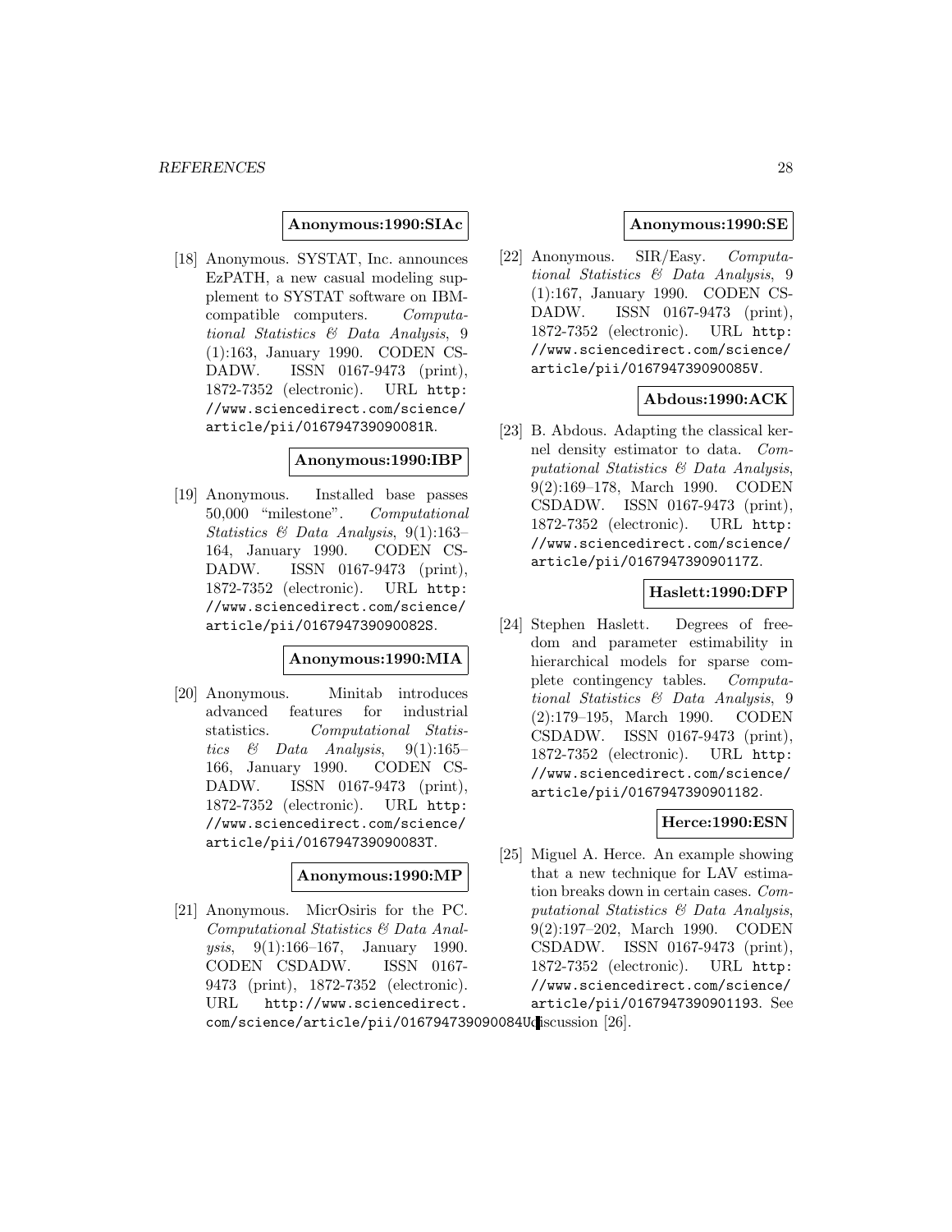**Anonymous:1990:SIAc**

[18] Anonymous. SYSTAT, Inc. announces EzPATH, a new casual modeling supplement to SYSTAT software on IBM-compatible computers. *Computational Statistics & Data Analysis*, 9 (1):163, January 1990. CODEN CSDADW. ISSN 0167-9473 (print), 1872-7352 (electronic). URL `http://www.sciencedirect.com/science/article/pii/016794739090081R`.

**Anonymous:1990:IBP**

[19] Anonymous. Installed base passes 50,000 "milestone". *Computational Statistics & Data Analysis*, 9(1):163–164, January 1990. CODEN CSDADW. ISSN 0167-9473 (print), 1872-7352 (electronic). URL `http://www.sciencedirect.com/science/article/pii/016794739090082S`.

**Anonymous:1990:MIA**

[20] Anonymous. Minitab introduces advanced features for industrial statistics. *Computational Statistics & Data Analysis*, 9(1):165–166, January 1990. CODEN CSDADW. ISSN 0167-9473 (print), 1872-7352 (electronic). URL `http://www.sciencedirect.com/science/article/pii/016794739090083T`.

**Anonymous:1990:MP**

[21] Anonymous. MicrOsiris for the PC. *Computational Statistics & Data Analysis*, 9(1):166–167, January 1990. CODEN CSDADW. ISSN 0167-9473 (print), 1872-7352 (electronic). URL `http://www.sciencedirect.com/science/article/pii/016794739090084U`.

**Anonymous:1990:SE**

[22] Anonymous. SIR/Easy. *Computational Statistics & Data Analysis*, 9 (1):167, January 1990. CODEN CSDADW. ISSN 0167-9473 (print), 1872-7352 (electronic). URL `http://www.sciencedirect.com/science/article/pii/016794739090085V`.

**Abdous:1990:ACK**

[23] B. Abdous. Adapting the classical kernel density estimator to data. *Computational Statistics & Data Analysis*, 9(2):169–178, March 1990. CODEN CSDADW. ISSN 0167-9473 (print), 1872-7352 (electronic). URL `http://www.sciencedirect.com/science/article/pii/016794739090117Z`.

**Haslett:1990:DFP**

[24] Stephen Haslett. Degrees of freedom and parameter estimability in hierarchical models for sparse complete contingency tables. *Computational Statistics & Data Analysis*, 9 (2):179–195, March 1990. CODEN CSDADW. ISSN 0167-9473 (print), 1872-7352 (electronic). URL `http://www.sciencedirect.com/science/article/pii/0167947390901182`.

**Herce:1990:ESN**

[25] Miguel A. Herce. An example showing that a new technique for LAV estimation breaks down in certain cases. *Computational Statistics & Data Analysis*, 9(2):197–202, March 1990. CODEN CSDADW. ISSN 0167-9473 (print), 1872-7352 (electronic). URL `http://www.sciencedirect.com/science/article/pii/0167947390901193`. See discussion [26].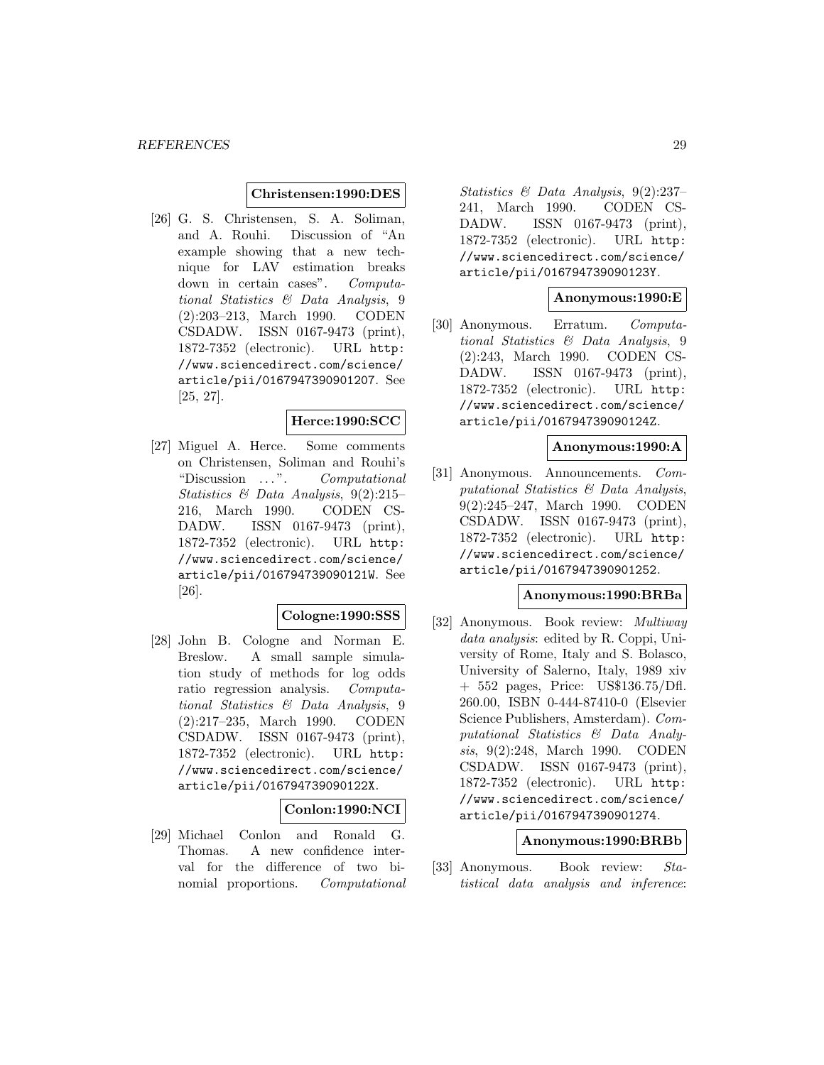**Christensen:1990:DES**

[26] G. S. Christensen, S. A. Soliman, and A. Rouhi. Discussion of "An example showing that a new technique for LAV estimation breaks down in certain cases". *Computational Statistics & Data Analysis*, 9 (2):203–213, March 1990. CODEN CSDADW. ISSN 0167-9473 (print), 1872-7352 (electronic). URL http://www.sciencedirect.com/science/article/pii/0167947390901207. See [25, 27].

**Herce:1990:SCC**

[27] Miguel A. Herce. Some comments on Christensen, Soliman and Rouhi's "Discussion ...". *Computational Statistics & Data Analysis*, 9(2):215–216, March 1990. CODEN CSDADW. ISSN 0167-9473 (print), 1872-7352 (electronic). URL http://www.sciencedirect.com/science/article/pii/016794739090121W. See [26].

**Cologne:1990:SSS**

[28] John B. Cologne and Norman E. Breslow. A small sample simulation study of methods for log odds ratio regression analysis. *Computational Statistics & Data Analysis*, 9 (2):217–235, March 1990. CODEN CSDADW. ISSN 0167-9473 (print), 1872-7352 (electronic). URL http://www.sciencedirect.com/science/article/pii/016794739090122X.

**Conlon:1990:NCI**

[29] Michael Conlon and Ronald G. Thomas. A new confidence interval for the difference of two binomial proportions. *Computational Statistics & Data Analysis*, 9(2):237–241, March 1990. CODEN CSDADW. ISSN 0167-9473 (print), 1872-7352 (electronic). URL http://www.sciencedirect.com/science/article/pii/016794739090123Y.

**Anonymous:1990:E**

[30] Anonymous. Erratum. *Computational Statistics & Data Analysis*, 9 (2):243, March 1990. CODEN CSDADW. ISSN 0167-9473 (print), 1872-7352 (electronic). URL http://www.sciencedirect.com/science/article/pii/016794739090124Z.

**Anonymous:1990:A**

[31] Anonymous. Announcements. *Computational Statistics & Data Analysis*, 9(2):245–247, March 1990. CODEN CSDADW. ISSN 0167-9473 (print), 1872-7352 (electronic). URL http://www.sciencedirect.com/science/article/pii/0167947390901252.

**Anonymous:1990:BRBa**

[32] Anonymous. Book review: *Multiway data analysis*: edited by R. Coppi, University of Rome, Italy and S. Bolasco, University of Salerno, Italy, 1989 xiv + 552 pages, Price: US$136.75/Dfl. 260.00, ISBN 0-444-87410-0 (Elsevier Science Publishers, Amsterdam). *Computational Statistics & Data Analysis*, 9(2):248, March 1990. CODEN CSDADW. ISSN 0167-9473 (print), 1872-7352 (electronic). URL http://www.sciencedirect.com/science/article/pii/0167947390901274.

**Anonymous:1990:BRBb**

[33] Anonymous. Book review: *Statistical data analysis and inference*: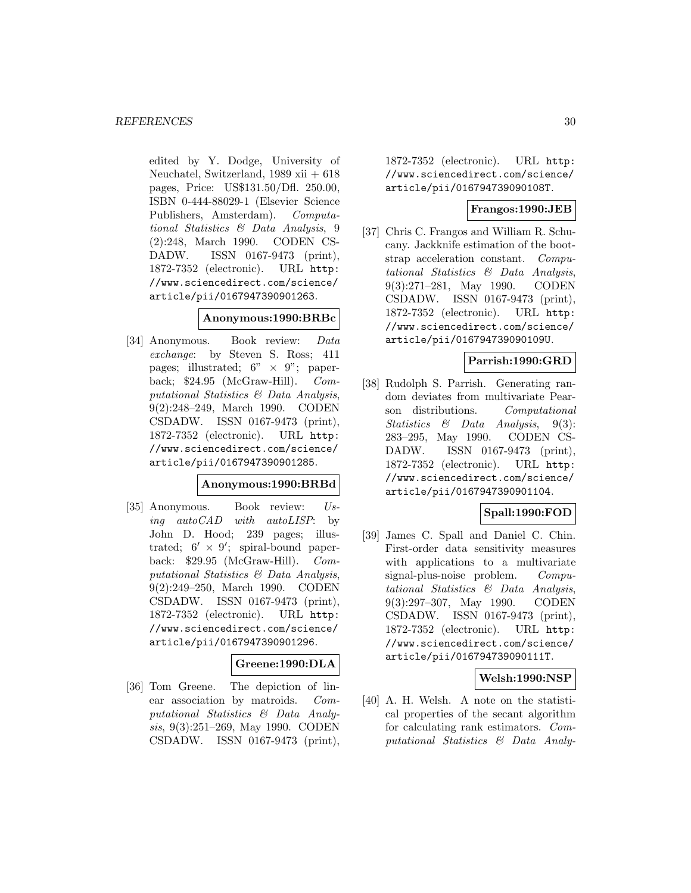edited by Y. Dodge, University of Neuchatel, Switzerland, 1989 xii + 618 pages, Price: US$131.50/Dfl. 250.00, ISBN 0-444-88029-1 (Elsevier Science Publishers, Amsterdam). *Computational Statistics & Data Analysis*, 9 (2):248, March 1990. CODEN CSDADW. ISSN 0167-9473 (print), 1872-7352 (electronic). URL http://www.sciencedirect.com/science/article/pii/0167947390901263.

**Anonymous:1990:BRBc**

[34] Anonymous. Book review: *Data exchange*: by Steven S. Ross; 411 pages; illustrated; 6" × 9"; paperback; $24.95 (McGraw-Hill). *Computational Statistics & Data Analysis*, 9(2):248–249, March 1990. CODEN CSDADW. ISSN 0167-9473 (print), 1872-7352 (electronic). URL http://www.sciencedirect.com/science/article/pii/0167947390901285.

**Anonymous:1990:BRBd**

[35] Anonymous. Book review: *Using autoCAD with autoLISP*: by John D. Hood; 239 pages; illustrated; $6' \times 9'$; spiral-bound paperback: $29.95 (McGraw-Hill). *Computational Statistics & Data Analysis*, 9(2):249–250, March 1990. CODEN CSDADW. ISSN 0167-9473 (print), 1872-7352 (electronic). URL http://www.sciencedirect.com/science/article/pii/0167947390901296.

**Greene:1990:DLA**

[36] Tom Greene. The depiction of linear association by matroids. *Computational Statistics & Data Analysis*, 9(3):251–269, May 1990. CODEN CSDADW. ISSN 0167-9473 (print), 1872-7352 (electronic). URL http://www.sciencedirect.com/science/article/pii/016794739090108T.

**Frangos:1990:JEB**

[37] Chris C. Frangos and William R. Schucany. Jackknife estimation of the bootstrap acceleration constant. *Computational Statistics & Data Analysis*, 9(3):271–281, May 1990. CODEN CSDADW. ISSN 0167-9473 (print), 1872-7352 (electronic). URL http://www.sciencedirect.com/science/article/pii/016794739090109U.

**Parrish:1990:GRD**

[38] Rudolph S. Parrish. Generating random deviates from multivariate Pearson distributions. *Computational Statistics & Data Analysis*, 9(3): 283–295, May 1990. CODEN CSDADW. ISSN 0167-9473 (print), 1872-7352 (electronic). URL http://www.sciencedirect.com/science/article/pii/0167947390901104.

**Spall:1990:FOD**

[39] James C. Spall and Daniel C. Chin. First-order data sensitivity measures with applications to a multivariate signal-plus-noise problem. *Computational Statistics & Data Analysis*, 9(3):297–307, May 1990. CODEN CSDADW. ISSN 0167-9473 (print), 1872-7352 (electronic). URL http://www.sciencedirect.com/science/article/pii/016794739090111T.

**Welsh:1990:NSP**

[40] A. H. Welsh. A note on the statistical properties of the secant algorithm for calculating rank estimators. *Computational Statistics & Data Analy-*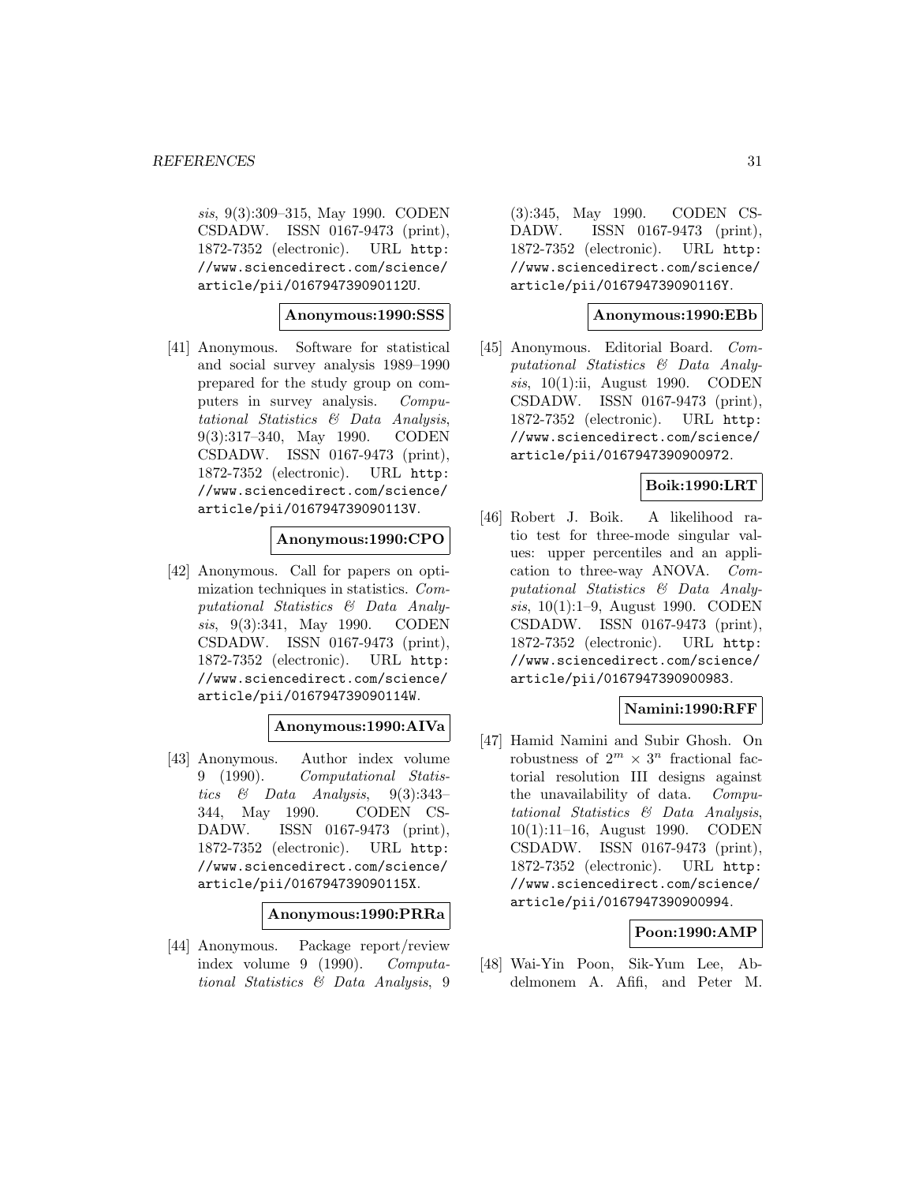*sis*, 9(3):309–315, May 1990. CODEN CSDADW. ISSN 0167-9473 (print), 1872-7352 (electronic). URL http://www.sciencedirect.com/science/article/pii/016794739090112U.

**Anonymous:1990:SSS**

[41] Anonymous. Software for statistical and social survey analysis 1989–1990 prepared for the study group on computers in survey analysis. *Computational Statistics & Data Analysis*, 9(3):317–340, May 1990. CODEN CSDADW. ISSN 0167-9473 (print), 1872-7352 (electronic). URL http://www.sciencedirect.com/science/article/pii/016794739090113V.

**Anonymous:1990:CPO**

[42] Anonymous. Call for papers on optimization techniques in statistics. *Computational Statistics & Data Analysis*, 9(3):341, May 1990. CODEN CSDADW. ISSN 0167-9473 (print), 1872-7352 (electronic). URL http://www.sciencedirect.com/science/article/pii/016794739090114W.

**Anonymous:1990:AIVa**

[43] Anonymous. Author index volume 9 (1990). *Computational Statistics & Data Analysis*, 9(3):343–344, May 1990. CODEN CSDADW. ISSN 0167-9473 (print), 1872-7352 (electronic). URL http://www.sciencedirect.com/science/article/pii/016794739090115X.

**Anonymous:1990:PRRa**

[44] Anonymous. Package report/review index volume 9 (1990). *Computational Statistics & Data Analysis*, 9 (3):345, May 1990. CODEN CSDADW. ISSN 0167-9473 (print), 1872-7352 (electronic). URL http://www.sciencedirect.com/science/article/pii/016794739090116Y.

**Anonymous:1990:EBb**

[45] Anonymous. Editorial Board. *Computational Statistics & Data Analysis*, 10(1):ii, August 1990. CODEN CSDADW. ISSN 0167-9473 (print), 1872-7352 (electronic). URL http://www.sciencedirect.com/science/article/pii/0167947390900972.

**Boik:1990:LRT**

[46] Robert J. Boik. A likelihood ratio test for three-mode singular values: upper percentiles and an application to three-way ANOVA. *Computational Statistics & Data Analysis*, 10(1):1–9, August 1990. CODEN CSDADW. ISSN 0167-9473 (print), 1872-7352 (electronic). URL http://www.sciencedirect.com/science/article/pii/0167947390900983.

**Namini:1990:RFF**

[47] Hamid Namini and Subir Ghosh. On robustness of $2^m \times 3^n$ fractional factorial resolution III designs against the unavailability of data. *Computational Statistics & Data Analysis*, 10(1):11–16, August 1990. CODEN CSDADW. ISSN 0167-9473 (print), 1872-7352 (electronic). URL http://www.sciencedirect.com/science/article/pii/0167947390900994.

**Poon:1990:AMP**

[48] Wai-Yin Poon, Sik-Yum Lee, Abdelmonem A. Afifi, and Peter M.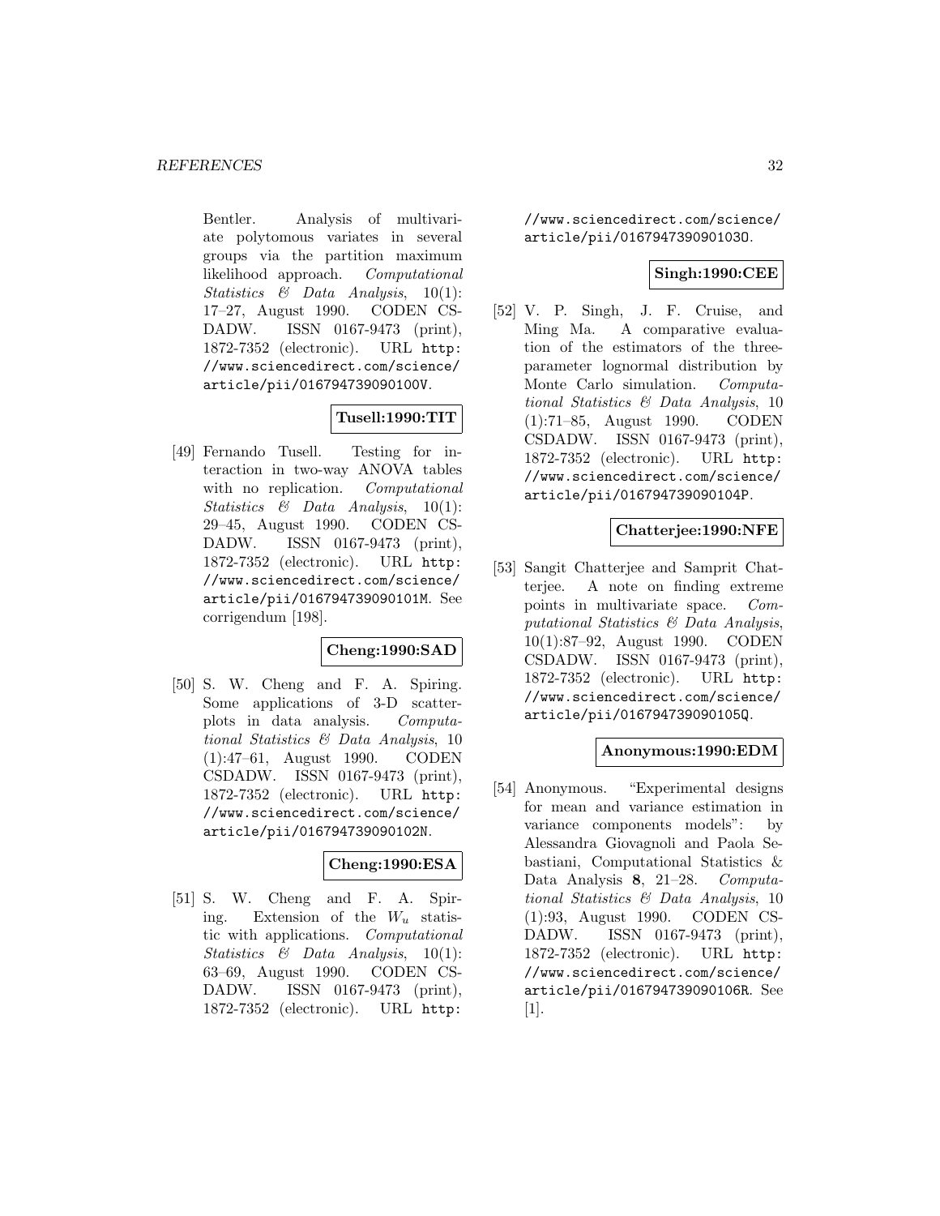Bentler. Analysis of multivariate polytomous variates in several groups via the partition maximum likelihood approach. *Computational Statistics & Data Analysis*, 10(1): 17–27, August 1990. CODEN CSDADW. ISSN 0167-9473 (print), 1872-7352 (electronic). URL `http://www.sciencedirect.com/science/article/pii/016794739090100V`.

**Tusell:1990:TIT**

[49] Fernando Tusell. Testing for interaction in two-way ANOVA tables with no replication. *Computational Statistics & Data Analysis*, 10(1): 29–45, August 1990. CODEN CSDADW. ISSN 0167-9473 (print), 1872-7352 (electronic). URL `http://www.sciencedirect.com/science/article/pii/016794739090101M`. See corrigendum [198].

**Cheng:1990:SAD**

[50] S. W. Cheng and F. A. Spiring. Some applications of 3-D scatterplots in data analysis. *Computational Statistics & Data Analysis*, 10 (1):47–61, August 1990. CODEN CSDADW. ISSN 0167-9473 (print), 1872-7352 (electronic). URL `http://www.sciencedirect.com/science/article/pii/016794739090102N`.

**Cheng:1990:ESA**

[51] S. W. Cheng and F. A. Spiring. Extension of the $W_u$ statistic with applications. *Computational Statistics & Data Analysis*, 10(1): 63–69, August 1990. CODEN CSDADW. ISSN 0167-9473 (print), 1872-7352 (electronic). URL `http://www.sciencedirect.com/science/article/pii/016794739090103O`.

**Singh:1990:CEE**

[52] V. P. Singh, J. F. Cruise, and Ming Ma. A comparative evaluation of the estimators of the three-parameter lognormal distribution by Monte Carlo simulation. *Computational Statistics & Data Analysis*, 10 (1):71–85, August 1990. CODEN CSDADW. ISSN 0167-9473 (print), 1872-7352 (electronic). URL `http://www.sciencedirect.com/science/article/pii/016794739090104P`.

**Chatterjee:1990:NFE**

[53] Sangit Chatterjee and Samprit Chatterjee. A note on finding extreme points in multivariate space. *Computational Statistics & Data Analysis*, 10(1):87–92, August 1990. CODEN CSDADW. ISSN 0167-9473 (print), 1872-7352 (electronic). URL `http://www.sciencedirect.com/science/article/pii/016794739090105Q`.

**Anonymous:1990:EDM**

[54] Anonymous. "Experimental designs for mean and variance estimation in variance components models": by Alessandra Giovagnoli and Paola Sebastiani, Computational Statistics & Data Analysis **8**, 21–28. *Computational Statistics & Data Analysis*, 10 (1):93, August 1990. CODEN CSDADW. ISSN 0167-9473 (print), 1872-7352 (electronic). URL `http://www.sciencedirect.com/science/article/pii/016794739090106R`. See [1].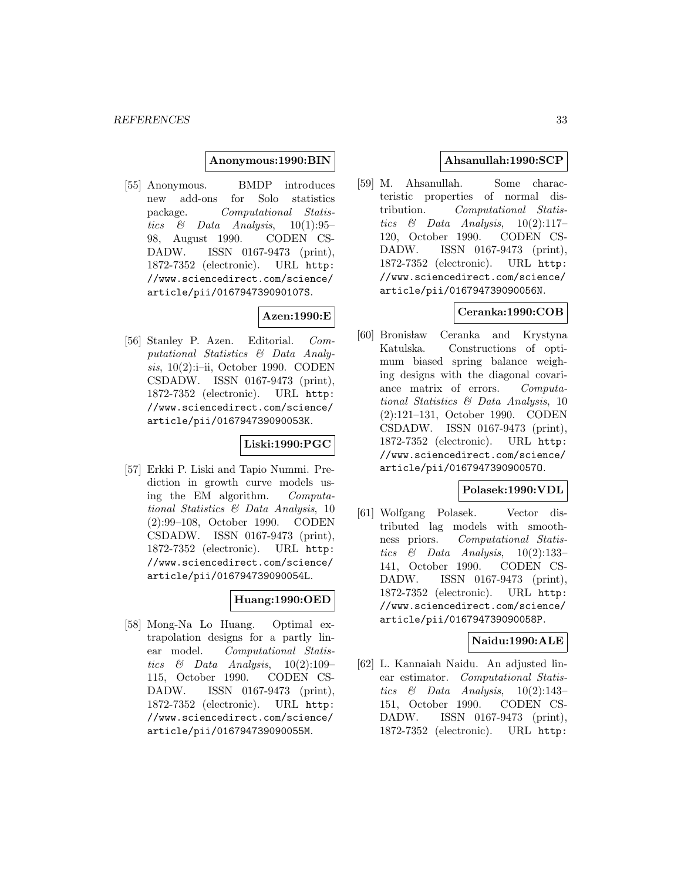**Anonymous:1990:BIN**

[55] Anonymous. BMDP introduces new add-ons for Solo statistics package. *Computational Statistics & Data Analysis*, 10(1):95–98, August 1990. CODEN CSDADW. ISSN 0167-9473 (print), 1872-7352 (electronic). URL http://www.sciencedirect.com/science/article/pii/016794739090107S.

**Azen:1990:E**

[56] Stanley P. Azen. Editorial. *Computational Statistics & Data Analysis*, 10(2):i–ii, October 1990. CODEN CSDADW. ISSN 0167-9473 (print), 1872-7352 (electronic). URL http://www.sciencedirect.com/science/article/pii/016794739090053K.

**Liski:1990:PGC**

[57] Erkki P. Liski and Tapio Nummi. Prediction in growth curve models using the EM algorithm. *Computational Statistics & Data Analysis*, 10(2):99–108, October 1990. CODEN CSDADW. ISSN 0167-9473 (print), 1872-7352 (electronic). URL http://www.sciencedirect.com/science/article/pii/016794739090054L.

**Huang:1990:OED**

[58] Mong-Na Lo Huang. Optimal extrapolation designs for a partly linear model. *Computational Statistics & Data Analysis*, 10(2):109–115, October 1990. CODEN CSDADW. ISSN 0167-9473 (print), 1872-7352 (electronic). URL http://www.sciencedirect.com/science/article/pii/016794739090055M.

**Ahsanullah:1990:SCP**

[59] M. Ahsanullah. Some characteristic properties of normal distribution. *Computational Statistics & Data Analysis*, 10(2):117–120, October 1990. CODEN CSDADW. ISSN 0167-9473 (print), 1872-7352 (electronic). URL http://www.sciencedirect.com/science/article/pii/016794739090056N.

**Ceranka:1990:COB**

[60] Bronisław Ceranka and Krystyna Katulska. Constructions of optimum biased spring balance weighing designs with the diagonal covariance matrix of errors. *Computational Statistics & Data Analysis*, 10(2):121–131, October 1990. CODEN CSDADW. ISSN 0167-9473 (print), 1872-7352 (electronic). URL http://www.sciencedirect.com/science/article/pii/016794739090057O.

**Polasek:1990:VDL**

[61] Wolfgang Polasek. Vector distributed lag models with smoothness priors. *Computational Statistics & Data Analysis*, 10(2):133–141, October 1990. CODEN CSDADW. ISSN 0167-9473 (print), 1872-7352 (electronic). URL http://www.sciencedirect.com/science/article/pii/016794739090058P.

**Naidu:1990:ALE**

[62] L. Kannaiah Naidu. An adjusted linear estimator. *Computational Statistics & Data Analysis*, 10(2):143–151, October 1990. CODEN CSDADW. ISSN 0167-9473 (print), 1872-7352 (electronic). URL http: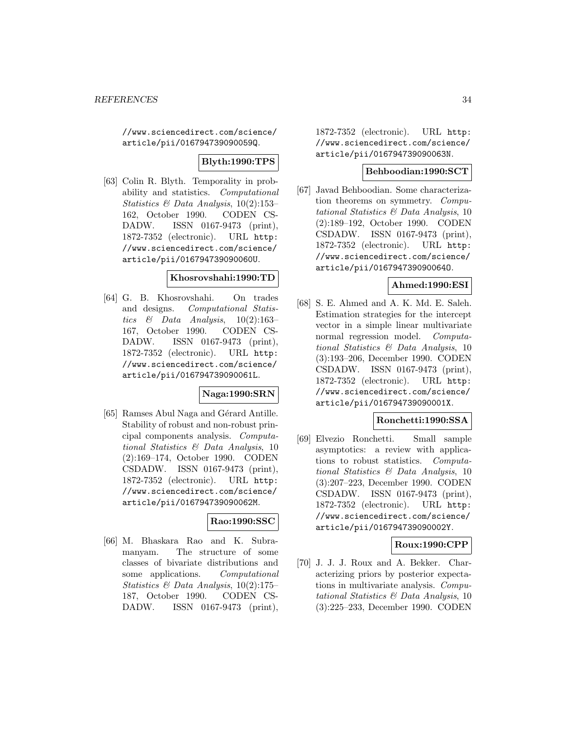//www.sciencedirect.com/science/article/pii/016794739090059Q.

**Blyth:1990:TPS**

[63] Colin R. Blyth. Temporality in probability and statistics. *Computational Statistics & Data Analysis*, 10(2):153–162, October 1990. CODEN CSDADW. ISSN 0167-9473 (print), 1872-7352 (electronic). URL http://www.sciencedirect.com/science/article/pii/016794739090060U.

**Khosrovshahi:1990:TD**

[64] G. B. Khosrovshahi. On trades and designs. *Computational Statistics & Data Analysis*, 10(2):163–167, October 1990. CODEN CSDADW. ISSN 0167-9473 (print), 1872-7352 (electronic). URL http://www.sciencedirect.com/science/article/pii/016794739090061L.

**Naga:1990:SRN**

[65] Ramses Abul Naga and Gérard Antille. Stability of robust and non-robust principal components analysis. *Computational Statistics & Data Analysis*, 10(2):169–174, October 1990. CODEN CSDADW. ISSN 0167-9473 (print), 1872-7352 (electronic). URL http://www.sciencedirect.com/science/article/pii/016794739090062M.

**Rao:1990:SSC**

[66] M. Bhaskara Rao and K. Subramanyam. The structure of some classes of bivariate distributions and some applications. *Computational Statistics & Data Analysis*, 10(2):175–187, October 1990. CODEN CSDADW. ISSN 0167-9473 (print), 1872-7352 (electronic). URL http://www.sciencedirect.com/science/article/pii/016794739090063N.

**Behboodian:1990:SCT**

[67] Javad Behboodian. Some characterization theorems on symmetry. *Computational Statistics & Data Analysis*, 10(2):189–192, October 1990. CODEN CSDADW. ISSN 0167-9473 (print), 1872-7352 (electronic). URL http://www.sciencedirect.com/science/article/pii/016794739090064O.

**Ahmed:1990:ESI**

[68] S. E. Ahmed and A. K. Md. E. Saleh. Estimation strategies for the intercept vector in a simple linear multivariate normal regression model. *Computational Statistics & Data Analysis*, 10(3):193–206, December 1990. CODEN CSDADW. ISSN 0167-9473 (print), 1872-7352 (electronic). URL http://www.sciencedirect.com/science/article/pii/016794739090001X.

**Ronchetti:1990:SSA**

[69] Elvezio Ronchetti. Small sample asymptotics: a review with applications to robust statistics. *Computational Statistics & Data Analysis*, 10(3):207–223, December 1990. CODEN CSDADW. ISSN 0167-9473 (print), 1872-7352 (electronic). URL http://www.sciencedirect.com/science/article/pii/016794739090002Y.

**Roux:1990:CPP**

[70] J. J. J. Roux and A. Bekker. Characterizing priors by posterior expectations in multivariate analysis. *Computational Statistics & Data Analysis*, 10(3):225–233, December 1990. CODEN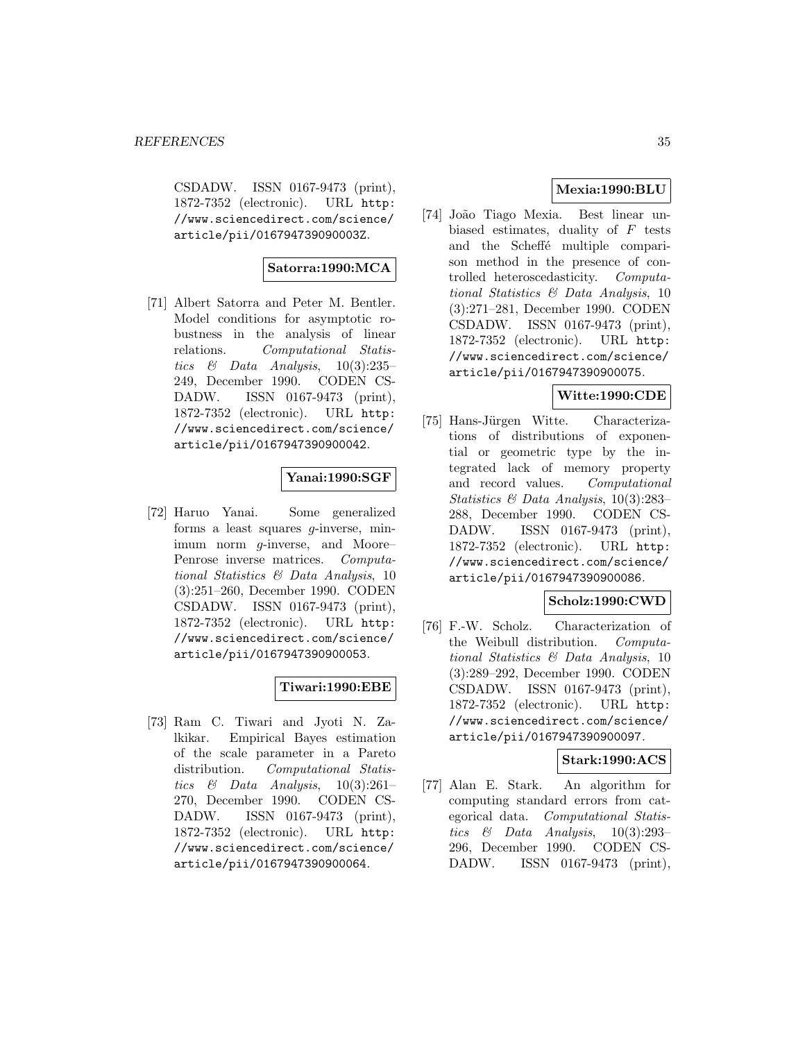CSDADW. ISSN 0167-9473 (print), 1872-7352 (electronic). URL http://www.sciencedirect.com/science/article/pii/016794739090003Z.

**Satorra:1990:MCA**

[71] Albert Satorra and Peter M. Bentler. Model conditions for asymptotic robustness in the analysis of linear relations. *Computational Statistics & Data Analysis*, 10(3):235–249, December 1990. CODEN CSDADW. ISSN 0167-9473 (print), 1872-7352 (electronic). URL http://www.sciencedirect.com/science/article/pii/0167947390900042.

**Yanai:1990:SGF**

[72] Haruo Yanai. Some generalized forms a least squares $g$-inverse, minimum norm $g$-inverse, and Moore–Penrose inverse matrices. *Computational Statistics & Data Analysis*, 10(3):251–260, December 1990. CODEN CSDADW. ISSN 0167-9473 (print), 1872-7352 (electronic). URL http://www.sciencedirect.com/science/article/pii/0167947390900053.

**Tiwari:1990:EBE**

[73] Ram C. Tiwari and Jyoti N. Zalkikar. Empirical Bayes estimation of the scale parameter in a Pareto distribution. *Computational Statistics & Data Analysis*, 10(3):261–270, December 1990. CODEN CSDADW. ISSN 0167-9473 (print), 1872-7352 (electronic). URL http://www.sciencedirect.com/science/article/pii/0167947390900064.

**Mexia:1990:BLU**

[74] João Tiago Mexia. Best linear unbiased estimates, duality of $F$ tests and the Scheffé multiple comparison method in the presence of controlled heteroscedasticity. *Computational Statistics & Data Analysis*, 10(3):271–281, December 1990. CODEN CSDADW. ISSN 0167-9473 (print), 1872-7352 (electronic). URL http://www.sciencedirect.com/science/article/pii/0167947390900075.

**Witte:1990:CDE**

[75] Hans-Jürgen Witte. Characterizations of distributions of exponential or geometric type by the integrated lack of memory property and record values. *Computational Statistics & Data Analysis*, 10(3):283–288, December 1990. CODEN CSDADW. ISSN 0167-9473 (print), 1872-7352 (electronic). URL http://www.sciencedirect.com/science/article/pii/0167947390900086.

**Scholz:1990:CWD**

[76] F.-W. Scholz. Characterization of the Weibull distribution. *Computational Statistics & Data Analysis*, 10(3):289–292, December 1990. CODEN CSDADW. ISSN 0167-9473 (print), 1872-7352 (electronic). URL http://www.sciencedirect.com/science/article/pii/0167947390900097.

**Stark:1990:ACS**

[77] Alan E. Stark. An algorithm for computing standard errors from categorical data. *Computational Statistics & Data Analysis*, 10(3):293–296, December 1990. CODEN CSDADW. ISSN 0167-9473 (print),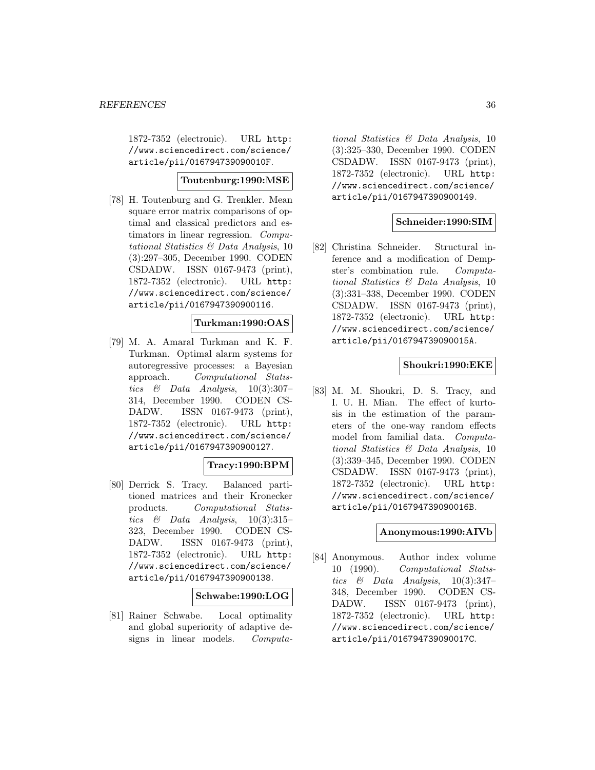1872-7352 (electronic). URL http://www.sciencedirect.com/science/article/pii/016794739090010F.

**Toutenburg:1990:MSE**

[78] H. Toutenburg and G. Trenkler. Mean square error matrix comparisons of optimal and classical predictors and estimators in linear regression. *Computational Statistics & Data Analysis*, 10 (3):297–305, December 1990. CODEN CSDADW. ISSN 0167-9473 (print), 1872-7352 (electronic). URL http://www.sciencedirect.com/science/article/pii/0167947390900116.

**Turkman:1990:OAS**

[79] M. A. Amaral Turkman and K. F. Turkman. Optimal alarm systems for autoregressive processes: a Bayesian approach. *Computational Statistics & Data Analysis*, 10(3):307–314, December 1990. CODEN CSDADW. ISSN 0167-9473 (print), 1872-7352 (electronic). URL http://www.sciencedirect.com/science/article/pii/0167947390900127.

**Tracy:1990:BPM**

[80] Derrick S. Tracy. Balanced partitioned matrices and their Kronecker products. *Computational Statistics & Data Analysis*, 10(3):315–323, December 1990. CODEN CSDADW. ISSN 0167-9473 (print), 1872-7352 (electronic). URL http://www.sciencedirect.com/science/article/pii/0167947390900138.

**Schwabe:1990:LOG**

[81] Rainer Schwabe. Local optimality and global superiority of adaptive designs in linear models. *Computational Statistics & Data Analysis*, 10 (3):325–330, December 1990. CODEN CSDADW. ISSN 0167-9473 (print), 1872-7352 (electronic). URL http://www.sciencedirect.com/science/article/pii/0167947390900149.

**Schneider:1990:SIM**

[82] Christina Schneider. Structural inference and a modification of Dempster's combination rule. *Computational Statistics & Data Analysis*, 10 (3):331–338, December 1990. CODEN CSDADW. ISSN 0167-9473 (print), 1872-7352 (electronic). URL http://www.sciencedirect.com/science/article/pii/016794739090015A.

**Shoukri:1990:EKE**

[83] M. M. Shoukri, D. S. Tracy, and I. U. H. Mian. The effect of kurtosis in the estimation of the parameters of the one-way random effects model from familial data. *Computational Statistics & Data Analysis*, 10 (3):339–345, December 1990. CODEN CSDADW. ISSN 0167-9473 (print), 1872-7352 (electronic). URL http://www.sciencedirect.com/science/article/pii/016794739090016B.

**Anonymous:1990:AIVb**

[84] Anonymous. Author index volume 10 (1990). *Computational Statistics & Data Analysis*, 10(3):347–348, December 1990. CODEN CSDADW. ISSN 0167-9473 (print), 1872-7352 (electronic). URL http://www.sciencedirect.com/science/article/pii/016794739090017C.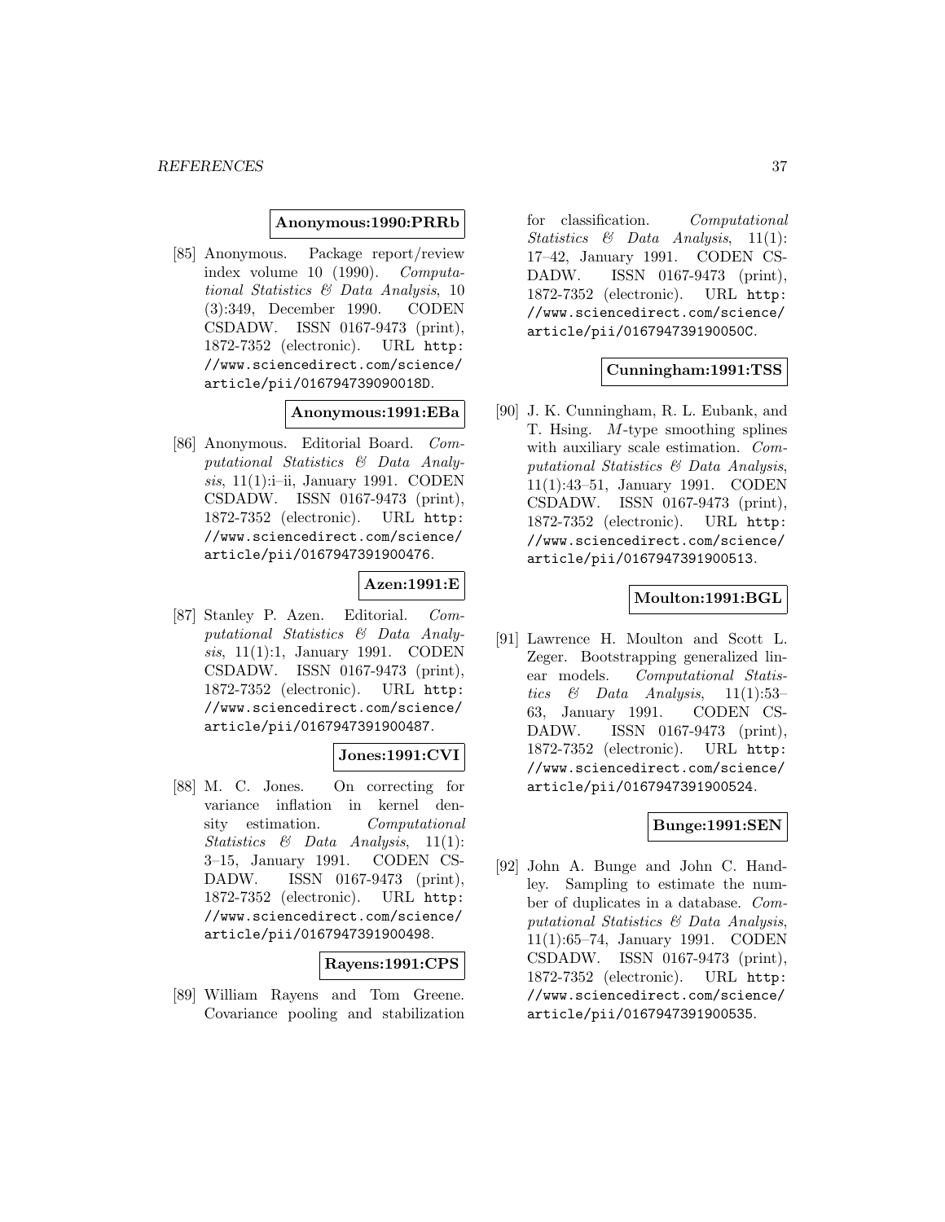**Anonymous:1990:PRRb**

[85] Anonymous. Package report/review index volume 10 (1990). *Computational Statistics & Data Analysis*, 10 (3):349, December 1990. CODEN CSDADW. ISSN 0167-9473 (print), 1872-7352 (electronic). URL http://www.sciencedirect.com/science/article/pii/016794739090018D.

**Anonymous:1991:EBa**

[86] Anonymous. Editorial Board. *Computational Statistics & Data Analysis*, 11(1):i–ii, January 1991. CODEN CSDADW. ISSN 0167-9473 (print), 1872-7352 (electronic). URL http://www.sciencedirect.com/science/article/pii/0167947391900476.

**Azen:1991:E**

[87] Stanley P. Azen. Editorial. *Computational Statistics & Data Analysis*, 11(1):1, January 1991. CODEN CSDADW. ISSN 0167-9473 (print), 1872-7352 (electronic). URL http://www.sciencedirect.com/science/article/pii/0167947391900487.

**Jones:1991:CVI**

[88] M. C. Jones. On correcting for variance inflation in kernel density estimation. *Computational Statistics & Data Analysis*, 11(1): 3–15, January 1991. CODEN CSDADW. ISSN 0167-9473 (print), 1872-7352 (electronic). URL http://www.sciencedirect.com/science/article/pii/0167947391900498.

**Rayens:1991:CPS**

[89] William Rayens and Tom Greene. Covariance pooling and stabilization for classification. *Computational Statistics & Data Analysis*, 11(1): 17–42, January 1991. CODEN CSDADW. ISSN 0167-9473 (print), 1872-7352 (electronic). URL http://www.sciencedirect.com/science/article/pii/016794739190050C.

**Cunningham:1991:TSS**

[90] J. K. Cunningham, R. L. Eubank, and T. Hsing. $M$-type smoothing splines with auxiliary scale estimation. *Computational Statistics & Data Analysis*, 11(1):43–51, January 1991. CODEN CSDADW. ISSN 0167-9473 (print), 1872-7352 (electronic). URL http://www.sciencedirect.com/science/article/pii/0167947391900513.

**Moulton:1991:BGL**

[91] Lawrence H. Moulton and Scott L. Zeger. Bootstrapping generalized linear models. *Computational Statistics & Data Analysis*, 11(1):53–63, January 1991. CODEN CSDADW. ISSN 0167-9473 (print), 1872-7352 (electronic). URL http://www.sciencedirect.com/science/article/pii/0167947391900524.

**Bunge:1991:SEN**

[92] John A. Bunge and John C. Handley. Sampling to estimate the number of duplicates in a database. *Computational Statistics & Data Analysis*, 11(1):65–74, January 1991. CODEN CSDADW. ISSN 0167-9473 (print), 1872-7352 (electronic). URL http://www.sciencedirect.com/science/article/pii/0167947391900535.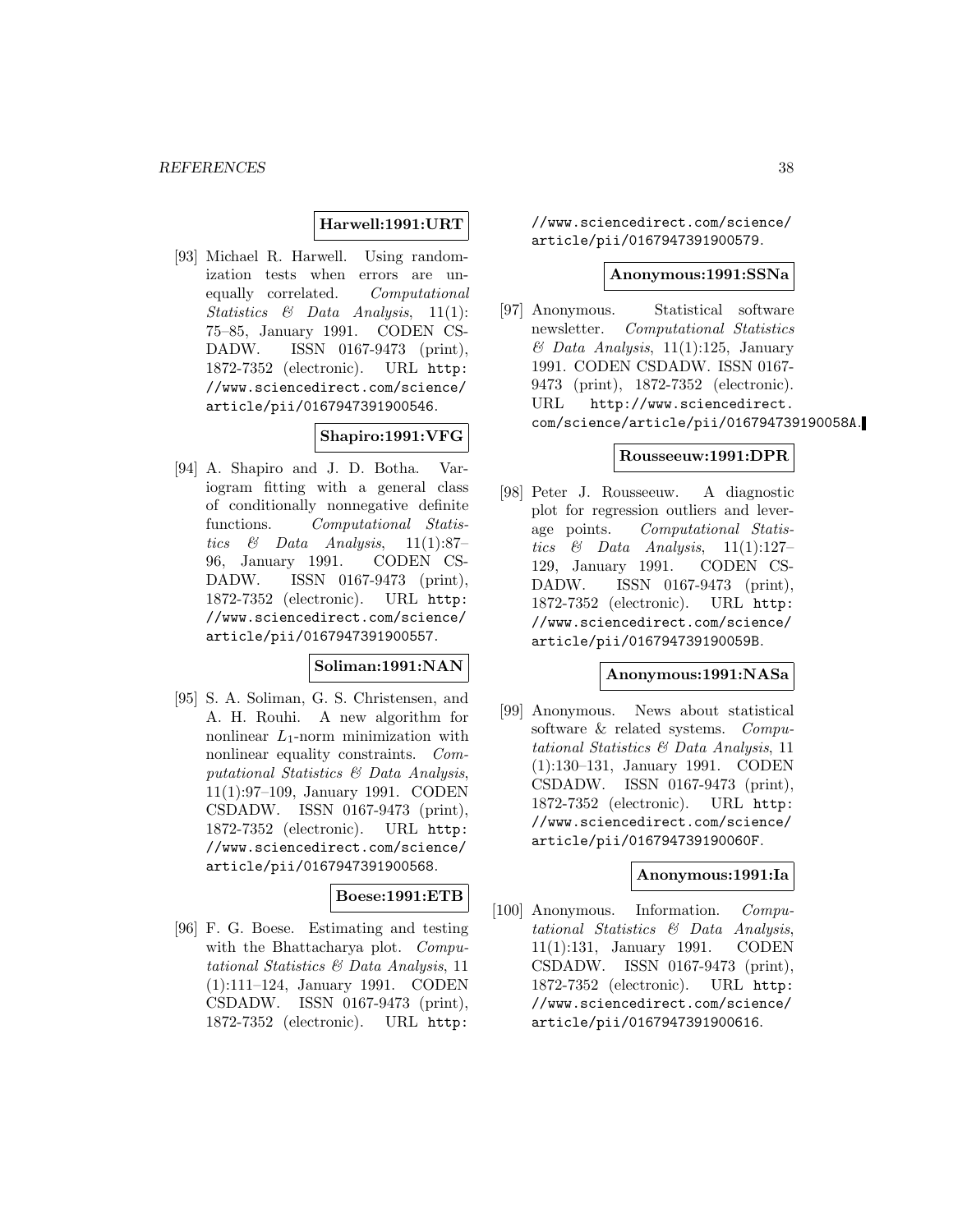**Harwell:1991:URT**

[93] Michael R. Harwell. Using randomization tests when errors are unequally correlated. *Computational Statistics & Data Analysis*, 11(1): 75–85, January 1991. CODEN CSDADW. ISSN 0167-9473 (print), 1872-7352 (electronic). URL http://www.sciencedirect.com/science/article/pii/0167947391900546.

**Shapiro:1991:VFG**

[94] A. Shapiro and J. D. Botha. Variogram fitting with a general class of conditionally nonnegative definite functions. *Computational Statistics & Data Analysis*, 11(1):87–96, January 1991. CODEN CSDADW. ISSN 0167-9473 (print), 1872-7352 (electronic). URL http://www.sciencedirect.com/science/article/pii/0167947391900557.

**Soliman:1991:NAN**

[95] S. A. Soliman, G. S. Christensen, and A. H. Rouhi. A new algorithm for nonlinear $L_1$-norm minimization with nonlinear equality constraints. *Computational Statistics & Data Analysis*, 11(1):97–109, January 1991. CODEN CSDADW. ISSN 0167-9473 (print), 1872-7352 (electronic). URL http://www.sciencedirect.com/science/article/pii/0167947391900568.

**Boese:1991:ETB**

[96] F. G. Boese. Estimating and testing with the Bhattacharya plot. *Computational Statistics & Data Analysis*, 11 (1):111–124, January 1991. CODEN CSDADW. ISSN 0167-9473 (print), 1872-7352 (electronic). URL http://www.sciencedirect.com/science/article/pii/0167947391900579.

**Anonymous:1991:SSNa**

[97] Anonymous. Statistical software newsletter. *Computational Statistics & Data Analysis*, 11(1):125, January 1991. CODEN CSDADW. ISSN 0167-9473 (print), 1872-7352 (electronic). URL http://www.sciencedirect.com/science/article/pii/016794739190058A.

**Rousseeuw:1991:DPR**

[98] Peter J. Rousseeuw. A diagnostic plot for regression outliers and leverage points. *Computational Statistics & Data Analysis*, 11(1):127–129, January 1991. CODEN CSDADW. ISSN 0167-9473 (print), 1872-7352 (electronic). URL http://www.sciencedirect.com/science/article/pii/016794739190059B.

**Anonymous:1991:NASa**

[99] Anonymous. News about statistical software & related systems. *Computational Statistics & Data Analysis*, 11 (1):130–131, January 1991. CODEN CSDADW. ISSN 0167-9473 (print), 1872-7352 (electronic). URL http://www.sciencedirect.com/science/article/pii/016794739190060F.

**Anonymous:1991:Ia**

[100] Anonymous. Information. *Computational Statistics & Data Analysis*, 11(1):131, January 1991. CODEN CSDADW. ISSN 0167-9473 (print), 1872-7352 (electronic). URL http://www.sciencedirect.com/science/article/pii/0167947391900616.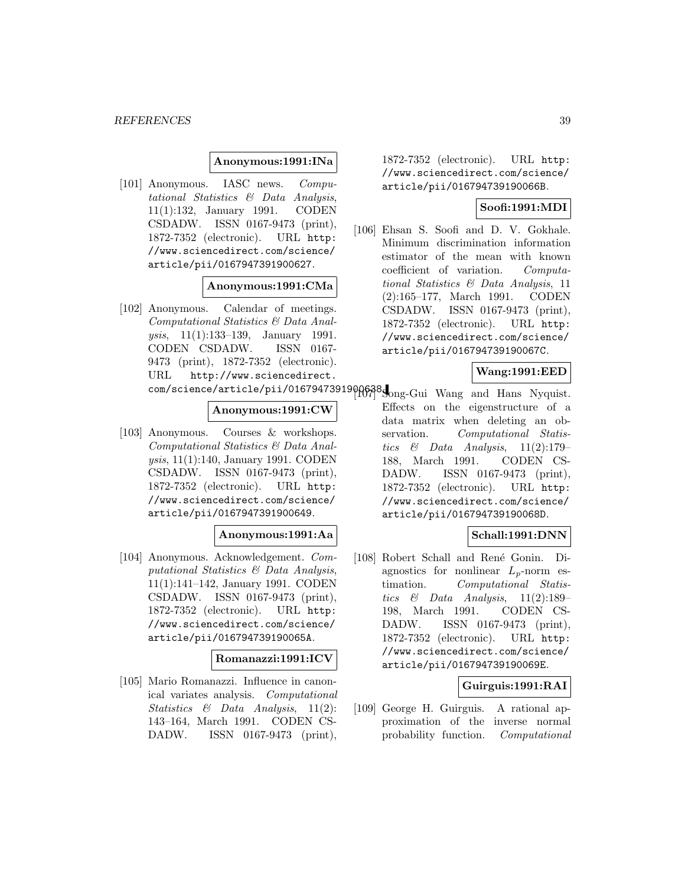**Anonymous:1991:INa**

[101] Anonymous. IASC news. *Computational Statistics & Data Analysis*, 11(1):132, January 1991. CODEN CSDADW. ISSN 0167-9473 (print), 1872-7352 (electronic). URL http://www.sciencedirect.com/science/article/pii/0167947391900627.

**Anonymous:1991:CMa**

[102] Anonymous. Calendar of meetings. *Computational Statistics & Data Analysis*, 11(1):133–139, January 1991. CODEN CSDADW. ISSN 0167-9473 (print), 1872-7352 (electronic). URL http://www.sciencedirect.com/science/article/pii/0167947391900638.

**Anonymous:1991:CW**

[103] Anonymous. Courses & workshops. *Computational Statistics & Data Analysis*, 11(1):140, January 1991. CODEN CSDADW. ISSN 0167-9473 (print), 1872-7352 (electronic). URL http://www.sciencedirect.com/science/article/pii/0167947391900649.

**Anonymous:1991:Aa**

[104] Anonymous. Acknowledgement. *Computational Statistics & Data Analysis*, 11(1):141–142, January 1991. CODEN CSDADW. ISSN 0167-9473 (print), 1872-7352 (electronic). URL http://www.sciencedirect.com/science/article/pii/016794739190065A.

**Romanazzi:1991:ICV**

[105] Mario Romanazzi. Influence in canonical variates analysis. *Computational Statistics & Data Analysis*, 11(2): 143–164, March 1991. CODEN CSDADW. ISSN 0167-9473 (print), 1872-7352 (electronic). URL http://www.sciencedirect.com/science/article/pii/016794739190066B.

**Soofi:1991:MDI**

[106] Ehsan S. Soofi and D. V. Gokhale. Minimum discrimination information estimator of the mean with known coefficient of variation. *Computational Statistics & Data Analysis*, 11 (2):165–177, March 1991. CODEN CSDADW. ISSN 0167-9473 (print), 1872-7352 (electronic). URL http://www.sciencedirect.com/science/article/pii/016794739190067C.

**Wang:1991:EED**

[107] Song-Gui Wang and Hans Nyquist. Effects on the eigenstructure of a data matrix when deleting an observation. *Computational Statistics & Data Analysis*, 11(2):179–188, March 1991. CODEN CSDADW. ISSN 0167-9473 (print), 1872-7352 (electronic). URL http://www.sciencedirect.com/science/article/pii/016794739190068D.

**Schall:1991:DNN**

[108] Robert Schall and René Gonin. Diagnostics for nonlinear $L_p$-norm estimation. *Computational Statistics & Data Analysis*, 11(2):189–198, March 1991. CODEN CSDADW. ISSN 0167-9473 (print), 1872-7352 (electronic). URL http://www.sciencedirect.com/science/article/pii/016794739190069E.

**Guirguis:1991:RAI**

[109] George H. Guirguis. A rational approximation of the inverse normal probability function. *Computational*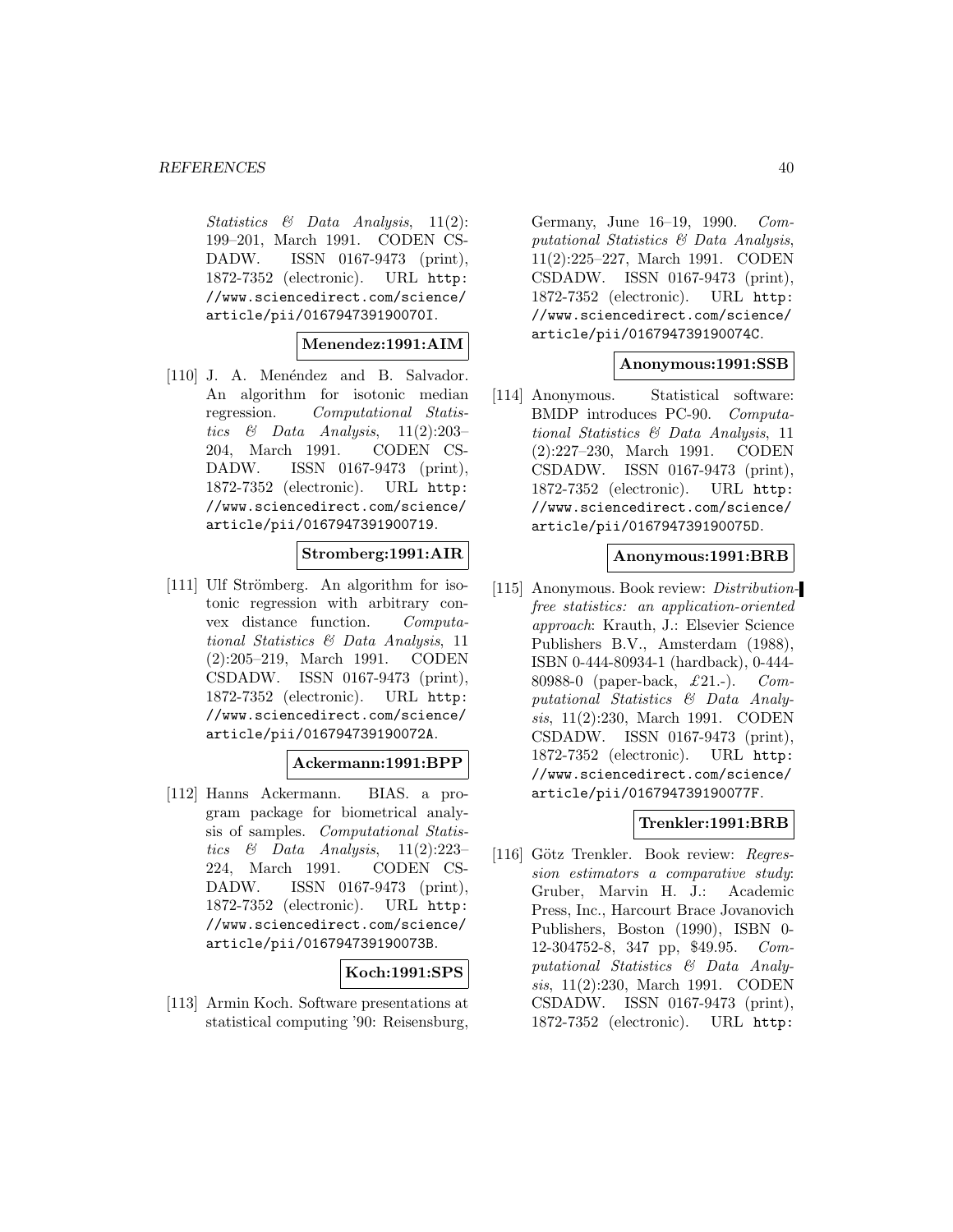*Statistics & Data Analysis*, 11(2): 199–201, March 1991. CODEN CSDADW. ISSN 0167-9473 (print), 1872-7352 (electronic). URL http://www.sciencedirect.com/science/article/pii/016794739190070I.

**Menendez:1991:AIM**

[110] J. A. Menéndez and B. Salvador. An algorithm for isotonic median regression. *Computational Statistics & Data Analysis*, 11(2):203–204, March 1991. CODEN CSDADW. ISSN 0167-9473 (print), 1872-7352 (electronic). URL http://www.sciencedirect.com/science/article/pii/0167947391900719.

**Stromberg:1991:AIR**

[111] Ulf Strömberg. An algorithm for isotonic regression with arbitrary convex distance function. *Computational Statistics & Data Analysis*, 11 (2):205–219, March 1991. CODEN CSDADW. ISSN 0167-9473 (print), 1872-7352 (electronic). URL http://www.sciencedirect.com/science/article/pii/016794739190072A.

**Ackermann:1991:BPP**

[112] Hanns Ackermann. BIAS. a program package for biometrical analysis of samples. *Computational Statistics & Data Analysis*, 11(2):223–224, March 1991. CODEN CSDADW. ISSN 0167-9473 (print), 1872-7352 (electronic). URL http://www.sciencedirect.com/science/article/pii/016794739190073B.

**Koch:1991:SPS**

[113] Armin Koch. Software presentations at statistical computing '90: Reisensburg, Germany, June 16–19, 1990. *Computational Statistics & Data Analysis*, 11(2):225–227, March 1991. CODEN CSDADW. ISSN 0167-9473 (print), 1872-7352 (electronic). URL http://www.sciencedirect.com/science/article/pii/016794739190074C.

**Anonymous:1991:SSB**

[114] Anonymous. Statistical software: BMDP introduces PC-90. *Computational Statistics & Data Analysis*, 11 (2):227–230, March 1991. CODEN CSDADW. ISSN 0167-9473 (print), 1872-7352 (electronic). URL http://www.sciencedirect.com/science/article/pii/016794739190075D.

**Anonymous:1991:BRB**

[115] Anonymous. Book review: *Distribution-free statistics: an application-oriented approach*: Krauth, J.: Elsevier Science Publishers B.V., Amsterdam (1988), ISBN 0-444-80934-1 (hardback), 0-444-80988-0 (paper-back, £21.-). *Computational Statistics & Data Analysis*, 11(2):230, March 1991. CODEN CSDADW. ISSN 0167-9473 (print), 1872-7352 (electronic). URL http://www.sciencedirect.com/science/article/pii/016794739190077F.

**Trenkler:1991:BRB**

[116] Götz Trenkler. Book review: *Regression estimators a comparative study*: Gruber, Marvin H. J.: Academic Press, Inc., Harcourt Brace Jovanovich Publishers, Boston (1990), ISBN 0-12-304752-8, 347 pp, \$49.95. *Computational Statistics & Data Analysis*, 11(2):230, March 1991. CODEN CSDADW. ISSN 0167-9473 (print), 1872-7352 (electronic). URL http: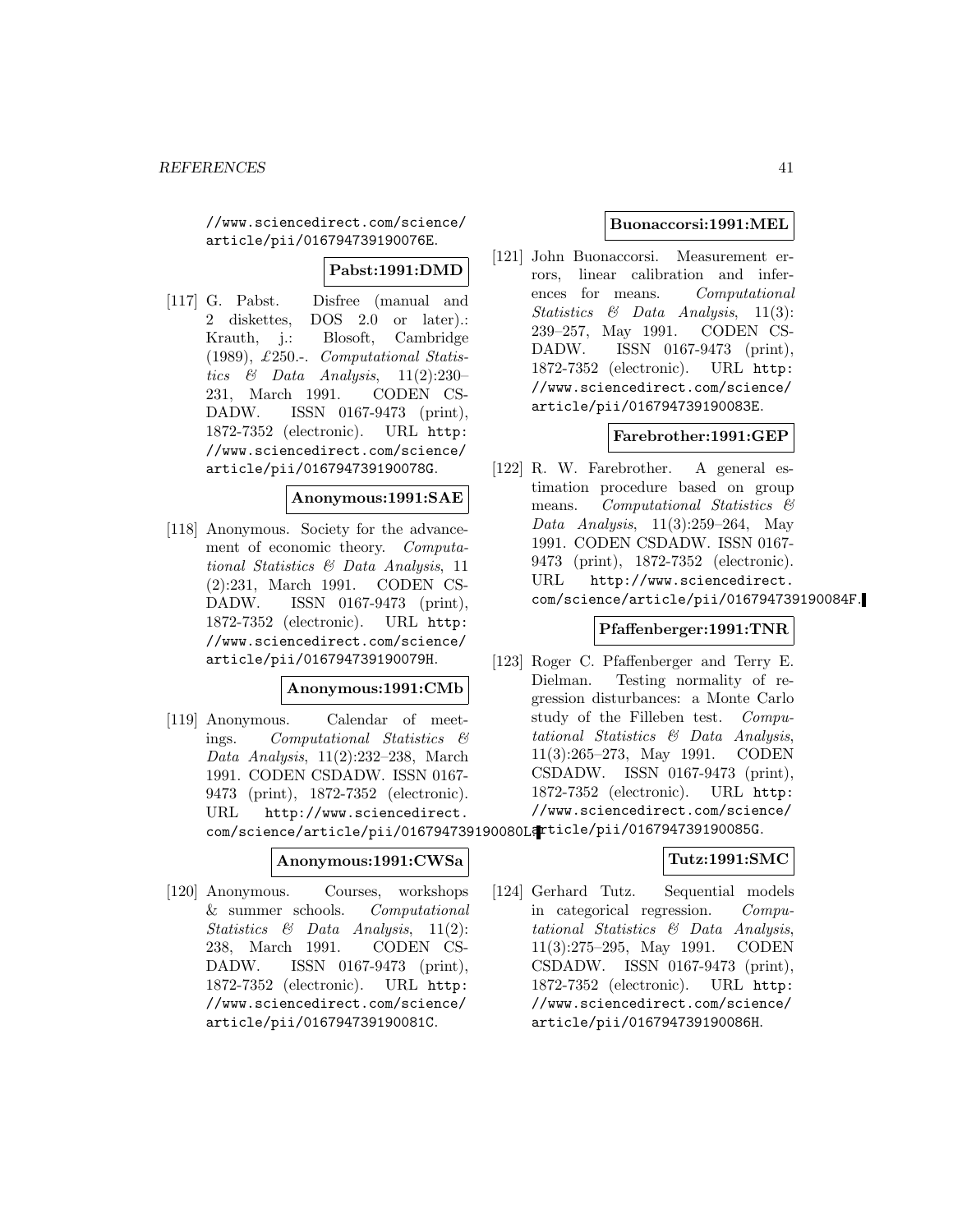//www.sciencedirect.com/science/article/pii/016794739190076E.

**Pabst:1991:DMD**

[117] G. Pabst. Disfree (manual and 2 diskettes, DOS 2.0 or later).: Krauth, j.: Blosoft, Cambridge (1989), £250.-. *Computational Statistics & Data Analysis*, 11(2):230–231, March 1991. CODEN CSDADW. ISSN 0167-9473 (print), 1872-7352 (electronic). URL http://www.sciencedirect.com/science/article/pii/016794739190078G.

**Anonymous:1991:SAE**

[118] Anonymous. Society for the advancement of economic theory. *Computational Statistics & Data Analysis*, 11 (2):231, March 1991. CODEN CSDADW. ISSN 0167-9473 (print), 1872-7352 (electronic). URL http://www.sciencedirect.com/science/article/pii/016794739190079H.

**Anonymous:1991:CMb**

[119] Anonymous. Calendar of meetings. *Computational Statistics & Data Analysis*, 11(2):232–238, March 1991. CODEN CSDADW. ISSN 0167-9473 (print), 1872-7352 (electronic). URL http://www.sciencedirect.com/science/article/pii/016794739190080L.

**Anonymous:1991:CWSa**

[120] Anonymous. Courses, workshops & summer schools. *Computational Statistics & Data Analysis*, 11(2):238, March 1991. CODEN CSDADW. ISSN 0167-9473 (print), 1872-7352 (electronic). URL http://www.sciencedirect.com/science/article/pii/016794739190081C.

**Buonaccorsi:1991:MEL**

[121] John Buonaccorsi. Measurement errors, linear calibration and inferences for means. *Computational Statistics & Data Analysis*, 11(3):239–257, May 1991. CODEN CSDADW. ISSN 0167-9473 (print), 1872-7352 (electronic). URL http://www.sciencedirect.com/science/article/pii/016794739190083E.

**Farebrother:1991:GEP**

[122] R. W. Farebrother. A general estimation procedure based on group means. *Computational Statistics & Data Analysis*, 11(3):259–264, May 1991. CODEN CSDADW. ISSN 0167-9473 (print), 1872-7352 (electronic). URL http://www.sciencedirect.com/science/article/pii/016794739190084F.

**Pfaffenberger:1991:TNR**

[123] Roger C. Pfaffenberger and Terry E. Dielman. Testing normality of regression disturbances: a Monte Carlo study of the Filleben test. *Computational Statistics & Data Analysis*, 11(3):265–273, May 1991. CODEN CSDADW. ISSN 0167-9473 (print), 1872-7352 (electronic). URL http://www.sciencedirect.com/science/article/pii/016794739190085G.

**Tutz:1991:SMC**

[124] Gerhard Tutz. Sequential models in categorical regression. *Computational Statistics & Data Analysis*, 11(3):275–295, May 1991. CODEN CSDADW. ISSN 0167-9473 (print), 1872-7352 (electronic). URL http://www.sciencedirect.com/science/article/pii/016794739190086H.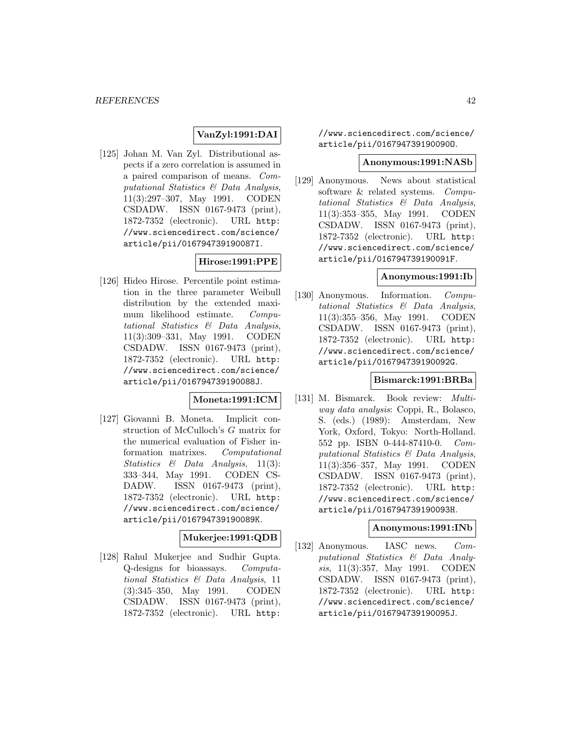**VanZyl:1991:DAI**

[125] Johan M. Van Zyl. Distributional aspects if a zero correlation is assumed in a paired comparison of means. *Computational Statistics & Data Analysis*, 11(3):297–307, May 1991. CODEN CSDADW. ISSN 0167-9473 (print), 1872-7352 (electronic). URL http://www.sciencedirect.com/science/article/pii/016794739190087I.

**Hirose:1991:PPE**

[126] Hideo Hirose. Percentile point estimation in the three parameter Weibull distribution by the extended maximum likelihood estimate. *Computational Statistics & Data Analysis*, 11(3):309–331, May 1991. CODEN CSDADW. ISSN 0167-9473 (print), 1872-7352 (electronic). URL http://www.sciencedirect.com/science/article/pii/016794739190088J.

**Moneta:1991:ICM**

[127] Giovanni B. Moneta. Implicit construction of McCulloch's $G$ matrix for the numerical evaluation of Fisher information matrixes. *Computational Statistics & Data Analysis*, 11(3):333–344, May 1991. CODEN CSDADW. ISSN 0167-9473 (print), 1872-7352 (electronic). URL http://www.sciencedirect.com/science/article/pii/016794739190089K.

**Mukerjee:1991:QDB**

[128] Rahul Mukerjee and Sudhir Gupta. Q-designs for bioassays. *Computational Statistics & Data Analysis*, 11(3):345–350, May 1991. CODEN CSDADW. ISSN 0167-9473 (print), 1872-7352 (electronic). URL http://www.sciencedirect.com/science/article/pii/016794739190090O.

**Anonymous:1991:NASb**

[129] Anonymous. News about statistical software & related systems. *Computational Statistics & Data Analysis*, 11(3):353–355, May 1991. CODEN CSDADW. ISSN 0167-9473 (print), 1872-7352 (electronic). URL http://www.sciencedirect.com/science/article/pii/016794739190091F.

**Anonymous:1991:Ib**

[130] Anonymous. Information. *Computational Statistics & Data Analysis*, 11(3):355–356, May 1991. CODEN CSDADW. ISSN 0167-9473 (print), 1872-7352 (electronic). URL http://www.sciencedirect.com/science/article/pii/016794739190092G.

**Bismarck:1991:BRBa**

[131] M. Bismarck. Book review: *Multiway data analysis*: Coppi, R., Bolasco, S. (eds.) (1989): Amsterdam, New York, Oxford, Tokyo: North-Holland. 552 pp. ISBN 0-444-87410-0. *Computational Statistics & Data Analysis*, 11(3):356–357, May 1991. CODEN CSDADW. ISSN 0167-9473 (print), 1872-7352 (electronic). URL http://www.sciencedirect.com/science/article/pii/016794739190093H.

**Anonymous:1991:INb**

[132] Anonymous. IASC news. *Computational Statistics & Data Analysis*, 11(3):357, May 1991. CODEN CSDADW. ISSN 0167-9473 (print), 1872-7352 (electronic). URL http://www.sciencedirect.com/science/article/pii/016794739190095J.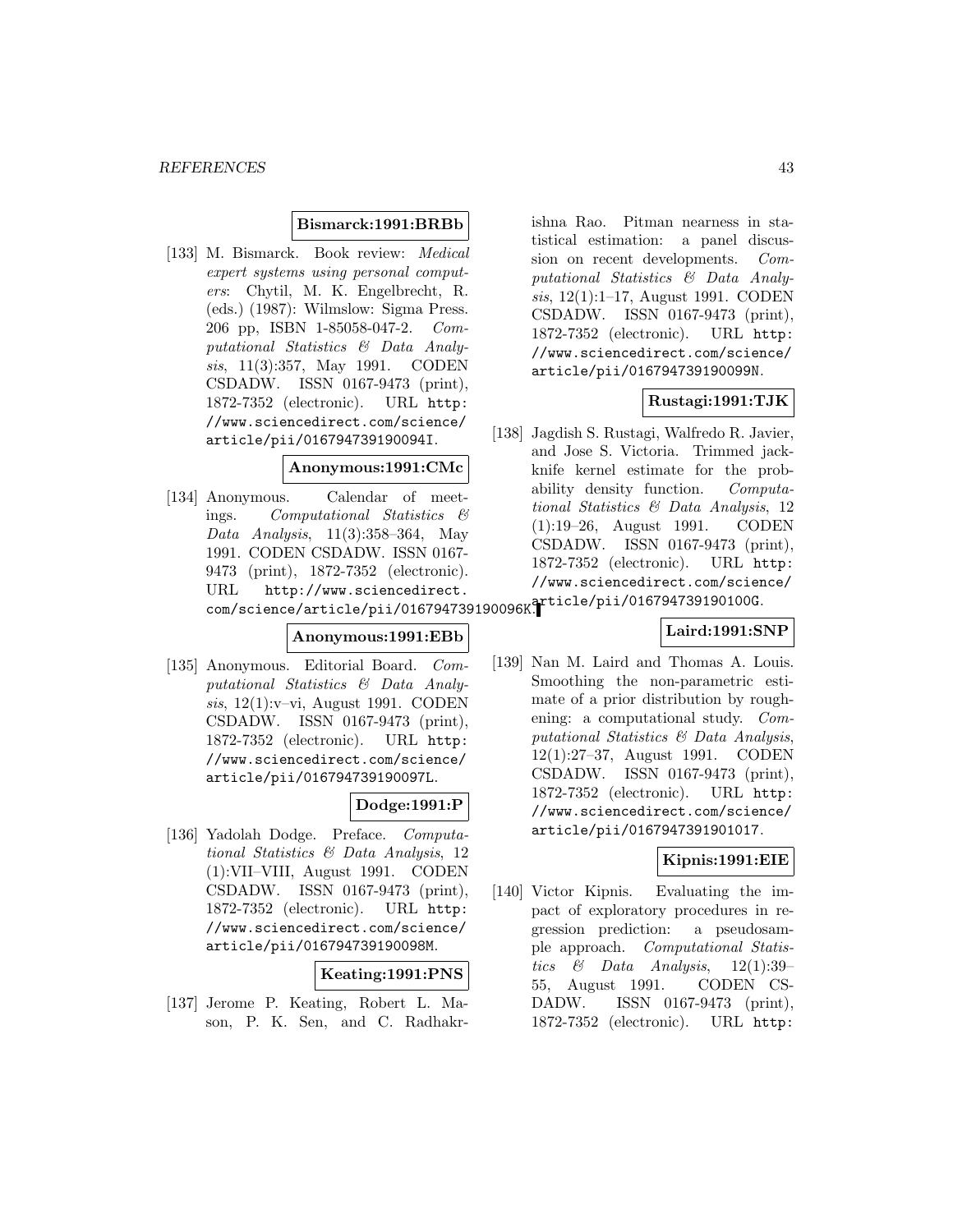**Bismarck:1991:BRBb**

[133] M. Bismarck. Book review: *Medical expert systems using personal computers*: Chytil, M. K. Engelbrecht, R. (eds.) (1987): Wilmslow: Sigma Press. 206 pp, ISBN 1-85058-047-2. *Computational Statistics & Data Analysis*, 11(3):357, May 1991. CODEN CSDADW. ISSN 0167-9473 (print), 1872-7352 (electronic). URL http://www.sciencedirect.com/science/article/pii/016794739190094I.

**Anonymous:1991:CMc**

[134] Anonymous. Calendar of meetings. *Computational Statistics & Data Analysis*, 11(3):358–364, May 1991. CODEN CSDADW. ISSN 0167-9473 (print), 1872-7352 (electronic). URL http://www.sciencedirect.com/science/article/pii/016794739190096K.

**Anonymous:1991:EBb**

[135] Anonymous. Editorial Board. *Computational Statistics & Data Analysis*, 12(1):v–vi, August 1991. CODEN CSDADW. ISSN 0167-9473 (print), 1872-7352 (electronic). URL http://www.sciencedirect.com/science/article/pii/016794739190097L.

**Dodge:1991:P**

[136] Yadolah Dodge. Preface. *Computational Statistics & Data Analysis*, 12 (1):VII–VIII, August 1991. CODEN CSDADW. ISSN 0167-9473 (print), 1872-7352 (electronic). URL http://www.sciencedirect.com/science/article/pii/016794739190098M.

**Keating:1991:PNS**

[137] Jerome P. Keating, Robert L. Mason, P. K. Sen, and C. Radhakrishna Rao. Pitman nearness in statistical estimation: a panel discussion on recent developments. *Computational Statistics & Data Analysis*, 12(1):1–17, August 1991. CODEN CSDADW. ISSN 0167-9473 (print), 1872-7352 (electronic). URL http://www.sciencedirect.com/science/article/pii/016794739190099N.

**Rustagi:1991:TJK**

[138] Jagdish S. Rustagi, Walfredo R. Javier, and Jose S. Victoria. Trimmed jackknife kernel estimate for the probability density function. *Computational Statistics & Data Analysis*, 12 (1):19–26, August 1991. CODEN CSDADW. ISSN 0167-9473 (print), 1872-7352 (electronic). URL http://www.sciencedirect.com/science/article/pii/016794739190100G.

**Laird:1991:SNP**

[139] Nan M. Laird and Thomas A. Louis. Smoothing the non-parametric estimate of a prior distribution by roughening: a computational study. *Computational Statistics & Data Analysis*, 12(1):27–37, August 1991. CODEN CSDADW. ISSN 0167-9473 (print), 1872-7352 (electronic). URL http://www.sciencedirect.com/science/article/pii/0167947391901017.

**Kipnis:1991:EIE**

[140] Victor Kipnis. Evaluating the impact of exploratory procedures in regression prediction: a pseudosample approach. *Computational Statistics & Data Analysis*, 12(1):39–55, August 1991. CODEN CSDADW. ISSN 0167-9473 (print), 1872-7352 (electronic). URL http: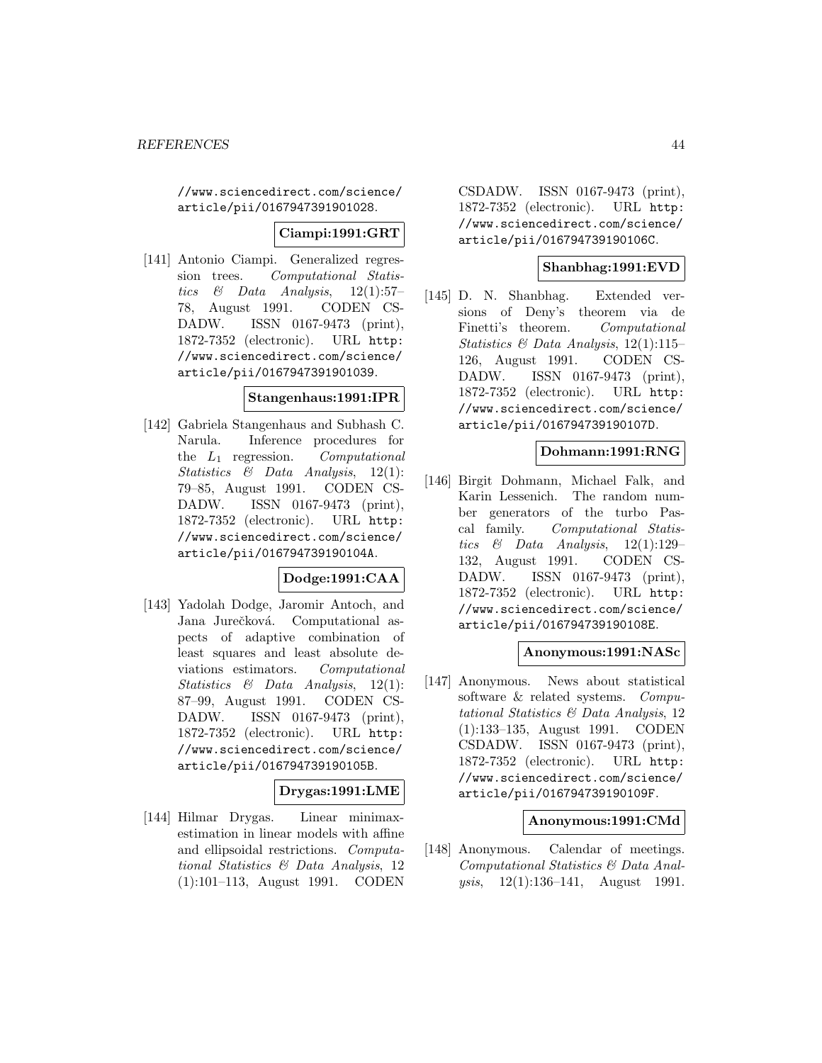//www.sciencedirect.com/science/article/pii/0167947391901028.

**Ciampi:1991:GRT**

[141] Antonio Ciampi. Generalized regression trees. *Computational Statistics & Data Analysis*, 12(1):57–78, August 1991. CODEN CSDADW. ISSN 0167-9473 (print), 1872-7352 (electronic). URL http://www.sciencedirect.com/science/article/pii/0167947391901039.

**Stangenhaus:1991:IPR**

[142] Gabriela Stangenhaus and Subhash C. Narula. Inference procedures for the $L_1$ regression. *Computational Statistics & Data Analysis*, 12(1):79–85, August 1991. CODEN CSDADW. ISSN 0167-9473 (print), 1872-7352 (electronic). URL http://www.sciencedirect.com/science/article/pii/016794739190104A.

**Dodge:1991:CAA**

[143] Yadolah Dodge, Jaromir Antoch, and Jana Jurečková. Computational aspects of adaptive combination of least squares and least absolute deviations estimators. *Computational Statistics & Data Analysis*, 12(1):87–99, August 1991. CODEN CSDADW. ISSN 0167-9473 (print), 1872-7352 (electronic). URL http://www.sciencedirect.com/science/article/pii/016794739190105B.

**Drygas:1991:LME**

[144] Hilmar Drygas. Linear minimax-estimation in linear models with affine and ellipsoidal restrictions. *Computational Statistics & Data Analysis*, 12(1):101–113, August 1991. CODEN CSDADW. ISSN 0167-9473 (print), 1872-7352 (electronic). URL http://www.sciencedirect.com/science/article/pii/016794739190106C.

**Shanbhag:1991:EVD**

[145] D. N. Shanbhag. Extended versions of Deny's theorem via de Finetti's theorem. *Computational Statistics & Data Analysis*, 12(1):115–126, August 1991. CODEN CSDADW. ISSN 0167-9473 (print), 1872-7352 (electronic). URL http://www.sciencedirect.com/science/article/pii/016794739190107D.

**Dohmann:1991:RNG**

[146] Birgit Dohmann, Michael Falk, and Karin Lessenich. The random number generators of the turbo Pascal family. *Computational Statistics & Data Analysis*, 12(1):129–132, August 1991. CODEN CSDADW. ISSN 0167-9473 (print), 1872-7352 (electronic). URL http://www.sciencedirect.com/science/article/pii/016794739190108E.

**Anonymous:1991:NASc**

[147] Anonymous. News about statistical software & related systems. *Computational Statistics & Data Analysis*, 12(1):133–135, August 1991. CODEN CSDADW. ISSN 0167-9473 (print), 1872-7352 (electronic). URL http://www.sciencedirect.com/science/article/pii/016794739190109F.

**Anonymous:1991:CMd**

[148] Anonymous. Calendar of meetings. *Computational Statistics & Data Analysis*, 12(1):136–141, August 1991.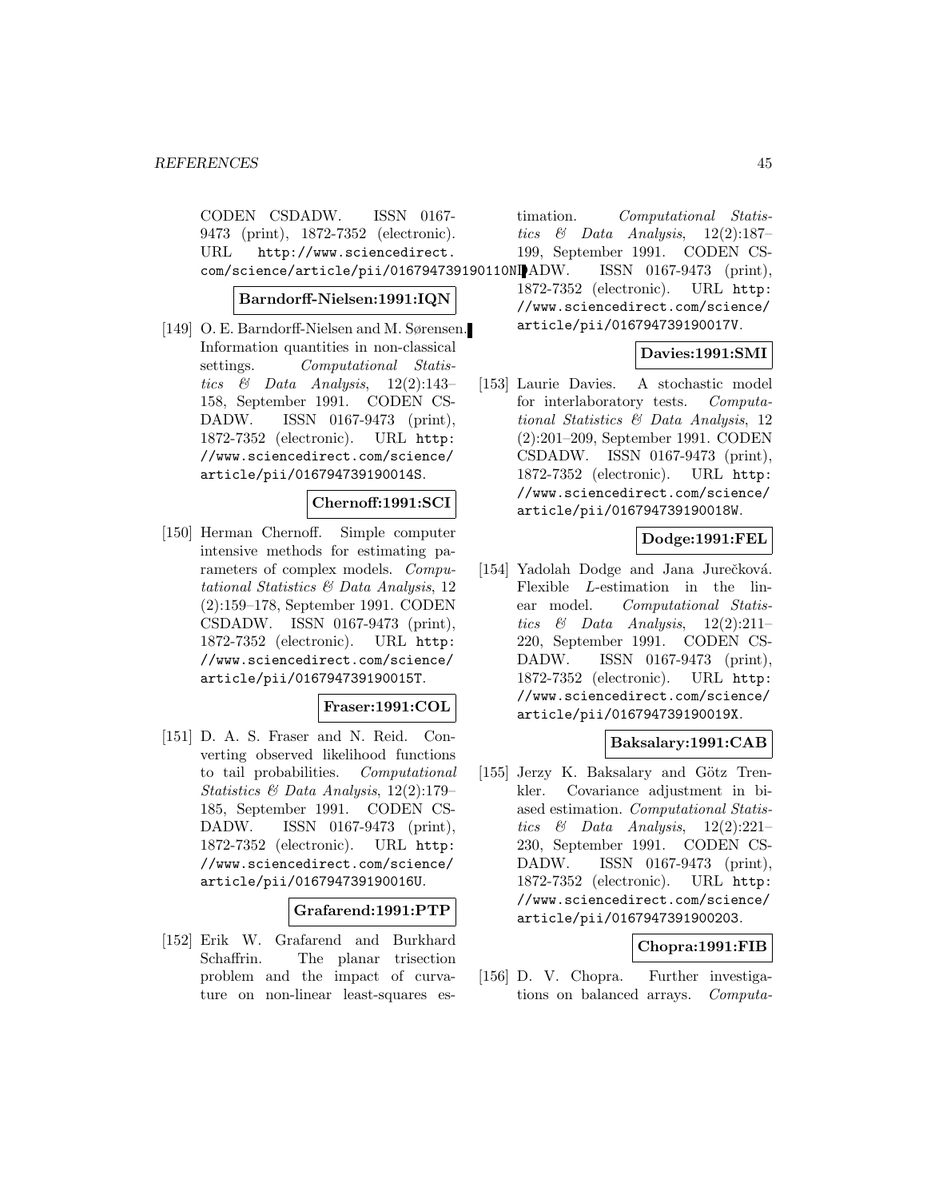CODEN CSDADW. ISSN 0167-9473 (print), 1872-7352 (electronic). URL http://www.sciencedirect.com/science/article/pii/016794739190110N.

**Barndorff-Nielsen:1991:IQN**

[149] O. E. Barndorff-Nielsen and M. Sørensen. Information quantities in non-classical settings. *Computational Statistics & Data Analysis*, 12(2):143–158, September 1991. CODEN CSDADW. ISSN 0167-9473 (print), 1872-7352 (electronic). URL http://www.sciencedirect.com/science/article/pii/016794739190014S.

**Chernoff:1991:SCI**

[150] Herman Chernoff. Simple computer intensive methods for estimating parameters of complex models. *Computational Statistics & Data Analysis*, 12(2):159–178, September 1991. CODEN CSDADW. ISSN 0167-9473 (print), 1872-7352 (electronic). URL http://www.sciencedirect.com/science/article/pii/016794739190015T.

**Fraser:1991:COL**

[151] D. A. S. Fraser and N. Reid. Converting observed likelihood functions to tail probabilities. *Computational Statistics & Data Analysis*, 12(2):179–185, September 1991. CODEN CSDADW. ISSN 0167-9473 (print), 1872-7352 (electronic). URL http://www.sciencedirect.com/science/article/pii/016794739190016U.

**Grafarend:1991:PTP**

[152] Erik W. Grafarend and Burkhard Schaffrin. The planar trisection problem and the impact of curvature on non-linear least-squares estimation. *Computational Statistics & Data Analysis*, 12(2):187–199, September 1991. CODEN CSDADW. ISSN 0167-9473 (print), 1872-7352 (electronic). URL http://www.sciencedirect.com/science/article/pii/016794739190017V.

**Davies:1991:SMI**

[153] Laurie Davies. A stochastic model for interlaboratory tests. *Computational Statistics & Data Analysis*, 12(2):201–209, September 1991. CODEN CSDADW. ISSN 0167-9473 (print), 1872-7352 (electronic). URL http://www.sciencedirect.com/science/article/pii/016794739190018W.

**Dodge:1991:FEL**

[154] Yadolah Dodge and Jana Jurečková. Flexible $L$-estimation in the linear model. *Computational Statistics & Data Analysis*, 12(2):211–220, September 1991. CODEN CSDADW. ISSN 0167-9473 (print), 1872-7352 (electronic). URL http://www.sciencedirect.com/science/article/pii/016794739190019X.

**Baksalary:1991:CAB**

[155] Jerzy K. Baksalary and Götz Trenkler. Covariance adjustment in biased estimation. *Computational Statistics & Data Analysis*, 12(2):221–230, September 1991. CODEN CSDADW. ISSN 0167-9473 (print), 1872-7352 (electronic). URL http://www.sciencedirect.com/science/article/pii/0167947391900203.

**Chopra:1991:FIB**

[156] D. V. Chopra. Further investigations on balanced arrays. *Computa-*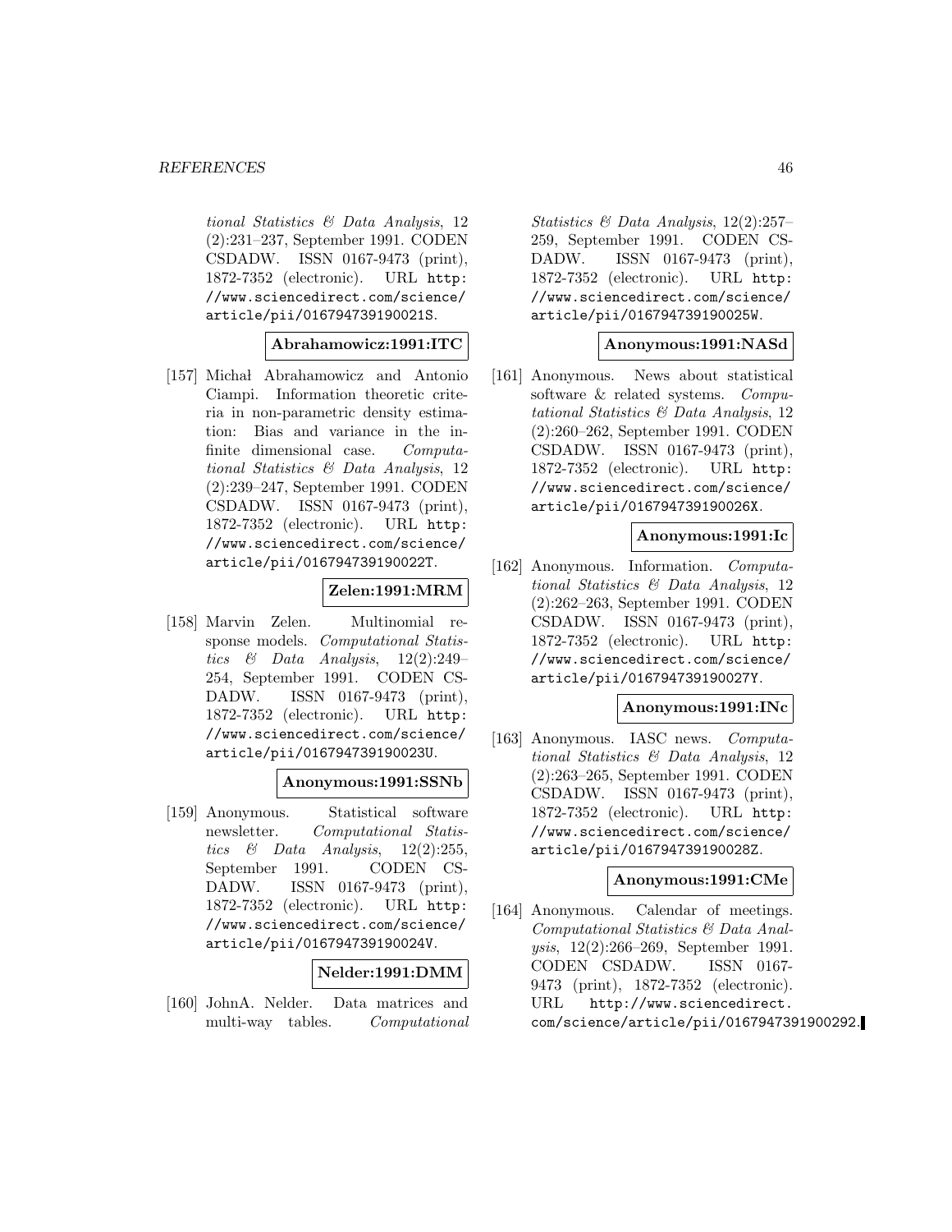tional Statistics & Data Analysis, 12 (2):231–237, September 1991. CODEN CSDADW. ISSN 0167-9473 (print), 1872-7352 (electronic). URL http://www.sciencedirect.com/science/article/pii/016794739190021S.

**Abrahamowicz:1991:ITC**

[157] Michał Abrahamowicz and Antonio Ciampi. Information theoretic criteria in non-parametric density estimation: Bias and variance in the infinite dimensional case. *Computational Statistics & Data Analysis*, 12 (2):239–247, September 1991. CODEN CSDADW. ISSN 0167-9473 (print), 1872-7352 (electronic). URL http://www.sciencedirect.com/science/article/pii/016794739190022T.

**Zelen:1991:MRM**

[158] Marvin Zelen. Multinomial response models. *Computational Statistics & Data Analysis*, 12(2):249–254, September 1991. CODEN CSDADW. ISSN 0167-9473 (print), 1872-7352 (electronic). URL http://www.sciencedirect.com/science/article/pii/016794739190023U.

**Anonymous:1991:SSNb**

[159] Anonymous. Statistical software newsletter. *Computational Statistics & Data Analysis*, 12(2):255, September 1991. CODEN CSDADW. ISSN 0167-9473 (print), 1872-7352 (electronic). URL http://www.sciencedirect.com/science/article/pii/016794739190024V.

**Nelder:1991:DMM**

[160] JohnA. Nelder. Data matrices and multi-way tables. *Computational Statistics & Data Analysis*, 12(2):257–259, September 1991. CODEN CSDADW. ISSN 0167-9473 (print), 1872-7352 (electronic). URL http://www.sciencedirect.com/science/article/pii/016794739190025W.

**Anonymous:1991:NASd**

[161] Anonymous. News about statistical software & related systems. *Computational Statistics & Data Analysis*, 12 (2):260–262, September 1991. CODEN CSDADW. ISSN 0167-9473 (print), 1872-7352 (electronic). URL http://www.sciencedirect.com/science/article/pii/016794739190026X.

**Anonymous:1991:Ic**

[162] Anonymous. Information. *Computational Statistics & Data Analysis*, 12 (2):262–263, September 1991. CODEN CSDADW. ISSN 0167-9473 (print), 1872-7352 (electronic). URL http://www.sciencedirect.com/science/article/pii/016794739190027Y.

**Anonymous:1991:INc**

[163] Anonymous. IASC news. *Computational Statistics & Data Analysis*, 12 (2):263–265, September 1991. CODEN CSDADW. ISSN 0167-9473 (print), 1872-7352 (electronic). URL http://www.sciencedirect.com/science/article/pii/016794739190028Z.

**Anonymous:1991:CMe**

[164] Anonymous. Calendar of meetings. *Computational Statistics & Data Analysis*, 12(2):266–269, September 1991. CODEN CSDADW. ISSN 0167-9473 (print), 1872-7352 (electronic). URL http://www.sciencedirect.com/science/article/pii/0167947391900292.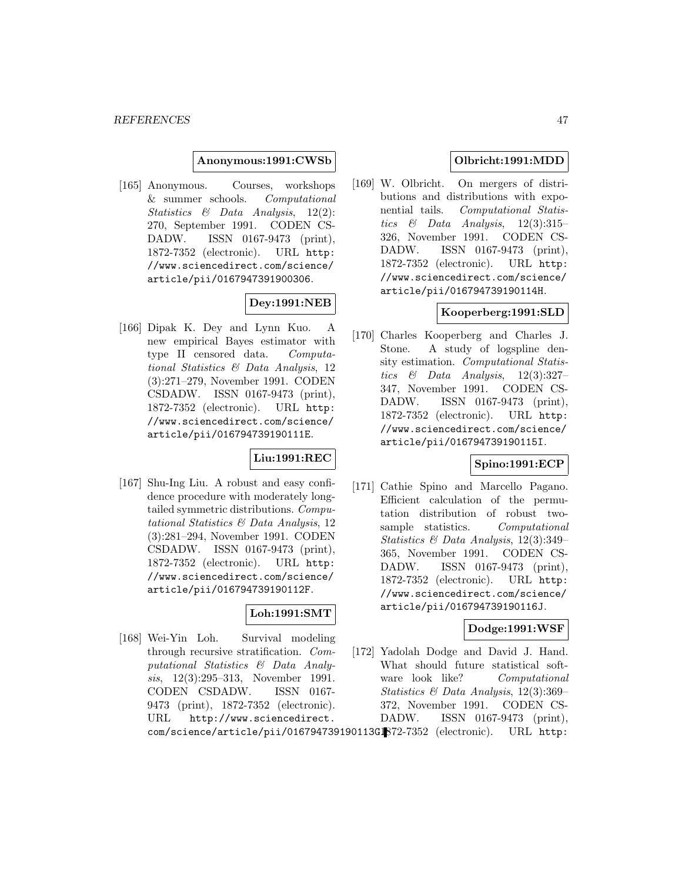**Anonymous:1991:CWSb**

[165] Anonymous. Courses, workshops & summer schools. *Computational Statistics & Data Analysis*, 12(2): 270, September 1991. CODEN CSDADW. ISSN 0167-9473 (print), 1872-7352 (electronic). URL http://www.sciencedirect.com/science/article/pii/0167947391900306.

**Dey:1991:NEB**

[166] Dipak K. Dey and Lynn Kuo. A new empirical Bayes estimator with type II censored data. *Computational Statistics & Data Analysis*, 12 (3):271–279, November 1991. CODEN CSDADW. ISSN 0167-9473 (print), 1872-7352 (electronic). URL http://www.sciencedirect.com/science/article/pii/016794739190111E.

**Liu:1991:REC**

[167] Shu-Ing Liu. A robust and easy confidence procedure with moderately long-tailed symmetric distributions. *Computational Statistics & Data Analysis*, 12 (3):281–294, November 1991. CODEN CSDADW. ISSN 0167-9473 (print), 1872-7352 (electronic). URL http://www.sciencedirect.com/science/article/pii/016794739190112F.

**Loh:1991:SMT**

[168] Wei-Yin Loh. Survival modeling through recursive stratification. *Computational Statistics & Data Analysis*, 12(3):295–313, November 1991. CODEN CSDADW. ISSN 0167-9473 (print), 1872-7352 (electronic). URL http://www.sciencedirect.com/science/article/pii/016794739190113G.

**Olbricht:1991:MDD**

[169] W. Olbricht. On mergers of distributions and distributions with exponential tails. *Computational Statistics & Data Analysis*, 12(3):315–326, November 1991. CODEN CSDADW. ISSN 0167-9473 (print), 1872-7352 (electronic). URL http://www.sciencedirect.com/science/article/pii/016794739190114H.

**Kooperberg:1991:SLD**

[170] Charles Kooperberg and Charles J. Stone. A study of logspline density estimation. *Computational Statistics & Data Analysis*, 12(3):327–347, November 1991. CODEN CSDADW. ISSN 0167-9473 (print), 1872-7352 (electronic). URL http://www.sciencedirect.com/science/article/pii/016794739190115I.

**Spino:1991:ECP**

[171] Cathie Spino and Marcello Pagano. Efficient calculation of the permutation distribution of robust two-sample statistics. *Computational Statistics & Data Analysis*, 12(3):349–365, November 1991. CODEN CSDADW. ISSN 0167-9473 (print), 1872-7352 (electronic). URL http://www.sciencedirect.com/science/article/pii/016794739190116J.

**Dodge:1991:WSF**

[172] Yadolah Dodge and David J. Hand. What should future statistical software look like? *Computational Statistics & Data Analysis*, 12(3):369–372, November 1991. CODEN CSDADW. ISSN 0167-9473 (print), 1872-7352 (electronic). URL http: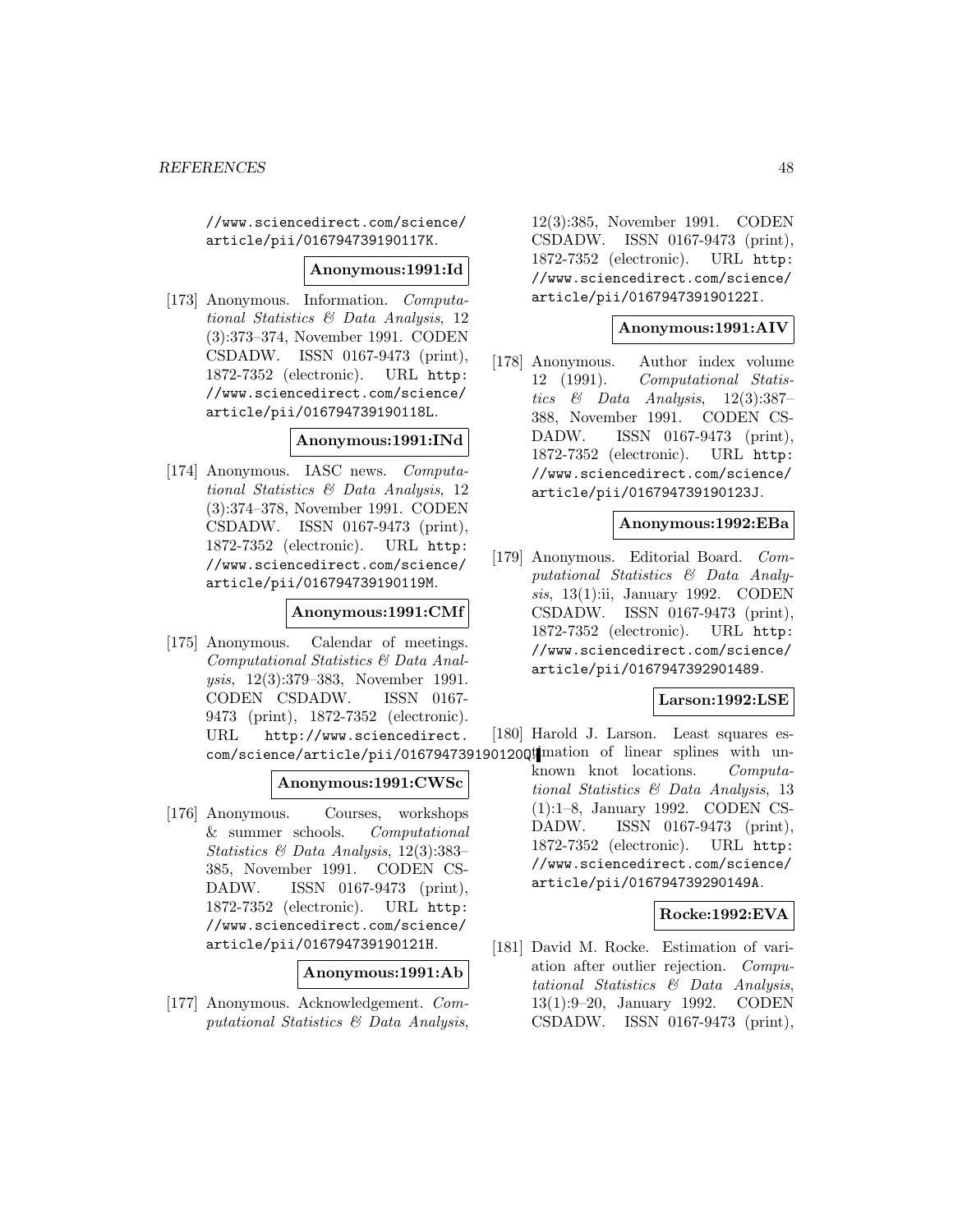//www.sciencedirect.com/science/article/pii/016794739190117K.

**Anonymous:1991:Id**

[173] Anonymous. Information. *Computational Statistics & Data Analysis*, 12 (3):373–374, November 1991. CODEN CSDADW. ISSN 0167-9473 (print), 1872-7352 (electronic). URL http://www.sciencedirect.com/science/article/pii/016794739190118L.

**Anonymous:1991:INd**

[174] Anonymous. IASC news. *Computational Statistics & Data Analysis*, 12 (3):374–378, November 1991. CODEN CSDADW. ISSN 0167-9473 (print), 1872-7352 (electronic). URL http://www.sciencedirect.com/science/article/pii/016794739190119M.

**Anonymous:1991:CMf**

[175] Anonymous. Calendar of meetings. *Computational Statistics & Data Analysis*, 12(3):379–383, November 1991. CODEN CSDADW. ISSN 0167-9473 (print), 1872-7352 (electronic). URL http://www.sciencedirect.com/science/article/pii/016794739190120Q.

**Anonymous:1991:CWSc**

[176] Anonymous. Courses, workshops & summer schools. *Computational Statistics & Data Analysis*, 12(3):383–385, November 1991. CODEN CSDADW. ISSN 0167-9473 (print), 1872-7352 (electronic). URL http://www.sciencedirect.com/science/article/pii/016794739190121H.

**Anonymous:1991:Ab**

[177] Anonymous. Acknowledgement. *Computational Statistics & Data Analysis*, 12(3):385, November 1991. CODEN CSDADW. ISSN 0167-9473 (print), 1872-7352 (electronic). URL http://www.sciencedirect.com/science/article/pii/016794739190122I.

**Anonymous:1991:AIV**

[178] Anonymous. Author index volume 12 (1991). *Computational Statistics & Data Analysis*, 12(3):387–388, November 1991. CODEN CSDADW. ISSN 0167-9473 (print), 1872-7352 (electronic). URL http://www.sciencedirect.com/science/article/pii/016794739190123J.

**Anonymous:1992:EBa**

[179] Anonymous. Editorial Board. *Computational Statistics & Data Analysis*, 13(1):ii, January 1992. CODEN CSDADW. ISSN 0167-9473 (print), 1872-7352 (electronic). URL http://www.sciencedirect.com/science/article/pii/0167947392901489.

**Larson:1992:LSE**

[180] Harold J. Larson. Least squares estimation of linear splines with unknown knot locations. *Computational Statistics & Data Analysis*, 13 (1):1–8, January 1992. CODEN CSDADW. ISSN 0167-9473 (print), 1872-7352 (electronic). URL http://www.sciencedirect.com/science/article/pii/016794739290149A.

**Rocke:1992:EVA**

[181] David M. Rocke. Estimation of variation after outlier rejection. *Computational Statistics & Data Analysis*, 13(1):9–20, January 1992. CODEN CSDADW. ISSN 0167-9473 (print),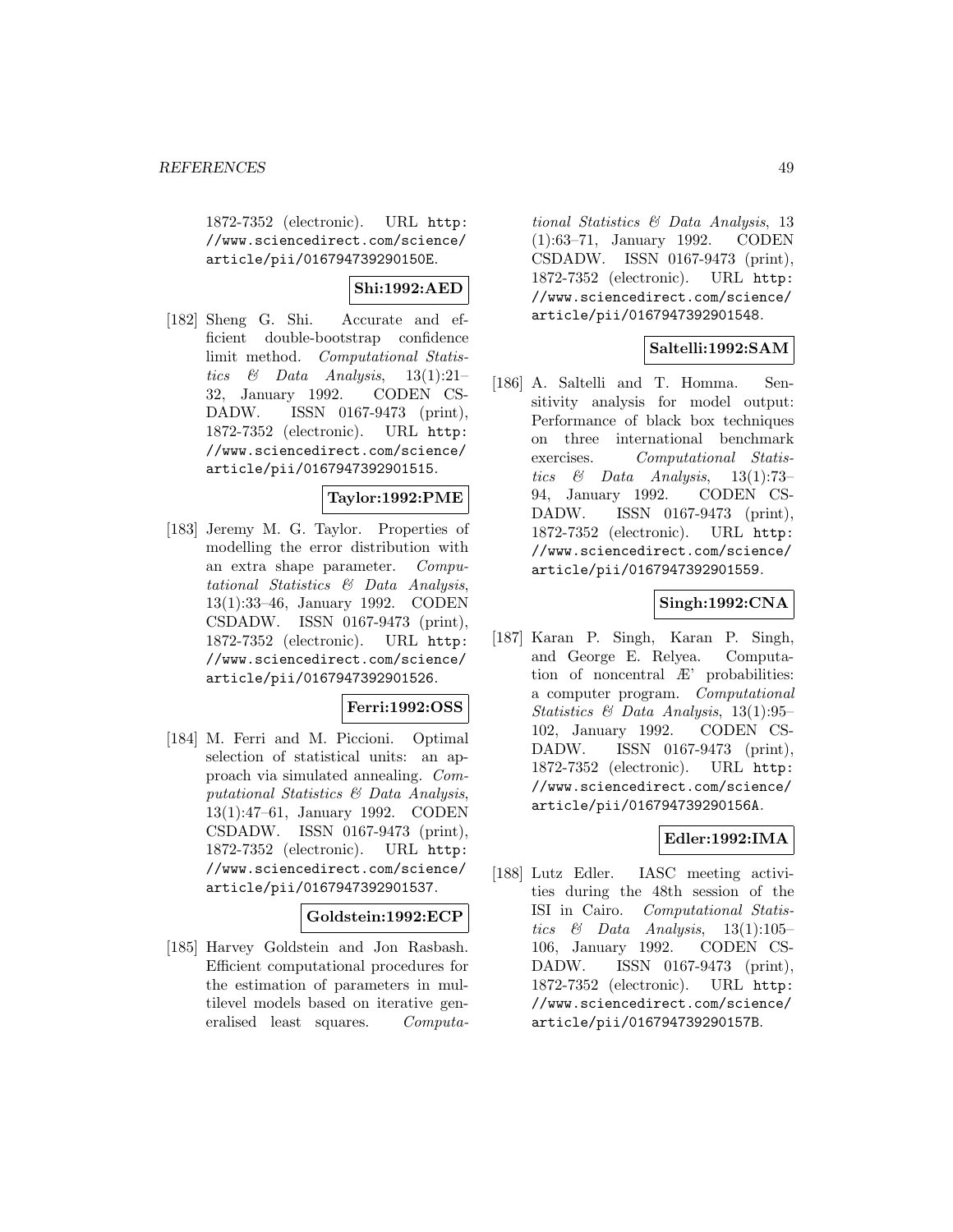1872-7352 (electronic). URL http://www.sciencedirect.com/science/article/pii/016794739290150E.

**Shi:1992:AED**

[182] Sheng G. Shi. Accurate and efficient double-bootstrap confidence limit method. *Computational Statistics & Data Analysis*, 13(1):21–32, January 1992. CODEN CSDADW. ISSN 0167-9473 (print), 1872-7352 (electronic). URL http://www.sciencedirect.com/science/article/pii/0167947392901515.

**Taylor:1992:PME**

[183] Jeremy M. G. Taylor. Properties of modelling the error distribution with an extra shape parameter. *Computational Statistics & Data Analysis*, 13(1):33–46, January 1992. CODEN CSDADW. ISSN 0167-9473 (print), 1872-7352 (electronic). URL http://www.sciencedirect.com/science/article/pii/0167947392901526.

**Ferri:1992:OSS**

[184] M. Ferri and M. Piccioni. Optimal selection of statistical units: an approach via simulated annealing. *Computational Statistics & Data Analysis*, 13(1):47–61, January 1992. CODEN CSDADW. ISSN 0167-9473 (print), 1872-7352 (electronic). URL http://www.sciencedirect.com/science/article/pii/0167947392901537.

**Goldstein:1992:ECP**

[185] Harvey Goldstein and Jon Rasbash. Efficient computational procedures for the estimation of parameters in multilevel models based on iterative generalised least squares. *Computational Statistics & Data Analysis*, 13 (1):63–71, January 1992. CODEN CSDADW. ISSN 0167-9473 (print), 1872-7352 (electronic). URL http://www.sciencedirect.com/science/article/pii/0167947392901548.

**Saltelli:1992:SAM**

[186] A. Saltelli and T. Homma. Sensitivity analysis for model output: Performance of black box techniques on three international benchmark exercises. *Computational Statistics & Data Analysis*, 13(1):73–94, January 1992. CODEN CSDADW. ISSN 0167-9473 (print), 1872-7352 (electronic). URL http://www.sciencedirect.com/science/article/pii/0167947392901559.

**Singh:1992:CNA**

[187] Karan P. Singh, Karan P. Singh, and George E. Relyea. Computation of noncentral Æ' probabilities: a computer program. *Computational Statistics & Data Analysis*, 13(1):95–102, January 1992. CODEN CSDADW. ISSN 0167-9473 (print), 1872-7352 (electronic). URL http://www.sciencedirect.com/science/article/pii/016794739290156A.

**Edler:1992:IMA**

[188] Lutz Edler. IASC meeting activities during the 48th session of the ISI in Cairo. *Computational Statistics & Data Analysis*, 13(1):105–106, January 1992. CODEN CSDADW. ISSN 0167-9473 (print), 1872-7352 (electronic). URL http://www.sciencedirect.com/science/article/pii/016794739290157B.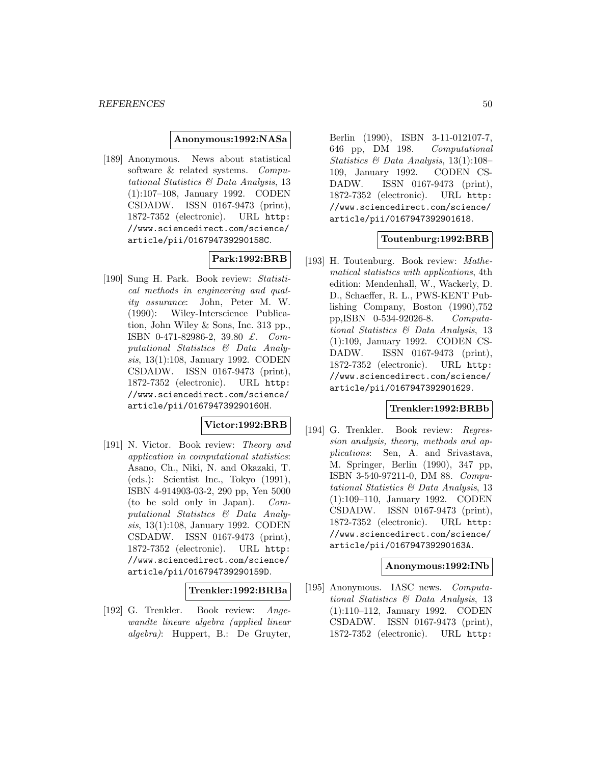**Anonymous:1992:NASa**

[189] Anonymous. News about statistical software & related systems. *Computational Statistics & Data Analysis*, 13 (1):107–108, January 1992. CODEN CSDADW. ISSN 0167-9473 (print), 1872-7352 (electronic). URL http://www.sciencedirect.com/science/article/pii/016794739290158C.

**Park:1992:BRB**

[190] Sung H. Park. Book review: *Statistical methods in engineering and quality assurance*: John, Peter M. W. (1990): Wiley-Interscience Publication, John Wiley & Sons, Inc. 313 pp., ISBN 0-471-82986-2, 39.80 £. *Computational Statistics & Data Analysis*, 13(1):108, January 1992. CODEN CSDADW. ISSN 0167-9473 (print), 1872-7352 (electronic). URL http://www.sciencedirect.com/science/article/pii/016794739290160H.

**Victor:1992:BRB**

[191] N. Victor. Book review: *Theory and application in computational statistics*: Asano, Ch., Niki, N. and Okazaki, T. (eds.): Scientist Inc., Tokyo (1991), ISBN 4-914903-03-2, 290 pp, Yen 5000 (to be sold only in Japan). *Computational Statistics & Data Analysis*, 13(1):108, January 1992. CODEN CSDADW. ISSN 0167-9473 (print), 1872-7352 (electronic). URL http://www.sciencedirect.com/science/article/pii/016794739290159D.

**Trenkler:1992:BRBa**

[192] G. Trenkler. Book review: *Angewandte lineare algebra (applied linear algebra)*: Huppert, B.: De Gruyter, Berlin (1990), ISBN 3-11-012107-7, 646 pp, DM 198. *Computational Statistics & Data Analysis*, 13(1):108–109, January 1992. CODEN CSDADW. ISSN 0167-9473 (print), 1872-7352 (electronic). URL http://www.sciencedirect.com/science/article/pii/0167947392901618.

**Toutenburg:1992:BRB**

[193] H. Toutenburg. Book review: *Mathematical statistics with applications*, 4th edition: Mendenhall, W., Wackerly, D. D., Schaeffer, R. L., PWS-KENT Publishing Company, Boston (1990),752 pp,ISBN 0-534-92026-8. *Computational Statistics & Data Analysis*, 13 (1):109, January 1992. CODEN CSDADW. ISSN 0167-9473 (print), 1872-7352 (electronic). URL http://www.sciencedirect.com/science/article/pii/0167947392901629.

**Trenkler:1992:BRBb**

[194] G. Trenkler. Book review: *Regression analysis, theory, methods and applications*: Sen, A. and Srivastava, M. Springer, Berlin (1990), 347 pp, ISBN 3-540-97211-0, DM 88. *Computational Statistics & Data Analysis*, 13 (1):109–110, January 1992. CODEN CSDADW. ISSN 0167-9473 (print), 1872-7352 (electronic). URL http://www.sciencedirect.com/science/article/pii/016794739290163A.

**Anonymous:1992:INb**

[195] Anonymous. IASC news. *Computational Statistics & Data Analysis*, 13 (1):110–112, January 1992. CODEN CSDADW. ISSN 0167-9473 (print), 1872-7352 (electronic). URL http: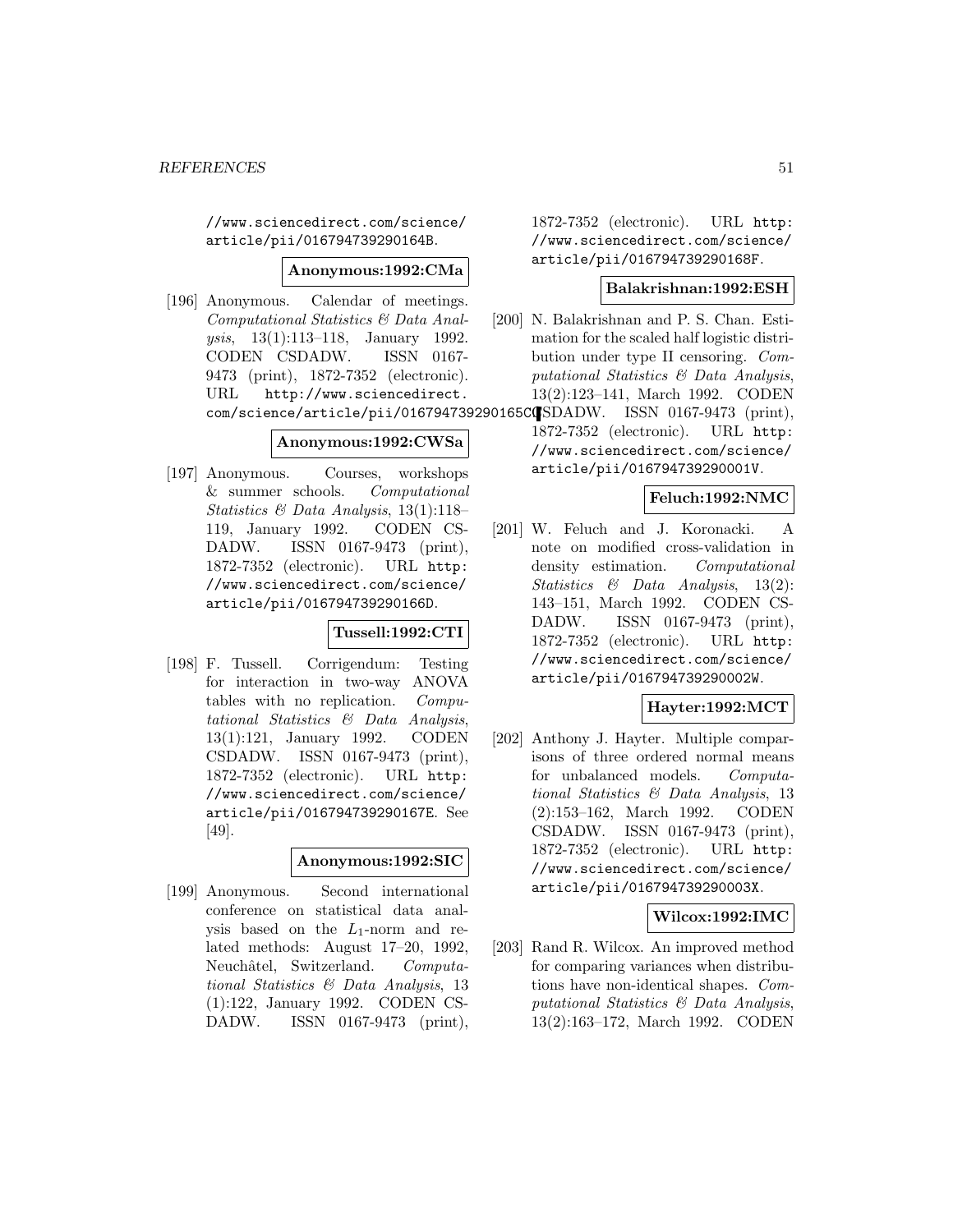//www.sciencedirect.com/science/article/pii/016794739290164B.

**Anonymous:1992:CMa**

[196] Anonymous. Calendar of meetings. *Computational Statistics & Data Analysis*, 13(1):113–118, January 1992. CODEN CSDADW. ISSN 0167-9473 (print), 1872-7352 (electronic). URL http://www.sciencedirect.com/science/article/pii/016794739290165C.

**Anonymous:1992:CWSa**

[197] Anonymous. Courses, workshops & summer schools. *Computational Statistics & Data Analysis*, 13(1):118–119, January 1992. CODEN CSDADW. ISSN 0167-9473 (print), 1872-7352 (electronic). URL http://www.sciencedirect.com/science/article/pii/016794739290166D.

**Tussell:1992:CTI**

[198] F. Tussell. Corrigendum: Testing for interaction in two-way ANOVA tables with no replication. *Computational Statistics & Data Analysis*, 13(1):121, January 1992. CODEN CSDADW. ISSN 0167-9473 (print), 1872-7352 (electronic). URL http://www.sciencedirect.com/science/article/pii/016794739290167E. See [49].

**Anonymous:1992:SIC**

[199] Anonymous. Second international conference on statistical data analysis based on the $L_1$-norm and related methods: August 17–20, 1992, Neuchâtel, Switzerland. *Computational Statistics & Data Analysis*, 13(1):122, January 1992. CODEN CSDADW. ISSN 0167-9473 (print), 1872-7352 (electronic). URL http://www.sciencedirect.com/science/article/pii/016794739290168F.

**Balakrishnan:1992:ESH**

[200] N. Balakrishnan and P. S. Chan. Estimation for the scaled half logistic distribution under type II censoring. *Computational Statistics & Data Analysis*, 13(2):123–141, March 1992. CODEN CSDADW. ISSN 0167-9473 (print), 1872-7352 (electronic). URL http://www.sciencedirect.com/science/article/pii/016794739290001V.

**Feluch:1992:NMC**

[201] W. Feluch and J. Koronacki. A note on modified cross-validation in density estimation. *Computational Statistics & Data Analysis*, 13(2):143–151, March 1992. CODEN CSDADW. ISSN 0167-9473 (print), 1872-7352 (electronic). URL http://www.sciencedirect.com/science/article/pii/016794739290002W.

**Hayter:1992:MCT**

[202] Anthony J. Hayter. Multiple comparisons of three ordered normal means for unbalanced models. *Computational Statistics & Data Analysis*, 13(2):153–162, March 1992. CODEN CSDADW. ISSN 0167-9473 (print), 1872-7352 (electronic). URL http://www.sciencedirect.com/science/article/pii/016794739290003X.

**Wilcox:1992:IMC**

[203] Rand R. Wilcox. An improved method for comparing variances when distributions have non-identical shapes. *Computational Statistics & Data Analysis*, 13(2):163–172, March 1992. CODEN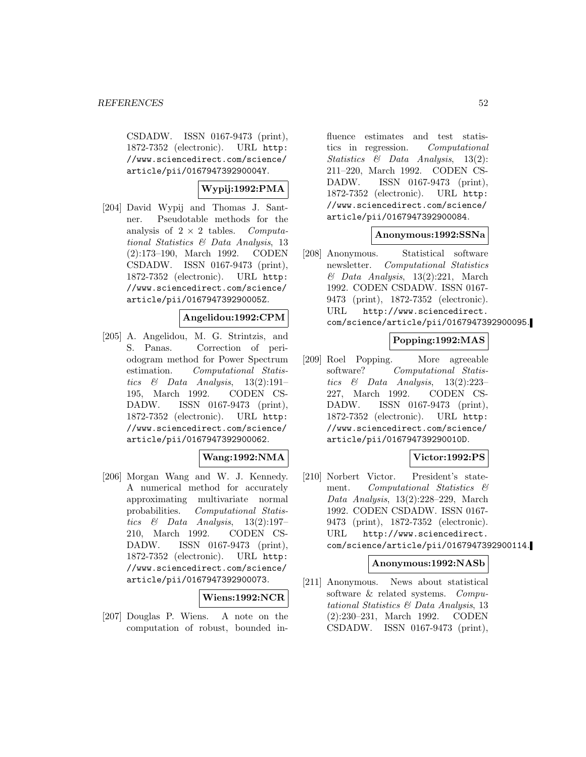CSDADW. ISSN 0167-9473 (print), 1872-7352 (electronic). URL http://www.sciencedirect.com/science/article/pii/016794739290004Y.

**Wypij:1992:PMA**

[204] David Wypij and Thomas J. Santner. Pseudotable methods for the analysis of $2 \times 2$ tables. *Computational Statistics & Data Analysis*, 13 (2):173–190, March 1992. CODEN CSDADW. ISSN 0167-9473 (print), 1872-7352 (electronic). URL http://www.sciencedirect.com/science/article/pii/016794739290005Z.

**Angelidou:1992:CPM**

[205] A. Angelidou, M. G. Strintzis, and S. Panas. Correction of periodogram method for Power Spectrum estimation. *Computational Statistics & Data Analysis*, 13(2):191–195, March 1992. CODEN CSDADW. ISSN 0167-9473 (print), 1872-7352 (electronic). URL http://www.sciencedirect.com/science/article/pii/0167947392900062.

**Wang:1992:NMA**

[206] Morgan Wang and W. J. Kennedy. A numerical method for accurately approximating multivariate normal probabilities. *Computational Statistics & Data Analysis*, 13(2):197–210, March 1992. CODEN CSDADW. ISSN 0167-9473 (print), 1872-7352 (electronic). URL http://www.sciencedirect.com/science/article/pii/0167947392900073.

**Wiens:1992:NCR**

[207] Douglas P. Wiens. A note on the computation of robust, bounded influence estimates and test statistics in regression. *Computational Statistics & Data Analysis*, 13(2): 211–220, March 1992. CODEN CSDADW. ISSN 0167-9473 (print), 1872-7352 (electronic). URL http://www.sciencedirect.com/science/article/pii/0167947392900084.

**Anonymous:1992:SSNa**

[208] Anonymous. Statistical software newsletter. *Computational Statistics & Data Analysis*, 13(2):221, March 1992. CODEN CSDADW. ISSN 0167-9473 (print), 1872-7352 (electronic). URL http://www.sciencedirect.com/science/article/pii/0167947392900095.

**Popping:1992:MAS**

[209] Roel Popping. More agreeable software? *Computational Statistics & Data Analysis*, 13(2):223–227, March 1992. CODEN CSDADW. ISSN 0167-9473 (print), 1872-7352 (electronic). URL http://www.sciencedirect.com/science/article/pii/016794739290010D.

**Victor:1992:PS**

[210] Norbert Victor. President's statement. *Computational Statistics & Data Analysis*, 13(2):228–229, March 1992. CODEN CSDADW. ISSN 0167-9473 (print), 1872-7352 (electronic). URL http://www.sciencedirect.com/science/article/pii/0167947392900114.

**Anonymous:1992:NASb**

[211] Anonymous. News about statistical software & related systems. *Computational Statistics & Data Analysis*, 13 (2):230–231, March 1992. CODEN CSDADW. ISSN 0167-9473 (print),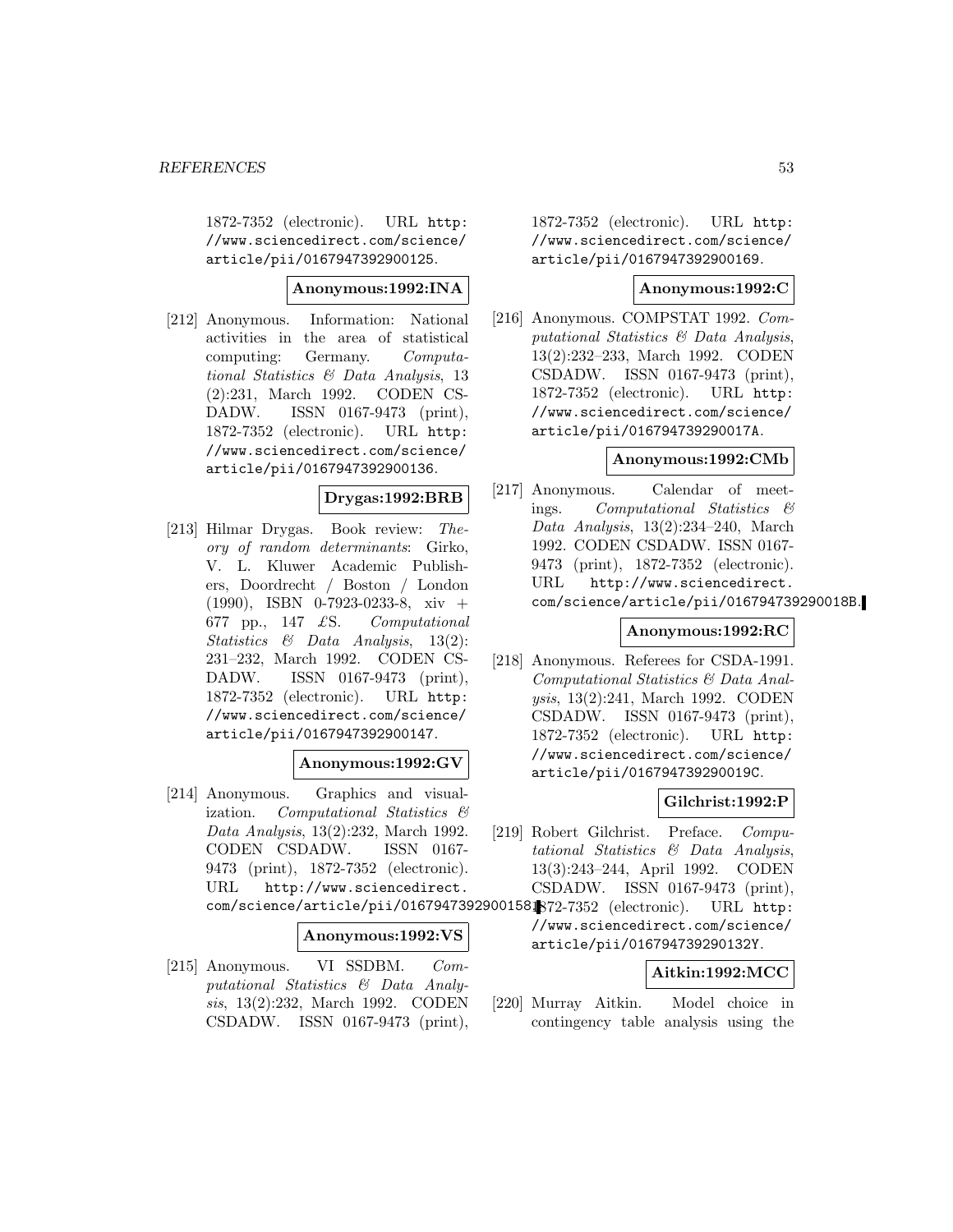1872-7352 (electronic). URL http://www.sciencedirect.com/science/article/pii/0167947392900125.

**Anonymous:1992:INA**

[212] Anonymous. Information: National activities in the area of statistical computing: Germany. *Computational Statistics & Data Analysis*, 13 (2):231, March 1992. CODEN CSDADW. ISSN 0167-9473 (print), 1872-7352 (electronic). URL http://www.sciencedirect.com/science/article/pii/0167947392900136.

**Drygas:1992:BRB**

[213] Hilmar Drygas. Book review: *Theory of random determinants*: Girko, V. L. Kluwer Academic Publishers, Doordrecht / Boston / London (1990), ISBN 0-7923-0233-8, xiv + 677 pp., 147 £S. *Computational Statistics & Data Analysis*, 13(2): 231–232, March 1992. CODEN CSDADW. ISSN 0167-9473 (print), 1872-7352 (electronic). URL http://www.sciencedirect.com/science/article/pii/0167947392900147.

**Anonymous:1992:GV**

[214] Anonymous. Graphics and visualization. *Computational Statistics & Data Analysis*, 13(2):232, March 1992. CODEN CSDADW. ISSN 0167-9473 (print), 1872-7352 (electronic). URL http://www.sciencedirect.com/science/article/pii/0167947392900158.

**Anonymous:1992:VS**

[215] Anonymous. VI SSDBM. *Computational Statistics & Data Analysis*, 13(2):232, March 1992. CODEN CSDADW. ISSN 0167-9473 (print), 1872-7352 (electronic). URL http://www.sciencedirect.com/science/article/pii/0167947392900169.

**Anonymous:1992:C**

[216] Anonymous. COMPSTAT 1992. *Computational Statistics & Data Analysis*, 13(2):232–233, March 1992. CODEN CSDADW. ISSN 0167-9473 (print), 1872-7352 (electronic). URL http://www.sciencedirect.com/science/article/pii/016794739290017A.

**Anonymous:1992:CMb**

[217] Anonymous. Calendar of meetings. *Computational Statistics & Data Analysis*, 13(2):234–240, March 1992. CODEN CSDADW. ISSN 0167-9473 (print), 1872-7352 (electronic). URL http://www.sciencedirect.com/science/article/pii/016794739290018B.

**Anonymous:1992:RC**

[218] Anonymous. Referees for CSDA-1991. *Computational Statistics & Data Analysis*, 13(2):241, March 1992. CODEN CSDADW. ISSN 0167-9473 (print), 1872-7352 (electronic). URL http://www.sciencedirect.com/science/article/pii/016794739290019C.

**Gilchrist:1992:P**

[219] Robert Gilchrist. Preface. *Computational Statistics & Data Analysis*, 13(3):243–244, April 1992. CODEN CSDADW. ISSN 0167-9473 (print), 1872-7352 (electronic). URL http://www.sciencedirect.com/science/article/pii/016794739290132Y.

**Aitkin:1992:MCC**

[220] Murray Aitkin. Model choice in contingency table analysis using the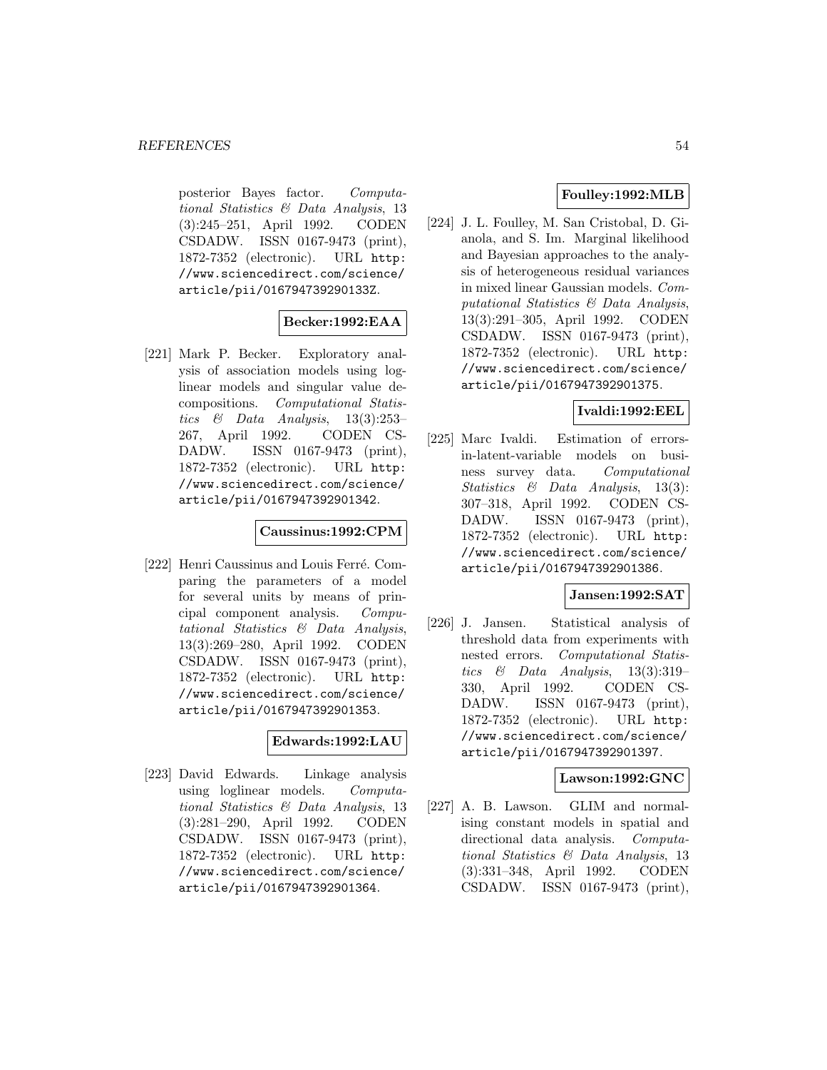posterior Bayes factor. *Computational Statistics & Data Analysis*, 13 (3):245–251, April 1992. CODEN CSDADW. ISSN 0167-9473 (print), 1872-7352 (electronic). URL http://www.sciencedirect.com/science/article/pii/016794739290133Z.

**Becker:1992:EAA**

[221] Mark P. Becker. Exploratory analysis of association models using log-linear models and singular value decompositions. *Computational Statistics & Data Analysis*, 13(3):253–267, April 1992. CODEN CSDADW. ISSN 0167-9473 (print), 1872-7352 (electronic). URL http://www.sciencedirect.com/science/article/pii/0167947392901342.

**Caussinus:1992:CPM**

[222] Henri Caussinus and Louis Ferré. Comparing the parameters of a model for several units by means of principal component analysis. *Computational Statistics & Data Analysis*, 13(3):269–280, April 1992. CODEN CSDADW. ISSN 0167-9473 (print), 1872-7352 (electronic). URL http://www.sciencedirect.com/science/article/pii/0167947392901353.

**Edwards:1992:LAU**

[223] David Edwards. Linkage analysis using loglinear models. *Computational Statistics & Data Analysis*, 13 (3):281–290, April 1992. CODEN CSDADW. ISSN 0167-9473 (print), 1872-7352 (electronic). URL http://www.sciencedirect.com/science/article/pii/0167947392901364.

**Foulley:1992:MLB**

[224] J. L. Foulley, M. San Cristobal, D. Gianola, and S. Im. Marginal likelihood and Bayesian approaches to the analysis of heterogeneous residual variances in mixed linear Gaussian models. *Computational Statistics & Data Analysis*, 13(3):291–305, April 1992. CODEN CSDADW. ISSN 0167-9473 (print), 1872-7352 (electronic). URL http://www.sciencedirect.com/science/article/pii/0167947392901375.

**Ivaldi:1992:EEL**

[225] Marc Ivaldi. Estimation of errors-in-latent-variable models on business survey data. *Computational Statistics & Data Analysis*, 13(3): 307–318, April 1992. CODEN CSDADW. ISSN 0167-9473 (print), 1872-7352 (electronic). URL http://www.sciencedirect.com/science/article/pii/0167947392901386.

**Jansen:1992:SAT**

[226] J. Jansen. Statistical analysis of threshold data from experiments with nested errors. *Computational Statistics & Data Analysis*, 13(3):319–330, April 1992. CODEN CSDADW. ISSN 0167-9473 (print), 1872-7352 (electronic). URL http://www.sciencedirect.com/science/article/pii/0167947392901397.

**Lawson:1992:GNC**

[227] A. B. Lawson. GLIM and normalising constant models in spatial and directional data analysis. *Computational Statistics & Data Analysis*, 13 (3):331–348, April 1992. CODEN CSDADW. ISSN 0167-9473 (print),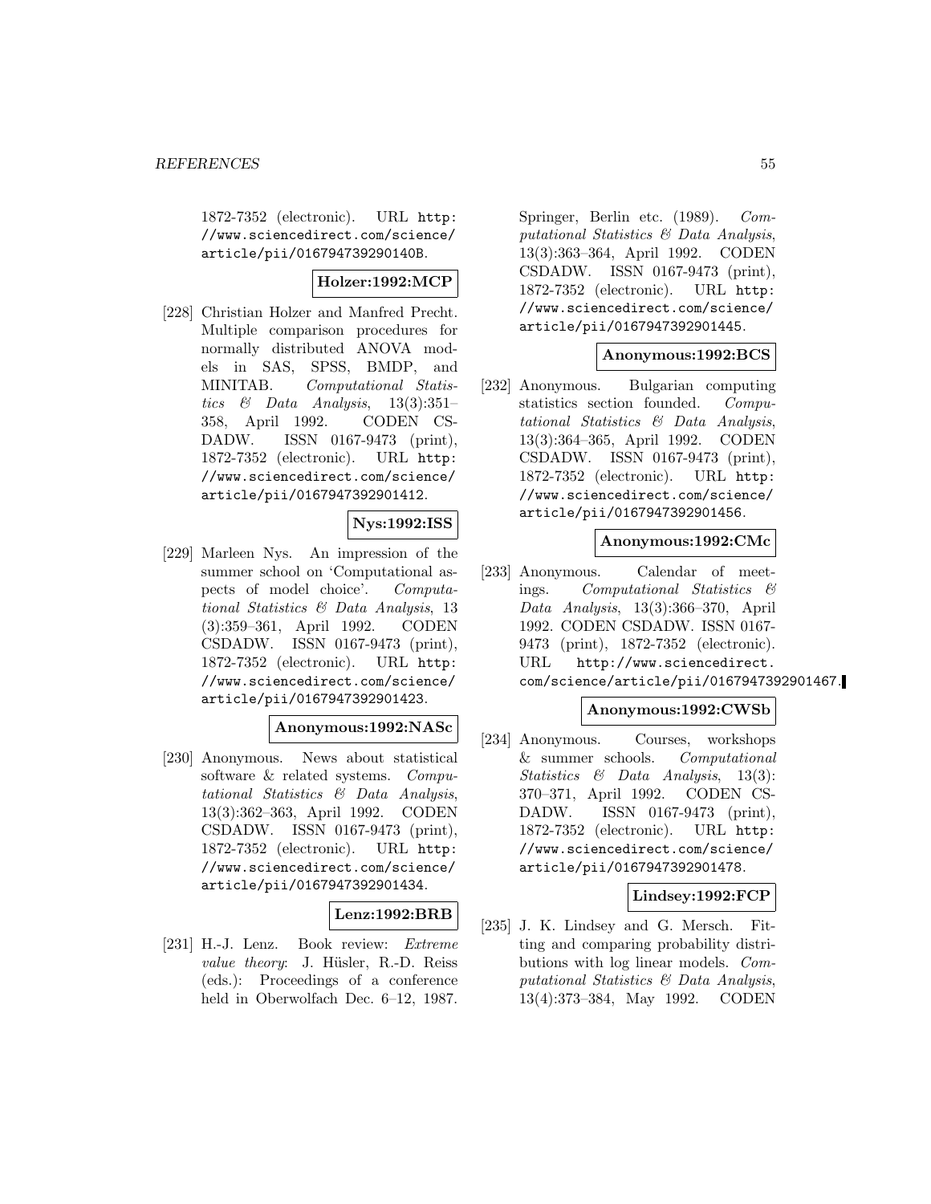1872-7352 (electronic). URL http://www.sciencedirect.com/science/article/pii/016794739290140B.

**Holzer:1992:MCP**

[228] Christian Holzer and Manfred Precht. Multiple comparison procedures for normally distributed ANOVA models in SAS, SPSS, BMDP, and MINITAB. *Computational Statistics & Data Analysis*, 13(3):351–358, April 1992. CODEN CSDADW. ISSN 0167-9473 (print), 1872-7352 (electronic). URL http://www.sciencedirect.com/science/article/pii/0167947392901412.

**Nys:1992:ISS**

[229] Marleen Nys. An impression of the summer school on 'Computational aspects of model choice'. *Computational Statistics & Data Analysis*, 13 (3):359–361, April 1992. CODEN CSDADW. ISSN 0167-9473 (print), 1872-7352 (electronic). URL http://www.sciencedirect.com/science/article/pii/0167947392901423.

**Anonymous:1992:NASc**

[230] Anonymous. News about statistical software & related systems. *Computational Statistics & Data Analysis*, 13(3):362–363, April 1992. CODEN CSDADW. ISSN 0167-9473 (print), 1872-7352 (electronic). URL http://www.sciencedirect.com/science/article/pii/0167947392901434.

**Lenz:1992:BRB**

[231] H.-J. Lenz. Book review: *Extreme value theory*: J. Hüsler, R.-D. Reiss (eds.): Proceedings of a conference held in Oberwolfach Dec. 6–12, 1987. Springer, Berlin etc. (1989). *Computational Statistics & Data Analysis*, 13(3):363–364, April 1992. CODEN CSDADW. ISSN 0167-9473 (print), 1872-7352 (electronic). URL http://www.sciencedirect.com/science/article/pii/0167947392901445.

**Anonymous:1992:BCS**

[232] Anonymous. Bulgarian computing statistics section founded. *Computational Statistics & Data Analysis*, 13(3):364–365, April 1992. CODEN CSDADW. ISSN 0167-9473 (print), 1872-7352 (electronic). URL http://www.sciencedirect.com/science/article/pii/0167947392901456.

**Anonymous:1992:CMc**

[233] Anonymous. Calendar of meetings. *Computational Statistics & Data Analysis*, 13(3):366–370, April 1992. CODEN CSDADW. ISSN 0167-9473 (print), 1872-7352 (electronic). URL http://www.sciencedirect.com/science/article/pii/0167947392901467.

**Anonymous:1992:CWSb**

[234] Anonymous. Courses, workshops & summer schools. *Computational Statistics & Data Analysis*, 13(3): 370–371, April 1992. CODEN CSDADW. ISSN 0167-9473 (print), 1872-7352 (electronic). URL http://www.sciencedirect.com/science/article/pii/0167947392901478.

**Lindsey:1992:FCP**

[235] J. K. Lindsey and G. Mersch. Fitting and comparing probability distributions with log linear models. *Computational Statistics & Data Analysis*, 13(4):373–384, May 1992. CODEN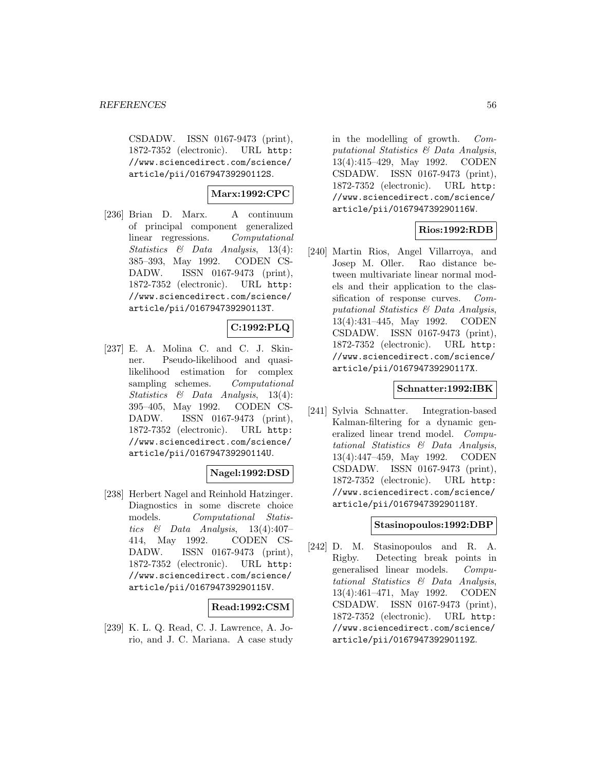CSDADW. ISSN 0167-9473 (print), 1872-7352 (electronic). URL http://www.sciencedirect.com/science/article/pii/016794739290112S.

**Marx:1992:CPC**

[236] Brian D. Marx. A continuum of principal component generalized linear regressions. *Computational Statistics & Data Analysis*, 13(4): 385–393, May 1992. CODEN CSDADW. ISSN 0167-9473 (print), 1872-7352 (electronic). URL http://www.sciencedirect.com/science/article/pii/016794739290113T.

**C:1992:PLQ**

[237] E. A. Molina C. and C. J. Skinner. Pseudo-likelihood and quasi-likelihood estimation for complex sampling schemes. *Computational Statistics & Data Analysis*, 13(4): 395–405, May 1992. CODEN CSDADW. ISSN 0167-9473 (print), 1872-7352 (electronic). URL http://www.sciencedirect.com/science/article/pii/016794739290114U.

**Nagel:1992:DSD**

[238] Herbert Nagel and Reinhold Hatzinger. Diagnostics in some discrete choice models. *Computational Statistics & Data Analysis*, 13(4):407–414, May 1992. CODEN CSDADW. ISSN 0167-9473 (print), 1872-7352 (electronic). URL http://www.sciencedirect.com/science/article/pii/016794739290115V.

**Read:1992:CSM**

[239] K. L. Q. Read, C. J. Lawrence, A. Jorio, and J. C. Mariana. A case study in the modelling of growth. *Computational Statistics & Data Analysis*, 13(4):415–429, May 1992. CODEN CSDADW. ISSN 0167-9473 (print), 1872-7352 (electronic). URL http://www.sciencedirect.com/science/article/pii/016794739290116W.

**Rios:1992:RDB**

[240] Martin Rios, Angel Villarroya, and Josep M. Oller. Rao distance between multivariate linear normal models and their application to the classification of response curves. *Computational Statistics & Data Analysis*, 13(4):431–445, May 1992. CODEN CSDADW. ISSN 0167-9473 (print), 1872-7352 (electronic). URL http://www.sciencedirect.com/science/article/pii/016794739290117X.

**Schnatter:1992:IBK**

[241] Sylvia Schnatter. Integration-based Kalman-filtering for a dynamic generalized linear trend model. *Computational Statistics & Data Analysis*, 13(4):447–459, May 1992. CODEN CSDADW. ISSN 0167-9473 (print), 1872-7352 (electronic). URL http://www.sciencedirect.com/science/article/pii/016794739290118Y.

**Stasinopoulos:1992:DBP**

[242] D. M. Stasinopoulos and R. A. Rigby. Detecting break points in generalised linear models. *Computational Statistics & Data Analysis*, 13(4):461–471, May 1992. CODEN CSDADW. ISSN 0167-9473 (print), 1872-7352 (electronic). URL http://www.sciencedirect.com/science/article/pii/016794739290119Z.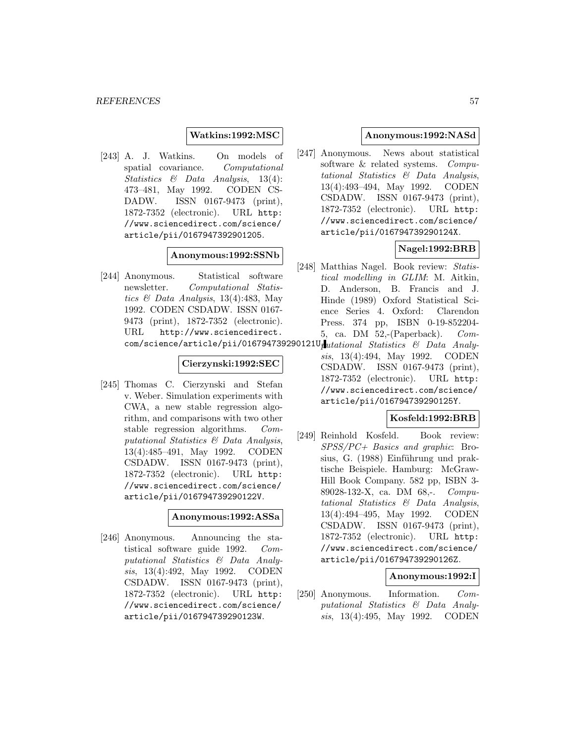**Watkins:1992:MSC**

[243] A. J. Watkins. On models of spatial covariance. *Computational Statistics & Data Analysis*, 13(4): 473–481, May 1992. CODEN CSDADW. ISSN 0167-9473 (print), 1872-7352 (electronic). URL http://www.sciencedirect.com/science/article/pii/0167947392901205.

**Anonymous:1992:SSNb**

[244] Anonymous. Statistical software newsletter. *Computational Statistics & Data Analysis*, 13(4):483, May 1992. CODEN CSDADW. ISSN 0167-9473 (print), 1872-7352 (electronic). URL http://www.sciencedirect.com/science/article/pii/016794739290121U.

**Cierzynski:1992:SEC**

[245] Thomas C. Cierzynski and Stefan v. Weber. Simulation experiments with CWA, a new stable regression algorithm, and comparisons with two other stable regression algorithms. *Computational Statistics & Data Analysis*, 13(4):485–491, May 1992. CODEN CSDADW. ISSN 0167-9473 (print), 1872-7352 (electronic). URL http://www.sciencedirect.com/science/article/pii/016794739290122V.

**Anonymous:1992:ASSa**

[246] Anonymous. Announcing the statistical software guide 1992. *Computational Statistics & Data Analysis*, 13(4):492, May 1992. CODEN CSDADW. ISSN 0167-9473 (print), 1872-7352 (electronic). URL http://www.sciencedirect.com/science/article/pii/016794739290123W.

**Anonymous:1992:NASd**

[247] Anonymous. News about statistical software & related systems. *Computational Statistics & Data Analysis*, 13(4):493–494, May 1992. CODEN CSDADW. ISSN 0167-9473 (print), 1872-7352 (electronic). URL http://www.sciencedirect.com/science/article/pii/016794739290124X.

**Nagel:1992:BRB**

[248] Matthias Nagel. Book review: *Statistical modelling in GLIM*: M. Aitkin, D. Anderson, B. Francis and J. Hinde (1989) Oxford Statistical Science Series 4. Oxford: Clarendon Press. 374 pp, ISBN 0-19-852204-5, ca. DM 52,-(Paperback). *Computational Statistics & Data Analysis*, 13(4):494, May 1992. CODEN CSDADW. ISSN 0167-9473 (print), 1872-7352 (electronic). URL http://www.sciencedirect.com/science/article/pii/016794739290125Y.

**Kosfeld:1992:BRB**

[249] Reinhold Kosfeld. Book review: *SPSS/PC+ Basics and graphic*: Brosius, G. (1988) Einführung und praktische Beispiele. Hamburg: McGraw-Hill Book Company. 582 pp, ISBN 3-89028-132-X, ca. DM 68,-. *Computational Statistics & Data Analysis*, 13(4):494–495, May 1992. CODEN CSDADW. ISSN 0167-9473 (print), 1872-7352 (electronic). URL http://www.sciencedirect.com/science/article/pii/016794739290126Z.

**Anonymous:1992:I**

[250] Anonymous. Information. *Computational Statistics & Data Analysis*, 13(4):495, May 1992. CODEN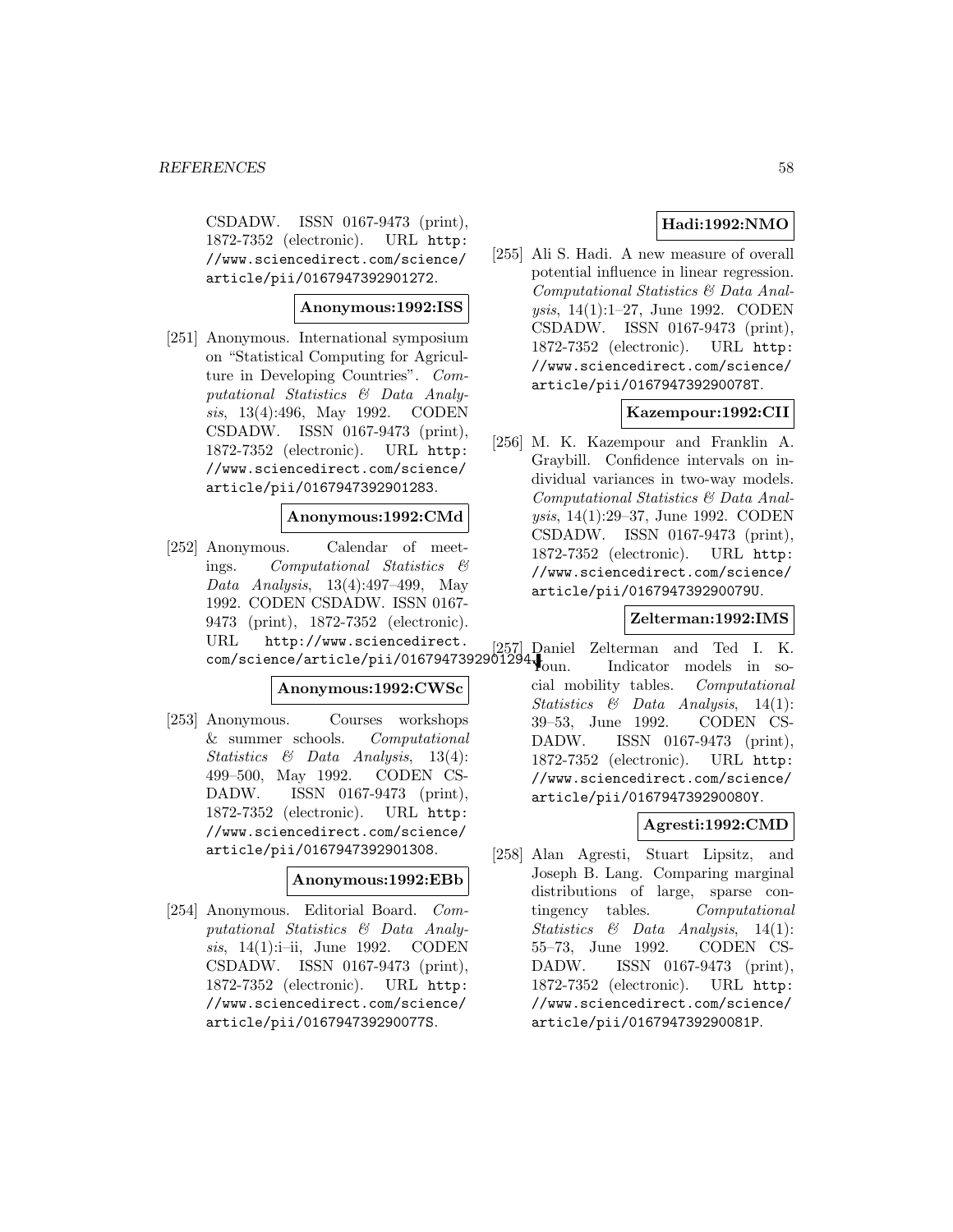CSDADW. ISSN 0167-9473 (print), 1872-7352 (electronic). URL http://www.sciencedirect.com/science/article/pii/0167947392901272.

**Anonymous:1992:ISS**

[251] Anonymous. International symposium on "Statistical Computing for Agriculture in Developing Countries". *Computational Statistics & Data Analysis*, 13(4):496, May 1992. CODEN CSDADW. ISSN 0167-9473 (print), 1872-7352 (electronic). URL http://www.sciencedirect.com/science/article/pii/0167947392901283.

**Anonymous:1992:CMd**

[252] Anonymous. Calendar of meetings. *Computational Statistics & Data Analysis*, 13(4):497–499, May 1992. CODEN CSDADW. ISSN 0167-9473 (print), 1872-7352 (electronic). URL http://www.sciencedirect.com/science/article/pii/0167947392901294.

**Anonymous:1992:CWSc**

[253] Anonymous. Courses workshops & summer schools. *Computational Statistics & Data Analysis*, 13(4): 499–500, May 1992. CODEN CSDADW. ISSN 0167-9473 (print), 1872-7352 (electronic). URL http://www.sciencedirect.com/science/article/pii/0167947392901308.

**Anonymous:1992:EBb**

[254] Anonymous. Editorial Board. *Computational Statistics & Data Analysis*, 14(1):i–ii, June 1992. CODEN CSDADW. ISSN 0167-9473 (print), 1872-7352 (electronic). URL http://www.sciencedirect.com/science/article/pii/016794739290077S.

**Hadi:1992:NMO**

[255] Ali S. Hadi. A new measure of overall potential influence in linear regression. *Computational Statistics & Data Analysis*, 14(1):1–27, June 1992. CODEN CSDADW. ISSN 0167-9473 (print), 1872-7352 (electronic). URL http://www.sciencedirect.com/science/article/pii/016794739290078T.

**Kazempour:1992:CII**

[256] M. K. Kazempour and Franklin A. Graybill. Confidence intervals on individual variances in two-way models. *Computational Statistics & Data Analysis*, 14(1):29–37, June 1992. CODEN CSDADW. ISSN 0167-9473 (print), 1872-7352 (electronic). URL http://www.sciencedirect.com/science/article/pii/016794739290079U.

**Zelterman:1992:IMS**

[257] Daniel Zelterman and Ted I. K. Youn. Indicator models in social mobility tables. *Computational Statistics & Data Analysis*, 14(1): 39–53, June 1992. CODEN CSDADW. ISSN 0167-9473 (print), 1872-7352 (electronic). URL http://www.sciencedirect.com/science/article/pii/016794739290080Y.

**Agresti:1992:CMD**

[258] Alan Agresti, Stuart Lipsitz, and Joseph B. Lang. Comparing marginal distributions of large, sparse contingency tables. *Computational Statistics & Data Analysis*, 14(1): 55–73, June 1992. CODEN CSDADW. ISSN 0167-9473 (print), 1872-7352 (electronic). URL http://www.sciencedirect.com/science/article/pii/016794739290081P.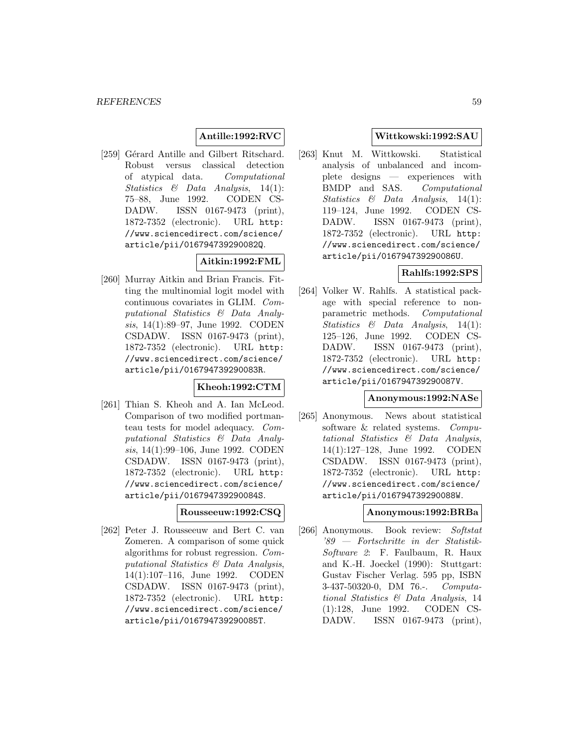**Antille:1992:RVC**

[259] Gérard Antille and Gilbert Ritschard. Robust versus classical detection of atypical data. *Computational Statistics & Data Analysis*, 14(1): 75–88, June 1992. CODEN CSDADW. ISSN 0167-9473 (print), 1872-7352 (electronic). URL http://www.sciencedirect.com/science/article/pii/016794739290082Q.

**Aitkin:1992:FML**

[260] Murray Aitkin and Brian Francis. Fitting the multinomial logit model with continuous covariates in GLIM. *Computational Statistics & Data Analysis*, 14(1):89–97, June 1992. CODEN CSDADW. ISSN 0167-9473 (print), 1872-7352 (electronic). URL http://www.sciencedirect.com/science/article/pii/016794739290083R.

**Kheoh:1992:CTM**

[261] Thian S. Kheoh and A. Ian McLeod. Comparison of two modified portmanteau tests for model adequacy. *Computational Statistics & Data Analysis*, 14(1):99–106, June 1992. CODEN CSDADW. ISSN 0167-9473 (print), 1872-7352 (electronic). URL http://www.sciencedirect.com/science/article/pii/016794739290084S.

**Rousseeuw:1992:CSQ**

[262] Peter J. Rousseeuw and Bert C. van Zomeren. A comparison of some quick algorithms for robust regression. *Computational Statistics & Data Analysis*, 14(1):107–116, June 1992. CODEN CSDADW. ISSN 0167-9473 (print), 1872-7352 (electronic). URL http://www.sciencedirect.com/science/article/pii/016794739290085T.

**Wittkowski:1992:SAU**

[263] Knut M. Wittkowski. Statistical analysis of unbalanced and incomplete designs — experiences with BMDP and SAS. *Computational Statistics & Data Analysis*, 14(1): 119–124, June 1992. CODEN CSDADW. ISSN 0167-9473 (print), 1872-7352 (electronic). URL http://www.sciencedirect.com/science/article/pii/016794739290086U.

**Rahlfs:1992:SPS**

[264] Volker W. Rahlfs. A statistical package with special reference to nonparametric methods. *Computational Statistics & Data Analysis*, 14(1): 125–126, June 1992. CODEN CSDADW. ISSN 0167-9473 (print), 1872-7352 (electronic). URL http://www.sciencedirect.com/science/article/pii/016794739290087V.

**Anonymous:1992:NASe**

[265] Anonymous. News about statistical software & related systems. *Computational Statistics & Data Analysis*, 14(1):127–128, June 1992. CODEN CSDADW. ISSN 0167-9473 (print), 1872-7352 (electronic). URL http://www.sciencedirect.com/science/article/pii/016794739290088W.

**Anonymous:1992:BRBa**

[266] Anonymous. Book review: *Softstat '89 — Fortschritte in der Statistik-Software 2*: F. Faulbaum, R. Haux and K.-H. Joeckel (1990): Stuttgart: Gustav Fischer Verlag. 595 pp, ISBN 3-437-50320-0, DM 76.-. *Computational Statistics & Data Analysis*, 14 (1):128, June 1992. CODEN CSDADW. ISSN 0167-9473 (print),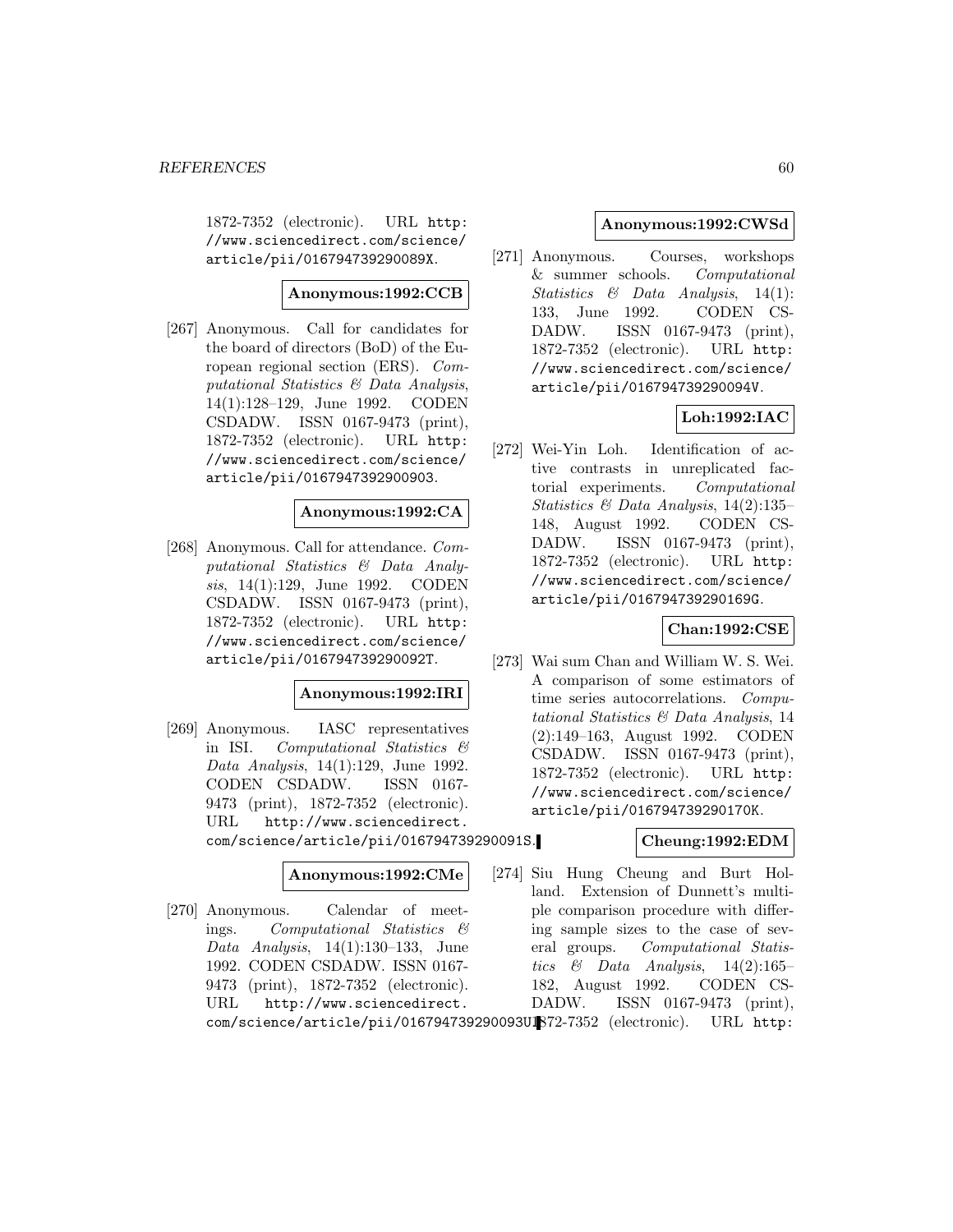1872-7352 (electronic). URL http://www.sciencedirect.com/science/article/pii/016794739290089X.

**Anonymous:1992:CCB**

[267] Anonymous. Call for candidates for the board of directors (BoD) of the European regional section (ERS). *Computational Statistics & Data Analysis*, 14(1):128–129, June 1992. CODEN CSDADW. ISSN 0167-9473 (print), 1872-7352 (electronic). URL http://www.sciencedirect.com/science/article/pii/0167947392900903.

**Anonymous:1992:CA**

[268] Anonymous. Call for attendance. *Computational Statistics & Data Analysis*, 14(1):129, June 1992. CODEN CSDADW. ISSN 0167-9473 (print), 1872-7352 (electronic). URL http://www.sciencedirect.com/science/article/pii/016794739290092T.

**Anonymous:1992:IRI**

[269] Anonymous. IASC representatives in ISI. *Computational Statistics & Data Analysis*, 14(1):129, June 1992. CODEN CSDADW. ISSN 0167-9473 (print), 1872-7352 (electronic). URL http://www.sciencedirect.com/science/article/pii/016794739290091S.

**Anonymous:1992:CMe**

[270] Anonymous. Calendar of meetings. *Computational Statistics & Data Analysis*, 14(1):130–133, June 1992. CODEN CSDADW. ISSN 0167-9473 (print), 1872-7352 (electronic). URL http://www.sciencedirect.com/science/article/pii/016794739290093U.

**Anonymous:1992:CWSd**

[271] Anonymous. Courses, workshops & summer schools. *Computational Statistics & Data Analysis*, 14(1): 133, June 1992. CODEN CSDADW. ISSN 0167-9473 (print), 1872-7352 (electronic). URL http://www.sciencedirect.com/science/article/pii/016794739290094V.

**Loh:1992:IAC**

[272] Wei-Yin Loh. Identification of active contrasts in unreplicated factorial experiments. *Computational Statistics & Data Analysis*, 14(2):135–148, August 1992. CODEN CSDADW. ISSN 0167-9473 (print), 1872-7352 (electronic). URL http://www.sciencedirect.com/science/article/pii/016794739290169G.

**Chan:1992:CSE**

[273] Wai sum Chan and William W. S. Wei. A comparison of some estimators of time series autocorrelations. *Computational Statistics & Data Analysis*, 14 (2):149–163, August 1992. CODEN CSDADW. ISSN 0167-9473 (print), 1872-7352 (electronic). URL http://www.sciencedirect.com/science/article/pii/016794739290170K.

**Cheung:1992:EDM**

[274] Siu Hung Cheung and Burt Holland. Extension of Dunnett's multiple comparison procedure with differing sample sizes to the case of several groups. *Computational Statistics & Data Analysis*, 14(2):165–182, August 1992. CODEN CSDADW. ISSN 0167-9473 (print), 1872-7352 (electronic). URL http: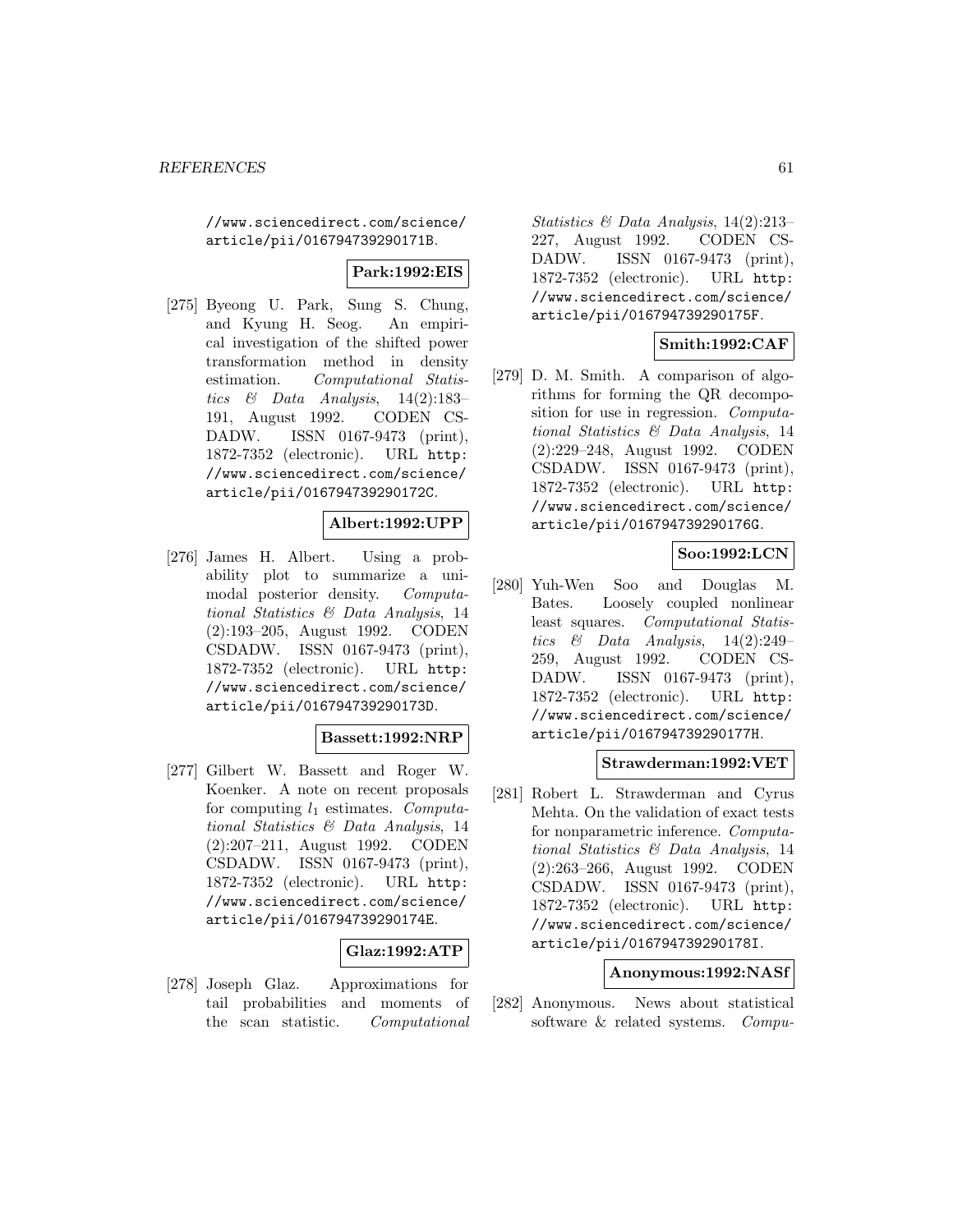//www.sciencedirect.com/science/article/pii/016794739290171B.

**Park:1992:EIS**

[275] Byeong U. Park, Sung S. Chung, and Kyung H. Seog. An empirical investigation of the shifted power transformation method in density estimation. *Computational Statistics & Data Analysis*, 14(2):183–191, August 1992. CODEN CSDADW. ISSN 0167-9473 (print), 1872-7352 (electronic). URL http://www.sciencedirect.com/science/article/pii/016794739290172C.

**Albert:1992:UPP**

[276] James H. Albert. Using a probability plot to summarize a unimodal posterior density. *Computational Statistics & Data Analysis*, 14 (2):193–205, August 1992. CODEN CSDADW. ISSN 0167-9473 (print), 1872-7352 (electronic). URL http://www.sciencedirect.com/science/article/pii/016794739290173D.

**Bassett:1992:NRP**

[277] Gilbert W. Bassett and Roger W. Koenker. A note on recent proposals for computing $l_1$ estimates. *Computational Statistics & Data Analysis*, 14 (2):207–211, August 1992. CODEN CSDADW. ISSN 0167-9473 (print), 1872-7352 (electronic). URL http://www.sciencedirect.com/science/article/pii/016794739290174E.

**Glaz:1992:ATP**

[278] Joseph Glaz. Approximations for tail probabilities and moments of the scan statistic. *Computational Statistics & Data Analysis*, 14(2):213–227, August 1992. CODEN CSDADW. ISSN 0167-9473 (print), 1872-7352 (electronic). URL http://www.sciencedirect.com/science/article/pii/016794739290175F.

**Smith:1992:CAF**

[279] D. M. Smith. A comparison of algorithms for forming the QR decomposition for use in regression. *Computational Statistics & Data Analysis*, 14 (2):229–248, August 1992. CODEN CSDADW. ISSN 0167-9473 (print), 1872-7352 (electronic). URL http://www.sciencedirect.com/science/article/pii/016794739290176G.

**Soo:1992:LCN**

[280] Yuh-Wen Soo and Douglas M. Bates. Loosely coupled nonlinear least squares. *Computational Statistics & Data Analysis*, 14(2):249–259, August 1992. CODEN CSDADW. ISSN 0167-9473 (print), 1872-7352 (electronic). URL http://www.sciencedirect.com/science/article/pii/016794739290177H.

**Strawderman:1992:VET**

[281] Robert L. Strawderman and Cyrus Mehta. On the validation of exact tests for nonparametric inference. *Computational Statistics & Data Analysis*, 14 (2):263–266, August 1992. CODEN CSDADW. ISSN 0167-9473 (print), 1872-7352 (electronic). URL http://www.sciencedirect.com/science/article/pii/016794739290178I.

**Anonymous:1992:NASf**

[282] Anonymous. News about statistical software & related systems. *Compu-*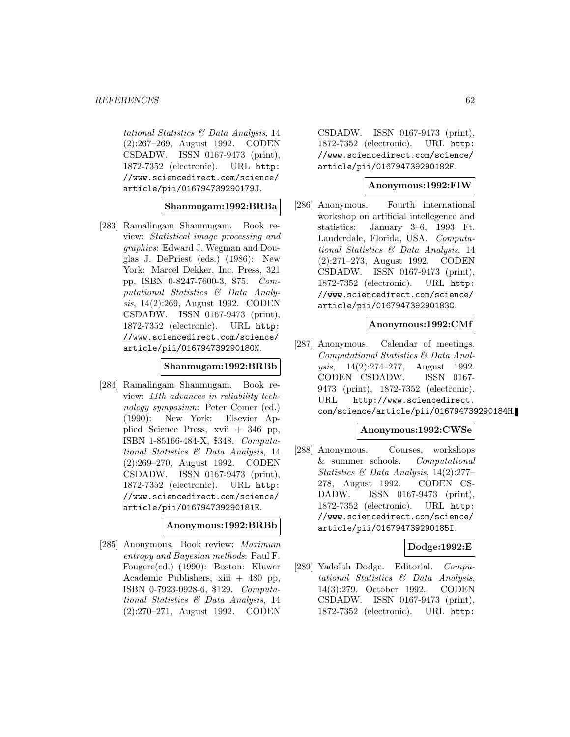*tational Statistics & Data Analysis*, 14 (2):267–269, August 1992. CODEN CSDADW. ISSN 0167-9473 (print), 1872-7352 (electronic). URL http://www.sciencedirect.com/science/article/pii/016794739290179J.

**Shanmugam:1992:BRBa**

[283] Ramalingam Shanmugam. Book review: *Statistical image processing and graphics*: Edward J. Wegman and Douglas J. DePriest (eds.) (1986): New York: Marcel Dekker, Inc. Press, 321 pp, ISBN 0-8247-7600-3, $75. *Computational Statistics & Data Analysis*, 14(2):269, August 1992. CODEN CSDADW. ISSN 0167-9473 (print), 1872-7352 (electronic). URL http://www.sciencedirect.com/science/article/pii/016794739290180N.

**Shanmugam:1992:BRBb**

[284] Ramalingam Shanmugam. Book review: *11th advances in reliability technology symposium*: Peter Comer (ed.) (1990): New York: Elsevier Applied Science Press, xvii + 346 pp, ISBN 1-85166-484-X, $348. *Computational Statistics & Data Analysis*, 14 (2):269–270, August 1992. CODEN CSDADW. ISSN 0167-9473 (print), 1872-7352 (electronic). URL http://www.sciencedirect.com/science/article/pii/016794739290181E.

**Anonymous:1992:BRBb**

[285] Anonymous. Book review: *Maximum entropy and Bayesian methods*: Paul F. Fougere(ed.) (1990): Boston: Kluwer Academic Publishers, xiii + 480 pp, ISBN 0-7923-0928-6, $129. *Computational Statistics & Data Analysis*, 14 (2):270–271, August 1992. CODEN CSDADW. ISSN 0167-9473 (print), 1872-7352 (electronic). URL http://www.sciencedirect.com/science/article/pii/016794739290182F.

**Anonymous:1992:FIW**

[286] Anonymous. Fourth international workshop on artificial intellegence and statistics: January 3–6, 1993 Ft. Lauderdale, Florida, USA. *Computational Statistics & Data Analysis*, 14 (2):271–273, August 1992. CODEN CSDADW. ISSN 0167-9473 (print), 1872-7352 (electronic). URL http://www.sciencedirect.com/science/article/pii/016794739290183G.

**Anonymous:1992:CMf**

[287] Anonymous. Calendar of meetings. *Computational Statistics & Data Analysis*, 14(2):274–277, August 1992. CODEN CSDADW. ISSN 0167-9473 (print), 1872-7352 (electronic). URL http://www.sciencedirect.com/science/article/pii/016794739290184H.

**Anonymous:1992:CWSe**

[288] Anonymous. Courses, workshops & summer schools. *Computational Statistics & Data Analysis*, 14(2):277–278, August 1992. CODEN CSDADW. ISSN 0167-9473 (print), 1872-7352 (electronic). URL http://www.sciencedirect.com/science/article/pii/016794739290185I.

**Dodge:1992:E**

[289] Yadolah Dodge. Editorial. *Computational Statistics & Data Analysis*, 14(3):279, October 1992. CODEN CSDADW. ISSN 0167-9473 (print), 1872-7352 (electronic). URL http: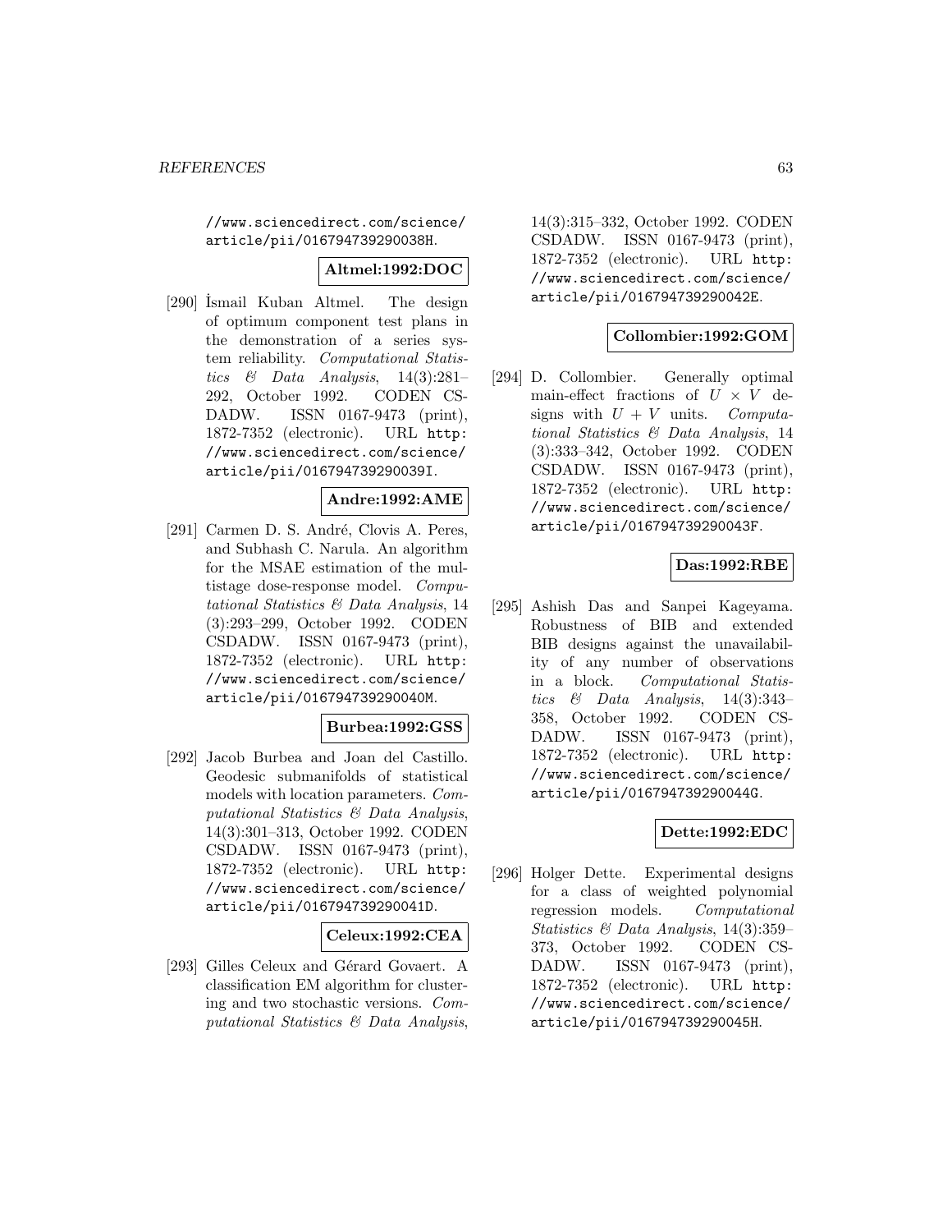//www.sciencedirect.com/science/article/pii/016794739290038H.

**Altmel:1992:DOC**

[290] İsmail Kuban Altmel. The design of optimum component test plans in the demonstration of a series system reliability. *Computational Statistics & Data Analysis*, 14(3):281–292, October 1992. CODEN CSDADW. ISSN 0167-9473 (print), 1872-7352 (electronic). URL http://www.sciencedirect.com/science/article/pii/016794739290039I.

**Andre:1992:AME**

[291] Carmen D. S. André, Clovis A. Peres, and Subhash C. Narula. An algorithm for the MSAE estimation of the multistage dose-response model. *Computational Statistics & Data Analysis*, 14 (3):293–299, October 1992. CODEN CSDADW. ISSN 0167-9473 (print), 1872-7352 (electronic). URL http://www.sciencedirect.com/science/article/pii/016794739290040M.

**Burbea:1992:GSS**

[292] Jacob Burbea and Joan del Castillo. Geodesic submanifolds of statistical models with location parameters. *Computational Statistics & Data Analysis*, 14(3):301–313, October 1992. CODEN CSDADW. ISSN 0167-9473 (print), 1872-7352 (electronic). URL http://www.sciencedirect.com/science/article/pii/016794739290041D.

**Celeux:1992:CEA**

[293] Gilles Celeux and Gérard Govaert. A classification EM algorithm for clustering and two stochastic versions. *Computational Statistics & Data Analysis*, 14(3):315–332, October 1992. CODEN CSDADW. ISSN 0167-9473 (print), 1872-7352 (electronic). URL http://www.sciencedirect.com/science/article/pii/016794739290042E.

**Collombier:1992:GOM**

[294] D. Collombier. Generally optimal main-effect fractions of $U \times V$ designs with $U + V$ units. *Computational Statistics & Data Analysis*, 14 (3):333–342, October 1992. CODEN CSDADW. ISSN 0167-9473 (print), 1872-7352 (electronic). URL http://www.sciencedirect.com/science/article/pii/016794739290043F.

**Das:1992:RBE**

[295] Ashish Das and Sanpei Kageyama. Robustness of BIB and extended BIB designs against the unavailability of any number of observations in a block. *Computational Statistics & Data Analysis*, 14(3):343–358, October 1992. CODEN CSDADW. ISSN 0167-9473 (print), 1872-7352 (electronic). URL http://www.sciencedirect.com/science/article/pii/016794739290044G.

**Dette:1992:EDC**

[296] Holger Dette. Experimental designs for a class of weighted polynomial regression models. *Computational Statistics & Data Analysis*, 14(3):359–373, October 1992. CODEN CSDADW. ISSN 0167-9473 (print), 1872-7352 (electronic). URL http://www.sciencedirect.com/science/article/pii/016794739290045H.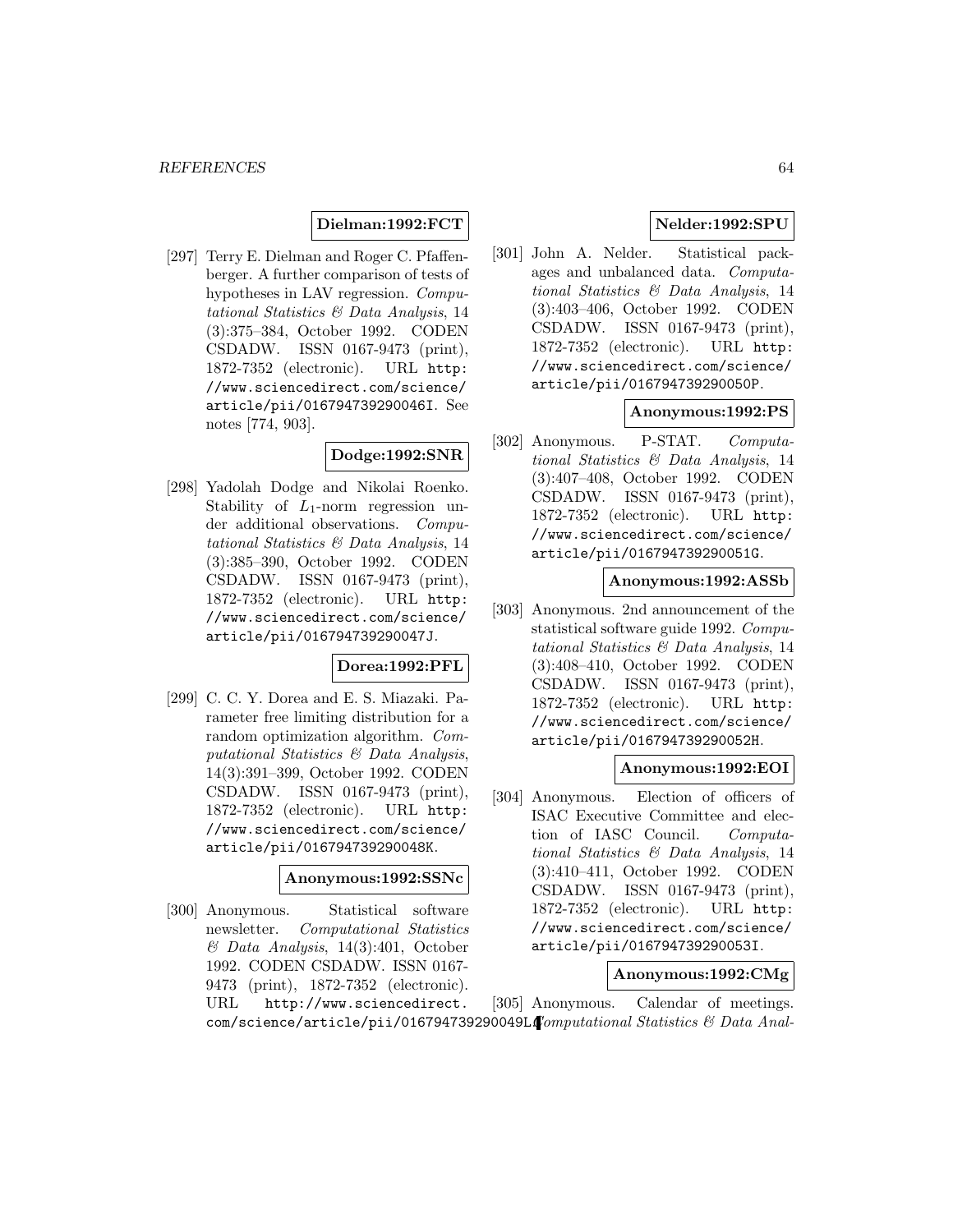**Dielman:1992:FCT**

[297] Terry E. Dielman and Roger C. Pfaffenberger. A further comparison of tests of hypotheses in LAV regression. *Computational Statistics & Data Analysis*, 14 (3):375–384, October 1992. CODEN CSDADW. ISSN 0167-9473 (print), 1872-7352 (electronic). URL http://www.sciencedirect.com/science/article/pii/016794739290046I. See notes [774, 903].

**Dodge:1992:SNR**

[298] Yadolah Dodge and Nikolai Roenko. Stability of $L_1$-norm regression under additional observations. *Computational Statistics & Data Analysis*, 14 (3):385–390, October 1992. CODEN CSDADW. ISSN 0167-9473 (print), 1872-7352 (electronic). URL http://www.sciencedirect.com/science/article/pii/016794739290047J.

**Dorea:1992:PFL**

[299] C. C. Y. Dorea and E. S. Miazaki. Parameter free limiting distribution for a random optimization algorithm. *Computational Statistics & Data Analysis*, 14(3):391–399, October 1992. CODEN CSDADW. ISSN 0167-9473 (print), 1872-7352 (electronic). URL http://www.sciencedirect.com/science/article/pii/016794739290048K.

**Anonymous:1992:SSNc**

[300] Anonymous. Statistical software newsletter. *Computational Statistics & Data Analysis*, 14(3):401, October 1992. CODEN CSDADW. ISSN 0167-9473 (print), 1872-7352 (electronic). URL http://www.sciencedirect.com/science/article/pii/016794739290049L.

**Nelder:1992:SPU**

[301] John A. Nelder. Statistical packages and unbalanced data. *Computational Statistics & Data Analysis*, 14 (3):403–406, October 1992. CODEN CSDADW. ISSN 0167-9473 (print), 1872-7352 (electronic). URL http://www.sciencedirect.com/science/article/pii/016794739290050P.

**Anonymous:1992:PS**

[302] Anonymous. P-STAT. *Computational Statistics & Data Analysis*, 14 (3):407–408, October 1992. CODEN CSDADW. ISSN 0167-9473 (print), 1872-7352 (electronic). URL http://www.sciencedirect.com/science/article/pii/016794739290051G.

**Anonymous:1992:ASSb**

[303] Anonymous. 2nd announcement of the statistical software guide 1992. *Computational Statistics & Data Analysis*, 14 (3):408–410, October 1992. CODEN CSDADW. ISSN 0167-9473 (print), 1872-7352 (electronic). URL http://www.sciencedirect.com/science/article/pii/016794739290052H.

**Anonymous:1992:EOI**

[304] Anonymous. Election of officers of ISAC Executive Committee and election of IASC Council. *Computational Statistics & Data Analysis*, 14 (3):410–411, October 1992. CODEN CSDADW. ISSN 0167-9473 (print), 1872-7352 (electronic). URL http://www.sciencedirect.com/science/article/pii/016794739290053I.

**Anonymous:1992:CMg**

[305] Anonymous. Calendar of meetings. *Computational Statistics & Data Anal-*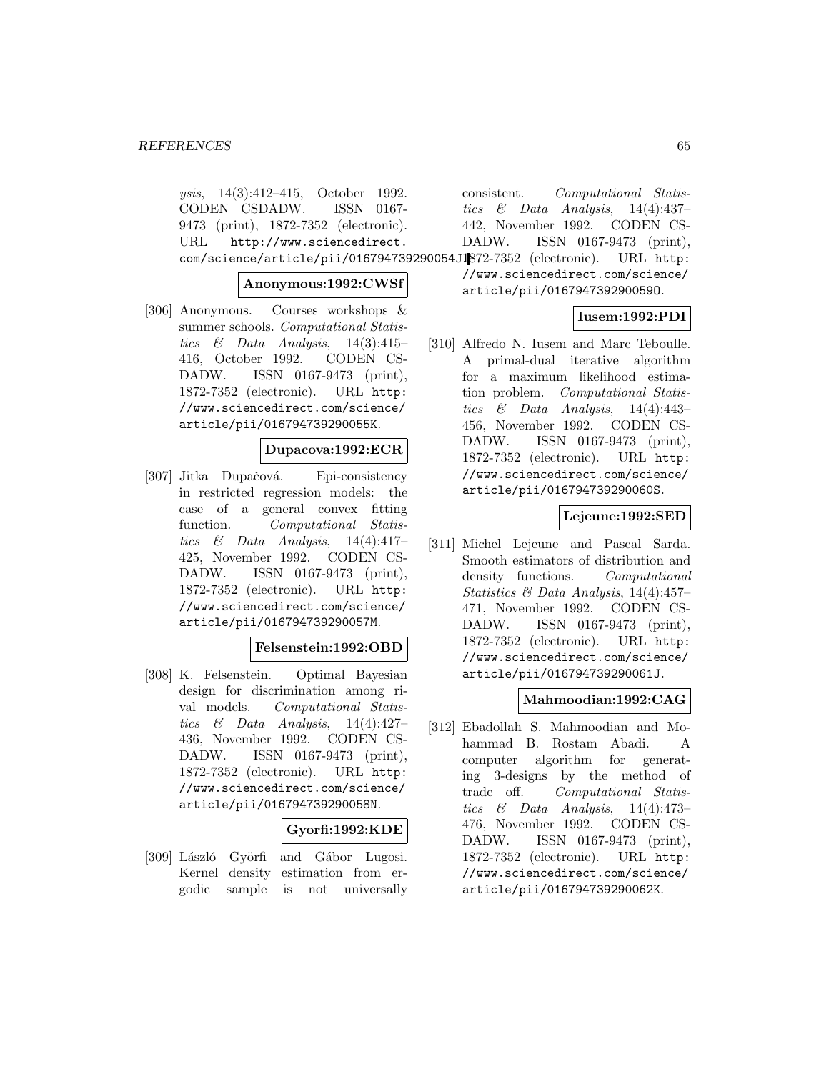*ysis*, 14(3):412–415, October 1992. CODEN CSDADW. ISSN 0167-9473 (print), 1872-7352 (electronic). URL http://www.sciencedirect.com/science/article/pii/016794739290054J.

**Anonymous:1992:CWSf**

[306] Anonymous. Courses workshops & summer schools. *Computational Statistics & Data Analysis*, 14(3):415–416, October 1992. CODEN CSDADW. ISSN 0167-9473 (print), 1872-7352 (electronic). URL http://www.sciencedirect.com/science/article/pii/016794739290055K.

**Dupacova:1992:ECR**

[307] Jitka Dupačová. Epi-consistency in restricted regression models: the case of a general convex fitting function. *Computational Statistics & Data Analysis*, 14(4):417–425, November 1992. CODEN CSDADW. ISSN 0167-9473 (print), 1872-7352 (electronic). URL http://www.sciencedirect.com/science/article/pii/016794739290057M.

**Felsenstein:1992:OBD**

[308] K. Felsenstein. Optimal Bayesian design for discrimination among rival models. *Computational Statistics & Data Analysis*, 14(4):427–436, November 1992. CODEN CSDADW. ISSN 0167-9473 (print), 1872-7352 (electronic). URL http://www.sciencedirect.com/science/article/pii/016794739290058N.

**Gyorfi:1992:KDE**

[309] László Györfi and Gábor Lugosi. Kernel density estimation from ergodic sample is not universally consistent. *Computational Statistics & Data Analysis*, 14(4):437–442, November 1992. CODEN CSDADW. ISSN 0167-9473 (print), 1872-7352 (electronic). URL http://www.sciencedirect.com/science/article/pii/016794739290059O.

**Iusem:1992:PDI**

[310] Alfredo N. Iusem and Marc Teboulle. A primal-dual iterative algorithm for a maximum likelihood estimation problem. *Computational Statistics & Data Analysis*, 14(4):443–456, November 1992. CODEN CSDADW. ISSN 0167-9473 (print), 1872-7352 (electronic). URL http://www.sciencedirect.com/science/article/pii/016794739290060S.

**Lejeune:1992:SED**

[311] Michel Lejeune and Pascal Sarda. Smooth estimators of distribution and density functions. *Computational Statistics & Data Analysis*, 14(4):457–471, November 1992. CODEN CSDADW. ISSN 0167-9473 (print), 1872-7352 (electronic). URL http://www.sciencedirect.com/science/article/pii/016794739290061J.

**Mahmoodian:1992:CAG**

[312] Ebadollah S. Mahmoodian and Mohammad B. Rostam Abadi. A computer algorithm for generating 3-designs by the method of trade off. *Computational Statistics & Data Analysis*, 14(4):473–476, November 1992. CODEN CSDADW. ISSN 0167-9473 (print), 1872-7352 (electronic). URL http://www.sciencedirect.com/science/article/pii/016794739290062K.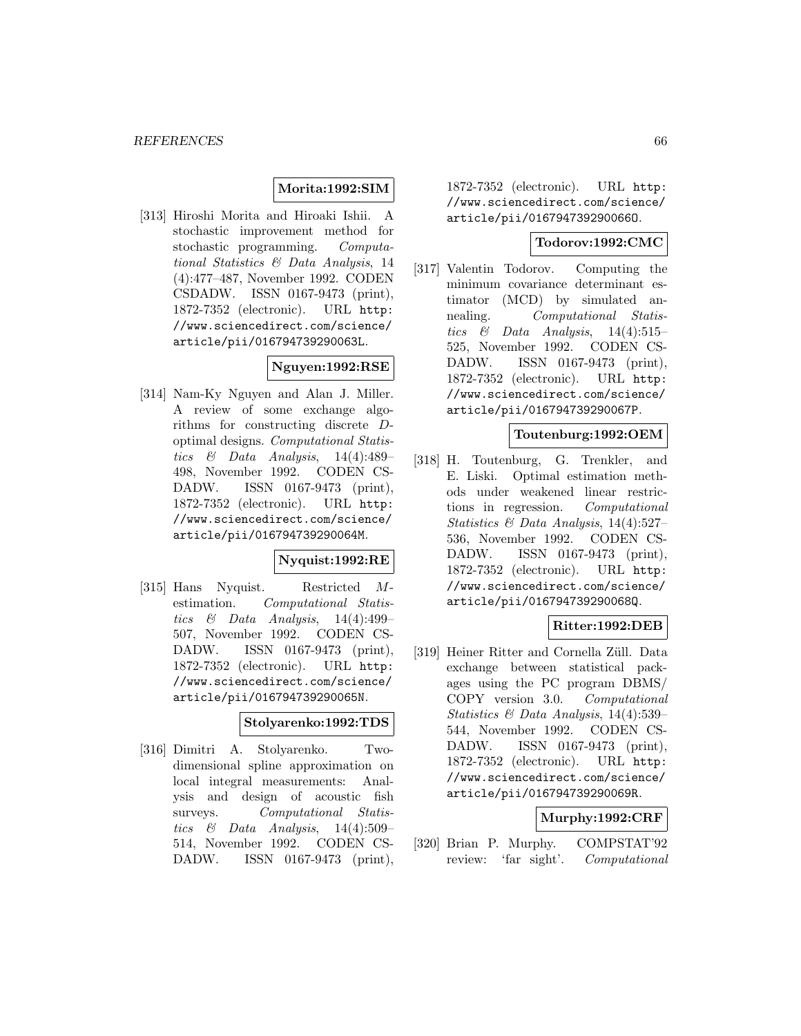**Morita:1992:SIM**

[313] Hiroshi Morita and Hiroaki Ishii. A stochastic improvement method for stochastic programming. *Computational Statistics & Data Analysis*, 14 (4):477–487, November 1992. CODEN CSDADW. ISSN 0167-9473 (print), 1872-7352 (electronic). URL `http://www.sciencedirect.com/science/article/pii/016794739290063L`.

**Nguyen:1992:RSE**

[314] Nam-Ky Nguyen and Alan J. Miller. A review of some exchange algorithms for constructing discrete $D$-optimal designs. *Computational Statistics & Data Analysis*, 14(4):489–498, November 1992. CODEN CSDADW. ISSN 0167-9473 (print), 1872-7352 (electronic). URL `http://www.sciencedirect.com/science/article/pii/016794739290064M`.

**Nyquist:1992:RE**

[315] Hans Nyquist. Restricted $M$-estimation. *Computational Statistics & Data Analysis*, 14(4):499–507, November 1992. CODEN CSDADW. ISSN 0167-9473 (print), 1872-7352 (electronic). URL `http://www.sciencedirect.com/science/article/pii/016794739290065N`.

**Stolyarenko:1992:TDS**

[316] Dimitri A. Stolyarenko. Two-dimensional spline approximation on local integral measurements: Analysis and design of acoustic fish surveys. *Computational Statistics & Data Analysis*, 14(4):509–514, November 1992. CODEN CSDADW. ISSN 0167-9473 (print), 1872-7352 (electronic). URL `http://www.sciencedirect.com/science/article/pii/016794739290066O`.

**Todorov:1992:CMC**

[317] Valentin Todorov. Computing the minimum covariance determinant estimator (MCD) by simulated annealing. *Computational Statistics & Data Analysis*, 14(4):515–525, November 1992. CODEN CSDADW. ISSN 0167-9473 (print), 1872-7352 (electronic). URL `http://www.sciencedirect.com/science/article/pii/016794739290067P`.

**Toutenburg:1992:OEM**

[318] H. Toutenburg, G. Trenkler, and E. Liski. Optimal estimation methods under weakened linear restrictions in regression. *Computational Statistics & Data Analysis*, 14(4):527–536, November 1992. CODEN CSDADW. ISSN 0167-9473 (print), 1872-7352 (electronic). URL `http://www.sciencedirect.com/science/article/pii/016794739290068Q`.

**Ritter:1992:DEB**

[319] Heiner Ritter and Cornella Züll. Data exchange between statistical packages using the PC program DBMS/COPY version 3.0. *Computational Statistics & Data Analysis*, 14(4):539–544, November 1992. CODEN CSDADW. ISSN 0167-9473 (print), 1872-7352 (electronic). URL `http://www.sciencedirect.com/science/article/pii/016794739290069R`.

**Murphy:1992:CRF**

[320] Brian P. Murphy. COMPSTAT'92 review: 'far sight'. *Computational*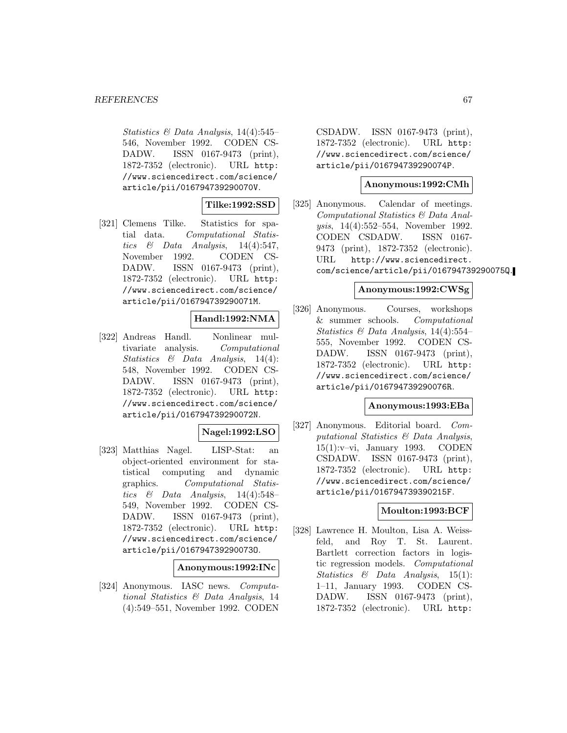*Statistics & Data Analysis*, 14(4):545–546, November 1992. CODEN CSDADW. ISSN 0167-9473 (print), 1872-7352 (electronic). URL http://www.sciencedirect.com/science/article/pii/016794739290070V.

**Tilke:1992:SSD**

[321] Clemens Tilke. Statistics for spatial data. *Computational Statistics & Data Analysis*, 14(4):547, November 1992. CODEN CSDADW. ISSN 0167-9473 (print), 1872-7352 (electronic). URL http://www.sciencedirect.com/science/article/pii/016794739290071M.

**Handl:1992:NMA**

[322] Andreas Handl. Nonlinear multivariate analysis. *Computational Statistics & Data Analysis*, 14(4):548, November 1992. CODEN CSDADW. ISSN 0167-9473 (print), 1872-7352 (electronic). URL http://www.sciencedirect.com/science/article/pii/016794739290072N.

**Nagel:1992:LSO**

[323] Matthias Nagel. LISP-Stat: an object-oriented environment for statistical computing and dynamic graphics. *Computational Statistics & Data Analysis*, 14(4):548–549, November 1992. CODEN CSDADW. ISSN 0167-9473 (print), 1872-7352 (electronic). URL http://www.sciencedirect.com/science/article/pii/016794739290073O.

**Anonymous:1992:INc**

[324] Anonymous. IASC news. *Computational Statistics & Data Analysis*, 14(4):549–551, November 1992. CODEN CSDADW. ISSN 0167-9473 (print), 1872-7352 (electronic). URL http://www.sciencedirect.com/science/article/pii/016794739290074P.

**Anonymous:1992:CMh**

[325] Anonymous. Calendar of meetings. *Computational Statistics & Data Analysis*, 14(4):552–554, November 1992. CODEN CSDADW. ISSN 0167-9473 (print), 1872-7352 (electronic). URL http://www.sciencedirect.com/science/article/pii/016794739290075Q.

**Anonymous:1992:CWSg**

[326] Anonymous. Courses, workshops & summer schools. *Computational Statistics & Data Analysis*, 14(4):554–555, November 1992. CODEN CSDADW. ISSN 0167-9473 (print), 1872-7352 (electronic). URL http://www.sciencedirect.com/science/article/pii/016794739290076R.

**Anonymous:1993:EBa**

[327] Anonymous. Editorial board. *Computational Statistics & Data Analysis*, 15(1):v–vi, January 1993. CODEN CSDADW. ISSN 0167-9473 (print), 1872-7352 (electronic). URL http://www.sciencedirect.com/science/article/pii/016794739390215F.

**Moulton:1993:BCF**

[328] Lawrence H. Moulton, Lisa A. Weissfeld, and Roy T. St. Laurent. Bartlett correction factors in logistic regression models. *Computational Statistics & Data Analysis*, 15(1):1–11, January 1993. CODEN CSDADW. ISSN 0167-9473 (print), 1872-7352 (electronic). URL http: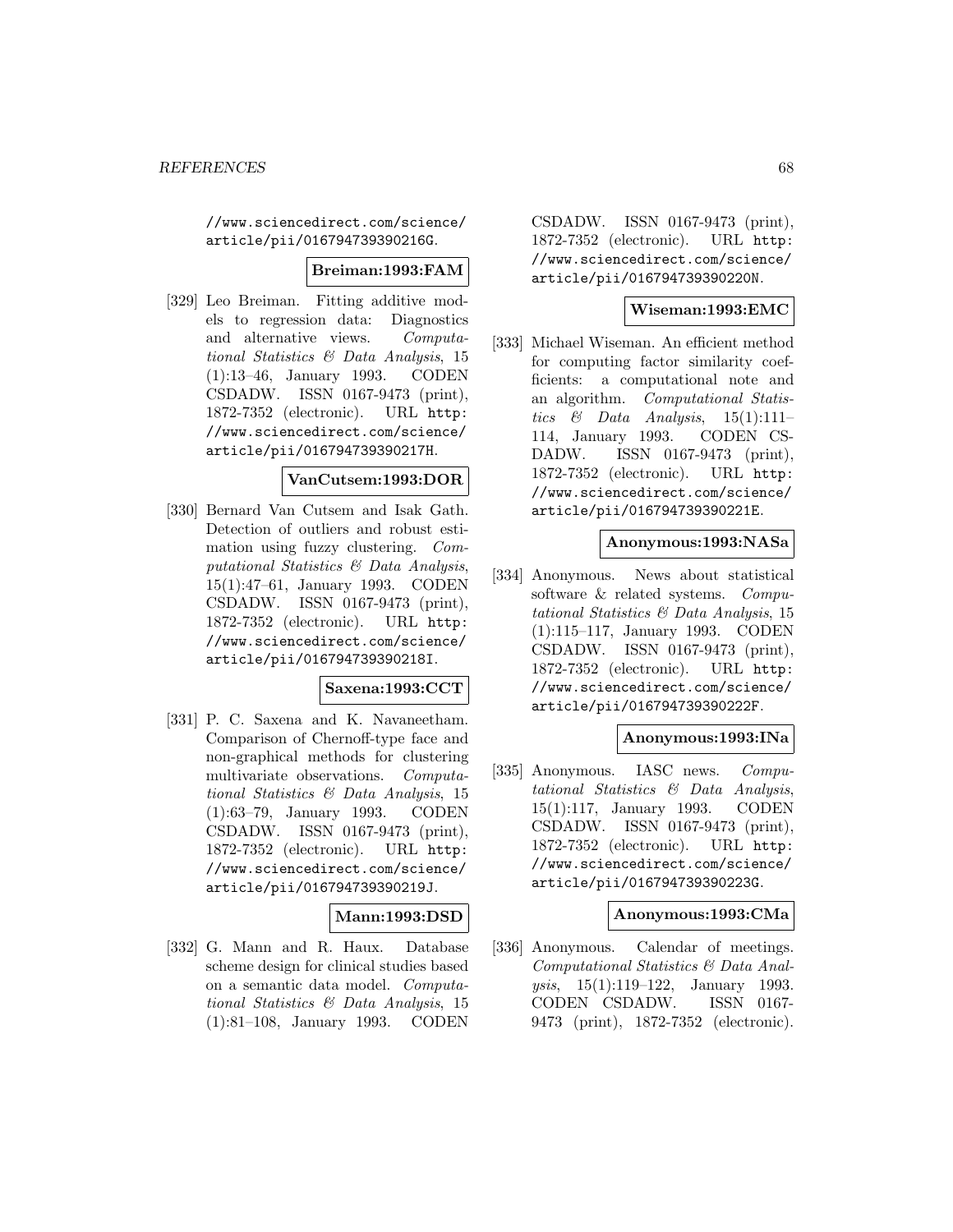//www.sciencedirect.com/science/article/pii/016794739390216G.

**Breiman:1993:FAM**

[329] Leo Breiman. Fitting additive models to regression data: Diagnostics and alternative views. *Computational Statistics & Data Analysis*, 15 (1):13–46, January 1993. CODEN CSDADW. ISSN 0167-9473 (print), 1872-7352 (electronic). URL http://www.sciencedirect.com/science/article/pii/016794739390217H.

**VanCutsem:1993:DOR**

[330] Bernard Van Cutsem and Isak Gath. Detection of outliers and robust estimation using fuzzy clustering. *Computational Statistics & Data Analysis*, 15(1):47–61, January 1993. CODEN CSDADW. ISSN 0167-9473 (print), 1872-7352 (electronic). URL http://www.sciencedirect.com/science/article/pii/016794739390218I.

**Saxena:1993:CCT**

[331] P. C. Saxena and K. Navaneetham. Comparison of Chernoff-type face and non-graphical methods for clustering multivariate observations. *Computational Statistics & Data Analysis*, 15 (1):63–79, January 1993. CODEN CSDADW. ISSN 0167-9473 (print), 1872-7352 (electronic). URL http://www.sciencedirect.com/science/article/pii/016794739390219J.

**Mann:1993:DSD**

[332] G. Mann and R. Haux. Database scheme design for clinical studies based on a semantic data model. *Computational Statistics & Data Analysis*, 15 (1):81–108, January 1993. CODEN CSDADW. ISSN 0167-9473 (print), 1872-7352 (electronic). URL http://www.sciencedirect.com/science/article/pii/016794739390220N.

**Wiseman:1993:EMC**

[333] Michael Wiseman. An efficient method for computing factor similarity coefficients: a computational note and an algorithm. *Computational Statistics & Data Analysis*, 15(1):111–114, January 1993. CODEN CSDADW. ISSN 0167-9473 (print), 1872-7352 (electronic). URL http://www.sciencedirect.com/science/article/pii/016794739390221E.

**Anonymous:1993:NASa**

[334] Anonymous. News about statistical software & related systems. *Computational Statistics & Data Analysis*, 15 (1):115–117, January 1993. CODEN CSDADW. ISSN 0167-9473 (print), 1872-7352 (electronic). URL http://www.sciencedirect.com/science/article/pii/016794739390222F.

**Anonymous:1993:INa**

[335] Anonymous. IASC news. *Computational Statistics & Data Analysis*, 15(1):117, January 1993. CODEN CSDADW. ISSN 0167-9473 (print), 1872-7352 (electronic). URL http://www.sciencedirect.com/science/article/pii/016794739390223G.

**Anonymous:1993:CMa**

[336] Anonymous. Calendar of meetings. *Computational Statistics & Data Analysis*, 15(1):119–122, January 1993. CODEN CSDADW. ISSN 0167-9473 (print), 1872-7352 (electronic).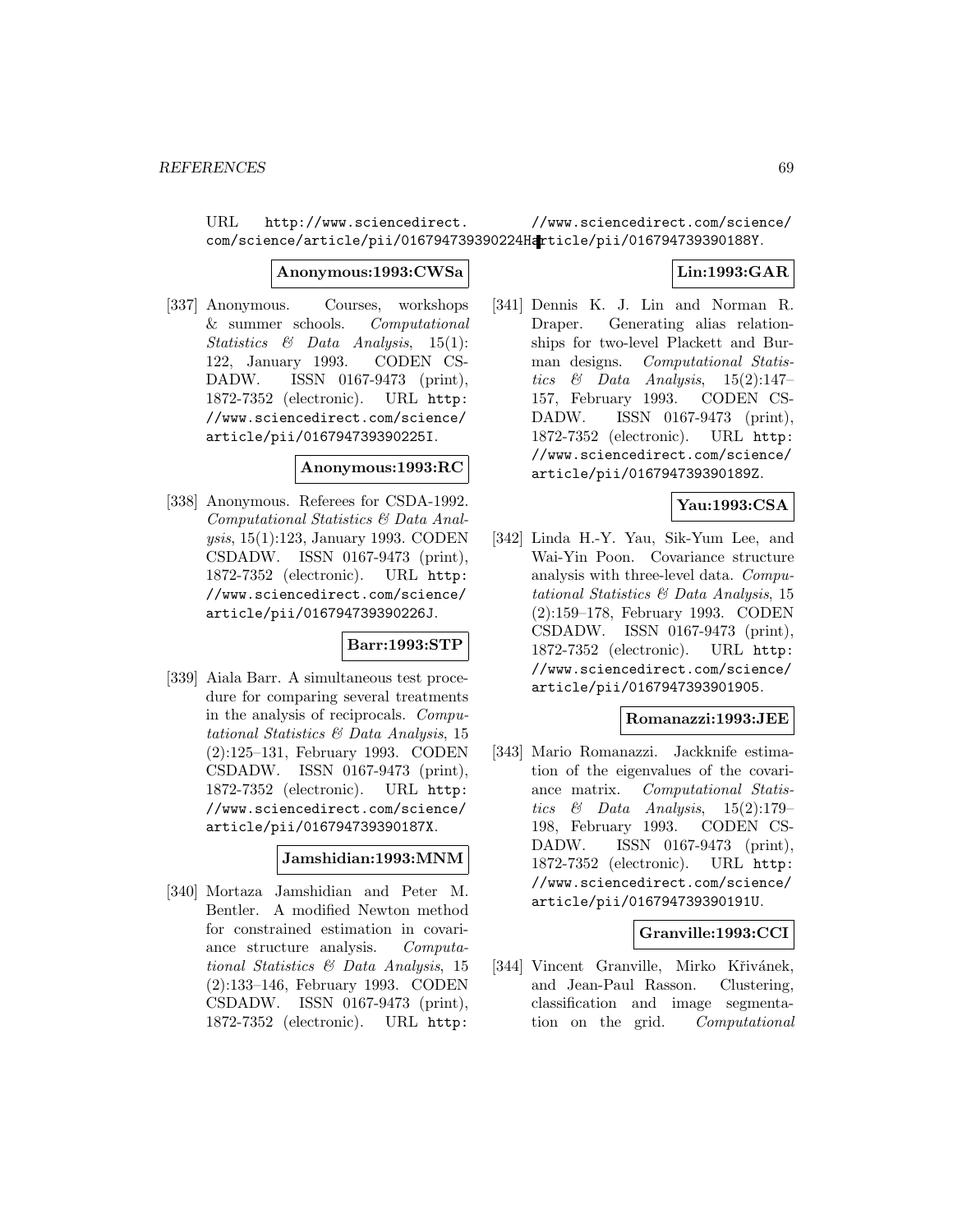URL http://www.sciencedirect.com/science/article/pii/016794739390224H.

**Anonymous:1993:CWSa**

[337] Anonymous. Courses, workshops & summer schools. *Computational Statistics & Data Analysis*, 15(1): 122, January 1993. CODEN CSDADW. ISSN 0167-9473 (print), 1872-7352 (electronic). URL http://www.sciencedirect.com/science/article/pii/016794739390225I.

**Anonymous:1993:RC**

[338] Anonymous. Referees for CSDA-1992. *Computational Statistics & Data Analysis*, 15(1):123, January 1993. CODEN CSDADW. ISSN 0167-9473 (print), 1872-7352 (electronic). URL http://www.sciencedirect.com/science/article/pii/016794739390226J.

**Barr:1993:STP**

[339] Aiala Barr. A simultaneous test procedure for comparing several treatments in the analysis of reciprocals. *Computational Statistics & Data Analysis*, 15 (2):125–131, February 1993. CODEN CSDADW. ISSN 0167-9473 (print), 1872-7352 (electronic). URL http://www.sciencedirect.com/science/article/pii/016794739390187X.

**Jamshidian:1993:MNM**

[340] Mortaza Jamshidian and Peter M. Bentler. A modified Newton method for constrained estimation in covariance structure analysis. *Computational Statistics & Data Analysis*, 15 (2):133–146, February 1993. CODEN CSDADW. ISSN 0167-9473 (print), 1872-7352 (electronic). URL http://www.sciencedirect.com/science/article/pii/016794739390188Y.

**Lin:1993:GAR**

[341] Dennis K. J. Lin and Norman R. Draper. Generating alias relationships for two-level Plackett and Burman designs. *Computational Statistics & Data Analysis*, 15(2):147–157, February 1993. CODEN CSDADW. ISSN 0167-9473 (print), 1872-7352 (electronic). URL http://www.sciencedirect.com/science/article/pii/016794739390189Z.

**Yau:1993:CSA**

[342] Linda H.-Y. Yau, Sik-Yum Lee, and Wai-Yin Poon. Covariance structure analysis with three-level data. *Computational Statistics & Data Analysis*, 15 (2):159–178, February 1993. CODEN CSDADW. ISSN 0167-9473 (print), 1872-7352 (electronic). URL http://www.sciencedirect.com/science/article/pii/0167947393901905.

**Romanazzi:1993:JEE**

[343] Mario Romanazzi. Jackknife estimation of the eigenvalues of the covariance matrix. *Computational Statistics & Data Analysis*, 15(2):179–198, February 1993. CODEN CSDADW. ISSN 0167-9473 (print), 1872-7352 (electronic). URL http://www.sciencedirect.com/science/article/pii/016794739390191U.

**Granville:1993:CCI**

[344] Vincent Granville, Mirko Křivánek, and Jean-Paul Rasson. Clustering, classification and image segmentation on the grid. *Computational*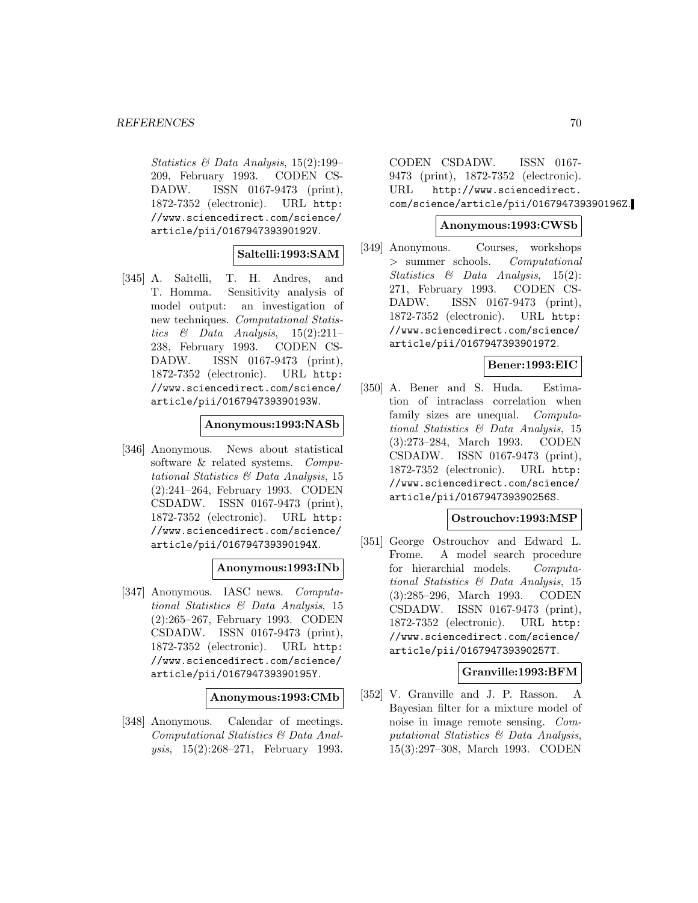*Statistics & Data Analysis*, 15(2):199–209, February 1993. CODEN CSDADW. ISSN 0167-9473 (print), 1872-7352 (electronic). URL `http://www.sciencedirect.com/science/article/pii/016794739390192V`.

**Saltelli:1993:SAM**

[345] A. Saltelli, T. H. Andres, and T. Homma. Sensitivity analysis of model output: an investigation of new techniques. *Computational Statistics & Data Analysis*, 15(2):211–238, February 1993. CODEN CSDADW. ISSN 0167-9473 (print), 1872-7352 (electronic). URL `http://www.sciencedirect.com/science/article/pii/016794739390193W`.

**Anonymous:1993:NASb**

[346] Anonymous. News about statistical software & related systems. *Computational Statistics & Data Analysis*, 15(2):241–264, February 1993. CODEN CSDADW. ISSN 0167-9473 (print), 1872-7352 (electronic). URL `http://www.sciencedirect.com/science/article/pii/016794739390194X`.

**Anonymous:1993:INb**

[347] Anonymous. IASC news. *Computational Statistics & Data Analysis*, 15(2):265–267, February 1993. CODEN CSDADW. ISSN 0167-9473 (print), 1872-7352 (electronic). URL `http://www.sciencedirect.com/science/article/pii/016794739390195Y`.

**Anonymous:1993:CMb**

[348] Anonymous. Calendar of meetings. *Computational Statistics & Data Analysis*, 15(2):268–271, February 1993. CODEN CSDADW. ISSN 0167-9473 (print), 1872-7352 (electronic). URL `http://www.sciencedirect.com/science/article/pii/016794739390196Z`.

**Anonymous:1993:CWSb**

[349] Anonymous. Courses, workshops > summer schools. *Computational Statistics & Data Analysis*, 15(2):271, February 1993. CODEN CSDADW. ISSN 0167-9473 (print), 1872-7352 (electronic). URL `http://www.sciencedirect.com/science/article/pii/0167947393901972`.

**Bener:1993:EIC**

[350] A. Bener and S. Huda. Estimation of intraclass correlation when family sizes are unequal. *Computational Statistics & Data Analysis*, 15(3):273–284, March 1993. CODEN CSDADW. ISSN 0167-9473 (print), 1872-7352 (electronic). URL `http://www.sciencedirect.com/science/article/pii/016794739390256S`.

**Ostrouchov:1993:MSP**

[351] George Ostrouchov and Edward L. Frome. A model search procedure for hierarchial models. *Computational Statistics & Data Analysis*, 15(3):285–296, March 1993. CODEN CSDADW. ISSN 0167-9473 (print), 1872-7352 (electronic). URL `http://www.sciencedirect.com/science/article/pii/016794739390257T`.

**Granville:1993:BFM**

[352] V. Granville and J. P. Rasson. A Bayesian filter for a mixture model of noise in image remote sensing. *Computational Statistics & Data Analysis*, 15(3):297–308, March 1993. CODEN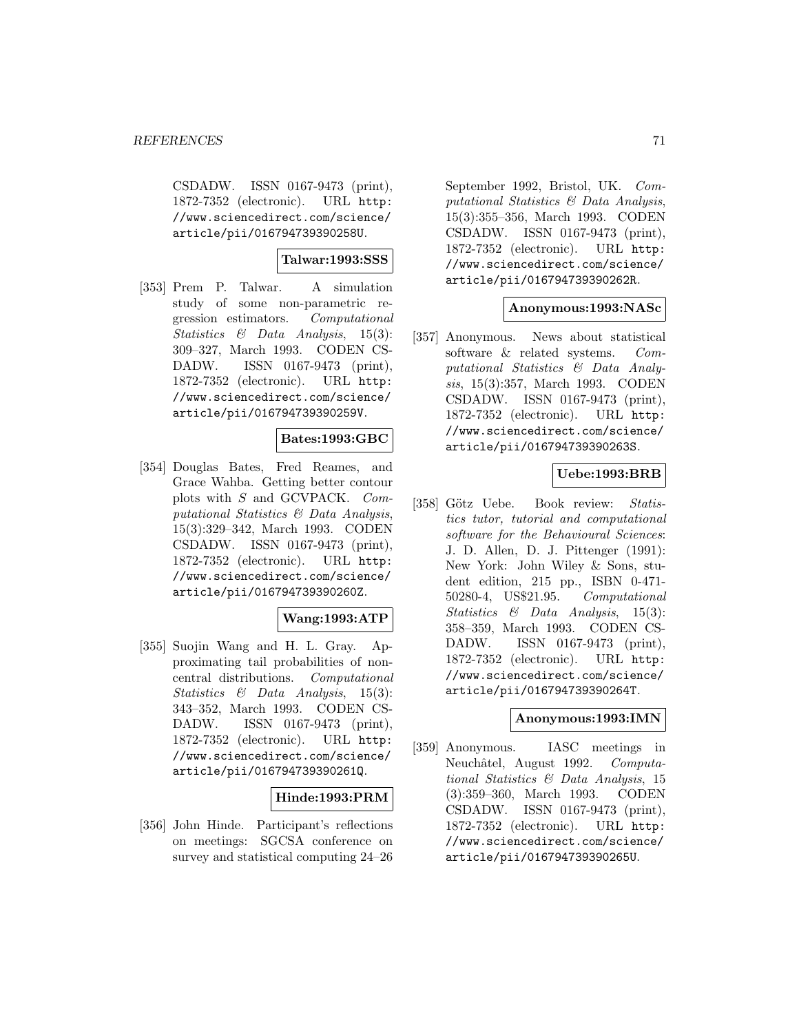CSDADW. ISSN 0167-9473 (print), 1872-7352 (electronic). URL http://www.sciencedirect.com/science/article/pii/016794739390258U.

**Talwar:1993:SSS**

[353] Prem P. Talwar. A simulation study of some non-parametric regression estimators. *Computational Statistics & Data Analysis*, 15(3): 309–327, March 1993. CODEN CSDADW. ISSN 0167-9473 (print), 1872-7352 (electronic). URL http://www.sciencedirect.com/science/article/pii/016794739390259V.

**Bates:1993:GBC**

[354] Douglas Bates, Fred Reames, and Grace Wahba. Getting better contour plots with *S* and GCVPACK. *Computational Statistics & Data Analysis*, 15(3):329–342, March 1993. CODEN CSDADW. ISSN 0167-9473 (print), 1872-7352 (electronic). URL http://www.sciencedirect.com/science/article/pii/016794739390260Z.

**Wang:1993:ATP**

[355] Suojin Wang and H. L. Gray. Approximating tail probabilities of noncentral distributions. *Computational Statistics & Data Analysis*, 15(3): 343–352, March 1993. CODEN CSDADW. ISSN 0167-9473 (print), 1872-7352 (electronic). URL http://www.sciencedirect.com/science/article/pii/016794739390261Q.

**Hinde:1993:PRM**

[356] John Hinde. Participant's reflections on meetings: SGCSA conference on survey and statistical computing 24–26 September 1992, Bristol, UK. *Computational Statistics & Data Analysis*, 15(3):355–356, March 1993. CODEN CSDADW. ISSN 0167-9473 (print), 1872-7352 (electronic). URL http://www.sciencedirect.com/science/article/pii/016794739390262R.

**Anonymous:1993:NASc**

[357] Anonymous. News about statistical software & related systems. *Computational Statistics & Data Analysis*, 15(3):357, March 1993. CODEN CSDADW. ISSN 0167-9473 (print), 1872-7352 (electronic). URL http://www.sciencedirect.com/science/article/pii/016794739390263S.

**Uebe:1993:BRB**

[358] Götz Uebe. Book review: *Statistics tutor, tutorial and computational software for the Behavioural Sciences*: J. D. Allen, D. J. Pittenger (1991): New York: John Wiley & Sons, student edition, 215 pp., ISBN 0-471-50280-4, US$21.95. *Computational Statistics & Data Analysis*, 15(3): 358–359, March 1993. CODEN CSDADW. ISSN 0167-9473 (print), 1872-7352 (electronic). URL http://www.sciencedirect.com/science/article/pii/016794739390264T.

**Anonymous:1993:IMN**

[359] Anonymous. IASC meetings in Neuchâtel, August 1992. *Computational Statistics & Data Analysis*, 15 (3):359–360, March 1993. CODEN CSDADW. ISSN 0167-9473 (print), 1872-7352 (electronic). URL http://www.sciencedirect.com/science/article/pii/016794739390265U.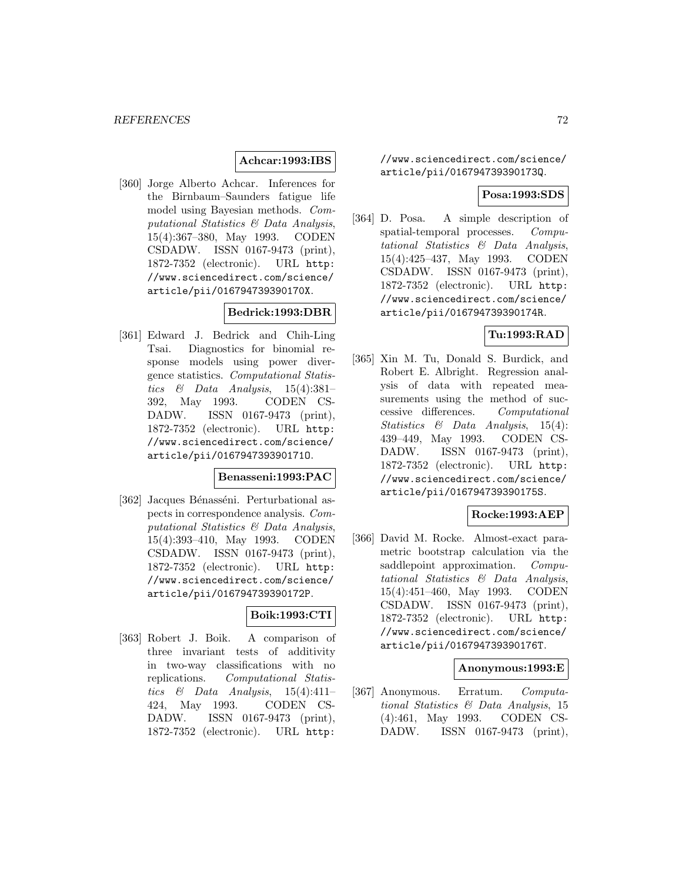**Achcar:1993:IBS**

[360] Jorge Alberto Achcar. Inferences for the Birnbaum–Saunders fatigue life model using Bayesian methods. *Computational Statistics & Data Analysis*, 15(4):367–380, May 1993. CODEN CSDADW. ISSN 0167-9473 (print), 1872-7352 (electronic). URL http://www.sciencedirect.com/science/article/pii/016794739390170X.

**Bedrick:1993:DBR**

[361] Edward J. Bedrick and Chih-Ling Tsai. Diagnostics for binomial response models using power divergence statistics. *Computational Statistics & Data Analysis*, 15(4):381–392, May 1993. CODEN CSDADW. ISSN 0167-9473 (print), 1872-7352 (electronic). URL http://www.sciencedirect.com/science/article/pii/016794739390171O.

**Benasseni:1993:PAC**

[362] Jacques Bénasséni. Perturbational aspects in correspondence analysis. *Computational Statistics & Data Analysis*, 15(4):393–410, May 1993. CODEN CSDADW. ISSN 0167-9473 (print), 1872-7352 (electronic). URL http://www.sciencedirect.com/science/article/pii/016794739390172P.

**Boik:1993:CTI**

[363] Robert J. Boik. A comparison of three invariant tests of additivity in two-way classifications with no replications. *Computational Statistics & Data Analysis*, 15(4):411–424, May 1993. CODEN CSDADW. ISSN 0167-9473 (print), 1872-7352 (electronic). URL http://www.sciencedirect.com/science/article/pii/016794739390173Q.

**Posa:1993:SDS**

[364] D. Posa. A simple description of spatial-temporal processes. *Computational Statistics & Data Analysis*, 15(4):425–437, May 1993. CODEN CSDADW. ISSN 0167-9473 (print), 1872-7352 (electronic). URL http://www.sciencedirect.com/science/article/pii/016794739390174R.

**Tu:1993:RAD**

[365] Xin M. Tu, Donald S. Burdick, and Robert E. Albright. Regression analysis of data with repeated measurements using the method of successive differences. *Computational Statistics & Data Analysis*, 15(4):439–449, May 1993. CODEN CSDADW. ISSN 0167-9473 (print), 1872-7352 (electronic). URL http://www.sciencedirect.com/science/article/pii/016794739390175S.

**Rocke:1993:AEP**

[366] David M. Rocke. Almost-exact parametric bootstrap calculation via the saddlepoint approximation. *Computational Statistics & Data Analysis*, 15(4):451–460, May 1993. CODEN CSDADW. ISSN 0167-9473 (print), 1872-7352 (electronic). URL http://www.sciencedirect.com/science/article/pii/016794739390176T.

**Anonymous:1993:E**

[367] Anonymous. Erratum. *Computational Statistics & Data Analysis*, 15 (4):461, May 1993. CODEN CSDADW. ISSN 0167-9473 (print),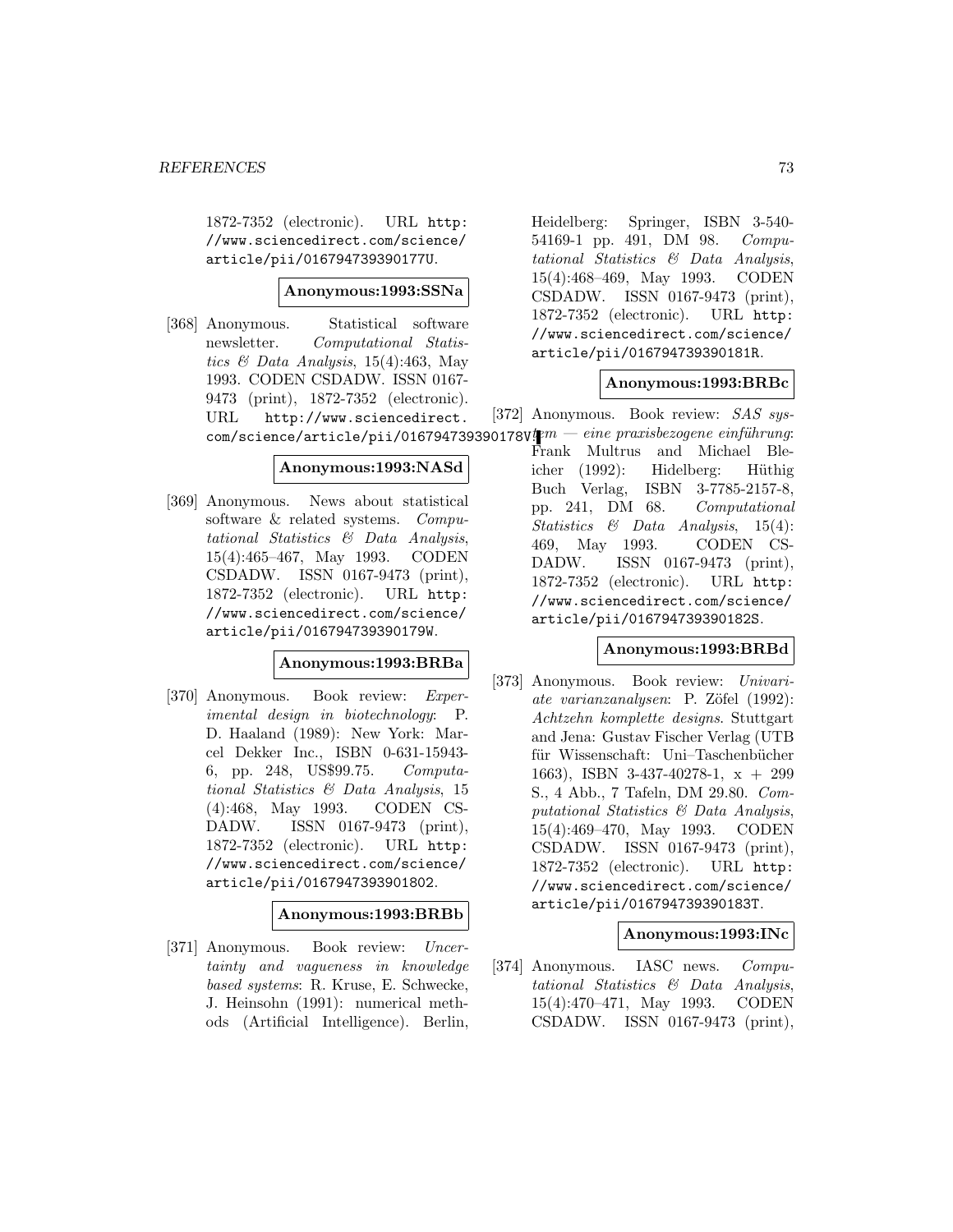1872-7352 (electronic). URL http://www.sciencedirect.com/science/article/pii/016794739390177U.

**Anonymous:1993:SSNa**

[368] Anonymous. Statistical software newsletter. *Computational Statistics & Data Analysis*, 15(4):463, May 1993. CODEN CSDADW. ISSN 0167-9473 (print), 1872-7352 (electronic). URL http://www.sciencedirect.com/science/article/pii/016794739390178V.

**Anonymous:1993:NASd**

[369] Anonymous. News about statistical software & related systems. *Computational Statistics & Data Analysis*, 15(4):465–467, May 1993. CODEN CSDADW. ISSN 0167-9473 (print), 1872-7352 (electronic). URL http://www.sciencedirect.com/science/article/pii/016794739390179W.

**Anonymous:1993:BRBa**

[370] Anonymous. Book review: *Experimental design in biotechnology*: P. D. Haaland (1989): New York: Marcel Dekker Inc., ISBN 0-631-15943-6, pp. 248, US$99.75. *Computational Statistics & Data Analysis*, 15 (4):468, May 1993. CODEN CSDADW. ISSN 0167-9473 (print), 1872-7352 (electronic). URL http://www.sciencedirect.com/science/article/pii/0167947393901802.

**Anonymous:1993:BRBb**

[371] Anonymous. Book review: *Uncertainty and vagueness in knowledge based systems*: R. Kruse, E. Schwecke, J. Heinsohn (1991): numerical methods (Artificial Intelligence). Berlin, Heidelberg: Springer, ISBN 3-540-54169-1 pp. 491, DM 98. *Computational Statistics & Data Analysis*, 15(4):468–469, May 1993. CODEN CSDADW. ISSN 0167-9473 (print), 1872-7352 (electronic). URL http://www.sciencedirect.com/science/article/pii/016794739390181R.

**Anonymous:1993:BRBc**

[372] Anonymous. Book review: *SAS system — eine praxisbezogene einführung*: Frank Multrus and Michael Bleicher (1992): Hidelberg: Hüthig Buch Verlag, ISBN 3-7785-2157-8, pp. 241, DM 68. *Computational Statistics & Data Analysis*, 15(4): 469, May 1993. CODEN CSDADW. ISSN 0167-9473 (print), 1872-7352 (electronic). URL http://www.sciencedirect.com/science/article/pii/016794739390182S.

**Anonymous:1993:BRBd**

[373] Anonymous. Book review: *Univariate varianzanalysen*: P. Zöfel (1992): *Achtzehn komplette designs*. Stuttgart and Jena: Gustav Fischer Verlag (UTB für Wissenschaft: Uni–Taschenbücher 1663), ISBN 3-437-40278-1, x + 299 S., 4 Abb., 7 Tafeln, DM 29.80. *Computational Statistics & Data Analysis*, 15(4):469–470, May 1993. CODEN CSDADW. ISSN 0167-9473 (print), 1872-7352 (electronic). URL http://www.sciencedirect.com/science/article/pii/016794739390183T.

**Anonymous:1993:INc**

[374] Anonymous. IASC news. *Computational Statistics & Data Analysis*, 15(4):470–471, May 1993. CODEN CSDADW. ISSN 0167-9473 (print),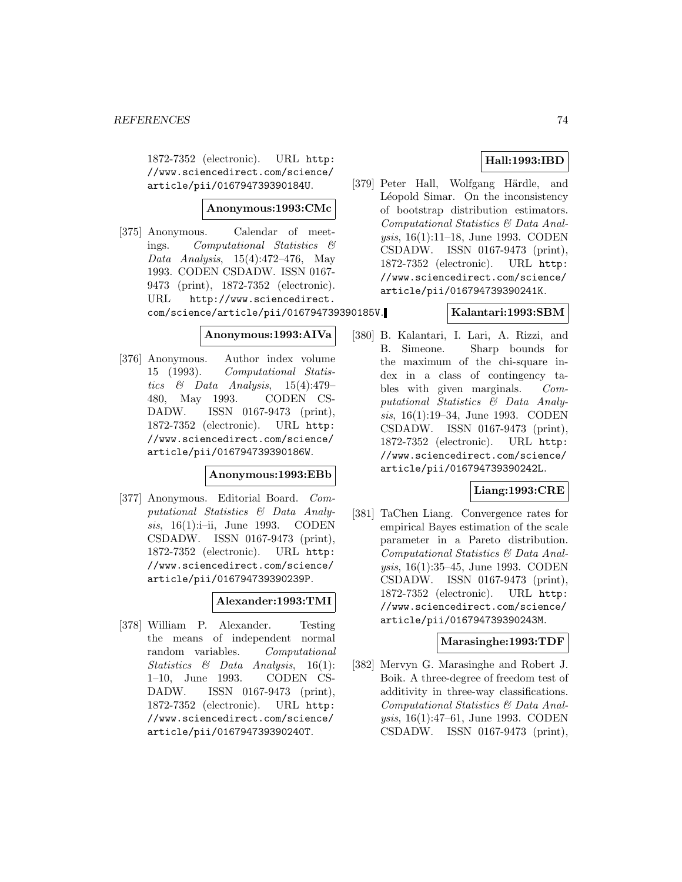1872-7352 (electronic). URL http://www.sciencedirect.com/science/article/pii/016794739390184U.

**Anonymous:1993:CMc**

[375] Anonymous. Calendar of meetings. *Computational Statistics & Data Analysis*, 15(4):472–476, May 1993. CODEN CSDADW. ISSN 0167-9473 (print), 1872-7352 (electronic). URL http://www.sciencedirect.com/science/article/pii/016794739390185V.

**Anonymous:1993:AIVa**

[376] Anonymous. Author index volume 15 (1993). *Computational Statistics & Data Analysis*, 15(4):479–480, May 1993. CODEN CSDADW. ISSN 0167-9473 (print), 1872-7352 (electronic). URL http://www.sciencedirect.com/science/article/pii/016794739390186W.

**Anonymous:1993:EBb**

[377] Anonymous. Editorial Board. *Computational Statistics & Data Analysis*, 16(1):i–ii, June 1993. CODEN CSDADW. ISSN 0167-9473 (print), 1872-7352 (electronic). URL http://www.sciencedirect.com/science/article/pii/016794739390239P.

**Alexander:1993:TMI**

[378] William P. Alexander. Testing the means of independent normal random variables. *Computational Statistics & Data Analysis*, 16(1): 1–10, June 1993. CODEN CSDADW. ISSN 0167-9473 (print), 1872-7352 (electronic). URL http://www.sciencedirect.com/science/article/pii/016794739390240T.

**Hall:1993:IBD**

[379] Peter Hall, Wolfgang Härdle, and Léopold Simar. On the inconsistency of bootstrap distribution estimators. *Computational Statistics & Data Analysis*, 16(1):11–18, June 1993. CODEN CSDADW. ISSN 0167-9473 (print), 1872-7352 (electronic). URL http://www.sciencedirect.com/science/article/pii/016794739390241K.

**Kalantari:1993:SBM**

[380] B. Kalantari, I. Lari, A. Rizzi, and B. Simeone. Sharp bounds for the maximum of the chi-square index in a class of contingency tables with given marginals. *Computational Statistics & Data Analysis*, 16(1):19–34, June 1993. CODEN CSDADW. ISSN 0167-9473 (print), 1872-7352 (electronic). URL http://www.sciencedirect.com/science/article/pii/016794739390242L.

**Liang:1993:CRE**

[381] TaChen Liang. Convergence rates for empirical Bayes estimation of the scale parameter in a Pareto distribution. *Computational Statistics & Data Analysis*, 16(1):35–45, June 1993. CODEN CSDADW. ISSN 0167-9473 (print), 1872-7352 (electronic). URL http://www.sciencedirect.com/science/article/pii/016794739390243M.

**Marasinghe:1993:TDF**

[382] Mervyn G. Marasinghe and Robert J. Boik. A three-degree of freedom test of additivity in three-way classifications. *Computational Statistics & Data Analysis*, 16(1):47–61, June 1993. CODEN CSDADW. ISSN 0167-9473 (print),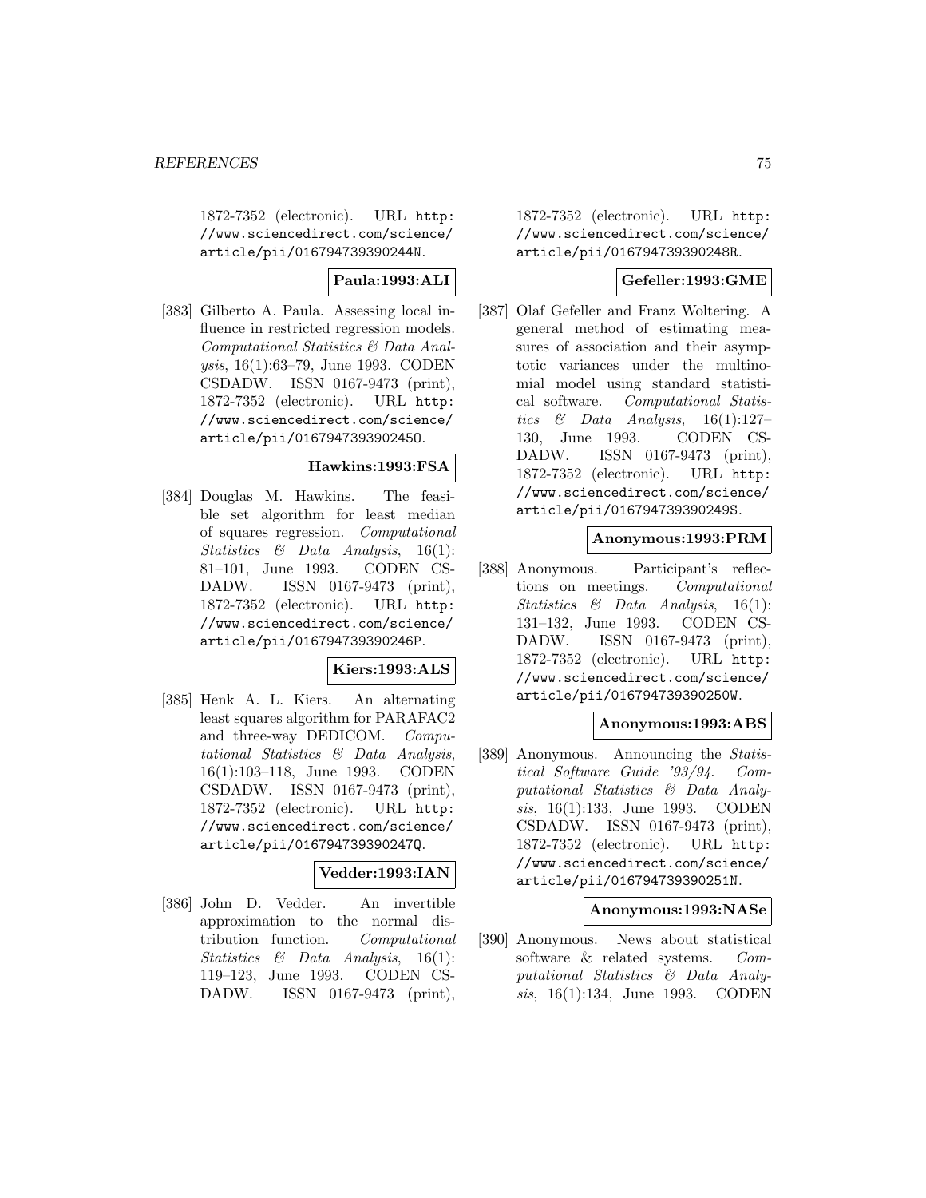1872-7352 (electronic). URL http://www.sciencedirect.com/science/article/pii/016794739390244N.

**Paula:1993:ALI**

[383] Gilberto A. Paula. Assessing local influence in restricted regression models. *Computational Statistics & Data Analysis*, 16(1):63–79, June 1993. CODEN CSDADW. ISSN 0167-9473 (print), 1872-7352 (electronic). URL http://www.sciencedirect.com/science/article/pii/016794739390245O.

**Hawkins:1993:FSA**

[384] Douglas M. Hawkins. The feasible set algorithm for least median of squares regression. *Computational Statistics & Data Analysis*, 16(1):81–101, June 1993. CODEN CSDADW. ISSN 0167-9473 (print), 1872-7352 (electronic). URL http://www.sciencedirect.com/science/article/pii/016794739390246P.

**Kiers:1993:ALS**

[385] Henk A. L. Kiers. An alternating least squares algorithm for PARAFAC2 and three-way DEDICOM. *Computational Statistics & Data Analysis*, 16(1):103–118, June 1993. CODEN CSDADW. ISSN 0167-9473 (print), 1872-7352 (electronic). URL http://www.sciencedirect.com/science/article/pii/016794739390247Q.

**Vedder:1993:IAN**

[386] John D. Vedder. An invertible approximation to the normal distribution function. *Computational Statistics & Data Analysis*, 16(1):119–123, June 1993. CODEN CSDADW. ISSN 0167-9473 (print), 1872-7352 (electronic). URL http://www.sciencedirect.com/science/article/pii/016794739390248R.

**Gefeller:1993:GME**

[387] Olaf Gefeller and Franz Woltering. A general method of estimating measures of association and their asymptotic variances under the multinomial model using standard statistical software. *Computational Statistics & Data Analysis*, 16(1):127–130, June 1993. CODEN CSDADW. ISSN 0167-9473 (print), 1872-7352 (electronic). URL http://www.sciencedirect.com/science/article/pii/016794739390249S.

**Anonymous:1993:PRM**

[388] Anonymous. Participant's reflections on meetings. *Computational Statistics & Data Analysis*, 16(1):131–132, June 1993. CODEN CSDADW. ISSN 0167-9473 (print), 1872-7352 (electronic). URL http://www.sciencedirect.com/science/article/pii/016794739390250W.

**Anonymous:1993:ABS**

[389] Anonymous. Announcing the *Statistical Software Guide '93/94*. *Computational Statistics & Data Analysis*, 16(1):133, June 1993. CODEN CSDADW. ISSN 0167-9473 (print), 1872-7352 (electronic). URL http://www.sciencedirect.com/science/article/pii/016794739390251N.

**Anonymous:1993:NASe**

[390] Anonymous. News about statistical software & related systems. *Computational Statistics & Data Analysis*, 16(1):134, June 1993. CODEN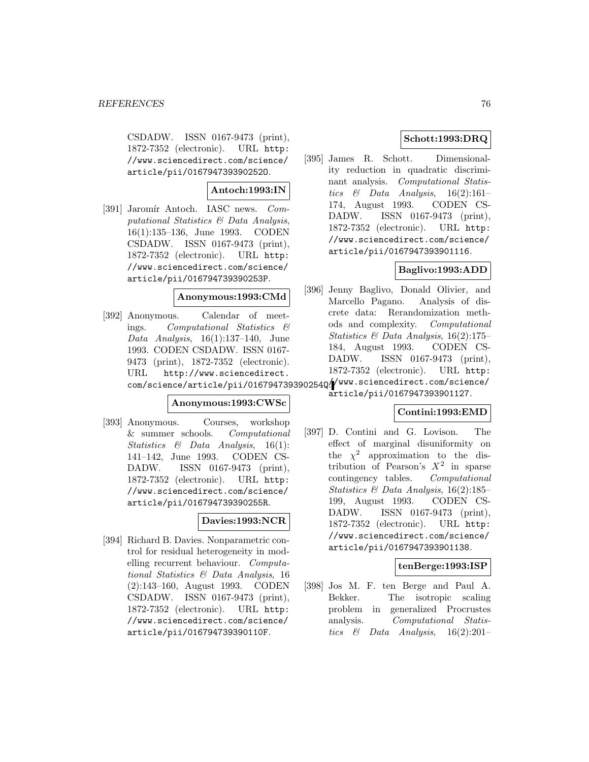CSDADW. ISSN 0167-9473 (print), 1872-7352 (electronic). URL http://www.sciencedirect.com/science/article/pii/016794739390252O.

**Antoch:1993:IN**

[391] Jaromír Antoch. IASC news. *Computational Statistics & Data Analysis*, 16(1):135–136, June 1993. CODEN CSDADW. ISSN 0167-9473 (print), 1872-7352 (electronic). URL http://www.sciencedirect.com/science/article/pii/016794739390253P.

**Anonymous:1993:CMd**

[392] Anonymous. Calendar of meetings. *Computational Statistics & Data Analysis*, 16(1):137–140, June 1993. CODEN CSDADW. ISSN 0167-9473 (print), 1872-7352 (electronic). URL http://www.sciencedirect.com/science/article/pii/016794739390254Q.

**Anonymous:1993:CWSc**

[393] Anonymous. Courses, workshop & summer schools. *Computational Statistics & Data Analysis*, 16(1): 141–142, June 1993. CODEN CSDADW. ISSN 0167-9473 (print), 1872-7352 (electronic). URL http://www.sciencedirect.com/science/article/pii/016794739390255R.

**Davies:1993:NCR**

[394] Richard B. Davies. Nonparametric control for residual heterogeneity in modelling recurrent behaviour. *Computational Statistics & Data Analysis*, 16 (2):143–160, August 1993. CODEN CSDADW. ISSN 0167-9473 (print), 1872-7352 (electronic). URL http://www.sciencedirect.com/science/article/pii/016794739390110F.

**Schott:1993:DRQ**

[395] James R. Schott. Dimensionality reduction in quadratic discriminant analysis. *Computational Statistics & Data Analysis*, 16(2):161–174, August 1993. CODEN CSDADW. ISSN 0167-9473 (print), 1872-7352 (electronic). URL http://www.sciencedirect.com/science/article/pii/0167947393901116.

**Baglivo:1993:ADD**

[396] Jenny Baglivo, Donald Olivier, and Marcello Pagano. Analysis of discrete data: Rerandomization methods and complexity. *Computational Statistics & Data Analysis*, 16(2):175–184, August 1993. CODEN CSDADW. ISSN 0167-9473 (print), 1872-7352 (electronic). URL http://www.sciencedirect.com/science/article/pii/0167947393901127.

**Contini:1993:EMD**

[397] D. Contini and G. Lovison. The effect of marginal disuniformity on the $\chi^2$ approximation to the distribution of Pearson's $X^2$ in sparse contingency tables. *Computational Statistics & Data Analysis*, 16(2):185–199, August 1993. CODEN CSDADW. ISSN 0167-9473 (print), 1872-7352 (electronic). URL http://www.sciencedirect.com/science/article/pii/0167947393901138.

**tenBerge:1993:ISP**

[398] Jos M. F. ten Berge and Paul A. Bekker. The isotropic scaling problem in generalized Procrustes analysis. *Computational Statistics & Data Analysis*, 16(2):201–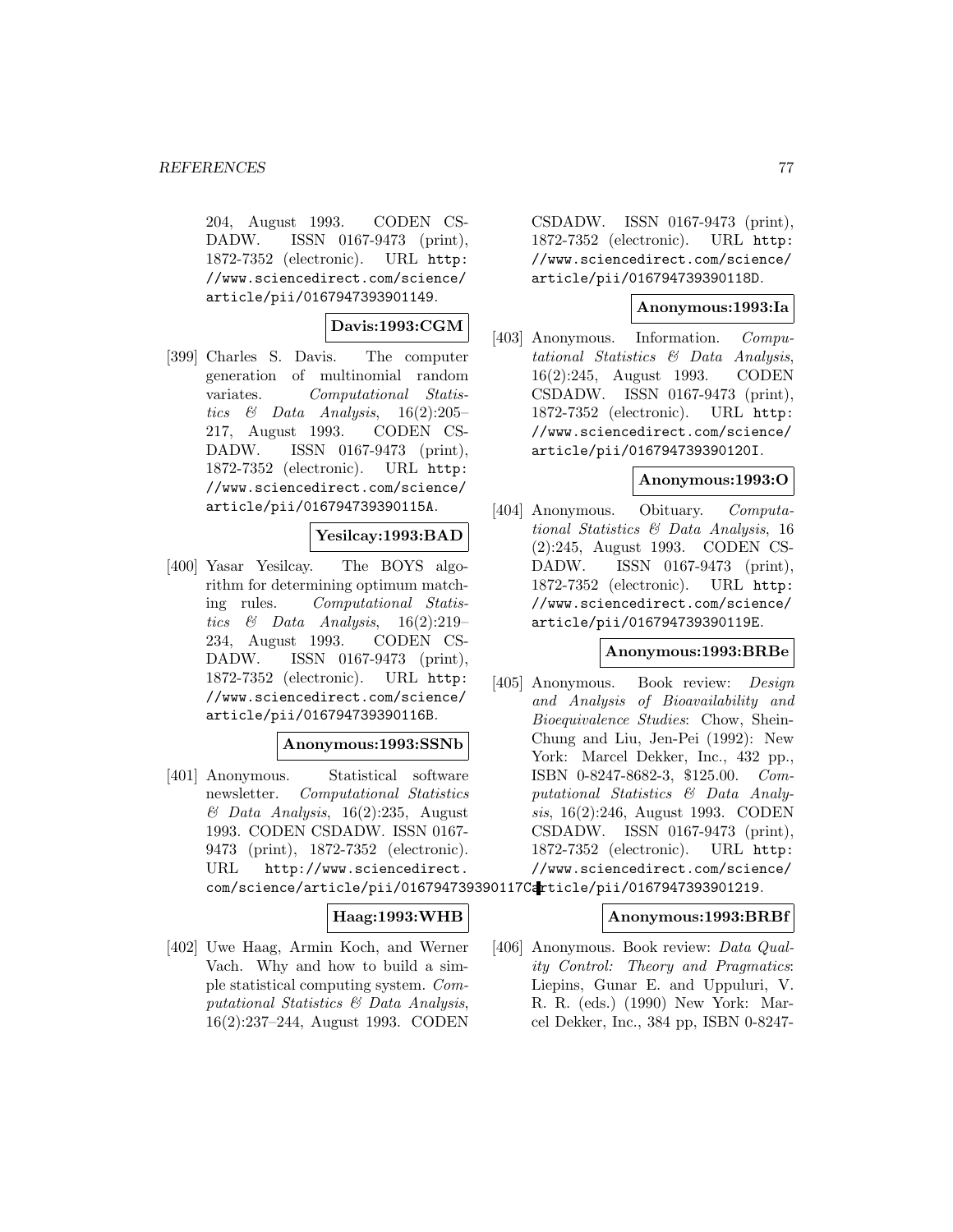204, August 1993. CODEN CSDADW. ISSN 0167-9473 (print), 1872-7352 (electronic). URL http://www.sciencedirect.com/science/article/pii/0167947393901149.

**Davis:1993:CGM**

[399] Charles S. Davis. The computer generation of multinomial random variates. *Computational Statistics & Data Analysis*, 16(2):205–217, August 1993. CODEN CSDADW. ISSN 0167-9473 (print), 1872-7352 (electronic). URL http://www.sciencedirect.com/science/article/pii/016794739390115A.

**Yesilcay:1993:BAD**

[400] Yasar Yesilcay. The BOYS algorithm for determining optimum matching rules. *Computational Statistics & Data Analysis*, 16(2):219–234, August 1993. CODEN CSDADW. ISSN 0167-9473 (print), 1872-7352 (electronic). URL http://www.sciencedirect.com/science/article/pii/016794739390116B.

**Anonymous:1993:SSNb**

[401] Anonymous. Statistical software newsletter. *Computational Statistics & Data Analysis*, 16(2):235, August 1993. CODEN CSDADW. ISSN 0167-9473 (print), 1872-7352 (electronic). URL http://www.sciencedirect.com/science/article/pii/016794739390117C.

**Haag:1993:WHB**

[402] Uwe Haag, Armin Koch, and Werner Vach. Why and how to build a simple statistical computing system. *Computational Statistics & Data Analysis*, 16(2):237–244, August 1993. CODEN CSDADW. ISSN 0167-9473 (print), 1872-7352 (electronic). URL http://www.sciencedirect.com/science/article/pii/016794739390118D.

**Anonymous:1993:Ia**

[403] Anonymous. Information. *Computational Statistics & Data Analysis*, 16(2):245, August 1993. CODEN CSDADW. ISSN 0167-9473 (print), 1872-7352 (electronic). URL http://www.sciencedirect.com/science/article/pii/016794739390120I.

**Anonymous:1993:O**

[404] Anonymous. Obituary. *Computational Statistics & Data Analysis*, 16 (2):245, August 1993. CODEN CSDADW. ISSN 0167-9473 (print), 1872-7352 (electronic). URL http://www.sciencedirect.com/science/article/pii/016794739390119E.

**Anonymous:1993:BRBe**

[405] Anonymous. Book review: *Design and Analysis of Bioavailability and Bioequivalence Studies*: Chow, Shein-Chung and Liu, Jen-Pei (1992): New York: Marcel Dekker, Inc., 432 pp., ISBN 0-8247-8682-3, $125.00. *Computational Statistics & Data Analysis*, 16(2):246, August 1993. CODEN CSDADW. ISSN 0167-9473 (print), 1872-7352 (electronic). URL http://www.sciencedirect.com/science/article/pii/0167947393901219.

**Anonymous:1993:BRBf**

[406] Anonymous. Book review: *Data Quality Control: Theory and Pragmatics*: Liepins, Gunar E. and Uppuluri, V. R. R. (eds.) (1990) New York: Marcel Dekker, Inc., 384 pp, ISBN 0-8247-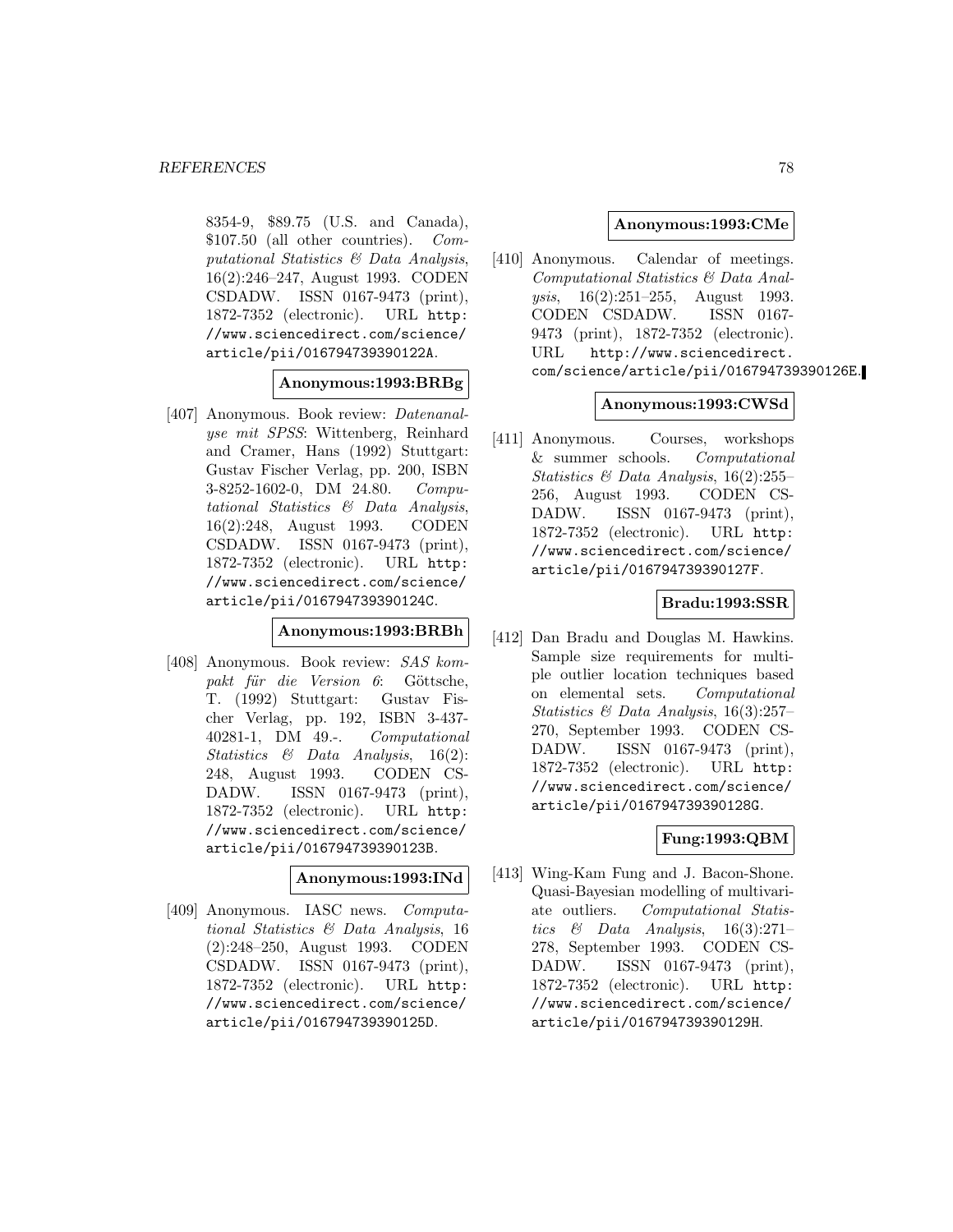8354-9, \$89.75 (U.S. and Canada), \$107.50 (all other countries). *Computational Statistics & Data Analysis*, 16(2):246–247, August 1993. CODEN CSDADW. ISSN 0167-9473 (print), 1872-7352 (electronic). URL http://www.sciencedirect.com/science/article/pii/016794739390122A.

**Anonymous:1993:BRBg**

[407] Anonymous. Book review: *Datenanalyse mit SPSS*: Wittenberg, Reinhard and Cramer, Hans (1992) Stuttgart: Gustav Fischer Verlag, pp. 200, ISBN 3-8252-1602-0, DM 24.80. *Computational Statistics & Data Analysis*, 16(2):248, August 1993. CODEN CSDADW. ISSN 0167-9473 (print), 1872-7352 (electronic). URL http://www.sciencedirect.com/science/article/pii/016794739390124C.

**Anonymous:1993:BRBh**

[408] Anonymous. Book review: *SAS kompakt für die Version 6*: Göttsche, T. (1992) Stuttgart: Gustav Fischer Verlag, pp. 192, ISBN 3-437-40281-1, DM 49.-. *Computational Statistics & Data Analysis*, 16(2): 248, August 1993. CODEN CSDADW. ISSN 0167-9473 (print), 1872-7352 (electronic). URL http://www.sciencedirect.com/science/article/pii/016794739390123B.

**Anonymous:1993:INd**

[409] Anonymous. IASC news. *Computational Statistics & Data Analysis*, 16 (2):248–250, August 1993. CODEN CSDADW. ISSN 0167-9473 (print), 1872-7352 (electronic). URL http://www.sciencedirect.com/science/article/pii/016794739390125D.

**Anonymous:1993:CMe**

[410] Anonymous. Calendar of meetings. *Computational Statistics & Data Analysis*, 16(2):251–255, August 1993. CODEN CSDADW. ISSN 0167-9473 (print), 1872-7352 (electronic). URL http://www.sciencedirect.com/science/article/pii/016794739390126E.

**Anonymous:1993:CWSd**

[411] Anonymous. Courses, workshops & summer schools. *Computational Statistics & Data Analysis*, 16(2):255–256, August 1993. CODEN CSDADW. ISSN 0167-9473 (print), 1872-7352 (electronic). URL http://www.sciencedirect.com/science/article/pii/016794739390127F.

**Bradu:1993:SSR**

[412] Dan Bradu and Douglas M. Hawkins. Sample size requirements for multiple outlier location techniques based on elemental sets. *Computational Statistics & Data Analysis*, 16(3):257–270, September 1993. CODEN CSDADW. ISSN 0167-9473 (print), 1872-7352 (electronic). URL http://www.sciencedirect.com/science/article/pii/016794739390128G.

**Fung:1993:QBM**

[413] Wing-Kam Fung and J. Bacon-Shone. Quasi-Bayesian modelling of multivariate outliers. *Computational Statistics & Data Analysis*, 16(3):271–278, September 1993. CODEN CSDADW. ISSN 0167-9473 (print), 1872-7352 (electronic). URL http://www.sciencedirect.com/science/article/pii/016794739390129H.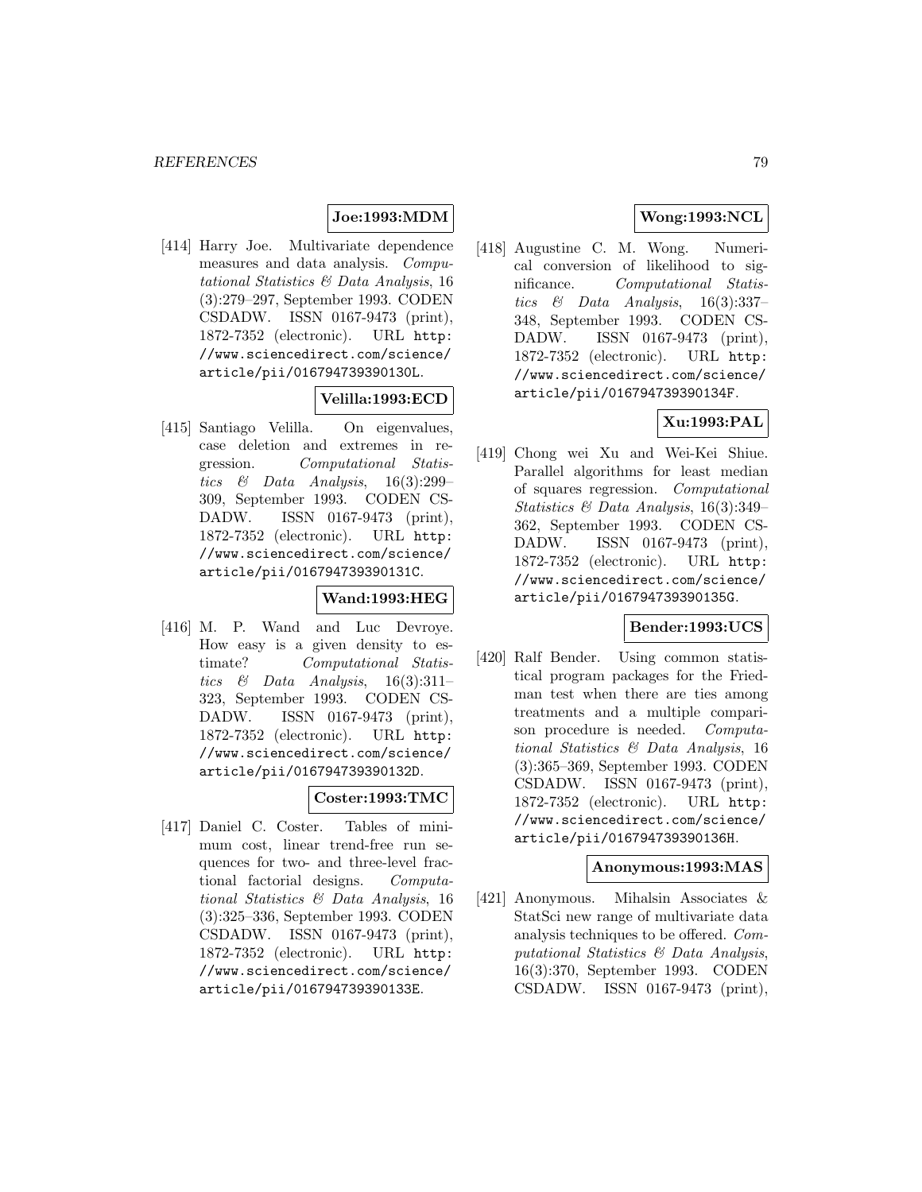**Joe:1993:MDM**

[414] Harry Joe. Multivariate dependence measures and data analysis. *Computational Statistics & Data Analysis*, 16 (3):279–297, September 1993. CODEN CSDADW. ISSN 0167-9473 (print), 1872-7352 (electronic). URL `http://www.sciencedirect.com/science/article/pii/016794739390130L`.

**Velilla:1993:ECD**

[415] Santiago Velilla. On eigenvalues, case deletion and extremes in regression. *Computational Statistics & Data Analysis*, 16(3):299–309, September 1993. CODEN CSDADW. ISSN 0167-9473 (print), 1872-7352 (electronic). URL `http://www.sciencedirect.com/science/article/pii/016794739390131C`.

**Wand:1993:HEG**

[416] M. P. Wand and Luc Devroye. How easy is a given density to estimate? *Computational Statistics & Data Analysis*, 16(3):311–323, September 1993. CODEN CSDADW. ISSN 0167-9473 (print), 1872-7352 (electronic). URL `http://www.sciencedirect.com/science/article/pii/016794739390132D`.

**Coster:1993:TMC**

[417] Daniel C. Coster. Tables of minimum cost, linear trend-free run sequences for two- and three-level fractional factorial designs. *Computational Statistics & Data Analysis*, 16 (3):325–336, September 1993. CODEN CSDADW. ISSN 0167-9473 (print), 1872-7352 (electronic). URL `http://www.sciencedirect.com/science/article/pii/016794739390133E`.

**Wong:1993:NCL**

[418] Augustine C. M. Wong. Numerical conversion of likelihood to significance. *Computational Statistics & Data Analysis*, 16(3):337–348, September 1993. CODEN CSDADW. ISSN 0167-9473 (print), 1872-7352 (electronic). URL `http://www.sciencedirect.com/science/article/pii/016794739390134F`.

**Xu:1993:PAL**

[419] Chong wei Xu and Wei-Kei Shiue. Parallel algorithms for least median of squares regression. *Computational Statistics & Data Analysis*, 16(3):349–362, September 1993. CODEN CSDADW. ISSN 0167-9473 (print), 1872-7352 (electronic). URL `http://www.sciencedirect.com/science/article/pii/016794739390135G`.

**Bender:1993:UCS**

[420] Ralf Bender. Using common statistical program packages for the Friedman test when there are ties among treatments and a multiple comparison procedure is needed. *Computational Statistics & Data Analysis*, 16 (3):365–369, September 1993. CODEN CSDADW. ISSN 0167-9473 (print), 1872-7352 (electronic). URL `http://www.sciencedirect.com/science/article/pii/016794739390136H`.

**Anonymous:1993:MAS**

[421] Anonymous. Mihalsin Associates & StatSci new range of multivariate data analysis techniques to be offered. *Computational Statistics & Data Analysis*, 16(3):370, September 1993. CODEN CSDADW. ISSN 0167-9473 (print),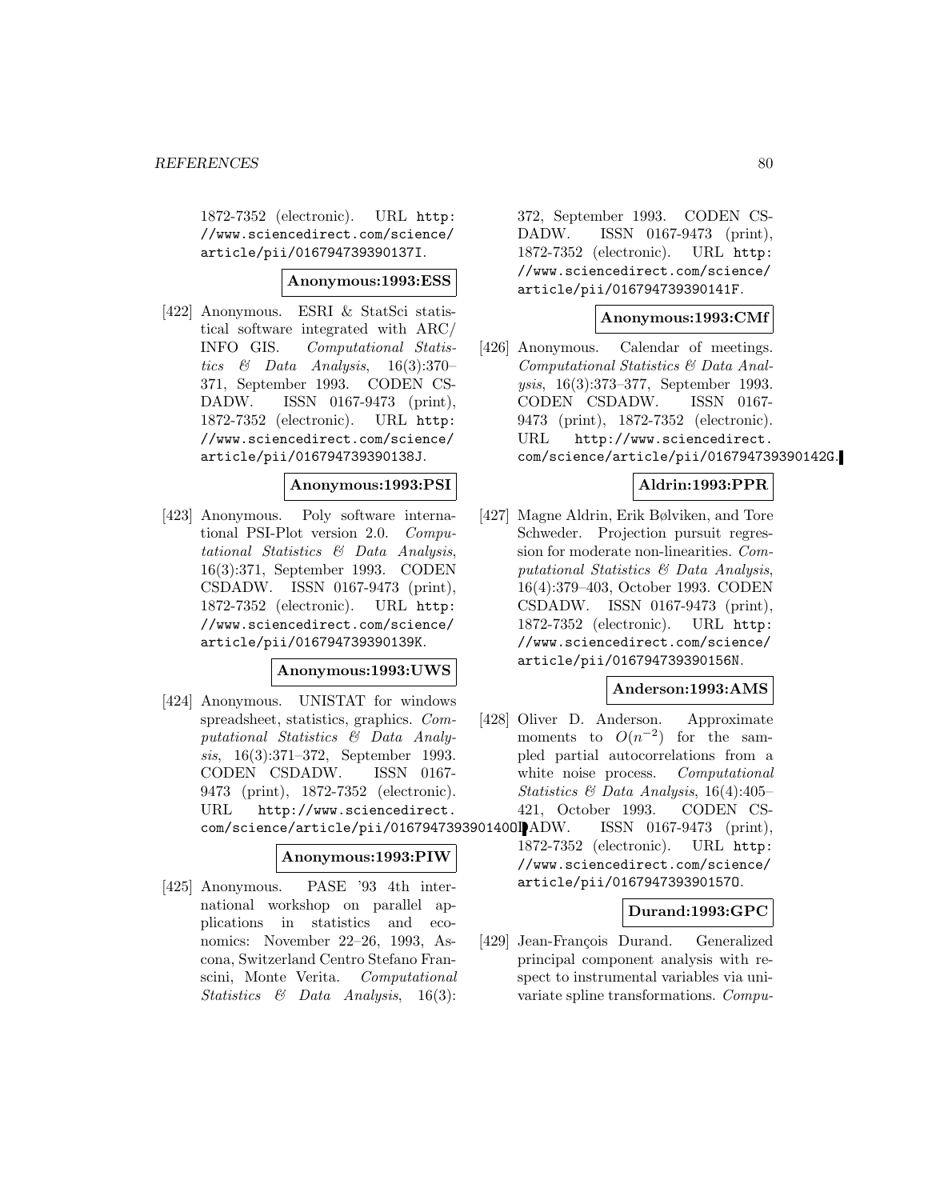1872-7352 (electronic). URL http://www.sciencedirect.com/science/article/pii/016794739390137I.

**Anonymous:1993:ESS**

[422] Anonymous. ESRI & StatSci statistical software integrated with ARC/INFO GIS. *Computational Statistics & Data Analysis*, 16(3):370–371, September 1993. CODEN CSDADW. ISSN 0167-9473 (print), 1872-7352 (electronic). URL http://www.sciencedirect.com/science/article/pii/016794739390138J.

**Anonymous:1993:PSI**

[423] Anonymous. Poly software international PSI-Plot version 2.0. *Computational Statistics & Data Analysis*, 16(3):371, September 1993. CODEN CSDADW. ISSN 0167-9473 (print), 1872-7352 (electronic). URL http://www.sciencedirect.com/science/article/pii/016794739390139K.

**Anonymous:1993:UWS**

[424] Anonymous. UNISTAT for windows spreadsheet, statistics, graphics. *Computational Statistics & Data Analysis*, 16(3):371–372, September 1993. CODEN CSDADW. ISSN 0167-9473 (print), 1872-7352 (electronic). URL http://www.sciencedirect.com/science/article/pii/016794739390140O.

**Anonymous:1993:PIW**

[425] Anonymous. PASE '93 4th international workshop on parallel applications in statistics and economics: November 22–26, 1993, Ascona, Switzerland Centro Stefano Franscini, Monte Verita. *Computational Statistics & Data Analysis*, 16(3):372, September 1993. CODEN CSDADW. ISSN 0167-9473 (print), 1872-7352 (electronic). URL http://www.sciencedirect.com/science/article/pii/016794739390141F.

**Anonymous:1993:CMf**

[426] Anonymous. Calendar of meetings. *Computational Statistics & Data Analysis*, 16(3):373–377, September 1993. CODEN CSDADW. ISSN 0167-9473 (print), 1872-7352 (electronic). URL http://www.sciencedirect.com/science/article/pii/016794739390142G.

**Aldrin:1993:PPR**

[427] Magne Aldrin, Erik Bølviken, and Tore Schweder. Projection pursuit regression for moderate non-linearities. *Computational Statistics & Data Analysis*, 16(4):379–403, October 1993. CODEN CSDADW. ISSN 0167-9473 (print), 1872-7352 (electronic). URL http://www.sciencedirect.com/science/article/pii/016794739390156N.

**Anderson:1993:AMS**

[428] Oliver D. Anderson. Approximate moments to $O(n^{-2})$ for the sampled partial autocorrelations from a white noise process. *Computational Statistics & Data Analysis*, 16(4):405–421, October 1993. CODEN CSDADW. ISSN 0167-9473 (print), 1872-7352 (electronic). URL http://www.sciencedirect.com/science/article/pii/016794739390157O.

**Durand:1993:GPC**

[429] Jean-François Durand. Generalized principal component analysis with respect to instrumental variables via univariate spline transformations. *Compu-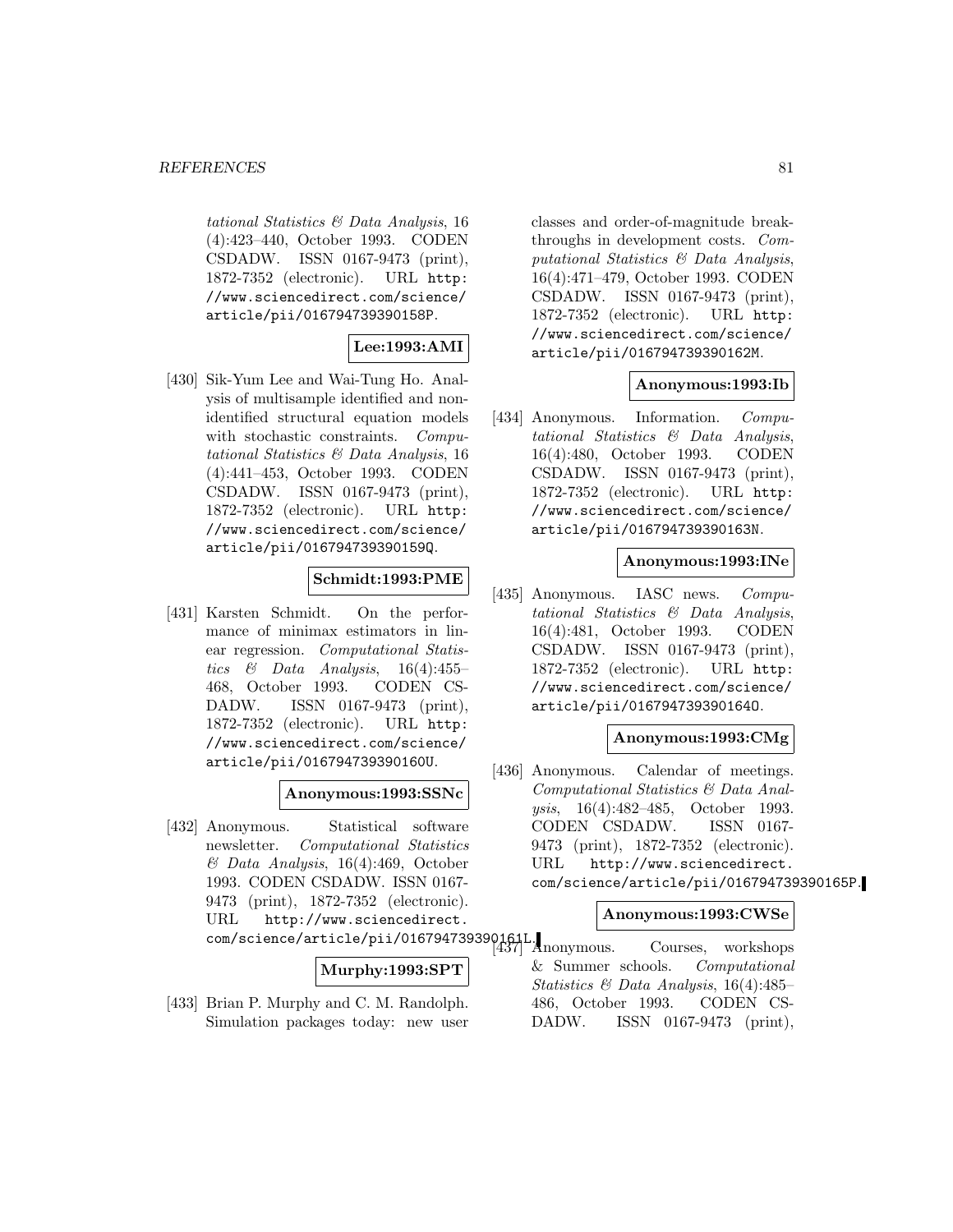*tational Statistics & Data Analysis*, 16 (4):423–440, October 1993. CODEN CSDADW. ISSN 0167-9473 (print), 1872-7352 (electronic). URL http://www.sciencedirect.com/science/article/pii/016794739390158P.

**Lee:1993:AMI**

[430] Sik-Yum Lee and Wai-Tung Ho. Analysis of multisample identified and nonidentified structural equation models with stochastic constraints. *Computational Statistics & Data Analysis*, 16 (4):441–453, October 1993. CODEN CSDADW. ISSN 0167-9473 (print), 1872-7352 (electronic). URL http://www.sciencedirect.com/science/article/pii/016794739390159Q.

**Schmidt:1993:PME**

[431] Karsten Schmidt. On the performance of minimax estimators in linear regression. *Computational Statistics & Data Analysis*, 16(4):455–468, October 1993. CODEN CSDADW. ISSN 0167-9473 (print), 1872-7352 (electronic). URL http://www.sciencedirect.com/science/article/pii/016794739390160U.

**Anonymous:1993:SSNc**

[432] Anonymous. Statistical software newsletter. *Computational Statistics & Data Analysis*, 16(4):469, October 1993. CODEN CSDADW. ISSN 0167-9473 (print), 1872-7352 (electronic). URL http://www.sciencedirect.com/science/article/pii/016794739390161L.

**Murphy:1993:SPT**

[433] Brian P. Murphy and C. M. Randolph. Simulation packages today: new user classes and order-of-magnitude breakthroughs in development costs. *Computational Statistics & Data Analysis*, 16(4):471–479, October 1993. CODEN CSDADW. ISSN 0167-9473 (print), 1872-7352 (electronic). URL http://www.sciencedirect.com/science/article/pii/016794739390162M.

**Anonymous:1993:Ib**

[434] Anonymous. Information. *Computational Statistics & Data Analysis*, 16(4):480, October 1993. CODEN CSDADW. ISSN 0167-9473 (print), 1872-7352 (electronic). URL http://www.sciencedirect.com/science/article/pii/016794739390163N.

**Anonymous:1993:INe**

[435] Anonymous. IASC news. *Computational Statistics & Data Analysis*, 16(4):481, October 1993. CODEN CSDADW. ISSN 0167-9473 (print), 1872-7352 (electronic). URL http://www.sciencedirect.com/science/article/pii/016794739390164O.

**Anonymous:1993:CMg**

[436] Anonymous. Calendar of meetings. *Computational Statistics & Data Analysis*, 16(4):482–485, October 1993. CODEN CSDADW. ISSN 0167-9473 (print), 1872-7352 (electronic). URL http://www.sciencedirect.com/science/article/pii/016794739390165P.

**Anonymous:1993:CWSe**

[437] Anonymous. Courses, workshops & Summer schools. *Computational Statistics & Data Analysis*, 16(4):485–486, October 1993. CODEN CSDADW. ISSN 0167-9473 (print),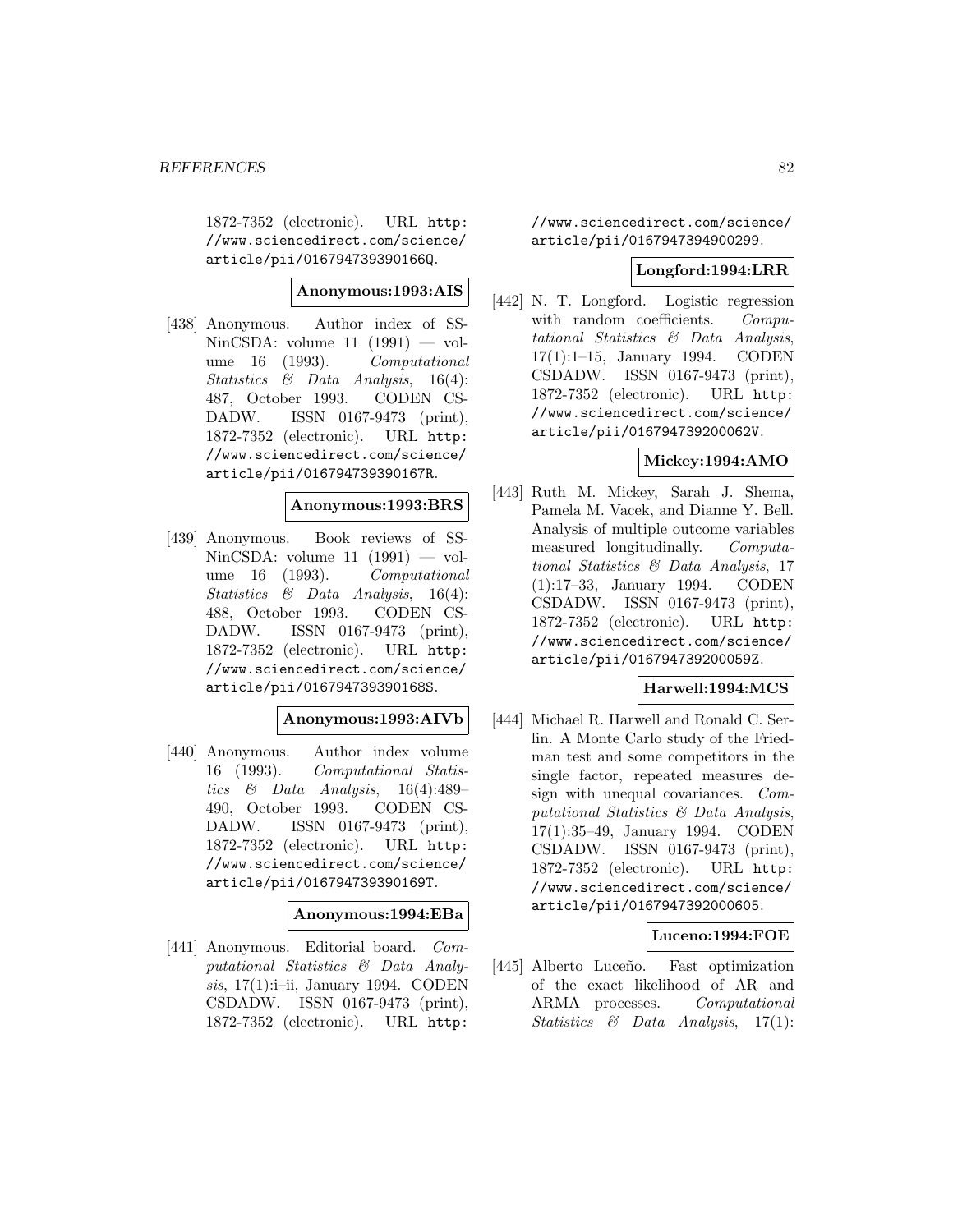1872-7352 (electronic). URL http://www.sciencedirect.com/science/article/pii/016794739390166Q.

**Anonymous:1993:AIS**

[438] Anonymous. Author index of SSNinCSDA: volume 11 (1991) — volume 16 (1993). *Computational Statistics & Data Analysis*, 16(4): 487, October 1993. CODEN CSDADW. ISSN 0167-9473 (print), 1872-7352 (electronic). URL http://www.sciencedirect.com/science/article/pii/016794739390167R.

**Anonymous:1993:BRS**

[439] Anonymous. Book reviews of SSNinCSDA: volume 11 (1991) — volume 16 (1993). *Computational Statistics & Data Analysis*, 16(4): 488, October 1993. CODEN CSDADW. ISSN 0167-9473 (print), 1872-7352 (electronic). URL http://www.sciencedirect.com/science/article/pii/016794739390168S.

**Anonymous:1993:AIVb**

[440] Anonymous. Author index volume 16 (1993). *Computational Statistics & Data Analysis*, 16(4):489–490, October 1993. CODEN CSDADW. ISSN 0167-9473 (print), 1872-7352 (electronic). URL http://www.sciencedirect.com/science/article/pii/016794739390169T.

**Anonymous:1994:EBa**

[441] Anonymous. Editorial board. *Computational Statistics & Data Analysis*, 17(1):i–ii, January 1994. CODEN CSDADW. ISSN 0167-9473 (print), 1872-7352 (electronic). URL http://www.sciencedirect.com/science/article/pii/0167947394900299.

**Longford:1994:LRR**

[442] N. T. Longford. Logistic regression with random coefficients. *Computational Statistics & Data Analysis*, 17(1):1–15, January 1994. CODEN CSDADW. ISSN 0167-9473 (print), 1872-7352 (electronic). URL http://www.sciencedirect.com/science/article/pii/016794739200062V.

**Mickey:1994:AMO**

[443] Ruth M. Mickey, Sarah J. Shema, Pamela M. Vacek, and Dianne Y. Bell. Analysis of multiple outcome variables measured longitudinally. *Computational Statistics & Data Analysis*, 17 (1):17–33, January 1994. CODEN CSDADW. ISSN 0167-9473 (print), 1872-7352 (electronic). URL http://www.sciencedirect.com/science/article/pii/016794739200059Z.

**Harwell:1994:MCS**

[444] Michael R. Harwell and Ronald C. Serlin. A Monte Carlo study of the Friedman test and some competitors in the single factor, repeated measures design with unequal covariances. *Computational Statistics & Data Analysis*, 17(1):35–49, January 1994. CODEN CSDADW. ISSN 0167-9473 (print), 1872-7352 (electronic). URL http://www.sciencedirect.com/science/article/pii/0167947392000605.

**Luceno:1994:FOE**

[445] Alberto Luceño. Fast optimization of the exact likelihood of AR and ARMA processes. *Computational Statistics & Data Analysis*, 17(1):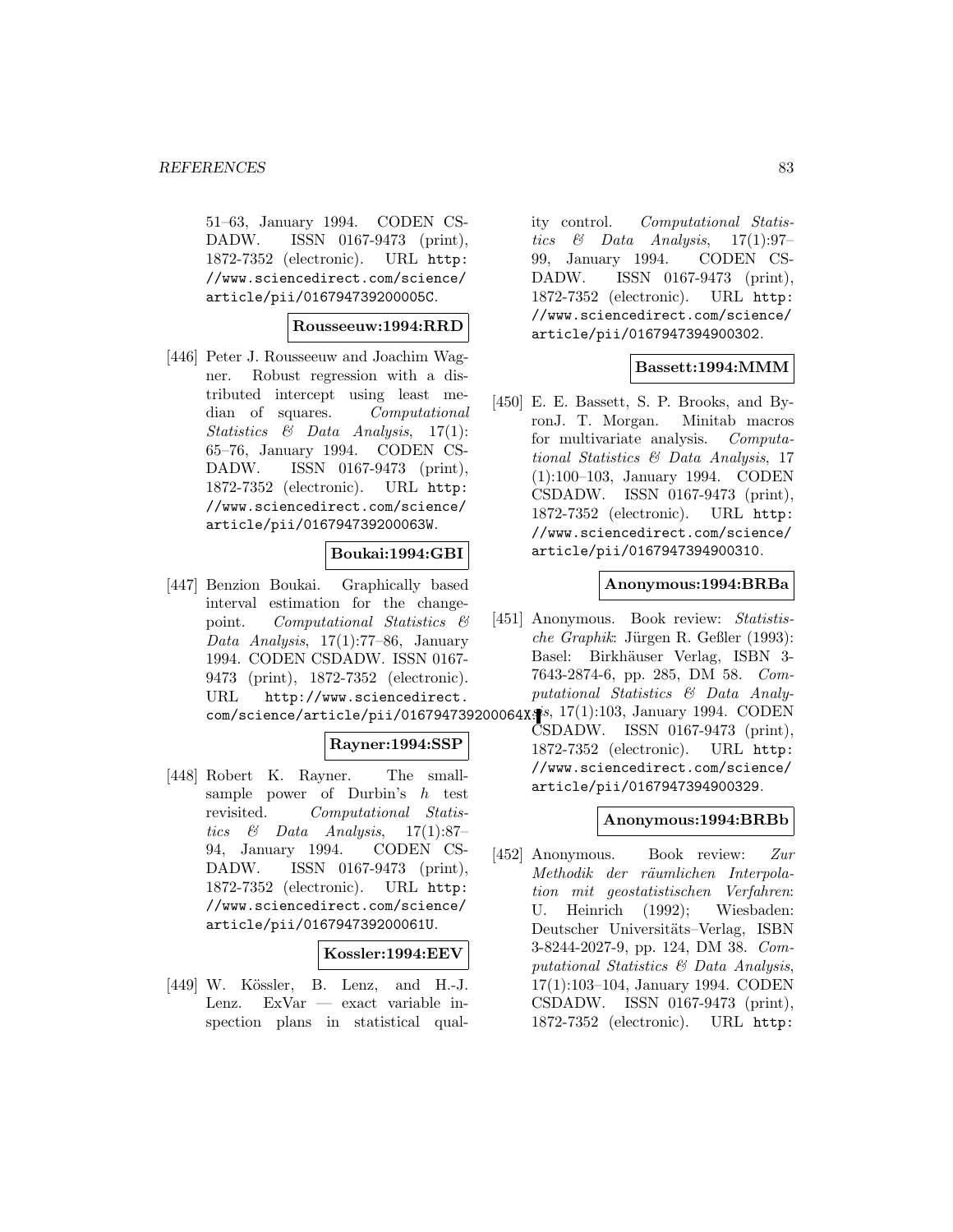51–63, January 1994. CODEN CSDADW. ISSN 0167-9473 (print), 1872-7352 (electronic). URL http://www.sciencedirect.com/science/article/pii/016794739200005C.

**Rousseeuw:1994:RRD**

[446] Peter J. Rousseeuw and Joachim Wagner. Robust regression with a distributed intercept using least median of squares. *Computational Statistics & Data Analysis*, 17(1): 65–76, January 1994. CODEN CSDADW. ISSN 0167-9473 (print), 1872-7352 (electronic). URL http://www.sciencedirect.com/science/article/pii/016794739200063W.

**Boukai:1994:GBI**

[447] Benzion Boukai. Graphically based interval estimation for the change-point. *Computational Statistics & Data Analysis*, 17(1):77–86, January 1994. CODEN CSDADW. ISSN 0167-9473 (print), 1872-7352 (electronic). URL http://www.sciencedirect.com/science/article/pii/016794739200064X.

**Rayner:1994:SSP**

[448] Robert K. Rayner. The small-sample power of Durbin's $h$ test revisited. *Computational Statistics & Data Analysis*, 17(1):87–94, January 1994. CODEN CSDADW. ISSN 0167-9473 (print), 1872-7352 (electronic). URL http://www.sciencedirect.com/science/article/pii/016794739200061U.

**Kossler:1994:EEV**

[449] W. Kössler, B. Lenz, and H.-J. Lenz. ExVar — exact variable inspection plans in statistical quality control. *Computational Statistics & Data Analysis*, 17(1):97–99, January 1994. CODEN CSDADW. ISSN 0167-9473 (print), 1872-7352 (electronic). URL http://www.sciencedirect.com/science/article/pii/0167947394900302.

**Bassett:1994:MMM**

[450] E. E. Bassett, S. P. Brooks, and ByronJ. T. Morgan. Minitab macros for multivariate analysis. *Computational Statistics & Data Analysis*, 17 (1):100–103, January 1994. CODEN CSDADW. ISSN 0167-9473 (print), 1872-7352 (electronic). URL http://www.sciencedirect.com/science/article/pii/0167947394900310.

**Anonymous:1994:BRBa**

[451] Anonymous. Book review: *Statistische Graphik*: Jürgen R. Geßler (1993): Basel: Birkhäuser Verlag, ISBN 3-7643-2874-6, pp. 285, DM 58. *Computational Statistics & Data Analysis*, 17(1):103, January 1994. CODEN CSDADW. ISSN 0167-9473 (print), 1872-7352 (electronic). URL http://www.sciencedirect.com/science/article/pii/0167947394900329.

**Anonymous:1994:BRBb**

[452] Anonymous. Book review: *Zur Methodik der räumlichen Interpolation mit geostatistischen Verfahren*: U. Heinrich (1992); Wiesbaden: Deutscher Universitäts–Verlag, ISBN 3-8244-2027-9, pp. 124, DM 38. *Computational Statistics & Data Analysis*, 17(1):103–104, January 1994. CODEN CSDADW. ISSN 0167-9473 (print), 1872-7352 (electronic). URL http: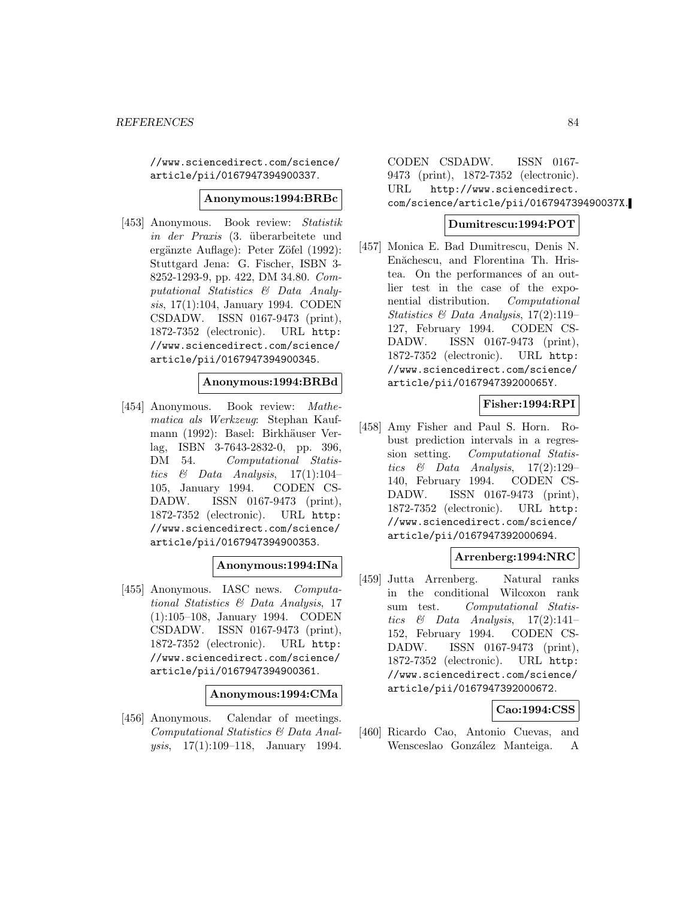//www.sciencedirect.com/science/article/pii/0167947394900337.

**Anonymous:1994:BRBc**

[453] Anonymous. Book review: *Statistik in der Praxis* (3. überarbeitete und ergänzte Auflage): Peter Zöfel (1992): Stuttgard Jena: G. Fischer, ISBN 3-8252-1293-9, pp. 422, DM 34.80. *Computational Statistics & Data Analysis*, 17(1):104, January 1994. CODEN CSDADW. ISSN 0167-9473 (print), 1872-7352 (electronic). URL http://www.sciencedirect.com/science/article/pii/0167947394900345.

**Anonymous:1994:BRBd**

[454] Anonymous. Book review: *Mathematica als Werkzeug*: Stephan Kaufmann (1992): Basel: Birkhäuser Verlag, ISBN 3-7643-2832-0, pp. 396, DM 54. *Computational Statistics & Data Analysis*, 17(1):104–105, January 1994. CODEN CSDADW. ISSN 0167-9473 (print), 1872-7352 (electronic). URL http://www.sciencedirect.com/science/article/pii/0167947394900353.

**Anonymous:1994:INa**

[455] Anonymous. IASC news. *Computational Statistics & Data Analysis*, 17 (1):105–108, January 1994. CODEN CSDADW. ISSN 0167-9473 (print), 1872-7352 (electronic). URL http://www.sciencedirect.com/science/article/pii/0167947394900361.

**Anonymous:1994:CMa**

[456] Anonymous. Calendar of meetings. *Computational Statistics & Data Analysis*, 17(1):109–118, January 1994. CODEN CSDADW. ISSN 0167-9473 (print), 1872-7352 (electronic). URL http://www.sciencedirect.com/science/article/pii/016794739490037X.

**Dumitrescu:1994:POT**

[457] Monica E. Bad Dumitrescu, Denis N. Enăchescu, and Florentina Th. Hristea. On the performances of an outlier test in the case of the exponential distribution. *Computational Statistics & Data Analysis*, 17(2):119–127, February 1994. CODEN CSDADW. ISSN 0167-9473 (print), 1872-7352 (electronic). URL http://www.sciencedirect.com/science/article/pii/016794739200065Y.

**Fisher:1994:RPI**

[458] Amy Fisher and Paul S. Horn. Robust prediction intervals in a regression setting. *Computational Statistics & Data Analysis*, 17(2):129–140, February 1994. CODEN CSDADW. ISSN 0167-9473 (print), 1872-7352 (electronic). URL http://www.sciencedirect.com/science/article/pii/0167947392000694.

**Arrenberg:1994:NRC**

[459] Jutta Arrenberg. Natural ranks in the conditional Wilcoxon rank sum test. *Computational Statistics & Data Analysis*, 17(2):141–152, February 1994. CODEN CSDADW. ISSN 0167-9473 (print), 1872-7352 (electronic). URL http://www.sciencedirect.com/science/article/pii/0167947392000672.

**Cao:1994:CSS**

[460] Ricardo Cao, Antonio Cuevas, and Wensceslao González Manteiga. A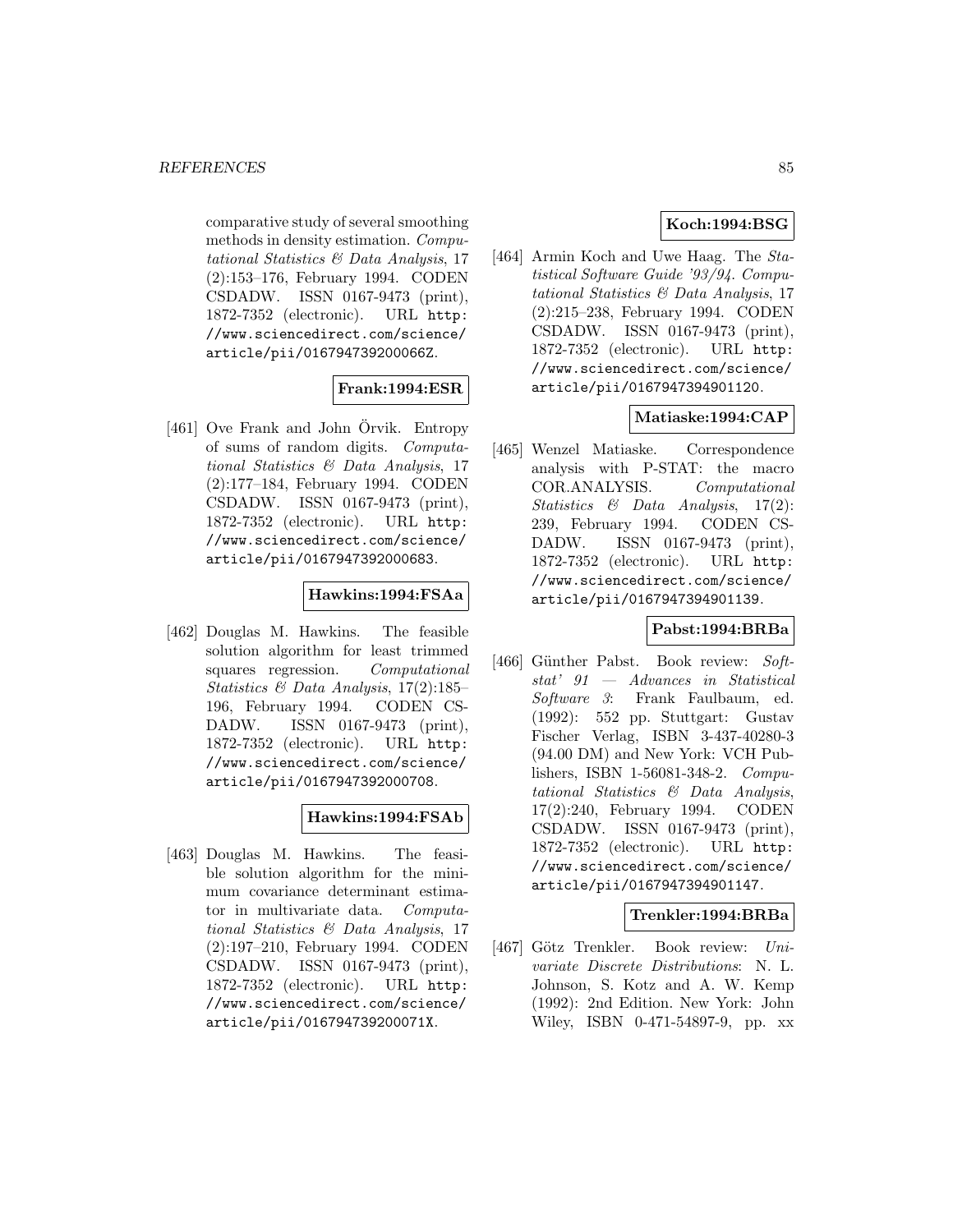comparative study of several smoothing methods in density estimation. *Computational Statistics & Data Analysis*, 17 (2):153–176, February 1994. CODEN CSDADW. ISSN 0167-9473 (print), 1872-7352 (electronic). URL http://www.sciencedirect.com/science/article/pii/016794739200066Z.

**Frank:1994:ESR**

[461] Ove Frank and John Örvik. Entropy of sums of random digits. *Computational Statistics & Data Analysis*, 17 (2):177–184, February 1994. CODEN CSDADW. ISSN 0167-9473 (print), 1872-7352 (electronic). URL http://www.sciencedirect.com/science/article/pii/0167947392000683.

**Hawkins:1994:FSAa**

[462] Douglas M. Hawkins. The feasible solution algorithm for least trimmed squares regression. *Computational Statistics & Data Analysis*, 17(2):185–196, February 1994. CODEN CSDADW. ISSN 0167-9473 (print), 1872-7352 (electronic). URL http://www.sciencedirect.com/science/article/pii/0167947392000708.

**Hawkins:1994:FSAb**

[463] Douglas M. Hawkins. The feasible solution algorithm for the minimum covariance determinant estimator in multivariate data. *Computational Statistics & Data Analysis*, 17 (2):197–210, February 1994. CODEN CSDADW. ISSN 0167-9473 (print), 1872-7352 (electronic). URL http://www.sciencedirect.com/science/article/pii/016794739200071X.

**Koch:1994:BSG**

[464] Armin Koch and Uwe Haag. The *Statistical Software Guide '93/94*. *Computational Statistics & Data Analysis*, 17 (2):215–238, February 1994. CODEN CSDADW. ISSN 0167-9473 (print), 1872-7352 (electronic). URL http://www.sciencedirect.com/science/article/pii/0167947394901120.

**Matiaske:1994:CAP**

[465] Wenzel Matiaske. Correspondence analysis with P-STAT: the macro COR.ANALYSIS. *Computational Statistics & Data Analysis*, 17(2): 239, February 1994. CODEN CSDADW. ISSN 0167-9473 (print), 1872-7352 (electronic). URL http://www.sciencedirect.com/science/article/pii/0167947394901139.

**Pabst:1994:BRBa**

[466] Günther Pabst. Book review: *Softstat' 91 — Advances in Statistical Software 3*: Frank Faulbaum, ed. (1992): 552 pp. Stuttgart: Gustav Fischer Verlag, ISBN 3-437-40280-3 (94.00 DM) and New York: VCH Publishers, ISBN 1-56081-348-2. *Computational Statistics & Data Analysis*, 17(2):240, February 1994. CODEN CSDADW. ISSN 0167-9473 (print), 1872-7352 (electronic). URL http://www.sciencedirect.com/science/article/pii/0167947394901147.

**Trenkler:1994:BRBa**

[467] Götz Trenkler. Book review: *Univariate Discrete Distributions*: N. L. Johnson, S. Kotz and A. W. Kemp (1992): 2nd Edition. New York: John Wiley, ISBN 0-471-54897-9, pp. xx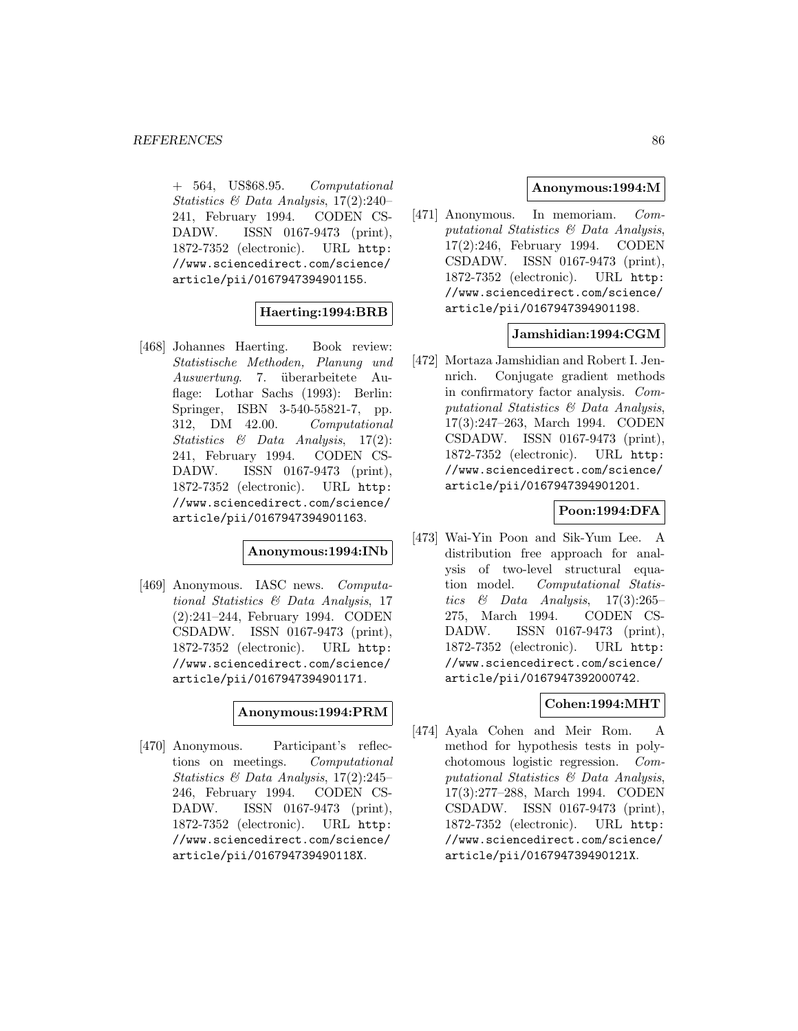+ 564, US$68.95. *Computational Statistics & Data Analysis*, 17(2):240–241, February 1994. CODEN CSDADW. ISSN 0167-9473 (print), 1872-7352 (electronic). URL http://www.sciencedirect.com/science/article/pii/0167947394901155.

**Haerting:1994:BRB**

[468] Johannes Haerting. Book review: *Statistische Methoden, Planung und Auswertung*. 7. überarbeitete Auflage: Lothar Sachs (1993): Berlin: Springer, ISBN 3-540-55821-7, pp. 312, DM 42.00. *Computational Statistics & Data Analysis*, 17(2): 241, February 1994. CODEN CSDADW. ISSN 0167-9473 (print), 1872-7352 (electronic). URL http://www.sciencedirect.com/science/article/pii/0167947394901163.

**Anonymous:1994:INb**

[469] Anonymous. IASC news. *Computational Statistics & Data Analysis*, 17 (2):241–244, February 1994. CODEN CSDADW. ISSN 0167-9473 (print), 1872-7352 (electronic). URL http://www.sciencedirect.com/science/article/pii/0167947394901171.

**Anonymous:1994:PRM**

[470] Anonymous. Participant's reflections on meetings. *Computational Statistics & Data Analysis*, 17(2):245–246, February 1994. CODEN CSDADW. ISSN 0167-9473 (print), 1872-7352 (electronic). URL http://www.sciencedirect.com/science/article/pii/016794739490118X.

**Anonymous:1994:M**

[471] Anonymous. In memoriam. *Computational Statistics & Data Analysis*, 17(2):246, February 1994. CODEN CSDADW. ISSN 0167-9473 (print), 1872-7352 (electronic). URL http://www.sciencedirect.com/science/article/pii/0167947394901198.

**Jamshidian:1994:CGM**

[472] Mortaza Jamshidian and Robert I. Jennrich. Conjugate gradient methods in confirmatory factor analysis. *Computational Statistics & Data Analysis*, 17(3):247–263, March 1994. CODEN CSDADW. ISSN 0167-9473 (print), 1872-7352 (electronic). URL http://www.sciencedirect.com/science/article/pii/0167947394901201.

**Poon:1994:DFA**

[473] Wai-Yin Poon and Sik-Yum Lee. A distribution free approach for analysis of two-level structural equation model. *Computational Statistics & Data Analysis*, 17(3):265–275, March 1994. CODEN CSDADW. ISSN 0167-9473 (print), 1872-7352 (electronic). URL http://www.sciencedirect.com/science/article/pii/0167947392000742.

**Cohen:1994:MHT**

[474] Ayala Cohen and Meir Rom. A method for hypothesis tests in polychotomous logistic regression. *Computational Statistics & Data Analysis*, 17(3):277–288, March 1994. CODEN CSDADW. ISSN 0167-9473 (print), 1872-7352 (electronic). URL http://www.sciencedirect.com/science/article/pii/016794739490121X.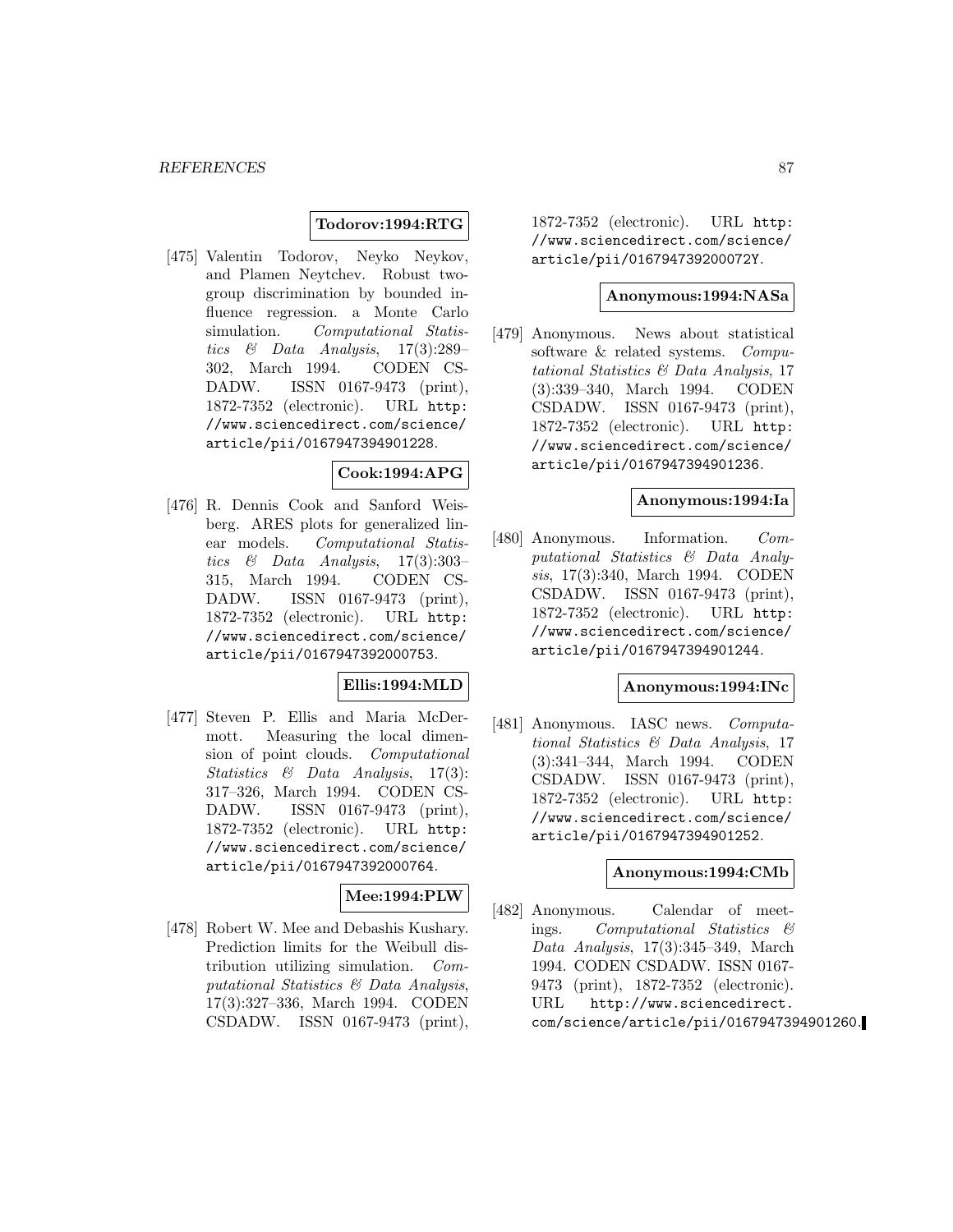**Todorov:1994:RTG**

[475] Valentin Todorov, Neyko Neykov, and Plamen Neytchev. Robust two-group discrimination by bounded influence regression. a Monte Carlo simulation. *Computational Statistics & Data Analysis*, 17(3):289–302, March 1994. CODEN CSDADW. ISSN 0167-9473 (print), 1872-7352 (electronic). URL http://www.sciencedirect.com/science/article/pii/0167947394901228.

**Cook:1994:APG**

[476] R. Dennis Cook and Sanford Weisberg. ARES plots for generalized linear models. *Computational Statistics & Data Analysis*, 17(3):303–315, March 1994. CODEN CSDADW. ISSN 0167-9473 (print), 1872-7352 (electronic). URL http://www.sciencedirect.com/science/article/pii/0167947392000753.

**Ellis:1994:MLD**

[477] Steven P. Ellis and Maria McDermott. Measuring the local dimension of point clouds. *Computational Statistics & Data Analysis*, 17(3):317–326, March 1994. CODEN CSDADW. ISSN 0167-9473 (print), 1872-7352 (electronic). URL http://www.sciencedirect.com/science/article/pii/0167947392000764.

**Mee:1994:PLW**

[478] Robert W. Mee and Debashis Kushary. Prediction limits for the Weibull distribution utilizing simulation. *Computational Statistics & Data Analysis*, 17(3):327–336, March 1994. CODEN CSDADW. ISSN 0167-9473 (print), 1872-7352 (electronic). URL http://www.sciencedirect.com/science/article/pii/016794739200072Y.

**Anonymous:1994:NASa**

[479] Anonymous. News about statistical software & related systems. *Computational Statistics & Data Analysis*, 17 (3):339–340, March 1994. CODEN CSDADW. ISSN 0167-9473 (print), 1872-7352 (electronic). URL http://www.sciencedirect.com/science/article/pii/0167947394901236.

**Anonymous:1994:Ia**

[480] Anonymous. Information. *Computational Statistics & Data Analysis*, 17(3):340, March 1994. CODEN CSDADW. ISSN 0167-9473 (print), 1872-7352 (electronic). URL http://www.sciencedirect.com/science/article/pii/0167947394901244.

**Anonymous:1994:INc**

[481] Anonymous. IASC news. *Computational Statistics & Data Analysis*, 17 (3):341–344, March 1994. CODEN CSDADW. ISSN 0167-9473 (print), 1872-7352 (electronic). URL http://www.sciencedirect.com/science/article/pii/0167947394901252.

**Anonymous:1994:CMb**

[482] Anonymous. Calendar of meetings. *Computational Statistics & Data Analysis*, 17(3):345–349, March 1994. CODEN CSDADW. ISSN 0167-9473 (print), 1872-7352 (electronic). URL http://www.sciencedirect.com/science/article/pii/0167947394901260.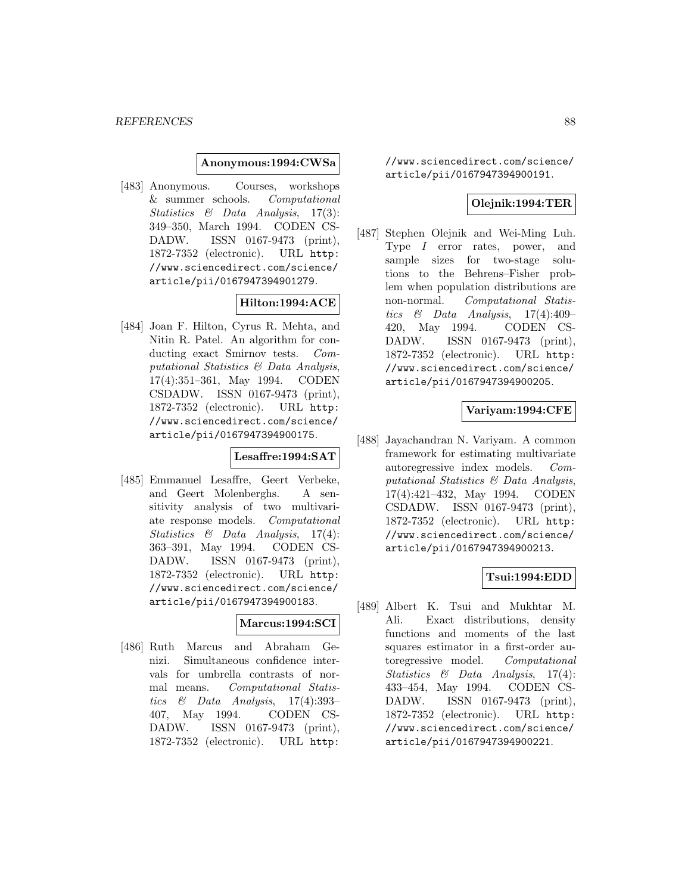**Anonymous:1994:CWSa**

[483] Anonymous. Courses, workshops & summer schools. *Computational Statistics & Data Analysis*, 17(3): 349–350, March 1994. CODEN CSDADW. ISSN 0167-9473 (print), 1872-7352 (electronic). URL http://www.sciencedirect.com/science/article/pii/0167947394901279.

**Hilton:1994:ACE**

[484] Joan F. Hilton, Cyrus R. Mehta, and Nitin R. Patel. An algorithm for conducting exact Smirnov tests. *Computational Statistics & Data Analysis*, 17(4):351–361, May 1994. CODEN CSDADW. ISSN 0167-9473 (print), 1872-7352 (electronic). URL http://www.sciencedirect.com/science/article/pii/0167947394900175.

**Lesaffre:1994:SAT**

[485] Emmanuel Lesaffre, Geert Verbeke, and Geert Molenberghs. A sensitivity analysis of two multivariate response models. *Computational Statistics & Data Analysis*, 17(4): 363–391, May 1994. CODEN CSDADW. ISSN 0167-9473 (print), 1872-7352 (electronic). URL http://www.sciencedirect.com/science/article/pii/0167947394900183.

**Marcus:1994:SCI**

[486] Ruth Marcus and Abraham Genizi. Simultaneous confidence intervals for umbrella contrasts of normal means. *Computational Statistics & Data Analysis*, 17(4):393–407, May 1994. CODEN CSDADW. ISSN 0167-9473 (print), 1872-7352 (electronic). URL http://www.sciencedirect.com/science/article/pii/0167947394900191.

**Olejnik:1994:TER**

[487] Stephen Olejnik and Wei-Ming Luh. Type *I* error rates, power, and sample sizes for two-stage solutions to the Behrens–Fisher problem when population distributions are non-normal. *Computational Statistics & Data Analysis*, 17(4):409–420, May 1994. CODEN CSDADW. ISSN 0167-9473 (print), 1872-7352 (electronic). URL http://www.sciencedirect.com/science/article/pii/0167947394900205.

**Variyam:1994:CFE**

[488] Jayachandran N. Variyam. A common framework for estimating multivariate autoregressive index models. *Computational Statistics & Data Analysis*, 17(4):421–432, May 1994. CODEN CSDADW. ISSN 0167-9473 (print), 1872-7352 (electronic). URL http://www.sciencedirect.com/science/article/pii/0167947394900213.

**Tsui:1994:EDD**

[489] Albert K. Tsui and Mukhtar M. Ali. Exact distributions, density functions and moments of the last squares estimator in a first-order autoregressive model. *Computational Statistics & Data Analysis*, 17(4): 433–454, May 1994. CODEN CSDADW. ISSN 0167-9473 (print), 1872-7352 (electronic). URL http://www.sciencedirect.com/science/article/pii/0167947394900221.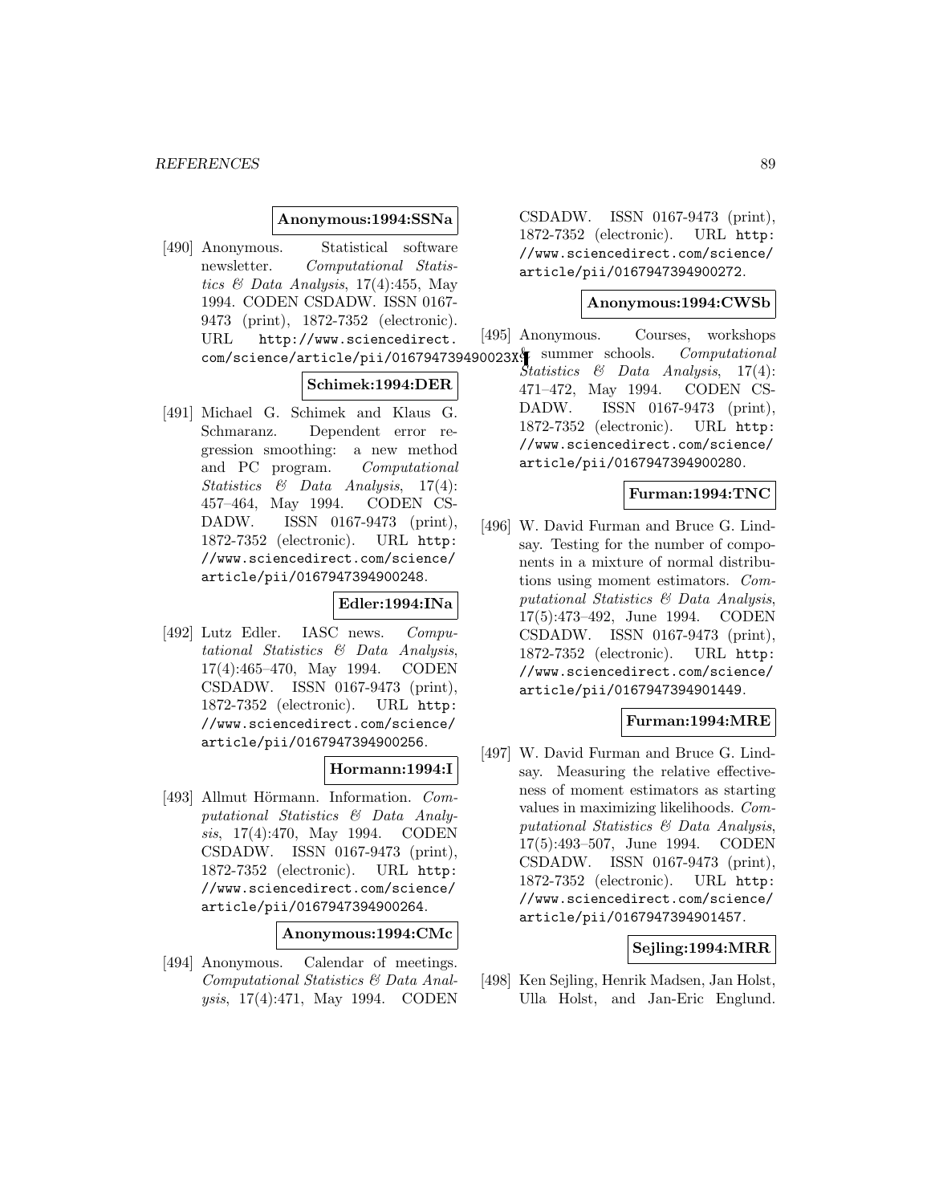**Anonymous:1994:SSNa**

[490] Anonymous. Statistical software newsletter. *Computational Statistics & Data Analysis*, 17(4):455, May 1994. CODEN CSDADW. ISSN 0167-9473 (print), 1872-7352 (electronic). URL http://www.sciencedirect.com/science/article/pii/016794739490023X.

**Schimek:1994:DER**

[491] Michael G. Schimek and Klaus G. Schmaranz. Dependent error regression smoothing: a new method and PC program. *Computational Statistics & Data Analysis*, 17(4): 457–464, May 1994. CODEN CSDADW. ISSN 0167-9473 (print), 1872-7352 (electronic). URL http://www.sciencedirect.com/science/article/pii/0167947394900248.

**Edler:1994:INa**

[492] Lutz Edler. IASC news. *Computational Statistics & Data Analysis*, 17(4):465–470, May 1994. CODEN CSDADW. ISSN 0167-9473 (print), 1872-7352 (electronic). URL http://www.sciencedirect.com/science/article/pii/0167947394900256.

**Hormann:1994:I**

[493] Allmut Hörmann. Information. *Computational Statistics & Data Analysis*, 17(4):470, May 1994. CODEN CSDADW. ISSN 0167-9473 (print), 1872-7352 (electronic). URL http://www.sciencedirect.com/science/article/pii/0167947394900264.

**Anonymous:1994:CMc**

[494] Anonymous. Calendar of meetings. *Computational Statistics & Data Analysis*, 17(4):471, May 1994. CODEN CSDADW. ISSN 0167-9473 (print), 1872-7352 (electronic). URL http://www.sciencedirect.com/science/article/pii/0167947394900272.

**Anonymous:1994:CWSb**

[495] Anonymous. Courses, workshops & summer schools. *Computational Statistics & Data Analysis*, 17(4): 471–472, May 1994. CODEN CSDADW. ISSN 0167-9473 (print), 1872-7352 (electronic). URL http://www.sciencedirect.com/science/article/pii/0167947394900280.

**Furman:1994:TNC**

[496] W. David Furman and Bruce G. Lindsay. Testing for the number of components in a mixture of normal distributions using moment estimators. *Computational Statistics & Data Analysis*, 17(5):473–492, June 1994. CODEN CSDADW. ISSN 0167-9473 (print), 1872-7352 (electronic). URL http://www.sciencedirect.com/science/article/pii/0167947394901449.

**Furman:1994:MRE**

[497] W. David Furman and Bruce G. Lindsay. Measuring the relative effectiveness of moment estimators as starting values in maximizing likelihoods. *Computational Statistics & Data Analysis*, 17(5):493–507, June 1994. CODEN CSDADW. ISSN 0167-9473 (print), 1872-7352 (electronic). URL http://www.sciencedirect.com/science/article/pii/0167947394901457.

**Sejling:1994:MRR**

[498] Ken Sejling, Henrik Madsen, Jan Holst, Ulla Holst, and Jan-Eric Englund.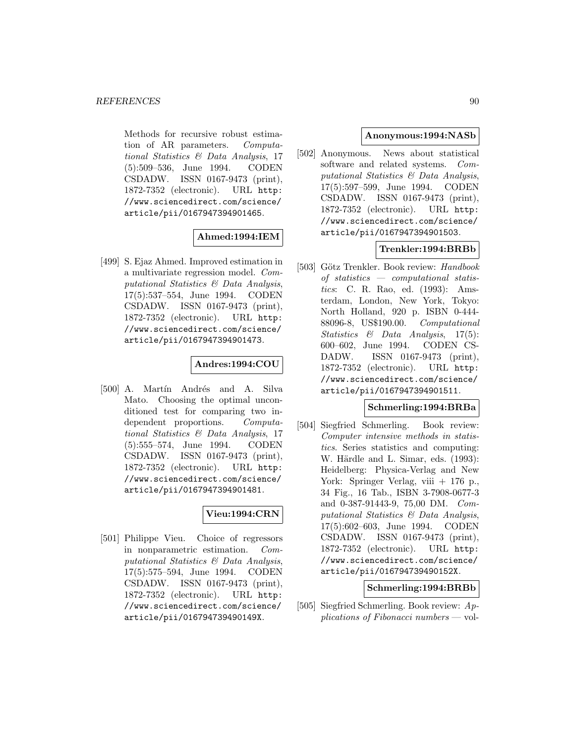Methods for recursive robust estimation of AR parameters. *Computational Statistics & Data Analysis*, 17 (5):509–536, June 1994. CODEN CSDADW. ISSN 0167-9473 (print), 1872-7352 (electronic). URL http://www.sciencedirect.com/science/article/pii/0167947394901465.

**Ahmed:1994:IEM**

[499] S. Ejaz Ahmed. Improved estimation in a multivariate regression model. *Computational Statistics & Data Analysis*, 17(5):537–554, June 1994. CODEN CSDADW. ISSN 0167-9473 (print), 1872-7352 (electronic). URL http://www.sciencedirect.com/science/article/pii/0167947394901473.

**Andres:1994:COU**

[500] A. Martín Andrés and A. Silva Mato. Choosing the optimal unconditioned test for comparing two independent proportions. *Computational Statistics & Data Analysis*, 17 (5):555–574, June 1994. CODEN CSDADW. ISSN 0167-9473 (print), 1872-7352 (electronic). URL http://www.sciencedirect.com/science/article/pii/0167947394901481.

**Vieu:1994:CRN**

[501] Philippe Vieu. Choice of regressors in nonparametric estimation. *Computational Statistics & Data Analysis*, 17(5):575–594, June 1994. CODEN CSDADW. ISSN 0167-9473 (print), 1872-7352 (electronic). URL http://www.sciencedirect.com/science/article/pii/016794739490149X.

**Anonymous:1994:NASb**

[502] Anonymous. News about statistical software and related systems. *Computational Statistics & Data Analysis*, 17(5):597–599, June 1994. CODEN CSDADW. ISSN 0167-9473 (print), 1872-7352 (electronic). URL http://www.sciencedirect.com/science/article/pii/0167947394901503.

**Trenkler:1994:BRBb**

[503] Götz Trenkler. Book review: *Handbook of statistics — computational statistics*: C. R. Rao, ed. (1993): Amsterdam, London, New York, Tokyo: North Holland, 920 p. ISBN 0-444-88096-8, US$190.00. *Computational Statistics & Data Analysis*, 17(5): 600–602, June 1994. CODEN CSDADW. ISSN 0167-9473 (print), 1872-7352 (electronic). URL http://www.sciencedirect.com/science/article/pii/0167947394901511.

**Schmerling:1994:BRBa**

[504] Siegfried Schmerling. Book review: *Computer intensive methods in statistics*. Series statistics and computing: W. Härdle and L. Simar, eds. (1993): Heidelberg: Physica-Verlag and New York: Springer Verlag, viii + 176 p., 34 Fig., 16 Tab., ISBN 3-7908-0677-3 and 0-387-91443-9, 75,00 DM. *Computational Statistics & Data Analysis*, 17(5):602–603, June 1994. CODEN CSDADW. ISSN 0167-9473 (print), 1872-7352 (electronic). URL http://www.sciencedirect.com/science/article/pii/016794739490152X.

**Schmerling:1994:BRBb**

[505] Siegfried Schmerling. Book review: *Applications of Fibonacci numbers* — vol-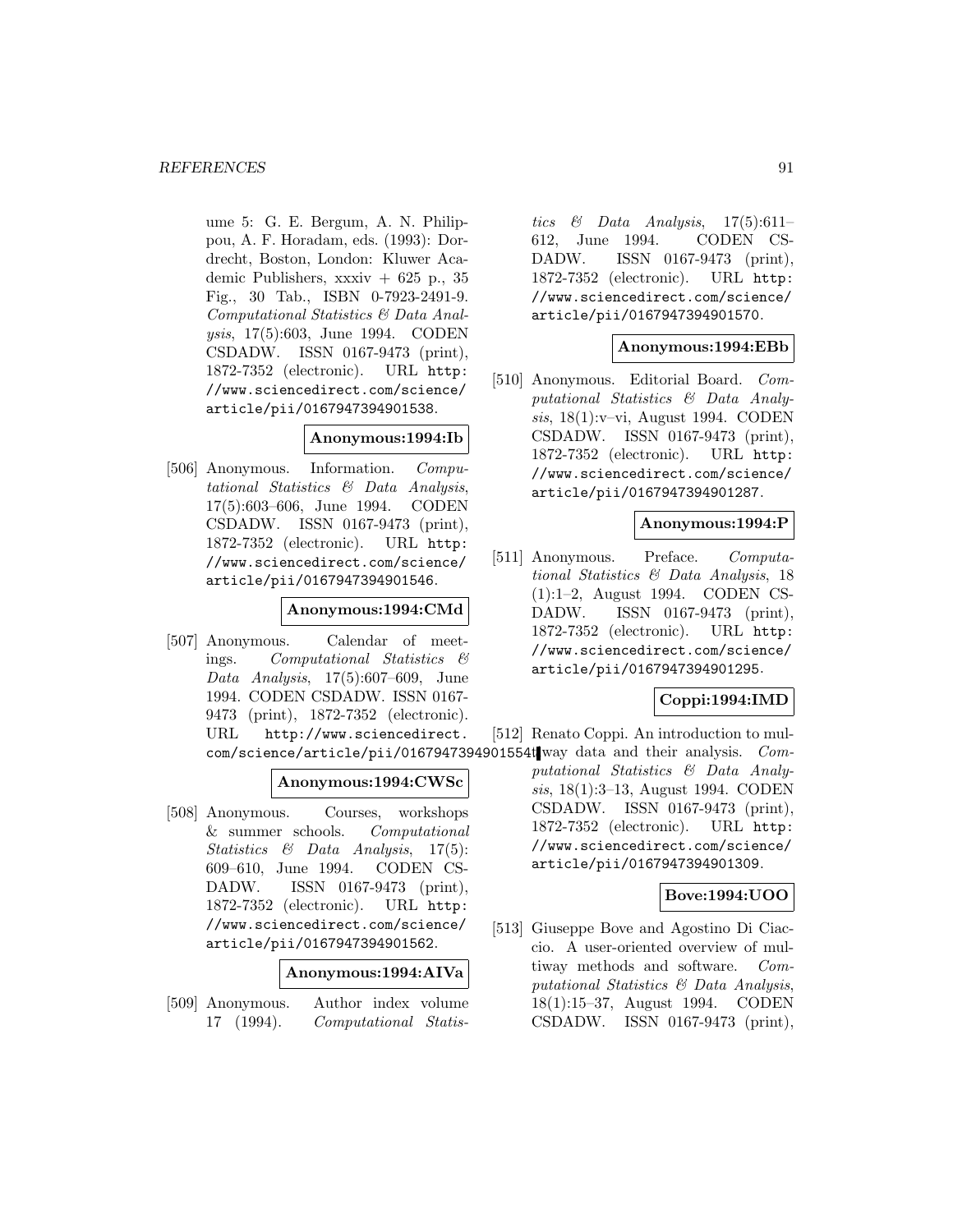ume 5: G. E. Bergum, A. N. Philippou, A. F. Horadam, eds. (1993): Dordrecht, Boston, London: Kluwer Academic Publishers, xxxiv + 625 p., 35 Fig., 30 Tab., ISBN 0-7923-2491-9. *Computational Statistics & Data Analysis*, 17(5):603, June 1994. CODEN CSDADW. ISSN 0167-9473 (print), 1872-7352 (electronic). URL http://www.sciencedirect.com/science/article/pii/0167947394901538.

**Anonymous:1994:Ib**

[506] Anonymous. Information. *Computational Statistics & Data Analysis*, 17(5):603–606, June 1994. CODEN CSDADW. ISSN 0167-9473 (print), 1872-7352 (electronic). URL http://www.sciencedirect.com/science/article/pii/0167947394901546.

**Anonymous:1994:CMd**

[507] Anonymous. Calendar of meetings. *Computational Statistics & Data Analysis*, 17(5):607–609, June 1994. CODEN CSDADW. ISSN 0167-9473 (print), 1872-7352 (electronic). URL http://www.sciencedirect.com/science/article/pii/0167947394901554.

**Anonymous:1994:CWSc**

[508] Anonymous. Courses, workshops & summer schools. *Computational Statistics & Data Analysis*, 17(5):609–610, June 1994. CODEN CSDADW. ISSN 0167-9473 (print), 1872-7352 (electronic). URL http://www.sciencedirect.com/science/article/pii/0167947394901562.

**Anonymous:1994:AIVa**

[509] Anonymous. Author index volume 17 (1994). *Computational Statistics & Data Analysis*, 17(5):611–612, June 1994. CODEN CSDADW. ISSN 0167-9473 (print), 1872-7352 (electronic). URL http://www.sciencedirect.com/science/article/pii/0167947394901570.

**Anonymous:1994:EBb**

[510] Anonymous. Editorial Board. *Computational Statistics & Data Analysis*, 18(1):v–vi, August 1994. CODEN CSDADW. ISSN 0167-9473 (print), 1872-7352 (electronic). URL http://www.sciencedirect.com/science/article/pii/0167947394901287.

**Anonymous:1994:P**

[511] Anonymous. Preface. *Computational Statistics & Data Analysis*, 18 (1):1–2, August 1994. CODEN CSDADW. ISSN 0167-9473 (print), 1872-7352 (electronic). URL http://www.sciencedirect.com/science/article/pii/0167947394901295.

**Coppi:1994:IMD**

[512] Renato Coppi. An introduction to multiway data and their analysis. *Computational Statistics & Data Analysis*, 18(1):3–13, August 1994. CODEN CSDADW. ISSN 0167-9473 (print), 1872-7352 (electronic). URL http://www.sciencedirect.com/science/article/pii/0167947394901309.

**Bove:1994:UOO**

[513] Giuseppe Bove and Agostino Di Ciaccio. A user-oriented overview of multiway methods and software. *Computational Statistics & Data Analysis*, 18(1):15–37, August 1994. CODEN CSDADW. ISSN 0167-9473 (print),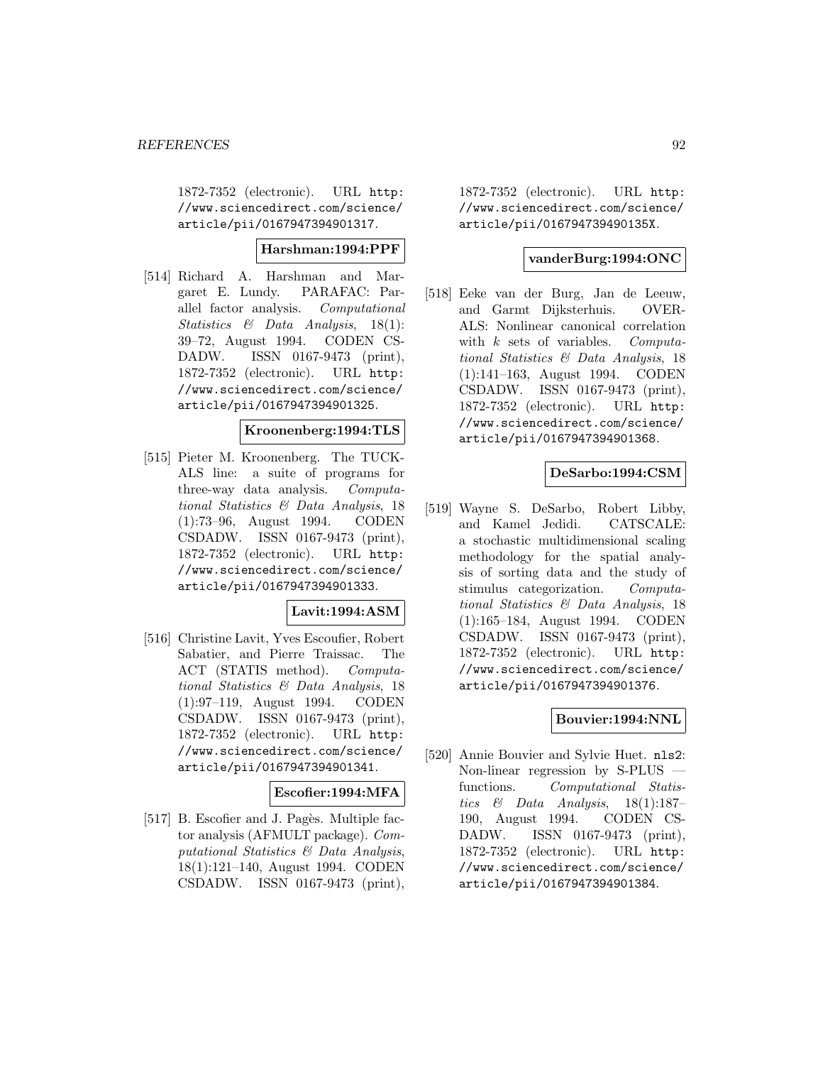1872-7352 (electronic). URL http://www.sciencedirect.com/science/article/pii/0167947394901317.

**Harshman:1994:PPF**

[514] Richard A. Harshman and Margaret E. Lundy. PARAFAC: Parallel factor analysis. *Computational Statistics & Data Analysis*, 18(1): 39–72, August 1994. CODEN CSDADW. ISSN 0167-9473 (print), 1872-7352 (electronic). URL http://www.sciencedirect.com/science/article/pii/0167947394901325.

**Kroonenberg:1994:TLS**

[515] Pieter M. Kroonenberg. The TUCKALS line: a suite of programs for three-way data analysis. *Computational Statistics & Data Analysis*, 18 (1):73–96, August 1994. CODEN CSDADW. ISSN 0167-9473 (print), 1872-7352 (electronic). URL http://www.sciencedirect.com/science/article/pii/0167947394901333.

**Lavit:1994:ASM**

[516] Christine Lavit, Yves Escoufier, Robert Sabatier, and Pierre Traissac. The ACT (STATIS method). *Computational Statistics & Data Analysis*, 18 (1):97–119, August 1994. CODEN CSDADW. ISSN 0167-9473 (print), 1872-7352 (electronic). URL http://www.sciencedirect.com/science/article/pii/0167947394901341.

**Escofier:1994:MFA**

[517] B. Escofier and J. Pagès. Multiple factor analysis (AFMULT package). *Computational Statistics & Data Analysis*, 18(1):121–140, August 1994. CODEN CSDADW. ISSN 0167-9473 (print), 1872-7352 (electronic). URL http://www.sciencedirect.com/science/article/pii/016794739490135X.

**vanderBurg:1994:ONC**

[518] Eeke van der Burg, Jan de Leeuw, and Garmt Dijksterhuis. OVERALS: Nonlinear canonical correlation with $k$ sets of variables. *Computational Statistics & Data Analysis*, 18 (1):141–163, August 1994. CODEN CSDADW. ISSN 0167-9473 (print), 1872-7352 (electronic). URL http://www.sciencedirect.com/science/article/pii/0167947394901368.

**DeSarbo:1994:CSM**

[519] Wayne S. DeSarbo, Robert Libby, and Kamel Jedidi. CATSCALE: a stochastic multidimensional scaling methodology for the spatial analysis of sorting data and the study of stimulus categorization. *Computational Statistics & Data Analysis*, 18 (1):165–184, August 1994. CODEN CSDADW. ISSN 0167-9473 (print), 1872-7352 (electronic). URL http://www.sciencedirect.com/science/article/pii/0167947394901376.

**Bouvier:1994:NNL**

[520] Annie Bouvier and Sylvie Huet. nls2: Non-linear regression by S-PLUS — functions. *Computational Statistics & Data Analysis*, 18(1):187–190, August 1994. CODEN CSDADW. ISSN 0167-9473 (print), 1872-7352 (electronic). URL http://www.sciencedirect.com/science/article/pii/0167947394901384.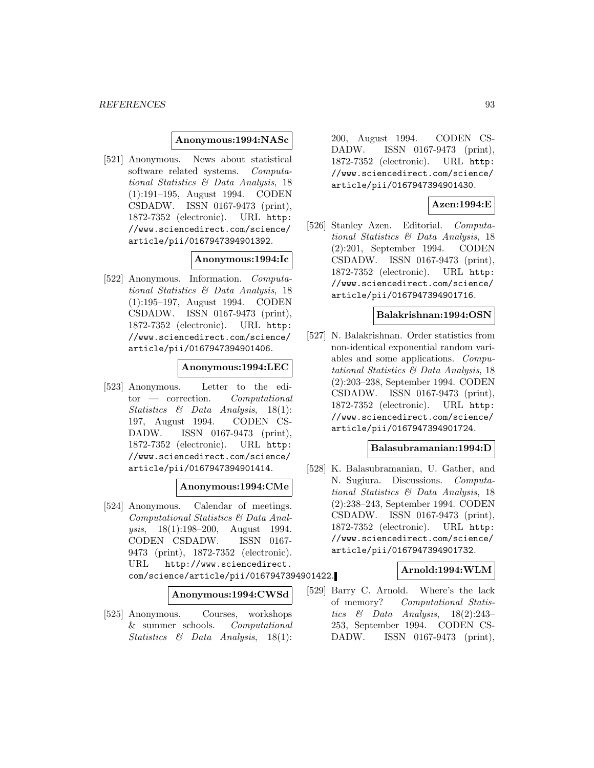**Anonymous:1994:NASc**

[521] Anonymous. News about statistical software related systems. *Computational Statistics & Data Analysis*, 18 (1):191–195, August 1994. CODEN CSDADW. ISSN 0167-9473 (print), 1872-7352 (electronic). URL http://www.sciencedirect.com/science/article/pii/0167947394901392.

**Anonymous:1994:Ic**

[522] Anonymous. Information. *Computational Statistics & Data Analysis*, 18 (1):195–197, August 1994. CODEN CSDADW. ISSN 0167-9473 (print), 1872-7352 (electronic). URL http://www.sciencedirect.com/science/article/pii/0167947394901406.

**Anonymous:1994:LEC**

[523] Anonymous. Letter to the editor — correction. *Computational Statistics & Data Analysis*, 18(1): 197, August 1994. CODEN CSDADW. ISSN 0167-9473 (print), 1872-7352 (electronic). URL http://www.sciencedirect.com/science/article/pii/0167947394901414.

**Anonymous:1994:CMe**

[524] Anonymous. Calendar of meetings. *Computational Statistics & Data Analysis*, 18(1):198–200, August 1994. CODEN CSDADW. ISSN 0167-9473 (print), 1872-7352 (electronic). URL http://www.sciencedirect.com/science/article/pii/0167947394901422.

**Anonymous:1994:CWSd**

[525] Anonymous. Courses, workshops & summer schools. *Computational Statistics & Data Analysis*, 18(1): 200, August 1994. CODEN CSDADW. ISSN 0167-9473 (print), 1872-7352 (electronic). URL http://www.sciencedirect.com/science/article/pii/0167947394901430.

**Azen:1994:E**

[526] Stanley Azen. Editorial. *Computational Statistics & Data Analysis*, 18 (2):201, September 1994. CODEN CSDADW. ISSN 0167-9473 (print), 1872-7352 (electronic). URL http://www.sciencedirect.com/science/article/pii/0167947394901716.

**Balakrishnan:1994:OSN**

[527] N. Balakrishnan. Order statistics from non-identical exponential random variables and some applications. *Computational Statistics & Data Analysis*, 18 (2):203–238, September 1994. CODEN CSDADW. ISSN 0167-9473 (print), 1872-7352 (electronic). URL http://www.sciencedirect.com/science/article/pii/0167947394901724.

**Balasubramanian:1994:D**

[528] K. Balasubramanian, U. Gather, and N. Sugiura. Discussions. *Computational Statistics & Data Analysis*, 18 (2):238–243, September 1994. CODEN CSDADW. ISSN 0167-9473 (print), 1872-7352 (electronic). URL http://www.sciencedirect.com/science/article/pii/0167947394901732.

**Arnold:1994:WLM**

[529] Barry C. Arnold. Where's the lack of memory? *Computational Statistics & Data Analysis*, 18(2):243–253, September 1994. CODEN CSDADW. ISSN 0167-9473 (print),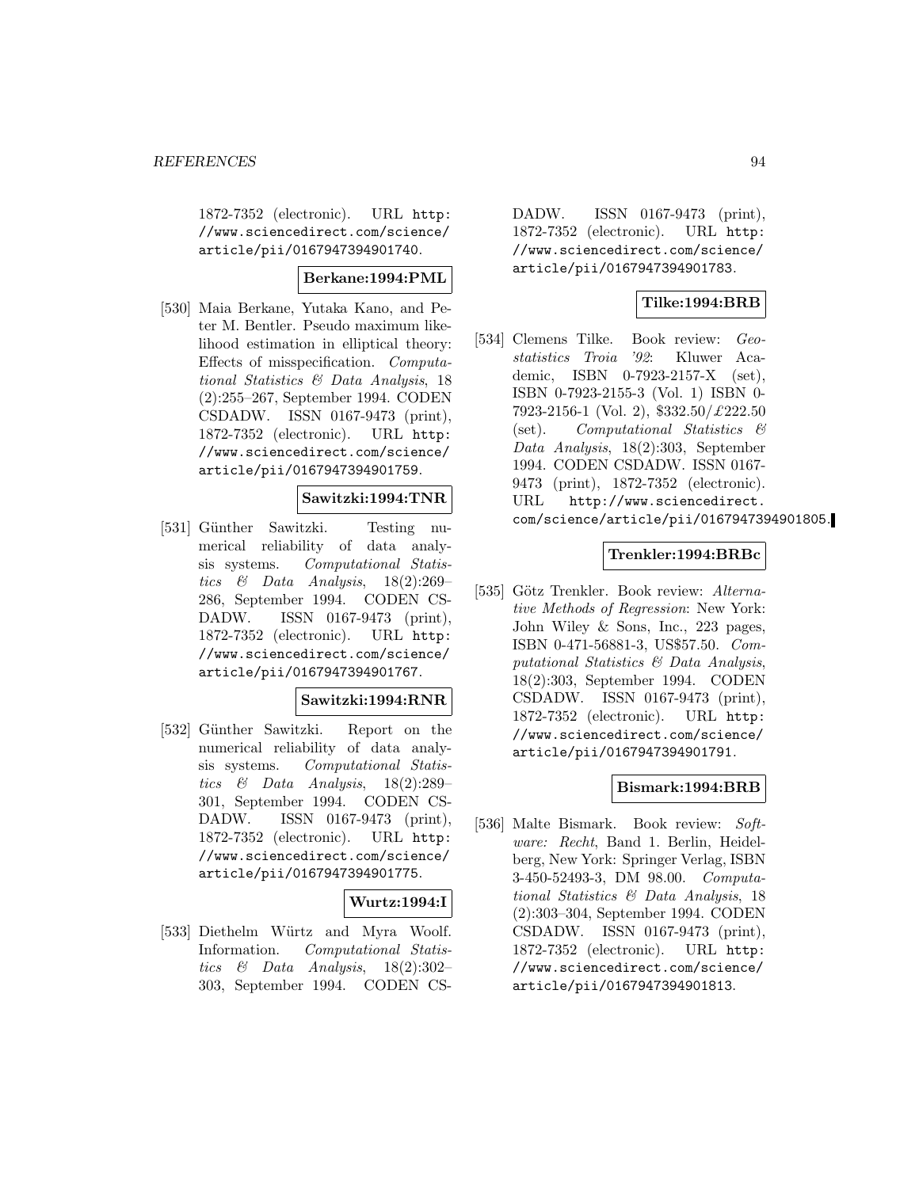1872-7352 (electronic). URL http://www.sciencedirect.com/science/article/pii/0167947394901740.

**Berkane:1994:PML**

[530] Maia Berkane, Yutaka Kano, and Peter M. Bentler. Pseudo maximum likelihood estimation in elliptical theory: Effects of misspecification. *Computational Statistics & Data Analysis*, 18 (2):255–267, September 1994. CODEN CSDADW. ISSN 0167-9473 (print), 1872-7352 (electronic). URL http://www.sciencedirect.com/science/article/pii/0167947394901759.

**Sawitzki:1994:TNR**

[531] Günther Sawitzki. Testing numerical reliability of data analysis systems. *Computational Statistics & Data Analysis*, 18(2):269–286, September 1994. CODEN CSDADW. ISSN 0167-9473 (print), 1872-7352 (electronic). URL http://www.sciencedirect.com/science/article/pii/0167947394901767.

**Sawitzki:1994:RNR**

[532] Günther Sawitzki. Report on the numerical reliability of data analysis systems. *Computational Statistics & Data Analysis*, 18(2):289–301, September 1994. CODEN CSDADW. ISSN 0167-9473 (print), 1872-7352 (electronic). URL http://www.sciencedirect.com/science/article/pii/0167947394901775.

**Wurtz:1994:I**

[533] Diethelm Würtz and Myra Woolf. Information. *Computational Statistics & Data Analysis*, 18(2):302–303, September 1994. CODEN CSDADW. ISSN 0167-9473 (print), 1872-7352 (electronic). URL http://www.sciencedirect.com/science/article/pii/0167947394901783.

**Tilke:1994:BRB**

[534] Clemens Tilke. Book review: *Geostatistics Troia '92*: Kluwer Academic, ISBN 0-7923-2157-X (set), ISBN 0-7923-2155-3 (Vol. 1) ISBN 0-7923-2156-1 (Vol. 2), $332.50/£222.50 (set). *Computational Statistics & Data Analysis*, 18(2):303, September 1994. CODEN CSDADW. ISSN 0167-9473 (print), 1872-7352 (electronic). URL http://www.sciencedirect.com/science/article/pii/0167947394901805.

**Trenkler:1994:BRBc**

[535] Götz Trenkler. Book review: *Alternative Methods of Regression*: New York: John Wiley & Sons, Inc., 223 pages, ISBN 0-471-56881-3, US$57.50. *Computational Statistics & Data Analysis*, 18(2):303, September 1994. CODEN CSDADW. ISSN 0167-9473 (print), 1872-7352 (electronic). URL http://www.sciencedirect.com/science/article/pii/0167947394901791.

**Bismark:1994:BRB**

[536] Malte Bismark. Book review: *Software: Recht*, Band 1. Berlin, Heidelberg, New York: Springer Verlag, ISBN 3-450-52493-3, DM 98.00. *Computational Statistics & Data Analysis*, 18 (2):303–304, September 1994. CODEN CSDADW. ISSN 0167-9473 (print), 1872-7352 (electronic). URL http://www.sciencedirect.com/science/article/pii/0167947394901813.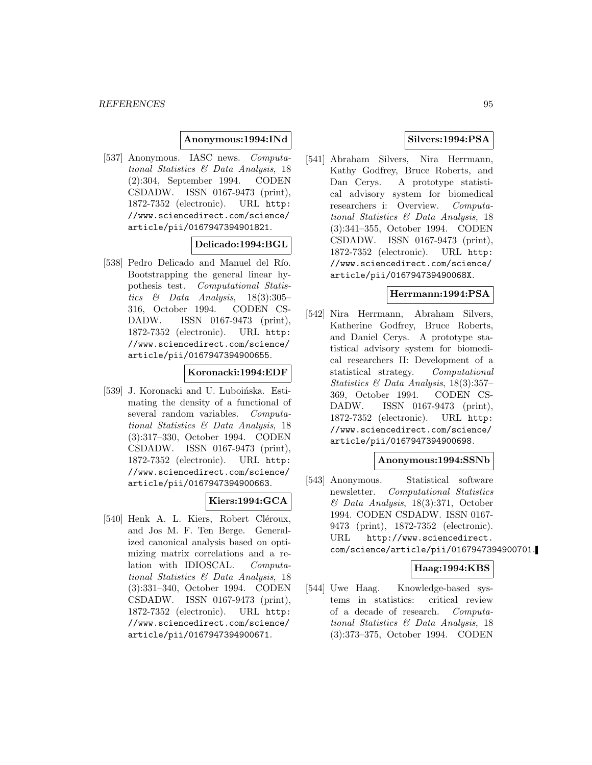**Anonymous:1994:INd**

[537] Anonymous. IASC news. *Computational Statistics & Data Analysis*, 18 (2):304, September 1994. CODEN CSDADW. ISSN 0167-9473 (print), 1872-7352 (electronic). URL http://www.sciencedirect.com/science/article/pii/0167947394901821.

**Delicado:1994:BGL**

[538] Pedro Delicado and Manuel del Río. Bootstrapping the general linear hypothesis test. *Computational Statistics & Data Analysis*, 18(3):305–316, October 1994. CODEN CSDADW. ISSN 0167-9473 (print), 1872-7352 (electronic). URL http://www.sciencedirect.com/science/article/pii/0167947394900655.

**Koronacki:1994:EDF**

[539] J. Koronacki and U. Luboińska. Estimating the density of a functional of several random variables. *Computational Statistics & Data Analysis*, 18 (3):317–330, October 1994. CODEN CSDADW. ISSN 0167-9473 (print), 1872-7352 (electronic). URL http://www.sciencedirect.com/science/article/pii/0167947394900663.

**Kiers:1994:GCA**

[540] Henk A. L. Kiers, Robert Cléroux, and Jos M. F. Ten Berge. Generalized canonical analysis based on optimizing matrix correlations and a relation with IDIOSCAL. *Computational Statistics & Data Analysis*, 18 (3):331–340, October 1994. CODEN CSDADW. ISSN 0167-9473 (print), 1872-7352 (electronic). URL http://www.sciencedirect.com/science/article/pii/0167947394900671.

**Silvers:1994:PSA**

[541] Abraham Silvers, Nira Herrmann, Kathy Godfrey, Bruce Roberts, and Dan Cerys. A prototype statistical advisory system for biomedical researchers i: Overview. *Computational Statistics & Data Analysis*, 18 (3):341–355, October 1994. CODEN CSDADW. ISSN 0167-9473 (print), 1872-7352 (electronic). URL http://www.sciencedirect.com/science/article/pii/016794739490068X.

**Herrmann:1994:PSA**

[542] Nira Herrmann, Abraham Silvers, Katherine Godfrey, Bruce Roberts, and Daniel Cerys. A prototype statistical advisory system for biomedical researchers II: Development of a statistical strategy. *Computational Statistics & Data Analysis*, 18(3):357–369, October 1994. CODEN CSDADW. ISSN 0167-9473 (print), 1872-7352 (electronic). URL http://www.sciencedirect.com/science/article/pii/0167947394900698.

**Anonymous:1994:SSNb**

[543] Anonymous. Statistical software newsletter. *Computational Statistics & Data Analysis*, 18(3):371, October 1994. CODEN CSDADW. ISSN 0167-9473 (print), 1872-7352 (electronic). URL http://www.sciencedirect.com/science/article/pii/0167947394900701.

**Haag:1994:KBS**

[544] Uwe Haag. Knowledge-based systems in statistics: critical review of a decade of research. *Computational Statistics & Data Analysis*, 18 (3):373–375, October 1994. CODEN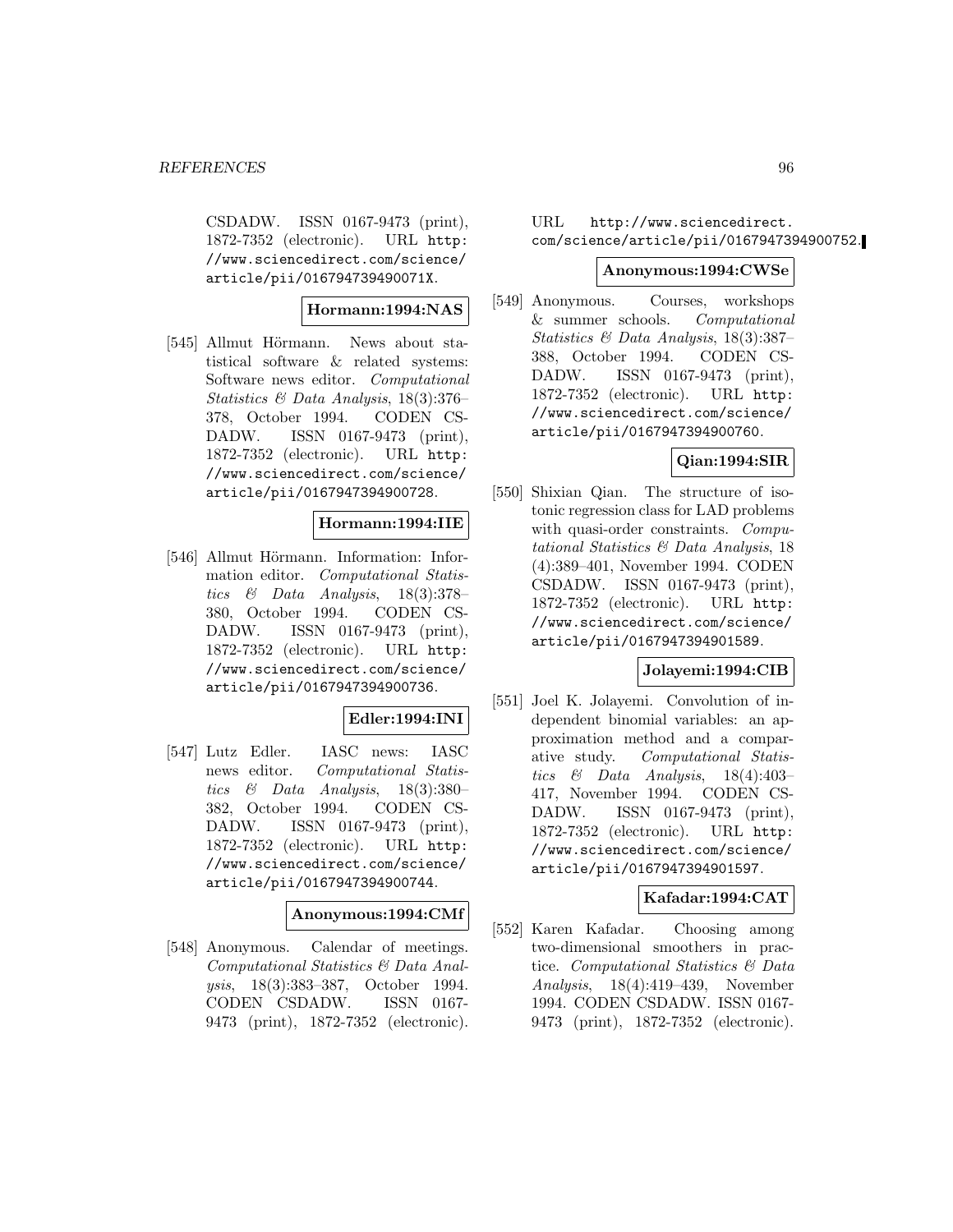CSDADW. ISSN 0167-9473 (print), 1872-7352 (electronic). URL http://www.sciencedirect.com/science/article/pii/016794739490071X.

**Hormann:1994:NAS**

[545] Allmut Hörmann. News about statistical software & related systems: Software news editor. *Computational Statistics & Data Analysis*, 18(3):376–378, October 1994. CODEN CSDADW. ISSN 0167-9473 (print), 1872-7352 (electronic). URL http://www.sciencedirect.com/science/article/pii/0167947394900728.

**Hormann:1994:IIE**

[546] Allmut Hörmann. Information: Information editor. *Computational Statistics & Data Analysis*, 18(3):378–380, October 1994. CODEN CSDADW. ISSN 0167-9473 (print), 1872-7352 (electronic). URL http://www.sciencedirect.com/science/article/pii/0167947394900736.

**Edler:1994:INI**

[547] Lutz Edler. IASC news: IASC news editor. *Computational Statistics & Data Analysis*, 18(3):380–382, October 1994. CODEN CSDADW. ISSN 0167-9473 (print), 1872-7352 (electronic). URL http://www.sciencedirect.com/science/article/pii/0167947394900744.

**Anonymous:1994:CMf**

[548] Anonymous. Calendar of meetings. *Computational Statistics & Data Analysis*, 18(3):383–387, October 1994. CODEN CSDADW. ISSN 0167-9473 (print), 1872-7352 (electronic). URL http://www.sciencedirect.com/science/article/pii/0167947394900752.

**Anonymous:1994:CWSe**

[549] Anonymous. Courses, workshops & summer schools. *Computational Statistics & Data Analysis*, 18(3):387–388, October 1994. CODEN CSDADW. ISSN 0167-9473 (print), 1872-7352 (electronic). URL http://www.sciencedirect.com/science/article/pii/0167947394900760.

**Qian:1994:SIR**

[550] Shixian Qian. The structure of isotonic regression class for LAD problems with quasi-order constraints. *Computational Statistics & Data Analysis*, 18(4):389–401, November 1994. CODEN CSDADW. ISSN 0167-9473 (print), 1872-7352 (electronic). URL http://www.sciencedirect.com/science/article/pii/0167947394901589.

**Jolayemi:1994:CIB**

[551] Joel K. Jolayemi. Convolution of independent binomial variables: an approximation method and a comparative study. *Computational Statistics & Data Analysis*, 18(4):403–417, November 1994. CODEN CSDADW. ISSN 0167-9473 (print), 1872-7352 (electronic). URL http://www.sciencedirect.com/science/article/pii/0167947394901597.

**Kafadar:1994:CAT**

[552] Karen Kafadar. Choosing among two-dimensional smoothers in practice. *Computational Statistics & Data Analysis*, 18(4):419–439, November 1994. CODEN CSDADW. ISSN 0167-9473 (print), 1872-7352 (electronic).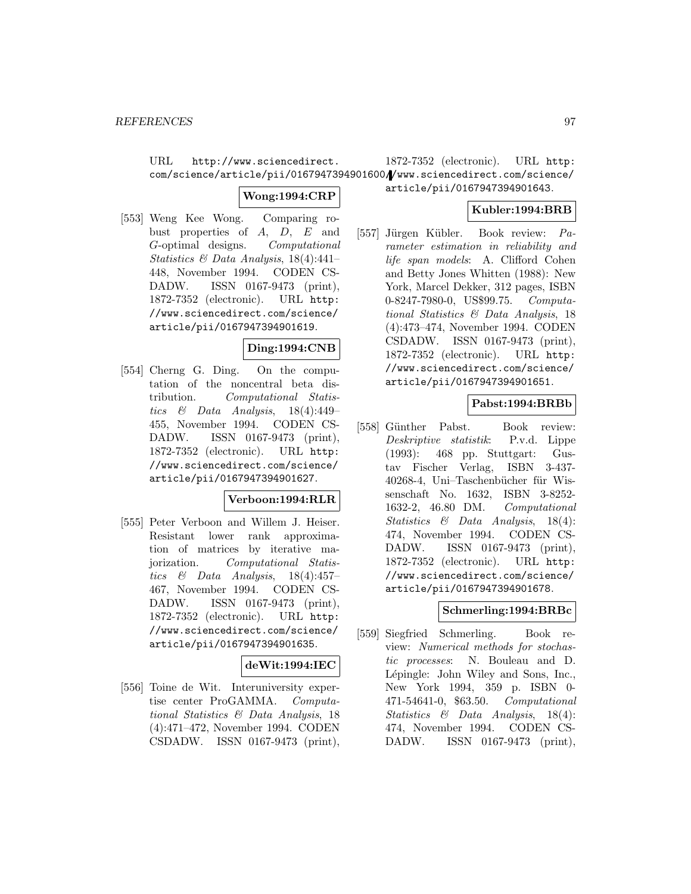URL http://www.sciencedirect.com/science/article/pii/0167947394901600.

**Wong:1994:CRP**

[553] Weng Kee Wong. Comparing robust properties of $A$, $D$, $E$ and $G$-optimal designs. *Computational Statistics & Data Analysis*, 18(4):441–448, November 1994. CODEN CSDADW. ISSN 0167-9473 (print), 1872-7352 (electronic). URL http://www.sciencedirect.com/science/article/pii/0167947394901619.

**Ding:1994:CNB**

[554] Cherng G. Ding. On the computation of the noncentral beta distribution. *Computational Statistics & Data Analysis*, 18(4):449–455, November 1994. CODEN CSDADW. ISSN 0167-9473 (print), 1872-7352 (electronic). URL http://www.sciencedirect.com/science/article/pii/0167947394901627.

**Verboon:1994:RLR**

[555] Peter Verboon and Willem J. Heiser. Resistant lower rank approximation of matrices by iterative majorization. *Computational Statistics & Data Analysis*, 18(4):457–467, November 1994. CODEN CSDADW. ISSN 0167-9473 (print), 1872-7352 (electronic). URL http://www.sciencedirect.com/science/article/pii/0167947394901635.

**deWit:1994:IEC**

[556] Toine de Wit. Interuniversity expertise center ProGAMMA. *Computational Statistics & Data Analysis*, 18(4):471–472, November 1994. CODEN CSDADW. ISSN 0167-9473 (print), 1872-7352 (electronic). URL http://www.sciencedirect.com/science/article/pii/0167947394901643.

**Kubler:1994:BRB**

[557] Jürgen Kübler. Book review: *Parameter estimation in reliability and life span models*: A. Clifford Cohen and Betty Jones Whitten (1988): New York, Marcel Dekker, 312 pages, ISBN 0-8247-7980-0, US$99.75. *Computational Statistics & Data Analysis*, 18(4):473–474, November 1994. CODEN CSDADW. ISSN 0167-9473 (print), 1872-7352 (electronic). URL http://www.sciencedirect.com/science/article/pii/0167947394901651.

**Pabst:1994:BRBb**

[558] Günther Pabst. Book review: *Deskriptive statistik*: P.v.d. Lippe (1993): 468 pp. Stuttgart: Gustav Fischer Verlag, ISBN 3-437-40268-4, Uni–Taschenbücher für Wissenschaft No. 1632, ISBN 3-8252-1632-2, 46.80 DM. *Computational Statistics & Data Analysis*, 18(4):474, November 1994. CODEN CSDADW. ISSN 0167-9473 (print), 1872-7352 (electronic). URL http://www.sciencedirect.com/science/article/pii/0167947394901678.

**Schmerling:1994:BRBc**

[559] Siegfried Schmerling. Book review: *Numerical methods for stochastic processes*: N. Bouleau and D. Lépingle: John Wiley and Sons, Inc., New York 1994, 359 p. ISBN 0-471-54641-0, $63.50. *Computational Statistics & Data Analysis*, 18(4):474, November 1994. CODEN CSDADW. ISSN 0167-9473 (print),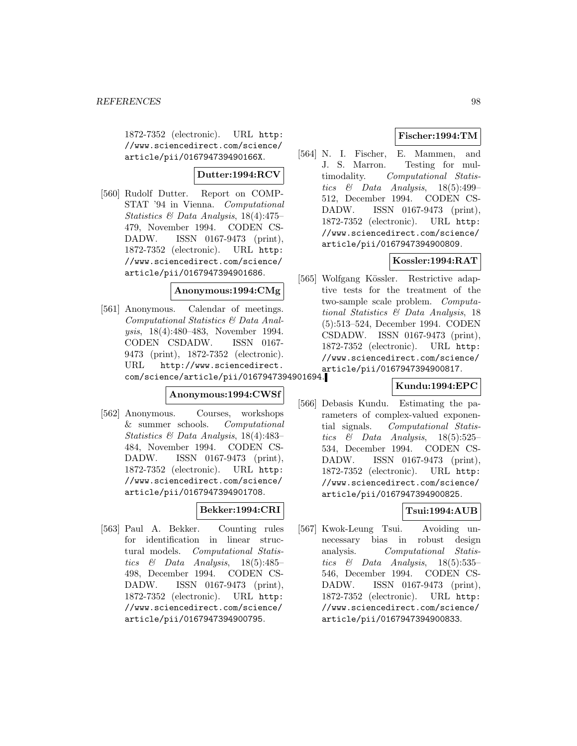1872-7352 (electronic). URL http://www.sciencedirect.com/science/article/pii/016794739490166X.

**Dutter:1994:RCV**

[560] Rudolf Dutter. Report on COMPSTAT '94 in Vienna. *Computational Statistics & Data Analysis*, 18(4):475–479, November 1994. CODEN CSDADW. ISSN 0167-9473 (print), 1872-7352 (electronic). URL http://www.sciencedirect.com/science/article/pii/0167947394901686.

**Anonymous:1994:CMg**

[561] Anonymous. Calendar of meetings. *Computational Statistics & Data Analysis*, 18(4):480–483, November 1994. CODEN CSDADW. ISSN 0167-9473 (print), 1872-7352 (electronic). URL http://www.sciencedirect.com/science/article/pii/0167947394901694.

**Anonymous:1994:CWSf**

[562] Anonymous. Courses, workshops & summer schools. *Computational Statistics & Data Analysis*, 18(4):483–484, November 1994. CODEN CSDADW. ISSN 0167-9473 (print), 1872-7352 (electronic). URL http://www.sciencedirect.com/science/article/pii/0167947394901708.

**Bekker:1994:CRI**

[563] Paul A. Bekker. Counting rules for identification in linear structural models. *Computational Statistics & Data Analysis*, 18(5):485–498, December 1994. CODEN CSDADW. ISSN 0167-9473 (print), 1872-7352 (electronic). URL http://www.sciencedirect.com/science/article/pii/0167947394900795.

**Fischer:1994:TM**

[564] N. I. Fischer, E. Mammen, and J. S. Marron. Testing for multimodality. *Computational Statistics & Data Analysis*, 18(5):499–512, December 1994. CODEN CSDADW. ISSN 0167-9473 (print), 1872-7352 (electronic). URL http://www.sciencedirect.com/science/article/pii/0167947394900809.

**Kossler:1994:RAT**

[565] Wolfgang Kössler. Restrictive adaptive tests for the treatment of the two-sample scale problem. *Computational Statistics & Data Analysis*, 18 (5):513–524, December 1994. CODEN CSDADW. ISSN 0167-9473 (print), 1872-7352 (electronic). URL http://www.sciencedirect.com/science/article/pii/0167947394900817.

**Kundu:1994:EPC**

[566] Debasis Kundu. Estimating the parameters of complex-valued exponential signals. *Computational Statistics & Data Analysis*, 18(5):525–534, December 1994. CODEN CSDADW. ISSN 0167-9473 (print), 1872-7352 (electronic). URL http://www.sciencedirect.com/science/article/pii/0167947394900825.

**Tsui:1994:AUB**

[567] Kwok-Leung Tsui. Avoiding unnecessary bias in robust design analysis. *Computational Statistics & Data Analysis*, 18(5):535–546, December 1994. CODEN CSDADW. ISSN 0167-9473 (print), 1872-7352 (electronic). URL http://www.sciencedirect.com/science/article/pii/0167947394900833.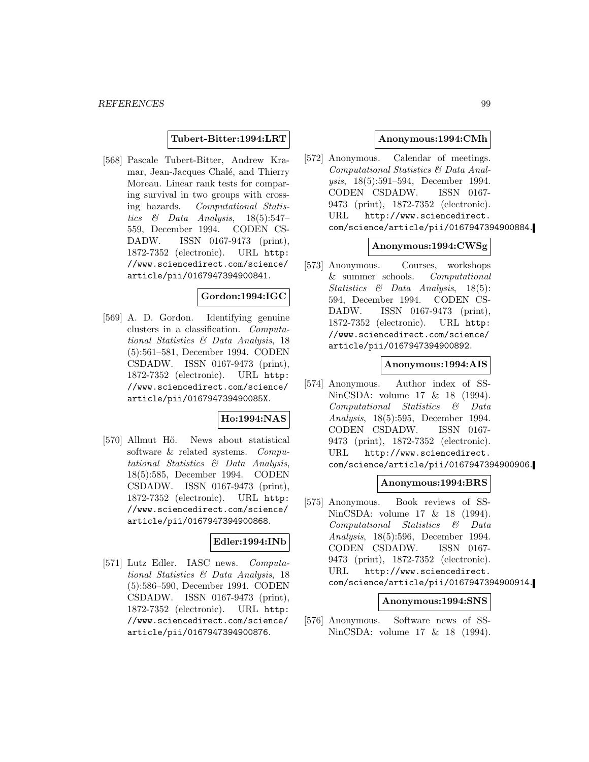**Tubert-Bitter:1994:LRT**

[568] Pascale Tubert-Bitter, Andrew Kramar, Jean-Jacques Chalé, and Thierry Moreau. Linear rank tests for comparing survival in two groups with crossing hazards. *Computational Statistics & Data Analysis*, 18(5):547–559, December 1994. CODEN CSDADW. ISSN 0167-9473 (print), 1872-7352 (electronic). URL http://www.sciencedirect.com/science/article/pii/0167947394900841.

**Gordon:1994:IGC**

[569] A. D. Gordon. Identifying genuine clusters in a classification. *Computational Statistics & Data Analysis*, 18 (5):561–581, December 1994. CODEN CSDADW. ISSN 0167-9473 (print), 1872-7352 (electronic). URL http://www.sciencedirect.com/science/article/pii/016794739490085X.

**Ho:1994:NAS**

[570] Allmut Hö. News about statistical software & related systems. *Computational Statistics & Data Analysis*, 18(5):585, December 1994. CODEN CSDADW. ISSN 0167-9473 (print), 1872-7352 (electronic). URL http://www.sciencedirect.com/science/article/pii/0167947394900868.

**Edler:1994:INb**

[571] Lutz Edler. IASC news. *Computational Statistics & Data Analysis*, 18 (5):586–590, December 1994. CODEN CSDADW. ISSN 0167-9473 (print), 1872-7352 (electronic). URL http://www.sciencedirect.com/science/article/pii/0167947394900876.

**Anonymous:1994:CMh**

[572] Anonymous. Calendar of meetings. *Computational Statistics & Data Analysis*, 18(5):591–594, December 1994. CODEN CSDADW. ISSN 0167-9473 (print), 1872-7352 (electronic). URL http://www.sciencedirect.com/science/article/pii/0167947394900884.

**Anonymous:1994:CWSg**

[573] Anonymous. Courses, workshops & summer schools. *Computational Statistics & Data Analysis*, 18(5): 594, December 1994. CODEN CSDADW. ISSN 0167-9473 (print), 1872-7352 (electronic). URL http://www.sciencedirect.com/science/article/pii/0167947394900892.

**Anonymous:1994:AIS**

[574] Anonymous. Author index of SSNinCSDA: volume 17 & 18 (1994). *Computational Statistics & Data Analysis*, 18(5):595, December 1994. CODEN CSDADW. ISSN 0167-9473 (print), 1872-7352 (electronic). URL http://www.sciencedirect.com/science/article/pii/0167947394900906.

**Anonymous:1994:BRS**

[575] Anonymous. Book reviews of SSNinCSDA: volume 17 & 18 (1994). *Computational Statistics & Data Analysis*, 18(5):596, December 1994. CODEN CSDADW. ISSN 0167-9473 (print), 1872-7352 (electronic). URL http://www.sciencedirect.com/science/article/pii/0167947394900914.

**Anonymous:1994:SNS**

[576] Anonymous. Software news of SSNinCSDA: volume 17 & 18 (1994).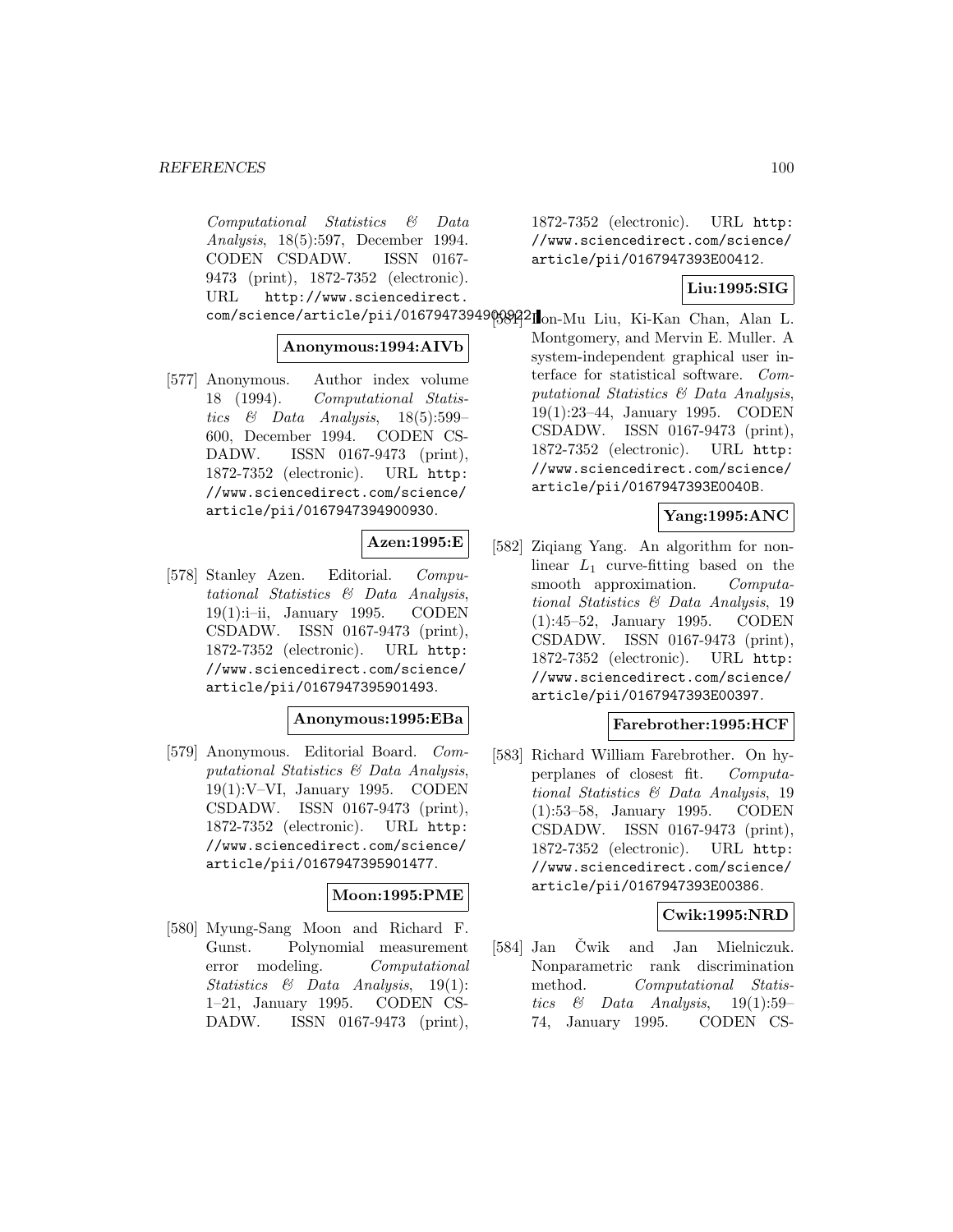Computational Statistics & Data Analysis, 18(5):597, December 1994. CODEN CSDADW. ISSN 0167-9473 (print), 1872-7352 (electronic). URL http://www.sciencedirect.com/science/article/pii/0167947394900922.

**Anonymous:1994:AIVb**

[577] Anonymous. Author index volume 18 (1994). *Computational Statistics & Data Analysis*, 18(5):599–600, December 1994. CODEN CSDADW. ISSN 0167-9473 (print), 1872-7352 (electronic). URL http://www.sciencedirect.com/science/article/pii/0167947394900930.

**Azen:1995:E**

[578] Stanley Azen. Editorial. *Computational Statistics & Data Analysis*, 19(1):i–ii, January 1995. CODEN CSDADW. ISSN 0167-9473 (print), 1872-7352 (electronic). URL http://www.sciencedirect.com/science/article/pii/0167947395901493.

**Anonymous:1995:EBa**

[579] Anonymous. Editorial Board. *Computational Statistics & Data Analysis*, 19(1):V–VI, January 1995. CODEN CSDADW. ISSN 0167-9473 (print), 1872-7352 (electronic). URL http://www.sciencedirect.com/science/article/pii/0167947395901477.

**Moon:1995:PME**

[580] Myung-Sang Moon and Richard F. Gunst. Polynomial measurement error modeling. *Computational Statistics & Data Analysis*, 19(1):1–21, January 1995. CODEN CSDADW. ISSN 0167-9473 (print), 1872-7352 (electronic). URL http://www.sciencedirect.com/science/article/pii/0167947393E00412.

**Liu:1995:SIG**

[581] Jon-Mu Liu, Ki-Kan Chan, Alan L. Montgomery, and Mervin E. Muller. A system-independent graphical user interface for statistical software. *Computational Statistics & Data Analysis*, 19(1):23–44, January 1995. CODEN CSDADW. ISSN 0167-9473 (print), 1872-7352 (electronic). URL http://www.sciencedirect.com/science/article/pii/0167947393E0040B.

**Yang:1995:ANC**

[582] Ziqiang Yang. An algorithm for nonlinear $L_1$ curve-fitting based on the smooth approximation. *Computational Statistics & Data Analysis*, 19(1):45–52, January 1995. CODEN CSDADW. ISSN 0167-9473 (print), 1872-7352 (electronic). URL http://www.sciencedirect.com/science/article/pii/0167947393E00397.

**Farebrother:1995:HCF**

[583] Richard William Farebrother. On hyperplanes of closest fit. *Computational Statistics & Data Analysis*, 19(1):53–58, January 1995. CODEN CSDADW. ISSN 0167-9473 (print), 1872-7352 (electronic). URL http://www.sciencedirect.com/science/article/pii/0167947393E00386.

**Cwik:1995:NRD**

[584] Jan Čwik and Jan Mielniczuk. Nonparametric rank discrimination method. *Computational Statistics & Data Analysis*, 19(1):59–74, January 1995. CODEN CS-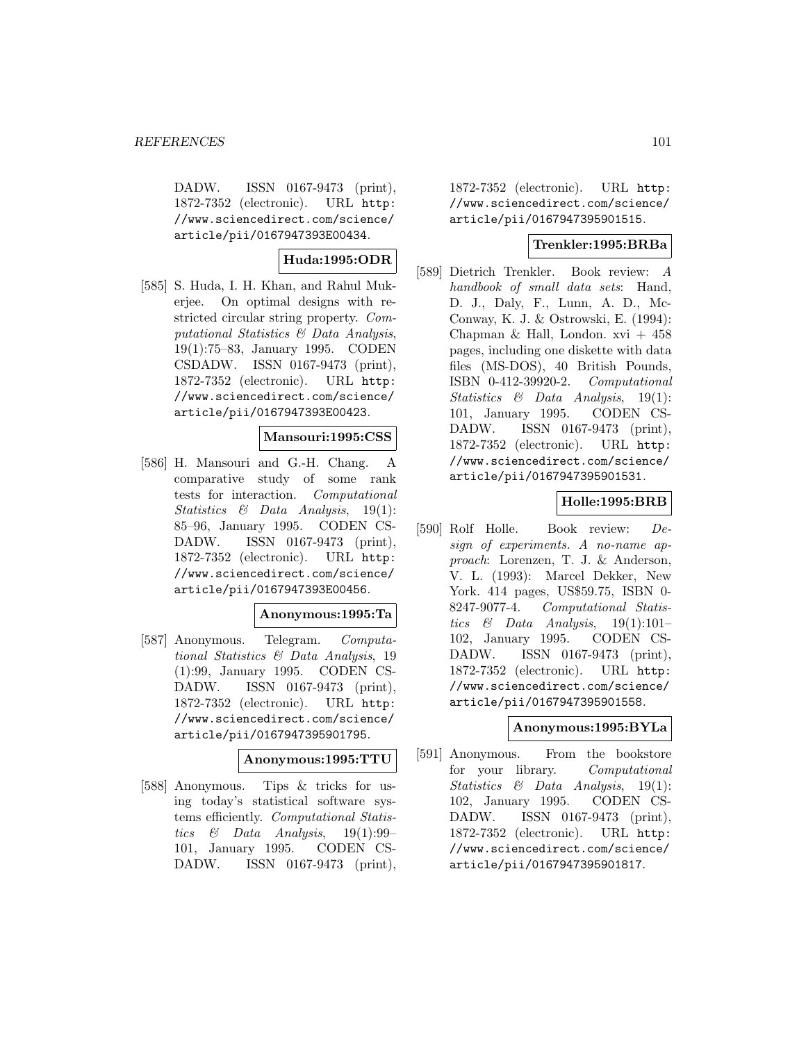DADW. ISSN 0167-9473 (print), 1872-7352 (electronic). URL http://www.sciencedirect.com/science/article/pii/0167947393E00434.

**Huda:1995:ODR**

[585] S. Huda, I. H. Khan, and Rahul Mukerjee. On optimal designs with restricted circular string property. *Computational Statistics & Data Analysis*, 19(1):75–83, January 1995. CODEN CSDADW. ISSN 0167-9473 (print), 1872-7352 (electronic). URL http://www.sciencedirect.com/science/article/pii/0167947393E00423.

**Mansouri:1995:CSS**

[586] H. Mansouri and G.-H. Chang. A comparative study of some rank tests for interaction. *Computational Statistics & Data Analysis*, 19(1): 85–96, January 1995. CODEN CSDADW. ISSN 0167-9473 (print), 1872-7352 (electronic). URL http://www.sciencedirect.com/science/article/pii/0167947393E00456.

**Anonymous:1995:Ta**

[587] Anonymous. Telegram. *Computational Statistics & Data Analysis*, 19 (1):99, January 1995. CODEN CSDADW. ISSN 0167-9473 (print), 1872-7352 (electronic). URL http://www.sciencedirect.com/science/article/pii/0167947395901795.

**Anonymous:1995:TTU**

[588] Anonymous. Tips & tricks for using today's statistical software systems efficiently. *Computational Statistics & Data Analysis*, 19(1):99–101, January 1995. CODEN CSDADW. ISSN 0167-9473 (print), 1872-7352 (electronic). URL http://www.sciencedirect.com/science/article/pii/0167947395901515.

**Trenkler:1995:BRBa**

[589] Dietrich Trenkler. Book review: *A handbook of small data sets*: Hand, D. J., Daly, F., Lunn, A. D., McConway, K. J. & Ostrowski, E. (1994): Chapman & Hall, London. xvi + 458 pages, including one diskette with data files (MS-DOS), 40 British Pounds, ISBN 0-412-39920-2. *Computational Statistics & Data Analysis*, 19(1): 101, January 1995. CODEN CSDADW. ISSN 0167-9473 (print), 1872-7352 (electronic). URL http://www.sciencedirect.com/science/article/pii/0167947395901531.

**Holle:1995:BRB**

[590] Rolf Holle. Book review: *Design of experiments. A no-name approach*: Lorenzen, T. J. & Anderson, V. L. (1993): Marcel Dekker, New York. 414 pages, US$59.75, ISBN 0-8247-9077-4. *Computational Statistics & Data Analysis*, 19(1):101–102, January 1995. CODEN CSDADW. ISSN 0167-9473 (print), 1872-7352 (electronic). URL http://www.sciencedirect.com/science/article/pii/0167947395901558.

**Anonymous:1995:BYLa**

[591] Anonymous. From the bookstore for your library. *Computational Statistics & Data Analysis*, 19(1): 102, January 1995. CODEN CSDADW. ISSN 0167-9473 (print), 1872-7352 (electronic). URL http://www.sciencedirect.com/science/article/pii/0167947395901817.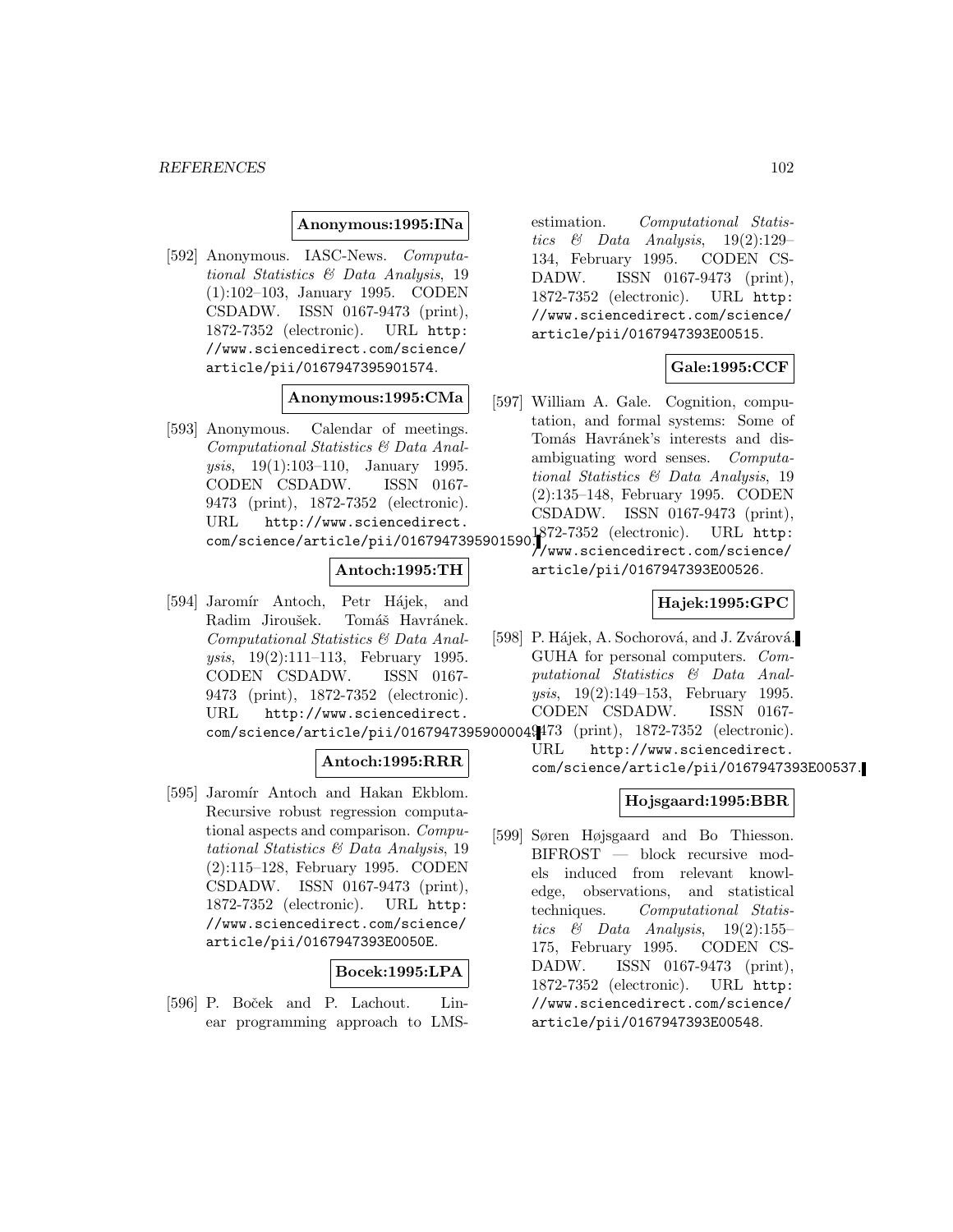**Anonymous:1995:INa**

[592] Anonymous. IASC-News. *Computational Statistics & Data Analysis*, 19 (1):102–103, January 1995. CODEN CSDADW. ISSN 0167-9473 (print), 1872-7352 (electronic). URL http://www.sciencedirect.com/science/article/pii/0167947395901574.

**Anonymous:1995:CMa**

[593] Anonymous. Calendar of meetings. *Computational Statistics & Data Analysis*, 19(1):103–110, January 1995. CODEN CSDADW. ISSN 0167-9473 (print), 1872-7352 (electronic). URL http://www.sciencedirect.com/science/article/pii/0167947395901590.

**Antoch:1995:TH**

[594] Jaromír Antoch, Petr Hájek, and Radim Jiroušek. Tomáš Havránek. *Computational Statistics & Data Analysis*, 19(2):111–113, February 1995. CODEN CSDADW. ISSN 0167-9473 (print), 1872-7352 (electronic). URL http://www.sciencedirect.com/science/article/pii/0167947395900049.

**Antoch:1995:RRR**

[595] Jaromír Antoch and Hakan Ekblom. Recursive robust regression computational aspects and comparison. *Computational Statistics & Data Analysis*, 19 (2):115–128, February 1995. CODEN CSDADW. ISSN 0167-9473 (print), 1872-7352 (electronic). URL http://www.sciencedirect.com/science/article/pii/0167947393E0050E.

**Bocek:1995:LPA**

[596] P. Boček and P. Lachout. Linear programming approach to LMS-estimation. *Computational Statistics & Data Analysis*, 19(2):129–134, February 1995. CODEN CSDADW. ISSN 0167-9473 (print), 1872-7352 (electronic). URL http://www.sciencedirect.com/science/article/pii/0167947393E00515.

**Gale:1995:CCF**

[597] William A. Gale. Cognition, computation, and formal systems: Some of Tomás Havránek's interests and disambiguating word senses. *Computational Statistics & Data Analysis*, 19 (2):135–148, February 1995. CODEN CSDADW. ISSN 0167-9473 (print), 1872-7352 (electronic). URL http://www.sciencedirect.com/science/article/pii/0167947393E00526.

**Hajek:1995:GPC**

[598] P. Hájek, A. Sochorová, and J. Zvárová. GUHA for personal computers. *Computational Statistics & Data Analysis*, 19(2):149–153, February 1995. CODEN CSDADW. ISSN 0167-9473 (print), 1872-7352 (electronic). URL http://www.sciencedirect.com/science/article/pii/0167947393E00537.

**Hojsgaard:1995:BBR**

[599] Søren Højsgaard and Bo Thiesson. BIFROST — block recursive models induced from relevant knowledge, observations, and statistical techniques. *Computational Statistics & Data Analysis*, 19(2):155–175, February 1995. CODEN CSDADW. ISSN 0167-9473 (print), 1872-7352 (electronic). URL http://www.sciencedirect.com/science/article/pii/0167947393E00548.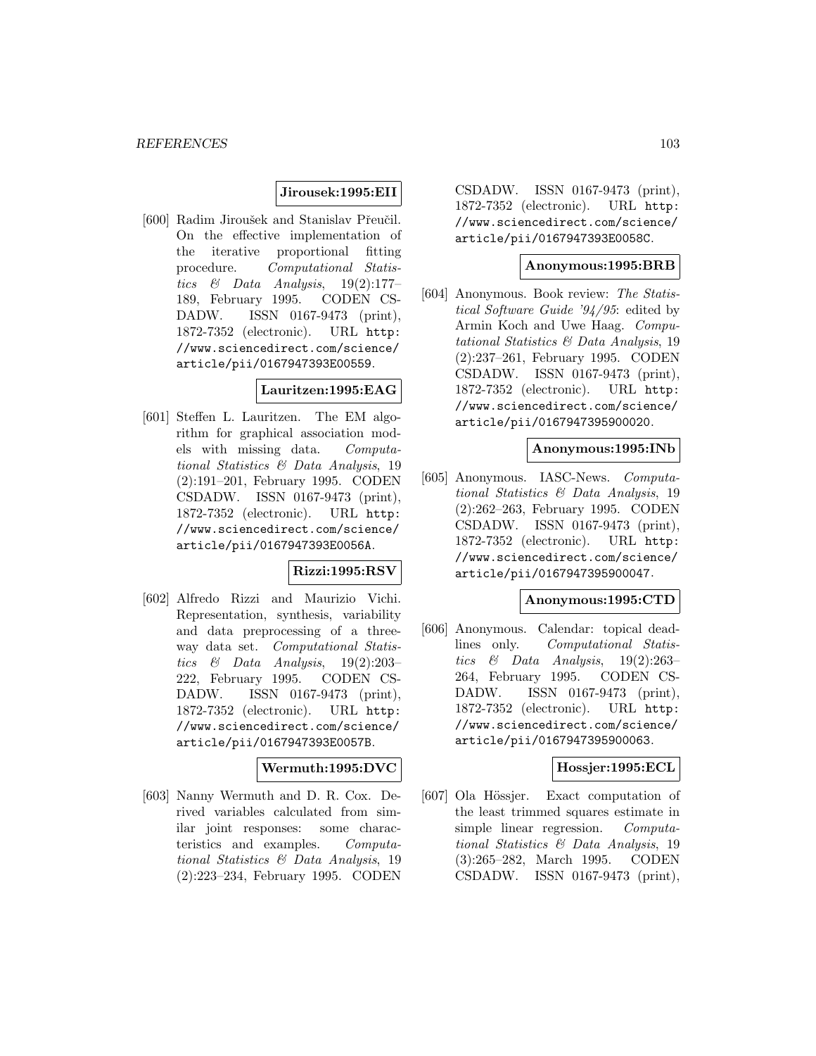**Jirousek:1995:EII**

[600] Radim Jiroušek and Stanislav Přeučil. On the effective implementation of the iterative proportional fitting procedure. *Computational Statistics & Data Analysis*, 19(2):177–189, February 1995. CODEN CSDADW. ISSN 0167-9473 (print), 1872-7352 (electronic). URL http://www.sciencedirect.com/science/article/pii/0167947393E00559.

**Lauritzen:1995:EAG**

[601] Steffen L. Lauritzen. The EM algorithm for graphical association models with missing data. *Computational Statistics & Data Analysis*, 19 (2):191–201, February 1995. CODEN CSDADW. ISSN 0167-9473 (print), 1872-7352 (electronic). URL http://www.sciencedirect.com/science/article/pii/0167947393E0056A.

**Rizzi:1995:RSV**

[602] Alfredo Rizzi and Maurizio Vichi. Representation, synthesis, variability and data preprocessing of a three-way data set. *Computational Statistics & Data Analysis*, 19(2):203–222, February 1995. CODEN CSDADW. ISSN 0167-9473 (print), 1872-7352 (electronic). URL http://www.sciencedirect.com/science/article/pii/0167947393E0057B.

**Wermuth:1995:DVC**

[603] Nanny Wermuth and D. R. Cox. Derived variables calculated from similar joint responses: some characteristics and examples. *Computational Statistics & Data Analysis*, 19 (2):223–234, February 1995. CODEN CSDADW. ISSN 0167-9473 (print), 1872-7352 (electronic). URL http://www.sciencedirect.com/science/article/pii/0167947393E0058C.

**Anonymous:1995:BRB**

[604] Anonymous. Book review: *The Statistical Software Guide '94/95*: edited by Armin Koch and Uwe Haag. *Computational Statistics & Data Analysis*, 19 (2):237–261, February 1995. CODEN CSDADW. ISSN 0167-9473 (print), 1872-7352 (electronic). URL http://www.sciencedirect.com/science/article/pii/0167947395900020.

**Anonymous:1995:INb**

[605] Anonymous. IASC-News. *Computational Statistics & Data Analysis*, 19 (2):262–263, February 1995. CODEN CSDADW. ISSN 0167-9473 (print), 1872-7352 (electronic). URL http://www.sciencedirect.com/science/article/pii/0167947395900047.

**Anonymous:1995:CTD**

[606] Anonymous. Calendar: topical deadlines only. *Computational Statistics & Data Analysis*, 19(2):263–264, February 1995. CODEN CSDADW. ISSN 0167-9473 (print), 1872-7352 (electronic). URL http://www.sciencedirect.com/science/article/pii/0167947395900063.

**Hossjer:1995:ECL**

[607] Ola Hössjer. Exact computation of the least trimmed squares estimate in simple linear regression. *Computational Statistics & Data Analysis*, 19 (3):265–282, March 1995. CODEN CSDADW. ISSN 0167-9473 (print),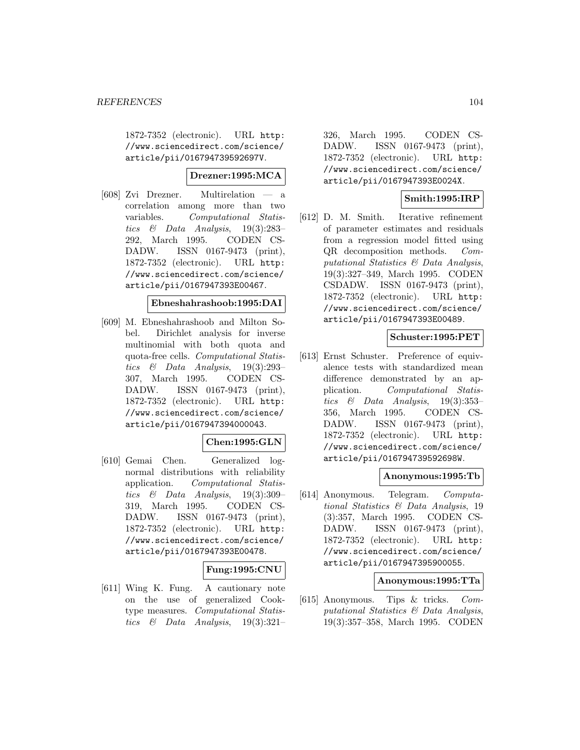1872-7352 (electronic). URL http://www.sciencedirect.com/science/article/pii/016794739592697V.

**Drezner:1995:MCA**

[608] Zvi Drezner. Multirelation — a correlation among more than two variables. *Computational Statistics & Data Analysis*, 19(3):283–292, March 1995. CODEN CSDADW. ISSN 0167-9473 (print), 1872-7352 (electronic). URL http://www.sciencedirect.com/science/article/pii/0167947393E00467.

**Ebneshahrashoob:1995:DAI**

[609] M. Ebneshahrashoob and Milton Sobel. Dirichlet analysis for inverse multinomial with both quota and quota-free cells. *Computational Statistics & Data Analysis*, 19(3):293–307, March 1995. CODEN CSDADW. ISSN 0167-9473 (print), 1872-7352 (electronic). URL http://www.sciencedirect.com/science/article/pii/0167947394000043.

**Chen:1995:GLN**

[610] Gemai Chen. Generalized log-normal distributions with reliability application. *Computational Statistics & Data Analysis*, 19(3):309–319, March 1995. CODEN CSDADW. ISSN 0167-9473 (print), 1872-7352 (electronic). URL http://www.sciencedirect.com/science/article/pii/0167947393E00478.

**Fung:1995:CNU**

[611] Wing K. Fung. A cautionary note on the use of generalized Cook-type measures. *Computational Statistics & Data Analysis*, 19(3):321–326, March 1995. CODEN CSDADW. ISSN 0167-9473 (print), 1872-7352 (electronic). URL http://www.sciencedirect.com/science/article/pii/0167947393E0024X.

**Smith:1995:IRP**

[612] D. M. Smith. Iterative refinement of parameter estimates and residuals from a regression model fitted using QR decomposition methods. *Computational Statistics & Data Analysis*, 19(3):327–349, March 1995. CODEN CSDADW. ISSN 0167-9473 (print), 1872-7352 (electronic). URL http://www.sciencedirect.com/science/article/pii/0167947393E00489.

**Schuster:1995:PET**

[613] Ernst Schuster. Preference of equivalence tests with standardized mean difference demonstrated by an application. *Computational Statistics & Data Analysis*, 19(3):353–356, March 1995. CODEN CSDADW. ISSN 0167-9473 (print), 1872-7352 (electronic). URL http://www.sciencedirect.com/science/article/pii/016794739592698W.

**Anonymous:1995:Tb**

[614] Anonymous. Telegram. *Computational Statistics & Data Analysis*, 19 (3):357, March 1995. CODEN CSDADW. ISSN 0167-9473 (print), 1872-7352 (electronic). URL http://www.sciencedirect.com/science/article/pii/0167947395900055.

**Anonymous:1995:TTa**

[615] Anonymous. Tips & tricks. *Computational Statistics & Data Analysis*, 19(3):357–358, March 1995. CODEN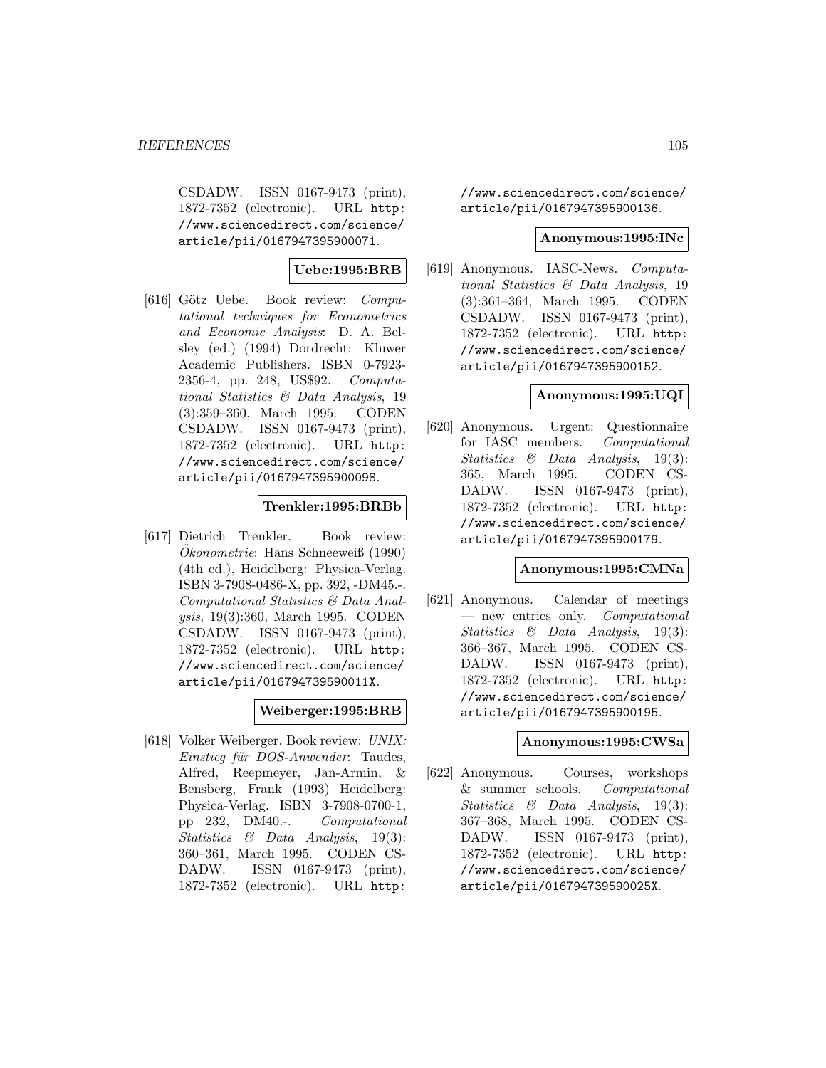CSDADW. ISSN 0167-9473 (print), 1872-7352 (electronic). URL http://www.sciencedirect.com/science/article/pii/0167947395900071.

**Uebe:1995:BRB**

[616] Götz Uebe. Book review: *Computational techniques for Econometrics and Economic Analysis*: D. A. Belsley (ed.) (1994) Dordrecht: Kluwer Academic Publishers. ISBN 0-7923-2356-4, pp. 248, US$92. *Computational Statistics & Data Analysis*, 19 (3):359–360, March 1995. CODEN CSDADW. ISSN 0167-9473 (print), 1872-7352 (electronic). URL http://www.sciencedirect.com/science/article/pii/0167947395900098.

**Trenkler:1995:BRBb**

[617] Dietrich Trenkler. Book review: *Ökonometrie*: Hans Schneeweiß (1990) (4th ed.), Heidelberg: Physica-Verlag. ISBN 3-7908-0486-X, pp. 392, -DM45.-. *Computational Statistics & Data Analysis*, 19(3):360, March 1995. CODEN CSDADW. ISSN 0167-9473 (print), 1872-7352 (electronic). URL http://www.sciencedirect.com/science/article/pii/016794739590011X.

**Weiberger:1995:BRB**

[618] Volker Weiberger. Book review: *UNIX: Einstieg für DOS-Anwender*: Taudes, Alfred, Reepmeyer, Jan-Armin, & Bensberg, Frank (1993) Heidelberg: Physica-Verlag. ISBN 3-7908-0700-1, pp 232, DM40.-. *Computational Statistics & Data Analysis*, 19(3): 360–361, March 1995. CODEN CSDADW. ISSN 0167-9473 (print), 1872-7352 (electronic). URL http://www.sciencedirect.com/science/article/pii/0167947395900136.

**Anonymous:1995:INc**

[619] Anonymous. IASC-News. *Computational Statistics & Data Analysis*, 19 (3):361–364, March 1995. CODEN CSDADW. ISSN 0167-9473 (print), 1872-7352 (electronic). URL http://www.sciencedirect.com/science/article/pii/0167947395900152.

**Anonymous:1995:UQI**

[620] Anonymous. Urgent: Questionnaire for IASC members. *Computational Statistics & Data Analysis*, 19(3): 365, March 1995. CODEN CSDADW. ISSN 0167-9473 (print), 1872-7352 (electronic). URL http://www.sciencedirect.com/science/article/pii/0167947395900179.

**Anonymous:1995:CMNa**

[621] Anonymous. Calendar of meetings — new entries only. *Computational Statistics & Data Analysis*, 19(3): 366–367, March 1995. CODEN CSDADW. ISSN 0167-9473 (print), 1872-7352 (electronic). URL http://www.sciencedirect.com/science/article/pii/0167947395900195.

**Anonymous:1995:CWSa**

[622] Anonymous. Courses, workshops & summer schools. *Computational Statistics & Data Analysis*, 19(3): 367–368, March 1995. CODEN CSDADW. ISSN 0167-9473 (print), 1872-7352 (electronic). URL http://www.sciencedirect.com/science/article/pii/016794739590025X.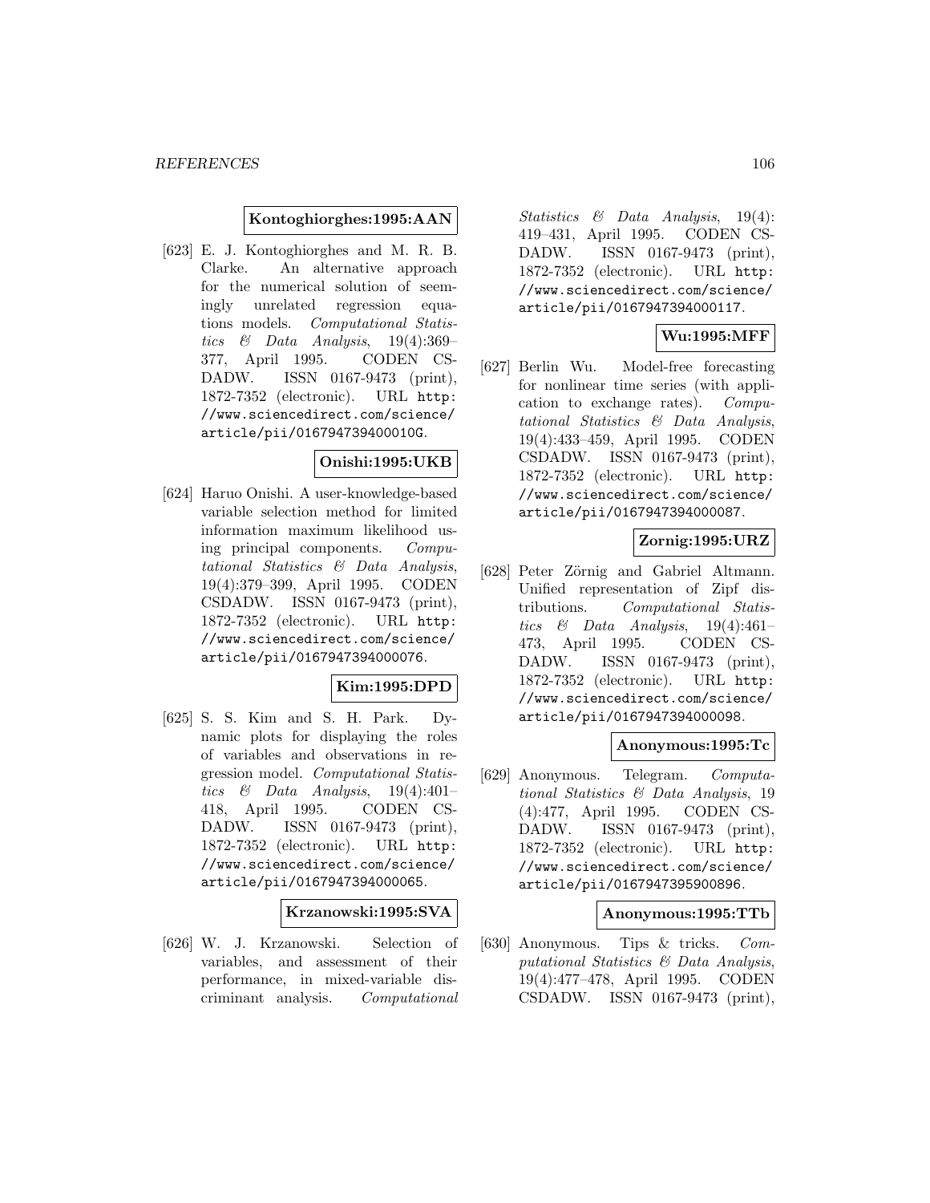**Kontoghiorghes:1995:AAN**

[623] E. J. Kontoghiorghes and M. R. B. Clarke. An alternative approach for the numerical solution of seemingly unrelated regression equations models. *Computational Statistics & Data Analysis*, 19(4):369–377, April 1995. CODEN CSDADW. ISSN 0167-9473 (print), 1872-7352 (electronic). URL `http://www.sciencedirect.com/science/article/pii/016794739400010G`.

**Onishi:1995:UKB**

[624] Haruo Onishi. A user-knowledge-based variable selection method for limited information maximum likelihood using principal components. *Computational Statistics & Data Analysis*, 19(4):379–399, April 1995. CODEN CSDADW. ISSN 0167-9473 (print), 1872-7352 (electronic). URL `http://www.sciencedirect.com/science/article/pii/0167947394000076`.

**Kim:1995:DPD**

[625] S. S. Kim and S. H. Park. Dynamic plots for displaying the roles of variables and observations in regression model. *Computational Statistics & Data Analysis*, 19(4):401–418, April 1995. CODEN CSDADW. ISSN 0167-9473 (print), 1872-7352 (electronic). URL `http://www.sciencedirect.com/science/article/pii/0167947394000065`.

**Krzanowski:1995:SVA**

[626] W. J. Krzanowski. Selection of variables, and assessment of their performance, in mixed-variable discriminant analysis. *Computational Statistics & Data Analysis*, 19(4):419–431, April 1995. CODEN CSDADW. ISSN 0167-9473 (print), 1872-7352 (electronic). URL `http://www.sciencedirect.com/science/article/pii/0167947394000117`.

**Wu:1995:MFF**

[627] Berlin Wu. Model-free forecasting for nonlinear time series (with application to exchange rates). *Computational Statistics & Data Analysis*, 19(4):433–459, April 1995. CODEN CSDADW. ISSN 0167-9473 (print), 1872-7352 (electronic). URL `http://www.sciencedirect.com/science/article/pii/0167947394000087`.

**Zornig:1995:URZ**

[628] Peter Zörnig and Gabriel Altmann. Unified representation of Zipf distributions. *Computational Statistics & Data Analysis*, 19(4):461–473, April 1995. CODEN CSDADW. ISSN 0167-9473 (print), 1872-7352 (electronic). URL `http://www.sciencedirect.com/science/article/pii/0167947394000098`.

**Anonymous:1995:Tc**

[629] Anonymous. Telegram. *Computational Statistics & Data Analysis*, 19 (4):477, April 1995. CODEN CSDADW. ISSN 0167-9473 (print), 1872-7352 (electronic). URL `http://www.sciencedirect.com/science/article/pii/0167947395900896`.

**Anonymous:1995:TTb**

[630] Anonymous. Tips & tricks. *Computational Statistics & Data Analysis*, 19(4):477–478, April 1995. CODEN CSDADW. ISSN 0167-9473 (print),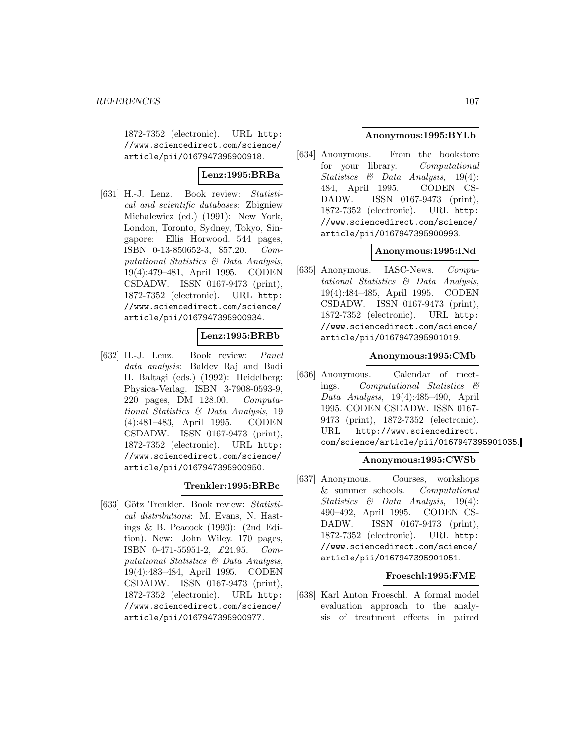1872-7352 (electronic). URL http://www.sciencedirect.com/science/article/pii/0167947395900918.

**Lenz:1995:BRBa**

[631] H.-J. Lenz. Book review: *Statistical and scientific databases*: Zbigniew Michalewicz (ed.) (1991): New York, London, Toronto, Sydney, Tokyo, Singapore: Ellis Horwood. 544 pages, ISBN 0-13-850652-3, $57.20. *Computational Statistics & Data Analysis*, 19(4):479–481, April 1995. CODEN CSDADW. ISSN 0167-9473 (print), 1872-7352 (electronic). URL http://www.sciencedirect.com/science/article/pii/0167947395900934.

**Lenz:1995:BRBb**

[632] H.-J. Lenz. Book review: *Panel data analysis*: Baldev Raj and Badi H. Baltagi (eds.) (1992): Heidelberg: Physica-Verlag. ISBN 3-7908-0593-9, 220 pages, DM 128.00. *Computational Statistics & Data Analysis*, 19 (4):481–483, April 1995. CODEN CSDADW. ISSN 0167-9473 (print), 1872-7352 (electronic). URL http://www.sciencedirect.com/science/article/pii/0167947395900950.

**Trenkler:1995:BRBc**

[633] Götz Trenkler. Book review: *Statistical distributions*: M. Evans, N. Hastings & B. Peacock (1993): (2nd Edition). New: John Wiley. 170 pages, ISBN 0-471-55951-2, £24.95. *Computational Statistics & Data Analysis*, 19(4):483–484, April 1995. CODEN CSDADW. ISSN 0167-9473 (print), 1872-7352 (electronic). URL http://www.sciencedirect.com/science/article/pii/0167947395900977.

**Anonymous:1995:BYLb**

[634] Anonymous. From the bookstore for your library. *Computational Statistics & Data Analysis*, 19(4): 484, April 1995. CODEN CSDADW. ISSN 0167-9473 (print), 1872-7352 (electronic). URL http://www.sciencedirect.com/science/article/pii/0167947395900993.

**Anonymous:1995:INd**

[635] Anonymous. IASC-News. *Computational Statistics & Data Analysis*, 19(4):484–485, April 1995. CODEN CSDADW. ISSN 0167-9473 (print), 1872-7352 (electronic). URL http://www.sciencedirect.com/science/article/pii/0167947395901019.

**Anonymous:1995:CMb**

[636] Anonymous. Calendar of meetings. *Computational Statistics & Data Analysis*, 19(4):485–490, April 1995. CODEN CSDADW. ISSN 0167-9473 (print), 1872-7352 (electronic). URL http://www.sciencedirect.com/science/article/pii/0167947395901035.

**Anonymous:1995:CWSb**

[637] Anonymous. Courses, workshops & summer schools. *Computational Statistics & Data Analysis*, 19(4): 490–492, April 1995. CODEN CSDADW. ISSN 0167-9473 (print), 1872-7352 (electronic). URL http://www.sciencedirect.com/science/article/pii/0167947395901051.

**Froeschl:1995:FME**

[638] Karl Anton Froeschl. A formal model evaluation approach to the analysis of treatment effects in paired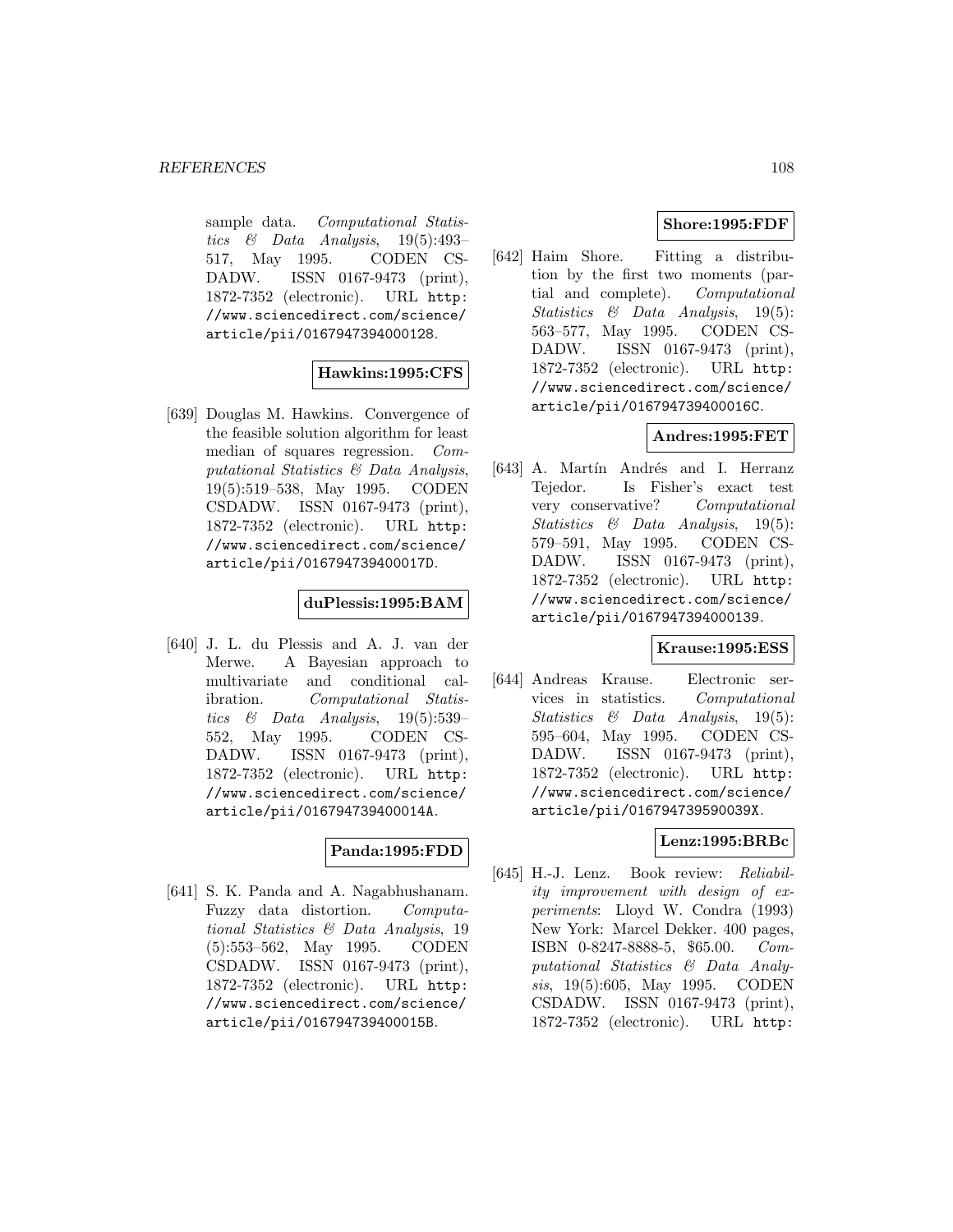sample data. *Computational Statistics & Data Analysis*, 19(5):493–517, May 1995. CODEN CSDADW. ISSN 0167-9473 (print), 1872-7352 (electronic). URL http://www.sciencedirect.com/science/article/pii/0167947394000128.

**Hawkins:1995:CFS**

[639] Douglas M. Hawkins. Convergence of the feasible solution algorithm for least median of squares regression. *Computational Statistics & Data Analysis*, 19(5):519–538, May 1995. CODEN CSDADW. ISSN 0167-9473 (print), 1872-7352 (electronic). URL http://www.sciencedirect.com/science/article/pii/016794739400017D.

**duPlessis:1995:BAM**

[640] J. L. du Plessis and A. J. van der Merwe. A Bayesian approach to multivariate and conditional calibration. *Computational Statistics & Data Analysis*, 19(5):539–552, May 1995. CODEN CSDADW. ISSN 0167-9473 (print), 1872-7352 (electronic). URL http://www.sciencedirect.com/science/article/pii/016794739400014A.

**Panda:1995:FDD**

[641] S. K. Panda and A. Nagabhushanam. Fuzzy data distortion. *Computational Statistics & Data Analysis*, 19(5):553–562, May 1995. CODEN CSDADW. ISSN 0167-9473 (print), 1872-7352 (electronic). URL http://www.sciencedirect.com/science/article/pii/016794739400015B.

**Shore:1995:FDF**

[642] Haim Shore. Fitting a distribution by the first two moments (partial and complete). *Computational Statistics & Data Analysis*, 19(5):563–577, May 1995. CODEN CSDADW. ISSN 0167-9473 (print), 1872-7352 (electronic). URL http://www.sciencedirect.com/science/article/pii/016794739400016C.

**Andres:1995:FET**

[643] A. Martín Andrés and I. Herranz Tejedor. Is Fisher's exact test very conservative? *Computational Statistics & Data Analysis*, 19(5):579–591, May 1995. CODEN CSDADW. ISSN 0167-9473 (print), 1872-7352 (electronic). URL http://www.sciencedirect.com/science/article/pii/0167947394000139.

**Krause:1995:ESS**

[644] Andreas Krause. Electronic services in statistics. *Computational Statistics & Data Analysis*, 19(5):595–604, May 1995. CODEN CSDADW. ISSN 0167-9473 (print), 1872-7352 (electronic). URL http://www.sciencedirect.com/science/article/pii/016794739590039X.

**Lenz:1995:BRBc**

[645] H.-J. Lenz. Book review: *Reliability improvement with design of experiments*: Lloyd W. Condra (1993) New York: Marcel Dekker. 400 pages, ISBN 0-8247-8888-5, $65.00. *Computational Statistics & Data Analysis*, 19(5):605, May 1995. CODEN CSDADW. ISSN 0167-9473 (print), 1872-7352 (electronic). URL http: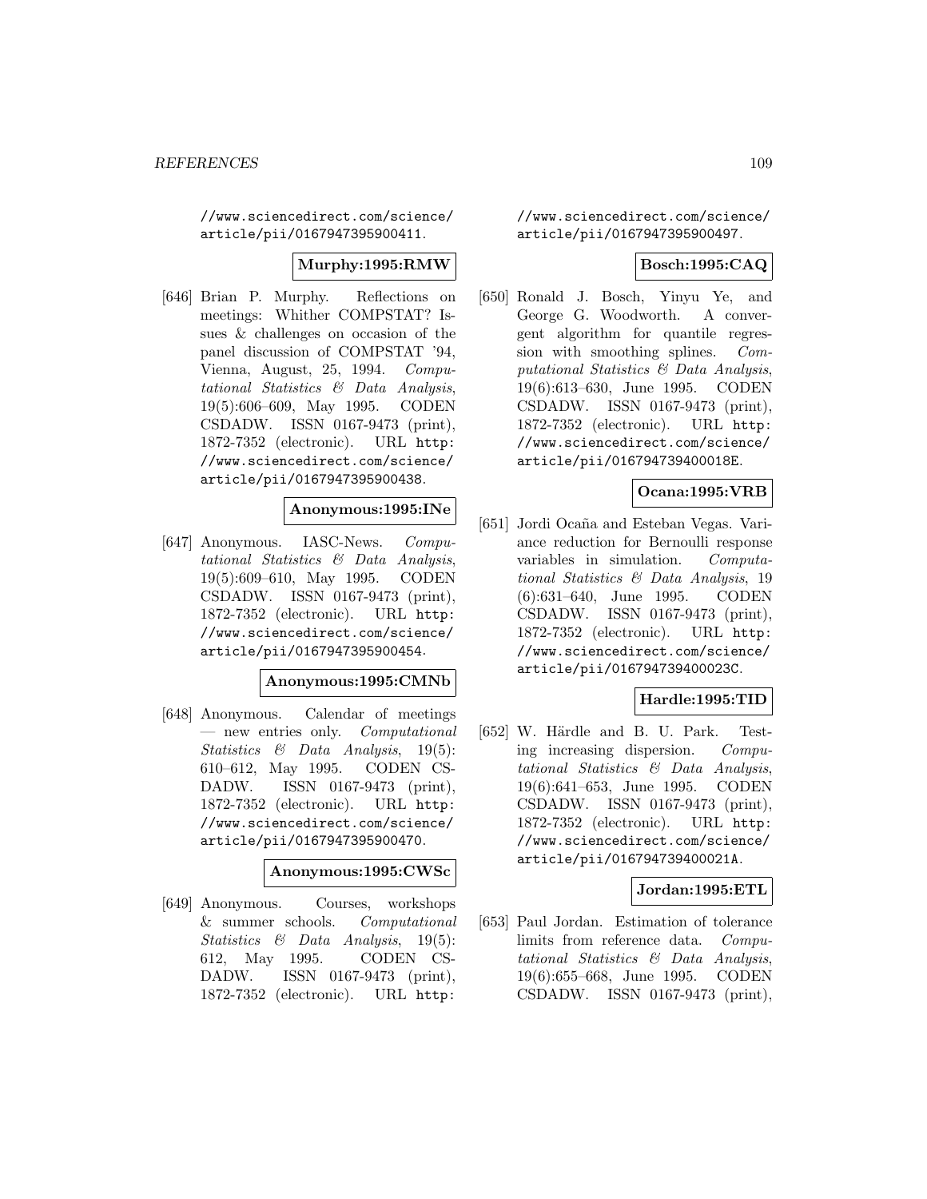//www.sciencedirect.com/science/article/pii/0167947395900411.

**Murphy:1995:RMW**

[646] Brian P. Murphy. Reflections on meetings: Whither COMPSTAT? Issues & challenges on occasion of the panel discussion of COMPSTAT '94, Vienna, August, 25, 1994. *Computational Statistics & Data Analysis*, 19(5):606–609, May 1995. CODEN CSDADW. ISSN 0167-9473 (print), 1872-7352 (electronic). URL http://www.sciencedirect.com/science/article/pii/0167947395900438.

**Anonymous:1995:INe**

[647] Anonymous. IASC-News. *Computational Statistics & Data Analysis*, 19(5):609–610, May 1995. CODEN CSDADW. ISSN 0167-9473 (print), 1872-7352 (electronic). URL http://www.sciencedirect.com/science/article/pii/0167947395900454.

**Anonymous:1995:CMNb**

[648] Anonymous. Calendar of meetings — new entries only. *Computational Statistics & Data Analysis*, 19(5): 610–612, May 1995. CODEN CSDADW. ISSN 0167-9473 (print), 1872-7352 (electronic). URL http://www.sciencedirect.com/science/article/pii/0167947395900470.

**Anonymous:1995:CWSc**

[649] Anonymous. Courses, workshops & summer schools. *Computational Statistics & Data Analysis*, 19(5): 612, May 1995. CODEN CSDADW. ISSN 0167-9473 (print), 1872-7352 (electronic). URL http://www.sciencedirect.com/science/article/pii/0167947395900497.

**Bosch:1995:CAQ**

[650] Ronald J. Bosch, Yinyu Ye, and George G. Woodworth. A convergent algorithm for quantile regression with smoothing splines. *Computational Statistics & Data Analysis*, 19(6):613–630, June 1995. CODEN CSDADW. ISSN 0167-9473 (print), 1872-7352 (electronic). URL http://www.sciencedirect.com/science/article/pii/016794739400018E.

**Ocana:1995:VRB**

[651] Jordi Ocaña and Esteban Vegas. Variance reduction for Bernoulli response variables in simulation. *Computational Statistics & Data Analysis*, 19 (6):631–640, June 1995. CODEN CSDADW. ISSN 0167-9473 (print), 1872-7352 (electronic). URL http://www.sciencedirect.com/science/article/pii/016794739400023C.

**Hardle:1995:TID**

[652] W. Härdle and B. U. Park. Testing increasing dispersion. *Computational Statistics & Data Analysis*, 19(6):641–653, June 1995. CODEN CSDADW. ISSN 0167-9473 (print), 1872-7352 (electronic). URL http://www.sciencedirect.com/science/article/pii/016794739400021A.

**Jordan:1995:ETL**

[653] Paul Jordan. Estimation of tolerance limits from reference data. *Computational Statistics & Data Analysis*, 19(6):655–668, June 1995. CODEN CSDADW. ISSN 0167-9473 (print),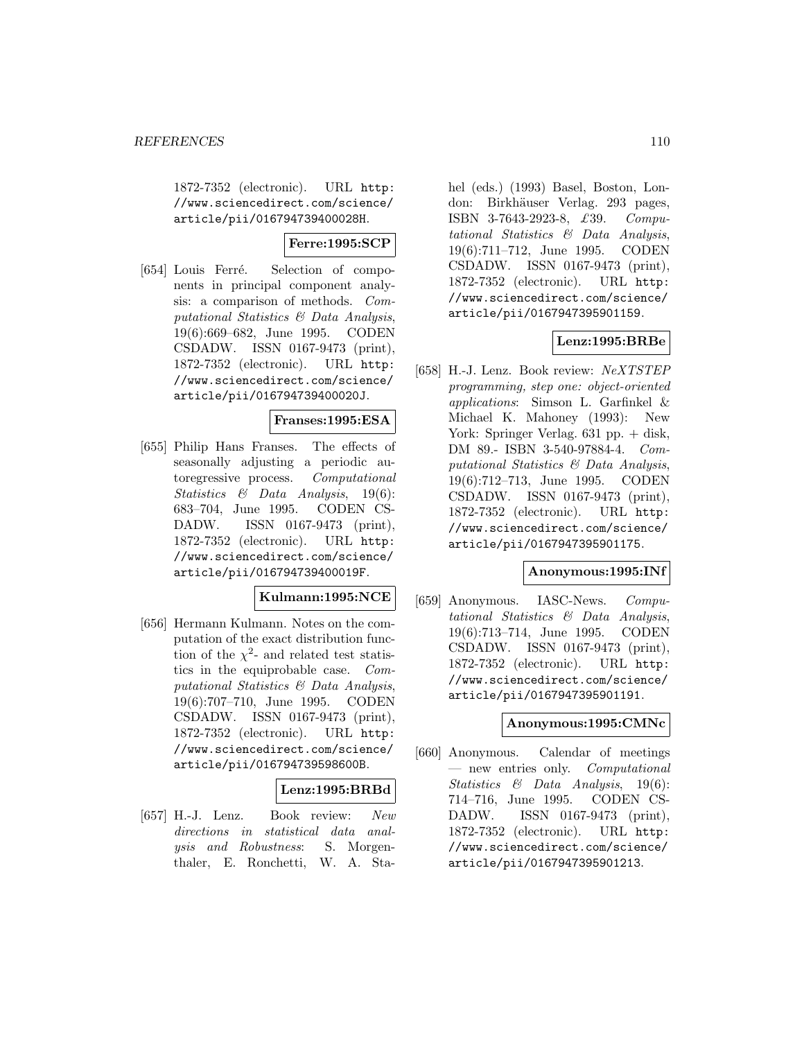1872-7352 (electronic). URL http://www.sciencedirect.com/science/article/pii/016794739400028H.

**Ferre:1995:SCP**

[654] Louis Ferré. Selection of components in principal component analysis: a comparison of methods. *Computational Statistics & Data Analysis*, 19(6):669–682, June 1995. CODEN CSDADW. ISSN 0167-9473 (print), 1872-7352 (electronic). URL http://www.sciencedirect.com/science/article/pii/016794739400020J.

**Franses:1995:ESA**

[655] Philip Hans Franses. The effects of seasonally adjusting a periodic autoregressive process. *Computational Statistics & Data Analysis*, 19(6):683–704, June 1995. CODEN CSDADW. ISSN 0167-9473 (print), 1872-7352 (electronic). URL http://www.sciencedirect.com/science/article/pii/016794739400019F.

**Kulmann:1995:NCE**

[656] Hermann Kulmann. Notes on the computation of the exact distribution function of the $\chi^2$- and related test statistics in the equiprobable case. *Computational Statistics & Data Analysis*, 19(6):707–710, June 1995. CODEN CSDADW. ISSN 0167-9473 (print), 1872-7352 (electronic). URL http://www.sciencedirect.com/science/article/pii/016794739598600B.

**Lenz:1995:BRBd**

[657] H.-J. Lenz. Book review: *New directions in statistical data analysis and Robustness*: S. Morgenthaler, E. Ronchetti, W. A. Stahel (eds.) (1993) Basel, Boston, London: Birkhäuser Verlag. 293 pages, ISBN 3-7643-2923-8, £39. *Computational Statistics & Data Analysis*, 19(6):711–712, June 1995. CODEN CSDADW. ISSN 0167-9473 (print), 1872-7352 (electronic). URL http://www.sciencedirect.com/science/article/pii/0167947395901159.

**Lenz:1995:BRBe**

[658] H.-J. Lenz. Book review: *NeXTSTEP programming, step one: object-oriented applications*: Simson L. Garfinkel & Michael K. Mahoney (1993): New York: Springer Verlag. 631 pp. + disk, DM 89.- ISBN 3-540-97884-4. *Computational Statistics & Data Analysis*, 19(6):712–713, June 1995. CODEN CSDADW. ISSN 0167-9473 (print), 1872-7352 (electronic). URL http://www.sciencedirect.com/science/article/pii/0167947395901175.

**Anonymous:1995:INf**

[659] Anonymous. IASC-News. *Computational Statistics & Data Analysis*, 19(6):713–714, June 1995. CODEN CSDADW. ISSN 0167-9473 (print), 1872-7352 (electronic). URL http://www.sciencedirect.com/science/article/pii/0167947395901191.

**Anonymous:1995:CMNc**

[660] Anonymous. Calendar of meetings — new entries only. *Computational Statistics & Data Analysis*, 19(6):714–716, June 1995. CODEN CSDADW. ISSN 0167-9473 (print), 1872-7352 (electronic). URL http://www.sciencedirect.com/science/article/pii/0167947395901213.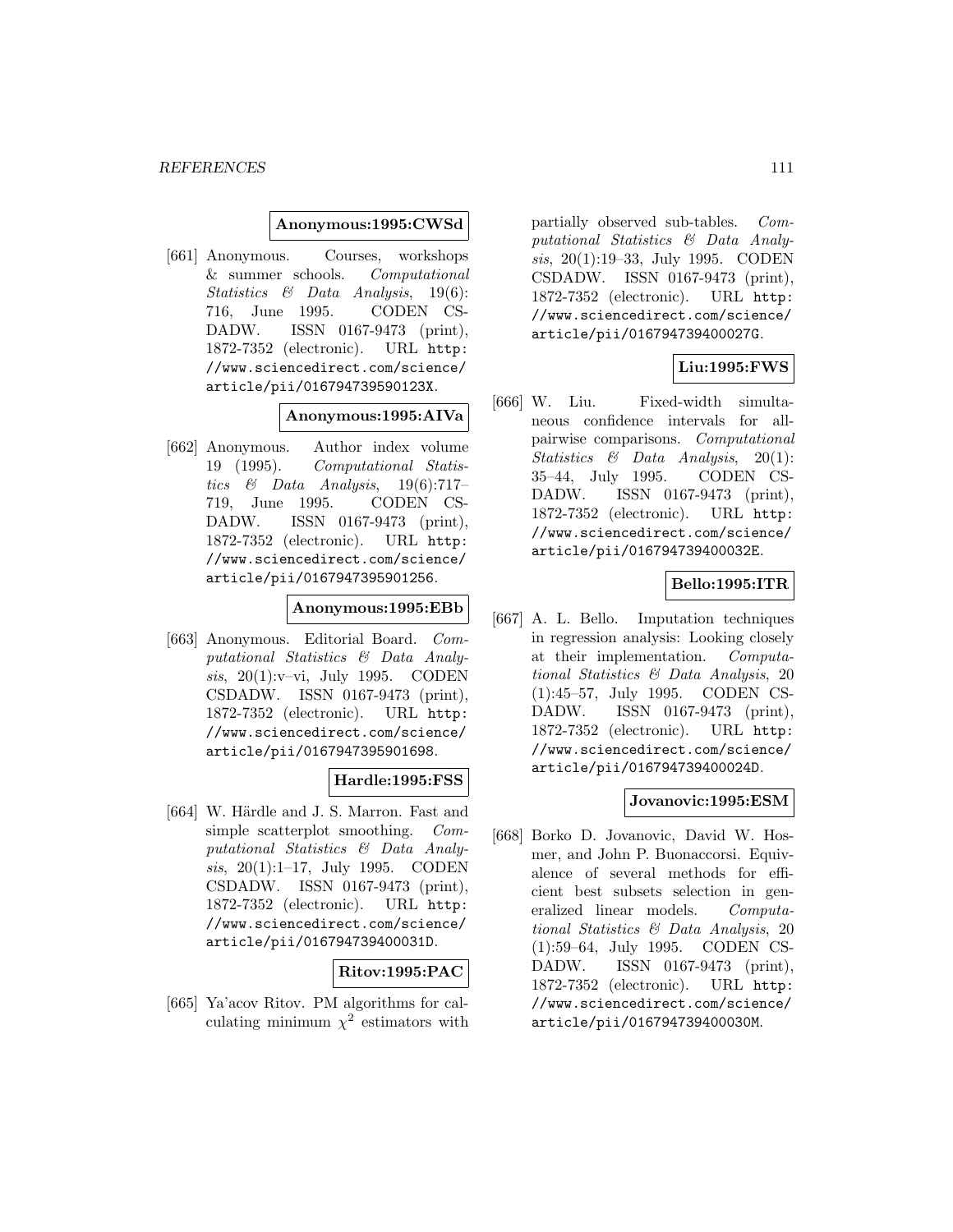**Anonymous:1995:CWSd**

[661] Anonymous. Courses, workshops & summer schools. *Computational Statistics & Data Analysis*, 19(6): 716, June 1995. CODEN CSDADW. ISSN 0167-9473 (print), 1872-7352 (electronic). URL `http://www.sciencedirect.com/science/article/pii/016794739590123X`.

**Anonymous:1995:AIVa**

[662] Anonymous. Author index volume 19 (1995). *Computational Statistics & Data Analysis*, 19(6):717–719, June 1995. CODEN CSDADW. ISSN 0167-9473 (print), 1872-7352 (electronic). URL `http://www.sciencedirect.com/science/article/pii/0167947395901256`.

**Anonymous:1995:EBb**

[663] Anonymous. Editorial Board. *Computational Statistics & Data Analysis*, 20(1):v–vi, July 1995. CODEN CSDADW. ISSN 0167-9473 (print), 1872-7352 (electronic). URL `http://www.sciencedirect.com/science/article/pii/0167947395901698`.

**Hardle:1995:FSS**

[664] W. Härdle and J. S. Marron. Fast and simple scatterplot smoothing. *Computational Statistics & Data Analysis*, 20(1):1–17, July 1995. CODEN CSDADW. ISSN 0167-9473 (print), 1872-7352 (electronic). URL `http://www.sciencedirect.com/science/article/pii/016794739400031D`.

**Ritov:1995:PAC**

[665] Ya'acov Ritov. PM algorithms for calculating minimum $\chi^2$ estimators with partially observed sub-tables. *Computational Statistics & Data Analysis*, 20(1):19–33, July 1995. CODEN CSDADW. ISSN 0167-9473 (print), 1872-7352 (electronic). URL `http://www.sciencedirect.com/science/article/pii/016794739400027G`.

**Liu:1995:FWS**

[666] W. Liu. Fixed-width simultaneous confidence intervals for all-pairwise comparisons. *Computational Statistics & Data Analysis*, 20(1): 35–44, July 1995. CODEN CSDADW. ISSN 0167-9473 (print), 1872-7352 (electronic). URL `http://www.sciencedirect.com/science/article/pii/016794739400032E`.

**Bello:1995:ITR**

[667] A. L. Bello. Imputation techniques in regression analysis: Looking closely at their implementation. *Computational Statistics & Data Analysis*, 20 (1):45–57, July 1995. CODEN CSDADW. ISSN 0167-9473 (print), 1872-7352 (electronic). URL `http://www.sciencedirect.com/science/article/pii/016794739400024D`.

**Jovanovic:1995:ESM**

[668] Borko D. Jovanovic, David W. Hosmer, and John P. Buonaccorsi. Equivalence of several methods for efficient best subsets selection in generalized linear models. *Computational Statistics & Data Analysis*, 20 (1):59–64, July 1995. CODEN CSDADW. ISSN 0167-9473 (print), 1872-7352 (electronic). URL `http://www.sciencedirect.com/science/article/pii/016794739400030M`.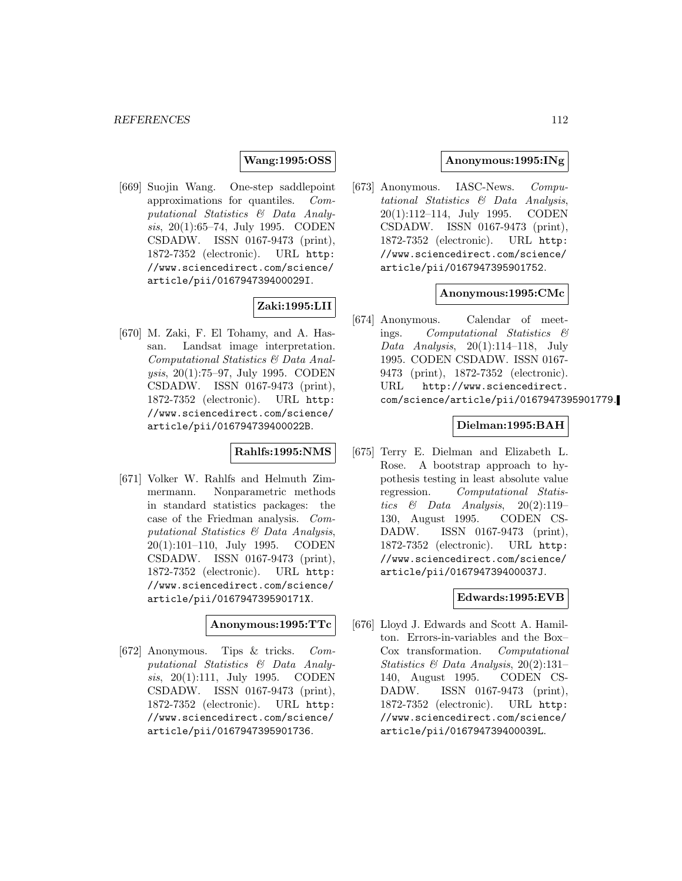**Wang:1995:OSS**

[669] Suojin Wang. One-step saddlepoint approximations for quantiles. *Computational Statistics & Data Analysis*, 20(1):65–74, July 1995. CODEN CSDADW. ISSN 0167-9473 (print), 1872-7352 (electronic). URL http://www.sciencedirect.com/science/article/pii/016794739400029I.

**Zaki:1995:LII**

[670] M. Zaki, F. El Tohamy, and A. Hassan. Landsat image interpretation. *Computational Statistics & Data Analysis*, 20(1):75–97, July 1995. CODEN CSDADW. ISSN 0167-9473 (print), 1872-7352 (electronic). URL http://www.sciencedirect.com/science/article/pii/016794739400022B.

**Rahlfs:1995:NMS**

[671] Volker W. Rahlfs and Helmuth Zimmermann. Nonparametric methods in standard statistics packages: the case of the Friedman analysis. *Computational Statistics & Data Analysis*, 20(1):101–110, July 1995. CODEN CSDADW. ISSN 0167-9473 (print), 1872-7352 (electronic). URL http://www.sciencedirect.com/science/article/pii/016794739590171X.

**Anonymous:1995:TTc**

[672] Anonymous. Tips & tricks. *Computational Statistics & Data Analysis*, 20(1):111, July 1995. CODEN CSDADW. ISSN 0167-9473 (print), 1872-7352 (electronic). URL http://www.sciencedirect.com/science/article/pii/0167947395901736.

**Anonymous:1995:INg**

[673] Anonymous. IASC-News. *Computational Statistics & Data Analysis*, 20(1):112–114, July 1995. CODEN CSDADW. ISSN 0167-9473 (print), 1872-7352 (electronic). URL http://www.sciencedirect.com/science/article/pii/0167947395901752.

**Anonymous:1995:CMc**

[674] Anonymous. Calendar of meetings. *Computational Statistics & Data Analysis*, 20(1):114–118, July 1995. CODEN CSDADW. ISSN 0167-9473 (print), 1872-7352 (electronic). URL http://www.sciencedirect.com/science/article/pii/0167947395901779.

**Dielman:1995:BAH**

[675] Terry E. Dielman and Elizabeth L. Rose. A bootstrap approach to hypothesis testing in least absolute value regression. *Computational Statistics & Data Analysis*, 20(2):119–130, August 1995. CODEN CSDADW. ISSN 0167-9473 (print), 1872-7352 (electronic). URL http://www.sciencedirect.com/science/article/pii/016794739400037J.

**Edwards:1995:EVB**

[676] Lloyd J. Edwards and Scott A. Hamilton. Errors-in-variables and the Box–Cox transformation. *Computational Statistics & Data Analysis*, 20(2):131–140, August 1995. CODEN CSDADW. ISSN 0167-9473 (print), 1872-7352 (electronic). URL http://www.sciencedirect.com/science/article/pii/016794739400039L.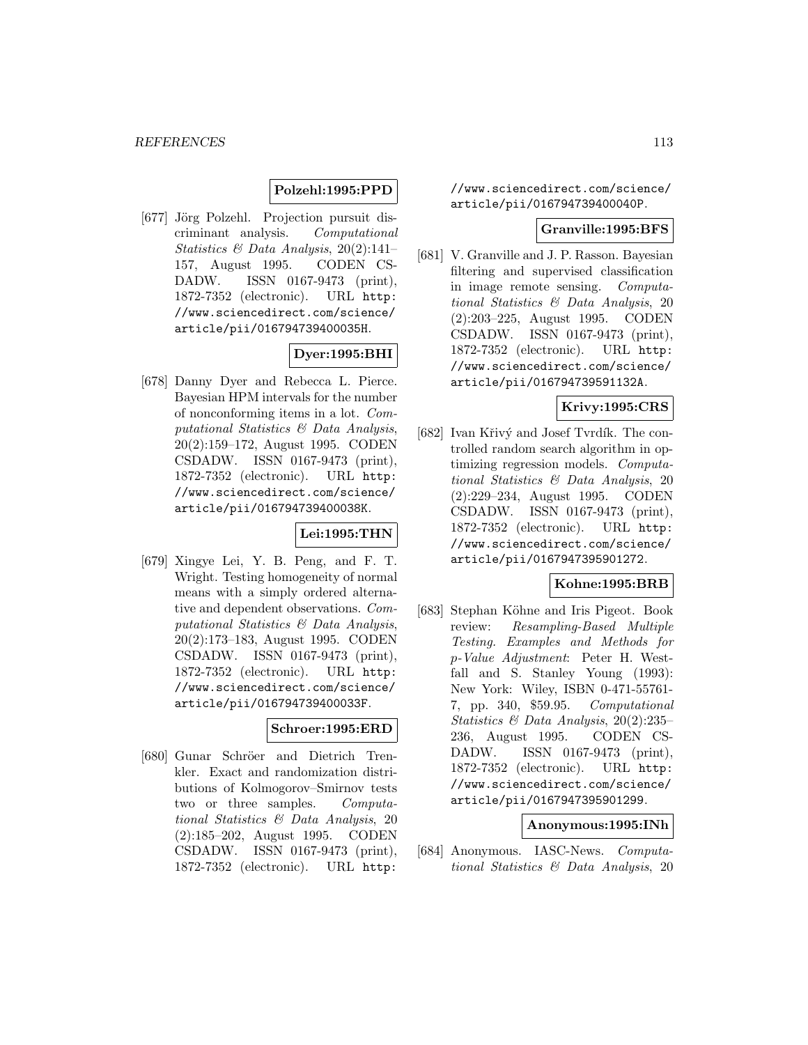**Polzehl:1995:PPD**

[677] Jörg Polzehl. Projection pursuit discriminant analysis. *Computational Statistics & Data Analysis*, 20(2):141–157, August 1995. CODEN CSDADW. ISSN 0167-9473 (print), 1872-7352 (electronic). URL http://www.sciencedirect.com/science/article/pii/016794739400035H.

**Dyer:1995:BHI**

[678] Danny Dyer and Rebecca L. Pierce. Bayesian HPM intervals for the number of nonconforming items in a lot. *Computational Statistics & Data Analysis*, 20(2):159–172, August 1995. CODEN CSDADW. ISSN 0167-9473 (print), 1872-7352 (electronic). URL http://www.sciencedirect.com/science/article/pii/016794739400038K.

**Lei:1995:THN**

[679] Xingye Lei, Y. B. Peng, and F. T. Wright. Testing homogeneity of normal means with a simply ordered alternative and dependent observations. *Computational Statistics & Data Analysis*, 20(2):173–183, August 1995. CODEN CSDADW. ISSN 0167-9473 (print), 1872-7352 (electronic). URL http://www.sciencedirect.com/science/article/pii/016794739400033F.

**Schroer:1995:ERD**

[680] Gunar Schröer and Dietrich Trenkler. Exact and randomization distributions of Kolmogorov–Smirnov tests two or three samples. *Computational Statistics & Data Analysis*, 20(2):185–202, August 1995. CODEN CSDADW. ISSN 0167-9473 (print), 1872-7352 (electronic). URL http://www.sciencedirect.com/science/article/pii/016794739400040P.

**Granville:1995:BFS**

[681] V. Granville and J. P. Rasson. Bayesian filtering and supervised classification in image remote sensing. *Computational Statistics & Data Analysis*, 20(2):203–225, August 1995. CODEN CSDADW. ISSN 0167-9473 (print), 1872-7352 (electronic). URL http://www.sciencedirect.com/science/article/pii/016794739591132A.

**Krivy:1995:CRS**

[682] Ivan Křivý and Josef Tvrdík. The controlled random search algorithm in optimizing regression models. *Computational Statistics & Data Analysis*, 20(2):229–234, August 1995. CODEN CSDADW. ISSN 0167-9473 (print), 1872-7352 (electronic). URL http://www.sciencedirect.com/science/article/pii/0167947395901272.

**Kohne:1995:BRB**

[683] Stephan Köhne and Iris Pigeot. Book review: *Resampling-Based Multiple Testing. Examples and Methods for p-Value Adjustment*: Peter H. Westfall and S. Stanley Young (1993): New York: Wiley, ISBN 0-471-55761-7, pp. 340, $59.95. *Computational Statistics & Data Analysis*, 20(2):235–236, August 1995. CODEN CSDADW. ISSN 0167-9473 (print), 1872-7352 (electronic). URL http://www.sciencedirect.com/science/article/pii/0167947395901299.

**Anonymous:1995:INh**

[684] Anonymous. IASC-News. *Computational Statistics & Data Analysis*, 20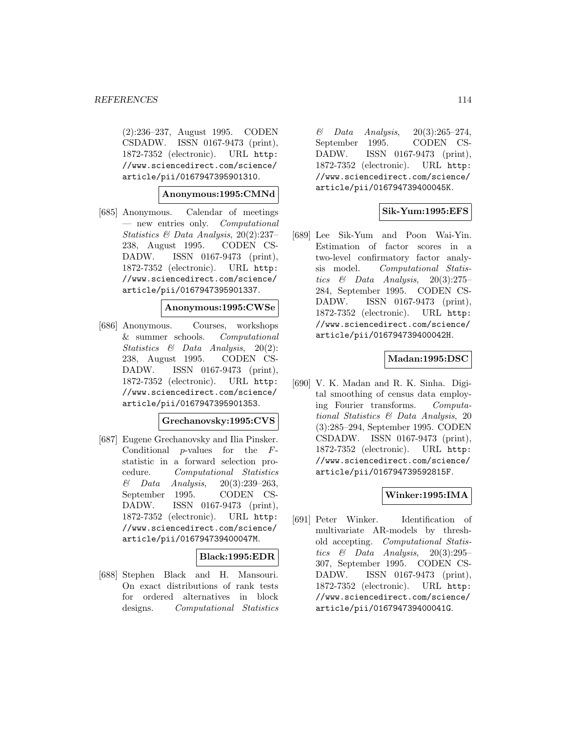(2):236–237, August 1995. CODEN CSDADW. ISSN 0167-9473 (print), 1872-7352 (electronic). URL http://www.sciencedirect.com/science/article/pii/0167947395901310.

**Anonymous:1995:CMNd**

[685] Anonymous. Calendar of meetings — new entries only. *Computational Statistics & Data Analysis*, 20(2):237–238, August 1995. CODEN CSDADW. ISSN 0167-9473 (print), 1872-7352 (electronic). URL http://www.sciencedirect.com/science/article/pii/0167947395901337.

**Anonymous:1995:CWSe**

[686] Anonymous. Courses, workshops & summer schools. *Computational Statistics & Data Analysis*, 20(2):238, August 1995. CODEN CSDADW. ISSN 0167-9473 (print), 1872-7352 (electronic). URL http://www.sciencedirect.com/science/article/pii/0167947395901353.

**Grechanovsky:1995:CVS**

[687] Eugene Grechanovsky and Ilia Pinsker. Conditional $p$-values for the $F$-statistic in a forward selection procedure. *Computational Statistics & Data Analysis*, 20(3):239–263, September 1995. CODEN CSDADW. ISSN 0167-9473 (print), 1872-7352 (electronic). URL http://www.sciencedirect.com/science/article/pii/016794739400047M.

**Black:1995:EDR**

[688] Stephen Black and H. Mansouri. On exact distributions of rank tests for ordered alternatives in block designs. *Computational Statistics & Data Analysis*, 20(3):265–274, September 1995. CODEN CSDADW. ISSN 0167-9473 (print), 1872-7352 (electronic). URL http://www.sciencedirect.com/science/article/pii/016794739400045K.

**Sik-Yum:1995:EFS**

[689] Lee Sik-Yum and Poon Wai-Yin. Estimation of factor scores in a two-level confirmatory factor analysis model. *Computational Statistics & Data Analysis*, 20(3):275–284, September 1995. CODEN CSDADW. ISSN 0167-9473 (print), 1872-7352 (electronic). URL http://www.sciencedirect.com/science/article/pii/016794739400042H.

**Madan:1995:DSC**

[690] V. K. Madan and R. K. Sinha. Digital smoothing of census data employing Fourier transforms. *Computational Statistics & Data Analysis*, 20(3):285–294, September 1995. CODEN CSDADW. ISSN 0167-9473 (print), 1872-7352 (electronic). URL http://www.sciencedirect.com/science/article/pii/016794739592815F.

**Winker:1995:IMA**

[691] Peter Winker. Identification of multivariate AR-models by threshold accepting. *Computational Statistics & Data Analysis*, 20(3):295–307, September 1995. CODEN CSDADW. ISSN 0167-9473 (print), 1872-7352 (electronic). URL http://www.sciencedirect.com/science/article/pii/016794739400041G.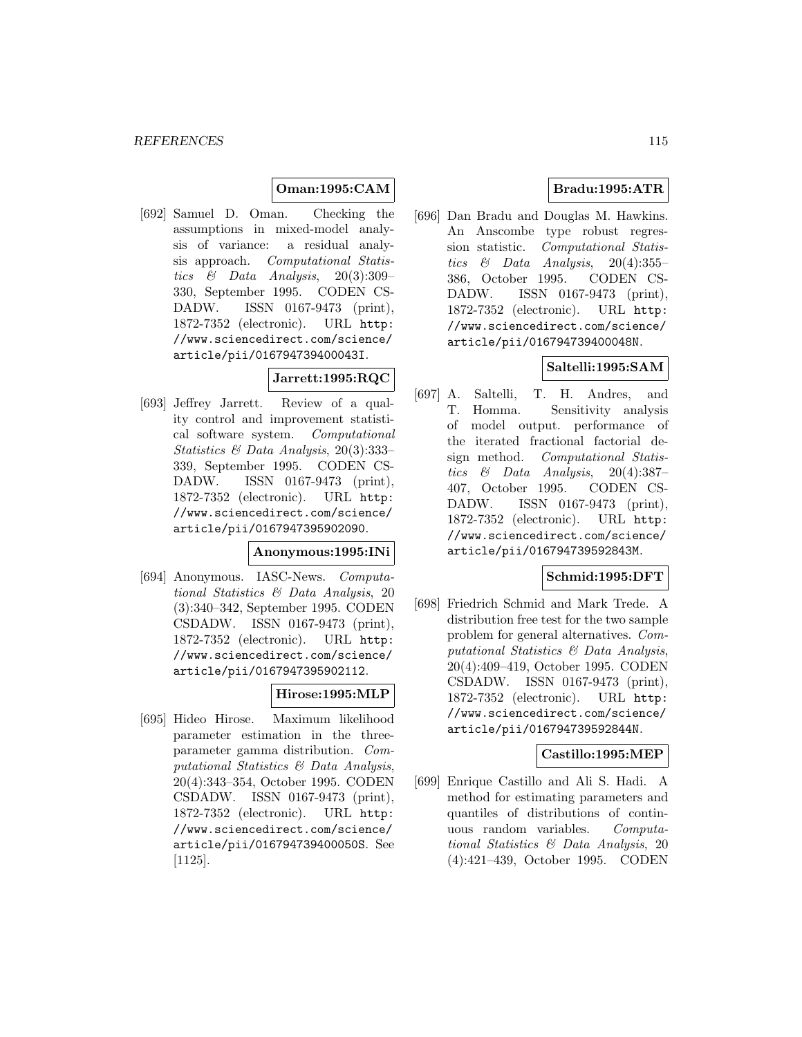**Oman:1995:CAM**

[692] Samuel D. Oman. Checking the assumptions in mixed-model analysis of variance: a residual analysis approach. *Computational Statistics & Data Analysis*, 20(3):309–330, September 1995. CODEN CSDADW. ISSN 0167-9473 (print), 1872-7352 (electronic). URL http://www.sciencedirect.com/science/article/pii/016794739400043I.

**Jarrett:1995:RQC**

[693] Jeffrey Jarrett. Review of a quality control and improvement statistical software system. *Computational Statistics & Data Analysis*, 20(3):333–339, September 1995. CODEN CSDADW. ISSN 0167-9473 (print), 1872-7352 (electronic). URL http://www.sciencedirect.com/science/article/pii/0167947395902090.

**Anonymous:1995:INi**

[694] Anonymous. IASC-News. *Computational Statistics & Data Analysis*, 20(3):340–342, September 1995. CODEN CSDADW. ISSN 0167-9473 (print), 1872-7352 (electronic). URL http://www.sciencedirect.com/science/article/pii/0167947395902112.

**Hirose:1995:MLP**

[695] Hideo Hirose. Maximum likelihood parameter estimation in the three-parameter gamma distribution. *Computational Statistics & Data Analysis*, 20(4):343–354, October 1995. CODEN CSDADW. ISSN 0167-9473 (print), 1872-7352 (electronic). URL http://www.sciencedirect.com/science/article/pii/016794739400050S. See [1125].

**Bradu:1995:ATR**

[696] Dan Bradu and Douglas M. Hawkins. An Anscombe type robust regression statistic. *Computational Statistics & Data Analysis*, 20(4):355–386, October 1995. CODEN CSDADW. ISSN 0167-9473 (print), 1872-7352 (electronic). URL http://www.sciencedirect.com/science/article/pii/016794739400048N.

**Saltelli:1995:SAM**

[697] A. Saltelli, T. H. Andres, and T. Homma. Sensitivity analysis of model output. performance of the iterated fractional factorial design method. *Computational Statistics & Data Analysis*, 20(4):387–407, October 1995. CODEN CSDADW. ISSN 0167-9473 (print), 1872-7352 (electronic). URL http://www.sciencedirect.com/science/article/pii/016794739592843M.

**Schmid:1995:DFT**

[698] Friedrich Schmid and Mark Trede. A distribution free test for the two sample problem for general alternatives. *Computational Statistics & Data Analysis*, 20(4):409–419, October 1995. CODEN CSDADW. ISSN 0167-9473 (print), 1872-7352 (electronic). URL http://www.sciencedirect.com/science/article/pii/016794739592844N.

**Castillo:1995:MEP**

[699] Enrique Castillo and Ali S. Hadi. A method for estimating parameters and quantiles of distributions of continuous random variables. *Computational Statistics & Data Analysis*, 20(4):421–439, October 1995. CODEN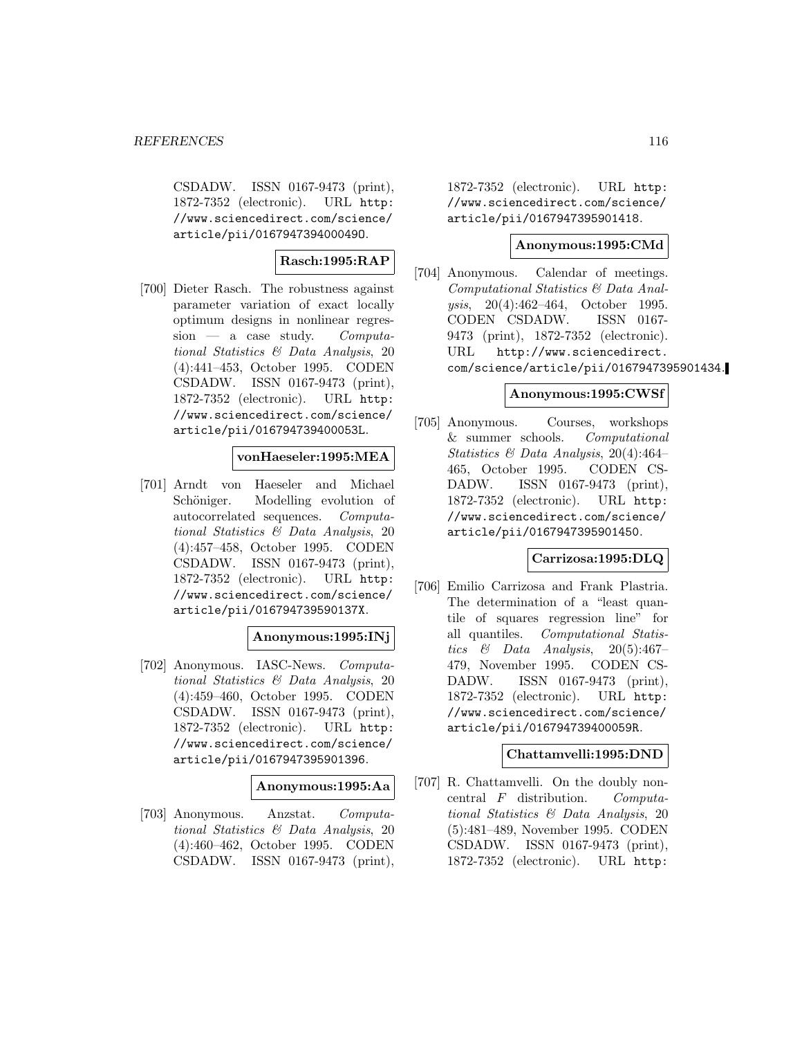CSDADW. ISSN 0167-9473 (print), 1872-7352 (electronic). URL http://www.sciencedirect.com/science/article/pii/016794739400049O.

**Rasch:1995:RAP**

[700] Dieter Rasch. The robustness against parameter variation of exact locally optimum designs in nonlinear regression — a case study. *Computational Statistics & Data Analysis*, 20 (4):441–453, October 1995. CODEN CSDADW. ISSN 0167-9473 (print), 1872-7352 (electronic). URL http://www.sciencedirect.com/science/article/pii/016794739400053L.

**vonHaeseler:1995:MEA**

[701] Arndt von Haeseler and Michael Schöniger. Modelling evolution of autocorrelated sequences. *Computational Statistics & Data Analysis*, 20 (4):457–458, October 1995. CODEN CSDADW. ISSN 0167-9473 (print), 1872-7352 (electronic). URL http://www.sciencedirect.com/science/article/pii/016794739590137X.

**Anonymous:1995:INj**

[702] Anonymous. IASC-News. *Computational Statistics & Data Analysis*, 20 (4):459–460, October 1995. CODEN CSDADW. ISSN 0167-9473 (print), 1872-7352 (electronic). URL http://www.sciencedirect.com/science/article/pii/0167947395901396.

**Anonymous:1995:Aa**

[703] Anonymous. Anzstat. *Computational Statistics & Data Analysis*, 20 (4):460–462, October 1995. CODEN CSDADW. ISSN 0167-9473 (print), 1872-7352 (electronic). URL http://www.sciencedirect.com/science/article/pii/0167947395901418.

**Anonymous:1995:CMd**

[704] Anonymous. Calendar of meetings. *Computational Statistics & Data Analysis*, 20(4):462–464, October 1995. CODEN CSDADW. ISSN 0167-9473 (print), 1872-7352 (electronic). URL http://www.sciencedirect.com/science/article/pii/0167947395901434.

**Anonymous:1995:CWSf**

[705] Anonymous. Courses, workshops & summer schools. *Computational Statistics & Data Analysis*, 20(4):464–465, October 1995. CODEN CSDADW. ISSN 0167-9473 (print), 1872-7352 (electronic). URL http://www.sciencedirect.com/science/article/pii/0167947395901450.

**Carrizosa:1995:DLQ**

[706] Emilio Carrizosa and Frank Plastria. The determination of a "least quantile of squares regression line" for all quantiles. *Computational Statistics & Data Analysis*, 20(5):467–479, November 1995. CODEN CSDADW. ISSN 0167-9473 (print), 1872-7352 (electronic). URL http://www.sciencedirect.com/science/article/pii/016794739400059R.

**Chattamvelli:1995:DND**

[707] R. Chattamvelli. On the doubly noncentral $F$ distribution. *Computational Statistics & Data Analysis*, 20 (5):481–489, November 1995. CODEN CSDADW. ISSN 0167-9473 (print), 1872-7352 (electronic). URL http: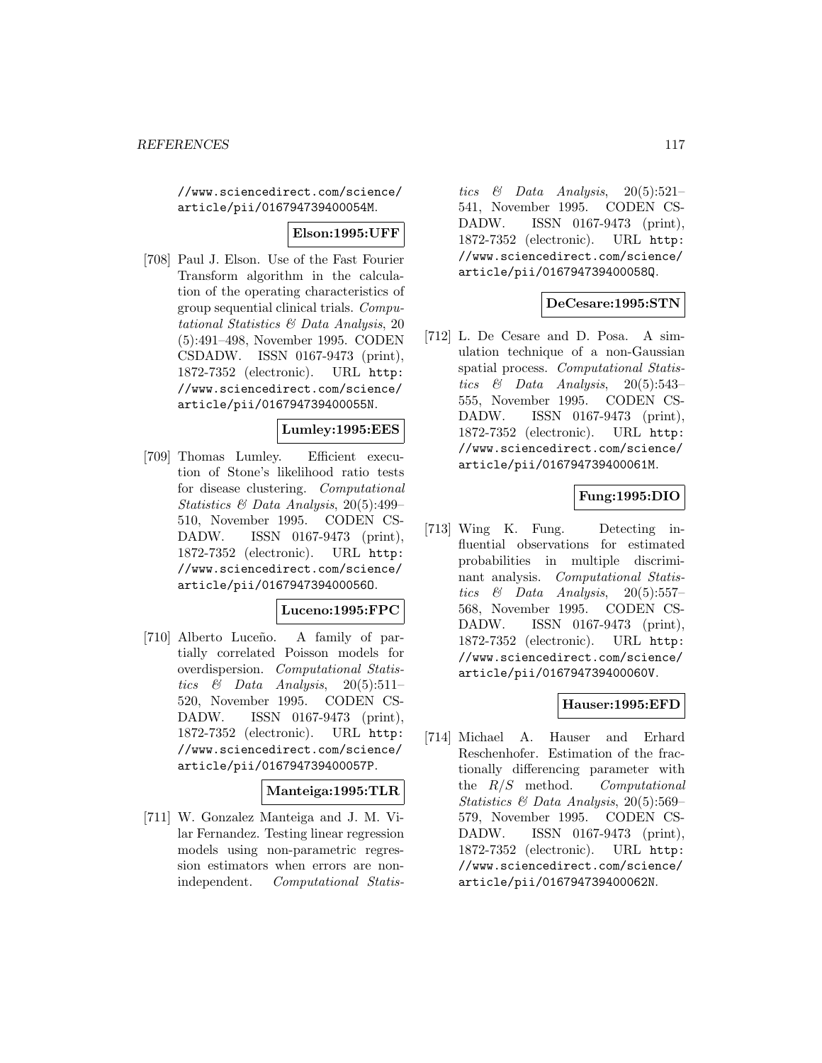//www.sciencedirect.com/science/article/pii/016794739400054M.

**Elson:1995:UFF**

[708] Paul J. Elson. Use of the Fast Fourier Transform algorithm in the calculation of the operating characteristics of group sequential clinical trials. *Computational Statistics & Data Analysis*, 20 (5):491–498, November 1995. CODEN CSDADW. ISSN 0167-9473 (print), 1872-7352 (electronic). URL http://www.sciencedirect.com/science/article/pii/016794739400055N.

**Lumley:1995:EES**

[709] Thomas Lumley. Efficient execution of Stone's likelihood ratio tests for disease clustering. *Computational Statistics & Data Analysis*, 20(5):499–510, November 1995. CODEN CSDADW. ISSN 0167-9473 (print), 1872-7352 (electronic). URL http://www.sciencedirect.com/science/article/pii/016794739400056O.

**Luceno:1995:FPC**

[710] Alberto Luceño. A family of partially correlated Poisson models for overdispersion. *Computational Statistics & Data Analysis*, 20(5):511–520, November 1995. CODEN CSDADW. ISSN 0167-9473 (print), 1872-7352 (electronic). URL http://www.sciencedirect.com/science/article/pii/016794739400057P.

**Manteiga:1995:TLR**

[711] W. Gonzalez Manteiga and J. M. Vilar Fernandez. Testing linear regression models using non-parametric regression estimators when errors are non-independent. *Computational Statistics & Data Analysis*, 20(5):521–541, November 1995. CODEN CSDADW. ISSN 0167-9473 (print), 1872-7352 (electronic). URL http://www.sciencedirect.com/science/article/pii/016794739400058Q.

**DeCesare:1995:STN**

[712] L. De Cesare and D. Posa. A simulation technique of a non-Gaussian spatial process. *Computational Statistics & Data Analysis*, 20(5):543–555, November 1995. CODEN CSDADW. ISSN 0167-9473 (print), 1872-7352 (electronic). URL http://www.sciencedirect.com/science/article/pii/016794739400061M.

**Fung:1995:DIO**

[713] Wing K. Fung. Detecting influential observations for estimated probabilities in multiple discriminant analysis. *Computational Statistics & Data Analysis*, 20(5):557–568, November 1995. CODEN CSDADW. ISSN 0167-9473 (print), 1872-7352 (electronic). URL http://www.sciencedirect.com/science/article/pii/016794739400060V.

**Hauser:1995:EFD**

[714] Michael A. Hauser and Erhard Reschenhofer. Estimation of the fractionally differencing parameter with the $R/S$ method. *Computational Statistics & Data Analysis*, 20(5):569–579, November 1995. CODEN CSDADW. ISSN 0167-9473 (print), 1872-7352 (electronic). URL http://www.sciencedirect.com/science/article/pii/016794739400062N.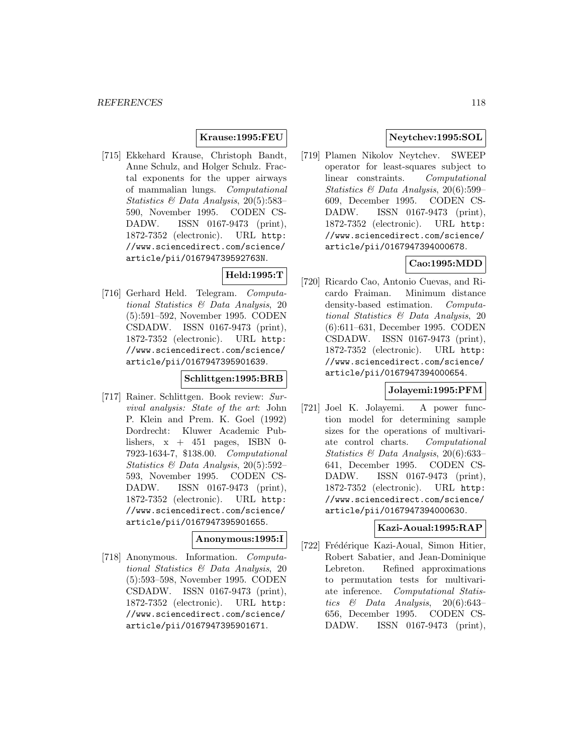**Krause:1995:FEU**

[715] Ekkehard Krause, Christoph Bandt, Anne Schulz, and Holger Schulz. Fractal exponents for the upper airways of mammalian lungs. *Computational Statistics & Data Analysis*, 20(5):583–590, November 1995. CODEN CSDADW. ISSN 0167-9473 (print), 1872-7352 (electronic). URL http://www.sciencedirect.com/science/article/pii/016794739592763N.

**Held:1995:T**

[716] Gerhard Held. Telegram. *Computational Statistics & Data Analysis*, 20 (5):591–592, November 1995. CODEN CSDADW. ISSN 0167-9473 (print), 1872-7352 (electronic). URL http://www.sciencedirect.com/science/article/pii/0167947395901639.

**Schlittgen:1995:BRB**

[717] Rainer. Schlittgen. Book review: *Survival analysis: State of the art*: John P. Klein and Prem. K. Goel (1992) Dordrecht: Kluwer Academic Publishers, x + 451 pages, ISBN 0-7923-1634-7, $138.00. *Computational Statistics & Data Analysis*, 20(5):592–593, November 1995. CODEN CSDADW. ISSN 0167-9473 (print), 1872-7352 (electronic). URL http://www.sciencedirect.com/science/article/pii/0167947395901655.

**Anonymous:1995:I**

[718] Anonymous. Information. *Computational Statistics & Data Analysis*, 20 (5):593–598, November 1995. CODEN CSDADW. ISSN 0167-9473 (print), 1872-7352 (electronic). URL http://www.sciencedirect.com/science/article/pii/0167947395901671.

**Neytchev:1995:SOL**

[719] Plamen Nikolov Neytchev. SWEEP operator for least-squares subject to linear constraints. *Computational Statistics & Data Analysis*, 20(6):599–609, December 1995. CODEN CSDADW. ISSN 0167-9473 (print), 1872-7352 (electronic). URL http://www.sciencedirect.com/science/article/pii/0167947394000678.

**Cao:1995:MDD**

[720] Ricardo Cao, Antonio Cuevas, and Ricardo Fraiman. Minimum distance density-based estimation. *Computational Statistics & Data Analysis*, 20 (6):611–631, December 1995. CODEN CSDADW. ISSN 0167-9473 (print), 1872-7352 (electronic). URL http://www.sciencedirect.com/science/article/pii/0167947394000654.

**Jolayemi:1995:PFM**

[721] Joel K. Jolayemi. A power function model for determining sample sizes for the operations of multivariate control charts. *Computational Statistics & Data Analysis*, 20(6):633–641, December 1995. CODEN CSDADW. ISSN 0167-9473 (print), 1872-7352 (electronic). URL http://www.sciencedirect.com/science/article/pii/0167947394000630.

**Kazi-Aoual:1995:RAP**

[722] Frédérique Kazi-Aoual, Simon Hitier, Robert Sabatier, and Jean-Dominique Lebreton. Refined approximations to permutation tests for multivariate inference. *Computational Statistics & Data Analysis*, 20(6):643–656, December 1995. CODEN CSDADW. ISSN 0167-9473 (print),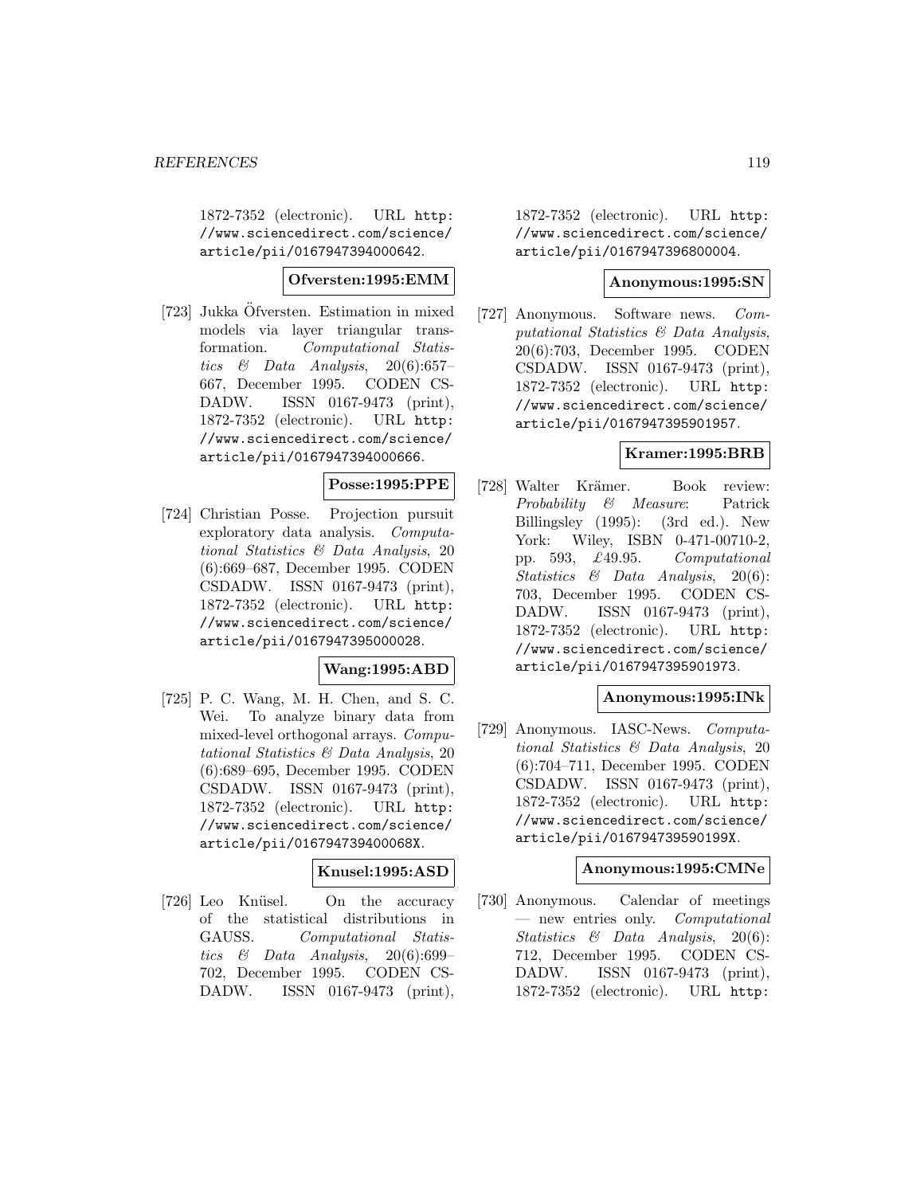1872-7352 (electronic). URL http://www.sciencedirect.com/science/article/pii/0167947394000642.

**Ofversten:1995:EMM**

[723] Jukka Öfversten. Estimation in mixed models via layer triangular transformation. *Computational Statistics & Data Analysis*, 20(6):657–667, December 1995. CODEN CSDADW. ISSN 0167-9473 (print), 1872-7352 (electronic). URL http://www.sciencedirect.com/science/article/pii/0167947394000666.

**Posse:1995:PPE**

[724] Christian Posse. Projection pursuit exploratory data analysis. *Computational Statistics & Data Analysis*, 20 (6):669–687, December 1995. CODEN CSDADW. ISSN 0167-9473 (print), 1872-7352 (electronic). URL http://www.sciencedirect.com/science/article/pii/0167947395000028.

**Wang:1995:ABD**

[725] P. C. Wang, M. H. Chen, and S. C. Wei. To analyze binary data from mixed-level orthogonal arrays. *Computational Statistics & Data Analysis*, 20 (6):689–695, December 1995. CODEN CSDADW. ISSN 0167-9473 (print), 1872-7352 (electronic). URL http://www.sciencedirect.com/science/article/pii/016794739400068X.

**Knusel:1995:ASD**

[726] Leo Knüsel. On the accuracy of the statistical distributions in GAUSS. *Computational Statistics & Data Analysis*, 20(6):699–702, December 1995. CODEN CSDADW. ISSN 0167-9473 (print), 1872-7352 (electronic). URL http://www.sciencedirect.com/science/article/pii/0167947396800004.

**Anonymous:1995:SN**

[727] Anonymous. Software news. *Computational Statistics & Data Analysis*, 20(6):703, December 1995. CODEN CSDADW. ISSN 0167-9473 (print), 1872-7352 (electronic). URL http://www.sciencedirect.com/science/article/pii/0167947395901957.

**Kramer:1995:BRB**

[728] Walter Krämer. Book review: *Probability & Measure*: Patrick Billingsley (1995): (3rd ed.). New York: Wiley, ISBN 0-471-00710-2, pp. 593, £49.95. *Computational Statistics & Data Analysis*, 20(6):703, December 1995. CODEN CSDADW. ISSN 0167-9473 (print), 1872-7352 (electronic). URL http://www.sciencedirect.com/science/article/pii/0167947395901973.

**Anonymous:1995:INk**

[729] Anonymous. IASC-News. *Computational Statistics & Data Analysis*, 20 (6):704–711, December 1995. CODEN CSDADW. ISSN 0167-9473 (print), 1872-7352 (electronic). URL http://www.sciencedirect.com/science/article/pii/016794739590199X.

**Anonymous:1995:CMNe**

[730] Anonymous. Calendar of meetings — new entries only. *Computational Statistics & Data Analysis*, 20(6):712, December 1995. CODEN CSDADW. ISSN 0167-9473 (print), 1872-7352 (electronic). URL http: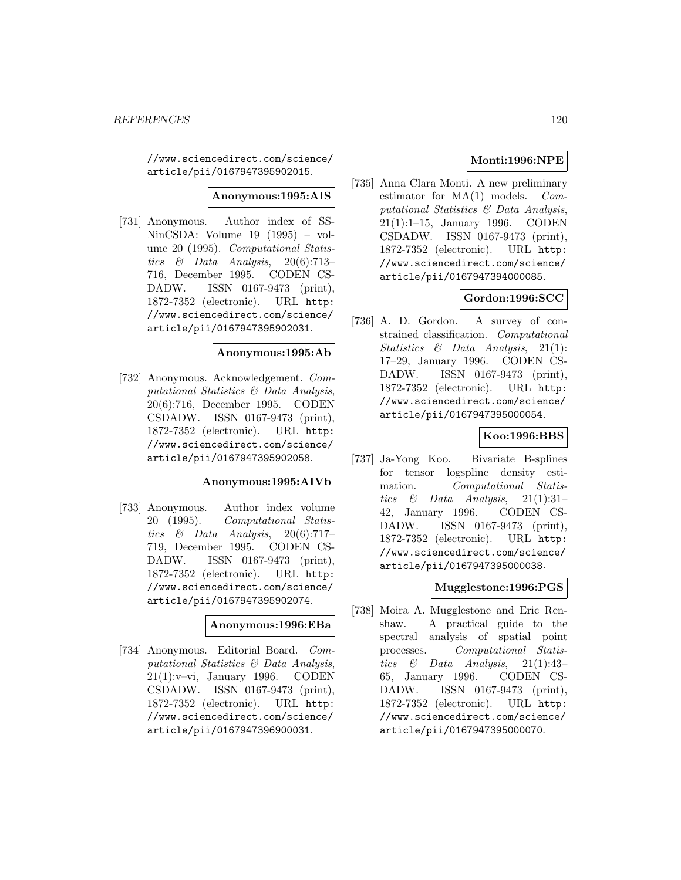//www.sciencedirect.com/science/article/pii/0167947395902015.

**Anonymous:1995:AIS**

[731] Anonymous. Author index of SSNinCSDA: Volume 19 (1995) – volume 20 (1995). *Computational Statistics & Data Analysis*, 20(6):713–716, December 1995. CODEN CSDADW. ISSN 0167-9473 (print), 1872-7352 (electronic). URL http://www.sciencedirect.com/science/article/pii/0167947395902031.

**Anonymous:1995:Ab**

[732] Anonymous. Acknowledgement. *Computational Statistics & Data Analysis*, 20(6):716, December 1995. CODEN CSDADW. ISSN 0167-9473 (print), 1872-7352 (electronic). URL http://www.sciencedirect.com/science/article/pii/0167947395902058.

**Anonymous:1995:AIVb**

[733] Anonymous. Author index volume 20 (1995). *Computational Statistics & Data Analysis*, 20(6):717–719, December 1995. CODEN CSDADW. ISSN 0167-9473 (print), 1872-7352 (electronic). URL http://www.sciencedirect.com/science/article/pii/0167947395902074.

**Anonymous:1996:EBa**

[734] Anonymous. Editorial Board. *Computational Statistics & Data Analysis*, 21(1):v–vi, January 1996. CODEN CSDADW. ISSN 0167-9473 (print), 1872-7352 (electronic). URL http://www.sciencedirect.com/science/article/pii/0167947396900031.

**Monti:1996:NPE**

[735] Anna Clara Monti. A new preliminary estimator for MA(1) models. *Computational Statistics & Data Analysis*, 21(1):1–15, January 1996. CODEN CSDADW. ISSN 0167-9473 (print), 1872-7352 (electronic). URL http://www.sciencedirect.com/science/article/pii/0167947394000085.

**Gordon:1996:SCC**

[736] A. D. Gordon. A survey of constrained classification. *Computational Statistics & Data Analysis*, 21(1):17–29, January 1996. CODEN CSDADW. ISSN 0167-9473 (print), 1872-7352 (electronic). URL http://www.sciencedirect.com/science/article/pii/0167947395000054.

**Koo:1996:BBS**

[737] Ja-Yong Koo. Bivariate B-splines for tensor logspline density estimation. *Computational Statistics & Data Analysis*, 21(1):31–42, January 1996. CODEN CSDADW. ISSN 0167-9473 (print), 1872-7352 (electronic). URL http://www.sciencedirect.com/science/article/pii/0167947395000038.

**Mugglestone:1996:PGS**

[738] Moira A. Mugglestone and Eric Renshaw. A practical guide to the spectral analysis of spatial point processes. *Computational Statistics & Data Analysis*, 21(1):43–65, January 1996. CODEN CSDADW. ISSN 0167-9473 (print), 1872-7352 (electronic). URL http://www.sciencedirect.com/science/article/pii/0167947395000070.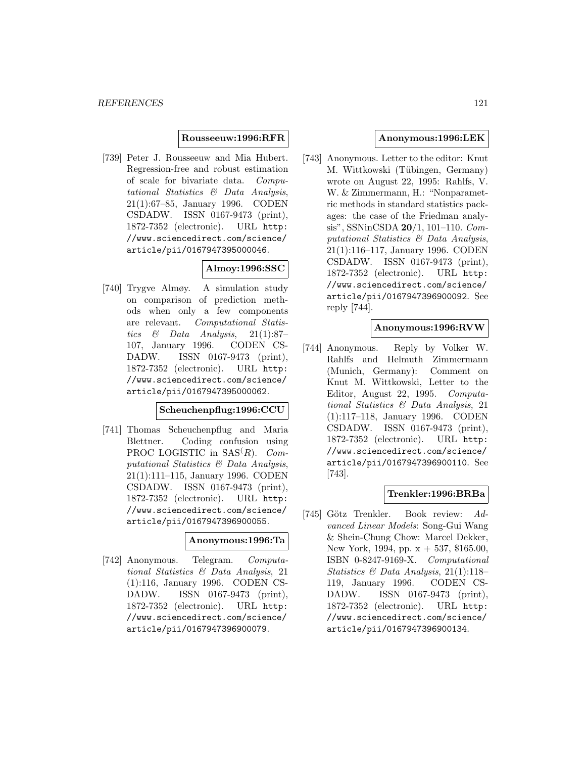**Rousseeuw:1996:RFR**

[739] Peter J. Rousseeuw and Mia Hubert. Regression-free and robust estimation of scale for bivariate data. *Computational Statistics & Data Analysis*, 21(1):67–85, January 1996. CODEN CSDADW. ISSN 0167-9473 (print), 1872-7352 (electronic). URL http://www.sciencedirect.com/science/article/pii/0167947395000046.

**Almoy:1996:SSC**

[740] Trygve Almøy. A simulation study on comparison of prediction methods when only a few components are relevant. *Computational Statistics & Data Analysis*, 21(1):87–107, January 1996. CODEN CSDADW. ISSN 0167-9473 (print), 1872-7352 (electronic). URL http://www.sciencedirect.com/science/article/pii/0167947395000062.

**Scheuchenpflug:1996:CCU**

[741] Thomas Scheuchenpflug and Maria Blettner. Coding confusion using PROC LOGISTIC in SAS$^{(R)}$. *Computational Statistics & Data Analysis*, 21(1):111–115, January 1996. CODEN CSDADW. ISSN 0167-9473 (print), 1872-7352 (electronic). URL http://www.sciencedirect.com/science/article/pii/0167947396900055.

**Anonymous:1996:Ta**

[742] Anonymous. Telegram. *Computational Statistics & Data Analysis*, 21 (1):116, January 1996. CODEN CSDADW. ISSN 0167-9473 (print), 1872-7352 (electronic). URL http://www.sciencedirect.com/science/article/pii/0167947396900079.

**Anonymous:1996:LEK**

[743] Anonymous. Letter to the editor: Knut M. Wittkowski (Tübingen, Germany) wrote on August 22, 1995: Rahlfs, V. W. & Zimmermann, H.: "Nonparametric methods in standard statistics packages: the case of the Friedman analysis", SSNinCSDA **20**/1, 101–110. *Computational Statistics & Data Analysis*, 21(1):116–117, January 1996. CODEN CSDADW. ISSN 0167-9473 (print), 1872-7352 (electronic). URL http://www.sciencedirect.com/science/article/pii/0167947396900092. See reply [744].

**Anonymous:1996:RVW**

[744] Anonymous. Reply by Volker W. Rahlfs and Helmuth Zimmermann (Munich, Germany): Comment on Knut M. Wittkowski, Letter to the Editor, August 22, 1995. *Computational Statistics & Data Analysis*, 21 (1):117–118, January 1996. CODEN CSDADW. ISSN 0167-9473 (print), 1872-7352 (electronic). URL http://www.sciencedirect.com/science/article/pii/0167947396900110. See [743].

**Trenkler:1996:BRBa**

[745] Götz Trenkler. Book review: *Advanced Linear Models*: Song-Gui Wang & Shein-Chung Chow: Marcel Dekker, New York, 1994, pp. x + 537, $165.00, ISBN 0-8247-9169-X. *Computational Statistics & Data Analysis*, 21(1):118–119, January 1996. CODEN CSDADW. ISSN 0167-9473 (print), 1872-7352 (electronic). URL http://www.sciencedirect.com/science/article/pii/0167947396900134.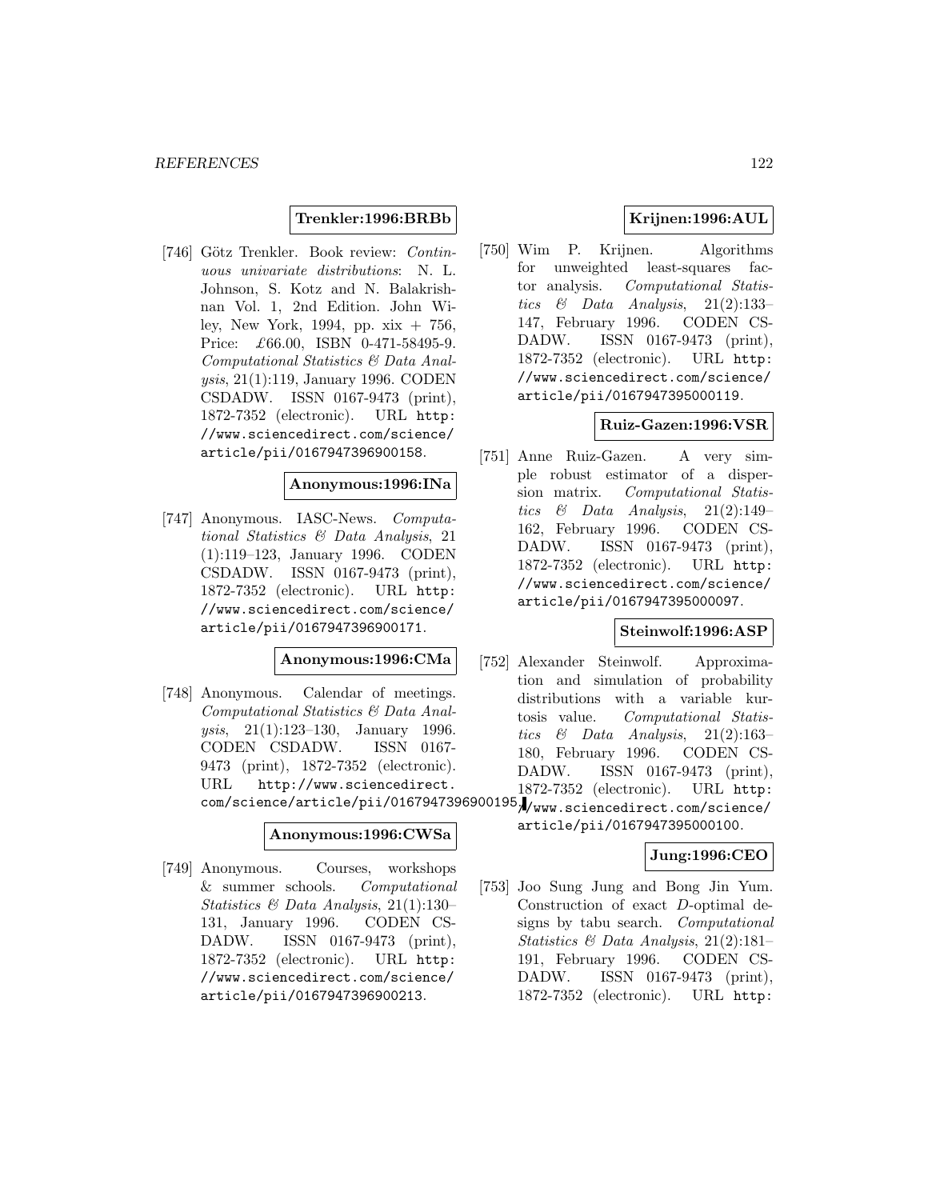**Trenkler:1996:BRBb**

[746] Götz Trenkler. Book review: *Continuous univariate distributions*: N. L. Johnson, S. Kotz and N. Balakrishnan Vol. 1, 2nd Edition. John Wiley, New York, 1994, pp. xix + 756, Price: £66.00, ISBN 0-471-58495-9. *Computational Statistics & Data Analysis*, 21(1):119, January 1996. CODEN CSDADW. ISSN 0167-9473 (print), 1872-7352 (electronic). URL http://www.sciencedirect.com/science/article/pii/0167947396900158.

**Anonymous:1996:INa**

[747] Anonymous. IASC-News. *Computational Statistics & Data Analysis*, 21 (1):119–123, January 1996. CODEN CSDADW. ISSN 0167-9473 (print), 1872-7352 (electronic). URL http://www.sciencedirect.com/science/article/pii/0167947396900171.

**Anonymous:1996:CMa**

[748] Anonymous. Calendar of meetings. *Computational Statistics & Data Analysis*, 21(1):123–130, January 1996. CODEN CSDADW. ISSN 0167-9473 (print), 1872-7352 (electronic). URL http://www.sciencedirect.com/science/article/pii/0167947396900195.

**Anonymous:1996:CWSa**

[749] Anonymous. Courses, workshops & summer schools. *Computational Statistics & Data Analysis*, 21(1):130–131, January 1996. CODEN CSDADW. ISSN 0167-9473 (print), 1872-7352 (electronic). URL http://www.sciencedirect.com/science/article/pii/0167947396900213.

**Krijnen:1996:AUL**

[750] Wim P. Krijnen. Algorithms for unweighted least-squares factor analysis. *Computational Statistics & Data Analysis*, 21(2):133–147, February 1996. CODEN CSDADW. ISSN 0167-9473 (print), 1872-7352 (electronic). URL http://www.sciencedirect.com/science/article/pii/0167947395000119.

**Ruiz-Gazen:1996:VSR**

[751] Anne Ruiz-Gazen. A very simple robust estimator of a dispersion matrix. *Computational Statistics & Data Analysis*, 21(2):149–162, February 1996. CODEN CSDADW. ISSN 0167-9473 (print), 1872-7352 (electronic). URL http://www.sciencedirect.com/science/article/pii/0167947395000097.

**Steinwolf:1996:ASP**

[752] Alexander Steinwolf. Approximation and simulation of probability distributions with a variable kurtosis value. *Computational Statistics & Data Analysis*, 21(2):163–180, February 1996. CODEN CSDADW. ISSN 0167-9473 (print), 1872-7352 (electronic). URL http://www.sciencedirect.com/science/article/pii/0167947395000100.

**Jung:1996:CEO**

[753] Joo Sung Jung and Bong Jin Yum. Construction of exact $D$-optimal designs by tabu search. *Computational Statistics & Data Analysis*, 21(2):181–191, February 1996. CODEN CSDADW. ISSN 0167-9473 (print), 1872-7352 (electronic). URL http: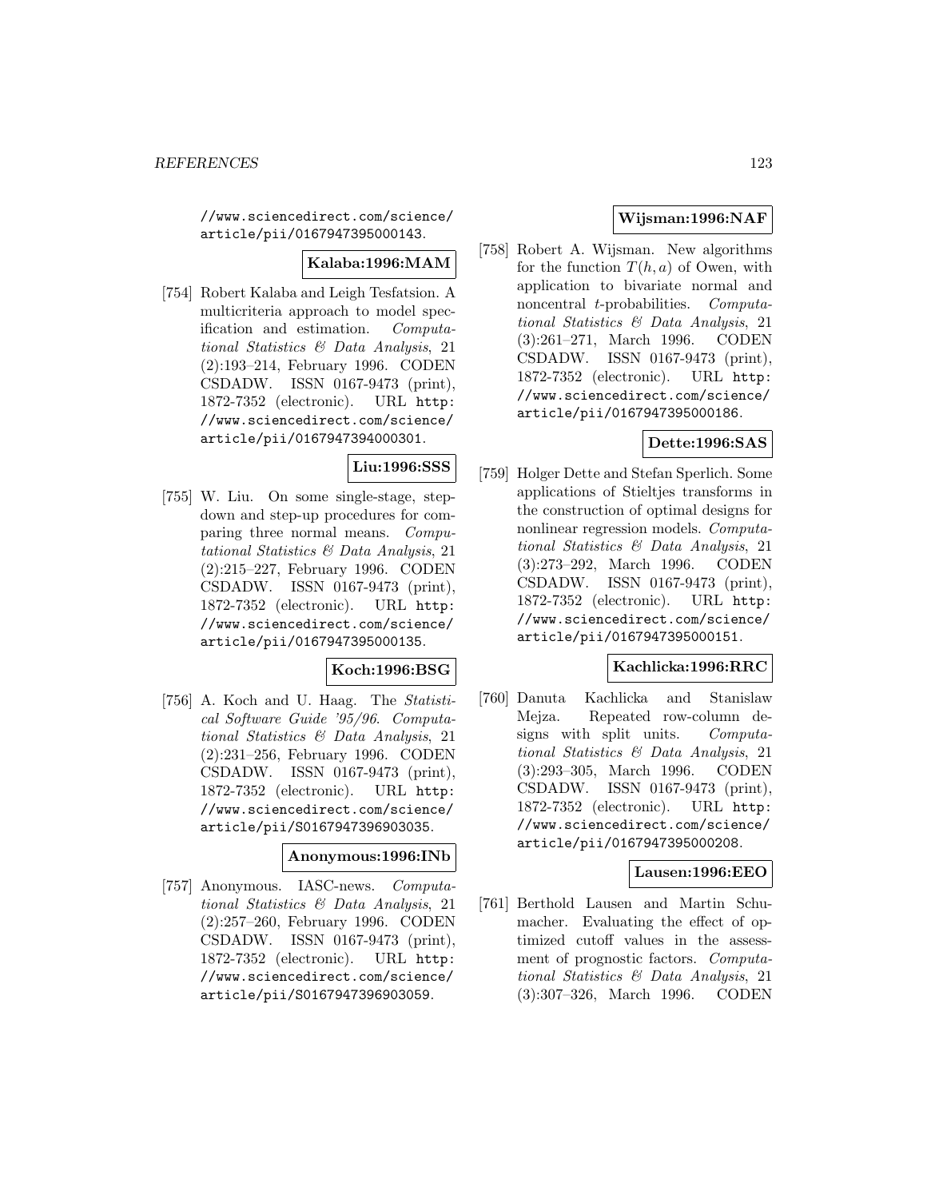//www.sciencedirect.com/science/article/pii/0167947395000143.

**Kalaba:1996:MAM**

[754] Robert Kalaba and Leigh Tesfatsion. A multicriteria approach to model specification and estimation. *Computational Statistics & Data Analysis*, 21 (2):193–214, February 1996. CODEN CSDADW. ISSN 0167-9473 (print), 1872-7352 (electronic). URL http://www.sciencedirect.com/science/article/pii/0167947394000301.

**Liu:1996:SSS**

[755] W. Liu. On some single-stage, step-down and step-up procedures for comparing three normal means. *Computational Statistics & Data Analysis*, 21 (2):215–227, February 1996. CODEN CSDADW. ISSN 0167-9473 (print), 1872-7352 (electronic). URL http://www.sciencedirect.com/science/article/pii/0167947395000135.

**Koch:1996:BSG**

[756] A. Koch and U. Haag. The *Statistical Software Guide '95/96*. *Computational Statistics & Data Analysis*, 21 (2):231–256, February 1996. CODEN CSDADW. ISSN 0167-9473 (print), 1872-7352 (electronic). URL http://www.sciencedirect.com/science/article/pii/S0167947396903035.

**Anonymous:1996:INb**

[757] Anonymous. IASC-news. *Computational Statistics & Data Analysis*, 21 (2):257–260, February 1996. CODEN CSDADW. ISSN 0167-9473 (print), 1872-7352 (electronic). URL http://www.sciencedirect.com/science/article/pii/S0167947396903059.

**Wijsman:1996:NAF**

[758] Robert A. Wijsman. New algorithms for the function $T(h, a)$ of Owen, with application to bivariate normal and noncentral $t$-probabilities. *Computational Statistics & Data Analysis*, 21 (3):261–271, March 1996. CODEN CSDADW. ISSN 0167-9473 (print), 1872-7352 (electronic). URL http://www.sciencedirect.com/science/article/pii/0167947395000186.

**Dette:1996:SAS**

[759] Holger Dette and Stefan Sperlich. Some applications of Stieltjes transforms in the construction of optimal designs for nonlinear regression models. *Computational Statistics & Data Analysis*, 21 (3):273–292, March 1996. CODEN CSDADW. ISSN 0167-9473 (print), 1872-7352 (electronic). URL http://www.sciencedirect.com/science/article/pii/0167947395000151.

**Kachlicka:1996:RRC**

[760] Danuta Kachlicka and Stanislaw Mejza. Repeated row-column designs with split units. *Computational Statistics & Data Analysis*, 21 (3):293–305, March 1996. CODEN CSDADW. ISSN 0167-9473 (print), 1872-7352 (electronic). URL http://www.sciencedirect.com/science/article/pii/0167947395000208.

**Lausen:1996:EEO**

[761] Berthold Lausen and Martin Schumacher. Evaluating the effect of optimized cutoff values in the assessment of prognostic factors. *Computational Statistics & Data Analysis*, 21 (3):307–326, March 1996. CODEN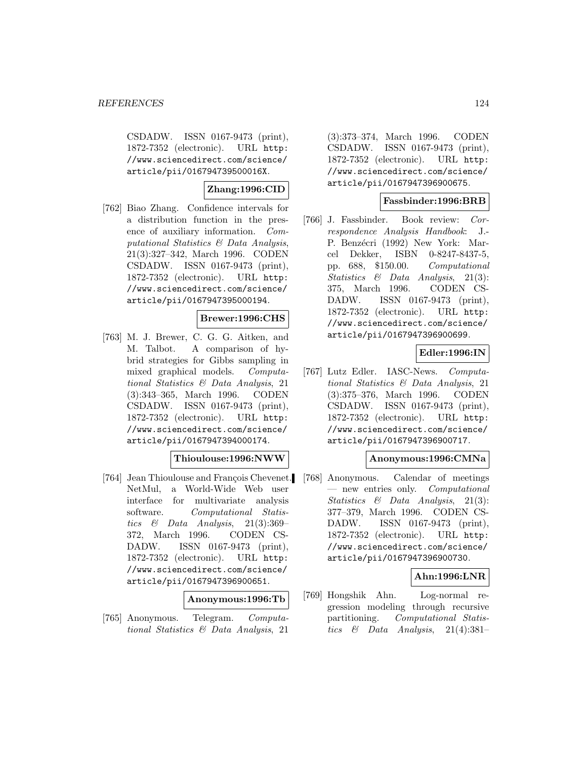CSDADW. ISSN 0167-9473 (print), 1872-7352 (electronic). URL http://www.sciencedirect.com/science/article/pii/016794739500016X.

**Zhang:1996:CID**

[762] Biao Zhang. Confidence intervals for a distribution function in the presence of auxiliary information. *Computational Statistics & Data Analysis*, 21(3):327–342, March 1996. CODEN CSDADW. ISSN 0167-9473 (print), 1872-7352 (electronic). URL http://www.sciencedirect.com/science/article/pii/0167947395000194.

**Brewer:1996:CHS**

[763] M. J. Brewer, C. G. G. Aitken, and M. Talbot. A comparison of hybrid strategies for Gibbs sampling in mixed graphical models. *Computational Statistics & Data Analysis*, 21 (3):343–365, March 1996. CODEN CSDADW. ISSN 0167-9473 (print), 1872-7352 (electronic). URL http://www.sciencedirect.com/science/article/pii/0167947394000174.

**Thioulouse:1996:NWW**

[764] Jean Thioulouse and François Chevenet. NetMul, a World-Wide Web user interface for multivariate analysis software. *Computational Statistics & Data Analysis*, 21(3):369–372, March 1996. CODEN CSDADW. ISSN 0167-9473 (print), 1872-7352 (electronic). URL http://www.sciencedirect.com/science/article/pii/0167947396900651.

**Anonymous:1996:Tb**

[765] Anonymous. Telegram. *Computational Statistics & Data Analysis*, 21 (3):373–374, March 1996. CODEN CSDADW. ISSN 0167-9473 (print), 1872-7352 (electronic). URL http://www.sciencedirect.com/science/article/pii/0167947396900675.

**Fassbinder:1996:BRB**

[766] J. Fassbinder. Book review: *Correspondence Analysis Handbook*: J.-P. Benzécri (1992) New York: Marcel Dekker, ISBN 0-8247-8437-5, pp. 688, \$150.00. *Computational Statistics & Data Analysis*, 21(3): 375, March 1996. CODEN CSDADW. ISSN 0167-9473 (print), 1872-7352 (electronic). URL http://www.sciencedirect.com/science/article/pii/0167947396900699.

**Edler:1996:IN**

[767] Lutz Edler. IASC-News. *Computational Statistics & Data Analysis*, 21 (3):375–376, March 1996. CODEN CSDADW. ISSN 0167-9473 (print), 1872-7352 (electronic). URL http://www.sciencedirect.com/science/article/pii/0167947396900717.

**Anonymous:1996:CMNa**

[768] Anonymous. Calendar of meetings — new entries only. *Computational Statistics & Data Analysis*, 21(3): 377–379, March 1996. CODEN CSDADW. ISSN 0167-9473 (print), 1872-7352 (electronic). URL http://www.sciencedirect.com/science/article/pii/0167947396900730.

**Ahn:1996:LNR**

[769] Hongshik Ahn. Log-normal regression modeling through recursive partitioning. *Computational Statistics & Data Analysis*, 21(4):381–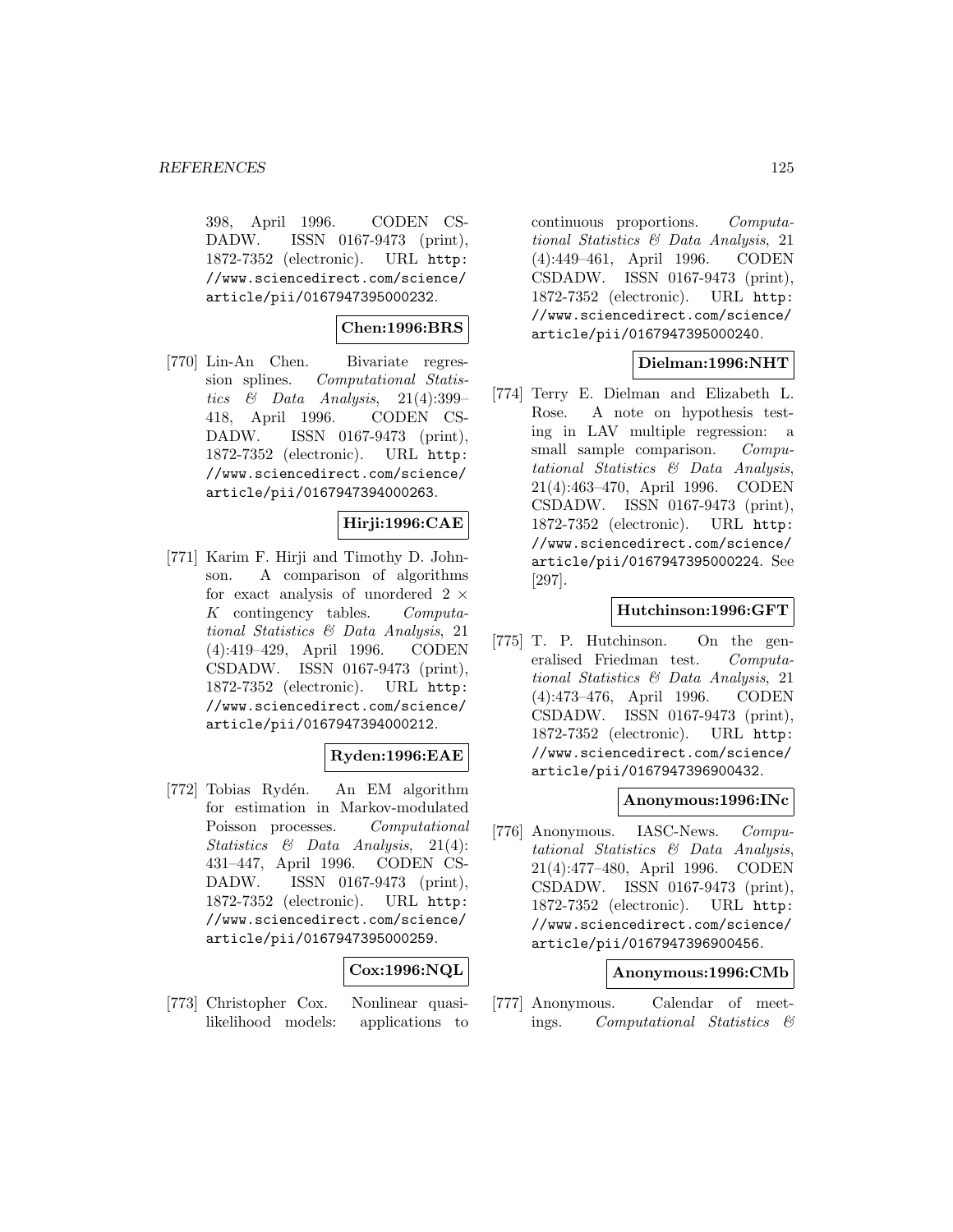398, April 1996. CODEN CSDADW. ISSN 0167-9473 (print), 1872-7352 (electronic). URL http://www.sciencedirect.com/science/article/pii/0167947395000232.

**Chen:1996:BRS**

[770] Lin-An Chen. Bivariate regression splines. *Computational Statistics & Data Analysis*, 21(4):399–418, April 1996. CODEN CSDADW. ISSN 0167-9473 (print), 1872-7352 (electronic). URL http://www.sciencedirect.com/science/article/pii/0167947394000263.

**Hirji:1996:CAE**

[771] Karim F. Hirji and Timothy D. Johnson. A comparison of algorithms for exact analysis of unordered $2 \times K$ contingency tables. *Computational Statistics & Data Analysis*, 21(4):419–429, April 1996. CODEN CSDADW. ISSN 0167-9473 (print), 1872-7352 (electronic). URL http://www.sciencedirect.com/science/article/pii/0167947394000212.

**Ryden:1996:EAE**

[772] Tobias Rydén. An EM algorithm for estimation in Markov-modulated Poisson processes. *Computational Statistics & Data Analysis*, 21(4):431–447, April 1996. CODEN CSDADW. ISSN 0167-9473 (print), 1872-7352 (electronic). URL http://www.sciencedirect.com/science/article/pii/0167947395000259.

**Cox:1996:NQL**

[773] Christopher Cox. Nonlinear quasi-likelihood models: applications to continuous proportions. *Computational Statistics & Data Analysis*, 21(4):449–461, April 1996. CODEN CSDADW. ISSN 0167-9473 (print), 1872-7352 (electronic). URL http://www.sciencedirect.com/science/article/pii/0167947395000240.

**Dielman:1996:NHT**

[774] Terry E. Dielman and Elizabeth L. Rose. A note on hypothesis testing in LAV multiple regression: a small sample comparison. *Computational Statistics & Data Analysis*, 21(4):463–470, April 1996. CODEN CSDADW. ISSN 0167-9473 (print), 1872-7352 (electronic). URL http://www.sciencedirect.com/science/article/pii/0167947395000224. See [297].

**Hutchinson:1996:GFT**

[775] T. P. Hutchinson. On the generalised Friedman test. *Computational Statistics & Data Analysis*, 21(4):473–476, April 1996. CODEN CSDADW. ISSN 0167-9473 (print), 1872-7352 (electronic). URL http://www.sciencedirect.com/science/article/pii/0167947396900432.

**Anonymous:1996:INc**

[776] Anonymous. IASC-News. *Computational Statistics & Data Analysis*, 21(4):477–480, April 1996. CODEN CSDADW. ISSN 0167-9473 (print), 1872-7352 (electronic). URL http://www.sciencedirect.com/science/article/pii/0167947396900456.

**Anonymous:1996:CMb**

[777] Anonymous. Calendar of meetings. *Computational Statistics &*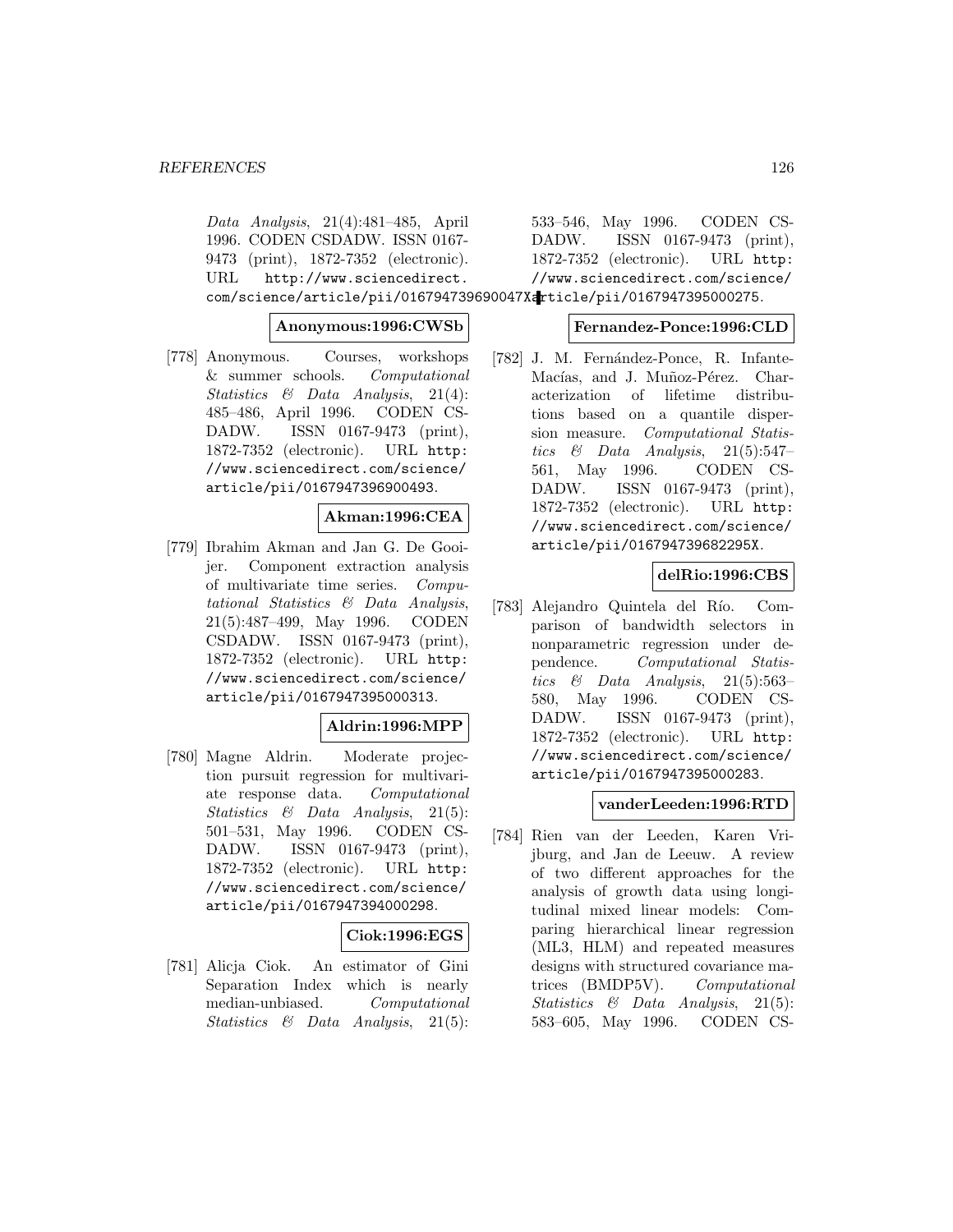*Data Analysis*, 21(4):481–485, April 1996. CODEN CSDADW. ISSN 0167-9473 (print), 1872-7352 (electronic). URL http://www.sciencedirect.com/science/article/pii/016794739690047X.

**Anonymous:1996:CWSb**

[778] Anonymous. Courses, workshops & summer schools. *Computational Statistics & Data Analysis*, 21(4): 485–486, April 1996. CODEN CSDADW. ISSN 0167-9473 (print), 1872-7352 (electronic). URL http://www.sciencedirect.com/science/article/pii/0167947396900493.

**Akman:1996:CEA**

[779] Ibrahim Akman and Jan G. De Gooijer. Component extraction analysis of multivariate time series. *Computational Statistics & Data Analysis*, 21(5):487–499, May 1996. CODEN CSDADW. ISSN 0167-9473 (print), 1872-7352 (electronic). URL http://www.sciencedirect.com/science/article/pii/0167947395000313.

**Aldrin:1996:MPP**

[780] Magne Aldrin. Moderate projection pursuit regression for multivariate response data. *Computational Statistics & Data Analysis*, 21(5): 501–531, May 1996. CODEN CSDADW. ISSN 0167-9473 (print), 1872-7352 (electronic). URL http://www.sciencedirect.com/science/article/pii/0167947394000298.

**Ciok:1996:EGS**

[781] Alicja Ciok. An estimator of Gini Separation Index which is nearly median-unbiased. *Computational Statistics & Data Analysis*, 21(5): 533–546, May 1996. CODEN CSDADW. ISSN 0167-9473 (print), 1872-7352 (electronic). URL http://www.sciencedirect.com/science/article/pii/0167947395000275.

**Fernandez-Ponce:1996:CLD**

[782] J. M. Fernández-Ponce, R. Infante-Macías, and J. Muñoz-Pérez. Characterization of lifetime distributions based on a quantile dispersion measure. *Computational Statistics & Data Analysis*, 21(5):547–561, May 1996. CODEN CSDADW. ISSN 0167-9473 (print), 1872-7352 (electronic). URL http://www.sciencedirect.com/science/article/pii/016794739682295X.

**delRio:1996:CBS**

[783] Alejandro Quintela del Río. Comparison of bandwidth selectors in nonparametric regression under dependence. *Computational Statistics & Data Analysis*, 21(5):563–580, May 1996. CODEN CSDADW. ISSN 0167-9473 (print), 1872-7352 (electronic). URL http://www.sciencedirect.com/science/article/pii/0167947395000283.

**vanderLeeden:1996:RTD**

[784] Rien van der Leeden, Karen Vrijburg, and Jan de Leeuw. A review of two different approaches for the analysis of growth data using longitudinal mixed linear models: Comparing hierarchical linear regression (ML3, HLM) and repeated measures designs with structured covariance matrices (BMDP5V). *Computational Statistics & Data Analysis*, 21(5): 583–605, May 1996. CODEN CS-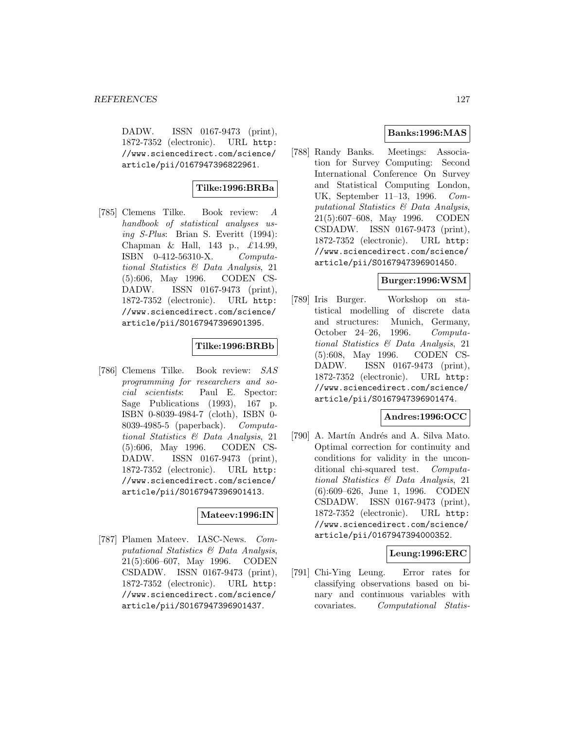DADW. ISSN 0167-9473 (print), 1872-7352 (electronic). URL http://www.sciencedirect.com/science/article/pii/0167947396822961.

**Tilke:1996:BRBa**

[785] Clemens Tilke. Book review: *A handbook of statistical analyses using S-Plus*: Brian S. Everitt (1994): Chapman & Hall, 143 p., £14.99, ISBN 0-412-56310-X. *Computational Statistics & Data Analysis*, 21 (5):606, May 1996. CODEN CSDADW. ISSN 0167-9473 (print), 1872-7352 (electronic). URL http://www.sciencedirect.com/science/article/pii/S0167947396901395.

**Tilke:1996:BRBb**

[786] Clemens Tilke. Book review: *SAS programming for researchers and social scientists*: Paul E. Spector: Sage Publications (1993), 167 p. ISBN 0-8039-4984-7 (cloth), ISBN 0-8039-4985-5 (paperback). *Computational Statistics & Data Analysis*, 21 (5):606, May 1996. CODEN CSDADW. ISSN 0167-9473 (print), 1872-7352 (electronic). URL http://www.sciencedirect.com/science/article/pii/S0167947396901413.

**Mateev:1996:IN**

[787] Plamen Mateev. IASC-News. *Computational Statistics & Data Analysis*, 21(5):606–607, May 1996. CODEN CSDADW. ISSN 0167-9473 (print), 1872-7352 (electronic). URL http://www.sciencedirect.com/science/article/pii/S0167947396901437.

**Banks:1996:MAS**

[788] Randy Banks. Meetings: Association for Survey Computing: Second International Conference On Survey and Statistical Computing London, UK, September 11–13, 1996. *Computational Statistics & Data Analysis*, 21(5):607–608, May 1996. CODEN CSDADW. ISSN 0167-9473 (print), 1872-7352 (electronic). URL http://www.sciencedirect.com/science/article/pii/S0167947396901450.

**Burger:1996:WSM**

[789] Iris Burger. Workshop on statistical modelling of discrete data and structures: Munich, Germany, October 24–26, 1996. *Computational Statistics & Data Analysis*, 21 (5):608, May 1996. CODEN CSDADW. ISSN 0167-9473 (print), 1872-7352 (electronic). URL http://www.sciencedirect.com/science/article/pii/S0167947396901474.

**Andres:1996:OCC**

[790] A. Martín Andrés and A. Silva Mato. Optimal correction for continuity and conditions for validity in the unconditional chi-squared test. *Computational Statistics & Data Analysis*, 21 (6):609–626, June 1, 1996. CODEN CSDADW. ISSN 0167-9473 (print), 1872-7352 (electronic). URL http://www.sciencedirect.com/science/article/pii/0167947394000352.

**Leung:1996:ERC**

[791] Chi-Ying Leung. Error rates for classifying observations based on binary and continuous variables with covariates. *Computational Statis-*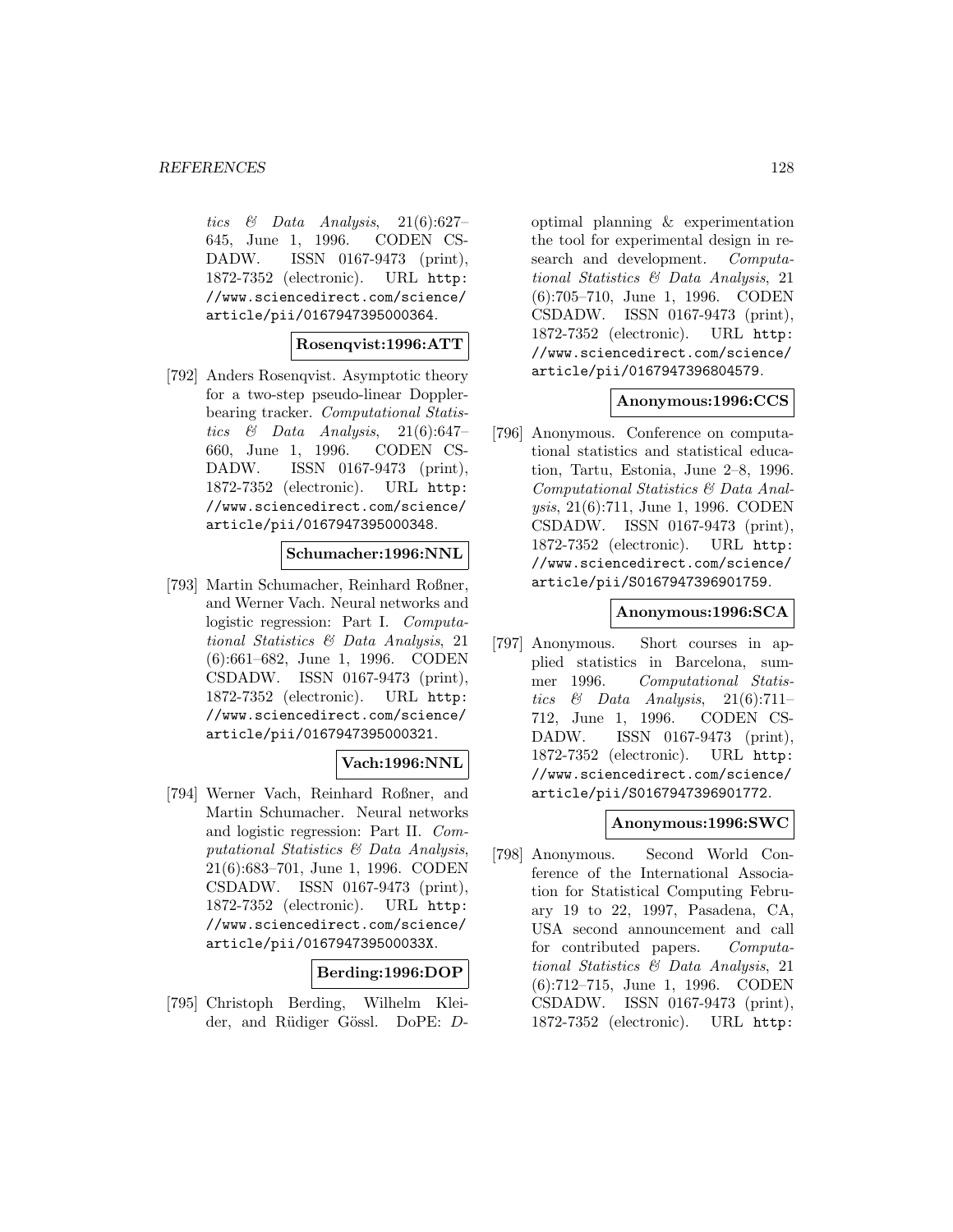*tics & Data Analysis*, 21(6):627–645, June 1, 1996. CODEN CSDADW. ISSN 0167-9473 (print), 1872-7352 (electronic). URL http://www.sciencedirect.com/science/article/pii/0167947395000364.

**Rosenqvist:1996:ATT**

[792] Anders Rosenqvist. Asymptotic theory for a two-step pseudo-linear Doppler-bearing tracker. *Computational Statistics & Data Analysis*, 21(6):647–660, June 1, 1996. CODEN CSDADW. ISSN 0167-9473 (print), 1872-7352 (electronic). URL http://www.sciencedirect.com/science/article/pii/0167947395000348.

**Schumacher:1996:NNL**

[793] Martin Schumacher, Reinhard Roßner, and Werner Vach. Neural networks and logistic regression: Part I. *Computational Statistics & Data Analysis*, 21 (6):661–682, June 1, 1996. CODEN CSDADW. ISSN 0167-9473 (print), 1872-7352 (electronic). URL http://www.sciencedirect.com/science/article/pii/0167947395000321.

**Vach:1996:NNL**

[794] Werner Vach, Reinhard Roßner, and Martin Schumacher. Neural networks and logistic regression: Part II. *Computational Statistics & Data Analysis*, 21(6):683–701, June 1, 1996. CODEN CSDADW. ISSN 0167-9473 (print), 1872-7352 (electronic). URL http://www.sciencedirect.com/science/article/pii/016794739500033X.

**Berding:1996:DOP**

[795] Christoph Berding, Wilhelm Kleider, and Rüdiger Gössl. DoPE: D-optimal planning & experimentation the tool for experimental design in research and development. *Computational Statistics & Data Analysis*, 21 (6):705–710, June 1, 1996. CODEN CSDADW. ISSN 0167-9473 (print), 1872-7352 (electronic). URL http://www.sciencedirect.com/science/article/pii/0167947396804579.

**Anonymous:1996:CCS**

[796] Anonymous. Conference on computational statistics and statistical education, Tartu, Estonia, June 2–8, 1996. *Computational Statistics & Data Analysis*, 21(6):711, June 1, 1996. CODEN CSDADW. ISSN 0167-9473 (print), 1872-7352 (electronic). URL http://www.sciencedirect.com/science/article/pii/S0167947396901759.

**Anonymous:1996:SCA**

[797] Anonymous. Short courses in applied statistics in Barcelona, summer 1996. *Computational Statistics & Data Analysis*, 21(6):711–712, June 1, 1996. CODEN CSDADW. ISSN 0167-9473 (print), 1872-7352 (electronic). URL http://www.sciencedirect.com/science/article/pii/S0167947396901772.

**Anonymous:1996:SWC**

[798] Anonymous. Second World Conference of the International Association for Statistical Computing February 19 to 22, 1997, Pasadena, CA, USA second announcement and call for contributed papers. *Computational Statistics & Data Analysis*, 21 (6):712–715, June 1, 1996. CODEN CSDADW. ISSN 0167-9473 (print), 1872-7352 (electronic). URL http: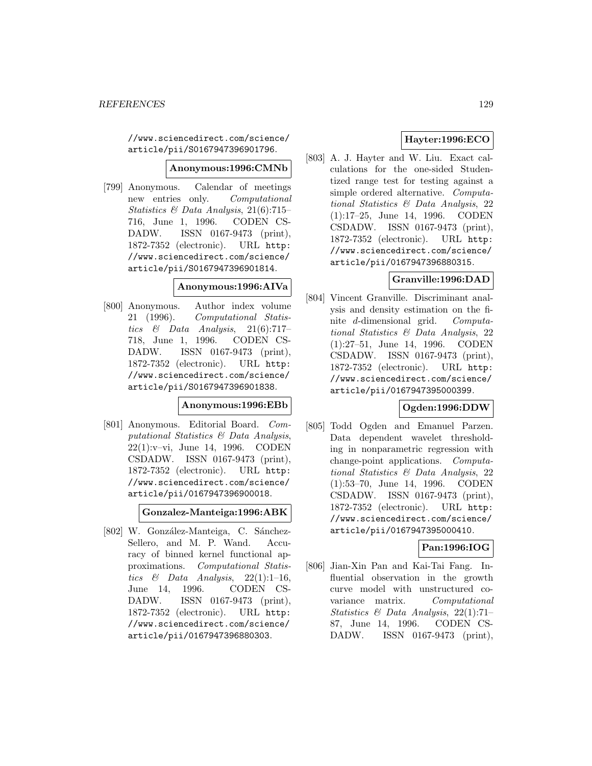//www.sciencedirect.com/science/article/pii/S0167947396901796.

**Anonymous:1996:CMNb**

[799] Anonymous. Calendar of meetings new entries only. *Computational Statistics & Data Analysis*, 21(6):715–716, June 1, 1996. CODEN CSDADW. ISSN 0167-9473 (print), 1872-7352 (electronic). URL http://www.sciencedirect.com/science/article/pii/S0167947396901814.

**Anonymous:1996:AIVa**

[800] Anonymous. Author index volume 21 (1996). *Computational Statistics & Data Analysis*, 21(6):717–718, June 1, 1996. CODEN CSDADW. ISSN 0167-9473 (print), 1872-7352 (electronic). URL http://www.sciencedirect.com/science/article/pii/S0167947396901838.

**Anonymous:1996:EBb**

[801] Anonymous. Editorial Board. *Computational Statistics & Data Analysis*, 22(1):v–vi, June 14, 1996. CODEN CSDADW. ISSN 0167-9473 (print), 1872-7352 (electronic). URL http://www.sciencedirect.com/science/article/pii/0167947396900018.

**Gonzalez-Manteiga:1996:ABK**

[802] W. González-Manteiga, C. Sánchez-Sellero, and M. P. Wand. Accuracy of binned kernel functional approximations. *Computational Statistics & Data Analysis*, 22(1):1–16, June 14, 1996. CODEN CSDADW. ISSN 0167-9473 (print), 1872-7352 (electronic). URL http://www.sciencedirect.com/science/article/pii/0167947396880303.

**Hayter:1996:ECO**

[803] A. J. Hayter and W. Liu. Exact calculations for the one-sided Studentized range test for testing against a simple ordered alternative. *Computational Statistics & Data Analysis*, 22(1):17–25, June 14, 1996. CODEN CSDADW. ISSN 0167-9473 (print), 1872-7352 (electronic). URL http://www.sciencedirect.com/science/article/pii/0167947396880315.

**Granville:1996:DAD**

[804] Vincent Granville. Discriminant analysis and density estimation on the finite $d$-dimensional grid. *Computational Statistics & Data Analysis*, 22(1):27–51, June 14, 1996. CODEN CSDADW. ISSN 0167-9473 (print), 1872-7352 (electronic). URL http://www.sciencedirect.com/science/article/pii/0167947395000399.

**Ogden:1996:DDW**

[805] Todd Ogden and Emanuel Parzen. Data dependent wavelet thresholding in nonparametric regression with change-point applications. *Computational Statistics & Data Analysis*, 22(1):53–70, June 14, 1996. CODEN CSDADW. ISSN 0167-9473 (print), 1872-7352 (electronic). URL http://www.sciencedirect.com/science/article/pii/0167947395000410.

**Pan:1996:IOG**

[806] Jian-Xin Pan and Kai-Tai Fang. Influential observation in the growth curve model with unstructured covariance matrix. *Computational Statistics & Data Analysis*, 22(1):71–87, June 14, 1996. CODEN CSDADW. ISSN 0167-9473 (print),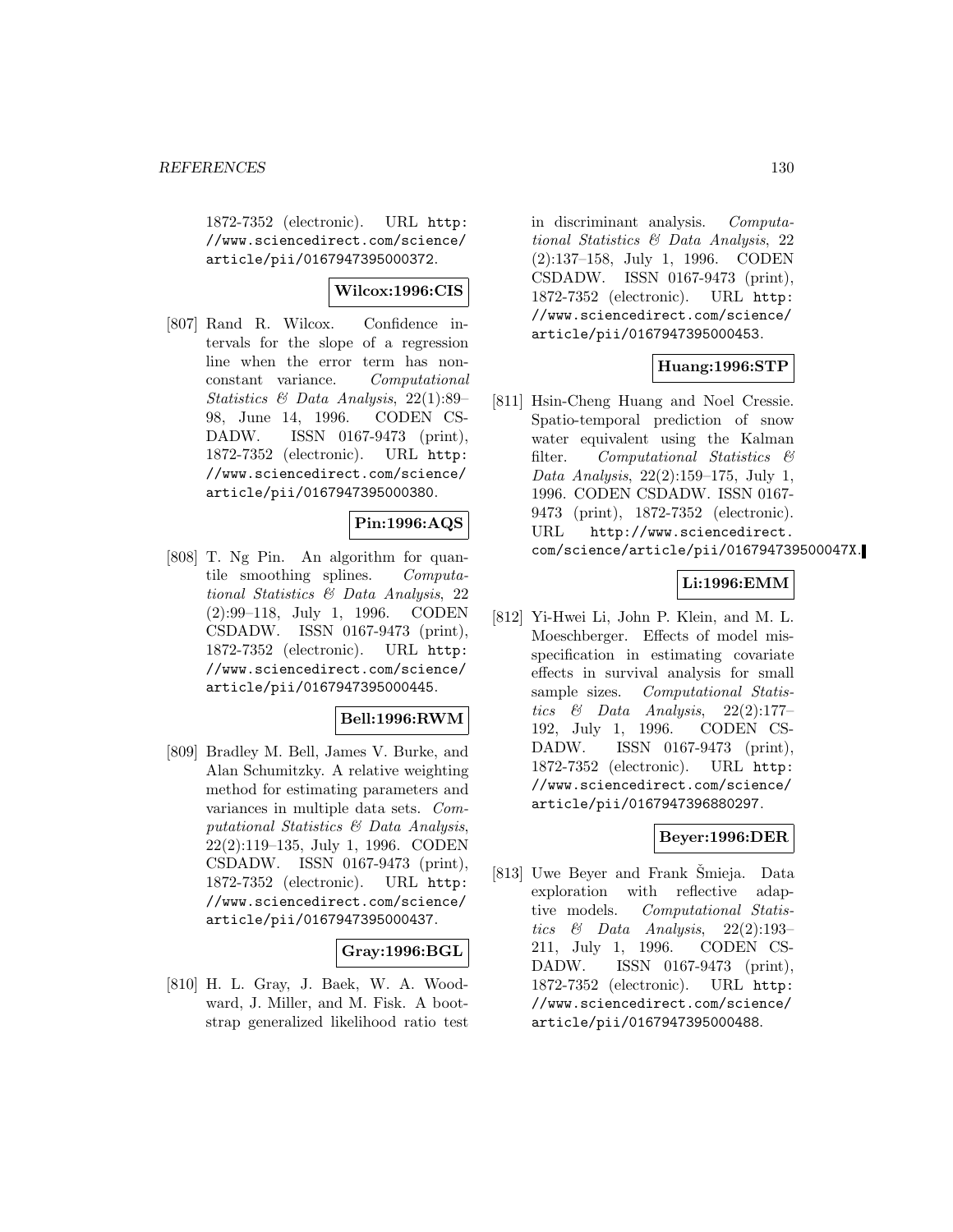1872-7352 (electronic). URL http://www.sciencedirect.com/science/article/pii/0167947395000372.

**Wilcox:1996:CIS**

[807] Rand R. Wilcox. Confidence intervals for the slope of a regression line when the error term has nonconstant variance. *Computational Statistics & Data Analysis*, 22(1):89–98, June 14, 1996. CODEN CSDADW. ISSN 0167-9473 (print), 1872-7352 (electronic). URL http://www.sciencedirect.com/science/article/pii/0167947395000380.

**Pin:1996:AQS**

[808] T. Ng Pin. An algorithm for quantile smoothing splines. *Computational Statistics & Data Analysis*, 22 (2):99–118, July 1, 1996. CODEN CSDADW. ISSN 0167-9473 (print), 1872-7352 (electronic). URL http://www.sciencedirect.com/science/article/pii/0167947395000445.

**Bell:1996:RWM**

[809] Bradley M. Bell, James V. Burke, and Alan Schumitzky. A relative weighting method for estimating parameters and variances in multiple data sets. *Computational Statistics & Data Analysis*, 22(2):119–135, July 1, 1996. CODEN CSDADW. ISSN 0167-9473 (print), 1872-7352 (electronic). URL http://www.sciencedirect.com/science/article/pii/0167947395000437.

**Gray:1996:BGL**

[810] H. L. Gray, J. Baek, W. A. Woodward, J. Miller, and M. Fisk. A bootstrap generalized likelihood ratio test in discriminant analysis. *Computational Statistics & Data Analysis*, 22 (2):137–158, July 1, 1996. CODEN CSDADW. ISSN 0167-9473 (print), 1872-7352 (electronic). URL http://www.sciencedirect.com/science/article/pii/0167947395000453.

**Huang:1996:STP**

[811] Hsin-Cheng Huang and Noel Cressie. Spatio-temporal prediction of snow water equivalent using the Kalman filter. *Computational Statistics & Data Analysis*, 22(2):159–175, July 1, 1996. CODEN CSDADW. ISSN 0167-9473 (print), 1872-7352 (electronic). URL http://www.sciencedirect.com/science/article/pii/016794739500047X.

**Li:1996:EMM**

[812] Yi-Hwei Li, John P. Klein, and M. L. Moeschberger. Effects of model misspecification in estimating covariate effects in survival analysis for small sample sizes. *Computational Statistics & Data Analysis*, 22(2):177–192, July 1, 1996. CODEN CSDADW. ISSN 0167-9473 (print), 1872-7352 (electronic). URL http://www.sciencedirect.com/science/article/pii/0167947396880297.

**Beyer:1996:DER**

[813] Uwe Beyer and Frank Šmieja. Data exploration with reflective adaptive models. *Computational Statistics & Data Analysis*, 22(2):193–211, July 1, 1996. CODEN CSDADW. ISSN 0167-9473 (print), 1872-7352 (electronic). URL http://www.sciencedirect.com/science/article/pii/0167947395000488.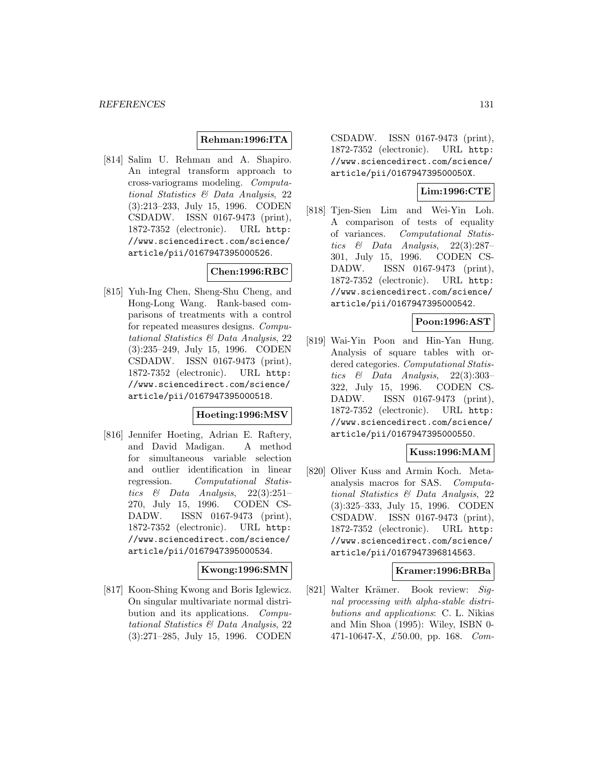**Rehman:1996:ITA**

[814] Salim U. Rehman and A. Shapiro. An integral transform approach to cross-variograms modeling. *Computational Statistics & Data Analysis*, 22 (3):213–233, July 15, 1996. CODEN CSDADW. ISSN 0167-9473 (print), 1872-7352 (electronic). URL http://www.sciencedirect.com/science/article/pii/0167947395000526.

**Chen:1996:RBC**

[815] Yuh-Ing Chen, Sheng-Shu Cheng, and Hong-Long Wang. Rank-based comparisons of treatments with a control for repeated measures designs. *Computational Statistics & Data Analysis*, 22 (3):235–249, July 15, 1996. CODEN CSDADW. ISSN 0167-9473 (print), 1872-7352 (electronic). URL http://www.sciencedirect.com/science/article/pii/0167947395000518.

**Hoeting:1996:MSV**

[816] Jennifer Hoeting, Adrian E. Raftery, and David Madigan. A method for simultaneous variable selection and outlier identification in linear regression. *Computational Statistics & Data Analysis*, 22(3):251–270, July 15, 1996. CODEN CSDADW. ISSN 0167-9473 (print), 1872-7352 (electronic). URL http://www.sciencedirect.com/science/article/pii/0167947395000534.

**Kwong:1996:SMN**

[817] Koon-Shing Kwong and Boris Iglewicz. On singular multivariate normal distribution and its applications. *Computational Statistics & Data Analysis*, 22 (3):271–285, July 15, 1996. CODEN CSDADW. ISSN 0167-9473 (print), 1872-7352 (electronic). URL http://www.sciencedirect.com/science/article/pii/016794739500050X.

**Lim:1996:CTE**

[818] Tjen-Sien Lim and Wei-Yin Loh. A comparison of tests of equality of variances. *Computational Statistics & Data Analysis*, 22(3):287–301, July 15, 1996. CODEN CSDADW. ISSN 0167-9473 (print), 1872-7352 (electronic). URL http://www.sciencedirect.com/science/article/pii/0167947395000542.

**Poon:1996:AST**

[819] Wai-Yin Poon and Hin-Yan Hung. Analysis of square tables with ordered categories. *Computational Statistics & Data Analysis*, 22(3):303–322, July 15, 1996. CODEN CSDADW. ISSN 0167-9473 (print), 1872-7352 (electronic). URL http://www.sciencedirect.com/science/article/pii/0167947395000550.

**Kuss:1996:MAM**

[820] Oliver Kuss and Armin Koch. Meta-analysis macros for SAS. *Computational Statistics & Data Analysis*, 22 (3):325–333, July 15, 1996. CODEN CSDADW. ISSN 0167-9473 (print), 1872-7352 (electronic). URL http://www.sciencedirect.com/science/article/pii/0167947396814563.

**Kramer:1996:BRBa**

[821] Walter Krämer. Book review: *Signal processing with alpha-stable distributions and applications*: C. L. Nikias and Min Shoa (1995): Wiley, ISBN 0-471-10647-X, £50.00, pp. 168. *Com-*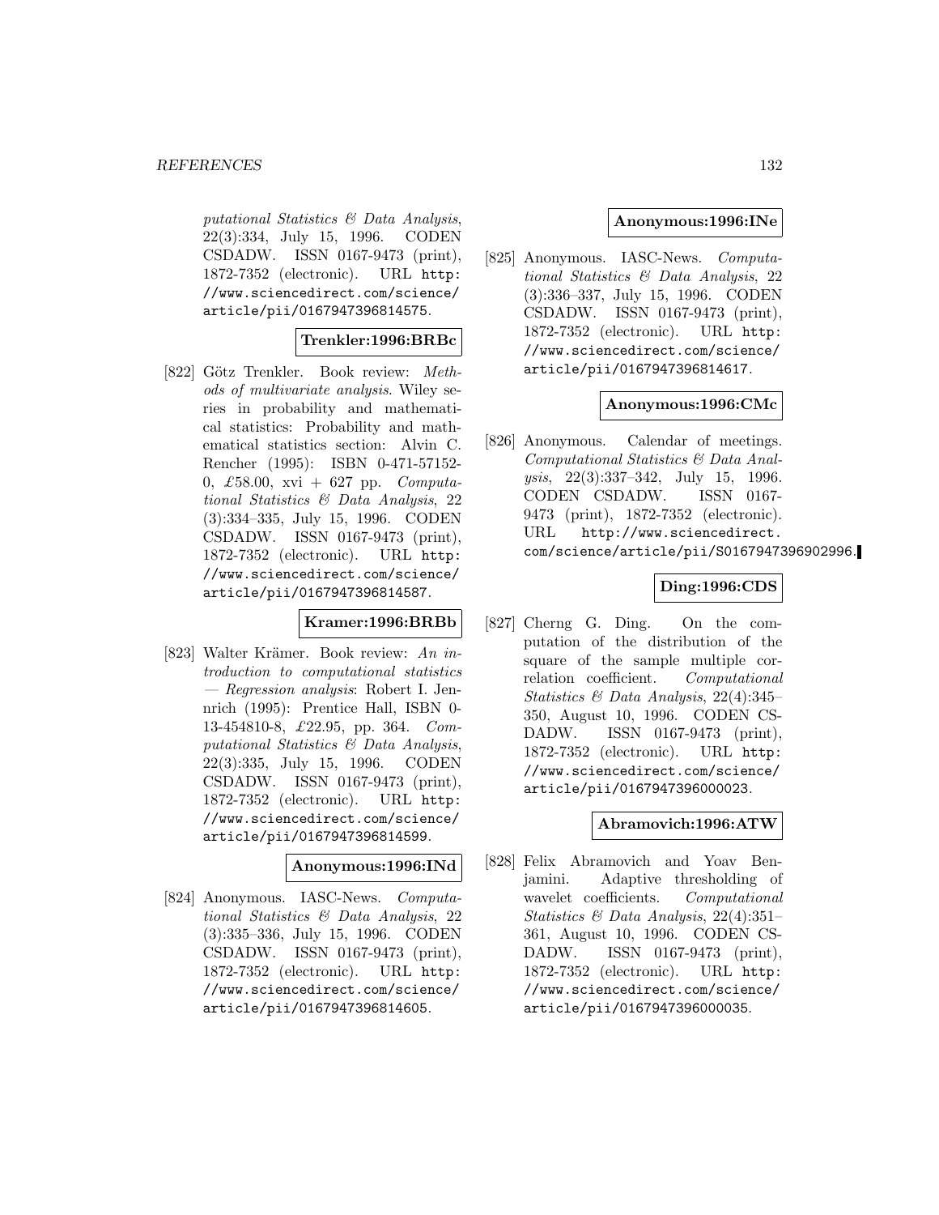*putational Statistics & Data Analysis*, 22(3):334, July 15, 1996. CODEN CSDADW. ISSN 0167-9473 (print), 1872-7352 (electronic). URL http://www.sciencedirect.com/science/article/pii/0167947396814575.

**Trenkler:1996:BRBc**

[822] Götz Trenkler. Book review: *Methods of multivariate analysis*. Wiley series in probability and mathematical statistics: Probability and mathematical statistics section: Alvin C. Rencher (1995): ISBN 0-471-57152-0, £58.00, xvi + 627 pp. *Computational Statistics & Data Analysis*, 22 (3):334–335, July 15, 1996. CODEN CSDADW. ISSN 0167-9473 (print), 1872-7352 (electronic). URL http://www.sciencedirect.com/science/article/pii/0167947396814587.

**Kramer:1996:BRBb**

[823] Walter Krämer. Book review: *An introduction to computational statistics — Regression analysis*: Robert I. Jennrich (1995): Prentice Hall, ISBN 0-13-454810-8, £22.95, pp. 364. *Computational Statistics & Data Analysis*, 22(3):335, July 15, 1996. CODEN CSDADW. ISSN 0167-9473 (print), 1872-7352 (electronic). URL http://www.sciencedirect.com/science/article/pii/0167947396814599.

**Anonymous:1996:INd**

[824] Anonymous. IASC-News. *Computational Statistics & Data Analysis*, 22 (3):335–336, July 15, 1996. CODEN CSDADW. ISSN 0167-9473 (print), 1872-7352 (electronic). URL http://www.sciencedirect.com/science/article/pii/0167947396814605.

**Anonymous:1996:INe**

[825] Anonymous. IASC-News. *Computational Statistics & Data Analysis*, 22 (3):336–337, July 15, 1996. CODEN CSDADW. ISSN 0167-9473 (print), 1872-7352 (electronic). URL http://www.sciencedirect.com/science/article/pii/0167947396814617.

**Anonymous:1996:CMc**

[826] Anonymous. Calendar of meetings. *Computational Statistics & Data Analysis*, 22(3):337–342, July 15, 1996. CODEN CSDADW. ISSN 0167-9473 (print), 1872-7352 (electronic). URL http://www.sciencedirect.com/science/article/pii/S0167947396902996.

**Ding:1996:CDS**

[827] Cherng G. Ding. On the computation of the distribution of the square of the sample multiple correlation coefficient. *Computational Statistics & Data Analysis*, 22(4):345–350, August 10, 1996. CODEN CSDADW. ISSN 0167-9473 (print), 1872-7352 (electronic). URL http://www.sciencedirect.com/science/article/pii/0167947396000023.

**Abramovich:1996:ATW**

[828] Felix Abramovich and Yoav Benjamini. Adaptive thresholding of wavelet coefficients. *Computational Statistics & Data Analysis*, 22(4):351–361, August 10, 1996. CODEN CSDADW. ISSN 0167-9473 (print), 1872-7352 (electronic). URL http://www.sciencedirect.com/science/article/pii/0167947396000035.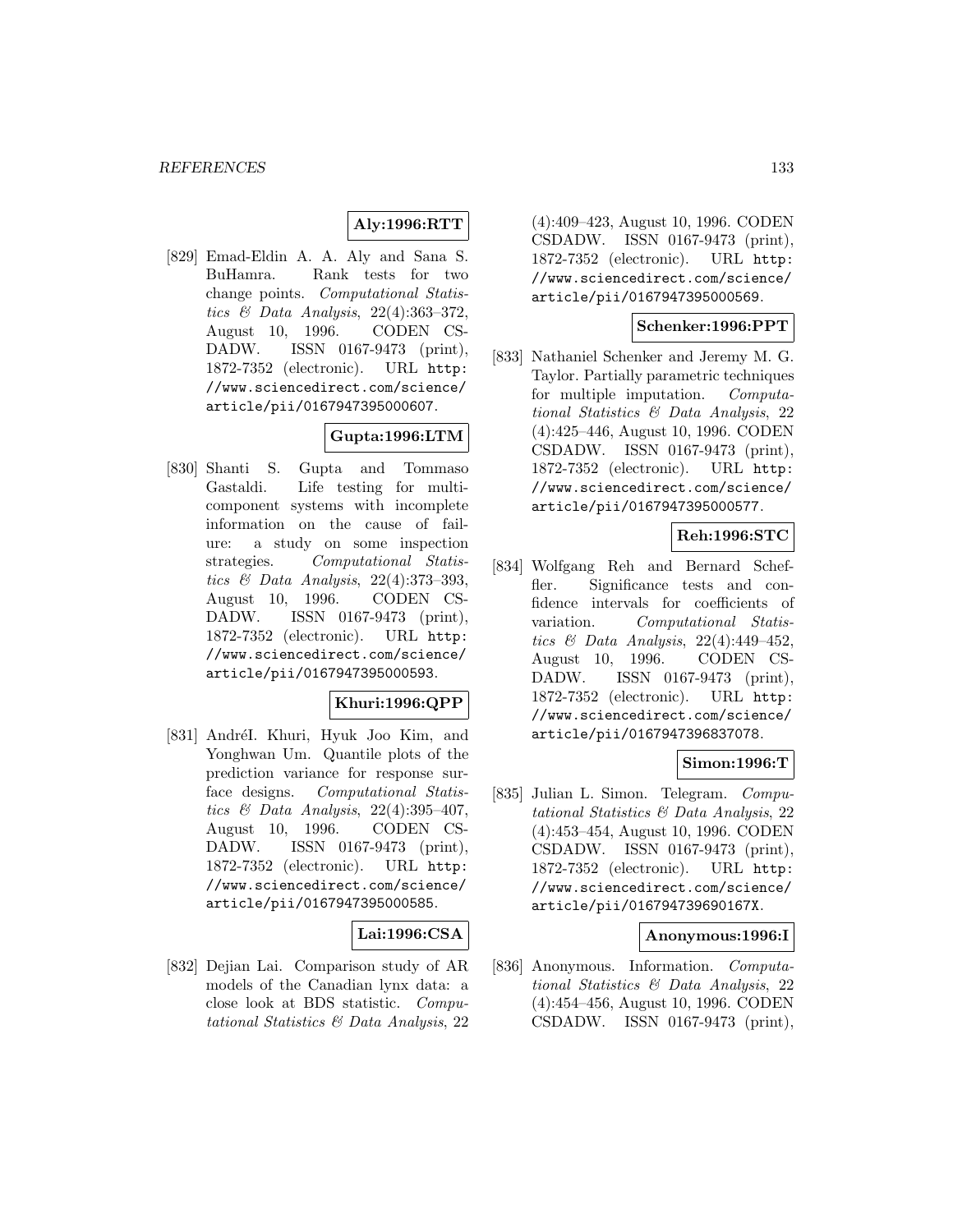**Aly:1996:RTT**

[829] Emad-Eldin A. A. Aly and Sana S. BuHamra. Rank tests for two change points. *Computational Statistics & Data Analysis*, 22(4):363–372, August 10, 1996. CODEN CSDADW. ISSN 0167-9473 (print), 1872-7352 (electronic). URL http://www.sciencedirect.com/science/article/pii/0167947395000607.

**Gupta:1996:LTM**

[830] Shanti S. Gupta and Tommaso Gastaldi. Life testing for multicomponent systems with incomplete information on the cause of failure: a study on some inspection strategies. *Computational Statistics & Data Analysis*, 22(4):373–393, August 10, 1996. CODEN CSDADW. ISSN 0167-9473 (print), 1872-7352 (electronic). URL http://www.sciencedirect.com/science/article/pii/0167947395000593.

**Khuri:1996:QPP**

[831] AndréI. Khuri, Hyuk Joo Kim, and Yonghwan Um. Quantile plots of the prediction variance for response surface designs. *Computational Statistics & Data Analysis*, 22(4):395–407, August 10, 1996. CODEN CSDADW. ISSN 0167-9473 (print), 1872-7352 (electronic). URL http://www.sciencedirect.com/science/article/pii/0167947395000585.

**Lai:1996:CSA**

[832] Dejian Lai. Comparison study of AR models of the Canadian lynx data: a close look at BDS statistic. *Computational Statistics & Data Analysis*, 22(4):409–423, August 10, 1996. CODEN CSDADW. ISSN 0167-9473 (print), 1872-7352 (electronic). URL http://www.sciencedirect.com/science/article/pii/0167947395000569.

**Schenker:1996:PPT**

[833] Nathaniel Schenker and Jeremy M. G. Taylor. Partially parametric techniques for multiple imputation. *Computational Statistics & Data Analysis*, 22(4):425–446, August 10, 1996. CODEN CSDADW. ISSN 0167-9473 (print), 1872-7352 (electronic). URL http://www.sciencedirect.com/science/article/pii/0167947395000577.

**Reh:1996:STC**

[834] Wolfgang Reh and Bernard Scheffler. Significance tests and confidence intervals for coefficients of variation. *Computational Statistics & Data Analysis*, 22(4):449–452, August 10, 1996. CODEN CSDADW. ISSN 0167-9473 (print), 1872-7352 (electronic). URL http://www.sciencedirect.com/science/article/pii/0167947396837078.

**Simon:1996:T**

[835] Julian L. Simon. Telegram. *Computational Statistics & Data Analysis*, 22(4):453–454, August 10, 1996. CODEN CSDADW. ISSN 0167-9473 (print), 1872-7352 (electronic). URL http://www.sciencedirect.com/science/article/pii/016794739690167X.

**Anonymous:1996:I**

[836] Anonymous. Information. *Computational Statistics & Data Analysis*, 22(4):454–456, August 10, 1996. CODEN CSDADW. ISSN 0167-9473 (print),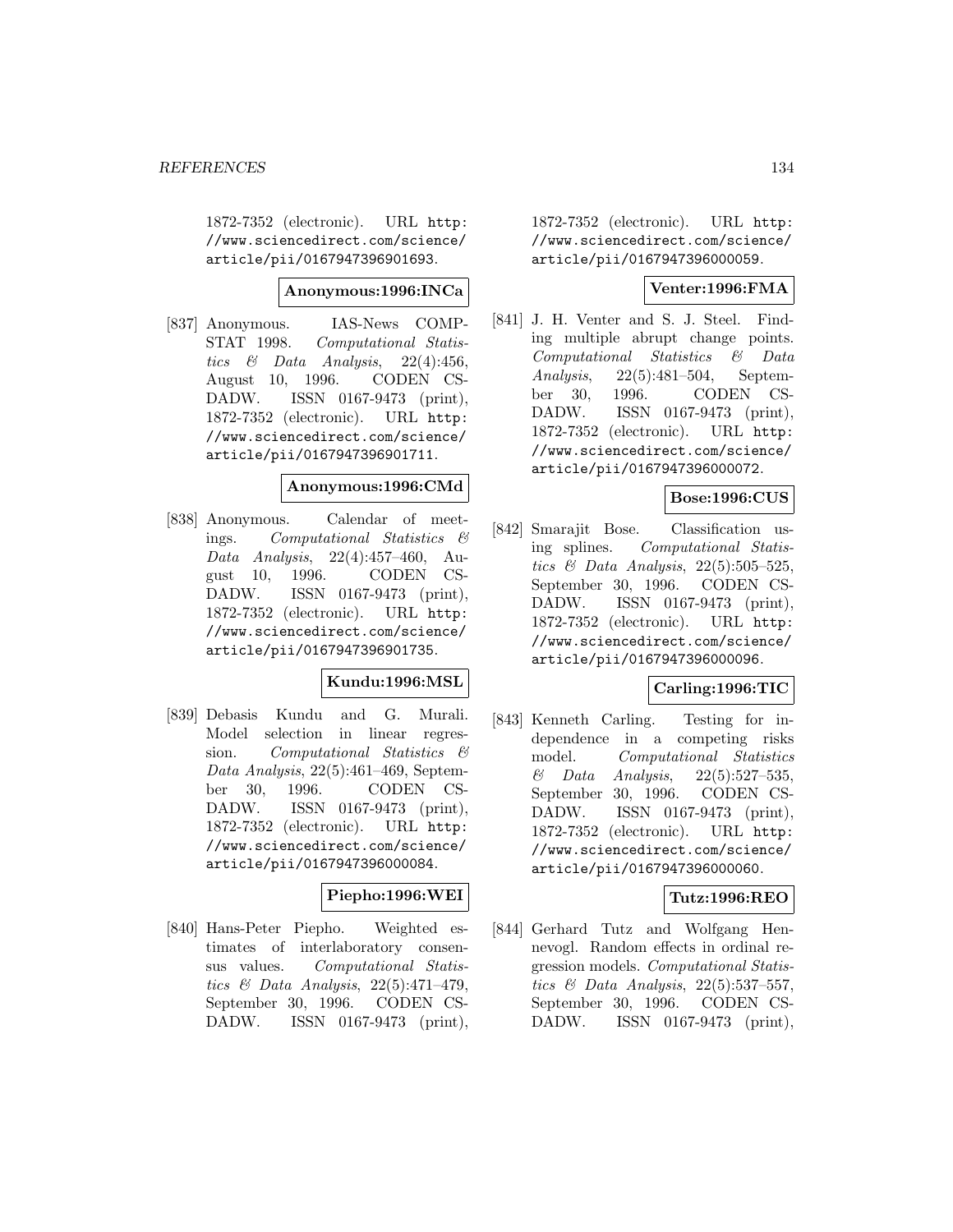1872-7352 (electronic). URL http://www.sciencedirect.com/science/article/pii/0167947396901693.

**Anonymous:1996:INCa**

[837] Anonymous. IAS-News COMPSTAT 1998. *Computational Statistics & Data Analysis*, 22(4):456, August 10, 1996. CODEN CSDADW. ISSN 0167-9473 (print), 1872-7352 (electronic). URL http://www.sciencedirect.com/science/article/pii/0167947396901711.

**Anonymous:1996:CMd**

[838] Anonymous. Calendar of meetings. *Computational Statistics & Data Analysis*, 22(4):457–460, August 10, 1996. CODEN CSDADW. ISSN 0167-9473 (print), 1872-7352 (electronic). URL http://www.sciencedirect.com/science/article/pii/0167947396901735.

**Kundu:1996:MSL**

[839] Debasis Kundu and G. Murali. Model selection in linear regression. *Computational Statistics & Data Analysis*, 22(5):461–469, September 30, 1996. CODEN CSDADW. ISSN 0167-9473 (print), 1872-7352 (electronic). URL http://www.sciencedirect.com/science/article/pii/0167947396000084.

**Piepho:1996:WEI**

[840] Hans-Peter Piepho. Weighted estimates of interlaboratory consensus values. *Computational Statistics & Data Analysis*, 22(5):471–479, September 30, 1996. CODEN CSDADW. ISSN 0167-9473 (print), 1872-7352 (electronic). URL http://www.sciencedirect.com/science/article/pii/0167947396000059.

**Venter:1996:FMA**

[841] J. H. Venter and S. J. Steel. Finding multiple abrupt change points. *Computational Statistics & Data Analysis*, 22(5):481–504, September 30, 1996. CODEN CSDADW. ISSN 0167-9473 (print), 1872-7352 (electronic). URL http://www.sciencedirect.com/science/article/pii/0167947396000072.

**Bose:1996:CUS**

[842] Smarajit Bose. Classification using splines. *Computational Statistics & Data Analysis*, 22(5):505–525, September 30, 1996. CODEN CSDADW. ISSN 0167-9473 (print), 1872-7352 (electronic). URL http://www.sciencedirect.com/science/article/pii/0167947396000096.

**Carling:1996:TIC**

[843] Kenneth Carling. Testing for independence in a competing risks model. *Computational Statistics & Data Analysis*, 22(5):527–535, September 30, 1996. CODEN CSDADW. ISSN 0167-9473 (print), 1872-7352 (electronic). URL http://www.sciencedirect.com/science/article/pii/0167947396000060.

**Tutz:1996:REO**

[844] Gerhard Tutz and Wolfgang Hennevogl. Random effects in ordinal regression models. *Computational Statistics & Data Analysis*, 22(5):537–557, September 30, 1996. CODEN CSDADW. ISSN 0167-9473 (print),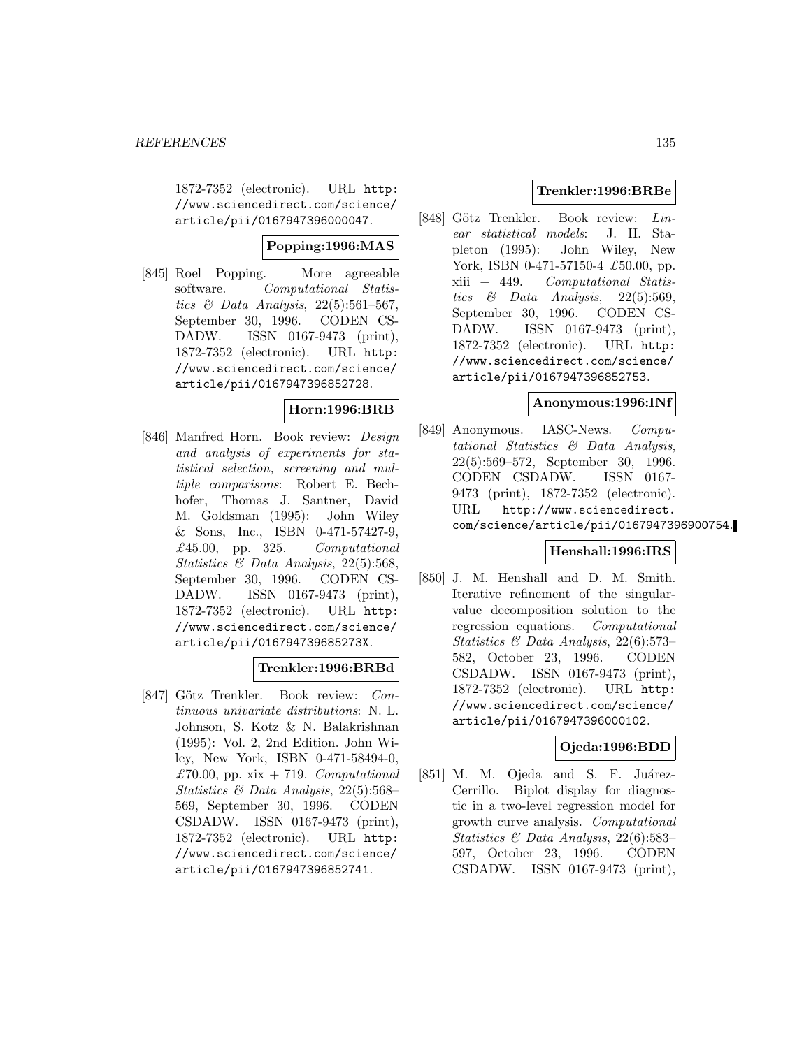1872-7352 (electronic). URL http://www.sciencedirect.com/science/article/pii/0167947396000047.

**Popping:1996:MAS**

[845] Roel Popping. More agreeable software. *Computational Statistics & Data Analysis*, 22(5):561–567, September 30, 1996. CODEN CSDADW. ISSN 0167-9473 (print), 1872-7352 (electronic). URL http://www.sciencedirect.com/science/article/pii/0167947396852728.

**Horn:1996:BRB**

[846] Manfred Horn. Book review: *Design and analysis of experiments for statistical selection, screening and multiple comparisons*: Robert E. Bechhofer, Thomas J. Santner, David M. Goldsman (1995): John Wiley & Sons, Inc., ISBN 0-471-57427-9, £45.00, pp. 325. *Computational Statistics & Data Analysis*, 22(5):568, September 30, 1996. CODEN CSDADW. ISSN 0167-9473 (print), 1872-7352 (electronic). URL http://www.sciencedirect.com/science/article/pii/016794739685273X.

**Trenkler:1996:BRBd**

[847] Götz Trenkler. Book review: *Continuous univariate distributions*: N. L. Johnson, S. Kotz & N. Balakrishnan (1995): Vol. 2, 2nd Edition. John Wiley, New York, ISBN 0-471-58494-0, £70.00, pp. xix + 719. *Computational Statistics & Data Analysis*, 22(5):568–569, September 30, 1996. CODEN CSDADW. ISSN 0167-9473 (print), 1872-7352 (electronic). URL http://www.sciencedirect.com/science/article/pii/0167947396852741.

**Trenkler:1996:BRBe**

[848] Götz Trenkler. Book review: *Linear statistical models*: J. H. Stapleton (1995): John Wiley, New York, ISBN 0-471-57150-4 £50.00, pp. xiii + 449. *Computational Statistics & Data Analysis*, 22(5):569, September 30, 1996. CODEN CSDADW. ISSN 0167-9473 (print), 1872-7352 (electronic). URL http://www.sciencedirect.com/science/article/pii/0167947396852753.

**Anonymous:1996:INf**

[849] Anonymous. IASC-News. *Computational Statistics & Data Analysis*, 22(5):569–572, September 30, 1996. CODEN CSDADW. ISSN 0167-9473 (print), 1872-7352 (electronic). URL http://www.sciencedirect.com/science/article/pii/0167947396900754.

**Henshall:1996:IRS**

[850] J. M. Henshall and D. M. Smith. Iterative refinement of the singular-value decomposition solution to the regression equations. *Computational Statistics & Data Analysis*, 22(6):573–582, October 23, 1996. CODEN CSDADW. ISSN 0167-9473 (print), 1872-7352 (electronic). URL http://www.sciencedirect.com/science/article/pii/0167947396000102.

**Ojeda:1996:BDD**

[851] M. M. Ojeda and S. F. Juárez-Cerrillo. Biplot display for diagnostic in a two-level regression model for growth curve analysis. *Computational Statistics & Data Analysis*, 22(6):583–597, October 23, 1996. CODEN CSDADW. ISSN 0167-9473 (print),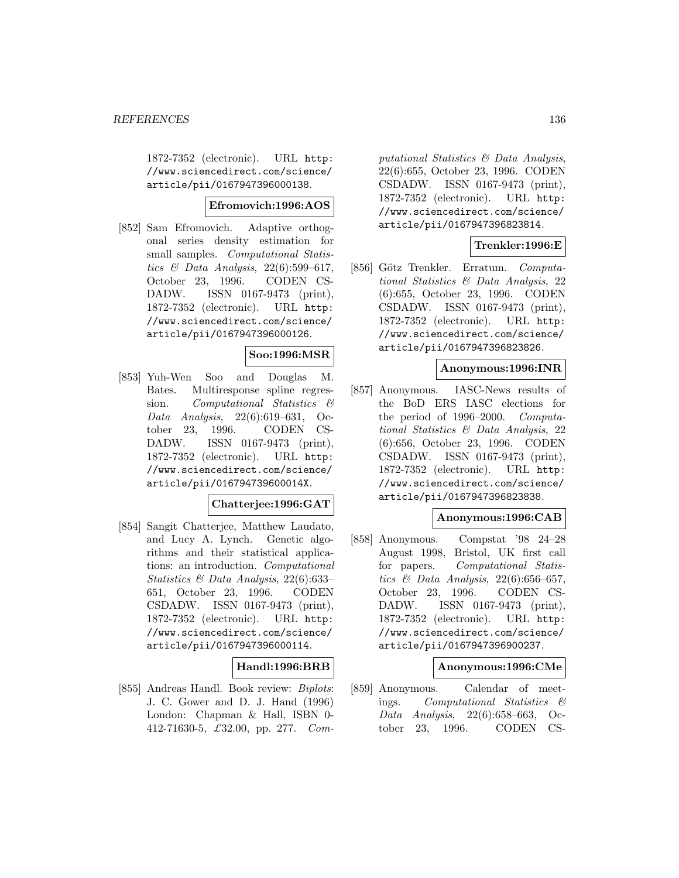1872-7352 (electronic). URL http://www.sciencedirect.com/science/article/pii/0167947396000138.

**Efromovich:1996:AOS**

[852] Sam Efromovich. Adaptive orthogonal series density estimation for small samples. *Computational Statistics & Data Analysis*, 22(6):599–617, October 23, 1996. CODEN CSDADW. ISSN 0167-9473 (print), 1872-7352 (electronic). URL http://www.sciencedirect.com/science/article/pii/0167947396000126.

**Soo:1996:MSR**

[853] Yuh-Wen Soo and Douglas M. Bates. Multiresponse spline regression. *Computational Statistics & Data Analysis*, 22(6):619–631, October 23, 1996. CODEN CSDADW. ISSN 0167-9473 (print), 1872-7352 (electronic). URL http://www.sciencedirect.com/science/article/pii/016794739600014X.

**Chatterjee:1996:GAT**

[854] Sangit Chatterjee, Matthew Laudato, and Lucy A. Lynch. Genetic algorithms and their statistical applications: an introduction. *Computational Statistics & Data Analysis*, 22(6):633–651, October 23, 1996. CODEN CSDADW. ISSN 0167-9473 (print), 1872-7352 (electronic). URL http://www.sciencedirect.com/science/article/pii/0167947396000114.

**Handl:1996:BRB**

[855] Andreas Handl. Book review: *Biplots*: J. C. Gower and D. J. Hand (1996) London: Chapman & Hall, ISBN 0-412-71630-5, £32.00, pp. 277. *Computational Statistics & Data Analysis*, 22(6):655, October 23, 1996. CODEN CSDADW. ISSN 0167-9473 (print), 1872-7352 (electronic). URL http://www.sciencedirect.com/science/article/pii/0167947396823814.

**Trenkler:1996:E**

[856] Götz Trenkler. Erratum. *Computational Statistics & Data Analysis*, 22(6):655, October 23, 1996. CODEN CSDADW. ISSN 0167-9473 (print), 1872-7352 (electronic). URL http://www.sciencedirect.com/science/article/pii/0167947396823826.

**Anonymous:1996:INR**

[857] Anonymous. IASC-News results of the BoD ERS IASC elections for the period of 1996–2000. *Computational Statistics & Data Analysis*, 22(6):656, October 23, 1996. CODEN CSDADW. ISSN 0167-9473 (print), 1872-7352 (electronic). URL http://www.sciencedirect.com/science/article/pii/0167947396823838.

**Anonymous:1996:CAB**

[858] Anonymous. Compstat '98 24–28 August 1998, Bristol, UK first call for papers. *Computational Statistics & Data Analysis*, 22(6):656–657, October 23, 1996. CODEN CSDADW. ISSN 0167-9473 (print), 1872-7352 (electronic). URL http://www.sciencedirect.com/science/article/pii/0167947396900237.

**Anonymous:1996:CMe**

[859] Anonymous. Calendar of meetings. *Computational Statistics & Data Analysis*, 22(6):658–663, October 23, 1996. CODEN CS-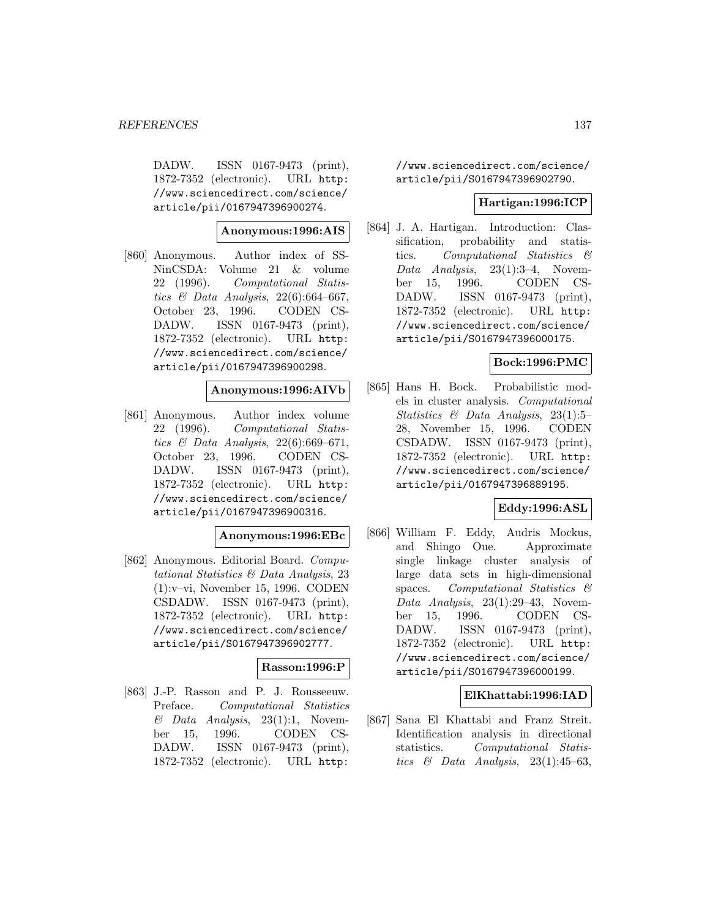DADW. ISSN 0167-9473 (print), 1872-7352 (electronic). URL http://www.sciencedirect.com/science/article/pii/0167947396900274.

**Anonymous:1996:AIS**

[860] Anonymous. Author index of SSNinCSDA: Volume 21 & volume 22 (1996). *Computational Statistics & Data Analysis*, 22(6):664–667, October 23, 1996. CODEN CSDADW. ISSN 0167-9473 (print), 1872-7352 (electronic). URL http://www.sciencedirect.com/science/article/pii/0167947396900298.

**Anonymous:1996:AIVb**

[861] Anonymous. Author index volume 22 (1996). *Computational Statistics & Data Analysis*, 22(6):669–671, October 23, 1996. CODEN CSDADW. ISSN 0167-9473 (print), 1872-7352 (electronic). URL http://www.sciencedirect.com/science/article/pii/0167947396900316.

**Anonymous:1996:EBc**

[862] Anonymous. Editorial Board. *Computational Statistics & Data Analysis*, 23 (1):v–vi, November 15, 1996. CODEN CSDADW. ISSN 0167-9473 (print), 1872-7352 (electronic). URL http://www.sciencedirect.com/science/article/pii/S0167947396902777.

**Rasson:1996:P**

[863] J.-P. Rasson and P. J. Rousseeuw. Preface. *Computational Statistics & Data Analysis*, 23(1):1, November 15, 1996. CODEN CSDADW. ISSN 0167-9473 (print), 1872-7352 (electronic). URL http://www.sciencedirect.com/science/article/pii/S0167947396902790.

**Hartigan:1996:ICP**

[864] J. A. Hartigan. Introduction: Classification, probability and statistics. *Computational Statistics & Data Analysis*, 23(1):3–4, November 15, 1996. CODEN CSDADW. ISSN 0167-9473 (print), 1872-7352 (electronic). URL http://www.sciencedirect.com/science/article/pii/S0167947396000175.

**Bock:1996:PMC**

[865] Hans H. Bock. Probabilistic models in cluster analysis. *Computational Statistics & Data Analysis*, 23(1):5–28, November 15, 1996. CODEN CSDADW. ISSN 0167-9473 (print), 1872-7352 (electronic). URL http://www.sciencedirect.com/science/article/pii/0167947396889195.

**Eddy:1996:ASL**

[866] William F. Eddy, Audris Mockus, and Shingo Oue. Approximate single linkage cluster analysis of large data sets in high-dimensional spaces. *Computational Statistics & Data Analysis*, 23(1):29–43, November 15, 1996. CODEN CSDADW. ISSN 0167-9473 (print), 1872-7352 (electronic). URL http://www.sciencedirect.com/science/article/pii/S0167947396000199.

**ElKhattabi:1996:IAD**

[867] Sana El Khattabi and Franz Streit. Identification analysis in directional statistics. *Computational Statistics & Data Analysis*, 23(1):45–63,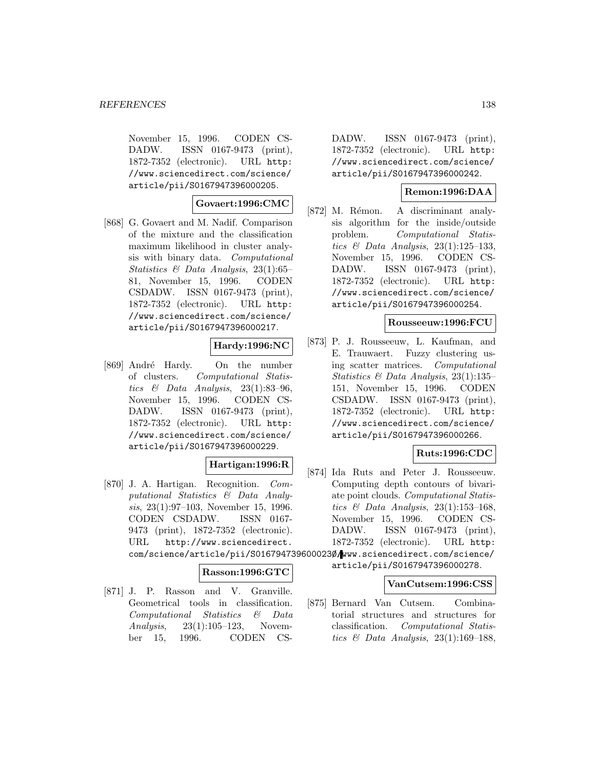November 15, 1996. CODEN CSDADW. ISSN 0167-9473 (print), 1872-7352 (electronic). URL http://www.sciencedirect.com/science/article/pii/S0167947396000205.

**Govaert:1996:CMC**

[868] G. Govaert and M. Nadif. Comparison of the mixture and the classification maximum likelihood in cluster analysis with binary data. *Computational Statistics & Data Analysis*, 23(1):65–81, November 15, 1996. CODEN CSDADW. ISSN 0167-9473 (print), 1872-7352 (electronic). URL http://www.sciencedirect.com/science/article/pii/S0167947396000217.

**Hardy:1996:NC**

[869] André Hardy. On the number of clusters. *Computational Statistics & Data Analysis*, 23(1):83–96, November 15, 1996. CODEN CSDADW. ISSN 0167-9473 (print), 1872-7352 (electronic). URL http://www.sciencedirect.com/science/article/pii/S0167947396000229.

**Hartigan:1996:R**

[870] J. A. Hartigan. Recognition. *Computational Statistics & Data Analysis*, 23(1):97–103, November 15, 1996. CODEN CSDADW. ISSN 0167-9473 (print), 1872-7352 (electronic). URL http://www.sciencedirect.com/science/article/pii/S0167947396000230.

**Rasson:1996:GTC**

[871] J. P. Rasson and V. Granville. Geometrical tools in classification. *Computational Statistics & Data Analysis*, 23(1):105–123, November 15, 1996. CODEN CSDADW. ISSN 0167-9473 (print), 1872-7352 (electronic). URL http://www.sciencedirect.com/science/article/pii/S0167947396000242.

**Remon:1996:DAA**

[872] M. Rémon. A discriminant analysis algorithm for the inside/outside problem. *Computational Statistics & Data Analysis*, 23(1):125–133, November 15, 1996. CODEN CSDADW. ISSN 0167-9473 (print), 1872-7352 (electronic). URL http://www.sciencedirect.com/science/article/pii/S0167947396000254.

**Rousseeuw:1996:FCU**

[873] P. J. Rousseeuw, L. Kaufman, and E. Trauwaert. Fuzzy clustering using scatter matrices. *Computational Statistics & Data Analysis*, 23(1):135–151, November 15, 1996. CODEN CSDADW. ISSN 0167-9473 (print), 1872-7352 (electronic). URL http://www.sciencedirect.com/science/article/pii/S0167947396000266.

**Ruts:1996:CDC**

[874] Ida Ruts and Peter J. Rousseeuw. Computing depth contours of bivariate point clouds. *Computational Statistics & Data Analysis*, 23(1):153–168, November 15, 1996. CODEN CSDADW. ISSN 0167-9473 (print), 1872-7352 (electronic). URL http://www.sciencedirect.com/science/article/pii/S0167947396000278.

**VanCutsem:1996:CSS**

[875] Bernard Van Cutsem. Combinatorial structures and structures for classification. *Computational Statistics & Data Analysis*, 23(1):169–188,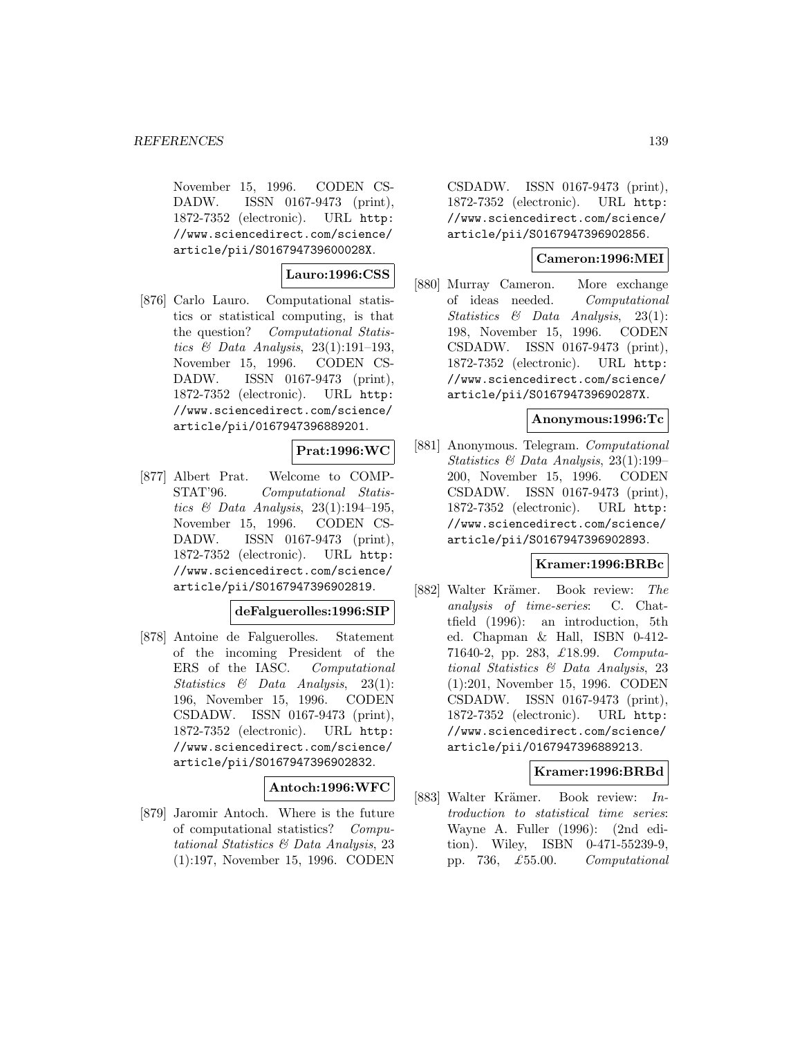November 15, 1996. CODEN CSDADW. ISSN 0167-9473 (print), 1872-7352 (electronic). URL http://www.sciencedirect.com/science/article/pii/S016794739600028X.

**Lauro:1996:CSS**

[876] Carlo Lauro. Computational statistics or statistical computing, is that the question? *Computational Statistics & Data Analysis*, 23(1):191–193, November 15, 1996. CODEN CSDADW. ISSN 0167-9473 (print), 1872-7352 (electronic). URL http://www.sciencedirect.com/science/article/pii/0167947396889201.

**Prat:1996:WC**

[877] Albert Prat. Welcome to COMPSTAT'96. *Computational Statistics & Data Analysis*, 23(1):194–195, November 15, 1996. CODEN CSDADW. ISSN 0167-9473 (print), 1872-7352 (electronic). URL http://www.sciencedirect.com/science/article/pii/S0167947396902819.

**deFalguerolles:1996:SIP**

[878] Antoine de Falguerolles. Statement of the incoming President of the ERS of the IASC. *Computational Statistics & Data Analysis*, 23(1):196, November 15, 1996. CODEN CSDADW. ISSN 0167-9473 (print), 1872-7352 (electronic). URL http://www.sciencedirect.com/science/article/pii/S0167947396902832.

**Antoch:1996:WFC**

[879] Jaromir Antoch. Where is the future of computational statistics? *Computational Statistics & Data Analysis*, 23(1):197, November 15, 1996. CODEN CSDADW. ISSN 0167-9473 (print), 1872-7352 (electronic). URL http://www.sciencedirect.com/science/article/pii/S0167947396902856.

**Cameron:1996:MEI**

[880] Murray Cameron. More exchange of ideas needed. *Computational Statistics & Data Analysis*, 23(1):198, November 15, 1996. CODEN CSDADW. ISSN 0167-9473 (print), 1872-7352 (electronic). URL http://www.sciencedirect.com/science/article/pii/S016794739690287X.

**Anonymous:1996:Tc**

[881] Anonymous. Telegram. *Computational Statistics & Data Analysis*, 23(1):199–200, November 15, 1996. CODEN CSDADW. ISSN 0167-9473 (print), 1872-7352 (electronic). URL http://www.sciencedirect.com/science/article/pii/S0167947396902893.

**Kramer:1996:BRBc**

[882] Walter Krämer. Book review: *The analysis of time-series*: C. Chatfield (1996): an introduction, 5th ed. Chapman & Hall, ISBN 0-412-71640-2, pp. 283, £18.99. *Computational Statistics & Data Analysis*, 23(1):201, November 15, 1996. CODEN CSDADW. ISSN 0167-9473 (print), 1872-7352 (electronic). URL http://www.sciencedirect.com/science/article/pii/0167947396889213.

**Kramer:1996:BRBd**

[883] Walter Krämer. Book review: *Introduction to statistical time series*: Wayne A. Fuller (1996): (2nd edition). Wiley, ISBN 0-471-55239-9, pp. 736, £55.00. *Computational*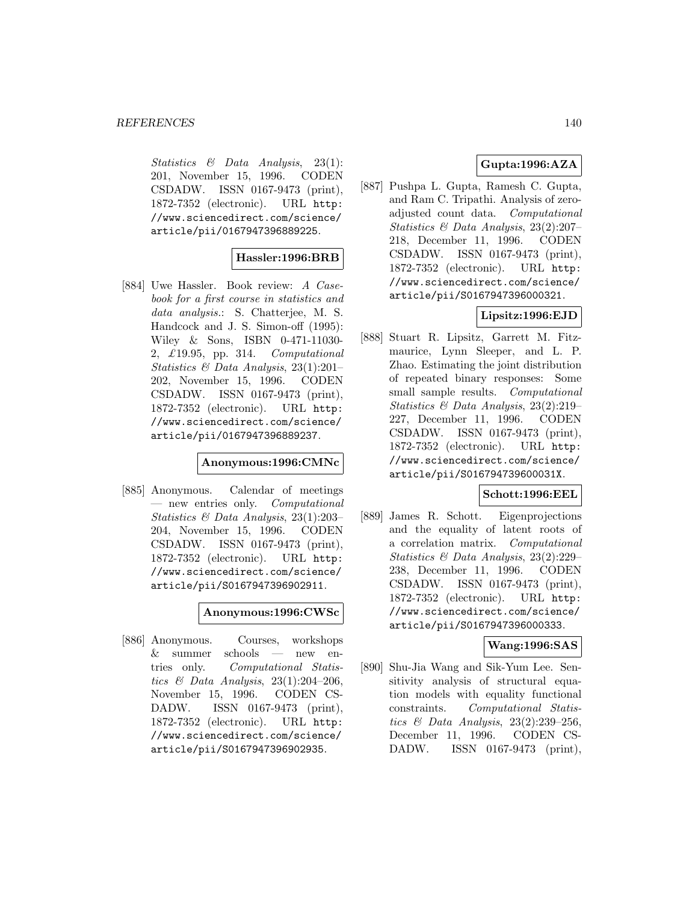*Statistics & Data Analysis*, 23(1): 201, November 15, 1996. CODEN CSDADW. ISSN 0167-9473 (print), 1872-7352 (electronic). URL http://www.sciencedirect.com/science/article/pii/0167947396889225.

**Hassler:1996:BRB**

[884] Uwe Hassler. Book review: *A Casebook for a first course in statistics and data analysis.*: S. Chatterjee, M. S. Handcock and J. S. Simon-off (1995): Wiley & Sons, ISBN 0-471-11030-2, £19.95, pp. 314. *Computational Statistics & Data Analysis*, 23(1):201–202, November 15, 1996. CODEN CSDADW. ISSN 0167-9473 (print), 1872-7352 (electronic). URL http://www.sciencedirect.com/science/article/pii/0167947396889237.

**Anonymous:1996:CMNc**

[885] Anonymous. Calendar of meetings — new entries only. *Computational Statistics & Data Analysis*, 23(1):203–204, November 15, 1996. CODEN CSDADW. ISSN 0167-9473 (print), 1872-7352 (electronic). URL http://www.sciencedirect.com/science/article/pii/S0167947396902911.

**Anonymous:1996:CWSc**

[886] Anonymous. Courses, workshops & summer schools — new entries only. *Computational Statistics & Data Analysis*, 23(1):204–206, November 15, 1996. CODEN CSDADW. ISSN 0167-9473 (print), 1872-7352 (electronic). URL http://www.sciencedirect.com/science/article/pii/S0167947396902935.

**Gupta:1996:AZA**

[887] Pushpa L. Gupta, Ramesh C. Gupta, and Ram C. Tripathi. Analysis of zero-adjusted count data. *Computational Statistics & Data Analysis*, 23(2):207–218, December 11, 1996. CODEN CSDADW. ISSN 0167-9473 (print), 1872-7352 (electronic). URL http://www.sciencedirect.com/science/article/pii/S0167947396000321.

**Lipsitz:1996:EJD**

[888] Stuart R. Lipsitz, Garrett M. Fitzmaurice, Lynn Sleeper, and L. P. Zhao. Estimating the joint distribution of repeated binary responses: Some small sample results. *Computational Statistics & Data Analysis*, 23(2):219–227, December 11, 1996. CODEN CSDADW. ISSN 0167-9473 (print), 1872-7352 (electronic). URL http://www.sciencedirect.com/science/article/pii/S016794739600031X.

**Schott:1996:EEL**

[889] James R. Schott. Eigenprojections and the equality of latent roots of a correlation matrix. *Computational Statistics & Data Analysis*, 23(2):229–238, December 11, 1996. CODEN CSDADW. ISSN 0167-9473 (print), 1872-7352 (electronic). URL http://www.sciencedirect.com/science/article/pii/S0167947396000333.

**Wang:1996:SAS**

[890] Shu-Jia Wang and Sik-Yum Lee. Sensitivity analysis of structural equation models with equality functional constraints. *Computational Statistics & Data Analysis*, 23(2):239–256, December 11, 1996. CODEN CSDADW. ISSN 0167-9473 (print),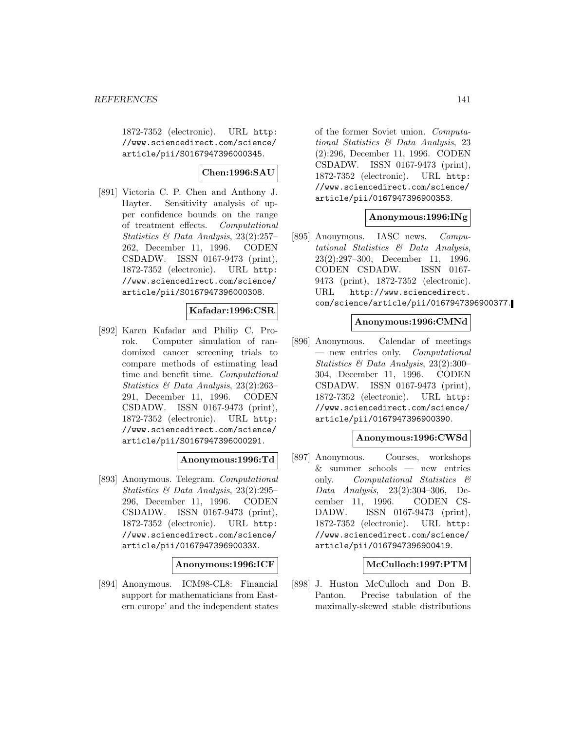1872-7352 (electronic). URL http://www.sciencedirect.com/science/article/pii/S0167947396000345.

**Chen:1996:SAU**

[891] Victoria C. P. Chen and Anthony J. Hayter. Sensitivity analysis of upper confidence bounds on the range of treatment effects. *Computational Statistics & Data Analysis*, 23(2):257–262, December 11, 1996. CODEN CSDADW. ISSN 0167-9473 (print), 1872-7352 (electronic). URL http://www.sciencedirect.com/science/article/pii/S0167947396000308.

**Kafadar:1996:CSR**

[892] Karen Kafadar and Philip C. Prorok. Computer simulation of randomized cancer screening trials to compare methods of estimating lead time and benefit time. *Computational Statistics & Data Analysis*, 23(2):263–291, December 11, 1996. CODEN CSDADW. ISSN 0167-9473 (print), 1872-7352 (electronic). URL http://www.sciencedirect.com/science/article/pii/S0167947396000291.

**Anonymous:1996:Td**

[893] Anonymous. Telegram. *Computational Statistics & Data Analysis*, 23(2):295–296, December 11, 1996. CODEN CSDADW. ISSN 0167-9473 (print), 1872-7352 (electronic). URL http://www.sciencedirect.com/science/article/pii/016794739690033X.

**Anonymous:1996:ICF**

[894] Anonymous. ICM98-CL8: Financial support for mathematicians from Eastern europe' and the independent states of the former Soviet union. *Computational Statistics & Data Analysis*, 23 (2):296, December 11, 1996. CODEN CSDADW. ISSN 0167-9473 (print), 1872-7352 (electronic). URL http://www.sciencedirect.com/science/article/pii/0167947396900353.

**Anonymous:1996:INg**

[895] Anonymous. IASC news. *Computational Statistics & Data Analysis*, 23(2):297–300, December 11, 1996. CODEN CSDADW. ISSN 0167-9473 (print), 1872-7352 (electronic). URL http://www.sciencedirect.com/science/article/pii/0167947396900377.

**Anonymous:1996:CMNd**

[896] Anonymous. Calendar of meetings — new entries only. *Computational Statistics & Data Analysis*, 23(2):300–304, December 11, 1996. CODEN CSDADW. ISSN 0167-9473 (print), 1872-7352 (electronic). URL http://www.sciencedirect.com/science/article/pii/0167947396900390.

**Anonymous:1996:CWSd**

[897] Anonymous. Courses, workshops & summer schools — new entries only. *Computational Statistics & Data Analysis*, 23(2):304–306, December 11, 1996. CODEN CSDADW. ISSN 0167-9473 (print), 1872-7352 (electronic). URL http://www.sciencedirect.com/science/article/pii/0167947396900419.

**McCulloch:1997:PTM**

[898] J. Huston McCulloch and Don B. Panton. Precise tabulation of the maximally-skewed stable distributions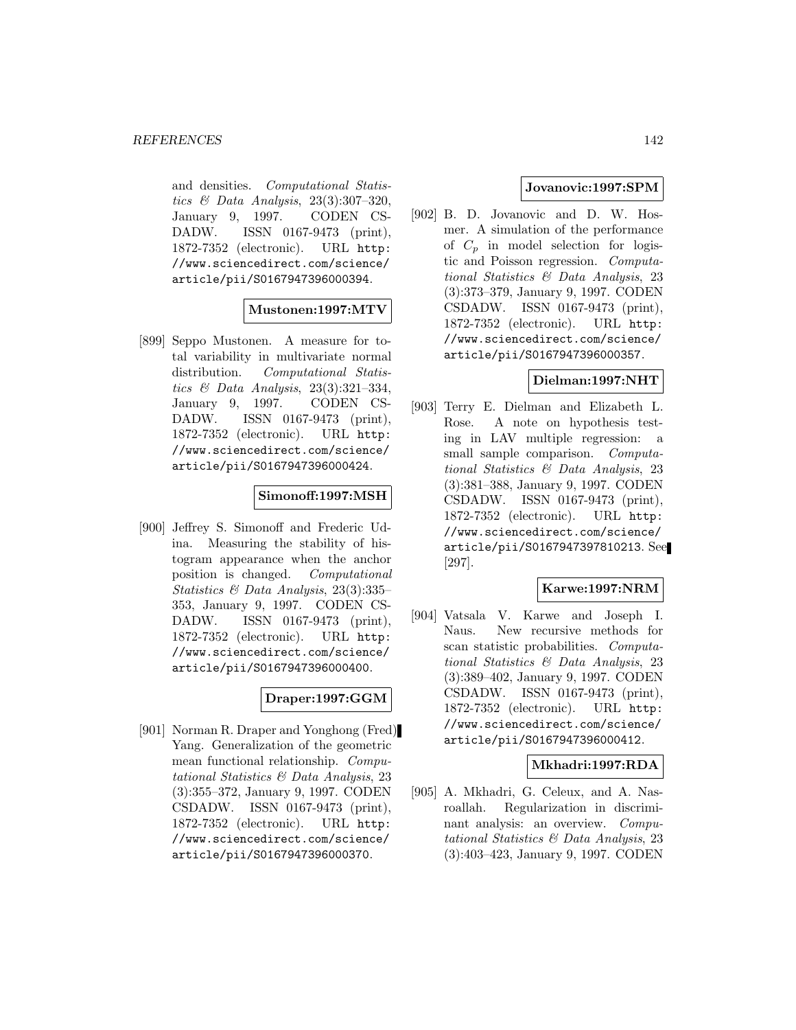and densities. *Computational Statistics & Data Analysis*, 23(3):307–320, January 9, 1997. CODEN CSDADW. ISSN 0167-9473 (print), 1872-7352 (electronic). URL http://www.sciencedirect.com/science/article/pii/S0167947396000394.

**Mustonen:1997:MTV**

[899] Seppo Mustonen. A measure for total variability in multivariate normal distribution. *Computational Statistics & Data Analysis*, 23(3):321–334, January 9, 1997. CODEN CSDADW. ISSN 0167-9473 (print), 1872-7352 (electronic). URL http://www.sciencedirect.com/science/article/pii/S0167947396000424.

**Simonoff:1997:MSH**

[900] Jeffrey S. Simonoff and Frederic Udina. Measuring the stability of histogram appearance when the anchor position is changed. *Computational Statistics & Data Analysis*, 23(3):335–353, January 9, 1997. CODEN CSDADW. ISSN 0167-9473 (print), 1872-7352 (electronic). URL http://www.sciencedirect.com/science/article/pii/S0167947396000400.

**Draper:1997:GGM**

[901] Norman R. Draper and Yonghong (Fred) Yang. Generalization of the geometric mean functional relationship. *Computational Statistics & Data Analysis*, 23 (3):355–372, January 9, 1997. CODEN CSDADW. ISSN 0167-9473 (print), 1872-7352 (electronic). URL http://www.sciencedirect.com/science/article/pii/S0167947396000370.

**Jovanovic:1997:SPM**

[902] B. D. Jovanovic and D. W. Hosmer. A simulation of the performance of $C_p$ in model selection for logistic and Poisson regression. *Computational Statistics & Data Analysis*, 23 (3):373–379, January 9, 1997. CODEN CSDADW. ISSN 0167-9473 (print), 1872-7352 (electronic). URL http://www.sciencedirect.com/science/article/pii/S0167947396000357.

**Dielman:1997:NHT**

[903] Terry E. Dielman and Elizabeth L. Rose. A note on hypothesis testing in LAV multiple regression: a small sample comparison. *Computational Statistics & Data Analysis*, 23 (3):381–388, January 9, 1997. CODEN CSDADW. ISSN 0167-9473 (print), 1872-7352 (electronic). URL http://www.sciencedirect.com/science/article/pii/S0167947397810213. See [297].

**Karwe:1997:NRM**

[904] Vatsala V. Karwe and Joseph I. Naus. New recursive methods for scan statistic probabilities. *Computational Statistics & Data Analysis*, 23 (3):389–402, January 9, 1997. CODEN CSDADW. ISSN 0167-9473 (print), 1872-7352 (electronic). URL http://www.sciencedirect.com/science/article/pii/S0167947396000412.

**Mkhadri:1997:RDA**

[905] A. Mkhadri, G. Celeux, and A. Nasroallah. Regularization in discriminant analysis: an overview. *Computational Statistics & Data Analysis*, 23 (3):403–423, January 9, 1997. CODEN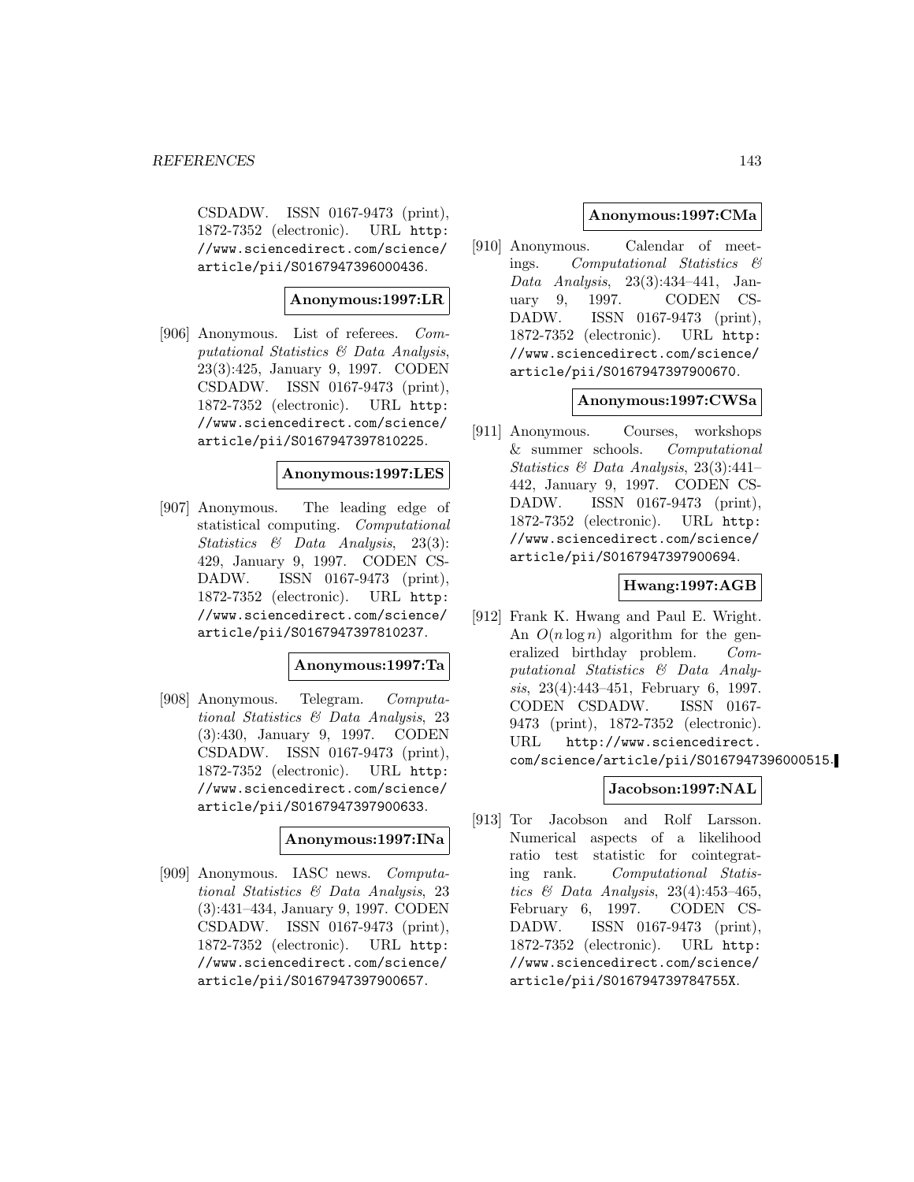CSDADW. ISSN 0167-9473 (print), 1872-7352 (electronic). URL http://www.sciencedirect.com/science/article/pii/S0167947396000436.

**Anonymous:1997:LR**

[906] Anonymous. List of referees. *Computational Statistics & Data Analysis*, 23(3):425, January 9, 1997. CODEN CSDADW. ISSN 0167-9473 (print), 1872-7352 (electronic). URL http://www.sciencedirect.com/science/article/pii/S0167947397810225.

**Anonymous:1997:LES**

[907] Anonymous. The leading edge of statistical computing. *Computational Statistics & Data Analysis*, 23(3): 429, January 9, 1997. CODEN CSDADW. ISSN 0167-9473 (print), 1872-7352 (electronic). URL http://www.sciencedirect.com/science/article/pii/S0167947397810237.

**Anonymous:1997:Ta**

[908] Anonymous. Telegram. *Computational Statistics & Data Analysis*, 23 (3):430, January 9, 1997. CODEN CSDADW. ISSN 0167-9473 (print), 1872-7352 (electronic). URL http://www.sciencedirect.com/science/article/pii/S0167947397900633.

**Anonymous:1997:INa**

[909] Anonymous. IASC news. *Computational Statistics & Data Analysis*, 23 (3):431–434, January 9, 1997. CODEN CSDADW. ISSN 0167-9473 (print), 1872-7352 (electronic). URL http://www.sciencedirect.com/science/article/pii/S0167947397900657.

**Anonymous:1997:CMa**

[910] Anonymous. Calendar of meetings. *Computational Statistics & Data Analysis*, 23(3):434–441, January 9, 1997. CODEN CSDADW. ISSN 0167-9473 (print), 1872-7352 (electronic). URL http://www.sciencedirect.com/science/article/pii/S0167947397900670.

**Anonymous:1997:CWSa**

[911] Anonymous. Courses, workshops & summer schools. *Computational Statistics & Data Analysis*, 23(3):441–442, January 9, 1997. CODEN CSDADW. ISSN 0167-9473 (print), 1872-7352 (electronic). URL http://www.sciencedirect.com/science/article/pii/S0167947397900694.

**Hwang:1997:AGB**

[912] Frank K. Hwang and Paul E. Wright. An $O(n \log n)$ algorithm for the generalized birthday problem. *Computational Statistics & Data Analysis*, 23(4):443–451, February 6, 1997. CODEN CSDADW. ISSN 0167-9473 (print), 1872-7352 (electronic). URL http://www.sciencedirect.com/science/article/pii/S0167947396000515.

**Jacobson:1997:NAL**

[913] Tor Jacobson and Rolf Larsson. Numerical aspects of a likelihood ratio test statistic for cointegrating rank. *Computational Statistics & Data Analysis*, 23(4):453–465, February 6, 1997. CODEN CSDADW. ISSN 0167-9473 (print), 1872-7352 (electronic). URL http://www.sciencedirect.com/science/article/pii/S016794739784755X.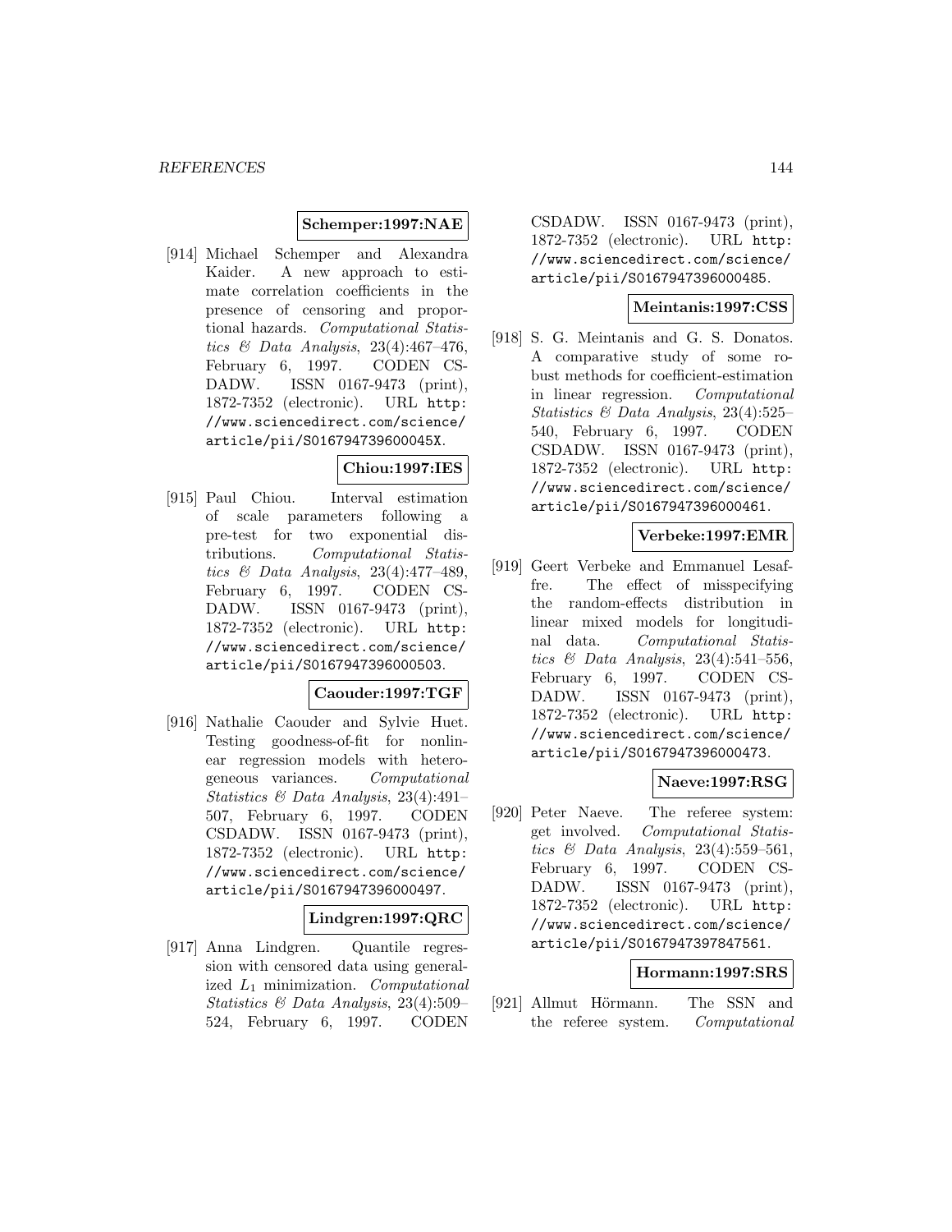**Schemper:1997:NAE**

[914] Michael Schemper and Alexandra Kaider. A new approach to estimate correlation coefficients in the presence of censoring and proportional hazards. *Computational Statistics & Data Analysis*, 23(4):467–476, February 6, 1997. CODEN CSDADW. ISSN 0167-9473 (print), 1872-7352 (electronic). URL http://www.sciencedirect.com/science/article/pii/S016794739600045X.

**Chiou:1997:IES**

[915] Paul Chiou. Interval estimation of scale parameters following a pre-test for two exponential distributions. *Computational Statistics & Data Analysis*, 23(4):477–489, February 6, 1997. CODEN CSDADW. ISSN 0167-9473 (print), 1872-7352 (electronic). URL http://www.sciencedirect.com/science/article/pii/S0167947396000503.

**Caouder:1997:TGF**

[916] Nathalie Caouder and Sylvie Huet. Testing goodness-of-fit for nonlinear regression models with heterogeneous variances. *Computational Statistics & Data Analysis*, 23(4):491–507, February 6, 1997. CODEN CSDADW. ISSN 0167-9473 (print), 1872-7352 (electronic). URL http://www.sciencedirect.com/science/article/pii/S0167947396000497.

**Lindgren:1997:QRC**

[917] Anna Lindgren. Quantile regression with censored data using generalized $L_1$ minimization. *Computational Statistics & Data Analysis*, 23(4):509–524, February 6, 1997. CODEN CSDADW. ISSN 0167-9473 (print), 1872-7352 (electronic). URL http://www.sciencedirect.com/science/article/pii/S0167947396000485.

**Meintanis:1997:CSS**

[918] S. G. Meintanis and G. S. Donatos. A comparative study of some robust methods for coefficient-estimation in linear regression. *Computational Statistics & Data Analysis*, 23(4):525–540, February 6, 1997. CODEN CSDADW. ISSN 0167-9473 (print), 1872-7352 (electronic). URL http://www.sciencedirect.com/science/article/pii/S0167947396000461.

**Verbeke:1997:EMR**

[919] Geert Verbeke and Emmanuel Lesaffre. The effect of misspecifying the random-effects distribution in linear mixed models for longitudinal data. *Computational Statistics & Data Analysis*, 23(4):541–556, February 6, 1997. CODEN CSDADW. ISSN 0167-9473 (print), 1872-7352 (electronic). URL http://www.sciencedirect.com/science/article/pii/S0167947396000473.

**Naeve:1997:RSG**

[920] Peter Naeve. The referee system: get involved. *Computational Statistics & Data Analysis*, 23(4):559–561, February 6, 1997. CODEN CSDADW. ISSN 0167-9473 (print), 1872-7352 (electronic). URL http://www.sciencedirect.com/science/article/pii/S0167947397847561.

**Hormann:1997:SRS**

[921] Allmut Hörmann. The SSN and the referee system. *Computational*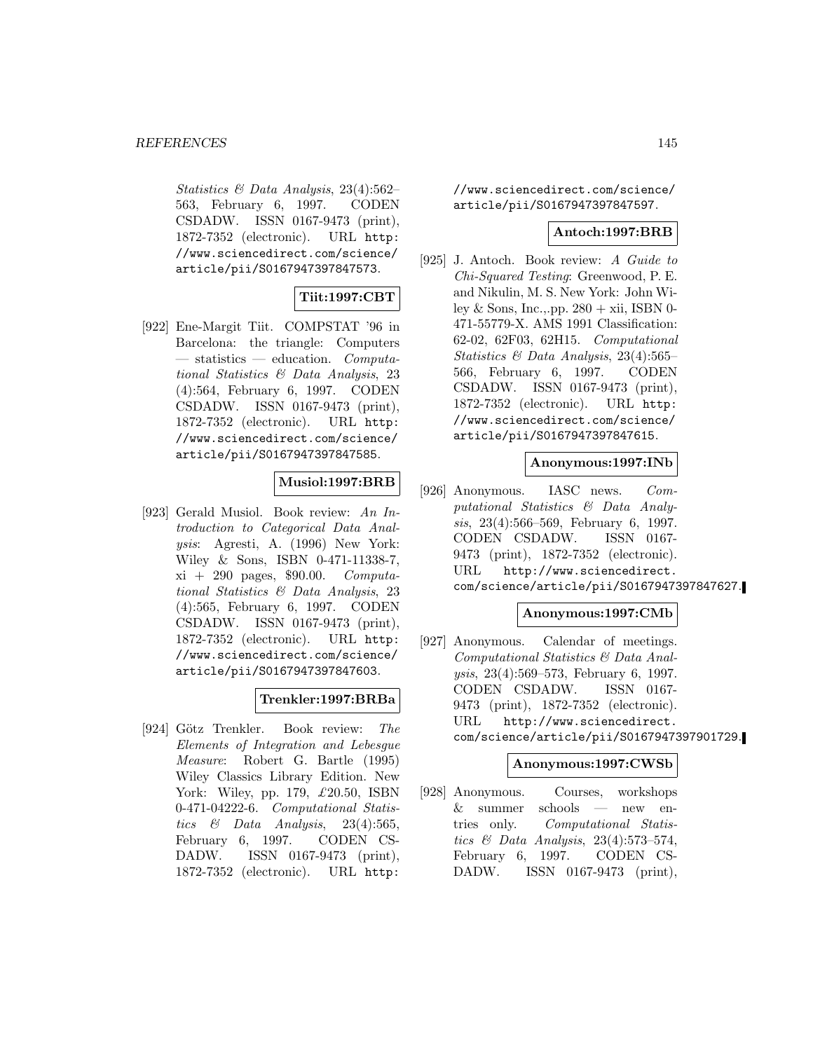*Statistics & Data Analysis*, 23(4):562–563, February 6, 1997. CODEN CSDADW. ISSN 0167-9473 (print), 1872-7352 (electronic). URL http://www.sciencedirect.com/science/article/pii/S0167947397847573.

**Tiit:1997:CBT**

[922] Ene-Margit Tiit. COMPSTAT '96 in Barcelona: the triangle: Computers — statistics — education. *Computational Statistics & Data Analysis*, 23 (4):564, February 6, 1997. CODEN CSDADW. ISSN 0167-9473 (print), 1872-7352 (electronic). URL http://www.sciencedirect.com/science/article/pii/S0167947397847585.

**Musiol:1997:BRB**

[923] Gerald Musiol. Book review: *An Introduction to Categorical Data Analysis*: Agresti, A. (1996) New York: Wiley & Sons, ISBN 0-471-11338-7, xi + 290 pages, $90.00. *Computational Statistics & Data Analysis*, 23 (4):565, February 6, 1997. CODEN CSDADW. ISSN 0167-9473 (print), 1872-7352 (electronic). URL http://www.sciencedirect.com/science/article/pii/S0167947397847603.

**Trenkler:1997:BRBa**

[924] Götz Trenkler. Book review: *The Elements of Integration and Lebesgue Measure*: Robert G. Bartle (1995) Wiley Classics Library Edition. New York: Wiley, pp. 179, £20.50, ISBN 0-471-04222-6. *Computational Statistics & Data Analysis*, 23(4):565, February 6, 1997. CODEN CSDADW. ISSN 0167-9473 (print), 1872-7352 (electronic). URL http://www.sciencedirect.com/science/article/pii/S0167947397847597.

**Antoch:1997:BRB**

[925] J. Antoch. Book review: *A Guide to Chi-Squared Testing*: Greenwood, P. E. and Nikulin, M. S. New York: John Wiley & Sons, Inc.,.pp. 280 + xii, ISBN 0-471-55779-X. AMS 1991 Classification: 62-02, 62F03, 62H15. *Computational Statistics & Data Analysis*, 23(4):565–566, February 6, 1997. CODEN CSDADW. ISSN 0167-9473 (print), 1872-7352 (electronic). URL http://www.sciencedirect.com/science/article/pii/S0167947397847615.

**Anonymous:1997:INb**

[926] Anonymous. IASC news. *Computational Statistics & Data Analysis*, 23(4):566–569, February 6, 1997. CODEN CSDADW. ISSN 0167-9473 (print), 1872-7352 (electronic). URL http://www.sciencedirect.com/science/article/pii/S0167947397847627.

**Anonymous:1997:CMb**

[927] Anonymous. Calendar of meetings. *Computational Statistics & Data Analysis*, 23(4):569–573, February 6, 1997. CODEN CSDADW. ISSN 0167-9473 (print), 1872-7352 (electronic). URL http://www.sciencedirect.com/science/article/pii/S0167947397901729.

**Anonymous:1997:CWSb**

[928] Anonymous. Courses, workshops & summer schools — new entries only. *Computational Statistics & Data Analysis*, 23(4):573–574, February 6, 1997. CODEN CSDADW. ISSN 0167-9473 (print),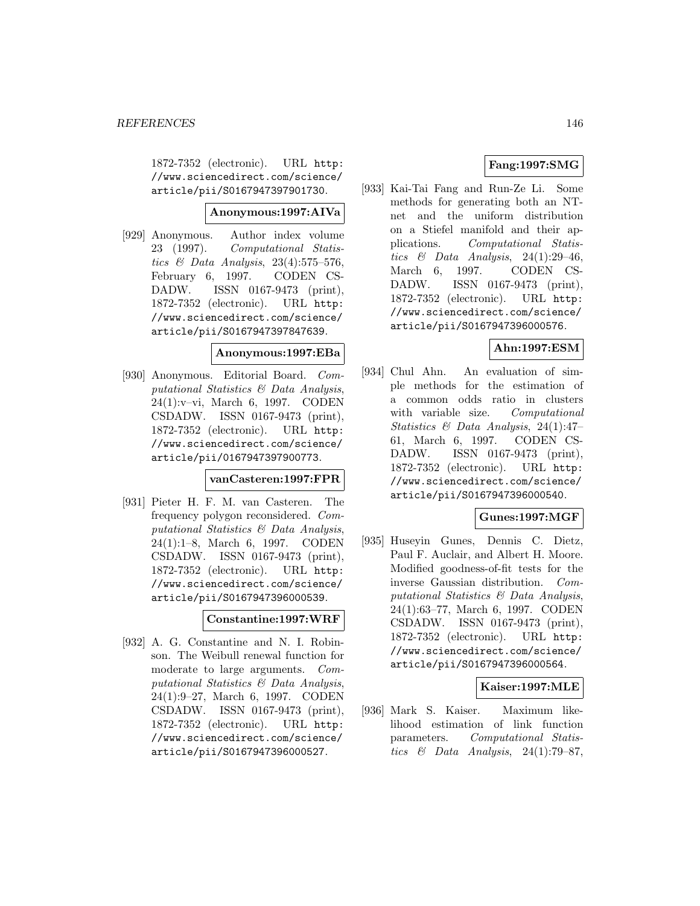1872-7352 (electronic). URL http://www.sciencedirect.com/science/article/pii/S0167947397901730.

**Anonymous:1997:AIVa**

[929] Anonymous. Author index volume 23 (1997). *Computational Statistics & Data Analysis*, 23(4):575–576, February 6, 1997. CODEN CSDADW. ISSN 0167-9473 (print), 1872-7352 (electronic). URL http://www.sciencedirect.com/science/article/pii/S0167947397847639.

**Anonymous:1997:EBa**

[930] Anonymous. Editorial Board. *Computational Statistics & Data Analysis*, 24(1):v–vi, March 6, 1997. CODEN CSDADW. ISSN 0167-9473 (print), 1872-7352 (electronic). URL http://www.sciencedirect.com/science/article/pii/0167947397900773.

**vanCasteren:1997:FPR**

[931] Pieter H. F. M. van Casteren. The frequency polygon reconsidered. *Computational Statistics & Data Analysis*, 24(1):1–8, March 6, 1997. CODEN CSDADW. ISSN 0167-9473 (print), 1872-7352 (electronic). URL http://www.sciencedirect.com/science/article/pii/S0167947396000539.

**Constantine:1997:WRF**

[932] A. G. Constantine and N. I. Robinson. The Weibull renewal function for moderate to large arguments. *Computational Statistics & Data Analysis*, 24(1):9–27, March 6, 1997. CODEN CSDADW. ISSN 0167-9473 (print), 1872-7352 (electronic). URL http://www.sciencedirect.com/science/article/pii/S0167947396000527.

**Fang:1997:SMG**

[933] Kai-Tai Fang and Run-Ze Li. Some methods for generating both an NT-net and the uniform distribution on a Stiefel manifold and their applications. *Computational Statistics & Data Analysis*, 24(1):29–46, March 6, 1997. CODEN CSDADW. ISSN 0167-9473 (print), 1872-7352 (electronic). URL http://www.sciencedirect.com/science/article/pii/S0167947396000576.

**Ahn:1997:ESM**

[934] Chul Ahn. An evaluation of simple methods for the estimation of a common odds ratio in clusters with variable size. *Computational Statistics & Data Analysis*, 24(1):47–61, March 6, 1997. CODEN CSDADW. ISSN 0167-9473 (print), 1872-7352 (electronic). URL http://www.sciencedirect.com/science/article/pii/S0167947396000540.

**Gunes:1997:MGF**

[935] Huseyin Gunes, Dennis C. Dietz, Paul F. Auclair, and Albert H. Moore. Modified goodness-of-fit tests for the inverse Gaussian distribution. *Computational Statistics & Data Analysis*, 24(1):63–77, March 6, 1997. CODEN CSDADW. ISSN 0167-9473 (print), 1872-7352 (electronic). URL http://www.sciencedirect.com/science/article/pii/S0167947396000564.

**Kaiser:1997:MLE**

[936] Mark S. Kaiser. Maximum likelihood estimation of link function parameters. *Computational Statistics & Data Analysis*, 24(1):79–87,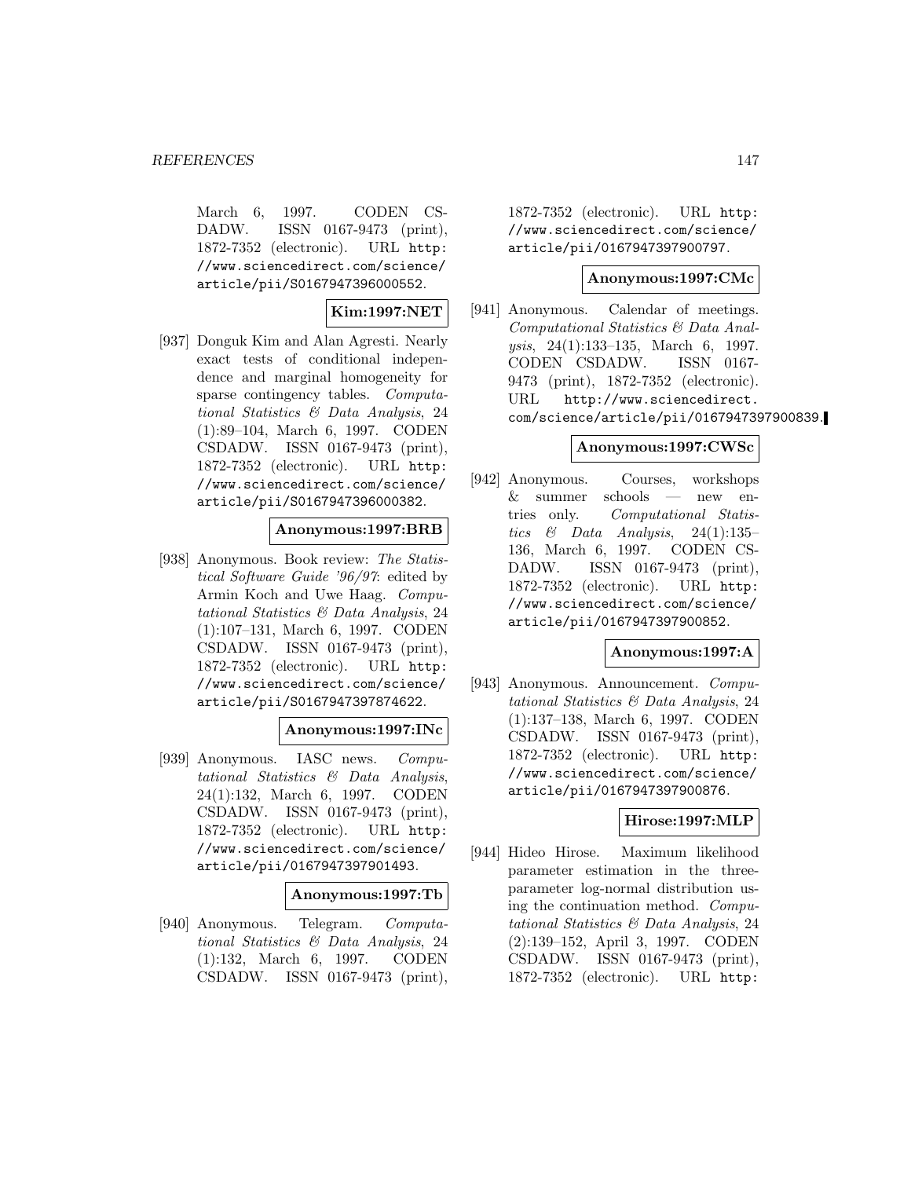March 6, 1997. CODEN CSDADW. ISSN 0167-9473 (print), 1872-7352 (electronic). URL http://www.sciencedirect.com/science/article/pii/S0167947396000552.

**Kim:1997:NET**

[937] Donguk Kim and Alan Agresti. Nearly exact tests of conditional independence and marginal homogeneity for sparse contingency tables. *Computational Statistics & Data Analysis*, 24 (1):89–104, March 6, 1997. CODEN CSDADW. ISSN 0167-9473 (print), 1872-7352 (electronic). URL http://www.sciencedirect.com/science/article/pii/S0167947396000382.

**Anonymous:1997:BRB**

[938] Anonymous. Book review: *The Statistical Software Guide '96/97*: edited by Armin Koch and Uwe Haag. *Computational Statistics & Data Analysis*, 24 (1):107–131, March 6, 1997. CODEN CSDADW. ISSN 0167-9473 (print), 1872-7352 (electronic). URL http://www.sciencedirect.com/science/article/pii/S0167947397874622.

**Anonymous:1997:INc**

[939] Anonymous. IASC news. *Computational Statistics & Data Analysis*, 24(1):132, March 6, 1997. CODEN CSDADW. ISSN 0167-9473 (print), 1872-7352 (electronic). URL http://www.sciencedirect.com/science/article/pii/0167947397901493.

**Anonymous:1997:Tb**

[940] Anonymous. Telegram. *Computational Statistics & Data Analysis*, 24 (1):132, March 6, 1997. CODEN CSDADW. ISSN 0167-9473 (print), 1872-7352 (electronic). URL http://www.sciencedirect.com/science/article/pii/0167947397900797.

**Anonymous:1997:CMc**

[941] Anonymous. Calendar of meetings. *Computational Statistics & Data Analysis*, 24(1):133–135, March 6, 1997. CODEN CSDADW. ISSN 0167-9473 (print), 1872-7352 (electronic). URL http://www.sciencedirect.com/science/article/pii/0167947397900839.

**Anonymous:1997:CWSc**

[942] Anonymous. Courses, workshops & summer schools — new entries only. *Computational Statistics & Data Analysis*, 24(1):135–136, March 6, 1997. CODEN CSDADW. ISSN 0167-9473 (print), 1872-7352 (electronic). URL http://www.sciencedirect.com/science/article/pii/0167947397900852.

**Anonymous:1997:A**

[943] Anonymous. Announcement. *Computational Statistics & Data Analysis*, 24 (1):137–138, March 6, 1997. CODEN CSDADW. ISSN 0167-9473 (print), 1872-7352 (electronic). URL http://www.sciencedirect.com/science/article/pii/0167947397900876.

**Hirose:1997:MLP**

[944] Hideo Hirose. Maximum likelihood parameter estimation in the three-parameter log-normal distribution using the continuation method. *Computational Statistics & Data Analysis*, 24 (2):139–152, April 3, 1997. CODEN CSDADW. ISSN 0167-9473 (print), 1872-7352 (electronic). URL http: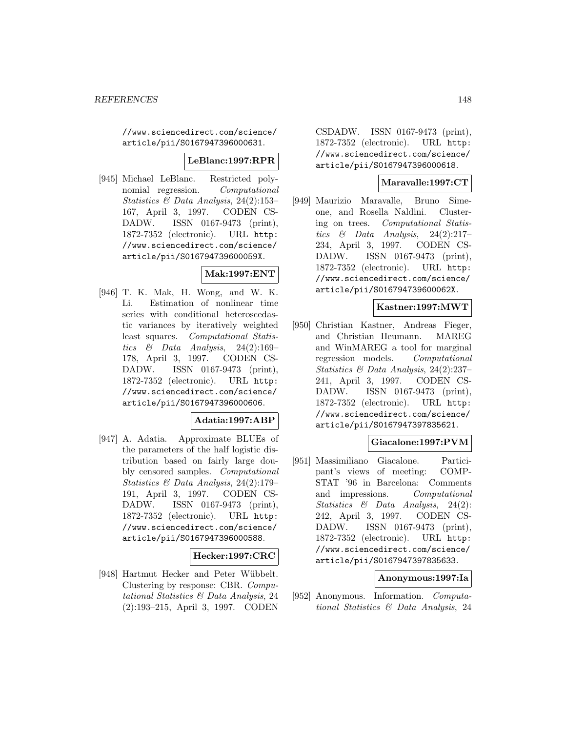//www.sciencedirect.com/science/article/pii/S0167947396000631.

**LeBlanc:1997:RPR**

[945] Michael LeBlanc. Restricted polynomial regression. *Computational Statistics & Data Analysis*, 24(2):153–167, April 3, 1997. CODEN CSDADW. ISSN 0167-9473 (print), 1872-7352 (electronic). URL http://www.sciencedirect.com/science/article/pii/S016794739600059X.

**Mak:1997:ENT**

[946] T. K. Mak, H. Wong, and W. K. Li. Estimation of nonlinear time series with conditional heteroscedastic variances by iteratively weighted least squares. *Computational Statistics & Data Analysis*, 24(2):169–178, April 3, 1997. CODEN CSDADW. ISSN 0167-9473 (print), 1872-7352 (electronic). URL http://www.sciencedirect.com/science/article/pii/S0167947396000606.

**Adatia:1997:ABP**

[947] A. Adatia. Approximate BLUEs of the parameters of the half logistic distribution based on fairly large doubly censored samples. *Computational Statistics & Data Analysis*, 24(2):179–191, April 3, 1997. CODEN CSDADW. ISSN 0167-9473 (print), 1872-7352 (electronic). URL http://www.sciencedirect.com/science/article/pii/S0167947396000588.

**Hecker:1997:CRC**

[948] Hartmut Hecker and Peter Wübbelt. Clustering by response: CBR. *Computational Statistics & Data Analysis*, 24(2):193–215, April 3, 1997. CODEN CSDADW. ISSN 0167-9473 (print), 1872-7352 (electronic). URL http://www.sciencedirect.com/science/article/pii/S0167947396000618.

**Maravalle:1997:CT**

[949] Maurizio Maravalle, Bruno Simeone, and Rosella Naldini. Clustering on trees. *Computational Statistics & Data Analysis*, 24(2):217–234, April 3, 1997. CODEN CSDADW. ISSN 0167-9473 (print), 1872-7352 (electronic). URL http://www.sciencedirect.com/science/article/pii/S016794739600062X.

**Kastner:1997:MWT**

[950] Christian Kastner, Andreas Fieger, and Christian Heumann. MAREG and WinMAREG a tool for marginal regression models. *Computational Statistics & Data Analysis*, 24(2):237–241, April 3, 1997. CODEN CSDADW. ISSN 0167-9473 (print), 1872-7352 (electronic). URL http://www.sciencedirect.com/science/article/pii/S0167947397835621.

**Giacalone:1997:PVM**

[951] Massimiliano Giacalone. Participant's views of meeting: COMPSTAT '96 in Barcelona: Comments and impressions. *Computational Statistics & Data Analysis*, 24(2):242, April 3, 1997. CODEN CSDADW. ISSN 0167-9473 (print), 1872-7352 (electronic). URL http://www.sciencedirect.com/science/article/pii/S0167947397835633.

**Anonymous:1997:Ia**

[952] Anonymous. Information. *Computational Statistics & Data Analysis*, 24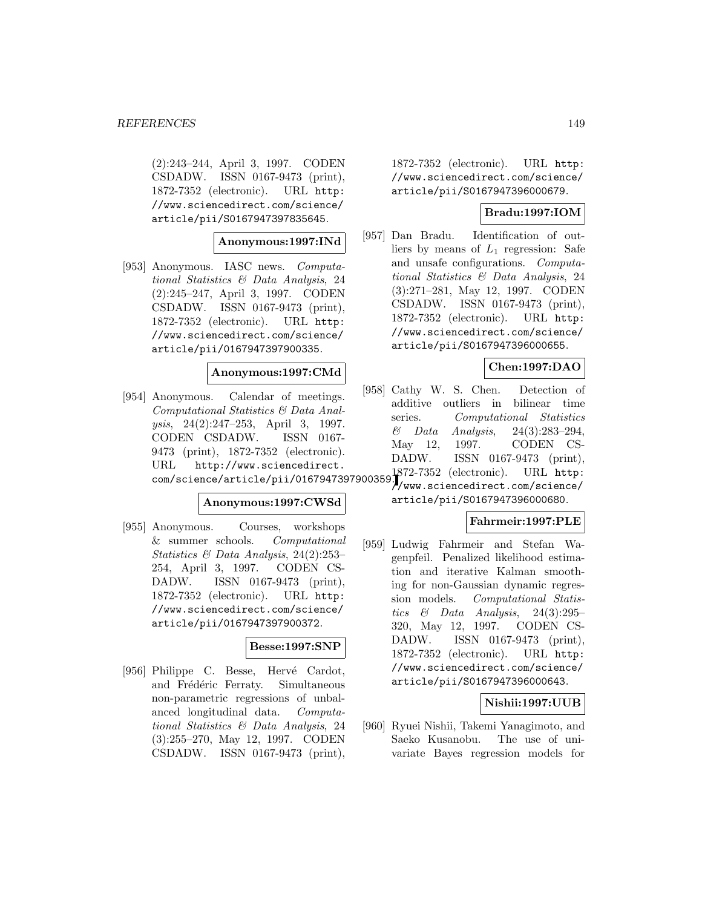(2):243–244, April 3, 1997. CODEN CSDADW. ISSN 0167-9473 (print), 1872-7352 (electronic). URL http://www.sciencedirect.com/science/article/pii/S0167947397835645.

**Anonymous:1997:INd**

[953] Anonymous. IASC news. *Computational Statistics & Data Analysis*, 24 (2):245–247, April 3, 1997. CODEN CSDADW. ISSN 0167-9473 (print), 1872-7352 (electronic). URL http://www.sciencedirect.com/science/article/pii/0167947397900335.

**Anonymous:1997:CMd**

[954] Anonymous. Calendar of meetings. *Computational Statistics & Data Analysis*, 24(2):247–253, April 3, 1997. CODEN CSDADW. ISSN 0167-9473 (print), 1872-7352 (electronic). URL http://www.sciencedirect.com/science/article/pii/0167947397900359.

**Anonymous:1997:CWSd**

[955] Anonymous. Courses, workshops & summer schools. *Computational Statistics & Data Analysis*, 24(2):253–254, April 3, 1997. CODEN CSDADW. ISSN 0167-9473 (print), 1872-7352 (electronic). URL http://www.sciencedirect.com/science/article/pii/0167947397900372.

**Besse:1997:SNP**

[956] Philippe C. Besse, Hervé Cardot, and Frédéric Ferraty. Simultaneous non-parametric regressions of unbalanced longitudinal data. *Computational Statistics & Data Analysis*, 24 (3):255–270, May 12, 1997. CODEN CSDADW. ISSN 0167-9473 (print), 1872-7352 (electronic). URL http://www.sciencedirect.com/science/article/pii/S0167947396000679.

**Bradu:1997:IOM**

[957] Dan Bradu. Identification of outliers by means of $L_1$ regression: Safe and unsafe configurations. *Computational Statistics & Data Analysis*, 24 (3):271–281, May 12, 1997. CODEN CSDADW. ISSN 0167-9473 (print), 1872-7352 (electronic). URL http://www.sciencedirect.com/science/article/pii/S0167947396000655.

**Chen:1997:DAO**

[958] Cathy W. S. Chen. Detection of additive outliers in bilinear time series. *Computational Statistics & Data Analysis*, 24(3):283–294, May 12, 1997. CODEN CSDADW. ISSN 0167-9473 (print), 1872-7352 (electronic). URL http://www.sciencedirect.com/science/article/pii/S0167947396000680.

**Fahrmeir:1997:PLE**

[959] Ludwig Fahrmeir and Stefan Wagenpfeil. Penalized likelihood estimation and iterative Kalman smoothing for non-Gaussian dynamic regression models. *Computational Statistics & Data Analysis*, 24(3):295–320, May 12, 1997. CODEN CSDADW. ISSN 0167-9473 (print), 1872-7352 (electronic). URL http://www.sciencedirect.com/science/article/pii/S0167947396000643.

**Nishii:1997:UUB**

[960] Ryuei Nishii, Takemi Yanagimoto, and Saeko Kusanobu. The use of univariate Bayes regression models for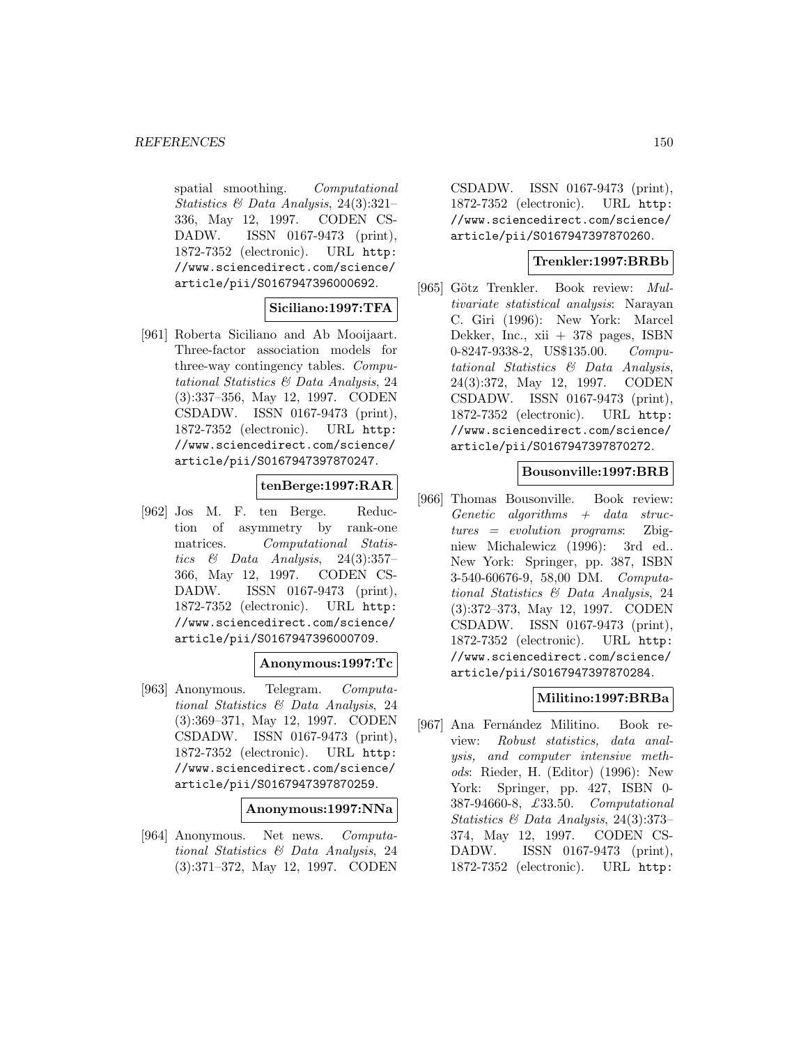spatial smoothing. *Computational Statistics & Data Analysis*, 24(3):321–336, May 12, 1997. CODEN CSDADW. ISSN 0167-9473 (print), 1872-7352 (electronic). URL http://www.sciencedirect.com/science/article/pii/S0167947396000692.

**Siciliano:1997:TFA**

[961] Roberta Siciliano and Ab Mooijaart. Three-factor association models for three-way contingency tables. *Computational Statistics & Data Analysis*, 24 (3):337–356, May 12, 1997. CODEN CSDADW. ISSN 0167-9473 (print), 1872-7352 (electronic). URL http://www.sciencedirect.com/science/article/pii/S0167947397870247.

**tenBerge:1997:RAR**

[962] Jos M. F. ten Berge. Reduction of asymmetry by rank-one matrices. *Computational Statistics & Data Analysis*, 24(3):357–366, May 12, 1997. CODEN CSDADW. ISSN 0167-9473 (print), 1872-7352 (electronic). URL http://www.sciencedirect.com/science/article/pii/S0167947396000709.

**Anonymous:1997:Tc**

[963] Anonymous. Telegram. *Computational Statistics & Data Analysis*, 24 (3):369–371, May 12, 1997. CODEN CSDADW. ISSN 0167-9473 (print), 1872-7352 (electronic). URL http://www.sciencedirect.com/science/article/pii/S0167947397870259.

**Anonymous:1997:NNa**

[964] Anonymous. Net news. *Computational Statistics & Data Analysis*, 24 (3):371–372, May 12, 1997. CODEN CSDADW. ISSN 0167-9473 (print), 1872-7352 (electronic). URL http://www.sciencedirect.com/science/article/pii/S0167947397870260.

**Trenkler:1997:BRBb**

[965] Götz Trenkler. Book review: *Multivariate statistical analysis*: Narayan C. Giri (1996): New York: Marcel Dekker, Inc., xii + 378 pages, ISBN 0-8247-9338-2, US$135.00. *Computational Statistics & Data Analysis*, 24(3):372, May 12, 1997. CODEN CSDADW. ISSN 0167-9473 (print), 1872-7352 (electronic). URL http://www.sciencedirect.com/science/article/pii/S0167947397870272.

**Bousonville:1997:BRB**

[966] Thomas Bousonville. Book review: *Genetic algorithms + data structures = evolution programs*: Zbigniew Michalewicz (1996): 3rd ed.. New York: Springer, pp. 387, ISBN 3-540-60676-9, 58,00 DM. *Computational Statistics & Data Analysis*, 24 (3):372–373, May 12, 1997. CODEN CSDADW. ISSN 0167-9473 (print), 1872-7352 (electronic). URL http://www.sciencedirect.com/science/article/pii/S0167947397870284.

**Militino:1997:BRBa**

[967] Ana Fernández Militino. Book review: *Robust statistics, data analysis, and computer intensive methods*: Rieder, H. (Editor) (1996): New York: Springer, pp. 427, ISBN 0-387-94660-8, £33.50. *Computational Statistics & Data Analysis*, 24(3):373–374, May 12, 1997. CODEN CSDADW. ISSN 0167-9473 (print), 1872-7352 (electronic). URL http: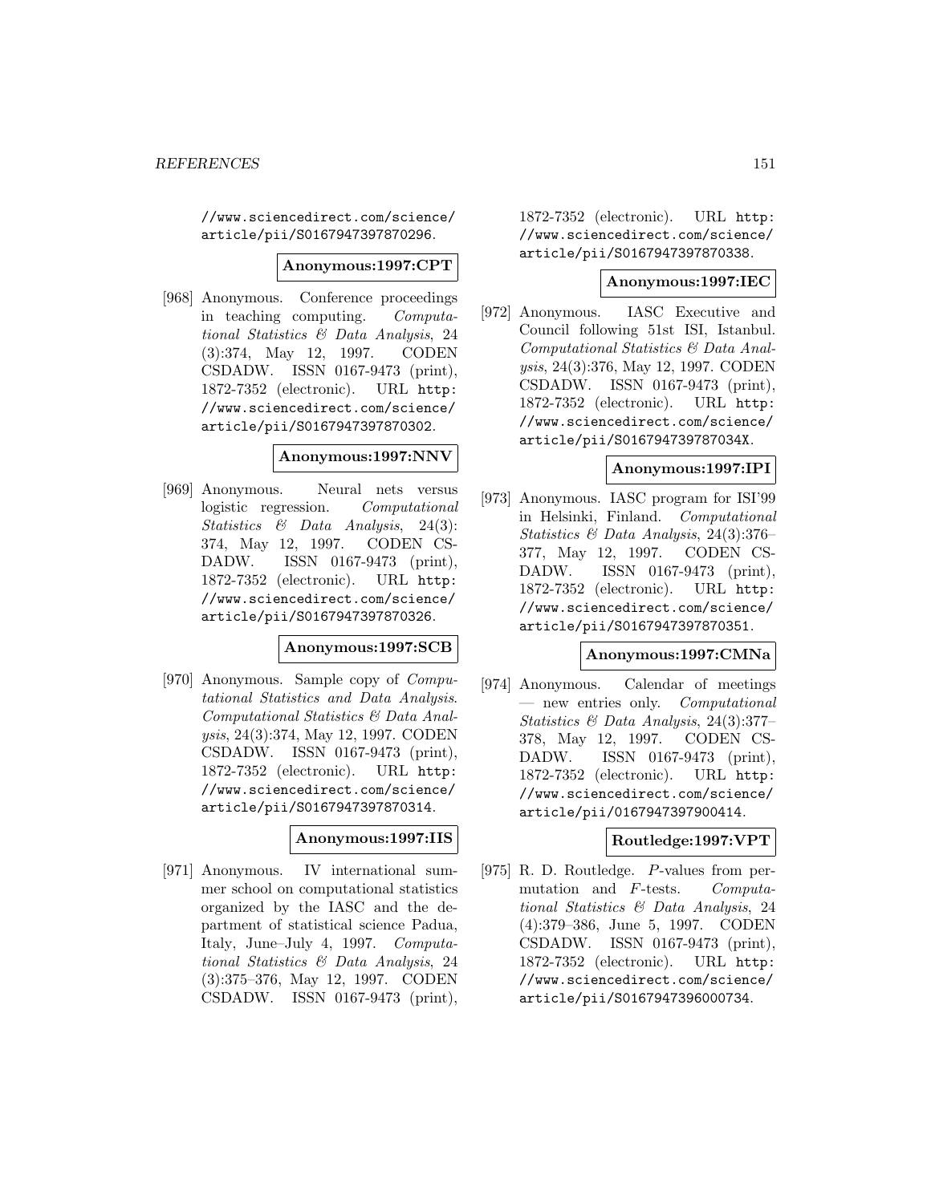//www.sciencedirect.com/science/article/pii/S0167947397870296.

**Anonymous:1997:CPT**

[968] Anonymous. Conference proceedings in teaching computing. *Computational Statistics & Data Analysis*, 24 (3):374, May 12, 1997. CODEN CSDADW. ISSN 0167-9473 (print), 1872-7352 (electronic). URL http://www.sciencedirect.com/science/article/pii/S0167947397870302.

**Anonymous:1997:NNV**

[969] Anonymous. Neural nets versus logistic regression. *Computational Statistics & Data Analysis*, 24(3): 374, May 12, 1997. CODEN CSDADW. ISSN 0167-9473 (print), 1872-7352 (electronic). URL http://www.sciencedirect.com/science/article/pii/S0167947397870326.

**Anonymous:1997:SCB**

[970] Anonymous. Sample copy of *Computational Statistics and Data Analysis*. *Computational Statistics & Data Analysis*, 24(3):374, May 12, 1997. CODEN CSDADW. ISSN 0167-9473 (print), 1872-7352 (electronic). URL http://www.sciencedirect.com/science/article/pii/S0167947397870314.

**Anonymous:1997:IIS**

[971] Anonymous. IV international summer school on computational statistics organized by the IASC and the department of statistical science Padua, Italy, June–July 4, 1997. *Computational Statistics & Data Analysis*, 24 (3):375–376, May 12, 1997. CODEN CSDADW. ISSN 0167-9473 (print), 1872-7352 (electronic). URL http://www.sciencedirect.com/science/article/pii/S0167947397870338.

**Anonymous:1997:IEC**

[972] Anonymous. IASC Executive and Council following 51st ISI, Istanbul. *Computational Statistics & Data Analysis*, 24(3):376, May 12, 1997. CODEN CSDADW. ISSN 0167-9473 (print), 1872-7352 (electronic). URL http://www.sciencedirect.com/science/article/pii/S016794739787034X.

**Anonymous:1997:IPI**

[973] Anonymous. IASC program for ISI'99 in Helsinki, Finland. *Computational Statistics & Data Analysis*, 24(3):376–377, May 12, 1997. CODEN CSDADW. ISSN 0167-9473 (print), 1872-7352 (electronic). URL http://www.sciencedirect.com/science/article/pii/S0167947397870351.

**Anonymous:1997:CMNa**

[974] Anonymous. Calendar of meetings — new entries only. *Computational Statistics & Data Analysis*, 24(3):377–378, May 12, 1997. CODEN CSDADW. ISSN 0167-9473 (print), 1872-7352 (electronic). URL http://www.sciencedirect.com/science/article/pii/0167947397900414.

**Routledge:1997:VPT**

[975] R. D. Routledge. $P$-values from permutation and $F$-tests. *Computational Statistics & Data Analysis*, 24 (4):379–386, June 5, 1997. CODEN CSDADW. ISSN 0167-9473 (print), 1872-7352 (electronic). URL http://www.sciencedirect.com/science/article/pii/S0167947396000734.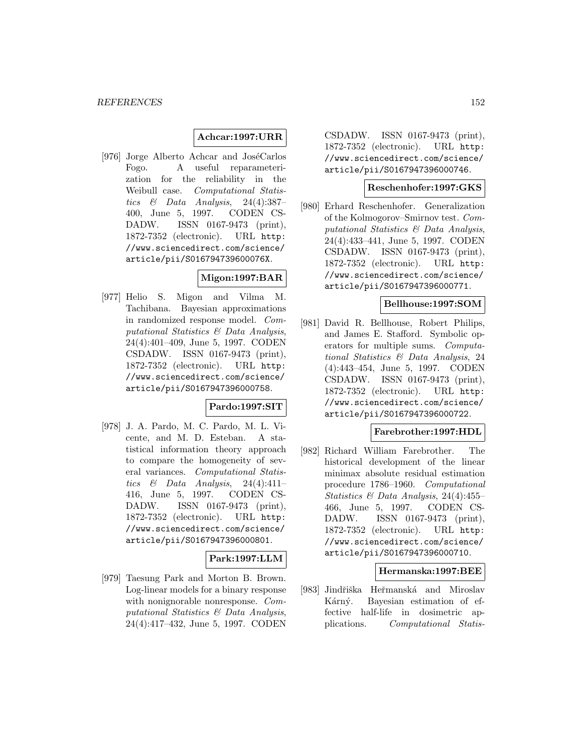**Achcar:1997:URR**

[976] Jorge Alberto Achcar and JoséCarlos Fogo. A useful reparameterization for the reliability in the Weibull case. *Computational Statistics & Data Analysis*, 24(4):387–400, June 5, 1997. CODEN CSDADW. ISSN 0167-9473 (print), 1872-7352 (electronic). URL http://www.sciencedirect.com/science/article/pii/S016794739600076X.

**Migon:1997:BAR**

[977] Helio S. Migon and Vilma M. Tachibana. Bayesian approximations in randomized response model. *Computational Statistics & Data Analysis*, 24(4):401–409, June 5, 1997. CODEN CSDADW. ISSN 0167-9473 (print), 1872-7352 (electronic). URL http://www.sciencedirect.com/science/article/pii/S0167947396000758.

**Pardo:1997:SIT**

[978] J. A. Pardo, M. C. Pardo, M. L. Vicente, and M. D. Esteban. A statistical information theory approach to compare the homogeneity of several variances. *Computational Statistics & Data Analysis*, 24(4):411–416, June 5, 1997. CODEN CSDADW. ISSN 0167-9473 (print), 1872-7352 (electronic). URL http://www.sciencedirect.com/science/article/pii/S0167947396000801.

**Park:1997:LLM**

[979] Taesung Park and Morton B. Brown. Log-linear models for a binary response with nonignorable nonresponse. *Computational Statistics & Data Analysis*, 24(4):417–432, June 5, 1997. CODEN CSDADW. ISSN 0167-9473 (print), 1872-7352 (electronic). URL http://www.sciencedirect.com/science/article/pii/S0167947396000746.

**Reschenhofer:1997:GKS**

[980] Erhard Reschenhofer. Generalization of the Kolmogorov–Smirnov test. *Computational Statistics & Data Analysis*, 24(4):433–441, June 5, 1997. CODEN CSDADW. ISSN 0167-9473 (print), 1872-7352 (electronic). URL http://www.sciencedirect.com/science/article/pii/S0167947396000771.

**Bellhouse:1997:SOM**

[981] David R. Bellhouse, Robert Philips, and James E. Stafford. Symbolic operators for multiple sums. *Computational Statistics & Data Analysis*, 24 (4):443–454, June 5, 1997. CODEN CSDADW. ISSN 0167-9473 (print), 1872-7352 (electronic). URL http://www.sciencedirect.com/science/article/pii/S0167947396000722.

**Farebrother:1997:HDL**

[982] Richard William Farebrother. The historical development of the linear minimax absolute residual estimation procedure 1786–1960. *Computational Statistics & Data Analysis*, 24(4):455–466, June 5, 1997. CODEN CSDADW. ISSN 0167-9473 (print), 1872-7352 (electronic). URL http://www.sciencedirect.com/science/article/pii/S0167947396000710.

**Hermanska:1997:BEE**

[983] Jindřiška Heřmanská and Miroslav Kárný. Bayesian estimation of effective half-life in dosimetric applications. *Computational Statis-*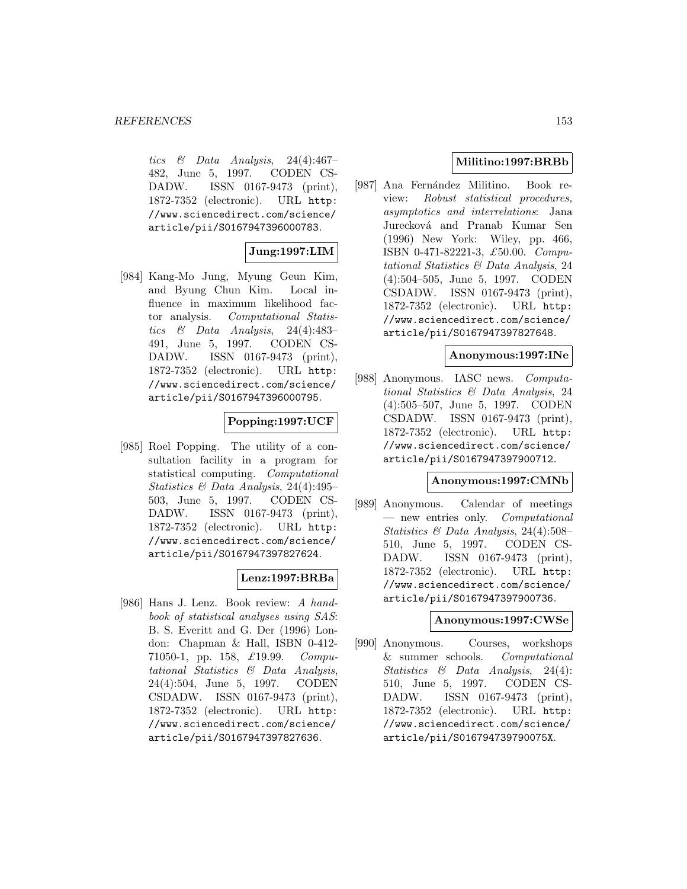tics & Data Analysis, 24(4):467–482, June 5, 1997. CODEN CSDADW. ISSN 0167-9473 (print), 1872-7352 (electronic). URL http://www.sciencedirect.com/science/article/pii/S0167947396000783.

**Jung:1997:LIM**

[984] Kang-Mo Jung, Myung Geun Kim, and Byung Chun Kim. Local influence in maximum likelihood factor analysis. *Computational Statistics & Data Analysis*, 24(4):483–491, June 5, 1997. CODEN CSDADW. ISSN 0167-9473 (print), 1872-7352 (electronic). URL http://www.sciencedirect.com/science/article/pii/S0167947396000795.

**Popping:1997:UCF**

[985] Roel Popping. The utility of a consultation facility in a program for statistical computing. *Computational Statistics & Data Analysis*, 24(4):495–503, June 5, 1997. CODEN CSDADW. ISSN 0167-9473 (print), 1872-7352 (electronic). URL http://www.sciencedirect.com/science/article/pii/S0167947397827624.

**Lenz:1997:BRBa**

[986] Hans J. Lenz. Book review: *A handbook of statistical analyses using SAS*: B. S. Everitt and G. Der (1996) London: Chapman & Hall, ISBN 0-412-71050-1, pp. 158, £19.99. *Computational Statistics & Data Analysis*, 24(4):504, June 5, 1997. CODEN CSDADW. ISSN 0167-9473 (print), 1872-7352 (electronic). URL http://www.sciencedirect.com/science/article/pii/S0167947397827636.

**Militino:1997:BRBb**

[987] Ana Fernández Militino. Book review: *Robust statistical procedures, asymptotics and interrelations*: Jana Jurecková and Pranab Kumar Sen (1996) New York: Wiley, pp. 466, ISBN 0-471-82221-3, £50.00. *Computational Statistics & Data Analysis*, 24 (4):504–505, June 5, 1997. CODEN CSDADW. ISSN 0167-9473 (print), 1872-7352 (electronic). URL http://www.sciencedirect.com/science/article/pii/S0167947397827648.

**Anonymous:1997:INe**

[988] Anonymous. IASC news. *Computational Statistics & Data Analysis*, 24 (4):505–507, June 5, 1997. CODEN CSDADW. ISSN 0167-9473 (print), 1872-7352 (electronic). URL http://www.sciencedirect.com/science/article/pii/S0167947397900712.

**Anonymous:1997:CMNb**

[989] Anonymous. Calendar of meetings — new entries only. *Computational Statistics & Data Analysis*, 24(4):508–510, June 5, 1997. CODEN CSDADW. ISSN 0167-9473 (print), 1872-7352 (electronic). URL http://www.sciencedirect.com/science/article/pii/S0167947397900736.

**Anonymous:1997:CWSe**

[990] Anonymous. Courses, workshops & summer schools. *Computational Statistics & Data Analysis*, 24(4): 510, June 5, 1997. CODEN CSDADW. ISSN 0167-9473 (print), 1872-7352 (electronic). URL http://www.sciencedirect.com/science/article/pii/S016794739790075X.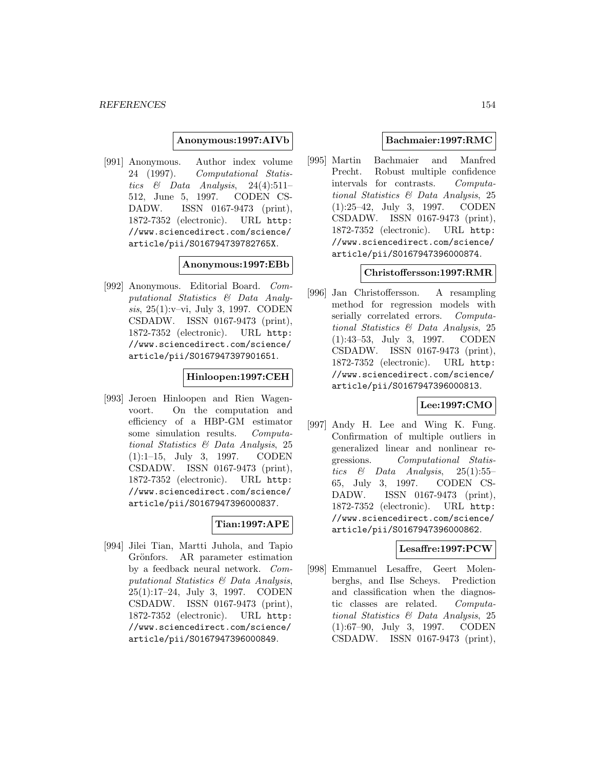**Anonymous:1997:AIVb**

[991] Anonymous. Author index volume 24 (1997). *Computational Statistics & Data Analysis*, 24(4):511–512, June 5, 1997. CODEN CSDADW. ISSN 0167-9473 (print), 1872-7352 (electronic). URL http://www.sciencedirect.com/science/article/pii/S016794739782765X.

**Anonymous:1997:EBb**

[992] Anonymous. Editorial Board. *Computational Statistics & Data Analysis*, 25(1):v–vi, July 3, 1997. CODEN CSDADW. ISSN 0167-9473 (print), 1872-7352 (electronic). URL http://www.sciencedirect.com/science/article/pii/S0167947397901651.

**Hinloopen:1997:CEH**

[993] Jeroen Hinloopen and Rien Wagenvoort. On the computation and efficiency of a HBP-GM estimator some simulation results. *Computational Statistics & Data Analysis*, 25(1):1–15, July 3, 1997. CODEN CSDADW. ISSN 0167-9473 (print), 1872-7352 (electronic). URL http://www.sciencedirect.com/science/article/pii/S0167947396000837.

**Tian:1997:APE**

[994] Jilei Tian, Martti Juhola, and Tapio Grönfors. AR parameter estimation by a feedback neural network. *Computational Statistics & Data Analysis*, 25(1):17–24, July 3, 1997. CODEN CSDADW. ISSN 0167-9473 (print), 1872-7352 (electronic). URL http://www.sciencedirect.com/science/article/pii/S0167947396000849.

**Bachmaier:1997:RMC**

[995] Martin Bachmaier and Manfred Precht. Robust multiple confidence intervals for contrasts. *Computational Statistics & Data Analysis*, 25(1):25–42, July 3, 1997. CODEN CSDADW. ISSN 0167-9473 (print), 1872-7352 (electronic). URL http://www.sciencedirect.com/science/article/pii/S0167947396000874.

**Christoffersson:1997:RMR**

[996] Jan Christoffersson. A resampling method for regression models with serially correlated errors. *Computational Statistics & Data Analysis*, 25(1):43–53, July 3, 1997. CODEN CSDADW. ISSN 0167-9473 (print), 1872-7352 (electronic). URL http://www.sciencedirect.com/science/article/pii/S0167947396000813.

**Lee:1997:CMO**

[997] Andy H. Lee and Wing K. Fung. Confirmation of multiple outliers in generalized linear and nonlinear regressions. *Computational Statistics & Data Analysis*, 25(1):55–65, July 3, 1997. CODEN CSDADW. ISSN 0167-9473 (print), 1872-7352 (electronic). URL http://www.sciencedirect.com/science/article/pii/S0167947396000862.

**Lesaffre:1997:PCW**

[998] Emmanuel Lesaffre, Geert Molenberghs, and Ilse Scheys. Prediction and classification when the diagnostic classes are related. *Computational Statistics & Data Analysis*, 25(1):67–90, July 3, 1997. CODEN CSDADW. ISSN 0167-9473 (print),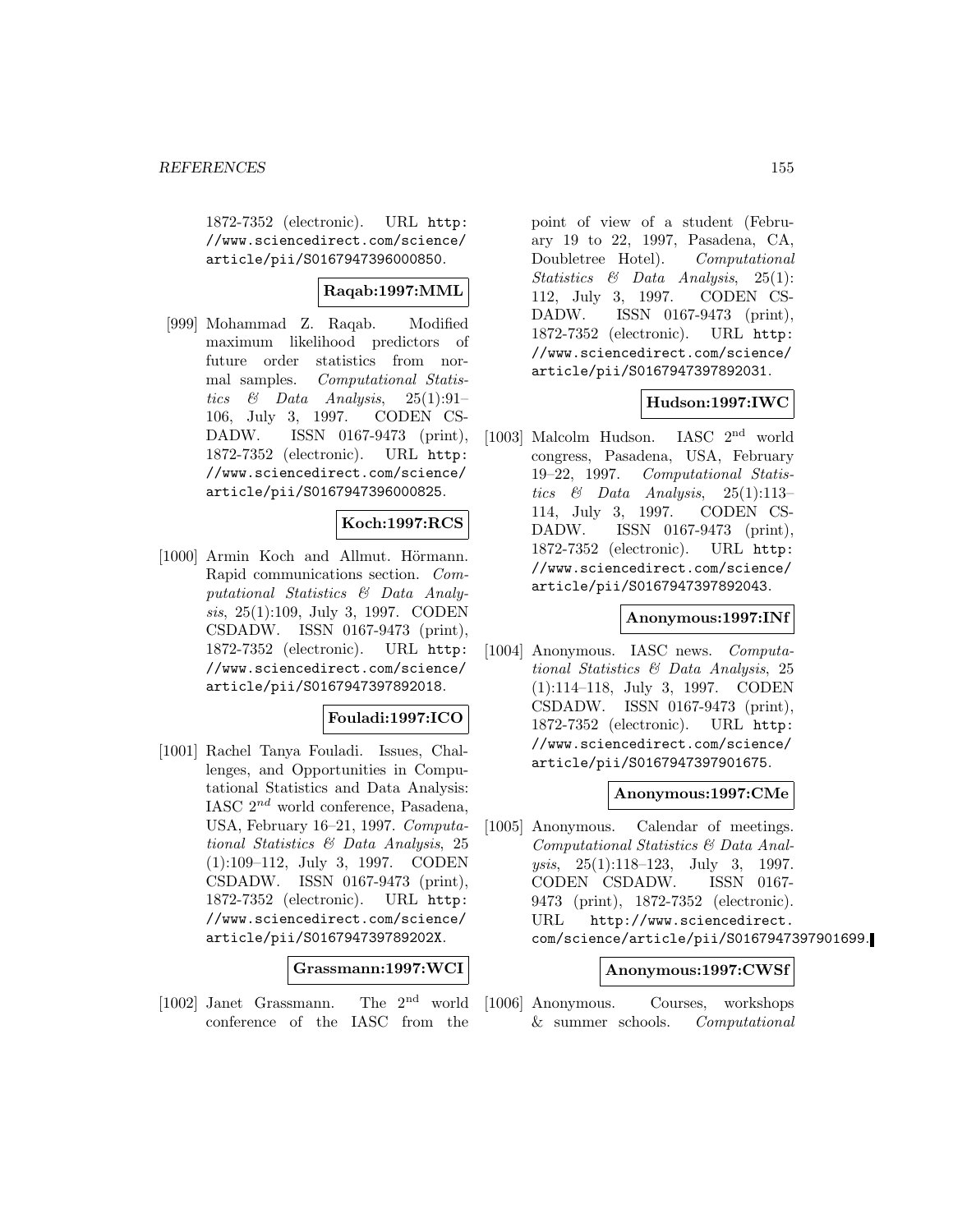1872-7352 (electronic). URL http://www.sciencedirect.com/science/article/pii/S0167947396000850.

**Raqab:1997:MML**

[999] Mohammad Z. Raqab. Modified maximum likelihood predictors of future order statistics from normal samples. *Computational Statistics & Data Analysis*, 25(1):91–106, July 3, 1997. CODEN CSDADW. ISSN 0167-9473 (print), 1872-7352 (electronic). URL http://www.sciencedirect.com/science/article/pii/S0167947396000825.

**Koch:1997:RCS**

[1000] Armin Koch and Allmut. Hörmann. Rapid communications section. *Computational Statistics & Data Analysis*, 25(1):109, July 3, 1997. CODEN CSDADW. ISSN 0167-9473 (print), 1872-7352 (electronic). URL http://www.sciencedirect.com/science/article/pii/S0167947397892018.

**Fouladi:1997:ICO**

[1001] Rachel Tanya Fouladi. Issues, Challenges, and Opportunities in Computational Statistics and Data Analysis: IASC $2^{nd}$ world conference, Pasadena, USA, February 16–21, 1997. *Computational Statistics & Data Analysis*, 25 (1):109–112, July 3, 1997. CODEN CSDADW. ISSN 0167-9473 (print), 1872-7352 (electronic). URL http://www.sciencedirect.com/science/article/pii/S016794739789202X.

**Grassmann:1997:WCI**

[1002] Janet Grassmann. The $2^{\text{nd}}$ world conference of the IASC from the point of view of a student (February 19 to 22, 1997, Pasadena, CA, Doubletree Hotel). *Computational Statistics & Data Analysis*, 25(1): 112, July 3, 1997. CODEN CSDADW. ISSN 0167-9473 (print), 1872-7352 (electronic). URL http://www.sciencedirect.com/science/article/pii/S0167947397892031.

**Hudson:1997:IWC**

[1003] Malcolm Hudson. IASC $2^{\text{nd}}$ world congress, Pasadena, USA, February 19–22, 1997. *Computational Statistics & Data Analysis*, 25(1):113–114, July 3, 1997. CODEN CSDADW. ISSN 0167-9473 (print), 1872-7352 (electronic). URL http://www.sciencedirect.com/science/article/pii/S0167947397892043.

**Anonymous:1997:INf**

[1004] Anonymous. IASC news. *Computational Statistics & Data Analysis*, 25 (1):114–118, July 3, 1997. CODEN CSDADW. ISSN 0167-9473 (print), 1872-7352 (electronic). URL http://www.sciencedirect.com/science/article/pii/S0167947397901675.

**Anonymous:1997:CMe**

[1005] Anonymous. Calendar of meetings. *Computational Statistics & Data Analysis*, 25(1):118–123, July 3, 1997. CODEN CSDADW. ISSN 0167-9473 (print), 1872-7352 (electronic). URL http://www.sciencedirect.com/science/article/pii/S0167947397901699.

**Anonymous:1997:CWSf**

[1006] Anonymous. Courses, workshops & summer schools. *Computational*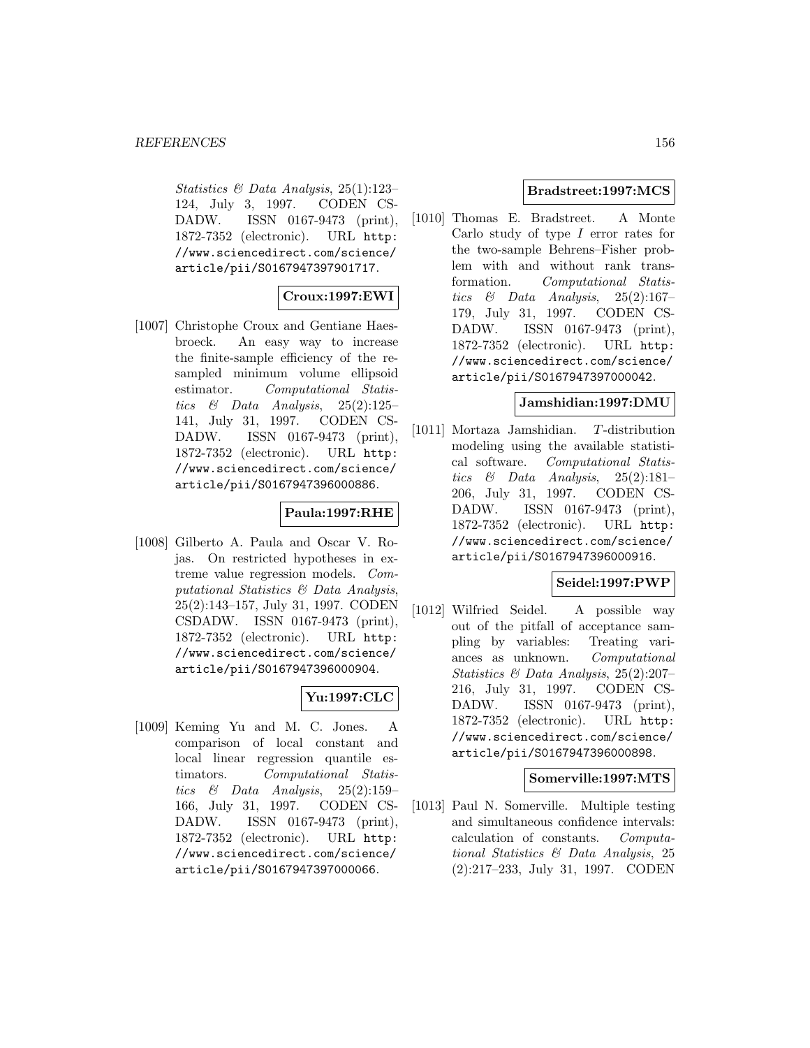Statistics & Data Analysis, 25(1):123–124, July 3, 1997. CODEN CSDADW. ISSN 0167-9473 (print), 1872-7352 (electronic). URL http://www.sciencedirect.com/science/article/pii/S0167947397901717.

**Croux:1997:EWI**

[1007] Christophe Croux and Gentiane Haesbroeck. An easy way to increase the finite-sample efficiency of the resampled minimum volume ellipsoid estimator. *Computational Statistics & Data Analysis*, 25(2):125–141, July 31, 1997. CODEN CSDADW. ISSN 0167-9473 (print), 1872-7352 (electronic). URL http://www.sciencedirect.com/science/article/pii/S0167947396000886.

**Paula:1997:RHE**

[1008] Gilberto A. Paula and Oscar V. Rojas. On restricted hypotheses in extreme value regression models. *Computational Statistics & Data Analysis*, 25(2):143–157, July 31, 1997. CODEN CSDADW. ISSN 0167-9473 (print), 1872-7352 (electronic). URL http://www.sciencedirect.com/science/article/pii/S0167947396000904.

**Yu:1997:CLC**

[1009] Keming Yu and M. C. Jones. A comparison of local constant and local linear regression quantile estimators. *Computational Statistics & Data Analysis*, 25(2):159–166, July 31, 1997. CODEN CSDADW. ISSN 0167-9473 (print), 1872-7352 (electronic). URL http://www.sciencedirect.com/science/article/pii/S0167947397000066.

**Bradstreet:1997:MCS**

[1010] Thomas E. Bradstreet. A Monte Carlo study of type $I$ error rates for the two-sample Behrens–Fisher problem with and without rank transformation. *Computational Statistics & Data Analysis*, 25(2):167–179, July 31, 1997. CODEN CSDADW. ISSN 0167-9473 (print), 1872-7352 (electronic). URL http://www.sciencedirect.com/science/article/pii/S0167947397000042.

**Jamshidian:1997:DMU**

[1011] Mortaza Jamshidian. $T$-distribution modeling using the available statistical software. *Computational Statistics & Data Analysis*, 25(2):181–206, July 31, 1997. CODEN CSDADW. ISSN 0167-9473 (print), 1872-7352 (electronic). URL http://www.sciencedirect.com/science/article/pii/S0167947396000916.

**Seidel:1997:PWP**

[1012] Wilfried Seidel. A possible way out of the pitfall of acceptance sampling by variables: Treating variances as unknown. *Computational Statistics & Data Analysis*, 25(2):207–216, July 31, 1997. CODEN CSDADW. ISSN 0167-9473 (print), 1872-7352 (electronic). URL http://www.sciencedirect.com/science/article/pii/S0167947396000898.

**Somerville:1997:MTS**

[1013] Paul N. Somerville. Multiple testing and simultaneous confidence intervals: calculation of constants. *Computational Statistics & Data Analysis*, 25(2):217–233, July 31, 1997. CODEN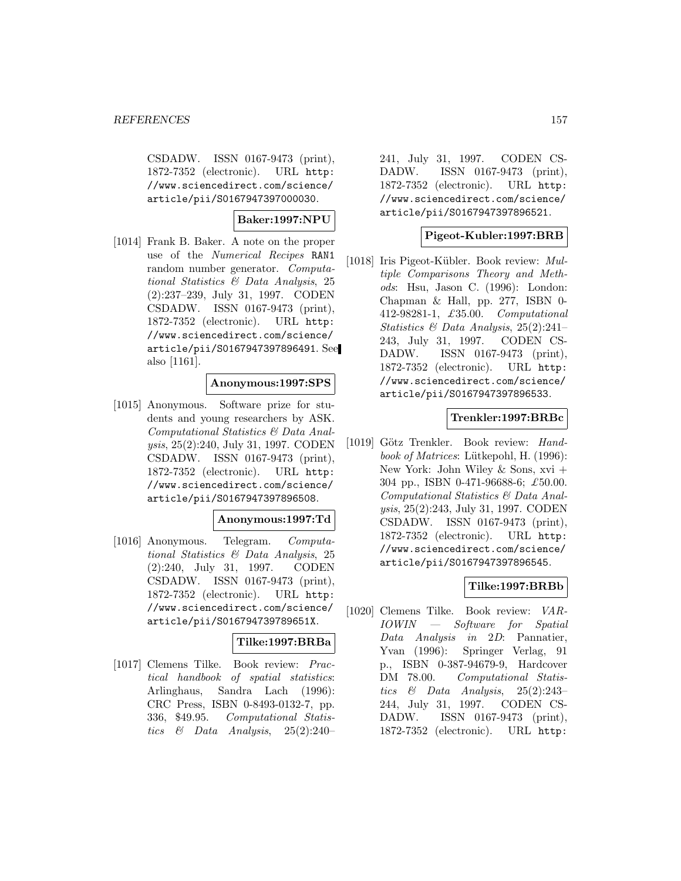CSDADW. ISSN 0167-9473 (print), 1872-7352 (electronic). URL http://www.sciencedirect.com/science/article/pii/S0167947397000030.

**Baker:1997:NPU**

[1014] Frank B. Baker. A note on the proper use of the *Numerical Recipes* RAN1 random number generator. *Computational Statistics & Data Analysis*, 25 (2):237–239, July 31, 1997. CODEN CSDADW. ISSN 0167-9473 (print), 1872-7352 (electronic). URL http://www.sciencedirect.com/science/article/pii/S0167947397896491. See also [1161].

**Anonymous:1997:SPS**

[1015] Anonymous. Software prize for students and young researchers by ASK. *Computational Statistics & Data Analysis*, 25(2):240, July 31, 1997. CODEN CSDADW. ISSN 0167-9473 (print), 1872-7352 (electronic). URL http://www.sciencedirect.com/science/article/pii/S0167947397896508.

**Anonymous:1997:Td**

[1016] Anonymous. Telegram. *Computational Statistics & Data Analysis*, 25 (2):240, July 31, 1997. CODEN CSDADW. ISSN 0167-9473 (print), 1872-7352 (electronic). URL http://www.sciencedirect.com/science/article/pii/S016794739789651X.

**Tilke:1997:BRBa**

[1017] Clemens Tilke. Book review: *Practical handbook of spatial statistics*: Arlinghaus, Sandra Lach (1996): CRC Press, ISBN 0-8493-0132-7, pp. 336, \$49.95. *Computational Statistics & Data Analysis*, 25(2):240–241, July 31, 1997. CODEN CSDADW. ISSN 0167-9473 (print), 1872-7352 (electronic). URL http://www.sciencedirect.com/science/article/pii/S0167947397896521.

**Pigeot-Kubler:1997:BRB**

[1018] Iris Pigeot-Kübler. Book review: *Multiple Comparisons Theory and Methods*: Hsu, Jason C. (1996): London: Chapman & Hall, pp. 277, ISBN 0-412-98281-1, £35.00. *Computational Statistics & Data Analysis*, 25(2):241–243, July 31, 1997. CODEN CSDADW. ISSN 0167-9473 (print), 1872-7352 (electronic). URL http://www.sciencedirect.com/science/article/pii/S0167947397896533.

**Trenkler:1997:BRBc**

[1019] Götz Trenkler. Book review: *Handbook of Matrices*: Lütkepohl, H. (1996): New York: John Wiley & Sons, xvi + 304 pp., ISBN 0-471-96688-6; £50.00. *Computational Statistics & Data Analysis*, 25(2):243, July 31, 1997. CODEN CSDADW. ISSN 0167-9473 (print), 1872-7352 (electronic). URL http://www.sciencedirect.com/science/article/pii/S0167947397896545.

**Tilke:1997:BRBb**

[1020] Clemens Tilke. Book review: *VARIOWIN — Software for Spatial Data Analysis in 2D*: Pannatier, Yvan (1996): Springer Verlag, 91 p., ISBN 0-387-94679-9, Hardcover DM 78.00. *Computational Statistics & Data Analysis*, 25(2):243–244, July 31, 1997. CODEN CSDADW. ISSN 0167-9473 (print), 1872-7352 (electronic). URL http: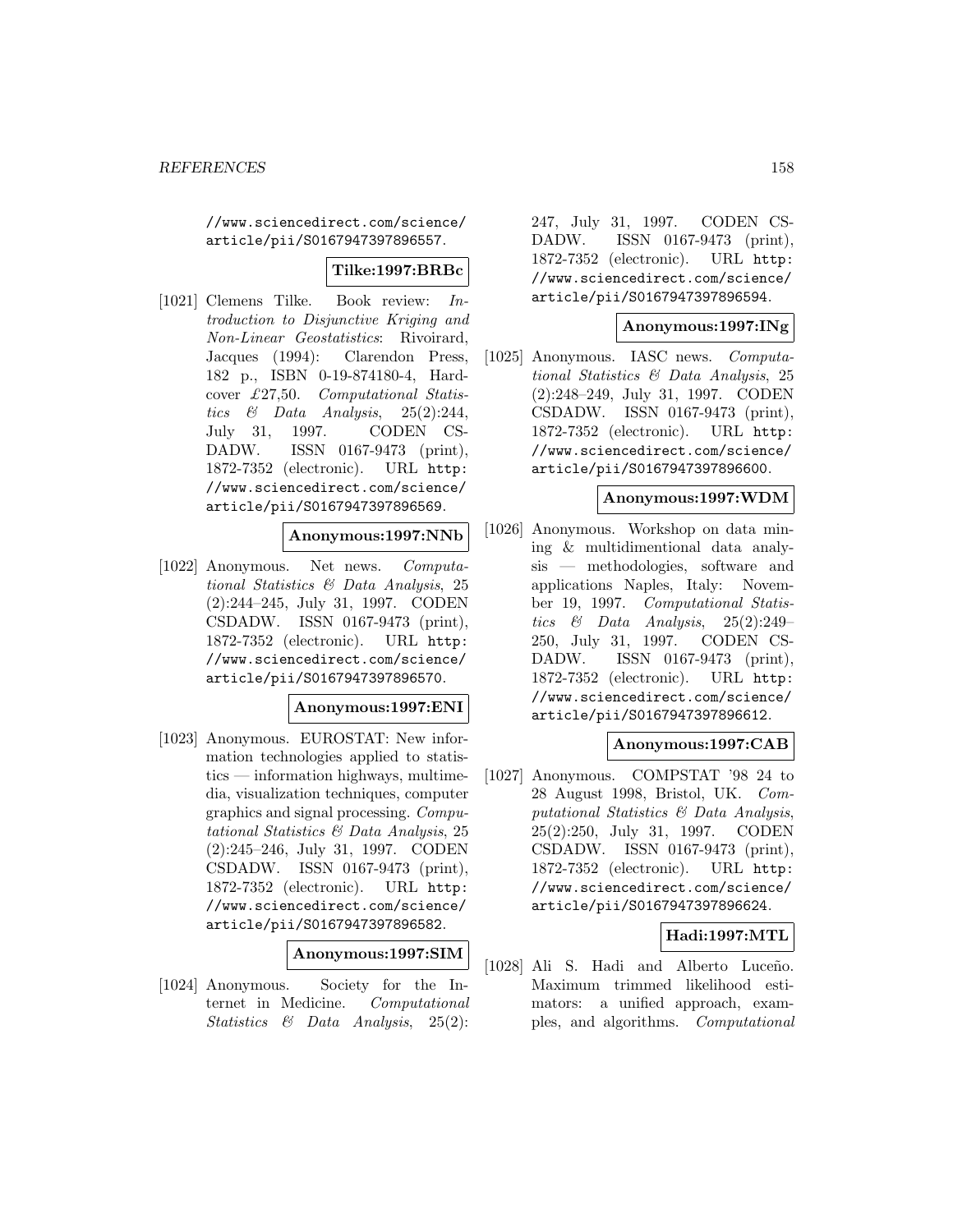//www.sciencedirect.com/science/article/pii/S0167947397896557.

**Tilke:1997:BRBc**

[1021] Clemens Tilke. Book review: *Introduction to Disjunctive Kriging and Non-Linear Geostatistics*: Rivoirard, Jacques (1994): Clarendon Press, 182 p., ISBN 0-19-874180-4, Hardcover £27,50. *Computational Statistics & Data Analysis*, 25(2):244, July 31, 1997. CODEN CSDADW. ISSN 0167-9473 (print), 1872-7352 (electronic). URL http://www.sciencedirect.com/science/article/pii/S0167947397896569.

**Anonymous:1997:NNb**

[1022] Anonymous. Net news. *Computational Statistics & Data Analysis*, 25(2):244–245, July 31, 1997. CODEN CSDADW. ISSN 0167-9473 (print), 1872-7352 (electronic). URL http://www.sciencedirect.com/science/article/pii/S0167947397896570.

**Anonymous:1997:ENI**

[1023] Anonymous. EUROSTAT: New information technologies applied to statistics — information highways, multimedia, visualization techniques, computer graphics and signal processing. *Computational Statistics & Data Analysis*, 25(2):245–246, July 31, 1997. CODEN CSDADW. ISSN 0167-9473 (print), 1872-7352 (electronic). URL http://www.sciencedirect.com/science/article/pii/S0167947397896582.

**Anonymous:1997:SIM**

[1024] Anonymous. Society for the Internet in Medicine. *Computational Statistics & Data Analysis*, 25(2):247, July 31, 1997. CODEN CSDADW. ISSN 0167-9473 (print), 1872-7352 (electronic). URL http://www.sciencedirect.com/science/article/pii/S0167947397896594.

**Anonymous:1997:INg**

[1025] Anonymous. IASC news. *Computational Statistics & Data Analysis*, 25(2):248–249, July 31, 1997. CODEN CSDADW. ISSN 0167-9473 (print), 1872-7352 (electronic). URL http://www.sciencedirect.com/science/article/pii/S0167947397896600.

**Anonymous:1997:WDM**

[1026] Anonymous. Workshop on data mining & multidimentional data analysis — methodologies, software and applications Naples, Italy: November 19, 1997. *Computational Statistics & Data Analysis*, 25(2):249–250, July 31, 1997. CODEN CSDADW. ISSN 0167-9473 (print), 1872-7352 (electronic). URL http://www.sciencedirect.com/science/article/pii/S0167947397896612.

**Anonymous:1997:CAB**

[1027] Anonymous. COMPSTAT '98 24 to 28 August 1998, Bristol, UK. *Computational Statistics & Data Analysis*, 25(2):250, July 31, 1997. CODEN CSDADW. ISSN 0167-9473 (print), 1872-7352 (electronic). URL http://www.sciencedirect.com/science/article/pii/S0167947397896624.

**Hadi:1997:MTL**

[1028] Ali S. Hadi and Alberto Luceño. Maximum trimmed likelihood estimators: a unified approach, examples, and algorithms. *Computational*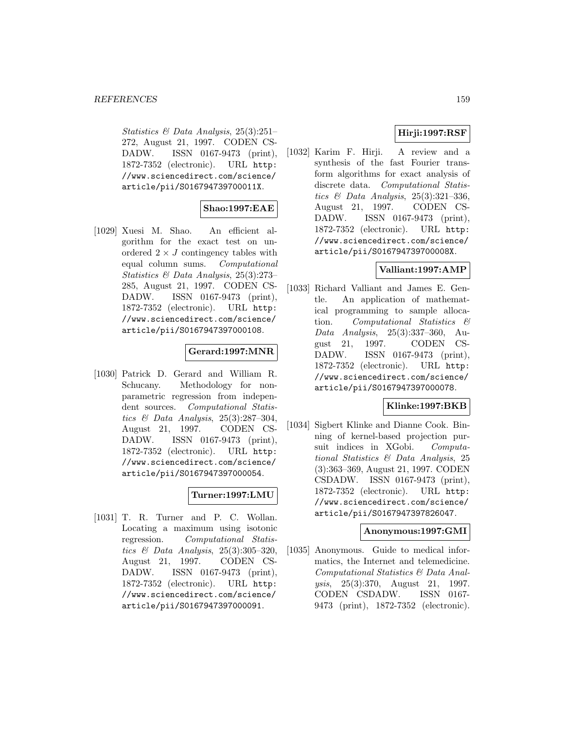*Statistics & Data Analysis*, 25(3):251–272, August 21, 1997. CODEN CSDADW. ISSN 0167-9473 (print), 1872-7352 (electronic). URL http://www.sciencedirect.com/science/article/pii/S016794739700011X.

**Shao:1997:EAE**

[1029] Xuesi M. Shao. An efficient algorithm for the exact test on unordered $2 \times J$ contingency tables with equal column sums. *Computational Statistics & Data Analysis*, 25(3):273–285, August 21, 1997. CODEN CSDADW. ISSN 0167-9473 (print), 1872-7352 (electronic). URL http://www.sciencedirect.com/science/article/pii/S0167947397000108.

**Gerard:1997:MNR**

[1030] Patrick D. Gerard and William R. Schucany. Methodology for nonparametric regression from independent sources. *Computational Statistics & Data Analysis*, 25(3):287–304, August 21, 1997. CODEN CSDADW. ISSN 0167-9473 (print), 1872-7352 (electronic). URL http://www.sciencedirect.com/science/article/pii/S0167947397000054.

**Turner:1997:LMU**

[1031] T. R. Turner and P. C. Wollan. Locating a maximum using isotonic regression. *Computational Statistics & Data Analysis*, 25(3):305–320, August 21, 1997. CODEN CSDADW. ISSN 0167-9473 (print), 1872-7352 (electronic). URL http://www.sciencedirect.com/science/article/pii/S0167947397000091.

**Hirji:1997:RSF**

[1032] Karim F. Hirji. A review and a synthesis of the fast Fourier transform algorithms for exact analysis of discrete data. *Computational Statistics & Data Analysis*, 25(3):321–336, August 21, 1997. CODEN CSDADW. ISSN 0167-9473 (print), 1872-7352 (electronic). URL http://www.sciencedirect.com/science/article/pii/S016794739700008X.

**Valliant:1997:AMP**

[1033] Richard Valliant and James E. Gentle. An application of mathematical programming to sample allocation. *Computational Statistics & Data Analysis*, 25(3):337–360, August 21, 1997. CODEN CSDADW. ISSN 0167-9473 (print), 1872-7352 (electronic). URL http://www.sciencedirect.com/science/article/pii/S0167947397000078.

**Klinke:1997:BKB**

[1034] Sigbert Klinke and Dianne Cook. Binning of kernel-based projection pursuit indices in XGobi. *Computational Statistics & Data Analysis*, 25 (3):363–369, August 21, 1997. CODEN CSDADW. ISSN 0167-9473 (print), 1872-7352 (electronic). URL http://www.sciencedirect.com/science/article/pii/S0167947397826047.

**Anonymous:1997:GMI**

[1035] Anonymous. Guide to medical informatics, the Internet and telemedicine. *Computational Statistics & Data Analysis*, 25(3):370, August 21, 1997. CODEN CSDADW. ISSN 0167-9473 (print), 1872-7352 (electronic).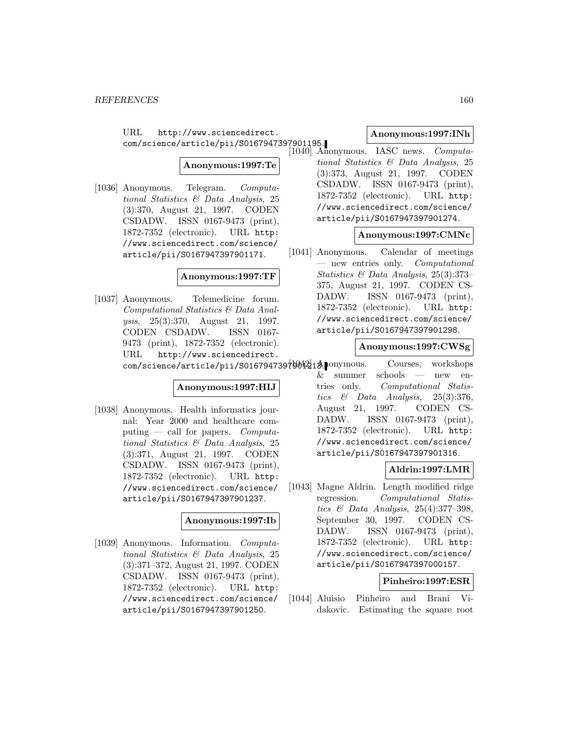URL http://www.sciencedirect.com/science/article/pii/S0167947397901195.

**Anonymous:1997:Te**

[1036] Anonymous. Telegram. *Computational Statistics & Data Analysis*, 25 (3):370, August 21, 1997. CODEN CSDADW. ISSN 0167-9473 (print), 1872-7352 (electronic). URL http://www.sciencedirect.com/science/article/pii/S0167947397901171.

**Anonymous:1997:TF**

[1037] Anonymous. Telemedicine forum. *Computational Statistics & Data Analysis*, 25(3):370, August 21, 1997. CODEN CSDADW. ISSN 0167-9473 (print), 1872-7352 (electronic). URL http://www.sciencedirect.com/science/article/pii/S0167947397901213.

**Anonymous:1997:HIJ**

[1038] Anonymous. Health informatics journal: Year 2000 and healthcare computing — call for papers. *Computational Statistics & Data Analysis*, 25 (3):371, August 21, 1997. CODEN CSDADW. ISSN 0167-9473 (print), 1872-7352 (electronic). URL http://www.sciencedirect.com/science/article/pii/S0167947397901237.

**Anonymous:1997:Ib**

[1039] Anonymous. Information. *Computational Statistics & Data Analysis*, 25 (3):371–372, August 21, 1997. CODEN CSDADW. ISSN 0167-9473 (print), 1872-7352 (electronic). URL http://www.sciencedirect.com/science/article/pii/S0167947397901250.

**Anonymous:1997:INh**

[1040] Anonymous. IASC news. *Computational Statistics & Data Analysis*, 25 (3):373, August 21, 1997. CODEN CSDADW. ISSN 0167-9473 (print), 1872-7352 (electronic). URL http://www.sciencedirect.com/science/article/pii/S0167947397901274.

**Anonymous:1997:CMNc**

[1041] Anonymous. Calendar of meetings — new entries only. *Computational Statistics & Data Analysis*, 25(3):373–375, August 21, 1997. CODEN CSDADW. ISSN 0167-9473 (print), 1872-7352 (electronic). URL http://www.sciencedirect.com/science/article/pii/S0167947397901298.

**Anonymous:1997:CWSg**

[1042] Anonymous. Courses, workshops & summer schools — new entries only. *Computational Statistics & Data Analysis*, 25(3):376, August 21, 1997. CODEN CSDADW. ISSN 0167-9473 (print), 1872-7352 (electronic). URL http://www.sciencedirect.com/science/article/pii/S0167947397901316.

**Aldrin:1997:LMR**

[1043] Magne Aldrin. Length modified ridge regression. *Computational Statistics & Data Analysis*, 25(4):377–398, September 30, 1997. CODEN CSDADW. ISSN 0167-9473 (print), 1872-7352 (electronic). URL http://www.sciencedirect.com/science/article/pii/S0167947397000157.

**Pinheiro:1997:ESR**

[1044] Aluisio Pinheiro and Brani Vidakovic. Estimating the square root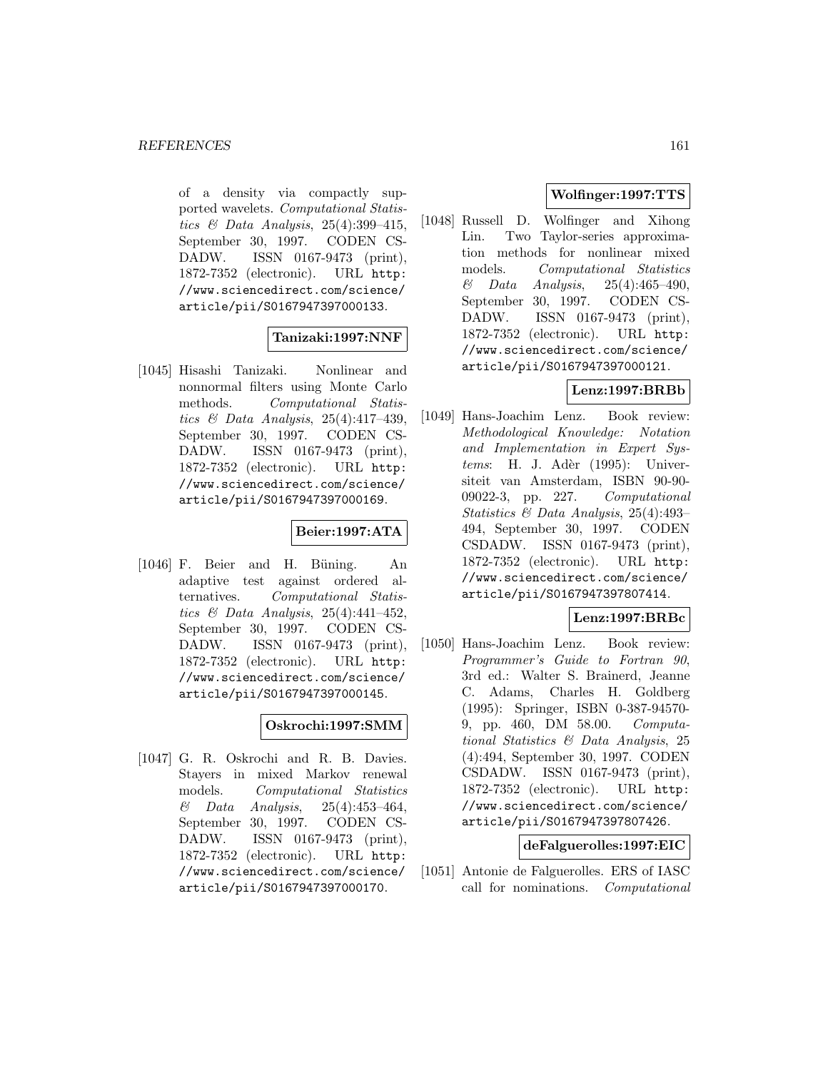of a density via compactly supported wavelets. *Computational Statistics & Data Analysis*, 25(4):399–415, September 30, 1997. CODEN CSDADW. ISSN 0167-9473 (print), 1872-7352 (electronic). URL http://www.sciencedirect.com/science/article/pii/S0167947397000133.

**Tanizaki:1997:NNF**

[1045] Hisashi Tanizaki. Nonlinear and nonnormal filters using Monte Carlo methods. *Computational Statistics & Data Analysis*, 25(4):417–439, September 30, 1997. CODEN CSDADW. ISSN 0167-9473 (print), 1872-7352 (electronic). URL http://www.sciencedirect.com/science/article/pii/S0167947397000169.

**Beier:1997:ATA**

[1046] F. Beier and H. Büning. An adaptive test against ordered alternatives. *Computational Statistics & Data Analysis*, 25(4):441–452, September 30, 1997. CODEN CSDADW. ISSN 0167-9473 (print), 1872-7352 (electronic). URL http://www.sciencedirect.com/science/article/pii/S0167947397000145.

**Oskrochi:1997:SMM**

[1047] G. R. Oskrochi and R. B. Davies. Stayers in mixed Markov renewal models. *Computational Statistics & Data Analysis*, 25(4):453–464, September 30, 1997. CODEN CSDADW. ISSN 0167-9473 (print), 1872-7352 (electronic). URL http://www.sciencedirect.com/science/article/pii/S0167947397000170.

**Wolfinger:1997:TTS**

[1048] Russell D. Wolfinger and Xihong Lin. Two Taylor-series approximation methods for nonlinear mixed models. *Computational Statistics & Data Analysis*, 25(4):465–490, September 30, 1997. CODEN CSDADW. ISSN 0167-9473 (print), 1872-7352 (electronic). URL http://www.sciencedirect.com/science/article/pii/S0167947397000121.

**Lenz:1997:BRBb**

[1049] Hans-Joachim Lenz. Book review: *Methodological Knowledge: Notation and Implementation in Expert Systems*: H. J. Adèr (1995): Universiteit van Amsterdam, ISBN 90-90-09022-3, pp. 227. *Computational Statistics & Data Analysis*, 25(4):493–494, September 30, 1997. CODEN CSDADW. ISSN 0167-9473 (print), 1872-7352 (electronic). URL http://www.sciencedirect.com/science/article/pii/S0167947397807414.

**Lenz:1997:BRBc**

[1050] Hans-Joachim Lenz. Book review: *Programmer's Guide to Fortran 90*, 3rd ed.: Walter S. Brainerd, Jeanne C. Adams, Charles H. Goldberg (1995): Springer, ISBN 0-387-94570-9, pp. 460, DM 58.00. *Computational Statistics & Data Analysis*, 25 (4):494, September 30, 1997. CODEN CSDADW. ISSN 0167-9473 (print), 1872-7352 (electronic). URL http://www.sciencedirect.com/science/article/pii/S0167947397807426.

**deFalguerolles:1997:EIC**

[1051] Antonie de Falguerolles. ERS of IASC call for nominations. *Computational*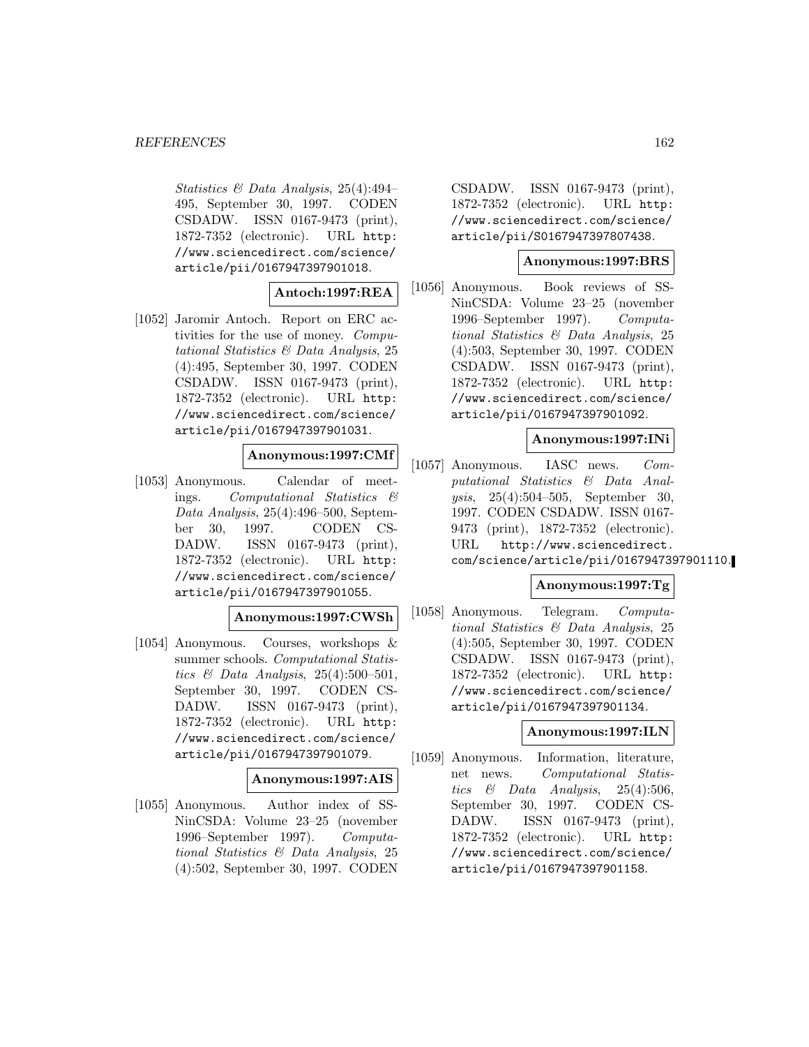*Statistics & Data Analysis*, 25(4):494–495, September 30, 1997. CODEN CSDADW. ISSN 0167-9473 (print), 1872-7352 (electronic). URL http://www.sciencedirect.com/science/article/pii/0167947397901018.

**Antoch:1997:REA**

[1052] Jaromir Antoch. Report on ERC activities for the use of money. *Computational Statistics & Data Analysis*, 25 (4):495, September 30, 1997. CODEN CSDADW. ISSN 0167-9473 (print), 1872-7352 (electronic). URL http://www.sciencedirect.com/science/article/pii/0167947397901031.

**Anonymous:1997:CMf**

[1053] Anonymous. Calendar of meetings. *Computational Statistics & Data Analysis*, 25(4):496–500, September 30, 1997. CODEN CSDADW. ISSN 0167-9473 (print), 1872-7352 (electronic). URL http://www.sciencedirect.com/science/article/pii/0167947397901055.

**Anonymous:1997:CWSh**

[1054] Anonymous. Courses, workshops & summer schools. *Computational Statistics & Data Analysis*, 25(4):500–501, September 30, 1997. CODEN CSDADW. ISSN 0167-9473 (print), 1872-7352 (electronic). URL http://www.sciencedirect.com/science/article/pii/0167947397901079.

**Anonymous:1997:AIS**

[1055] Anonymous. Author index of SSNinCSDA: Volume 23–25 (november 1996–September 1997). *Computational Statistics & Data Analysis*, 25 (4):502, September 30, 1997. CODEN CSDADW. ISSN 0167-9473 (print), 1872-7352 (electronic). URL http://www.sciencedirect.com/science/article/pii/S0167947397807438.

**Anonymous:1997:BRS**

[1056] Anonymous. Book reviews of SSNinCSDA: Volume 23–25 (november 1996–September 1997). *Computational Statistics & Data Analysis*, 25 (4):503, September 30, 1997. CODEN CSDADW. ISSN 0167-9473 (print), 1872-7352 (electronic). URL http://www.sciencedirect.com/science/article/pii/0167947397901092.

**Anonymous:1997:INi**

[1057] Anonymous. IASC news. *Computational Statistics & Data Analysis*, 25(4):504–505, September 30, 1997. CODEN CSDADW. ISSN 0167-9473 (print), 1872-7352 (electronic). URL http://www.sciencedirect.com/science/article/pii/0167947397901110.

**Anonymous:1997:Tg**

[1058] Anonymous. Telegram. *Computational Statistics & Data Analysis*, 25 (4):505, September 30, 1997. CODEN CSDADW. ISSN 0167-9473 (print), 1872-7352 (electronic). URL http://www.sciencedirect.com/science/article/pii/0167947397901134.

**Anonymous:1997:ILN**

[1059] Anonymous. Information, literature, net news. *Computational Statistics & Data Analysis*, 25(4):506, September 30, 1997. CODEN CSDADW. ISSN 0167-9473 (print), 1872-7352 (electronic). URL http://www.sciencedirect.com/science/article/pii/0167947397901158.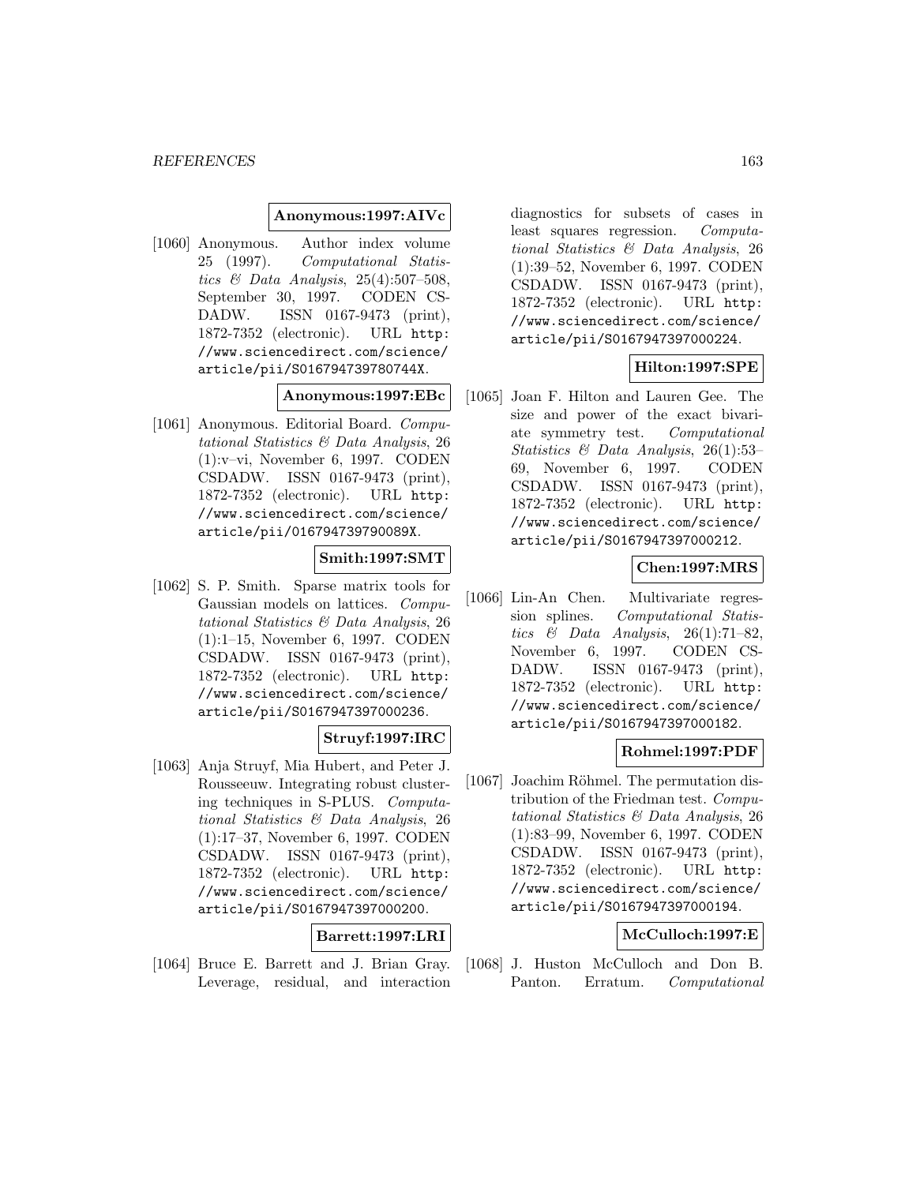**Anonymous:1997:AIVc**

[1060] Anonymous. Author index volume 25 (1997). *Computational Statistics & Data Analysis*, 25(4):507–508, September 30, 1997. CODEN CSDADW. ISSN 0167-9473 (print), 1872-7352 (electronic). URL http://www.sciencedirect.com/science/article/pii/S016794739780744X.

**Anonymous:1997:EBc**

[1061] Anonymous. Editorial Board. *Computational Statistics & Data Analysis*, 26 (1):v–vi, November 6, 1997. CODEN CSDADW. ISSN 0167-9473 (print), 1872-7352 (electronic). URL http://www.sciencedirect.com/science/article/pii/016794739790089X.

**Smith:1997:SMT**

[1062] S. P. Smith. Sparse matrix tools for Gaussian models on lattices. *Computational Statistics & Data Analysis*, 26 (1):1–15, November 6, 1997. CODEN CSDADW. ISSN 0167-9473 (print), 1872-7352 (electronic). URL http://www.sciencedirect.com/science/article/pii/S0167947397000236.

**Struyf:1997:IRC**

[1063] Anja Struyf, Mia Hubert, and Peter J. Rousseeuw. Integrating robust clustering techniques in S-PLUS. *Computational Statistics & Data Analysis*, 26 (1):17–37, November 6, 1997. CODEN CSDADW. ISSN 0167-9473 (print), 1872-7352 (electronic). URL http://www.sciencedirect.com/science/article/pii/S0167947397000200.

**Barrett:1997:LRI**

[1064] Bruce E. Barrett and J. Brian Gray. Leverage, residual, and interaction diagnostics for subsets of cases in least squares regression. *Computational Statistics & Data Analysis*, 26 (1):39–52, November 6, 1997. CODEN CSDADW. ISSN 0167-9473 (print), 1872-7352 (electronic). URL http://www.sciencedirect.com/science/article/pii/S0167947397000224.

**Hilton:1997:SPE**

[1065] Joan F. Hilton and Lauren Gee. The size and power of the exact bivariate symmetry test. *Computational Statistics & Data Analysis*, 26(1):53–69, November 6, 1997. CODEN CSDADW. ISSN 0167-9473 (print), 1872-7352 (electronic). URL http://www.sciencedirect.com/science/article/pii/S0167947397000212.

**Chen:1997:MRS**

[1066] Lin-An Chen. Multivariate regression splines. *Computational Statistics & Data Analysis*, 26(1):71–82, November 6, 1997. CODEN CSDADW. ISSN 0167-9473 (print), 1872-7352 (electronic). URL http://www.sciencedirect.com/science/article/pii/S0167947397000182.

**Rohmel:1997:PDF**

[1067] Joachim Röhmel. The permutation distribution of the Friedman test. *Computational Statistics & Data Analysis*, 26 (1):83–99, November 6, 1997. CODEN CSDADW. ISSN 0167-9473 (print), 1872-7352 (electronic). URL http://www.sciencedirect.com/science/article/pii/S0167947397000194.

**McCulloch:1997:E**

[1068] J. Huston McCulloch and Don B. Panton. Erratum. *Computational*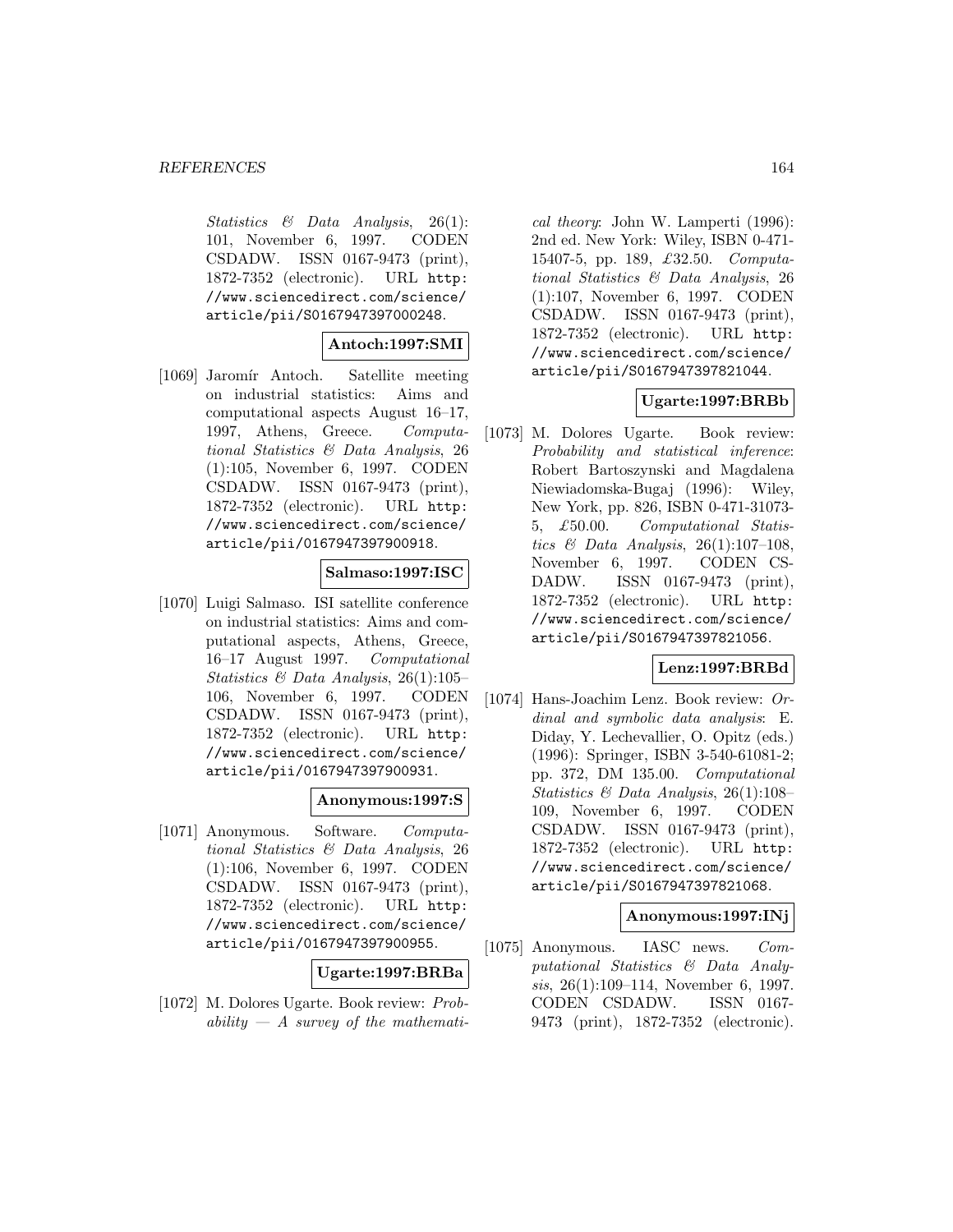*Statistics & Data Analysis*, 26(1): 101, November 6, 1997. CODEN CSDADW. ISSN 0167-9473 (print), 1872-7352 (electronic). URL http://www.sciencedirect.com/science/article/pii/S0167947397000248.

**Antoch:1997:SMI**

[1069] Jaromír Antoch. Satellite meeting on industrial statistics: Aims and computational aspects August 16–17, 1997, Athens, Greece. *Computational Statistics & Data Analysis*, 26 (1):105, November 6, 1997. CODEN CSDADW. ISSN 0167-9473 (print), 1872-7352 (electronic). URL http://www.sciencedirect.com/science/article/pii/0167947397900918.

**Salmaso:1997:ISC**

[1070] Luigi Salmaso. ISI satellite conference on industrial statistics: Aims and computational aspects, Athens, Greece, 16–17 August 1997. *Computational Statistics & Data Analysis*, 26(1):105–106, November 6, 1997. CODEN CSDADW. ISSN 0167-9473 (print), 1872-7352 (electronic). URL http://www.sciencedirect.com/science/article/pii/0167947397900931.

**Anonymous:1997:S**

[1071] Anonymous. Software. *Computational Statistics & Data Analysis*, 26 (1):106, November 6, 1997. CODEN CSDADW. ISSN 0167-9473 (print), 1872-7352 (electronic). URL http://www.sciencedirect.com/science/article/pii/0167947397900955.

**Ugarte:1997:BRBa**

[1072] M. Dolores Ugarte. Book review: *Probability — A survey of the mathematical theory*: John W. Lamperti (1996): 2nd ed. New York: Wiley, ISBN 0-471-15407-5, pp. 189, £32.50. *Computational Statistics & Data Analysis*, 26 (1):107, November 6, 1997. CODEN CSDADW. ISSN 0167-9473 (print), 1872-7352 (electronic). URL http://www.sciencedirect.com/science/article/pii/S0167947397821044.

**Ugarte:1997:BRBb**

[1073] M. Dolores Ugarte. Book review: *Probability and statistical inference*: Robert Bartoszynski and Magdalena Niewiadomska-Bugaj (1996): Wiley, New York, pp. 826, ISBN 0-471-31073-5, £50.00. *Computational Statistics & Data Analysis*, 26(1):107–108, November 6, 1997. CODEN CSDADW. ISSN 0167-9473 (print), 1872-7352 (electronic). URL http://www.sciencedirect.com/science/article/pii/S0167947397821056.

**Lenz:1997:BRBd**

[1074] Hans-Joachim Lenz. Book review: *Ordinal and symbolic data analysis*: E. Diday, Y. Lechevallier, O. Opitz (eds.) (1996): Springer, ISBN 3-540-61081-2; pp. 372, DM 135.00. *Computational Statistics & Data Analysis*, 26(1):108–109, November 6, 1997. CODEN CSDADW. ISSN 0167-9473 (print), 1872-7352 (electronic). URL http://www.sciencedirect.com/science/article/pii/S0167947397821068.

**Anonymous:1997:INj**

[1075] Anonymous. IASC news. *Computational Statistics & Data Analysis*, 26(1):109–114, November 6, 1997. CODEN CSDADW. ISSN 0167-9473 (print), 1872-7352 (electronic).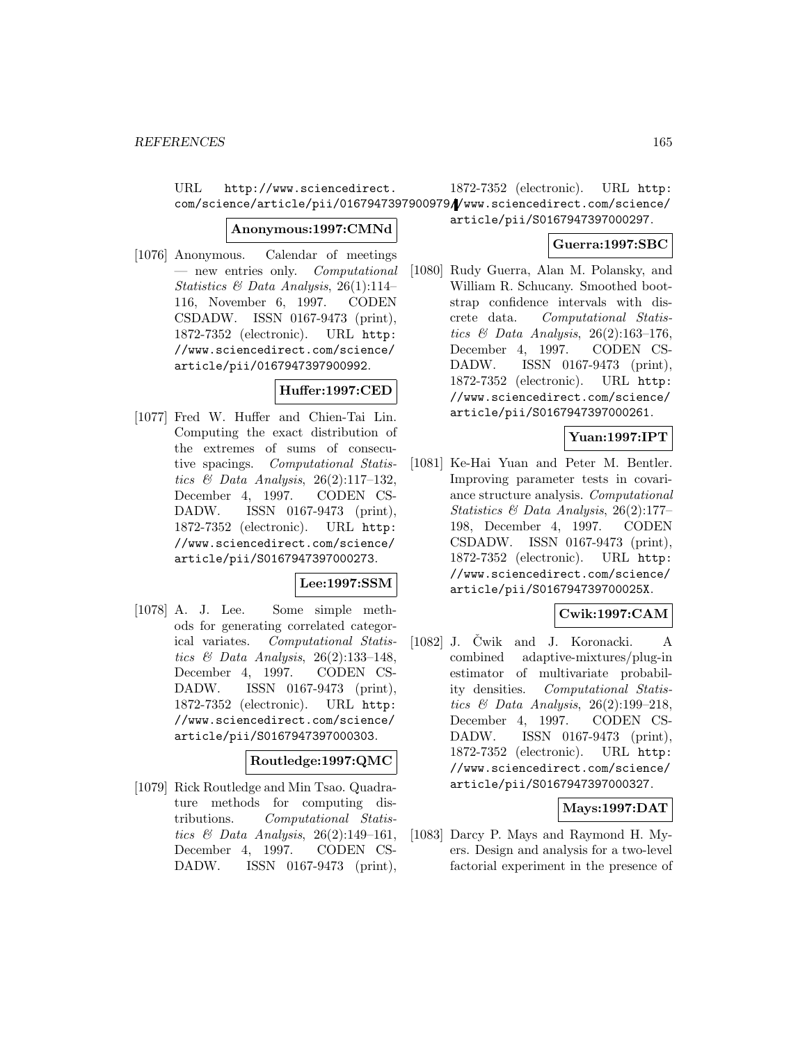URL http://www.sciencedirect.com/science/article/pii/0167947397900979.

**Anonymous:1997:CMNd**

[1076] Anonymous. Calendar of meetings — new entries only. *Computational Statistics & Data Analysis*, 26(1):114–116, November 6, 1997. CODEN CSDADW. ISSN 0167-9473 (print), 1872-7352 (electronic). URL http://www.sciencedirect.com/science/article/pii/0167947397900992.

**Huffer:1997:CED**

[1077] Fred W. Huffer and Chien-Tai Lin. Computing the exact distribution of the extremes of sums of consecutive spacings. *Computational Statistics & Data Analysis*, 26(2):117–132, December 4, 1997. CODEN CSDADW. ISSN 0167-9473 (print), 1872-7352 (electronic). URL http://www.sciencedirect.com/science/article/pii/S0167947397000273.

**Lee:1997:SSM**

[1078] A. J. Lee. Some simple methods for generating correlated categorical variates. *Computational Statistics & Data Analysis*, 26(2):133–148, December 4, 1997. CODEN CSDADW. ISSN 0167-9473 (print), 1872-7352 (electronic). URL http://www.sciencedirect.com/science/article/pii/S0167947397000303.

**Routledge:1997:QMC**

[1079] Rick Routledge and Min Tsao. Quadrature methods for computing distributions. *Computational Statistics & Data Analysis*, 26(2):149–161, December 4, 1997. CODEN CSDADW. ISSN 0167-9473 (print), 1872-7352 (electronic). URL http://www.sciencedirect.com/science/article/pii/S0167947397000297.

**Guerra:1997:SBC**

[1080] Rudy Guerra, Alan M. Polansky, and William R. Schucany. Smoothed bootstrap confidence intervals with discrete data. *Computational Statistics & Data Analysis*, 26(2):163–176, December 4, 1997. CODEN CSDADW. ISSN 0167-9473 (print), 1872-7352 (electronic). URL http://www.sciencedirect.com/science/article/pii/S0167947397000261.

**Yuan:1997:IPT**

[1081] Ke-Hai Yuan and Peter M. Bentler. Improving parameter tests in covariance structure analysis. *Computational Statistics & Data Analysis*, 26(2):177–198, December 4, 1997. CODEN CSDADW. ISSN 0167-9473 (print), 1872-7352 (electronic). URL http://www.sciencedirect.com/science/article/pii/S016794739700025X.

**Cwik:1997:CAM**

[1082] J. Čwik and J. Koronacki. A combined adaptive-mixtures/plug-in estimator of multivariate probability densities. *Computational Statistics & Data Analysis*, 26(2):199–218, December 4, 1997. CODEN CSDADW. ISSN 0167-9473 (print), 1872-7352 (electronic). URL http://www.sciencedirect.com/science/article/pii/S0167947397000327.

**Mays:1997:DAT**

[1083] Darcy P. Mays and Raymond H. Myers. Design and analysis for a two-level factorial experiment in the presence of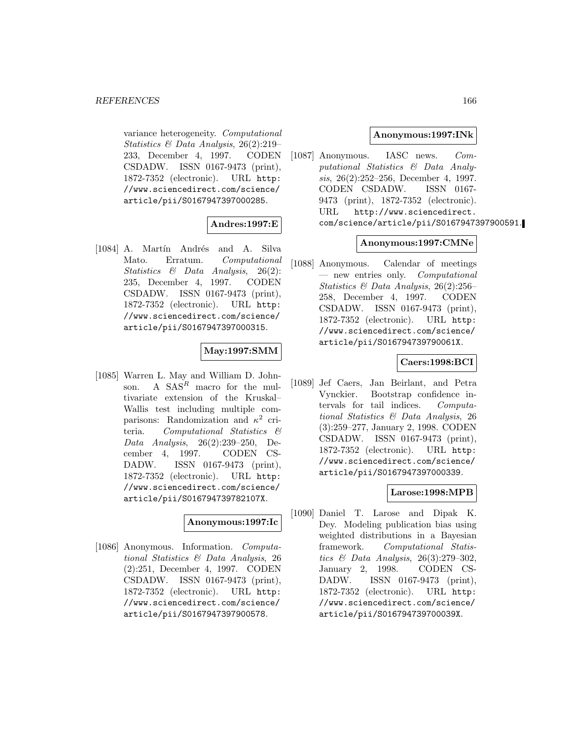variance heterogeneity. *Computational Statistics & Data Analysis*, 26(2):219–233, December 4, 1997. CODEN CSDADW. ISSN 0167-9473 (print), 1872-7352 (electronic). URL http://www.sciencedirect.com/science/article/pii/S0167947397000285.

**Andres:1997:E**

[1084] A. Martín Andrés and A. Silva Mato. Erratum. *Computational Statistics & Data Analysis*, 26(2): 235, December 4, 1997. CODEN CSDADW. ISSN 0167-9473 (print), 1872-7352 (electronic). URL http://www.sciencedirect.com/science/article/pii/S0167947397000315.

**May:1997:SMM**

[1085] Warren L. May and William D. Johnson. A $SAS^R$ macro for the multivariate extension of the Kruskal–Wallis test including multiple comparisons: Randomization and $\kappa^2$ criteria. *Computational Statistics & Data Analysis*, 26(2):239–250, December 4, 1997. CODEN CSDADW. ISSN 0167-9473 (print), 1872-7352 (electronic). URL http://www.sciencedirect.com/science/article/pii/S016794739782107X.

**Anonymous:1997:Ic**

[1086] Anonymous. Information. *Computational Statistics & Data Analysis*, 26 (2):251, December 4, 1997. CODEN CSDADW. ISSN 0167-9473 (print), 1872-7352 (electronic). URL http://www.sciencedirect.com/science/article/pii/S0167947397900578.

**Anonymous:1997:INk**

[1087] Anonymous. IASC news. *Computational Statistics & Data Analysis*, 26(2):252–256, December 4, 1997. CODEN CSDADW. ISSN 0167-9473 (print), 1872-7352 (electronic). URL http://www.sciencedirect.com/science/article/pii/S0167947397900591.

**Anonymous:1997:CMNe**

[1088] Anonymous. Calendar of meetings — new entries only. *Computational Statistics & Data Analysis*, 26(2):256–258, December 4, 1997. CODEN CSDADW. ISSN 0167-9473 (print), 1872-7352 (electronic). URL http://www.sciencedirect.com/science/article/pii/S016794739790061X.

**Caers:1998:BCI**

[1089] Jef Caers, Jan Beirlant, and Petra Vynckier. Bootstrap confidence intervals for tail indices. *Computational Statistics & Data Analysis*, 26 (3):259–277, January 2, 1998. CODEN CSDADW. ISSN 0167-9473 (print), 1872-7352 (electronic). URL http://www.sciencedirect.com/science/article/pii/S0167947397000339.

**Larose:1998:MPB**

[1090] Daniel T. Larose and Dipak K. Dey. Modeling publication bias using weighted distributions in a Bayesian framework. *Computational Statistics & Data Analysis*, 26(3):279–302, January 2, 1998. CODEN CSDADW. ISSN 0167-9473 (print), 1872-7352 (electronic). URL http://www.sciencedirect.com/science/article/pii/S016794739700039X.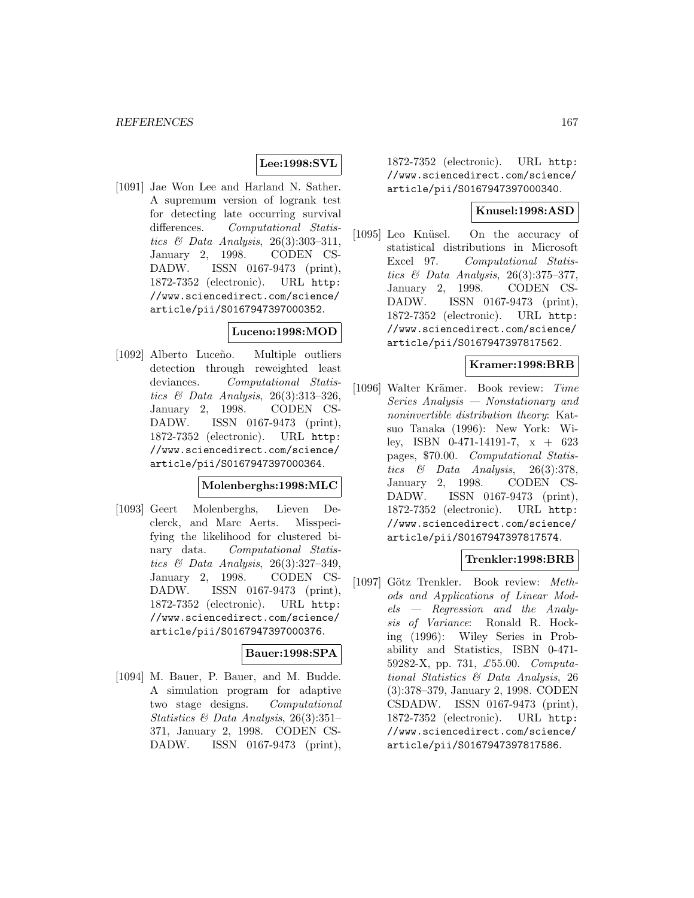**Lee:1998:SVL**

[1091] Jae Won Lee and Harland N. Sather. A supremum version of logrank test for detecting late occurring survival differences. *Computational Statistics & Data Analysis*, 26(3):303–311, January 2, 1998. CODEN CSDADW. ISSN 0167-9473 (print), 1872-7352 (electronic). URL http://www.sciencedirect.com/science/article/pii/S0167947397000352.

**Luceno:1998:MOD**

[1092] Alberto Luceño. Multiple outliers detection through reweighted least deviances. *Computational Statistics & Data Analysis*, 26(3):313–326, January 2, 1998. CODEN CSDADW. ISSN 0167-9473 (print), 1872-7352 (electronic). URL http://www.sciencedirect.com/science/article/pii/S0167947397000364.

**Molenberghs:1998:MLC**

[1093] Geert Molenberghs, Lieven Declerck, and Marc Aerts. Misspecifying the likelihood for clustered binary data. *Computational Statistics & Data Analysis*, 26(3):327–349, January 2, 1998. CODEN CSDADW. ISSN 0167-9473 (print), 1872-7352 (electronic). URL http://www.sciencedirect.com/science/article/pii/S0167947397000376.

**Bauer:1998:SPA**

[1094] M. Bauer, P. Bauer, and M. Budde. A simulation program for adaptive two stage designs. *Computational Statistics & Data Analysis*, 26(3):351–371, January 2, 1998. CODEN CSDADW. ISSN 0167-9473 (print), 1872-7352 (electronic). URL http://www.sciencedirect.com/science/article/pii/S0167947397000340.

**Knusel:1998:ASD**

[1095] Leo Knüsel. On the accuracy of statistical distributions in Microsoft Excel 97. *Computational Statistics & Data Analysis*, 26(3):375–377, January 2, 1998. CODEN CSDADW. ISSN 0167-9473 (print), 1872-7352 (electronic). URL http://www.sciencedirect.com/science/article/pii/S0167947397817562.

**Kramer:1998:BRB**

[1096] Walter Krämer. Book review: *Time Series Analysis — Nonstationary and noninvertible distribution theory*: Katsuo Tanaka (1996): New York: Wiley, ISBN 0-471-14191-7, x + 623 pages, \$70.00. *Computational Statistics & Data Analysis*, 26(3):378, January 2, 1998. CODEN CSDADW. ISSN 0167-9473 (print), 1872-7352 (electronic). URL http://www.sciencedirect.com/science/article/pii/S0167947397817574.

**Trenkler:1998:BRB**

[1097] Götz Trenkler. Book review: *Methods and Applications of Linear Models — Regression and the Analysis of Variance*: Ronald R. Hocking (1996): Wiley Series in Probability and Statistics, ISBN 0-471-59282-X, pp. 731, £55.00. *Computational Statistics & Data Analysis*, 26 (3):378–379, January 2, 1998. CODEN CSDADW. ISSN 0167-9473 (print), 1872-7352 (electronic). URL http://www.sciencedirect.com/science/article/pii/S0167947397817586.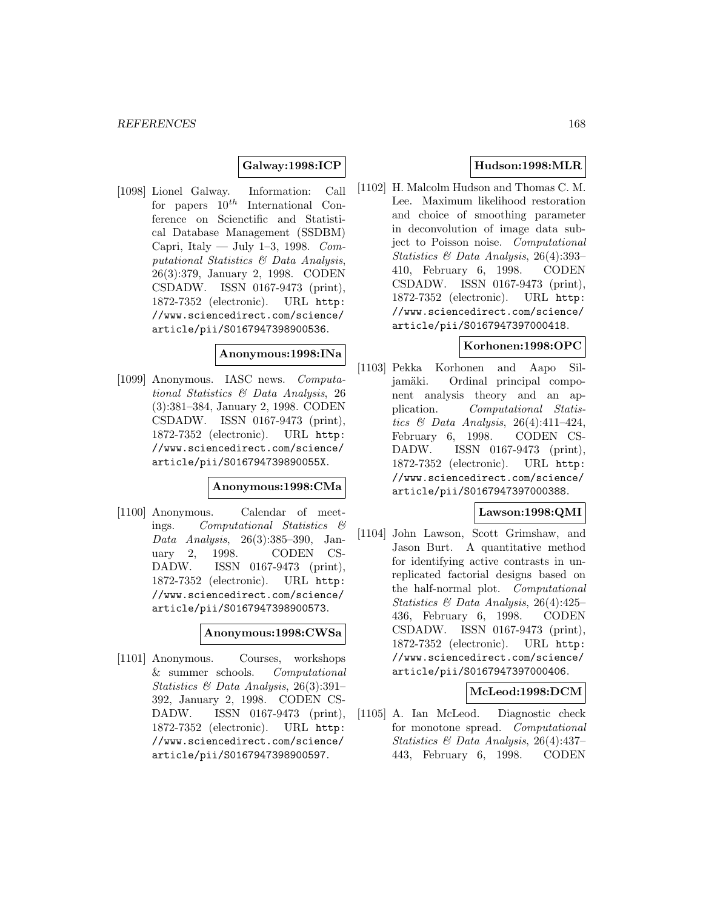**Galway:1998:ICP**

[1098] Lionel Galway. Information: Call for papers $10^{th}$ International Conference on Scienctific and Statistical Database Management (SSDBM) Capri, Italy — July 1–3, 1998. *Computational Statistics & Data Analysis*, 26(3):379, January 2, 1998. CODEN CSDADW. ISSN 0167-9473 (print), 1872-7352 (electronic). URL http://www.sciencedirect.com/science/article/pii/S0167947398900536.

**Anonymous:1998:INa**

[1099] Anonymous. IASC news. *Computational Statistics & Data Analysis*, 26 (3):381–384, January 2, 1998. CODEN CSDADW. ISSN 0167-9473 (print), 1872-7352 (electronic). URL http://www.sciencedirect.com/science/article/pii/S016794739890055X.

**Anonymous:1998:CMa**

[1100] Anonymous. Calendar of meetings. *Computational Statistics & Data Analysis*, 26(3):385–390, January 2, 1998. CODEN CSDADW. ISSN 0167-9473 (print), 1872-7352 (electronic). URL http://www.sciencedirect.com/science/article/pii/S0167947398900573.

**Anonymous:1998:CWSa**

[1101] Anonymous. Courses, workshops & summer schools. *Computational Statistics & Data Analysis*, 26(3):391–392, January 2, 1998. CODEN CSDADW. ISSN 0167-9473 (print), 1872-7352 (electronic). URL http://www.sciencedirect.com/science/article/pii/S0167947398900597.

**Hudson:1998:MLR**

[1102] H. Malcolm Hudson and Thomas C. M. Lee. Maximum likelihood restoration and choice of smoothing parameter in deconvolution of image data subject to Poisson noise. *Computational Statistics & Data Analysis*, 26(4):393–410, February 6, 1998. CODEN CSDADW. ISSN 0167-9473 (print), 1872-7352 (electronic). URL http://www.sciencedirect.com/science/article/pii/S0167947397000418.

**Korhonen:1998:OPC**

[1103] Pekka Korhonen and Aapo Siljamäki. Ordinal principal component analysis theory and an application. *Computational Statistics & Data Analysis*, 26(4):411–424, February 6, 1998. CODEN CSDADW. ISSN 0167-9473 (print), 1872-7352 (electronic). URL http://www.sciencedirect.com/science/article/pii/S0167947397000388.

**Lawson:1998:QMI**

[1104] John Lawson, Scott Grimshaw, and Jason Burt. A quantitative method for identifying active contrasts in unreplicated factorial designs based on the half-normal plot. *Computational Statistics & Data Analysis*, 26(4):425–436, February 6, 1998. CODEN CSDADW. ISSN 0167-9473 (print), 1872-7352 (electronic). URL http://www.sciencedirect.com/science/article/pii/S0167947397000406.

**McLeod:1998:DCM**

[1105] A. Ian McLeod. Diagnostic check for monotone spread. *Computational Statistics & Data Analysis*, 26(4):437–443, February 6, 1998. CODEN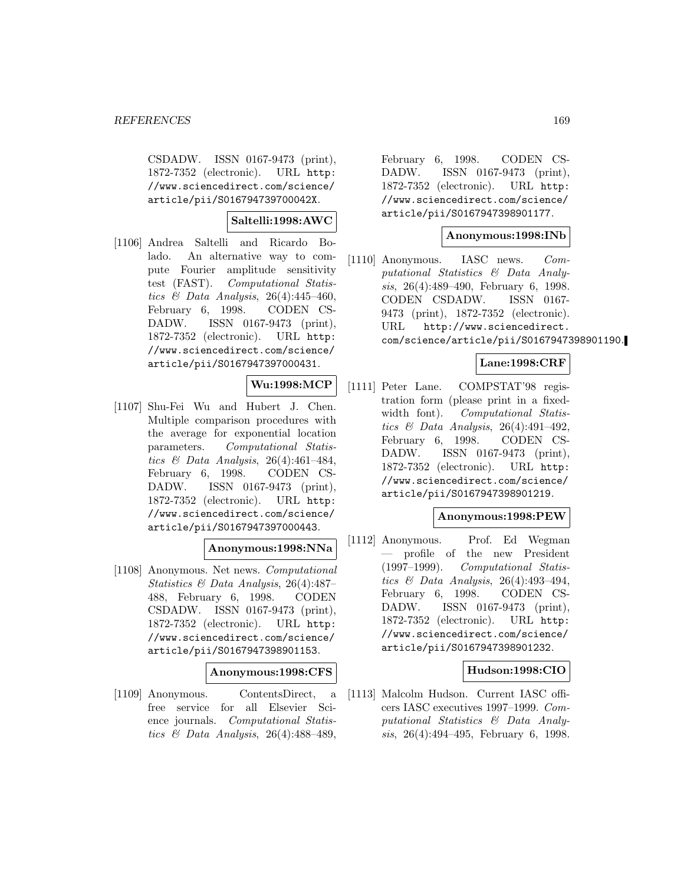CSDADW. ISSN 0167-9473 (print), 1872-7352 (electronic). URL http://www.sciencedirect.com/science/article/pii/S016794739700042X.

**Saltelli:1998:AWC**

[1106] Andrea Saltelli and Ricardo Bolado. An alternative way to compute Fourier amplitude sensitivity test (FAST). *Computational Statistics & Data Analysis*, 26(4):445–460, February 6, 1998. CODEN CSDADW. ISSN 0167-9473 (print), 1872-7352 (electronic). URL http://www.sciencedirect.com/science/article/pii/S0167947397000431.

**Wu:1998:MCP**

[1107] Shu-Fei Wu and Hubert J. Chen. Multiple comparison procedures with the average for exponential location parameters. *Computational Statistics & Data Analysis*, 26(4):461–484, February 6, 1998. CODEN CSDADW. ISSN 0167-9473 (print), 1872-7352 (electronic). URL http://www.sciencedirect.com/science/article/pii/S0167947397000443.

**Anonymous:1998:NNa**

[1108] Anonymous. Net news. *Computational Statistics & Data Analysis*, 26(4):487–488, February 6, 1998. CODEN CSDADW. ISSN 0167-9473 (print), 1872-7352 (electronic). URL http://www.sciencedirect.com/science/article/pii/S0167947398901153.

**Anonymous:1998:CFS**

[1109] Anonymous. ContentsDirect, a free service for all Elsevier Science journals. *Computational Statistics & Data Analysis*, 26(4):488–489, February 6, 1998. CODEN CSDADW. ISSN 0167-9473 (print), 1872-7352 (electronic). URL http://www.sciencedirect.com/science/article/pii/S0167947398901177.

**Anonymous:1998:INb**

[1110] Anonymous. IASC news. *Computational Statistics & Data Analysis*, 26(4):489–490, February 6, 1998. CODEN CSDADW. ISSN 0167-9473 (print), 1872-7352 (electronic). URL http://www.sciencedirect.com/science/article/pii/S0167947398901190.

**Lane:1998:CRF**

[1111] Peter Lane. COMPSTAT'98 registration form (please print in a fixed-width font). *Computational Statistics & Data Analysis*, 26(4):491–492, February 6, 1998. CODEN CSDADW. ISSN 0167-9473 (print), 1872-7352 (electronic). URL http://www.sciencedirect.com/science/article/pii/S0167947398901219.

**Anonymous:1998:PEW**

[1112] Anonymous. Prof. Ed Wegman — profile of the new President (1997–1999). *Computational Statistics & Data Analysis*, 26(4):493–494, February 6, 1998. CODEN CSDADW. ISSN 0167-9473 (print), 1872-7352 (electronic). URL http://www.sciencedirect.com/science/article/pii/S0167947398901232.

**Hudson:1998:CIO**

[1113] Malcolm Hudson. Current IASC officers IASC executives 1997–1999. *Computational Statistics & Data Analysis*, 26(4):494–495, February 6, 1998.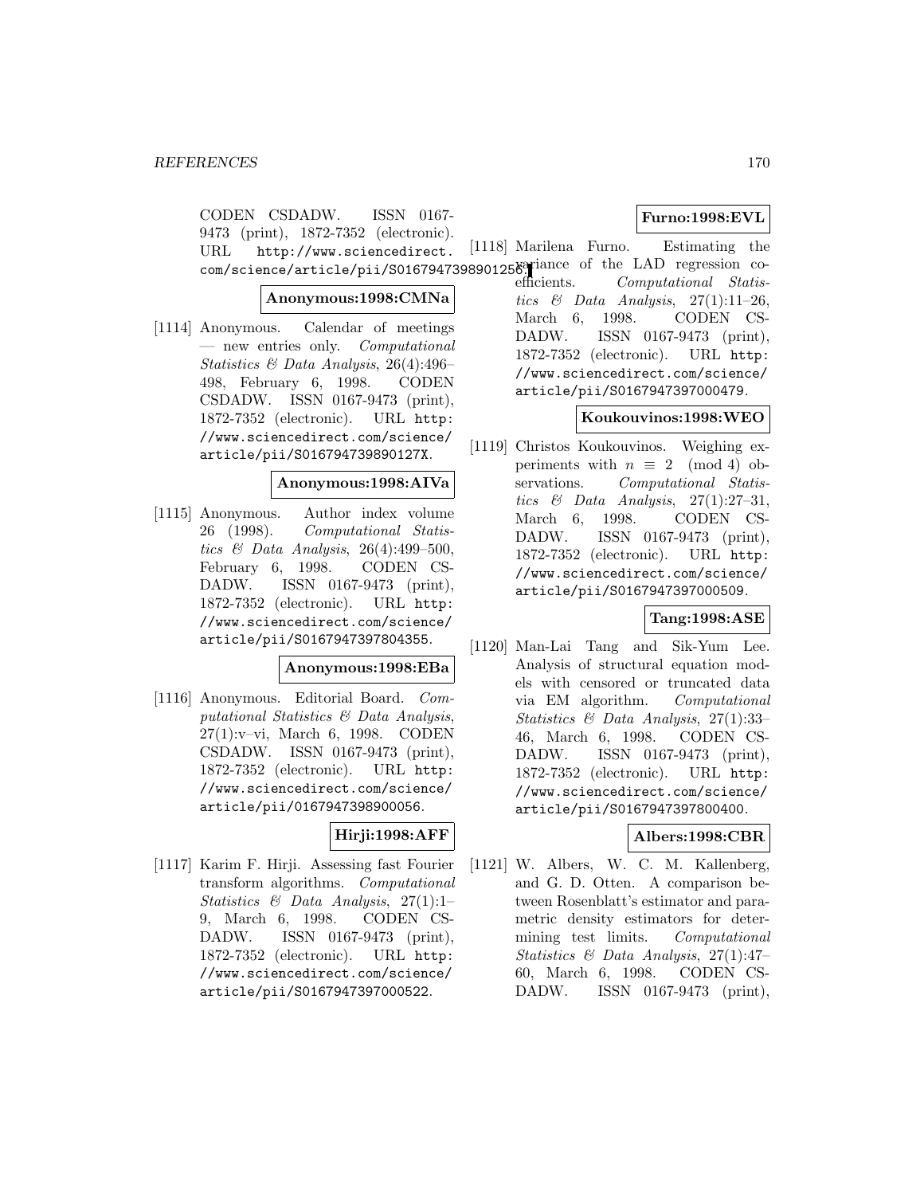CODEN CSDADW. ISSN 0167-9473 (print), 1872-7352 (electronic). URL http://www.sciencedirect.com/science/article/pii/S0167947398901256.

**Anonymous:1998:CMNa**

[1114] Anonymous. Calendar of meetings — new entries only. *Computational Statistics & Data Analysis*, 26(4):496–498, February 6, 1998. CODEN CSDADW. ISSN 0167-9473 (print), 1872-7352 (electronic). URL http://www.sciencedirect.com/science/article/pii/S016794739890127X.

**Anonymous:1998:AIVa**

[1115] Anonymous. Author index volume 26 (1998). *Computational Statistics & Data Analysis*, 26(4):499–500, February 6, 1998. CODEN CSDADW. ISSN 0167-9473 (print), 1872-7352 (electronic). URL http://www.sciencedirect.com/science/article/pii/S0167947397804355.

**Anonymous:1998:EBa**

[1116] Anonymous. Editorial Board. *Computational Statistics & Data Analysis*, 27(1):v–vi, March 6, 1998. CODEN CSDADW. ISSN 0167-9473 (print), 1872-7352 (electronic). URL http://www.sciencedirect.com/science/article/pii/0167947398900056.

**Hirji:1998:AFF**

[1117] Karim F. Hirji. Assessing fast Fourier transform algorithms. *Computational Statistics & Data Analysis*, 27(1):1–9, March 6, 1998. CODEN CSDADW. ISSN 0167-9473 (print), 1872-7352 (electronic). URL http://www.sciencedirect.com/science/article/pii/S0167947397000522.

**Furno:1998:EVL**

[1118] Marilena Furno. Estimating the variance of the LAD regression coefficients. *Computational Statistics & Data Analysis*, 27(1):11–26, March 6, 1998. CODEN CSDADW. ISSN 0167-9473 (print), 1872-7352 (electronic). URL http://www.sciencedirect.com/science/article/pii/S0167947397000479.

**Koukouvinos:1998:WEO**

[1119] Christos Koukouvinos. Weighing experiments with $n \equiv 2 \pmod 4$ observations. *Computational Statistics & Data Analysis*, 27(1):27–31, March 6, 1998. CODEN CSDADW. ISSN 0167-9473 (print), 1872-7352 (electronic). URL http://www.sciencedirect.com/science/article/pii/S0167947397000509.

**Tang:1998:ASE**

[1120] Man-Lai Tang and Sik-Yum Lee. Analysis of structural equation models with censored or truncated data via EM algorithm. *Computational Statistics & Data Analysis*, 27(1):33–46, March 6, 1998. CODEN CSDADW. ISSN 0167-9473 (print), 1872-7352 (electronic). URL http://www.sciencedirect.com/science/article/pii/S0167947397800400.

**Albers:1998:CBR**

[1121] W. Albers, W. C. M. Kallenberg, and G. D. Otten. A comparison between Rosenblatt's estimator and parametric density estimators for determining test limits. *Computational Statistics & Data Analysis*, 27(1):47–60, March 6, 1998. CODEN CSDADW. ISSN 0167-9473 (print),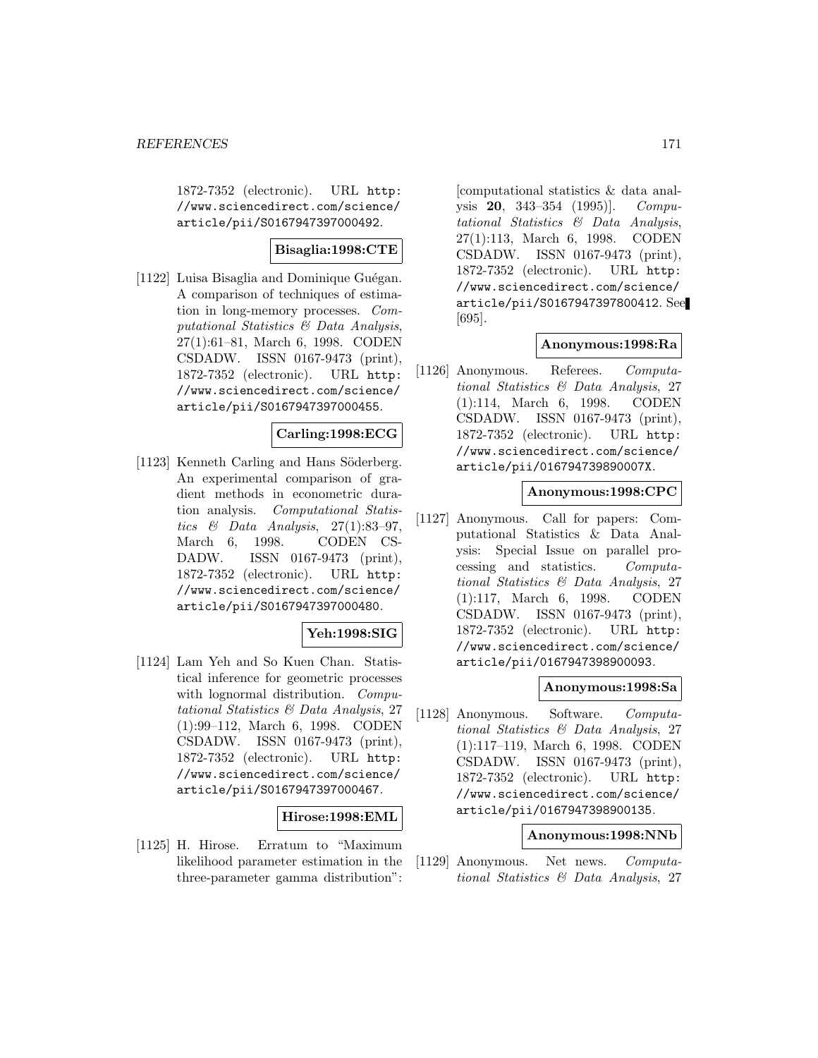1872-7352 (electronic). URL http://www.sciencedirect.com/science/article/pii/S0167947397000492.

**Bisaglia:1998:CTE**

[1122] Luisa Bisaglia and Dominique Guégan. A comparison of techniques of estimation in long-memory processes. *Computational Statistics & Data Analysis*, 27(1):61–81, March 6, 1998. CODEN CSDADW. ISSN 0167-9473 (print), 1872-7352 (electronic). URL http://www.sciencedirect.com/science/article/pii/S0167947397000455.

**Carling:1998:ECG**

[1123] Kenneth Carling and Hans Söderberg. An experimental comparison of gradient methods in econometric duration analysis. *Computational Statistics & Data Analysis*, 27(1):83–97, March 6, 1998. CODEN CSDADW. ISSN 0167-9473 (print), 1872-7352 (electronic). URL http://www.sciencedirect.com/science/article/pii/S0167947397000480.

**Yeh:1998:SIG**

[1124] Lam Yeh and So Kuen Chan. Statistical inference for geometric processes with lognormal distribution. *Computational Statistics & Data Analysis*, 27 (1):99–112, March 6, 1998. CODEN CSDADW. ISSN 0167-9473 (print), 1872-7352 (electronic). URL http://www.sciencedirect.com/science/article/pii/S0167947397000467.

**Hirose:1998:EML**

[1125] H. Hirose. Erratum to "Maximum likelihood parameter estimation in the three-parameter gamma distribution": [computational statistics & data analysis **20**, 343–354 (1995)]. *Computational Statistics & Data Analysis*, 27(1):113, March 6, 1998. CODEN CSDADW. ISSN 0167-9473 (print), 1872-7352 (electronic). URL http://www.sciencedirect.com/science/article/pii/S0167947397800412. See [695].

**Anonymous:1998:Ra**

[1126] Anonymous. Referees. *Computational Statistics & Data Analysis*, 27 (1):114, March 6, 1998. CODEN CSDADW. ISSN 0167-9473 (print), 1872-7352 (electronic). URL http://www.sciencedirect.com/science/article/pii/016794739890007X.

**Anonymous:1998:CPC**

[1127] Anonymous. Call for papers: Computational Statistics & Data Analysis: Special Issue on parallel processing and statistics. *Computational Statistics & Data Analysis*, 27 (1):117, March 6, 1998. CODEN CSDADW. ISSN 0167-9473 (print), 1872-7352 (electronic). URL http://www.sciencedirect.com/science/article/pii/0167947398900093.

**Anonymous:1998:Sa**

[1128] Anonymous. Software. *Computational Statistics & Data Analysis*, 27 (1):117–119, March 6, 1998. CODEN CSDADW. ISSN 0167-9473 (print), 1872-7352 (electronic). URL http://www.sciencedirect.com/science/article/pii/0167947398900135.

**Anonymous:1998:NNb**

[1129] Anonymous. Net news. *Computational Statistics & Data Analysis*, 27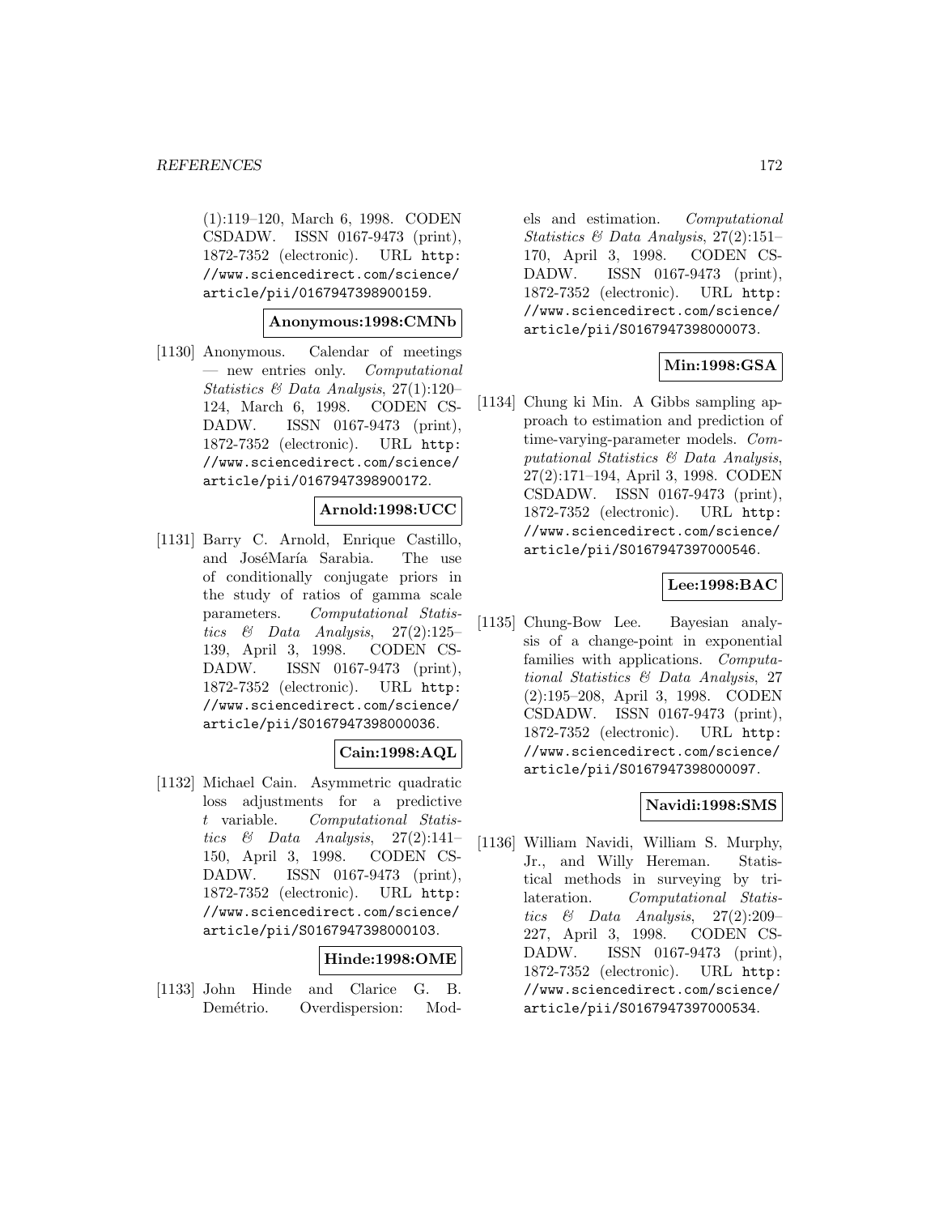(1):119–120, March 6, 1998. CODEN CSDADW. ISSN 0167-9473 (print), 1872-7352 (electronic). URL http://www.sciencedirect.com/science/article/pii/0167947398900159.

**Anonymous:1998:CMNb**

[1130] Anonymous. Calendar of meetings — new entries only. *Computational Statistics & Data Analysis*, 27(1):120–124, March 6, 1998. CODEN CSDADW. ISSN 0167-9473 (print), 1872-7352 (electronic). URL http://www.sciencedirect.com/science/article/pii/0167947398900172.

**Arnold:1998:UCC**

[1131] Barry C. Arnold, Enrique Castillo, and JoséMaría Sarabia. The use of conditionally conjugate priors in the study of ratios of gamma scale parameters. *Computational Statistics & Data Analysis*, 27(2):125–139, April 3, 1998. CODEN CSDADW. ISSN 0167-9473 (print), 1872-7352 (electronic). URL http://www.sciencedirect.com/science/article/pii/S0167947398000036.

**Cain:1998:AQL**

[1132] Michael Cain. Asymmetric quadratic loss adjustments for a predictive $t$ variable. *Computational Statistics & Data Analysis*, 27(2):141–150, April 3, 1998. CODEN CSDADW. ISSN 0167-9473 (print), 1872-7352 (electronic). URL http://www.sciencedirect.com/science/article/pii/S0167947398000103.

**Hinde:1998:OME**

[1133] John Hinde and Clarice G. B. Demétrio. Overdispersion: Models and estimation. *Computational Statistics & Data Analysis*, 27(2):151–170, April 3, 1998. CODEN CSDADW. ISSN 0167-9473 (print), 1872-7352 (electronic). URL http://www.sciencedirect.com/science/article/pii/S0167947398000073.

**Min:1998:GSA**

[1134] Chung ki Min. A Gibbs sampling approach to estimation and prediction of time-varying-parameter models. *Computational Statistics & Data Analysis*, 27(2):171–194, April 3, 1998. CODEN CSDADW. ISSN 0167-9473 (print), 1872-7352 (electronic). URL http://www.sciencedirect.com/science/article/pii/S0167947397000546.

**Lee:1998:BAC**

[1135] Chung-Bow Lee. Bayesian analysis of a change-point in exponential families with applications. *Computational Statistics & Data Analysis*, 27(2):195–208, April 3, 1998. CODEN CSDADW. ISSN 0167-9473 (print), 1872-7352 (electronic). URL http://www.sciencedirect.com/science/article/pii/S0167947398000097.

**Navidi:1998:SMS**

[1136] William Navidi, William S. Murphy, Jr., and Willy Hereman. Statistical methods in surveying by trilateration. *Computational Statistics & Data Analysis*, 27(2):209–227, April 3, 1998. CODEN CSDADW. ISSN 0167-9473 (print), 1872-7352 (electronic). URL http://www.sciencedirect.com/science/article/pii/S0167947397000534.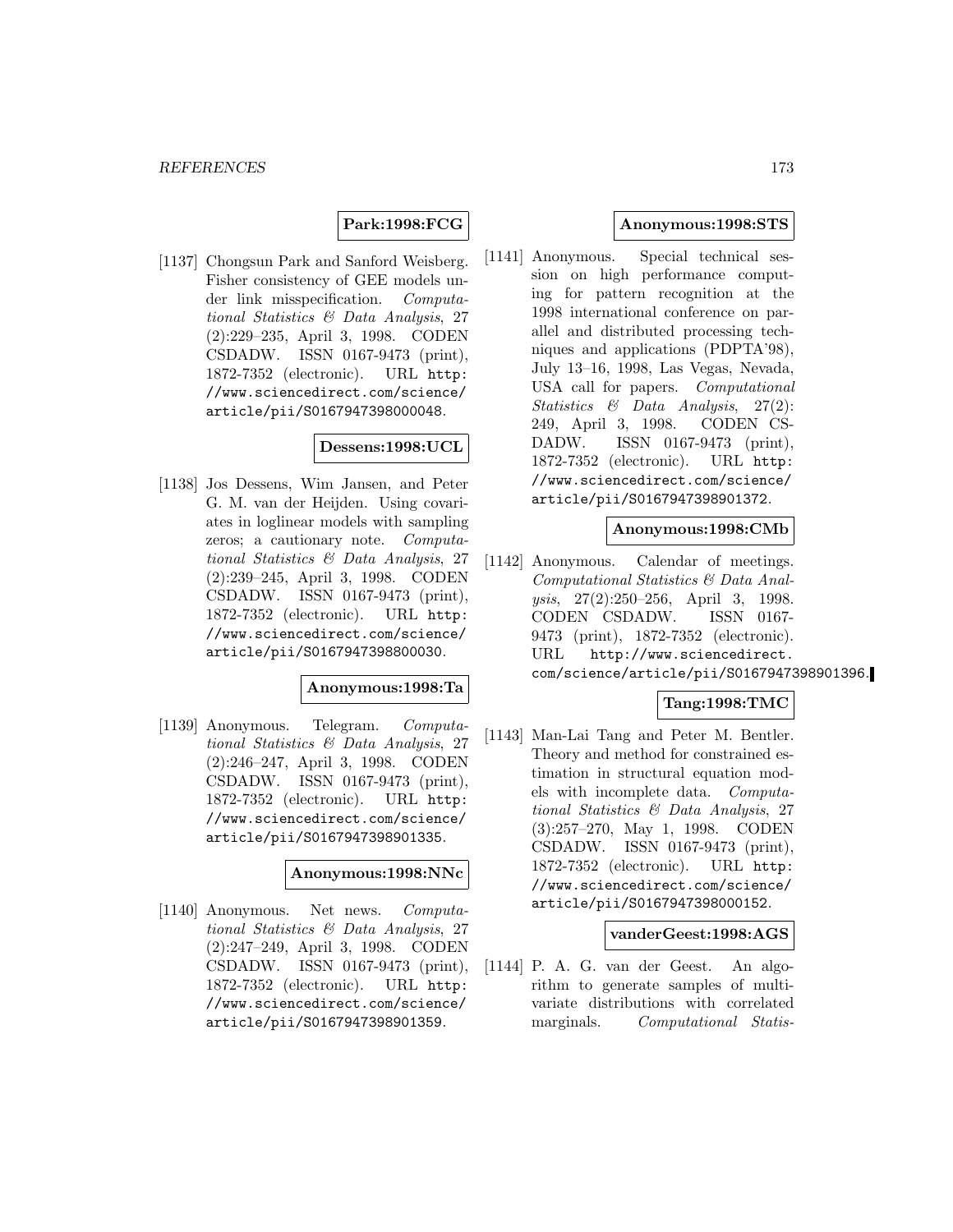**Park:1998:FCG**

[1137] Chongsun Park and Sanford Weisberg. Fisher consistency of GEE models under link misspecification. *Computational Statistics & Data Analysis*, 27 (2):229–235, April 3, 1998. CODEN CSDADW. ISSN 0167-9473 (print), 1872-7352 (electronic). URL http://www.sciencedirect.com/science/article/pii/S0167947398000048.

**Dessens:1998:UCL**

[1138] Jos Dessens, Wim Jansen, and Peter G. M. van der Heijden. Using covariates in loglinear models with sampling zeros; a cautionary note. *Computational Statistics & Data Analysis*, 27 (2):239–245, April 3, 1998. CODEN CSDADW. ISSN 0167-9473 (print), 1872-7352 (electronic). URL http://www.sciencedirect.com/science/article/pii/S0167947398800030.

**Anonymous:1998:Ta**

[1139] Anonymous. Telegram. *Computational Statistics & Data Analysis*, 27 (2):246–247, April 3, 1998. CODEN CSDADW. ISSN 0167-9473 (print), 1872-7352 (electronic). URL http://www.sciencedirect.com/science/article/pii/S0167947398901335.

**Anonymous:1998:NNc**

[1140] Anonymous. Net news. *Computational Statistics & Data Analysis*, 27 (2):247–249, April 3, 1998. CODEN CSDADW. ISSN 0167-9473 (print), 1872-7352 (electronic). URL http://www.sciencedirect.com/science/article/pii/S0167947398901359.

**Anonymous:1998:STS**

[1141] Anonymous. Special technical session on high performance computing for pattern recognition at the 1998 international conference on parallel and distributed processing techniques and applications (PDPTA'98), July 13–16, 1998, Las Vegas, Nevada, USA call for papers. *Computational Statistics & Data Analysis*, 27(2): 249, April 3, 1998. CODEN CSDADW. ISSN 0167-9473 (print), 1872-7352 (electronic). URL http://www.sciencedirect.com/science/article/pii/S0167947398901372.

**Anonymous:1998:CMb**

[1142] Anonymous. Calendar of meetings. *Computational Statistics & Data Analysis*, 27(2):250–256, April 3, 1998. CODEN CSDADW. ISSN 0167-9473 (print), 1872-7352 (electronic). URL http://www.sciencedirect.com/science/article/pii/S0167947398901396.

**Tang:1998:TMC**

[1143] Man-Lai Tang and Peter M. Bentler. Theory and method for constrained estimation in structural equation models with incomplete data. *Computational Statistics & Data Analysis*, 27 (3):257–270, May 1, 1998. CODEN CSDADW. ISSN 0167-9473 (print), 1872-7352 (electronic). URL http://www.sciencedirect.com/science/article/pii/S0167947398000152.

**vanderGeest:1998:AGS**

[1144] P. A. G. van der Geest. An algorithm to generate samples of multivariate distributions with correlated marginals. *Computational Statis-*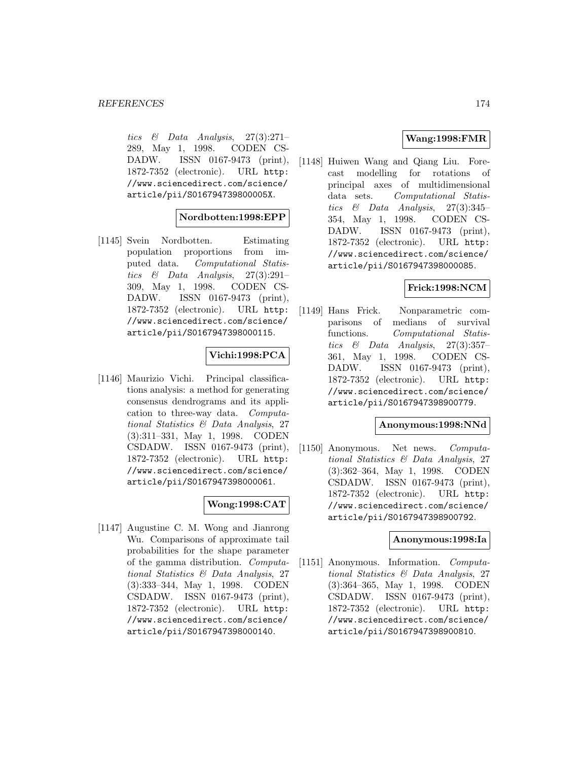*tics & Data Analysis*, 27(3):271–289, May 1, 1998. CODEN CSDADW. ISSN 0167-9473 (print), 1872-7352 (electronic). URL http://www.sciencedirect.com/science/article/pii/S016794739800005X.

**Nordbotten:1998:EPP**

[1145] Svein Nordbotten. Estimating population proportions from imputed data. *Computational Statistics & Data Analysis*, 27(3):291–309, May 1, 1998. CODEN CSDADW. ISSN 0167-9473 (print), 1872-7352 (electronic). URL http://www.sciencedirect.com/science/article/pii/S0167947398000115.

**Vichi:1998:PCA**

[1146] Maurizio Vichi. Principal classifications analysis: a method for generating consensus dendrograms and its application to three-way data. *Computational Statistics & Data Analysis*, 27(3):311–331, May 1, 1998. CODEN CSDADW. ISSN 0167-9473 (print), 1872-7352 (electronic). URL http://www.sciencedirect.com/science/article/pii/S0167947398000061.

**Wong:1998:CAT**

[1147] Augustine C. M. Wong and Jianrong Wu. Comparisons of approximate tail probabilities for the shape parameter of the gamma distribution. *Computational Statistics & Data Analysis*, 27(3):333–344, May 1, 1998. CODEN CSDADW. ISSN 0167-9473 (print), 1872-7352 (electronic). URL http://www.sciencedirect.com/science/article/pii/S0167947398000140.

**Wang:1998:FMR**

[1148] Huiwen Wang and Qiang Liu. Forecast modelling for rotations of principal axes of multidimensional data sets. *Computational Statistics & Data Analysis*, 27(3):345–354, May 1, 1998. CODEN CSDADW. ISSN 0167-9473 (print), 1872-7352 (electronic). URL http://www.sciencedirect.com/science/article/pii/S0167947398000085.

**Frick:1998:NCM**

[1149] Hans Frick. Nonparametric comparisons of medians of survival functions. *Computational Statistics & Data Analysis*, 27(3):357–361, May 1, 1998. CODEN CSDADW. ISSN 0167-9473 (print), 1872-7352 (electronic). URL http://www.sciencedirect.com/science/article/pii/S0167947398900779.

**Anonymous:1998:NNd**

[1150] Anonymous. Net news. *Computational Statistics & Data Analysis*, 27(3):362–364, May 1, 1998. CODEN CSDADW. ISSN 0167-9473 (print), 1872-7352 (electronic). URL http://www.sciencedirect.com/science/article/pii/S0167947398900792.

**Anonymous:1998:Ia**

[1151] Anonymous. Information. *Computational Statistics & Data Analysis*, 27(3):364–365, May 1, 1998. CODEN CSDADW. ISSN 0167-9473 (print), 1872-7352 (electronic). URL http://www.sciencedirect.com/science/article/pii/S0167947398900810.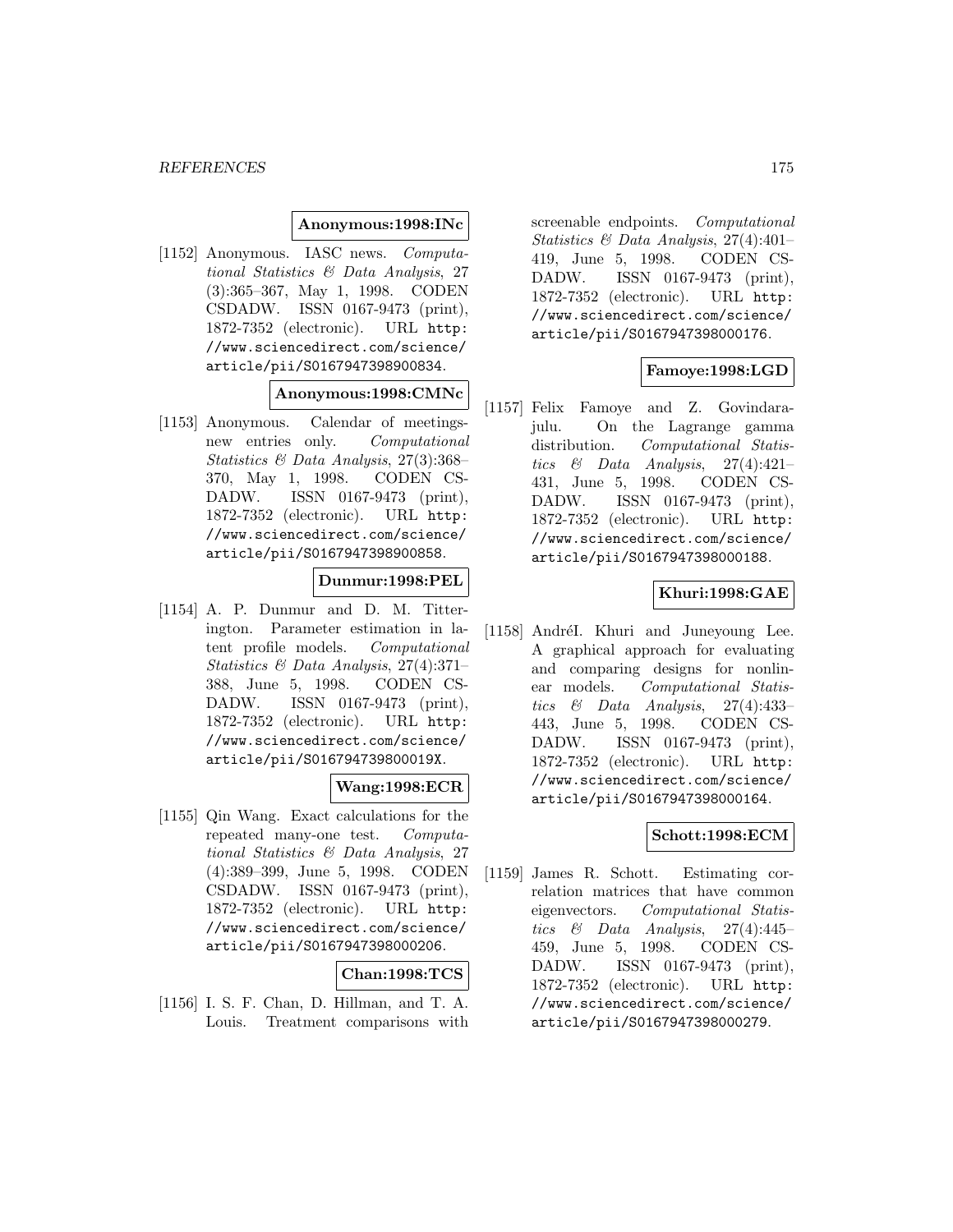**Anonymous:1998:INc**

[1152] Anonymous. IASC news. *Computational Statistics & Data Analysis*, 27 (3):365–367, May 1, 1998. CODEN CSDADW. ISSN 0167-9473 (print), 1872-7352 (electronic). URL http://www.sciencedirect.com/science/article/pii/S0167947398900834.

**Anonymous:1998:CMNc**

[1153] Anonymous. Calendar of meetings-new entries only. *Computational Statistics & Data Analysis*, 27(3):368–370, May 1, 1998. CODEN CSDADW. ISSN 0167-9473 (print), 1872-7352 (electronic). URL http://www.sciencedirect.com/science/article/pii/S0167947398900858.

**Dunmur:1998:PEL**

[1154] A. P. Dunmur and D. M. Titterington. Parameter estimation in latent profile models. *Computational Statistics & Data Analysis*, 27(4):371–388, June 5, 1998. CODEN CSDADW. ISSN 0167-9473 (print), 1872-7352 (electronic). URL http://www.sciencedirect.com/science/article/pii/S016794739800019X.

**Wang:1998:ECR**

[1155] Qin Wang. Exact calculations for the repeated many-one test. *Computational Statistics & Data Analysis*, 27 (4):389–399, June 5, 1998. CODEN CSDADW. ISSN 0167-9473 (print), 1872-7352 (electronic). URL http://www.sciencedirect.com/science/article/pii/S0167947398000206.

**Chan:1998:TCS**

[1156] I. S. F. Chan, D. Hillman, and T. A. Louis. Treatment comparisons with screenable endpoints. *Computational Statistics & Data Analysis*, 27(4):401–419, June 5, 1998. CODEN CSDADW. ISSN 0167-9473 (print), 1872-7352 (electronic). URL http://www.sciencedirect.com/science/article/pii/S0167947398000176.

**Famoye:1998:LGD**

[1157] Felix Famoye and Z. Govindarajulu. On the Lagrange gamma distribution. *Computational Statistics & Data Analysis*, 27(4):421–431, June 5, 1998. CODEN CSDADW. ISSN 0167-9473 (print), 1872-7352 (electronic). URL http://www.sciencedirect.com/science/article/pii/S0167947398000188.

**Khuri:1998:GAE**

[1158] AndréI. Khuri and Juneyoung Lee. A graphical approach for evaluating and comparing designs for nonlinear models. *Computational Statistics & Data Analysis*, 27(4):433–443, June 5, 1998. CODEN CSDADW. ISSN 0167-9473 (print), 1872-7352 (electronic). URL http://www.sciencedirect.com/science/article/pii/S0167947398000164.

**Schott:1998:ECM**

[1159] James R. Schott. Estimating correlation matrices that have common eigenvectors. *Computational Statistics & Data Analysis*, 27(4):445–459, June 5, 1998. CODEN CSDADW. ISSN 0167-9473 (print), 1872-7352 (electronic). URL http://www.sciencedirect.com/science/article/pii/S0167947398000279.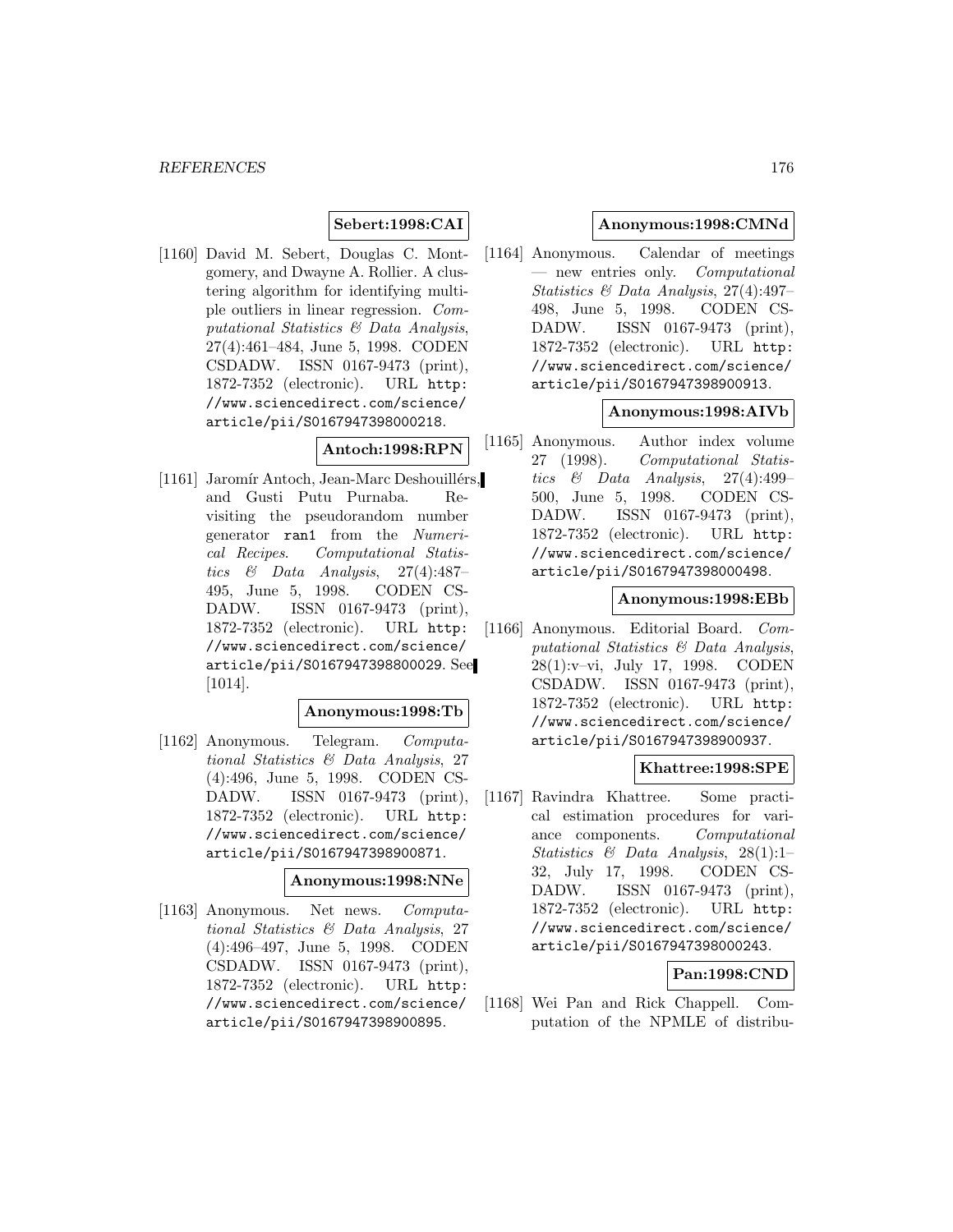**Sebert:1998:CAI**

[1160] David M. Sebert, Douglas C. Montgomery, and Dwayne A. Rollier. A clustering algorithm for identifying multiple outliers in linear regression. *Computational Statistics & Data Analysis*, 27(4):461–484, June 5, 1998. CODEN CSDADW. ISSN 0167-9473 (print), 1872-7352 (electronic). URL `http://www.sciencedirect.com/science/article/pii/S0167947398000218`.

**Antoch:1998:RPN**

[1161] Jaromír Antoch, Jean-Marc Deshouillérs, and Gusti Putu Purnaba. Revisiting the pseudorandom number generator `ran1` from the *Numerical Recipes*. *Computational Statistics & Data Analysis*, 27(4):487–495, June 5, 1998. CODEN CSDADW. ISSN 0167-9473 (print), 1872-7352 (electronic). URL `http://www.sciencedirect.com/science/article/pii/S0167947398800029`. See [1014].

**Anonymous:1998:Tb**

[1162] Anonymous. Telegram. *Computational Statistics & Data Analysis*, 27 (4):496, June 5, 1998. CODEN CSDADW. ISSN 0167-9473 (print), 1872-7352 (electronic). URL `http://www.sciencedirect.com/science/article/pii/S0167947398900871`.

**Anonymous:1998:NNe**

[1163] Anonymous. Net news. *Computational Statistics & Data Analysis*, 27 (4):496–497, June 5, 1998. CODEN CSDADW. ISSN 0167-9473 (print), 1872-7352 (electronic). URL `http://www.sciencedirect.com/science/article/pii/S0167947398900895`.

**Anonymous:1998:CMNd**

[1164] Anonymous. Calendar of meetings — new entries only. *Computational Statistics & Data Analysis*, 27(4):497–498, June 5, 1998. CODEN CSDADW. ISSN 0167-9473 (print), 1872-7352 (electronic). URL `http://www.sciencedirect.com/science/article/pii/S0167947398900913`.

**Anonymous:1998:AIVb**

[1165] Anonymous. Author index volume 27 (1998). *Computational Statistics & Data Analysis*, 27(4):499–500, June 5, 1998. CODEN CSDADW. ISSN 0167-9473 (print), 1872-7352 (electronic). URL `http://www.sciencedirect.com/science/article/pii/S0167947398000498`.

**Anonymous:1998:EBb**

[1166] Anonymous. Editorial Board. *Computational Statistics & Data Analysis*, 28(1):v–vi, July 17, 1998. CODEN CSDADW. ISSN 0167-9473 (print), 1872-7352 (electronic). URL `http://www.sciencedirect.com/science/article/pii/S0167947398900937`.

**Khattree:1998:SPE**

[1167] Ravindra Khattree. Some practical estimation procedures for variance components. *Computational Statistics & Data Analysis*, 28(1):1–32, July 17, 1998. CODEN CSDADW. ISSN 0167-9473 (print), 1872-7352 (electronic). URL `http://www.sciencedirect.com/science/article/pii/S0167947398000243`.

**Pan:1998:CND**

[1168] Wei Pan and Rick Chappell. Computation of the NPMLE of distribu-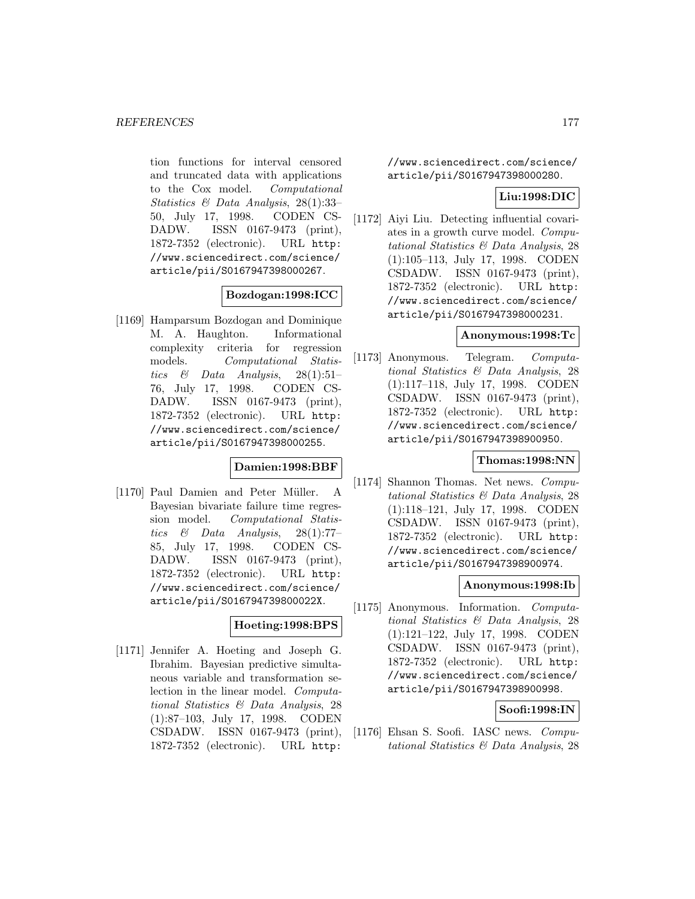tion functions for interval censored and truncated data with applications to the Cox model. *Computational Statistics & Data Analysis*, 28(1):33–50, July 17, 1998. CODEN CSDADW. ISSN 0167-9473 (print), 1872-7352 (electronic). URL http://www.sciencedirect.com/science/article/pii/S0167947398000267.

**Bozdogan:1998:ICC**

[1169] Hamparsum Bozdogan and Dominique M. A. Haughton. Informational complexity criteria for regression models. *Computational Statistics & Data Analysis*, 28(1):51–76, July 17, 1998. CODEN CSDADW. ISSN 0167-9473 (print), 1872-7352 (electronic). URL http://www.sciencedirect.com/science/article/pii/S0167947398000255.

**Damien:1998:BBF**

[1170] Paul Damien and Peter Müller. A Bayesian bivariate failure time regression model. *Computational Statistics & Data Analysis*, 28(1):77–85, July 17, 1998. CODEN CSDADW. ISSN 0167-9473 (print), 1872-7352 (electronic). URL http://www.sciencedirect.com/science/article/pii/S016794739800022X.

**Hoeting:1998:BPS**

[1171] Jennifer A. Hoeting and Joseph G. Ibrahim. Bayesian predictive simultaneous variable and transformation selection in the linear model. *Computational Statistics & Data Analysis*, 28(1):87–103, July 17, 1998. CODEN CSDADW. ISSN 0167-9473 (print), 1872-7352 (electronic). URL http://www.sciencedirect.com/science/article/pii/S0167947398000280.

**Liu:1998:DIC**

[1172] Aiyi Liu. Detecting influential covariates in a growth curve model. *Computational Statistics & Data Analysis*, 28(1):105–113, July 17, 1998. CODEN CSDADW. ISSN 0167-9473 (print), 1872-7352 (electronic). URL http://www.sciencedirect.com/science/article/pii/S0167947398000231.

**Anonymous:1998:Tc**

[1173] Anonymous. Telegram. *Computational Statistics & Data Analysis*, 28(1):117–118, July 17, 1998. CODEN CSDADW. ISSN 0167-9473 (print), 1872-7352 (electronic). URL http://www.sciencedirect.com/science/article/pii/S0167947398900950.

**Thomas:1998:NN**

[1174] Shannon Thomas. Net news. *Computational Statistics & Data Analysis*, 28(1):118–121, July 17, 1998. CODEN CSDADW. ISSN 0167-9473 (print), 1872-7352 (electronic). URL http://www.sciencedirect.com/science/article/pii/S0167947398900974.

**Anonymous:1998:Ib**

[1175] Anonymous. Information. *Computational Statistics & Data Analysis*, 28(1):121–122, July 17, 1998. CODEN CSDADW. ISSN 0167-9473 (print), 1872-7352 (electronic). URL http://www.sciencedirect.com/science/article/pii/S0167947398900998.

**Soofi:1998:IN**

[1176] Ehsan S. Soofi. IASC news. *Computational Statistics & Data Analysis*, 28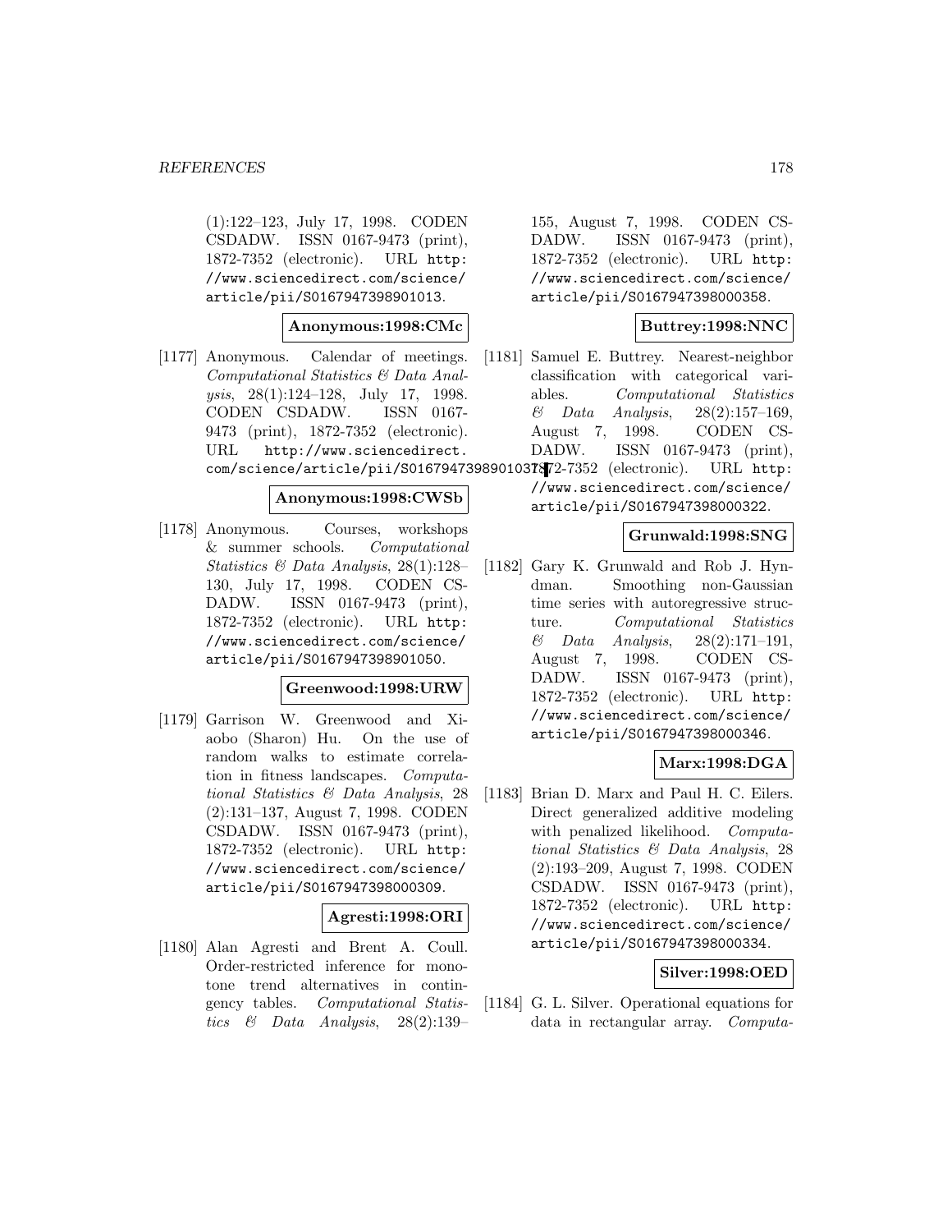(1):122–123, July 17, 1998. CODEN CSDADW. ISSN 0167-9473 (print), 1872-7352 (electronic). URL http://www.sciencedirect.com/science/article/pii/S0167947398901013.

**Anonymous:1998:CMc**

[1177] Anonymous. Calendar of meetings. *Computational Statistics & Data Analysis*, 28(1):124–128, July 17, 1998. CODEN CSDADW. ISSN 0167-9473 (print), 1872-7352 (electronic). URL http://www.sciencedirect.com/science/article/pii/S0167947398901037.

**Anonymous:1998:CWSb**

[1178] Anonymous. Courses, workshops & summer schools. *Computational Statistics & Data Analysis*, 28(1):128–130, July 17, 1998. CODEN CSDADW. ISSN 0167-9473 (print), 1872-7352 (electronic). URL http://www.sciencedirect.com/science/article/pii/S0167947398901050.

**Greenwood:1998:URW**

[1179] Garrison W. Greenwood and Xiaobo (Sharon) Hu. On the use of random walks to estimate correlation in fitness landscapes. *Computational Statistics & Data Analysis*, 28 (2):131–137, August 7, 1998. CODEN CSDADW. ISSN 0167-9473 (print), 1872-7352 (electronic). URL http://www.sciencedirect.com/science/article/pii/S0167947398000309.

**Agresti:1998:ORI**

[1180] Alan Agresti and Brent A. Coull. Order-restricted inference for monotone trend alternatives in contingency tables. *Computational Statistics & Data Analysis*, 28(2):139–155, August 7, 1998. CODEN CSDADW. ISSN 0167-9473 (print), 1872-7352 (electronic). URL http://www.sciencedirect.com/science/article/pii/S0167947398000358.

**Buttrey:1998:NNC**

[1181] Samuel E. Buttrey. Nearest-neighbor classification with categorical variables. *Computational Statistics & Data Analysis*, 28(2):157–169, August 7, 1998. CODEN CSDADW. ISSN 0167-9473 (print), 1872-7352 (electronic). URL http://www.sciencedirect.com/science/article/pii/S0167947398000322.

**Grunwald:1998:SNG**

[1182] Gary K. Grunwald and Rob J. Hyndman. Smoothing non-Gaussian time series with autoregressive structure. *Computational Statistics & Data Analysis*, 28(2):171–191, August 7, 1998. CODEN CSDADW. ISSN 0167-9473 (print), 1872-7352 (electronic). URL http://www.sciencedirect.com/science/article/pii/S0167947398000346.

**Marx:1998:DGA**

[1183] Brian D. Marx and Paul H. C. Eilers. Direct generalized additive modeling with penalized likelihood. *Computational Statistics & Data Analysis*, 28 (2):193–209, August 7, 1998. CODEN CSDADW. ISSN 0167-9473 (print), 1872-7352 (electronic). URL http://www.sciencedirect.com/science/article/pii/S0167947398000334.

**Silver:1998:OED**

[1184] G. L. Silver. Operational equations for data in rectangular array. *Computa-*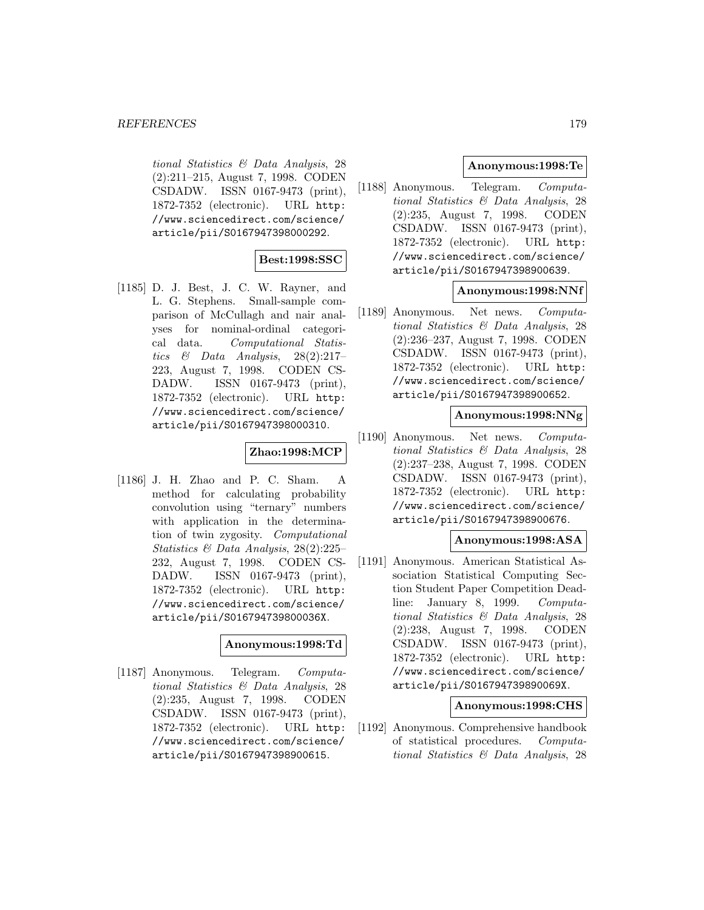*tional Statistics & Data Analysis*, 28 (2):211–215, August 7, 1998. CODEN CSDADW. ISSN 0167-9473 (print), 1872-7352 (electronic). URL http://www.sciencedirect.com/science/article/pii/S0167947398000292.

**Best:1998:SSC**

[1185] D. J. Best, J. C. W. Rayner, and L. G. Stephens. Small-sample comparison of McCullagh and nair analyses for nominal-ordinal categorical data. *Computational Statistics & Data Analysis*, 28(2):217–223, August 7, 1998. CODEN CSDADW. ISSN 0167-9473 (print), 1872-7352 (electronic). URL http://www.sciencedirect.com/science/article/pii/S0167947398000310.

**Zhao:1998:MCP**

[1186] J. H. Zhao and P. C. Sham. A method for calculating probability convolution using "ternary" numbers with application in the determination of twin zygosity. *Computational Statistics & Data Analysis*, 28(2):225–232, August 7, 1998. CODEN CSDADW. ISSN 0167-9473 (print), 1872-7352 (electronic). URL http://www.sciencedirect.com/science/article/pii/S016794739800036X.

**Anonymous:1998:Td**

[1187] Anonymous. Telegram. *Computational Statistics & Data Analysis*, 28 (2):235, August 7, 1998. CODEN CSDADW. ISSN 0167-9473 (print), 1872-7352 (electronic). URL http://www.sciencedirect.com/science/article/pii/S0167947398900615.

**Anonymous:1998:Te**

[1188] Anonymous. Telegram. *Computational Statistics & Data Analysis*, 28 (2):235, August 7, 1998. CODEN CSDADW. ISSN 0167-9473 (print), 1872-7352 (electronic). URL http://www.sciencedirect.com/science/article/pii/S0167947398900639.

**Anonymous:1998:NNf**

[1189] Anonymous. Net news. *Computational Statistics & Data Analysis*, 28 (2):236–237, August 7, 1998. CODEN CSDADW. ISSN 0167-9473 (print), 1872-7352 (electronic). URL http://www.sciencedirect.com/science/article/pii/S0167947398900652.

**Anonymous:1998:NNg**

[1190] Anonymous. Net news. *Computational Statistics & Data Analysis*, 28 (2):237–238, August 7, 1998. CODEN CSDADW. ISSN 0167-9473 (print), 1872-7352 (electronic). URL http://www.sciencedirect.com/science/article/pii/S0167947398900676.

**Anonymous:1998:ASA**

[1191] Anonymous. American Statistical Association Statistical Computing Section Student Paper Competition Deadline: January 8, 1999. *Computational Statistics & Data Analysis*, 28 (2):238, August 7, 1998. CODEN CSDADW. ISSN 0167-9473 (print), 1872-7352 (electronic). URL http://www.sciencedirect.com/science/article/pii/S016794739890069X.

**Anonymous:1998:CHS**

[1192] Anonymous. Comprehensive handbook of statistical procedures. *Computational Statistics & Data Analysis*, 28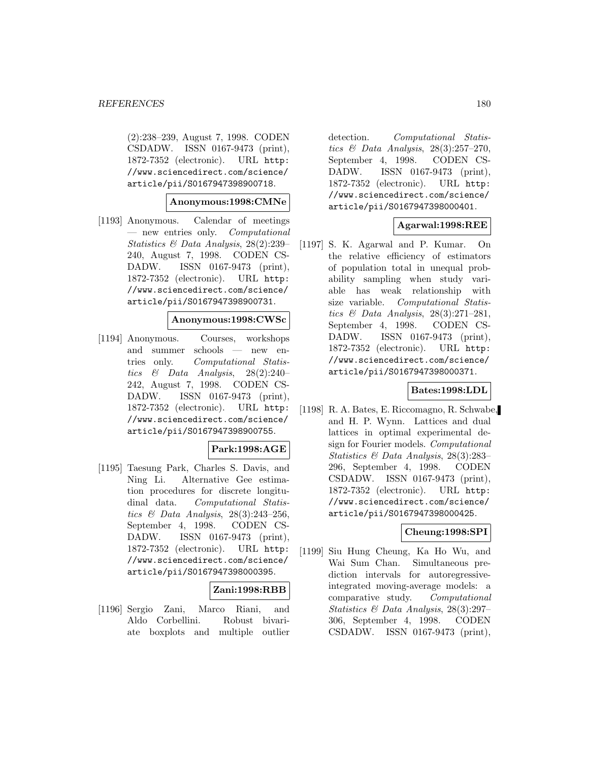(2):238–239, August 7, 1998. CODEN CSDADW. ISSN 0167-9473 (print), 1872-7352 (electronic). URL http://www.sciencedirect.com/science/article/pii/S0167947398900718.

**Anonymous:1998:CMNe**

[1193] Anonymous. Calendar of meetings — new entries only. *Computational Statistics & Data Analysis*, 28(2):239–240, August 7, 1998. CODEN CSDADW. ISSN 0167-9473 (print), 1872-7352 (electronic). URL http://www.sciencedirect.com/science/article/pii/S0167947398900731.

**Anonymous:1998:CWSc**

[1194] Anonymous. Courses, workshops and summer schools — new entries only. *Computational Statistics & Data Analysis*, 28(2):240–242, August 7, 1998. CODEN CSDADW. ISSN 0167-9473 (print), 1872-7352 (electronic). URL http://www.sciencedirect.com/science/article/pii/S0167947398900755.

**Park:1998:AGE**

[1195] Taesung Park, Charles S. Davis, and Ning Li. Alternative Gee estimation procedures for discrete longitudinal data. *Computational Statistics & Data Analysis*, 28(3):243–256, September 4, 1998. CODEN CSDADW. ISSN 0167-9473 (print), 1872-7352 (electronic). URL http://www.sciencedirect.com/science/article/pii/S0167947398000395.

**Zani:1998:RBB**

[1196] Sergio Zani, Marco Riani, and Aldo Corbellini. Robust bivariate boxplots and multiple outlier detection. *Computational Statistics & Data Analysis*, 28(3):257–270, September 4, 1998. CODEN CSDADW. ISSN 0167-9473 (print), 1872-7352 (electronic). URL http://www.sciencedirect.com/science/article/pii/S0167947398000401.

**Agarwal:1998:REE**

[1197] S. K. Agarwal and P. Kumar. On the relative efficiency of estimators of population total in unequal probability sampling when study variable has weak relationship with size variable. *Computational Statistics & Data Analysis*, 28(3):271–281, September 4, 1998. CODEN CSDADW. ISSN 0167-9473 (print), 1872-7352 (electronic). URL http://www.sciencedirect.com/science/article/pii/S0167947398000371.

**Bates:1998:LDL**

[1198] R. A. Bates, E. Riccomagno, R. Schwabe, and H. P. Wynn. Lattices and dual lattices in optimal experimental design for Fourier models. *Computational Statistics & Data Analysis*, 28(3):283–296, September 4, 1998. CODEN CSDADW. ISSN 0167-9473 (print), 1872-7352 (electronic). URL http://www.sciencedirect.com/science/article/pii/S0167947398000425.

**Cheung:1998:SPI**

[1199] Siu Hung Cheung, Ka Ho Wu, and Wai Sum Chan. Simultaneous prediction intervals for autoregressive-integrated moving-average models: a comparative study. *Computational Statistics & Data Analysis*, 28(3):297–306, September 4, 1998. CODEN CSDADW. ISSN 0167-9473 (print),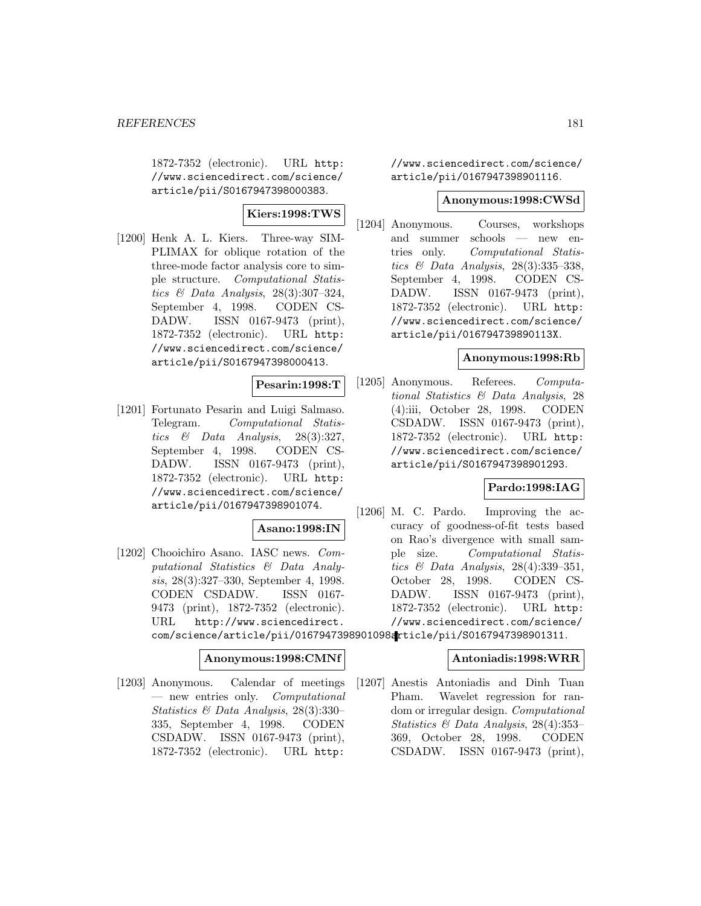1872-7352 (electronic). URL http://www.sciencedirect.com/science/article/pii/S0167947398000383.

**Kiers:1998:TWS**

[1200] Henk A. L. Kiers. Three-way SIMPLIMAX for oblique rotation of the three-mode factor analysis core to simple structure. *Computational Statistics & Data Analysis*, 28(3):307–324, September 4, 1998. CODEN CSDADW. ISSN 0167-9473 (print), 1872-7352 (electronic). URL http://www.sciencedirect.com/science/article/pii/S0167947398000413.

**Pesarin:1998:T**

[1201] Fortunato Pesarin and Luigi Salmaso. Telegram. *Computational Statistics & Data Analysis*, 28(3):327, September 4, 1998. CODEN CSDADW. ISSN 0167-9473 (print), 1872-7352 (electronic). URL http://www.sciencedirect.com/science/article/pii/0167947398901074.

**Asano:1998:IN**

[1202] Chooichiro Asano. IASC news. *Computational Statistics & Data Analysis*, 28(3):327–330, September 4, 1998. CODEN CSDADW. ISSN 0167-9473 (print), 1872-7352 (electronic). URL http://www.sciencedirect.com/science/article/pii/0167947398901098.

**Anonymous:1998:CMNf**

[1203] Anonymous. Calendar of meetings — new entries only. *Computational Statistics & Data Analysis*, 28(3):330–335, September 4, 1998. CODEN CSDADW. ISSN 0167-9473 (print), 1872-7352 (electronic). URL http://www.sciencedirect.com/science/article/pii/0167947398901116.

**Anonymous:1998:CWSd**

[1204] Anonymous. Courses, workshops and summer schools — new entries only. *Computational Statistics & Data Analysis*, 28(3):335–338, September 4, 1998. CODEN CSDADW. ISSN 0167-9473 (print), 1872-7352 (electronic). URL http://www.sciencedirect.com/science/article/pii/016794739890113X.

**Anonymous:1998:Rb**

[1205] Anonymous. Referees. *Computational Statistics & Data Analysis*, 28 (4):iii, October 28, 1998. CODEN CSDADW. ISSN 0167-9473 (print), 1872-7352 (electronic). URL http://www.sciencedirect.com/science/article/pii/S0167947398901293.

**Pardo:1998:IAG**

[1206] M. C. Pardo. Improving the accuracy of goodness-of-fit tests based on Rao's divergence with small sample size. *Computational Statistics & Data Analysis*, 28(4):339–351, October 28, 1998. CODEN CSDADW. ISSN 0167-9473 (print), 1872-7352 (electronic). URL http://www.sciencedirect.com/science/article/pii/S0167947398901311.

**Antoniadis:1998:WRR**

[1207] Anestis Antoniadis and Dinh Tuan Pham. Wavelet regression for random or irregular design. *Computational Statistics & Data Analysis*, 28(4):353–369, October 28, 1998. CODEN CSDADW. ISSN 0167-9473 (print),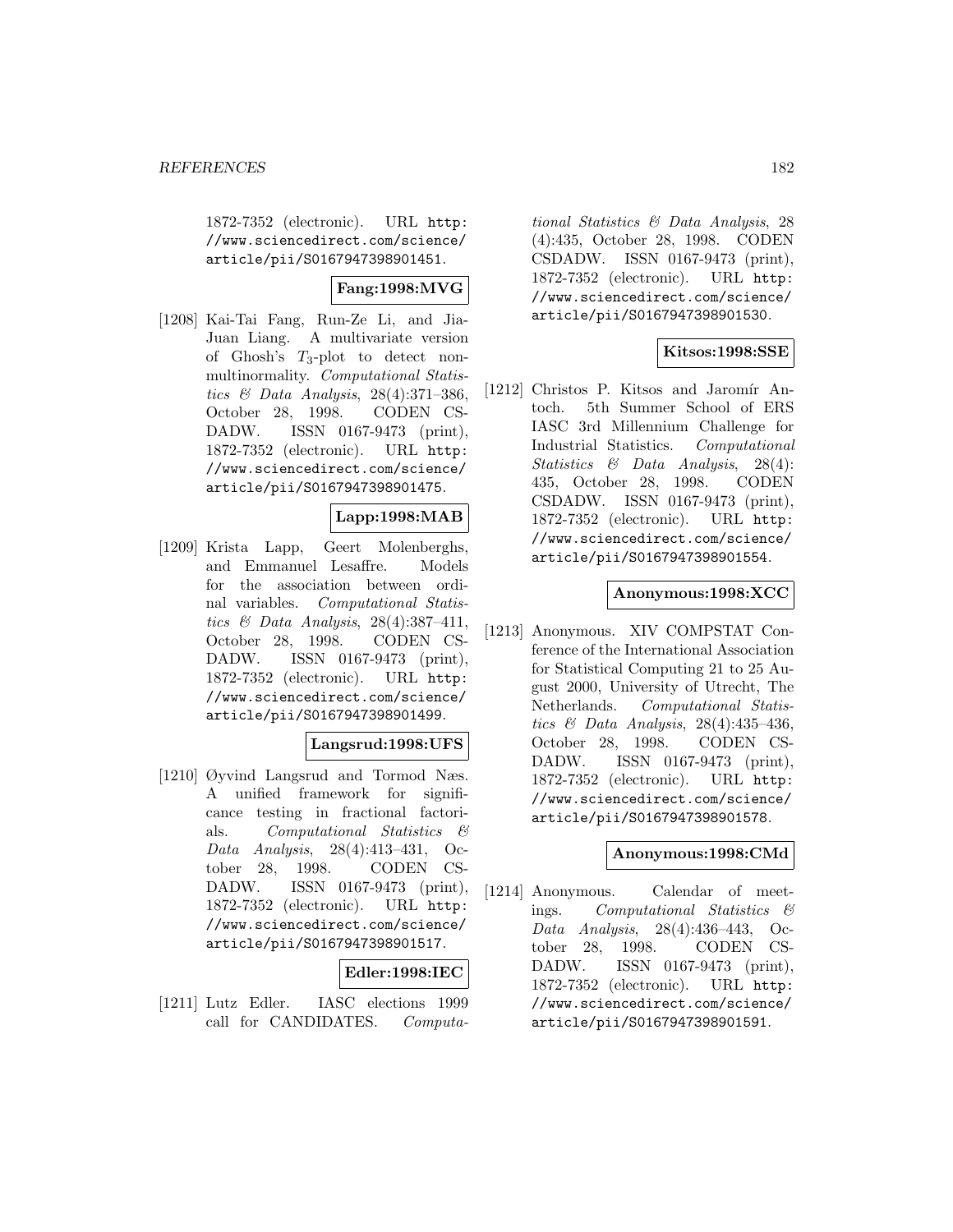1872-7352 (electronic). URL http://www.sciencedirect.com/science/article/pii/S0167947398901451.

**Fang:1998:MVG**

[1208] Kai-Tai Fang, Run-Ze Li, and Jia-Juan Liang. A multivariate version of Ghosh's $T_3$-plot to detect non-multinormality. *Computational Statistics & Data Analysis*, 28(4):371–386, October 28, 1998. CODEN CSDADW. ISSN 0167-9473 (print), 1872-7352 (electronic). URL http://www.sciencedirect.com/science/article/pii/S0167947398901475.

**Lapp:1998:MAB**

[1209] Krista Lapp, Geert Molenberghs, and Emmanuel Lesaffre. Models for the association between ordinal variables. *Computational Statistics & Data Analysis*, 28(4):387–411, October 28, 1998. CODEN CSDADW. ISSN 0167-9473 (print), 1872-7352 (electronic). URL http://www.sciencedirect.com/science/article/pii/S0167947398901499.

**Langsrud:1998:UFS**

[1210] Øyvind Langsrud and Tormod Næs. A unified framework for significance testing in fractional factorials. *Computational Statistics & Data Analysis*, 28(4):413–431, October 28, 1998. CODEN CSDADW. ISSN 0167-9473 (print), 1872-7352 (electronic). URL http://www.sciencedirect.com/science/article/pii/S0167947398901517.

**Edler:1998:IEC**

[1211] Lutz Edler. IASC elections 1999 call for CANDIDATES. *Computational Statistics & Data Analysis*, 28 (4):435, October 28, 1998. CODEN CSDADW. ISSN 0167-9473 (print), 1872-7352 (electronic). URL http://www.sciencedirect.com/science/article/pii/S0167947398901530.

**Kitsos:1998:SSE**

[1212] Christos P. Kitsos and Jaromír Antoch. 5th Summer School of ERS IASC 3rd Millennium Challenge for Industrial Statistics. *Computational Statistics & Data Analysis*, 28(4): 435, October 28, 1998. CODEN CSDADW. ISSN 0167-9473 (print), 1872-7352 (electronic). URL http://www.sciencedirect.com/science/article/pii/S0167947398901554.

**Anonymous:1998:XCC**

[1213] Anonymous. XIV COMPSTAT Conference of the International Association for Statistical Computing 21 to 25 August 2000, University of Utrecht, The Netherlands. *Computational Statistics & Data Analysis*, 28(4):435–436, October 28, 1998. CODEN CSDADW. ISSN 0167-9473 (print), 1872-7352 (electronic). URL http://www.sciencedirect.com/science/article/pii/S0167947398901578.

**Anonymous:1998:CMd**

[1214] Anonymous. Calendar of meetings. *Computational Statistics & Data Analysis*, 28(4):436–443, October 28, 1998. CODEN CSDADW. ISSN 0167-9473 (print), 1872-7352 (electronic). URL http://www.sciencedirect.com/science/article/pii/S0167947398901591.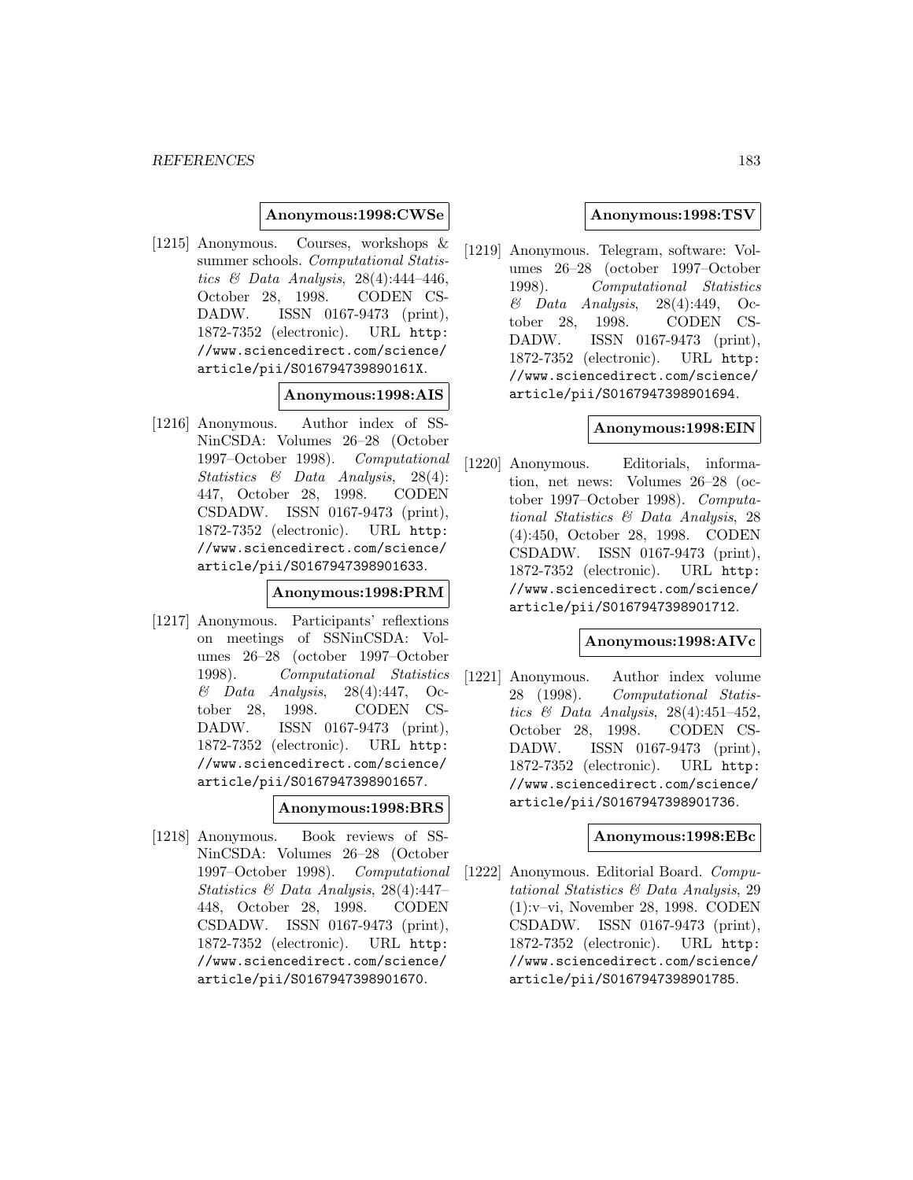**Anonymous:1998:CWSe**

[1215] Anonymous. Courses, workshops & summer schools. *Computational Statistics & Data Analysis*, 28(4):444–446, October 28, 1998. CODEN CSDADW. ISSN 0167-9473 (print), 1872-7352 (electronic). URL http://www.sciencedirect.com/science/article/pii/S016794739890161X.

**Anonymous:1998:AIS**

[1216] Anonymous. Author index of SSNinCSDA: Volumes 26–28 (October 1997–October 1998). *Computational Statistics & Data Analysis*, 28(4):447, October 28, 1998. CODEN CSDADW. ISSN 0167-9473 (print), 1872-7352 (electronic). URL http://www.sciencedirect.com/science/article/pii/S0167947398901633.

**Anonymous:1998:PRM**

[1217] Anonymous. Participants' reflextions on meetings of SSNinCSDA: Volumes 26–28 (october 1997–October 1998). *Computational Statistics & Data Analysis*, 28(4):447, October 28, 1998. CODEN CSDADW. ISSN 0167-9473 (print), 1872-7352 (electronic). URL http://www.sciencedirect.com/science/article/pii/S0167947398901657.

**Anonymous:1998:BRS**

[1218] Anonymous. Book reviews of SSNinCSDA: Volumes 26–28 (October 1997–October 1998). *Computational Statistics & Data Analysis*, 28(4):447–448, October 28, 1998. CODEN CSDADW. ISSN 0167-9473 (print), 1872-7352 (electronic). URL http://www.sciencedirect.com/science/article/pii/S0167947398901670.

**Anonymous:1998:TSV**

[1219] Anonymous. Telegram, software: Volumes 26–28 (october 1997–October 1998). *Computational Statistics & Data Analysis*, 28(4):449, October 28, 1998. CODEN CSDADW. ISSN 0167-9473 (print), 1872-7352 (electronic). URL http://www.sciencedirect.com/science/article/pii/S0167947398901694.

**Anonymous:1998:EIN**

[1220] Anonymous. Editorials, information, net news: Volumes 26–28 (october 1997–October 1998). *Computational Statistics & Data Analysis*, 28 (4):450, October 28, 1998. CODEN CSDADW. ISSN 0167-9473 (print), 1872-7352 (electronic). URL http://www.sciencedirect.com/science/article/pii/S0167947398901712.

**Anonymous:1998:AIVc**

[1221] Anonymous. Author index volume 28 (1998). *Computational Statistics & Data Analysis*, 28(4):451–452, October 28, 1998. CODEN CSDADW. ISSN 0167-9473 (print), 1872-7352 (electronic). URL http://www.sciencedirect.com/science/article/pii/S0167947398901736.

**Anonymous:1998:EBc**

[1222] Anonymous. Editorial Board. *Computational Statistics & Data Analysis*, 29 (1):v–vi, November 28, 1998. CODEN CSDADW. ISSN 0167-9473 (print), 1872-7352 (electronic). URL http://www.sciencedirect.com/science/article/pii/S0167947398901785.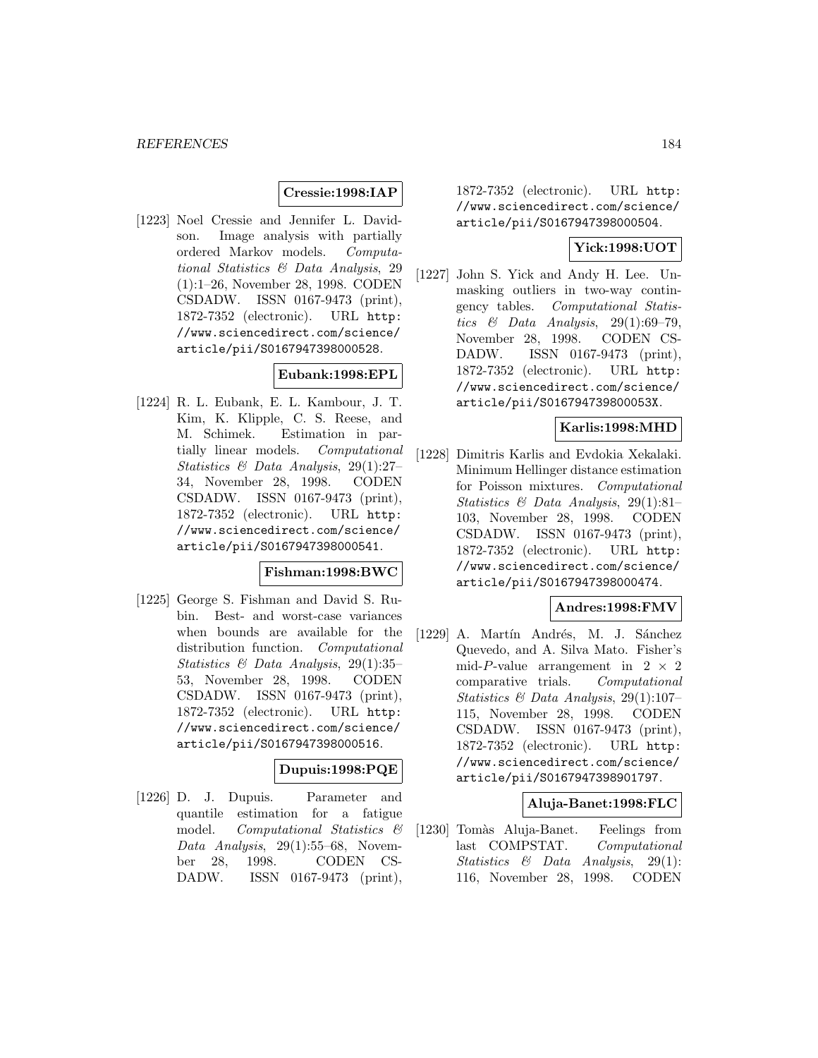**Cressie:1998:IAP**

[1223] Noel Cressie and Jennifer L. Davidson. Image analysis with partially ordered Markov models. *Computational Statistics & Data Analysis*, 29 (1):1–26, November 28, 1998. CODEN CSDADW. ISSN 0167-9473 (print), 1872-7352 (electronic). URL http://www.sciencedirect.com/science/article/pii/S0167947398000528.

**Eubank:1998:EPL**

[1224] R. L. Eubank, E. L. Kambour, J. T. Kim, K. Klipple, C. S. Reese, and M. Schimek. Estimation in partially linear models. *Computational Statistics & Data Analysis*, 29(1):27–34, November 28, 1998. CODEN CSDADW. ISSN 0167-9473 (print), 1872-7352 (electronic). URL http://www.sciencedirect.com/science/article/pii/S0167947398000541.

**Fishman:1998:BWC**

[1225] George S. Fishman and David S. Rubin. Best- and worst-case variances when bounds are available for the distribution function. *Computational Statistics & Data Analysis*, 29(1):35–53, November 28, 1998. CODEN CSDADW. ISSN 0167-9473 (print), 1872-7352 (electronic). URL http://www.sciencedirect.com/science/article/pii/S0167947398000516.

**Dupuis:1998:PQE**

[1226] D. J. Dupuis. Parameter and quantile estimation for a fatigue model. *Computational Statistics & Data Analysis*, 29(1):55–68, November 28, 1998. CODEN CSDADW. ISSN 0167-9473 (print), 1872-7352 (electronic). URL http://www.sciencedirect.com/science/article/pii/S0167947398000504.

**Yick:1998:UOT**

[1227] John S. Yick and Andy H. Lee. Unmasking outliers in two-way contingency tables. *Computational Statistics & Data Analysis*, 29(1):69–79, November 28, 1998. CODEN CSDADW. ISSN 0167-9473 (print), 1872-7352 (electronic). URL http://www.sciencedirect.com/science/article/pii/S016794739800053X.

**Karlis:1998:MHD**

[1228] Dimitris Karlis and Evdokia Xekalaki. Minimum Hellinger distance estimation for Poisson mixtures. *Computational Statistics & Data Analysis*, 29(1):81–103, November 28, 1998. CODEN CSDADW. ISSN 0167-9473 (print), 1872-7352 (electronic). URL http://www.sciencedirect.com/science/article/pii/S0167947398000474.

**Andres:1998:FMV**

[1229] A. Martín Andrés, M. J. Sánchez Quevedo, and A. Silva Mato. Fisher's mid-$P$-value arrangement in $2 \times 2$ comparative trials. *Computational Statistics & Data Analysis*, 29(1):107–115, November 28, 1998. CODEN CSDADW. ISSN 0167-9473 (print), 1872-7352 (electronic). URL http://www.sciencedirect.com/science/article/pii/S0167947398901797.

**Aluja-Banet:1998:FLC**

[1230] Tomàs Aluja-Banet. Feelings from last COMPSTAT. *Computational Statistics & Data Analysis*, 29(1):116, November 28, 1998. CODEN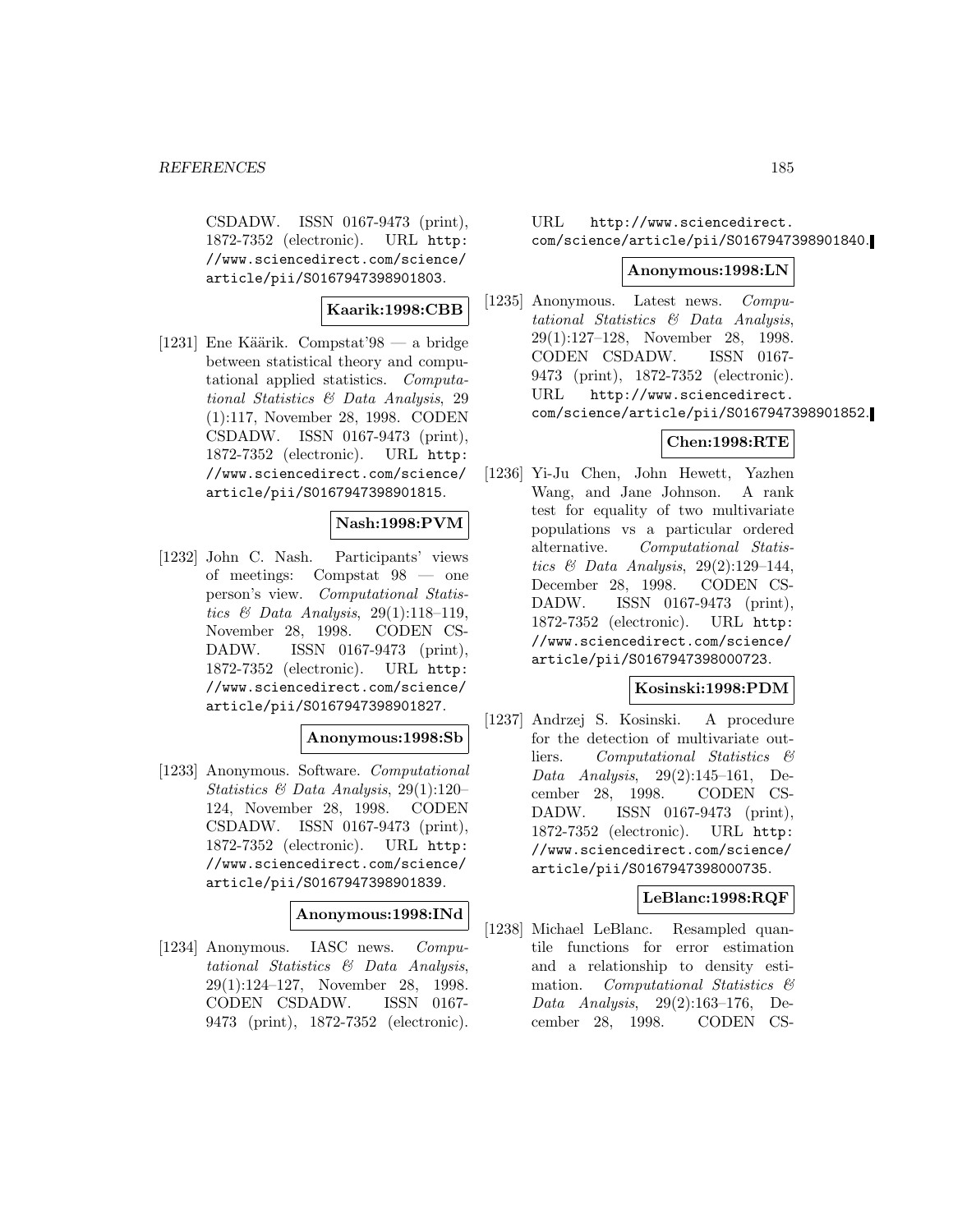CSDADW. ISSN 0167-9473 (print), 1872-7352 (electronic). URL http://www.sciencedirect.com/science/article/pii/S0167947398901803.

**Kaarik:1998:CBB**

[1231] Ene Käärik. Compstat'98 — a bridge between statistical theory and computational applied statistics. *Computational Statistics & Data Analysis*, 29 (1):117, November 28, 1998. CODEN CSDADW. ISSN 0167-9473 (print), 1872-7352 (electronic). URL http://www.sciencedirect.com/science/article/pii/S0167947398901815.

**Nash:1998:PVM**

[1232] John C. Nash. Participants' views of meetings: Compstat 98 — one person's view. *Computational Statistics & Data Analysis*, 29(1):118–119, November 28, 1998. CODEN CSDADW. ISSN 0167-9473 (print), 1872-7352 (electronic). URL http://www.sciencedirect.com/science/article/pii/S0167947398901827.

**Anonymous:1998:Sb**

[1233] Anonymous. Software. *Computational Statistics & Data Analysis*, 29(1):120–124, November 28, 1998. CODEN CSDADW. ISSN 0167-9473 (print), 1872-7352 (electronic). URL http://www.sciencedirect.com/science/article/pii/S0167947398901839.

**Anonymous:1998:INd**

[1234] Anonymous. IASC news. *Computational Statistics & Data Analysis*, 29(1):124–127, November 28, 1998. CODEN CSDADW. ISSN 0167-9473 (print), 1872-7352 (electronic). URL http://www.sciencedirect.com/science/article/pii/S0167947398901840.

**Anonymous:1998:LN**

[1235] Anonymous. Latest news. *Computational Statistics & Data Analysis*, 29(1):127–128, November 28, 1998. CODEN CSDADW. ISSN 0167-9473 (print), 1872-7352 (electronic). URL http://www.sciencedirect.com/science/article/pii/S0167947398901852.

**Chen:1998:RTE**

[1236] Yi-Ju Chen, John Hewett, Yazhen Wang, and Jane Johnson. A rank test for equality of two multivariate populations vs a particular ordered alternative. *Computational Statistics & Data Analysis*, 29(2):129–144, December 28, 1998. CODEN CSDADW. ISSN 0167-9473 (print), 1872-7352 (electronic). URL http://www.sciencedirect.com/science/article/pii/S0167947398000723.

**Kosinski:1998:PDM**

[1237] Andrzej S. Kosinski. A procedure for the detection of multivariate outliers. *Computational Statistics & Data Analysis*, 29(2):145–161, December 28, 1998. CODEN CSDADW. ISSN 0167-9473 (print), 1872-7352 (electronic). URL http://www.sciencedirect.com/science/article/pii/S0167947398000735.

**LeBlanc:1998:RQF**

[1238] Michael LeBlanc. Resampled quantile functions for error estimation and a relationship to density estimation. *Computational Statistics & Data Analysis*, 29(2):163–176, December 28, 1998. CODEN CS-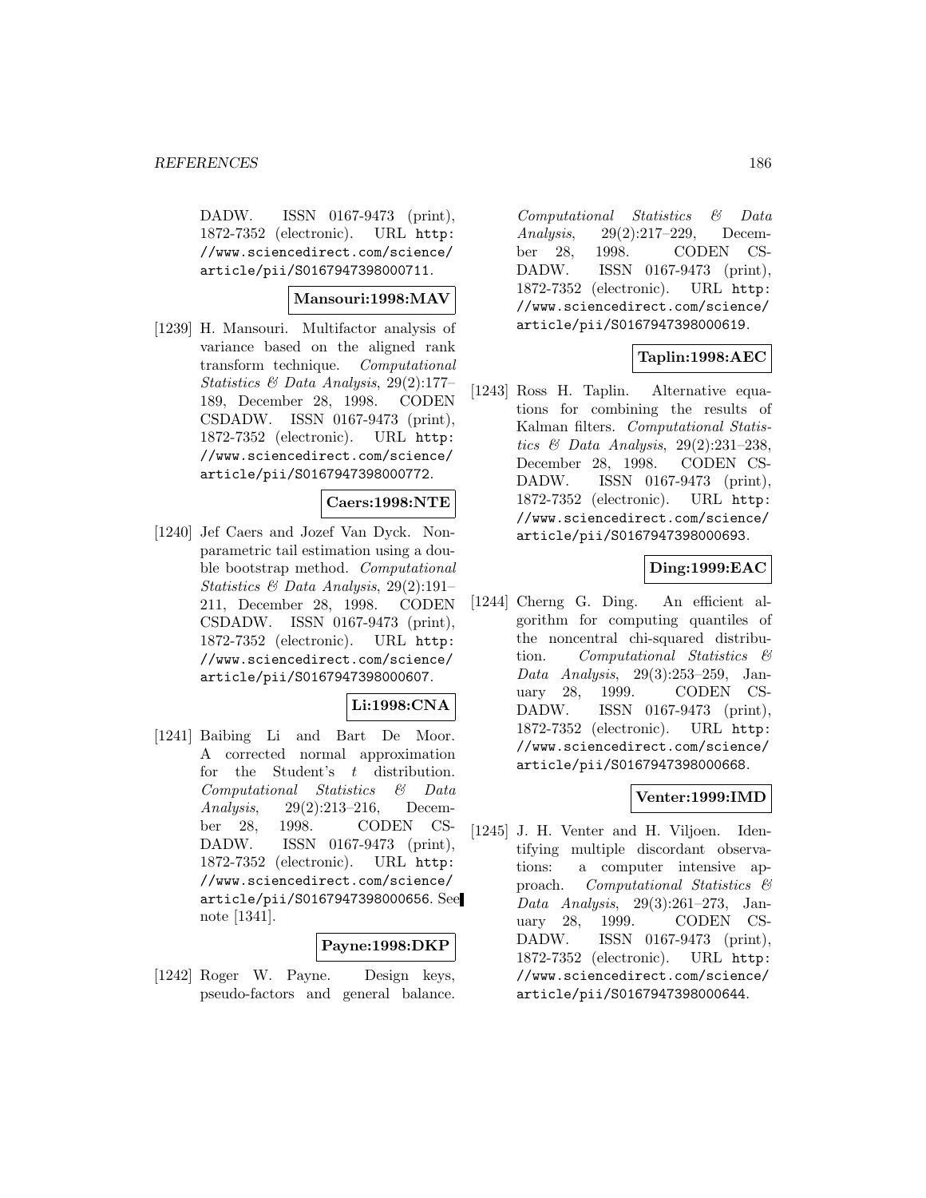DADW. ISSN 0167-9473 (print), 1872-7352 (electronic). URL http://www.sciencedirect.com/science/article/pii/S0167947398000711.

**Mansouri:1998:MAV**

[1239] H. Mansouri. Multifactor analysis of variance based on the aligned rank transform technique. *Computational Statistics & Data Analysis*, 29(2):177–189, December 28, 1998. CODEN CSDADW. ISSN 0167-9473 (print), 1872-7352 (electronic). URL http://www.sciencedirect.com/science/article/pii/S0167947398000772.

**Caers:1998:NTE**

[1240] Jef Caers and Jozef Van Dyck. Nonparametric tail estimation using a double bootstrap method. *Computational Statistics & Data Analysis*, 29(2):191–211, December 28, 1998. CODEN CSDADW. ISSN 0167-9473 (print), 1872-7352 (electronic). URL http://www.sciencedirect.com/science/article/pii/S0167947398000607.

**Li:1998:CNA**

[1241] Baibing Li and Bart De Moor. A corrected normal approximation for the Student's $t$ distribution. *Computational Statistics & Data Analysis*, 29(2):213–216, December 28, 1998. CODEN CSDADW. ISSN 0167-9473 (print), 1872-7352 (electronic). URL http://www.sciencedirect.com/science/article/pii/S0167947398000656. See note [1341].

**Payne:1998:DKP**

[1242] Roger W. Payne. Design keys, pseudo-factors and general balance. *Computational Statistics & Data Analysis*, 29(2):217–229, December 28, 1998. CODEN CSDADW. ISSN 0167-9473 (print), 1872-7352 (electronic). URL http://www.sciencedirect.com/science/article/pii/S0167947398000619.

**Taplin:1998:AEC**

[1243] Ross H. Taplin. Alternative equations for combining the results of Kalman filters. *Computational Statistics & Data Analysis*, 29(2):231–238, December 28, 1998. CODEN CSDADW. ISSN 0167-9473 (print), 1872-7352 (electronic). URL http://www.sciencedirect.com/science/article/pii/S0167947398000693.

**Ding:1999:EAC**

[1244] Cherng G. Ding. An efficient algorithm for computing quantiles of the noncentral chi-squared distribution. *Computational Statistics & Data Analysis*, 29(3):253–259, January 28, 1999. CODEN CSDADW. ISSN 0167-9473 (print), 1872-7352 (electronic). URL http://www.sciencedirect.com/science/article/pii/S0167947398000668.

**Venter:1999:IMD**

[1245] J. H. Venter and H. Viljoen. Identifying multiple discordant observations: a computer intensive approach. *Computational Statistics & Data Analysis*, 29(3):261–273, January 28, 1999. CODEN CSDADW. ISSN 0167-9473 (print), 1872-7352 (electronic). URL http://www.sciencedirect.com/science/article/pii/S0167947398000644.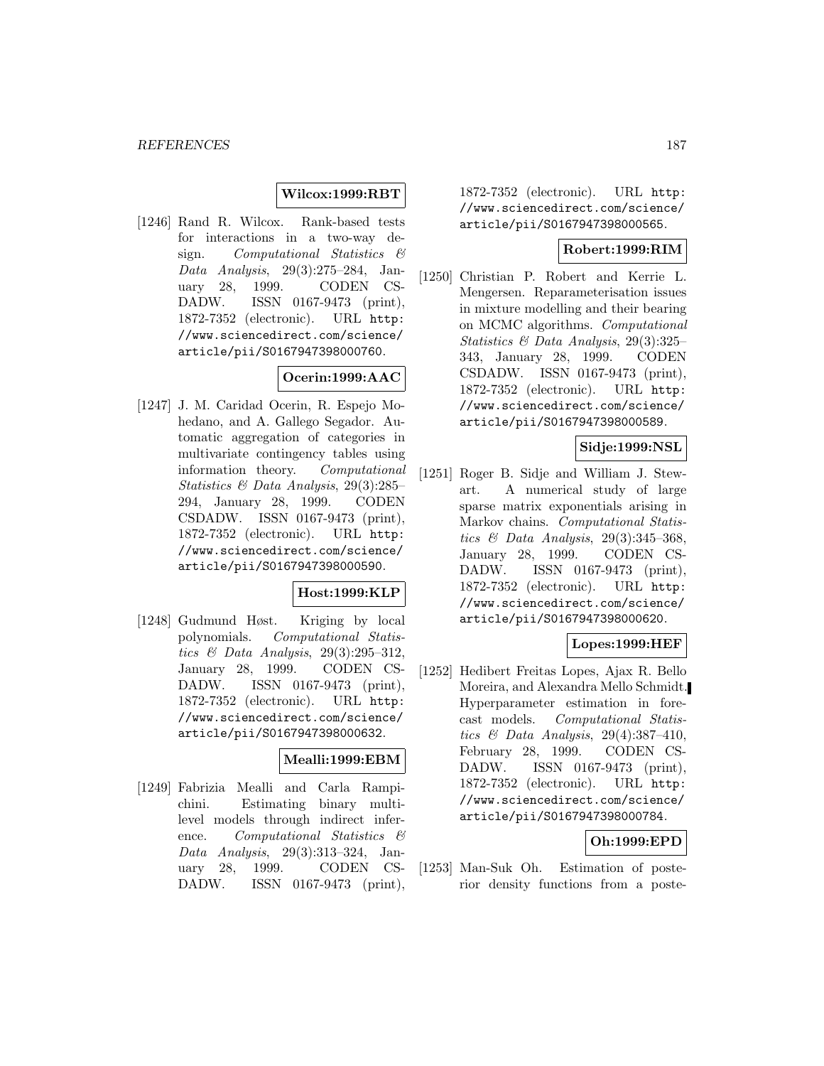**Wilcox:1999:RBT**

[1246] Rand R. Wilcox. Rank-based tests for interactions in a two-way design. *Computational Statistics & Data Analysis*, 29(3):275–284, January 28, 1999. CODEN CSDADW. ISSN 0167-9473 (print), 1872-7352 (electronic). URL http://www.sciencedirect.com/science/article/pii/S0167947398000760.

**Ocerin:1999:AAC**

[1247] J. M. Caridad Ocerin, R. Espejo Mohedano, and A. Gallego Segador. Automatic aggregation of categories in multivariate contingency tables using information theory. *Computational Statistics & Data Analysis*, 29(3):285–294, January 28, 1999. CODEN CSDADW. ISSN 0167-9473 (print), 1872-7352 (electronic). URL http://www.sciencedirect.com/science/article/pii/S0167947398000590.

**Host:1999:KLP**

[1248] Gudmund Høst. Kriging by local polynomials. *Computational Statistics & Data Analysis*, 29(3):295–312, January 28, 1999. CODEN CSDADW. ISSN 0167-9473 (print), 1872-7352 (electronic). URL http://www.sciencedirect.com/science/article/pii/S0167947398000632.

**Mealli:1999:EBM**

[1249] Fabrizia Mealli and Carla Rampichini. Estimating binary multilevel models through indirect inference. *Computational Statistics & Data Analysis*, 29(3):313–324, January 28, 1999. CODEN CSDADW. ISSN 0167-9473 (print), 1872-7352 (electronic). URL http://www.sciencedirect.com/science/article/pii/S0167947398000565.

**Robert:1999:RIM**

[1250] Christian P. Robert and Kerrie L. Mengersen. Reparameterisation issues in mixture modelling and their bearing on MCMC algorithms. *Computational Statistics & Data Analysis*, 29(3):325–343, January 28, 1999. CODEN CSDADW. ISSN 0167-9473 (print), 1872-7352 (electronic). URL http://www.sciencedirect.com/science/article/pii/S0167947398000589.

**Sidje:1999:NSL**

[1251] Roger B. Sidje and William J. Stewart. A numerical study of large sparse matrix exponentials arising in Markov chains. *Computational Statistics & Data Analysis*, 29(3):345–368, January 28, 1999. CODEN CSDADW. ISSN 0167-9473 (print), 1872-7352 (electronic). URL http://www.sciencedirect.com/science/article/pii/S0167947398000620.

**Lopes:1999:HEF**

[1252] Hedibert Freitas Lopes, Ajax R. Bello Moreira, and Alexandra Mello Schmidt. Hyperparameter estimation in forecast models. *Computational Statistics & Data Analysis*, 29(4):387–410, February 28, 1999. CODEN CSDADW. ISSN 0167-9473 (print), 1872-7352 (electronic). URL http://www.sciencedirect.com/science/article/pii/S0167947398000784.

**Oh:1999:EPD**

[1253] Man-Suk Oh. Estimation of posterior density functions from a poste-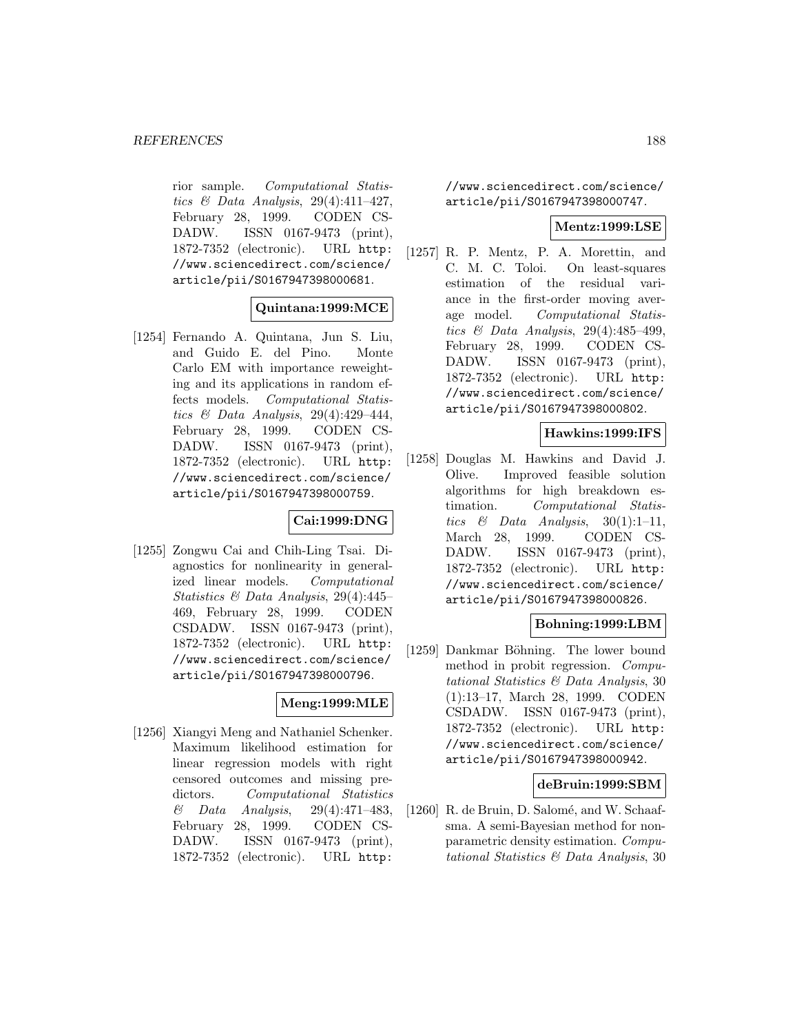rior sample. *Computational Statistics & Data Analysis*, 29(4):411–427, February 28, 1999. CODEN CSDADW. ISSN 0167-9473 (print), 1872-7352 (electronic). URL http://www.sciencedirect.com/science/article/pii/S0167947398000681.

**Quintana:1999:MCE**

[1254] Fernando A. Quintana, Jun S. Liu, and Guido E. del Pino. Monte Carlo EM with importance reweighting and its applications in random effects models. *Computational Statistics & Data Analysis*, 29(4):429–444, February 28, 1999. CODEN CSDADW. ISSN 0167-9473 (print), 1872-7352 (electronic). URL http://www.sciencedirect.com/science/article/pii/S0167947398000759.

**Cai:1999:DNG**

[1255] Zongwu Cai and Chih-Ling Tsai. Diagnostics for nonlinearity in generalized linear models. *Computational Statistics & Data Analysis*, 29(4):445–469, February 28, 1999. CODEN CSDADW. ISSN 0167-9473 (print), 1872-7352 (electronic). URL http://www.sciencedirect.com/science/article/pii/S0167947398000796.

**Meng:1999:MLE**

[1256] Xiangyi Meng and Nathaniel Schenker. Maximum likelihood estimation for linear regression models with right censored outcomes and missing predictors. *Computational Statistics & Data Analysis*, 29(4):471–483, February 28, 1999. CODEN CSDADW. ISSN 0167-9473 (print), 1872-7352 (electronic). URL http://www.sciencedirect.com/science/article/pii/S0167947398000747.

**Mentz:1999:LSE**

[1257] R. P. Mentz, P. A. Morettin, and C. M. C. Toloi. On least-squares estimation of the residual variance in the first-order moving average model. *Computational Statistics & Data Analysis*, 29(4):485–499, February 28, 1999. CODEN CSDADW. ISSN 0167-9473 (print), 1872-7352 (electronic). URL http://www.sciencedirect.com/science/article/pii/S0167947398000802.

**Hawkins:1999:IFS**

[1258] Douglas M. Hawkins and David J. Olive. Improved feasible solution algorithms for high breakdown estimation. *Computational Statistics & Data Analysis*, 30(1):1–11, March 28, 1999. CODEN CSDADW. ISSN 0167-9473 (print), 1872-7352 (electronic). URL http://www.sciencedirect.com/science/article/pii/S0167947398000826.

**Bohning:1999:LBM**

[1259] Dankmar Böhning. The lower bound method in probit regression. *Computational Statistics & Data Analysis*, 30(1):13–17, March 28, 1999. CODEN CSDADW. ISSN 0167-9473 (print), 1872-7352 (electronic). URL http://www.sciencedirect.com/science/article/pii/S0167947398000942.

**deBruin:1999:SBM**

[1260] R. de Bruin, D. Salomé, and W. Schaafsma. A semi-Bayesian method for nonparametric density estimation. *Computational Statistics & Data Analysis*, 30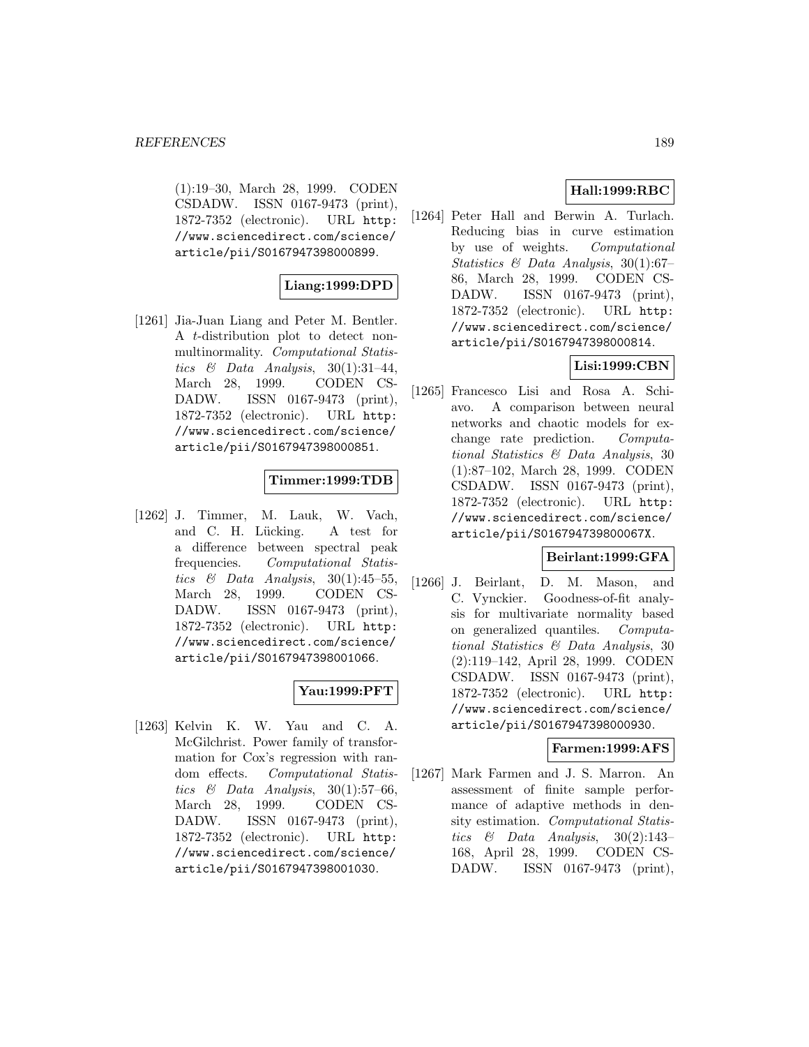(1):19–30, March 28, 1999. CODEN CSDADW. ISSN 0167-9473 (print), 1872-7352 (electronic). URL http://www.sciencedirect.com/science/article/pii/S0167947398000899.

**Liang:1999:DPD**

[1261] Jia-Juan Liang and Peter M. Bentler. A $t$-distribution plot to detect non-multinormality. *Computational Statistics & Data Analysis*, 30(1):31–44, March 28, 1999. CODEN CSDADW. ISSN 0167-9473 (print), 1872-7352 (electronic). URL http://www.sciencedirect.com/science/article/pii/S0167947398000851.

**Timmer:1999:TDB**

[1262] J. Timmer, M. Lauk, W. Vach, and C. H. Lücking. A test for a difference between spectral peak frequencies. *Computational Statistics & Data Analysis*, 30(1):45–55, March 28, 1999. CODEN CSDADW. ISSN 0167-9473 (print), 1872-7352 (electronic). URL http://www.sciencedirect.com/science/article/pii/S0167947398001066.

**Yau:1999:PFT**

[1263] Kelvin K. W. Yau and C. A. McGilchrist. Power family of transformation for Cox's regression with random effects. *Computational Statistics & Data Analysis*, 30(1):57–66, March 28, 1999. CODEN CSDADW. ISSN 0167-9473 (print), 1872-7352 (electronic). URL http://www.sciencedirect.com/science/article/pii/S0167947398001030.

**Hall:1999:RBC**

[1264] Peter Hall and Berwin A. Turlach. Reducing bias in curve estimation by use of weights. *Computational Statistics & Data Analysis*, 30(1):67–86, March 28, 1999. CODEN CSDADW. ISSN 0167-9473 (print), 1872-7352 (electronic). URL http://www.sciencedirect.com/science/article/pii/S0167947398000814.

**Lisi:1999:CBN**

[1265] Francesco Lisi and Rosa A. Schiavo. A comparison between neural networks and chaotic models for exchange rate prediction. *Computational Statistics & Data Analysis*, 30(1):87–102, March 28, 1999. CODEN CSDADW. ISSN 0167-9473 (print), 1872-7352 (electronic). URL http://www.sciencedirect.com/science/article/pii/S016794739800067X.

**Beirlant:1999:GFA**

[1266] J. Beirlant, D. M. Mason, and C. Vynckier. Goodness-of-fit analysis for multivariate normality based on generalized quantiles. *Computational Statistics & Data Analysis*, 30(2):119–142, April 28, 1999. CODEN CSDADW. ISSN 0167-9473 (print), 1872-7352 (electronic). URL http://www.sciencedirect.com/science/article/pii/S0167947398000930.

**Farmen:1999:AFS**

[1267] Mark Farmen and J. S. Marron. An assessment of finite sample performance of adaptive methods in density estimation. *Computational Statistics & Data Analysis*, 30(2):143–168, April 28, 1999. CODEN CSDADW. ISSN 0167-9473 (print),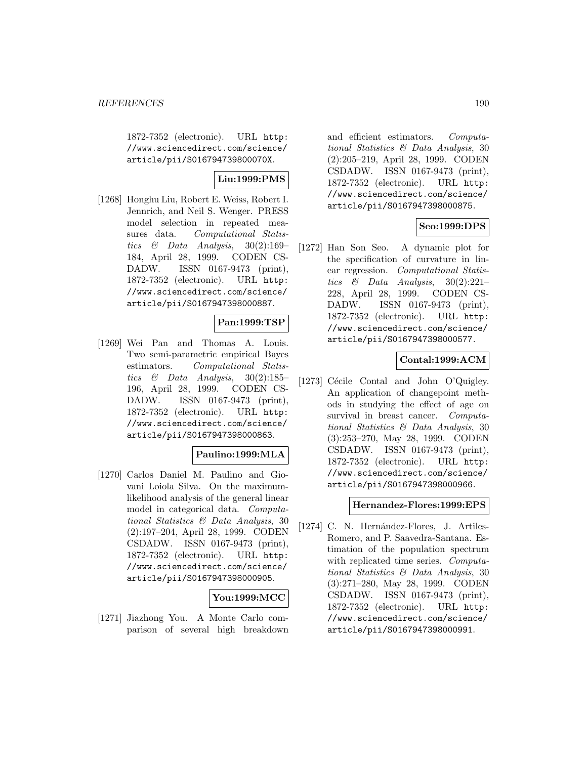1872-7352 (electronic). URL http://www.sciencedirect.com/science/article/pii/S016794739800070X.

**Liu:1999:PMS**

[1268] Honghu Liu, Robert E. Weiss, Robert I. Jennrich, and Neil S. Wenger. PRESS model selection in repeated measures data. *Computational Statistics & Data Analysis*, 30(2):169–184, April 28, 1999. CODEN CSDADW. ISSN 0167-9473 (print), 1872-7352 (electronic). URL http://www.sciencedirect.com/science/article/pii/S0167947398000887.

**Pan:1999:TSP**

[1269] Wei Pan and Thomas A. Louis. Two semi-parametric empirical Bayes estimators. *Computational Statistics & Data Analysis*, 30(2):185–196, April 28, 1999. CODEN CSDADW. ISSN 0167-9473 (print), 1872-7352 (electronic). URL http://www.sciencedirect.com/science/article/pii/S0167947398000863.

**Paulino:1999:MLA**

[1270] Carlos Daniel M. Paulino and Giovani Loiola Silva. On the maximum-likelihood analysis of the general linear model in categorical data. *Computational Statistics & Data Analysis*, 30(2):197–204, April 28, 1999. CODEN CSDADW. ISSN 0167-9473 (print), 1872-7352 (electronic). URL http://www.sciencedirect.com/science/article/pii/S0167947398000905.

**You:1999:MCC**

[1271] Jiazhong You. A Monte Carlo comparison of several high breakdown and efficient estimators. *Computational Statistics & Data Analysis*, 30(2):205–219, April 28, 1999. CODEN CSDADW. ISSN 0167-9473 (print), 1872-7352 (electronic). URL http://www.sciencedirect.com/science/article/pii/S0167947398000875.

**Seo:1999:DPS**

[1272] Han Son Seo. A dynamic plot for the specification of curvature in linear regression. *Computational Statistics & Data Analysis*, 30(2):221–228, April 28, 1999. CODEN CSDADW. ISSN 0167-9473 (print), 1872-7352 (electronic). URL http://www.sciencedirect.com/science/article/pii/S0167947398000577.

**Contal:1999:ACM**

[1273] Cécile Contal and John O'Quigley. An application of changepoint methods in studying the effect of age on survival in breast cancer. *Computational Statistics & Data Analysis*, 30(3):253–270, May 28, 1999. CODEN CSDADW. ISSN 0167-9473 (print), 1872-7352 (electronic). URL http://www.sciencedirect.com/science/article/pii/S0167947398000966.

**Hernandez-Flores:1999:EPS**

[1274] C. N. Hernández-Flores, J. Artiles-Romero, and P. Saavedra-Santana. Estimation of the population spectrum with replicated time series. *Computational Statistics & Data Analysis*, 30(3):271–280, May 28, 1999. CODEN CSDADW. ISSN 0167-9473 (print), 1872-7352 (electronic). URL http://www.sciencedirect.com/science/article/pii/S0167947398000991.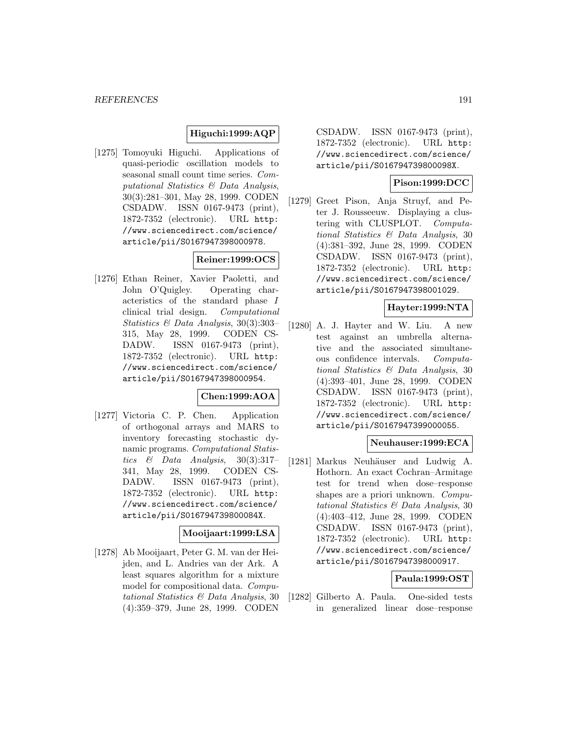**Higuchi:1999:AQP**

[1275] Tomoyuki Higuchi. Applications of quasi-periodic oscillation models to seasonal small count time series. *Computational Statistics & Data Analysis*, 30(3):281–301, May 28, 1999. CODEN CSDADW. ISSN 0167-9473 (print), 1872-7352 (electronic). URL http://www.sciencedirect.com/science/article/pii/S0167947398000978.

**Reiner:1999:OCS**

[1276] Ethan Reiner, Xavier Paoletti, and John O'Quigley. Operating characteristics of the standard phase *I* clinical trial design. *Computational Statistics & Data Analysis*, 30(3):303–315, May 28, 1999. CODEN CSDADW. ISSN 0167-9473 (print), 1872-7352 (electronic). URL http://www.sciencedirect.com/science/article/pii/S0167947398000954.

**Chen:1999:AOA**

[1277] Victoria C. P. Chen. Application of orthogonal arrays and MARS to inventory forecasting stochastic dynamic programs. *Computational Statistics & Data Analysis*, 30(3):317–341, May 28, 1999. CODEN CSDADW. ISSN 0167-9473 (print), 1872-7352 (electronic). URL http://www.sciencedirect.com/science/article/pii/S016794739800084X.

**Mooijaart:1999:LSA**

[1278] Ab Mooijaart, Peter G. M. van der Heijden, and L. Andries van der Ark. A least squares algorithm for a mixture model for compositional data. *Computational Statistics & Data Analysis*, 30(4):359–379, June 28, 1999. CODEN CSDADW. ISSN 0167-9473 (print), 1872-7352 (electronic). URL http://www.sciencedirect.com/science/article/pii/S016794739800098X.

**Pison:1999:DCC**

[1279] Greet Pison, Anja Struyf, and Peter J. Rousseeuw. Displaying a clustering with CLUSPLOT. *Computational Statistics & Data Analysis*, 30(4):381–392, June 28, 1999. CODEN CSDADW. ISSN 0167-9473 (print), 1872-7352 (electronic). URL http://www.sciencedirect.com/science/article/pii/S0167947398001029.

**Hayter:1999:NTA**

[1280] A. J. Hayter and W. Liu. A new test against an umbrella alternative and the associated simultaneous confidence intervals. *Computational Statistics & Data Analysis*, 30(4):393–401, June 28, 1999. CODEN CSDADW. ISSN 0167-9473 (print), 1872-7352 (electronic). URL http://www.sciencedirect.com/science/article/pii/S0167947399000055.

**Neuhauser:1999:ECA**

[1281] Markus Neuhäuser and Ludwig A. Hothorn. An exact Cochran–Armitage test for trend when dose–response shapes are a priori unknown. *Computational Statistics & Data Analysis*, 30(4):403–412, June 28, 1999. CODEN CSDADW. ISSN 0167-9473 (print), 1872-7352 (electronic). URL http://www.sciencedirect.com/science/article/pii/S0167947398000917.

**Paula:1999:OST**

[1282] Gilberto A. Paula. One-sided tests in generalized linear dose–response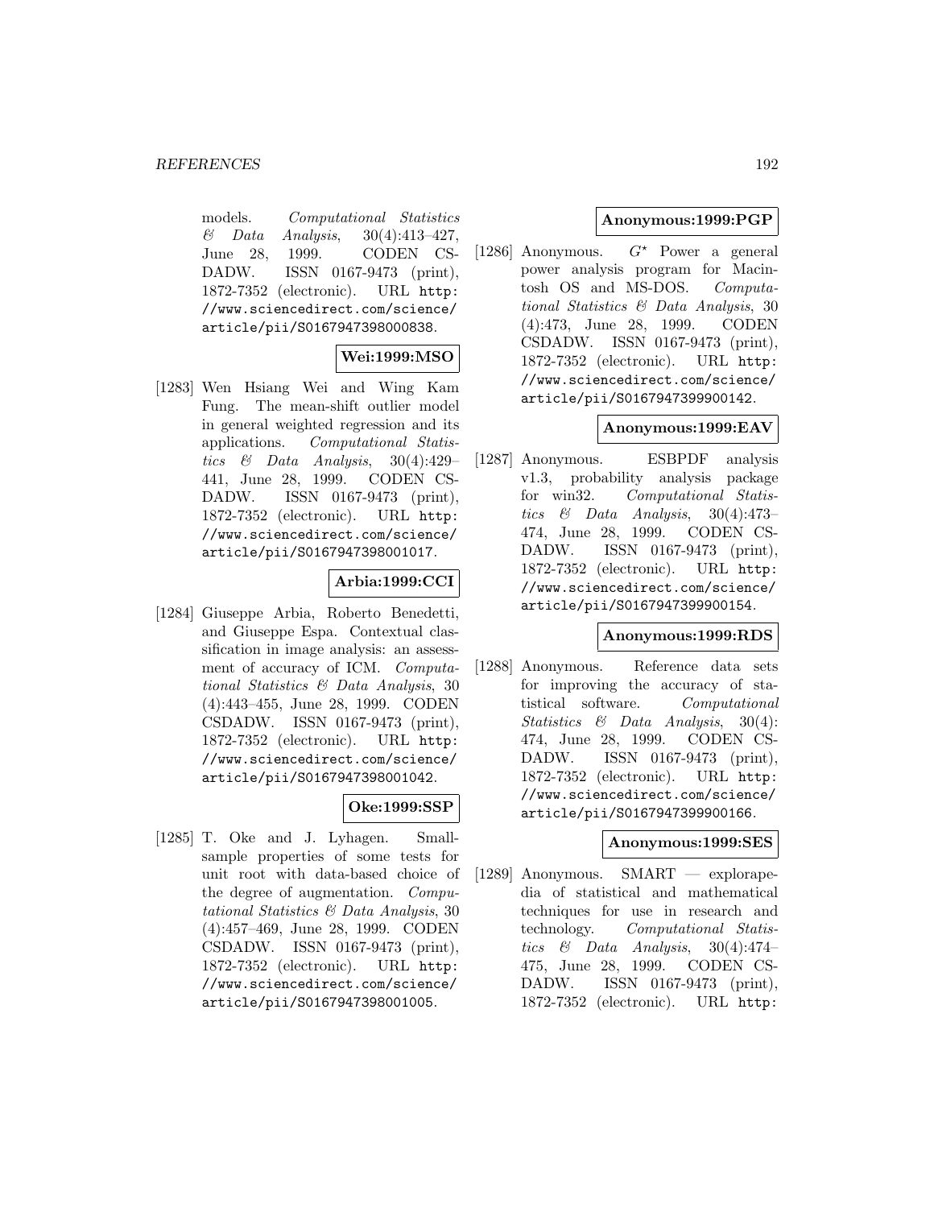models. *Computational Statistics & Data Analysis*, 30(4):413–427, June 28, 1999. CODEN CSDADW. ISSN 0167-9473 (print), 1872-7352 (electronic). URL http://www.sciencedirect.com/science/article/pii/S0167947398000838.

**Wei:1999:MSO**

[1283] Wen Hsiang Wei and Wing Kam Fung. The mean-shift outlier model in general weighted regression and its applications. *Computational Statistics & Data Analysis*, 30(4):429–441, June 28, 1999. CODEN CSDADW. ISSN 0167-9473 (print), 1872-7352 (electronic). URL http://www.sciencedirect.com/science/article/pii/S0167947398001017.

**Arbia:1999:CCI**

[1284] Giuseppe Arbia, Roberto Benedetti, and Giuseppe Espa. Contextual classification in image analysis: an assessment of accuracy of ICM. *Computational Statistics & Data Analysis*, 30(4):443–455, June 28, 1999. CODEN CSDADW. ISSN 0167-9473 (print), 1872-7352 (electronic). URL http://www.sciencedirect.com/science/article/pii/S0167947398001042.

**Oke:1999:SSP**

[1285] T. Oke and J. Lyhagen. Small-sample properties of some tests for unit root with data-based choice of the degree of augmentation. *Computational Statistics & Data Analysis*, 30(4):457–469, June 28, 1999. CODEN CSDADW. ISSN 0167-9473 (print), 1872-7352 (electronic). URL http://www.sciencedirect.com/science/article/pii/S0167947398001005.

**Anonymous:1999:PGP**

[1286] Anonymous. $G^{\star}$ Power a general power analysis program for Macintosh OS and MS-DOS. *Computational Statistics & Data Analysis*, 30(4):473, June 28, 1999. CODEN CSDADW. ISSN 0167-9473 (print), 1872-7352 (electronic). URL http://www.sciencedirect.com/science/article/pii/S0167947399900142.

**Anonymous:1999:EAV**

[1287] Anonymous. ESBPDF analysis v1.3, probability analysis package for win32. *Computational Statistics & Data Analysis*, 30(4):473–474, June 28, 1999. CODEN CSDADW. ISSN 0167-9473 (print), 1872-7352 (electronic). URL http://www.sciencedirect.com/science/article/pii/S0167947399900154.

**Anonymous:1999:RDS**

[1288] Anonymous. Reference data sets for improving the accuracy of statistical software. *Computational Statistics & Data Analysis*, 30(4):474, June 28, 1999. CODEN CSDADW. ISSN 0167-9473 (print), 1872-7352 (electronic). URL http://www.sciencedirect.com/science/article/pii/S0167947399900166.

**Anonymous:1999:SES**

[1289] Anonymous. SMART — explorapedia of statistical and mathematical techniques for use in research and technology. *Computational Statistics & Data Analysis*, 30(4):474–475, June 28, 1999. CODEN CSDADW. ISSN 0167-9473 (print), 1872-7352 (electronic). URL http: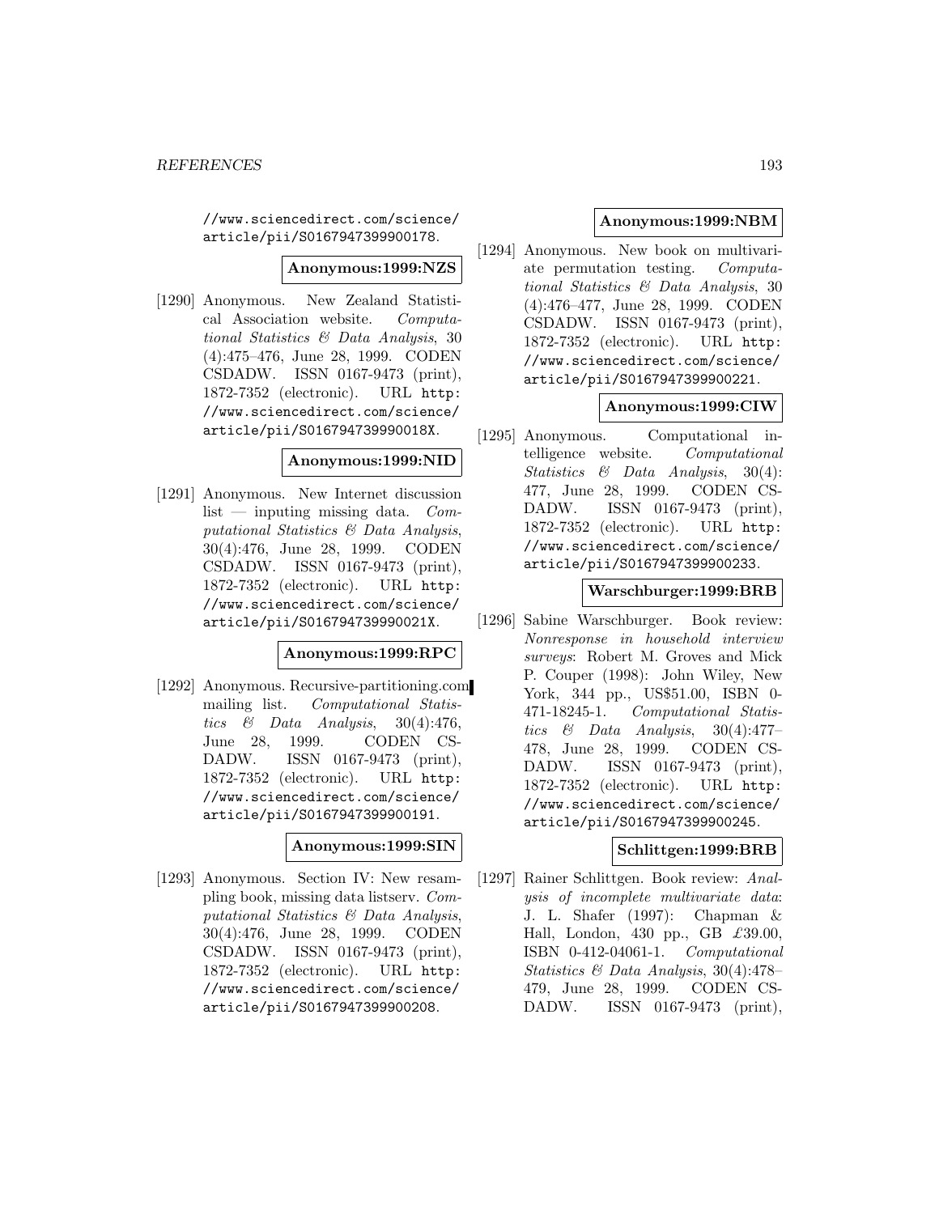//www.sciencedirect.com/science/article/pii/S0167947399900178.

**Anonymous:1999:NZS**

[1290] Anonymous. New Zealand Statistical Association website. *Computational Statistics & Data Analysis*, 30 (4):475–476, June 28, 1999. CODEN CSDADW. ISSN 0167-9473 (print), 1872-7352 (electronic). URL http://www.sciencedirect.com/science/article/pii/S016794739990018X.

**Anonymous:1999:NID**

[1291] Anonymous. New Internet discussion list — inputing missing data. *Computational Statistics & Data Analysis*, 30(4):476, June 28, 1999. CODEN CSDADW. ISSN 0167-9473 (print), 1872-7352 (electronic). URL http://www.sciencedirect.com/science/article/pii/S016794739990021X.

**Anonymous:1999:RPC**

[1292] Anonymous. Recursive-partitioning.com mailing list. *Computational Statistics & Data Analysis*, 30(4):476, June 28, 1999. CODEN CSDADW. ISSN 0167-9473 (print), 1872-7352 (electronic). URL http://www.sciencedirect.com/science/article/pii/S0167947399900191.

**Anonymous:1999:SIN**

[1293] Anonymous. Section IV: New resampling book, missing data listserv. *Computational Statistics & Data Analysis*, 30(4):476, June 28, 1999. CODEN CSDADW. ISSN 0167-9473 (print), 1872-7352 (electronic). URL http://www.sciencedirect.com/science/article/pii/S0167947399900208.

**Anonymous:1999:NBM**

[1294] Anonymous. New book on multivariate permutation testing. *Computational Statistics & Data Analysis*, 30 (4):476–477, June 28, 1999. CODEN CSDADW. ISSN 0167-9473 (print), 1872-7352 (electronic). URL http://www.sciencedirect.com/science/article/pii/S0167947399900221.

**Anonymous:1999:CIW**

[1295] Anonymous. Computational intelligence website. *Computational Statistics & Data Analysis*, 30(4): 477, June 28, 1999. CODEN CSDADW. ISSN 0167-9473 (print), 1872-7352 (electronic). URL http://www.sciencedirect.com/science/article/pii/S0167947399900233.

**Warschburger:1999:BRB**

[1296] Sabine Warschburger. Book review: *Nonresponse in household interview surveys*: Robert M. Groves and Mick P. Couper (1998): John Wiley, New York, 344 pp., US$51.00, ISBN 0-471-18245-1. *Computational Statistics & Data Analysis*, 30(4):477–478, June 28, 1999. CODEN CSDADW. ISSN 0167-9473 (print), 1872-7352 (electronic). URL http://www.sciencedirect.com/science/article/pii/S0167947399900245.

**Schlittgen:1999:BRB**

[1297] Rainer Schlittgen. Book review: *Analysis of incomplete multivariate data*: J. L. Shafer (1997): Chapman & Hall, London, 430 pp., GB £39.00, ISBN 0-412-04061-1. *Computational Statistics & Data Analysis*, 30(4):478–479, June 28, 1999. CODEN CSDADW. ISSN 0167-9473 (print),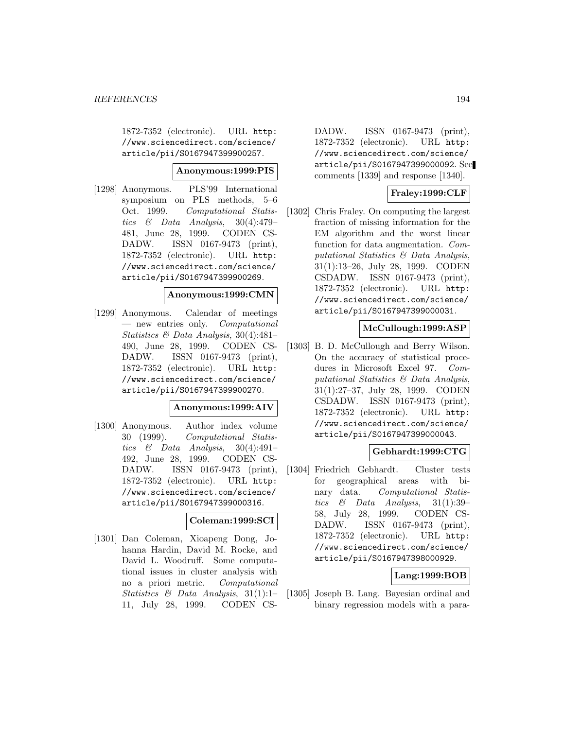1872-7352 (electronic). URL http://www.sciencedirect.com/science/article/pii/S0167947399900257.

**Anonymous:1999:PIS**

[1298] Anonymous. PLS'99 International symposium on PLS methods, 5–6 Oct. 1999. *Computational Statistics & Data Analysis*, 30(4):479–481, June 28, 1999. CODEN CSDADW. ISSN 0167-9473 (print), 1872-7352 (electronic). URL http://www.sciencedirect.com/science/article/pii/S0167947399900269.

**Anonymous:1999:CMN**

[1299] Anonymous. Calendar of meetings — new entries only. *Computational Statistics & Data Analysis*, 30(4):481–490, June 28, 1999. CODEN CSDADW. ISSN 0167-9473 (print), 1872-7352 (electronic). URL http://www.sciencedirect.com/science/article/pii/S0167947399900270.

**Anonymous:1999:AIV**

[1300] Anonymous. Author index volume 30 (1999). *Computational Statistics & Data Analysis*, 30(4):491–492, June 28, 1999. CODEN CSDADW. ISSN 0167-9473 (print), 1872-7352 (electronic). URL http://www.sciencedirect.com/science/article/pii/S0167947399000316.

**Coleman:1999:SCI**

[1301] Dan Coleman, Xioapeng Dong, Johanna Hardin, David M. Rocke, and David L. Woodruff. Some computational issues in cluster analysis with no a priori metric. *Computational Statistics & Data Analysis*, 31(1):1–11, July 28, 1999. CODEN CSDADW. ISSN 0167-9473 (print), 1872-7352 (electronic). URL http://www.sciencedirect.com/science/article/pii/S0167947399000092. See comments [1339] and response [1340].

**Fraley:1999:CLF**

[1302] Chris Fraley. On computing the largest fraction of missing information for the EM algorithm and the worst linear function for data augmentation. *Computational Statistics & Data Analysis*, 31(1):13–26, July 28, 1999. CODEN CSDADW. ISSN 0167-9473 (print), 1872-7352 (electronic). URL http://www.sciencedirect.com/science/article/pii/S0167947399000031.

**McCullough:1999:ASP**

[1303] B. D. McCullough and Berry Wilson. On the accuracy of statistical procedures in Microsoft Excel 97. *Computational Statistics & Data Analysis*, 31(1):27–37, July 28, 1999. CODEN CSDADW. ISSN 0167-9473 (print), 1872-7352 (electronic). URL http://www.sciencedirect.com/science/article/pii/S0167947399000043.

**Gebhardt:1999:CTG**

[1304] Friedrich Gebhardt. Cluster tests for geographical areas with binary data. *Computational Statistics & Data Analysis*, 31(1):39–58, July 28, 1999. CODEN CSDADW. ISSN 0167-9473 (print), 1872-7352 (electronic). URL http://www.sciencedirect.com/science/article/pii/S0167947398000929.

**Lang:1999:BOB**

[1305] Joseph B. Lang. Bayesian ordinal and binary regression models with a para-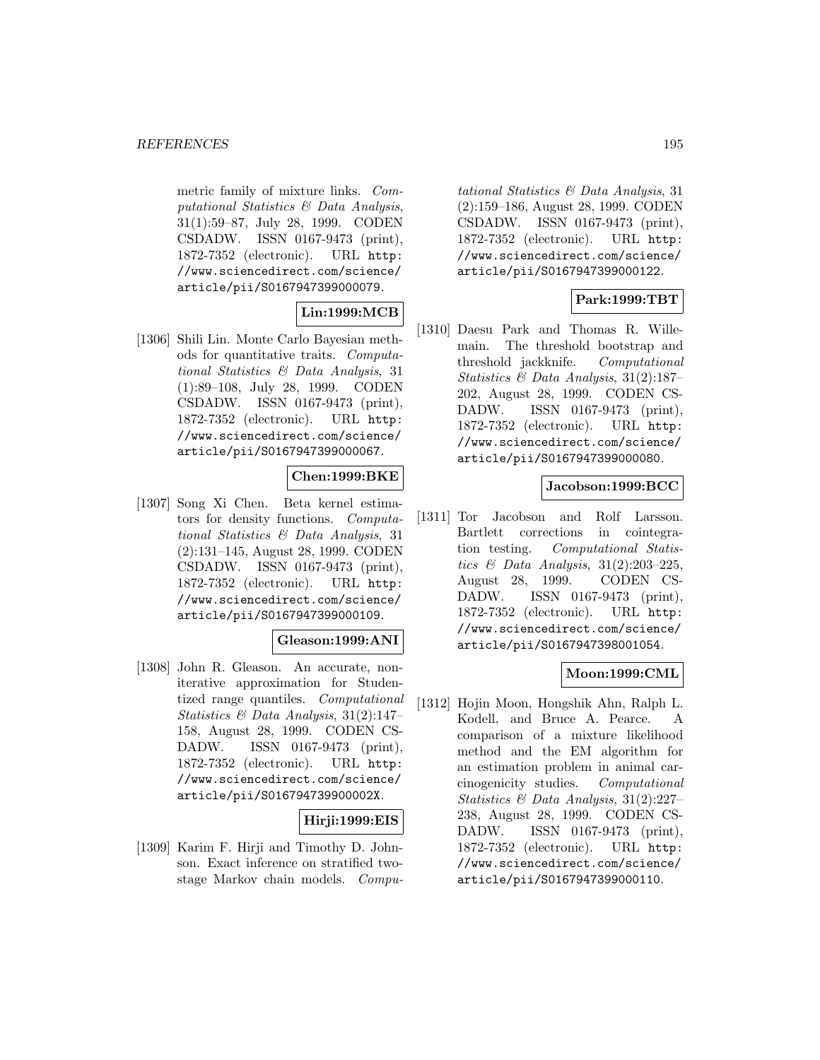metric family of mixture links. *Computational Statistics & Data Analysis*, 31(1):59–87, July 28, 1999. CODEN CSDADW. ISSN 0167-9473 (print), 1872-7352 (electronic). URL http://www.sciencedirect.com/science/article/pii/S0167947399000079.

**Lin:1999:MCB**

[1306] Shili Lin. Monte Carlo Bayesian methods for quantitative traits. *Computational Statistics & Data Analysis*, 31 (1):89–108, July 28, 1999. CODEN CSDADW. ISSN 0167-9473 (print), 1872-7352 (electronic). URL http://www.sciencedirect.com/science/article/pii/S0167947399000067.

**Chen:1999:BKE**

[1307] Song Xi Chen. Beta kernel estimators for density functions. *Computational Statistics & Data Analysis*, 31 (2):131–145, August 28, 1999. CODEN CSDADW. ISSN 0167-9473 (print), 1872-7352 (electronic). URL http://www.sciencedirect.com/science/article/pii/S0167947399000109.

**Gleason:1999:ANI**

[1308] John R. Gleason. An accurate, non-iterative approximation for Studentized range quantiles. *Computational Statistics & Data Analysis*, 31(2):147–158, August 28, 1999. CODEN CSDADW. ISSN 0167-9473 (print), 1872-7352 (electronic). URL http://www.sciencedirect.com/science/article/pii/S016794739900002X.

**Hirji:1999:EIS**

[1309] Karim F. Hirji and Timothy D. Johnson. Exact inference on stratified two-stage Markov chain models. *Computational Statistics & Data Analysis*, 31 (2):159–186, August 28, 1999. CODEN CSDADW. ISSN 0167-9473 (print), 1872-7352 (electronic). URL http://www.sciencedirect.com/science/article/pii/S0167947399000122.

**Park:1999:TBT**

[1310] Daesu Park and Thomas R. Willemain. The threshold bootstrap and threshold jackknife. *Computational Statistics & Data Analysis*, 31(2):187–202, August 28, 1999. CODEN CSDADW. ISSN 0167-9473 (print), 1872-7352 (electronic). URL http://www.sciencedirect.com/science/article/pii/S0167947399000080.

**Jacobson:1999:BCC**

[1311] Tor Jacobson and Rolf Larsson. Bartlett corrections in cointegration testing. *Computational Statistics & Data Analysis*, 31(2):203–225, August 28, 1999. CODEN CSDADW. ISSN 0167-9473 (print), 1872-7352 (electronic). URL http://www.sciencedirect.com/science/article/pii/S0167947398001054.

**Moon:1999:CML**

[1312] Hojin Moon, Hongshik Ahn, Ralph L. Kodell, and Bruce A. Pearce. A comparison of a mixture likelihood method and the EM algorithm for an estimation problem in animal carcinogenicity studies. *Computational Statistics & Data Analysis*, 31(2):227–238, August 28, 1999. CODEN CSDADW. ISSN 0167-9473 (print), 1872-7352 (electronic). URL http://www.sciencedirect.com/science/article/pii/S0167947399000110.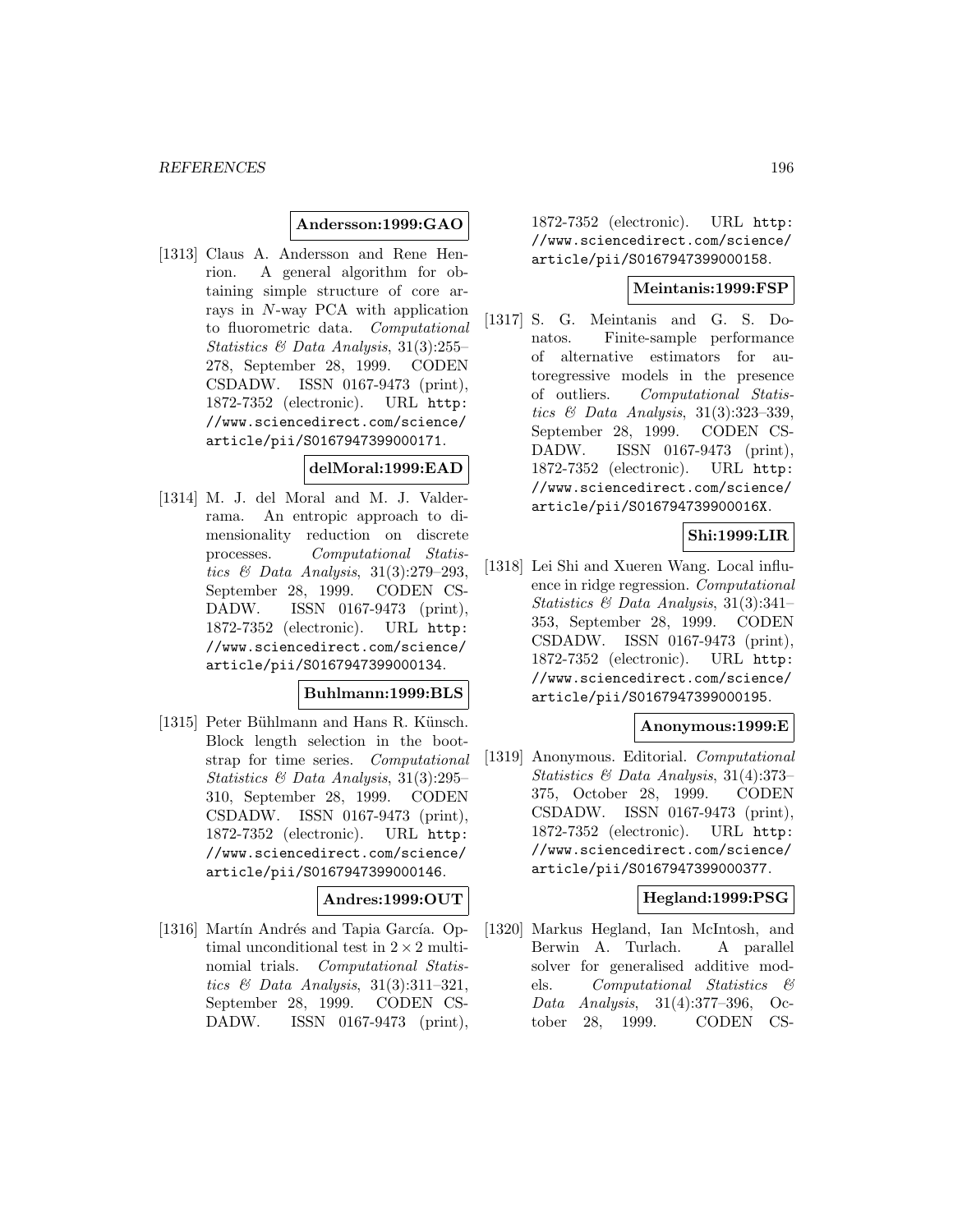**Andersson:1999:GAO**

[1313] Claus A. Andersson and Rene Henrion. A general algorithm for obtaining simple structure of core arrays in $N$-way PCA with application to fluorometric data. *Computational Statistics & Data Analysis*, 31(3):255–278, September 28, 1999. CODEN CSDADW. ISSN 0167-9473 (print), 1872-7352 (electronic). URL http://www.sciencedirect.com/science/article/pii/S0167947399000171.

**delMoral:1999:EAD**

[1314] M. J. del Moral and M. J. Valderrama. An entropic approach to dimensionality reduction on discrete processes. *Computational Statistics & Data Analysis*, 31(3):279–293, September 28, 1999. CODEN CSDADW. ISSN 0167-9473 (print), 1872-7352 (electronic). URL http://www.sciencedirect.com/science/article/pii/S0167947399000134.

**Buhlmann:1999:BLS**

[1315] Peter Bühlmann and Hans R. Künsch. Block length selection in the bootstrap for time series. *Computational Statistics & Data Analysis*, 31(3):295–310, September 28, 1999. CODEN CSDADW. ISSN 0167-9473 (print), 1872-7352 (electronic). URL http://www.sciencedirect.com/science/article/pii/S0167947399000146.

**Andres:1999:OUT**

[1316] Martín Andrés and Tapia García. Optimal unconditional test in $2 \times 2$ multinomial trials. *Computational Statistics & Data Analysis*, 31(3):311–321, September 28, 1999. CODEN CSDADW. ISSN 0167-9473 (print), 1872-7352 (electronic). URL http://www.sciencedirect.com/science/article/pii/S0167947399000158.

**Meintanis:1999:FSP**

[1317] S. G. Meintanis and G. S. Donatos. Finite-sample performance of alternative estimators for autoregressive models in the presence of outliers. *Computational Statistics & Data Analysis*, 31(3):323–339, September 28, 1999. CODEN CSDADW. ISSN 0167-9473 (print), 1872-7352 (electronic). URL http://www.sciencedirect.com/science/article/pii/S016794739900016X.

**Shi:1999:LIR**

[1318] Lei Shi and Xueren Wang. Local influence in ridge regression. *Computational Statistics & Data Analysis*, 31(3):341–353, September 28, 1999. CODEN CSDADW. ISSN 0167-9473 (print), 1872-7352 (electronic). URL http://www.sciencedirect.com/science/article/pii/S0167947399000195.

**Anonymous:1999:E**

[1319] Anonymous. Editorial. *Computational Statistics & Data Analysis*, 31(4):373–375, October 28, 1999. CODEN CSDADW. ISSN 0167-9473 (print), 1872-7352 (electronic). URL http://www.sciencedirect.com/science/article/pii/S0167947399000377.

**Hegland:1999:PSG**

[1320] Markus Hegland, Ian McIntosh, and Berwin A. Turlach. A parallel solver for generalised additive models. *Computational Statistics & Data Analysis*, 31(4):377–396, October 28, 1999. CODEN CS-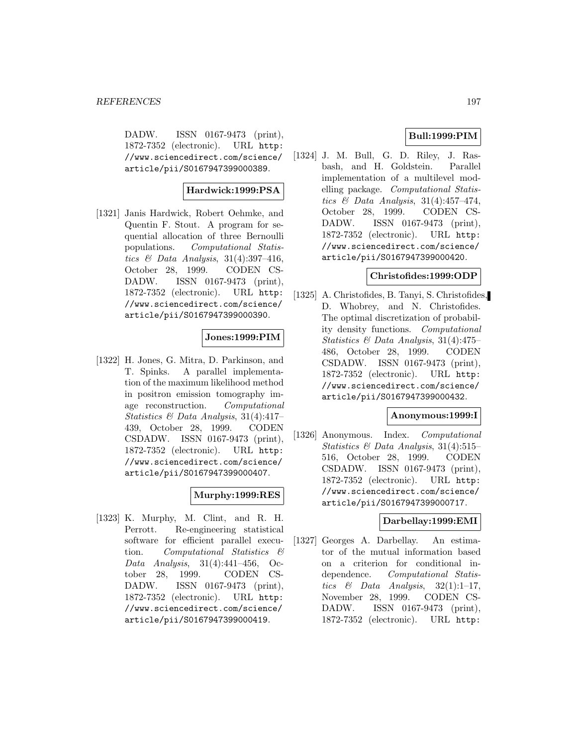DADW. ISSN 0167-9473 (print), 1872-7352 (electronic). URL http://www.sciencedirect.com/science/article/pii/S0167947399000389.

**Hardwick:1999:PSA**

[1321] Janis Hardwick, Robert Oehmke, and Quentin F. Stout. A program for sequential allocation of three Bernoulli populations. *Computational Statistics & Data Analysis*, 31(4):397–416, October 28, 1999. CODEN CSDADW. ISSN 0167-9473 (print), 1872-7352 (electronic). URL http://www.sciencedirect.com/science/article/pii/S0167947399000390.

**Jones:1999:PIM**

[1322] H. Jones, G. Mitra, D. Parkinson, and T. Spinks. A parallel implementation of the maximum likelihood method in positron emission tomography image reconstruction. *Computational Statistics & Data Analysis*, 31(4):417–439, October 28, 1999. CODEN CSDADW. ISSN 0167-9473 (print), 1872-7352 (electronic). URL http://www.sciencedirect.com/science/article/pii/S0167947399000407.

**Murphy:1999:RES**

[1323] K. Murphy, M. Clint, and R. H. Perrott. Re-engineering statistical software for efficient parallel execution. *Computational Statistics & Data Analysis*, 31(4):441–456, October 28, 1999. CODEN CSDADW. ISSN 0167-9473 (print), 1872-7352 (electronic). URL http://www.sciencedirect.com/science/article/pii/S0167947399000419.

**Bull:1999:PIM**

[1324] J. M. Bull, G. D. Riley, J. Rasbash, and H. Goldstein. Parallel implementation of a multilevel modelling package. *Computational Statistics & Data Analysis*, 31(4):457–474, October 28, 1999. CODEN CSDADW. ISSN 0167-9473 (print), 1872-7352 (electronic). URL http://www.sciencedirect.com/science/article/pii/S0167947399000420.

**Christofides:1999:ODP**

[1325] A. Christofides, B. Tanyi, S. Christofides, D. Whobrey, and N. Christofides. The optimal discretization of probability density functions. *Computational Statistics & Data Analysis*, 31(4):475–486, October 28, 1999. CODEN CSDADW. ISSN 0167-9473 (print), 1872-7352 (electronic). URL http://www.sciencedirect.com/science/article/pii/S0167947399000432.

**Anonymous:1999:I**

[1326] Anonymous. Index. *Computational Statistics & Data Analysis*, 31(4):515–516, October 28, 1999. CODEN CSDADW. ISSN 0167-9473 (print), 1872-7352 (electronic). URL http://www.sciencedirect.com/science/article/pii/S0167947399000717.

**Darbellay:1999:EMI**

[1327] Georges A. Darbellay. An estimator of the mutual information based on a criterion for conditional independence. *Computational Statistics & Data Analysis*, 32(1):1–17, November 28, 1999. CODEN CSDADW. ISSN 0167-9473 (print), 1872-7352 (electronic). URL http: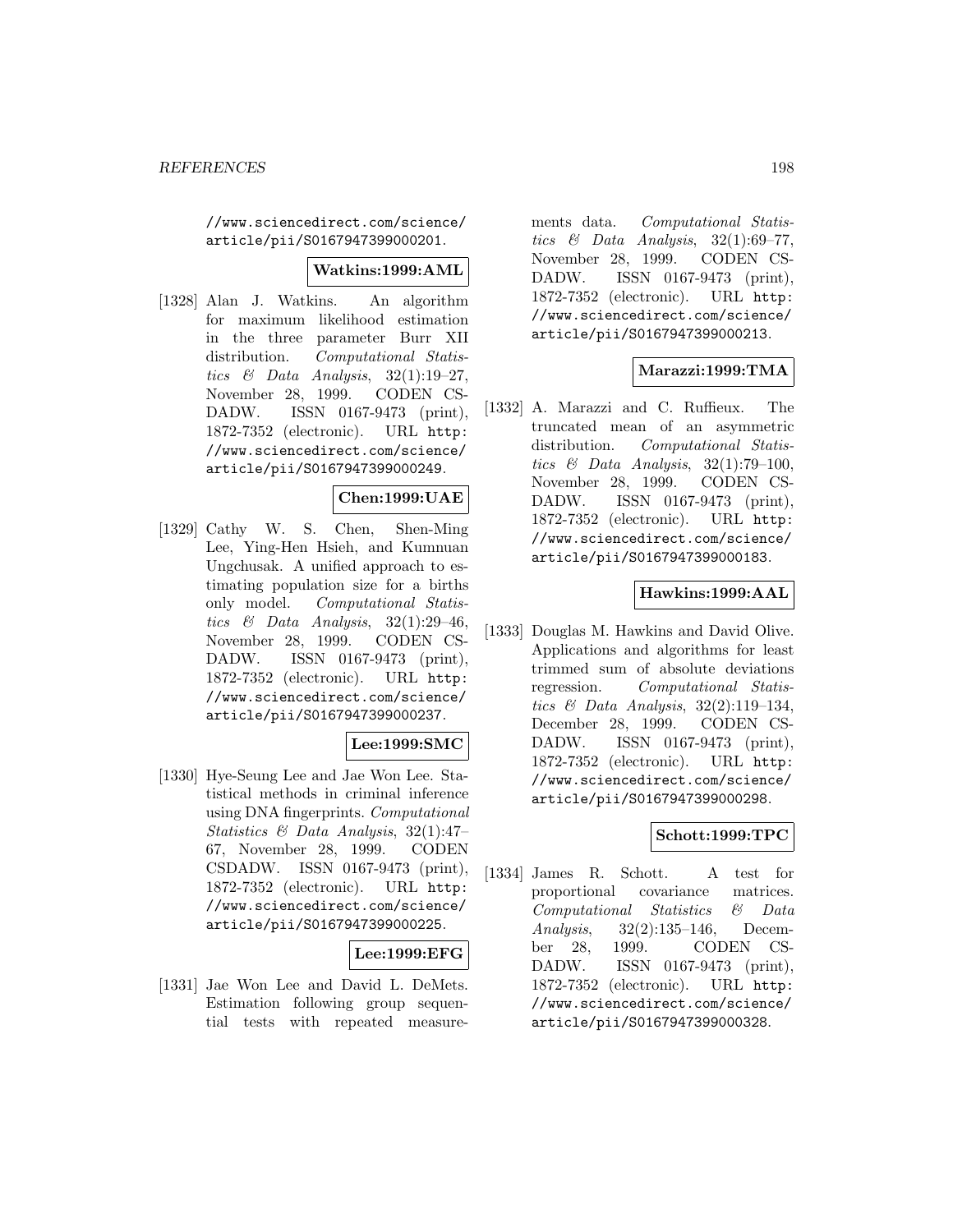//www.sciencedirect.com/science/article/pii/S0167947399000201.

**Watkins:1999:AML**

[1328] Alan J. Watkins. An algorithm for maximum likelihood estimation in the three parameter Burr XII distribution. *Computational Statistics & Data Analysis*, 32(1):19–27, November 28, 1999. CODEN CSDADW. ISSN 0167-9473 (print), 1872-7352 (electronic). URL http://www.sciencedirect.com/science/article/pii/S0167947399000249.

**Chen:1999:UAE**

[1329] Cathy W. S. Chen, Shen-Ming Lee, Ying-Hen Hsieh, and Kumnuan Ungchusak. A unified approach to estimating population size for a births only model. *Computational Statistics & Data Analysis*, 32(1):29–46, November 28, 1999. CODEN CSDADW. ISSN 0167-9473 (print), 1872-7352 (electronic). URL http://www.sciencedirect.com/science/article/pii/S0167947399000237.

**Lee:1999:SMC**

[1330] Hye-Seung Lee and Jae Won Lee. Statistical methods in criminal inference using DNA fingerprints. *Computational Statistics & Data Analysis*, 32(1):47–67, November 28, 1999. CODEN CSDADW. ISSN 0167-9473 (print), 1872-7352 (electronic). URL http://www.sciencedirect.com/science/article/pii/S0167947399000225.

**Lee:1999:EFG**

[1331] Jae Won Lee and David L. DeMets. Estimation following group sequential tests with repeated measurements data. *Computational Statistics & Data Analysis*, 32(1):69–77, November 28, 1999. CODEN CSDADW. ISSN 0167-9473 (print), 1872-7352 (electronic). URL http://www.sciencedirect.com/science/article/pii/S0167947399000213.

**Marazzi:1999:TMA**

[1332] A. Marazzi and C. Ruffieux. The truncated mean of an asymmetric distribution. *Computational Statistics & Data Analysis*, 32(1):79–100, November 28, 1999. CODEN CSDADW. ISSN 0167-9473 (print), 1872-7352 (electronic). URL http://www.sciencedirect.com/science/article/pii/S0167947399000183.

**Hawkins:1999:AAL**

[1333] Douglas M. Hawkins and David Olive. Applications and algorithms for least trimmed sum of absolute deviations regression. *Computational Statistics & Data Analysis*, 32(2):119–134, December 28, 1999. CODEN CSDADW. ISSN 0167-9473 (print), 1872-7352 (electronic). URL http://www.sciencedirect.com/science/article/pii/S0167947399000298.

**Schott:1999:TPC**

[1334] James R. Schott. A test for proportional covariance matrices. *Computational Statistics & Data Analysis*, 32(2):135–146, December 28, 1999. CODEN CSDADW. ISSN 0167-9473 (print), 1872-7352 (electronic). URL http://www.sciencedirect.com/science/article/pii/S0167947399000328.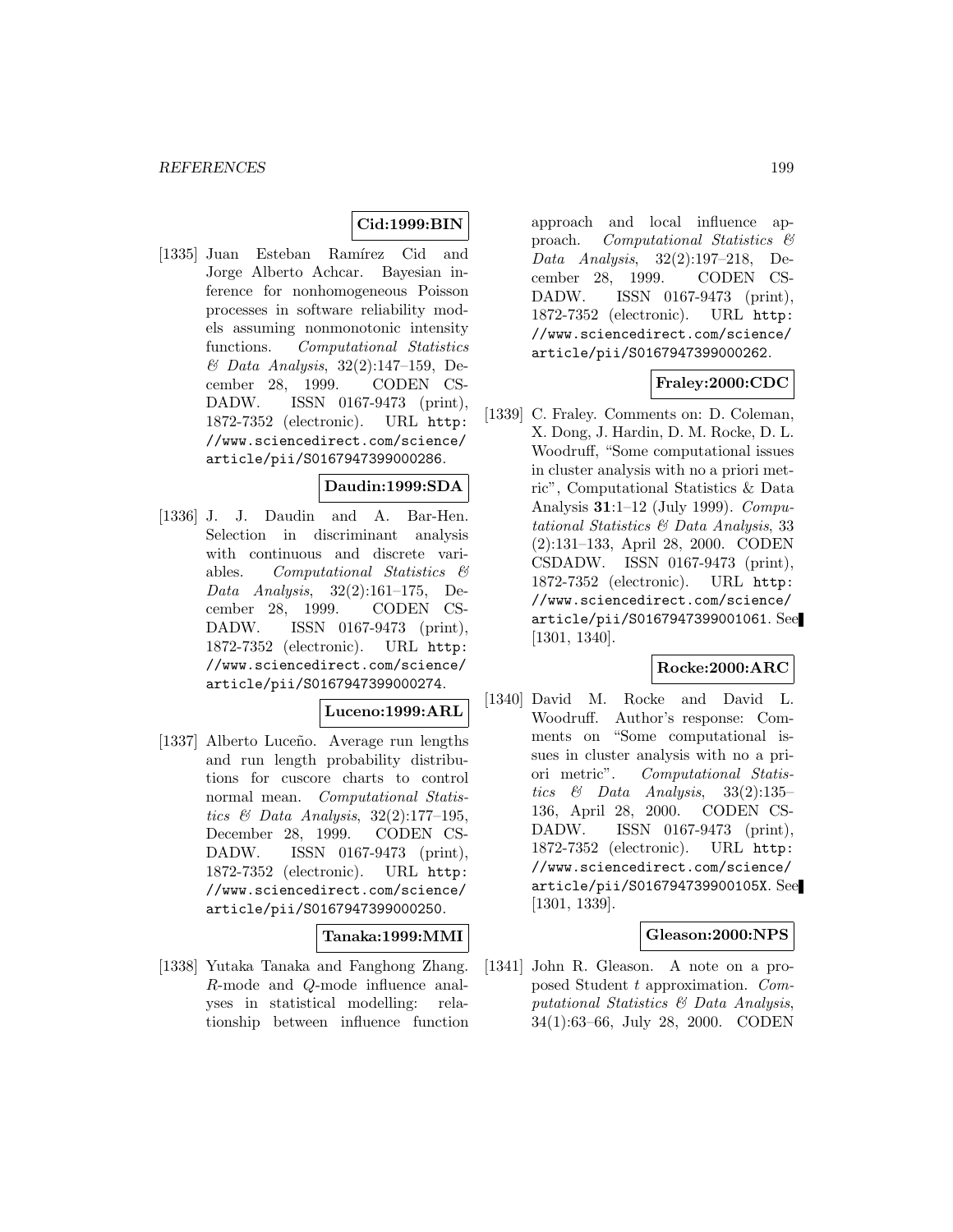**Cid:1999:BIN**

[1335] Juan Esteban Ramírez Cid and Jorge Alberto Achcar. Bayesian inference for nonhomogeneous Poisson processes in software reliability models assuming nonmonotonic intensity functions. *Computational Statistics & Data Analysis*, 32(2):147–159, December 28, 1999. CODEN CSDADW. ISSN 0167-9473 (print), 1872-7352 (electronic). URL http://www.sciencedirect.com/science/article/pii/S0167947399000286.

**Daudin:1999:SDA**

[1336] J. J. Daudin and A. Bar-Hen. Selection in discriminant analysis with continuous and discrete variables. *Computational Statistics & Data Analysis*, 32(2):161–175, December 28, 1999. CODEN CSDADW. ISSN 0167-9473 (print), 1872-7352 (electronic). URL http://www.sciencedirect.com/science/article/pii/S0167947399000274.

**Luceno:1999:ARL**

[1337] Alberto Luceño. Average run lengths and run length probability distributions for cuscore charts to control normal mean. *Computational Statistics & Data Analysis*, 32(2):177–195, December 28, 1999. CODEN CSDADW. ISSN 0167-9473 (print), 1872-7352 (electronic). URL http://www.sciencedirect.com/science/article/pii/S0167947399000250.

**Tanaka:1999:MMI**

[1338] Yutaka Tanaka and Fanghong Zhang. $R$-mode and $Q$-mode influence analyses in statistical modelling: relationship between influence function approach and local influence approach. *Computational Statistics & Data Analysis*, 32(2):197–218, December 28, 1999. CODEN CSDADW. ISSN 0167-9473 (print), 1872-7352 (electronic). URL http://www.sciencedirect.com/science/article/pii/S0167947399000262.

**Fraley:2000:CDC**

[1339] C. Fraley. Comments on: D. Coleman, X. Dong, J. Hardin, D. M. Rocke, D. L. Woodruff, "Some computational issues in cluster analysis with no a priori metric", Computational Statistics & Data Analysis **31**:1–12 (July 1999). *Computational Statistics & Data Analysis*, 33 (2):131–133, April 28, 2000. CODEN CSDADW. ISSN 0167-9473 (print), 1872-7352 (electronic). URL http://www.sciencedirect.com/science/article/pii/S0167947399001061. See [1301, 1340].

**Rocke:2000:ARC**

[1340] David M. Rocke and David L. Woodruff. Author's response: Comments on "Some computational issues in cluster analysis with no a priori metric". *Computational Statistics & Data Analysis*, 33(2):135–136, April 28, 2000. CODEN CSDADW. ISSN 0167-9473 (print), 1872-7352 (electronic). URL http://www.sciencedirect.com/science/article/pii/S016794739900105X. See [1301, 1339].

**Gleason:2000:NPS**

[1341] John R. Gleason. A note on a proposed Student $t$ approximation. *Computational Statistics & Data Analysis*, 34(1):63–66, July 28, 2000. CODEN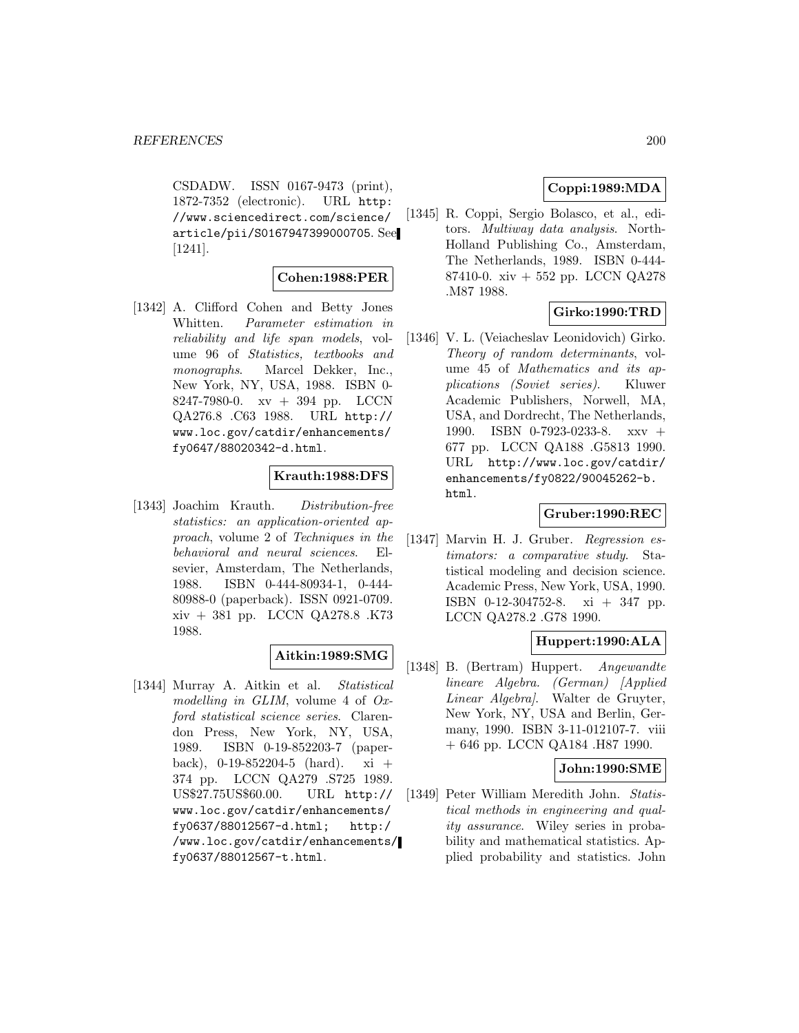CSDADW. ISSN 0167-9473 (print), 1872-7352 (electronic). URL http://www.sciencedirect.com/science/article/pii/S0167947399000705. See [1241].

**Cohen:1988:PER**

[1342] A. Clifford Cohen and Betty Jones Whitten. *Parameter estimation in reliability and life span models*, volume 96 of *Statistics, textbooks and monographs*. Marcel Dekker, Inc., New York, NY, USA, 1988. ISBN 0-8247-7980-0. xv + 394 pp. LCCN QA276.8 .C63 1988. URL http://www.loc.gov/catdir/enhancements/fy0647/88020342-d.html.

**Krauth:1988:DFS**

[1343] Joachim Krauth. *Distribution-free statistics: an application-oriented approach*, volume 2 of *Techniques in the behavioral and neural sciences*. Elsevier, Amsterdam, The Netherlands, 1988. ISBN 0-444-80934-1, 0-444-80988-0 (paperback). ISSN 0921-0709. xiv + 381 pp. LCCN QA278.8 .K73 1988.

**Aitkin:1989:SMG**

[1344] Murray A. Aitkin et al. *Statistical modelling in GLIM*, volume 4 of *Oxford statistical science series*. Clarendon Press, New York, NY, USA, 1989. ISBN 0-19-852203-7 (paperback), 0-19-852204-5 (hard). xi + 374 pp. LCCN QA279 .S725 1989. US\$27.75US\$60.00. URL http://www.loc.gov/catdir/enhancements/fy0637/88012567-d.html; http://www.loc.gov/catdir/enhancements/fy0637/88012567-t.html.

**Coppi:1989:MDA**

[1345] R. Coppi, Sergio Bolasco, et al., editors. *Multiway data analysis*. North-Holland Publishing Co., Amsterdam, The Netherlands, 1989. ISBN 0-444-87410-0. xiv + 552 pp. LCCN QA278 .M87 1988.

**Girko:1990:TRD**

[1346] V. L. (Veiacheslav Leonidovich) Girko. *Theory of random determinants*, volume 45 of *Mathematics and its applications (Soviet series)*. Kluwer Academic Publishers, Norwell, MA, USA, and Dordrecht, The Netherlands, 1990. ISBN 0-7923-0233-8. xxv + 677 pp. LCCN QA188 .G5813 1990. URL http://www.loc.gov/catdir/enhancements/fy0822/90045262-b.html.

**Gruber:1990:REC**

[1347] Marvin H. J. Gruber. *Regression estimators: a comparative study*. Statistical modeling and decision science. Academic Press, New York, USA, 1990. ISBN 0-12-304752-8. xi + 347 pp. LCCN QA278.2 .G78 1990.

**Huppert:1990:ALA**

[1348] B. (Bertram) Huppert. *Angewandte lineare Algebra. (German) [Applied Linear Algebra]*. Walter de Gruyter, New York, NY, USA and Berlin, Germany, 1990. ISBN 3-11-012107-7. viii + 646 pp. LCCN QA184 .H87 1990.

**John:1990:SME**

[1349] Peter William Meredith John. *Statistical methods in engineering and quality assurance*. Wiley series in probability and mathematical statistics. Applied probability and statistics. John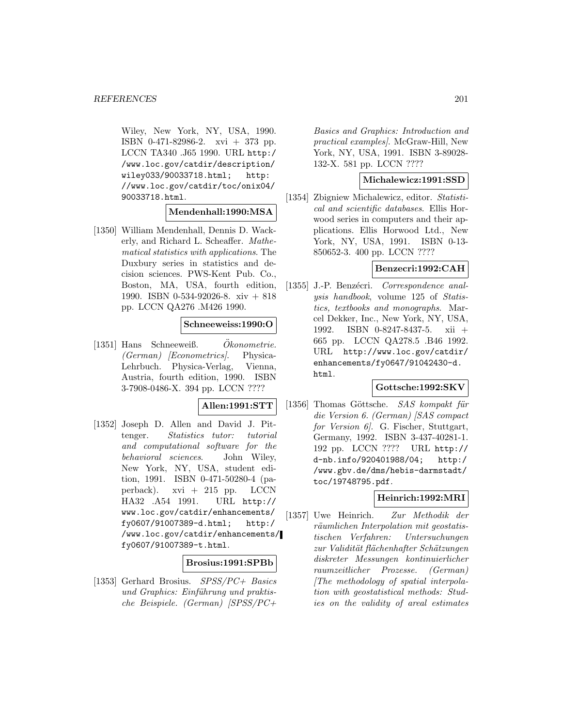Wiley, New York, NY, USA, 1990. ISBN 0-471-82986-2. xvi + 373 pp. LCCN TA340 .J65 1990. URL http://www.loc.gov/catdir/description/wiley033/90033718.html; http://www.loc.gov/catdir/toc/onix04/90033718.html.

**Mendenhall:1990:MSA**

[1350] William Mendenhall, Dennis D. Wackerly, and Richard L. Scheaffer. *Mathematical statistics with applications*. The Duxbury series in statistics and decision sciences. PWS-Kent Pub. Co., Boston, MA, USA, fourth edition, 1990. ISBN 0-534-92026-8. xiv + 818 pp. LCCN QA276 .M426 1990.

**Schneeweiss:1990:O**

[1351] Hans Schneeweiß. *Ökonometrie. (German) [Econometrics]*. Physica-Lehrbuch. Physica-Verlag, Vienna, Austria, fourth edition, 1990. ISBN 3-7908-0486-X. 394 pp. LCCN ????

**Allen:1991:STT**

[1352] Joseph D. Allen and David J. Pittenger. *Statistics tutor: tutorial and computational software for the behavioral sciences*. John Wiley, New York, NY, USA, student edition, 1991. ISBN 0-471-50280-4 (paperback). xvi + 215 pp. LCCN HA32 .A54 1991. URL http://www.loc.gov/catdir/enhancements/fy0607/91007389-d.html; http://www.loc.gov/catdir/enhancements/fy0607/91007389-t.html.

**Brosius:1991:SPBb**

[1353] Gerhard Brosius. *SPSS/PC+ Basics und Graphics: Einführung und praktische Beispiele. (German) [SPSS/PC+ Basics and Graphics: Introduction and practical examples]*. McGraw-Hill, New York, NY, USA, 1991. ISBN 3-89028-132-X. 581 pp. LCCN ????

**Michalewicz:1991:SSD**

[1354] Zbigniew Michalewicz, editor. *Statistical and scientific databases*. Ellis Horwood series in computers and their applications. Ellis Horwood Ltd., New York, NY, USA, 1991. ISBN 0-13-850652-3. 400 pp. LCCN ????

**Benzecri:1992:CAH**

[1355] J.-P. Benzécri. *Correspondence analysis handbook*, volume 125 of *Statistics, textbooks and monographs*. Marcel Dekker, Inc., New York, NY, USA, 1992. ISBN 0-8247-8437-5. xii + 665 pp. LCCN QA278.5 .B46 1992. URL http://www.loc.gov/catdir/enhancements/fy0647/91042430-d.html.

**Gottsche:1992:SKV**

[1356] Thomas Göttsche. *SAS kompakt für die Version 6. (German) [SAS compact for Version 6]*. G. Fischer, Stuttgart, Germany, 1992. ISBN 3-437-40281-1. 192 pp. LCCN ???? URL http://d-nb.info/920401988/04; http://www.gbv.de/dms/hebis-darmstadt/toc/19748795.pdf.

**Heinrich:1992:MRI**

[1357] Uwe Heinrich. *Zur Methodik der räumlichen Interpolation mit geostatistischen Verfahren: Untersuchungen zur Validität flächenhafter Schätzungen diskreter Messungen kontinuierlicher raumzeitlicher Prozesse. (German) [The methodology of spatial interpolation with geostatistical methods: Studies on the validity of areal estimates*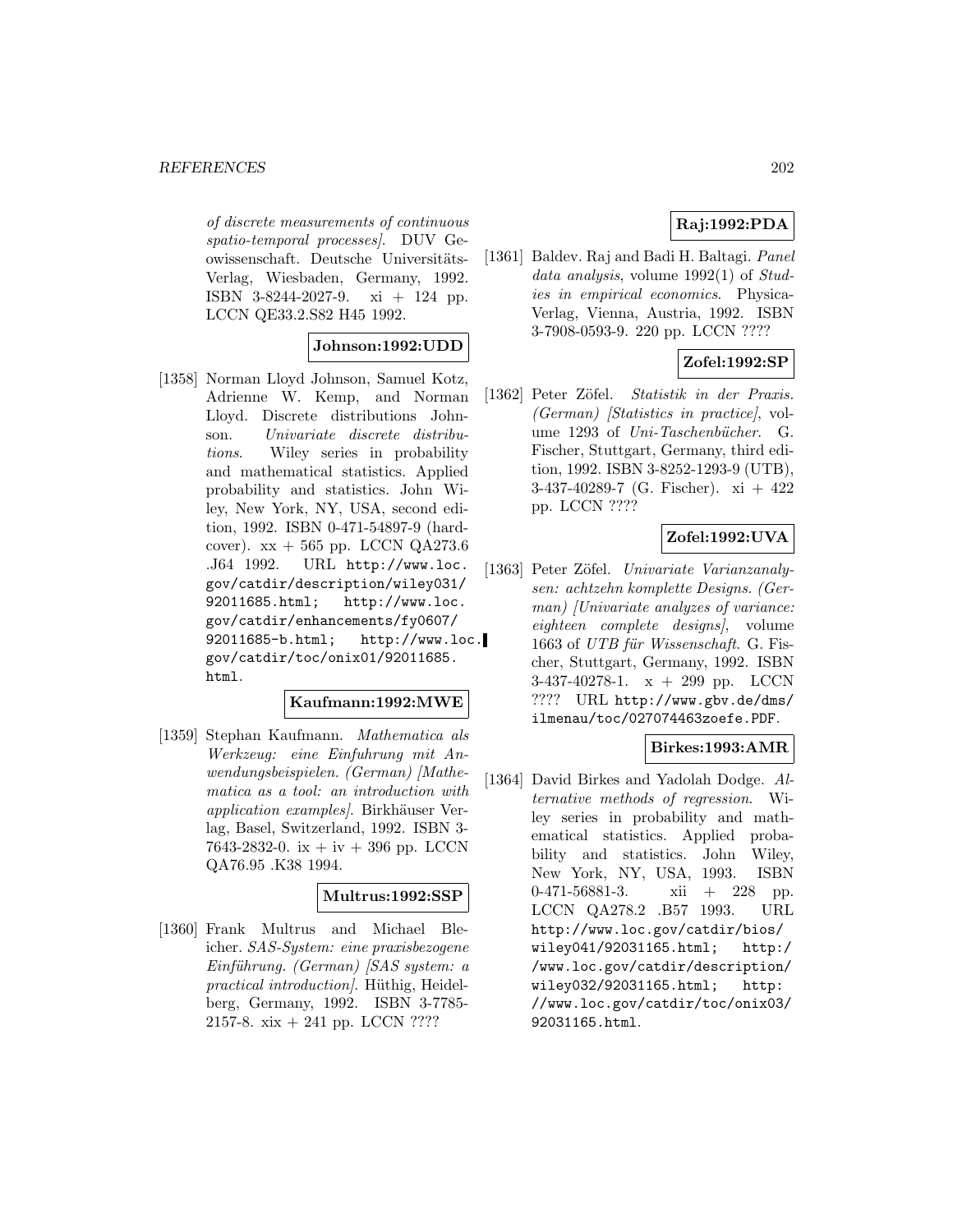*of discrete measurements of continuous spatio-temporal processes]*. DUV Geowissenschaft. Deutsche Universitäts-Verlag, Wiesbaden, Germany, 1992. ISBN 3-8244-2027-9. xi + 124 pp. LCCN QE33.2.S82 H45 1992.

**Johnson:1992:UDD**

[1358] Norman Lloyd Johnson, Samuel Kotz, Adrienne W. Kemp, and Norman Lloyd. Discrete distributions Johnson. *Univariate discrete distributions*. Wiley series in probability and mathematical statistics. Applied probability and statistics. John Wiley, New York, NY, USA, second edition, 1992. ISBN 0-471-54897-9 (hardcover). xx + 565 pp. LCCN QA273.6 .J64 1992. URL http://www.loc.gov/catdir/description/wiley031/92011685.html; http://www.loc.gov/catdir/enhancements/fy0607/92011685-b.html; http://www.loc.gov/catdir/toc/onix01/92011685.html.

**Kaufmann:1992:MWE**

[1359] Stephan Kaufmann. *Mathematica als Werkzeug: eine Einfuhrung mit Anwendungsbeispielen. (German) [Mathematica as a tool: an introduction with application examples]*. Birkhäuser Verlag, Basel, Switzerland, 1992. ISBN 3-7643-2832-0. ix + iv + 396 pp. LCCN QA76.95 .K38 1994.

**Multrus:1992:SSP**

[1360] Frank Multrus and Michael Bleicher. *SAS-System: eine praxisbezogene Einführung. (German) [SAS system: a practical introduction]*. Hüthig, Heidelberg, Germany, 1992. ISBN 3-7785-2157-8. xix + 241 pp. LCCN ????

**Raj:1992:PDA**

[1361] Baldev. Raj and Badi H. Baltagi. *Panel data analysis*, volume 1992(1) of *Studies in empirical economics*. Physica-Verlag, Vienna, Austria, 1992. ISBN 3-7908-0593-9. 220 pp. LCCN ????

**Zofel:1992:SP**

[1362] Peter Zöfel. *Statistik in der Praxis. (German) [Statistics in practice]*, volume 1293 of *Uni-Taschenbücher*. G. Fischer, Stuttgart, Germany, third edition, 1992. ISBN 3-8252-1293-9 (UTB), 3-437-40289-7 (G. Fischer). xi + 422 pp. LCCN ????

**Zofel:1992:UVA**

[1363] Peter Zöfel. *Univariate Varianzanalysen: achtzehn komplette Designs. (German) [Univariate analyzes of variance: eighteen complete designs]*, volume 1663 of *UTB für Wissenschaft*. G. Fischer, Stuttgart, Germany, 1992. ISBN 3-437-40278-1. x + 299 pp. LCCN ???? URL http://www.gbv.de/dms/ilmenau/toc/027074463zoefe.PDF.

**Birkes:1993:AMR**

[1364] David Birkes and Yadolah Dodge. *Alternative methods of regression*. Wiley series in probability and mathematical statistics. Applied probability and statistics. John Wiley, New York, NY, USA, 1993. ISBN 0-471-56881-3. xii + 228 pp. LCCN QA278.2 .B57 1993. URL http://www.loc.gov/catdir/bios/wiley041/92031165.html; http://www.loc.gov/catdir/description/wiley032/92031165.html; http://www.loc.gov/catdir/toc/onix03/92031165.html.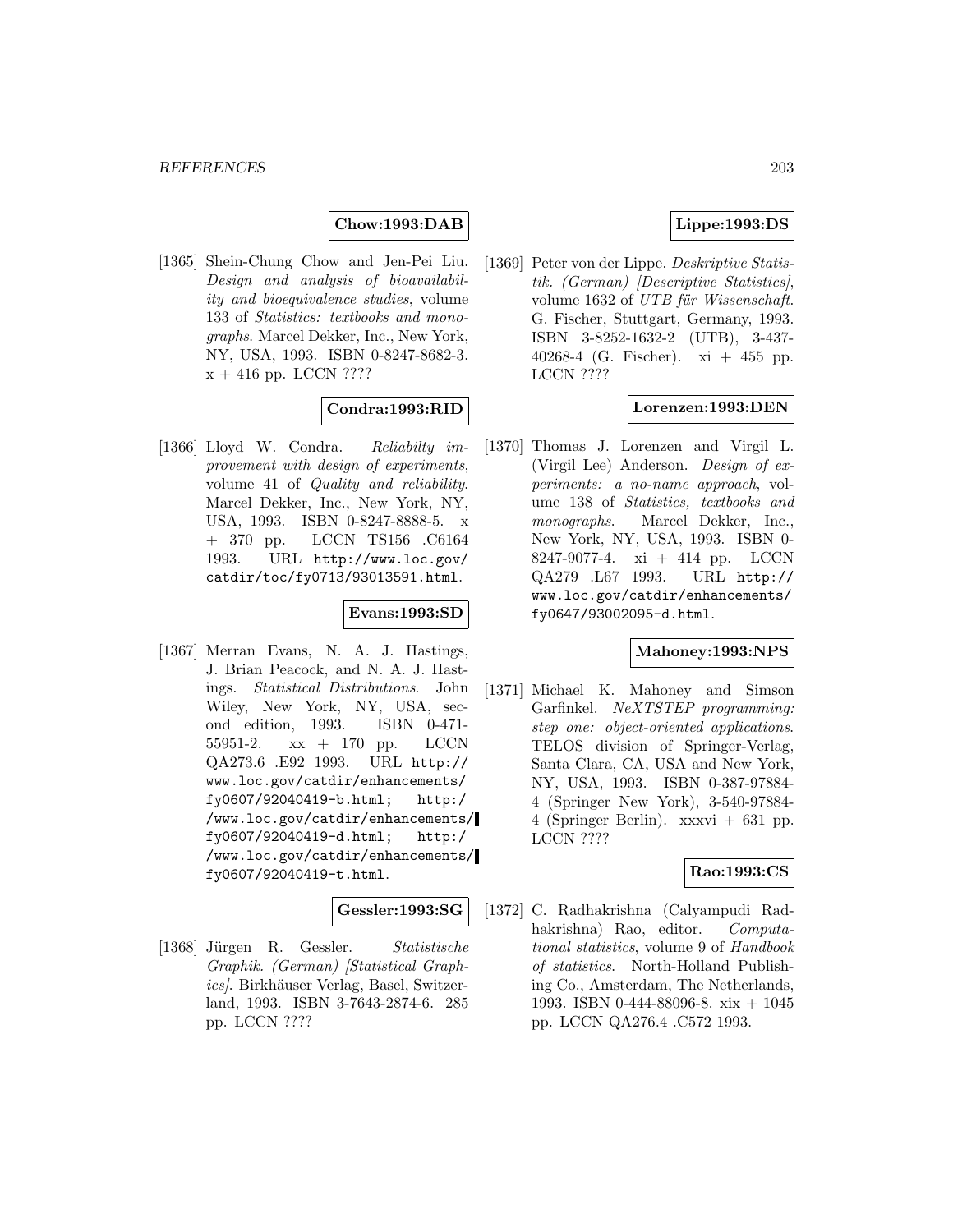**Chow:1993:DAB**

[1365] Shein-Chung Chow and Jen-Pei Liu. *Design and analysis of bioavailability and bioequivalence studies*, volume 133 of *Statistics: textbooks and monographs*. Marcel Dekker, Inc., New York, NY, USA, 1993. ISBN 0-8247-8682-3. x + 416 pp. LCCN ????

**Condra:1993:RID**

[1366] Lloyd W. Condra. *Reliabilty improvement with design of experiments*, volume 41 of *Quality and reliability*. Marcel Dekker, Inc., New York, NY, USA, 1993. ISBN 0-8247-8888-5. x + 370 pp. LCCN TS156 .C6164 1993. URL http://www.loc.gov/catdir/toc/fy0713/93013591.html.

**Evans:1993:SD**

[1367] Merran Evans, N. A. J. Hastings, J. Brian Peacock, and N. A. J. Hastings. *Statistical Distributions*. John Wiley, New York, NY, USA, second edition, 1993. ISBN 0-471-55951-2. xx + 170 pp. LCCN QA273.6 .E92 1993. URL http://www.loc.gov/catdir/enhancements/fy0607/92040419-b.html; http://www.loc.gov/catdir/enhancements/fy0607/92040419-d.html; http://www.loc.gov/catdir/enhancements/fy0607/92040419-t.html.

**Gessler:1993:SG**

[1368] Jürgen R. Gessler. *Statistische Graphik. (German) [Statistical Graphics]*. Birkhäuser Verlag, Basel, Switzerland, 1993. ISBN 3-7643-2874-6. 285 pp. LCCN ????

**Lippe:1993:DS**

[1369] Peter von der Lippe. *Deskriptive Statistik. (German) [Descriptive Statistics]*, volume 1632 of *UTB für Wissenschaft*. G. Fischer, Stuttgart, Germany, 1993. ISBN 3-8252-1632-2 (UTB), 3-437-40268-4 (G. Fischer). xi + 455 pp. LCCN ????

**Lorenzen:1993:DEN**

[1370] Thomas J. Lorenzen and Virgil L. (Virgil Lee) Anderson. *Design of experiments: a no-name approach*, volume 138 of *Statistics, textbooks and monographs*. Marcel Dekker, Inc., New York, NY, USA, 1993. ISBN 0-8247-9077-4. xi + 414 pp. LCCN QA279 .L67 1993. URL http://www.loc.gov/catdir/enhancements/fy0647/93002095-d.html.

**Mahoney:1993:NPS**

[1371] Michael K. Mahoney and Simson Garfinkel. *NeXTSTEP programming: step one: object-oriented applications*. TELOS division of Springer-Verlag, Santa Clara, CA, USA and New York, NY, USA, 1993. ISBN 0-387-97884-4 (Springer New York), 3-540-97884-4 (Springer Berlin). xxxvi + 631 pp. LCCN ????

**Rao:1993:CS**

[1372] C. Radhakrishna (Calyampudi Radhakrishna) Rao, editor. *Computational statistics*, volume 9 of *Handbook of statistics*. North-Holland Publishing Co., Amsterdam, The Netherlands, 1993. ISBN 0-444-88096-8. xix + 1045 pp. LCCN QA276.4 .C572 1993.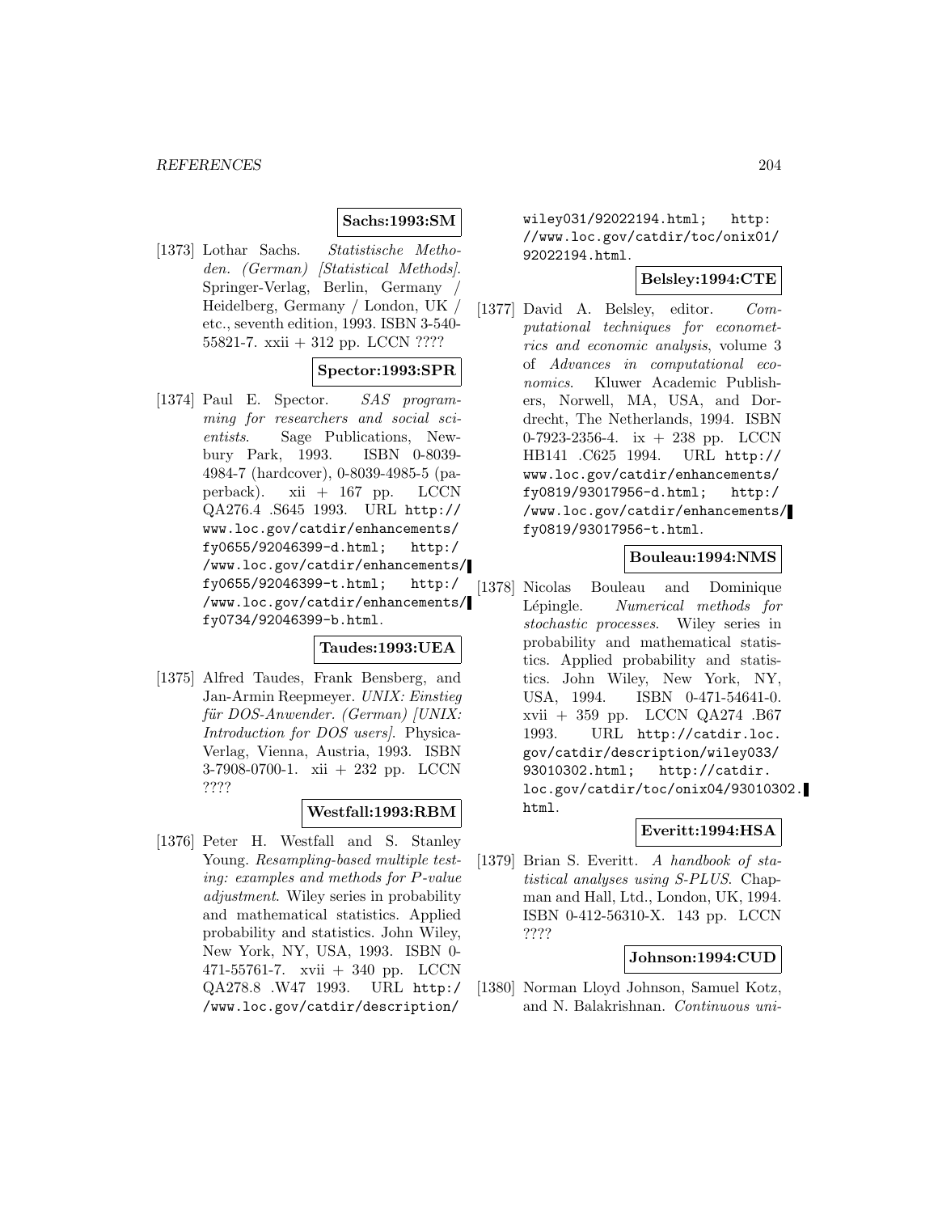**Sachs:1993:SM**

[1373] Lothar Sachs. *Statistische Methoden. (German) [Statistical Methods]*. Springer-Verlag, Berlin, Germany / Heidelberg, Germany / London, UK / etc., seventh edition, 1993. ISBN 3-540-55821-7. xxii + 312 pp. LCCN ????

**Spector:1993:SPR**

[1374] Paul E. Spector. *SAS programming for researchers and social scientists*. Sage Publications, Newbury Park, 1993. ISBN 0-8039-4984-7 (hardcover), 0-8039-4985-5 (paperback). xii + 167 pp. LCCN QA276.4 .S645 1993. URL http://www.loc.gov/catdir/enhancements/fy0655/92046399-d.html; http://www.loc.gov/catdir/enhancements/fy0655/92046399-t.html; http://www.loc.gov/catdir/enhancements/fy0734/92046399-b.html.

**Taudes:1993:UEA**

[1375] Alfred Taudes, Frank Bensberg, and Jan-Armin Reepmeyer. *UNIX: Einstieg für DOS-Anwender. (German) [UNIX: Introduction for DOS users]*. Physica-Verlag, Vienna, Austria, 1993. ISBN 3-7908-0700-1. xii + 232 pp. LCCN ????

**Westfall:1993:RBM**

[1376] Peter H. Westfall and S. Stanley Young. *Resampling-based multiple testing: examples and methods for P-value adjustment*. Wiley series in probability and mathematical statistics. Applied probability and statistics. John Wiley, New York, NY, USA, 1993. ISBN 0-471-55761-7. xvii + 340 pp. LCCN QA278.8 .W47 1993. URL http://www.loc.gov/catdir/description/wiley031/92022194.html; http://www.loc.gov/catdir/toc/onix01/92022194.html.

**Belsley:1994:CTE**

[1377] David A. Belsley, editor. *Computational techniques for econometrics and economic analysis*, volume 3 of *Advances in computational economics*. Kluwer Academic Publishers, Norwell, MA, USA, and Dordrecht, The Netherlands, 1994. ISBN 0-7923-2356-4. ix + 238 pp. LCCN HB141 .C625 1994. URL http://www.loc.gov/catdir/enhancements/fy0819/93017956-d.html; http://www.loc.gov/catdir/enhancements/fy0819/93017956-t.html.

**Bouleau:1994:NMS**

[1378] Nicolas Bouleau and Dominique Lépingle. *Numerical methods for stochastic processes*. Wiley series in probability and mathematical statistics. Applied probability and statistics. John Wiley, New York, NY, USA, 1994. ISBN 0-471-54641-0. xvii + 359 pp. LCCN QA274 .B67 1993. URL http://catdir.loc.gov/catdir/description/wiley033/93010302.html; http://catdir.loc.gov/catdir/toc/onix04/93010302.html.

**Everitt:1994:HSA**

[1379] Brian S. Everitt. *A handbook of statistical analyses using S-PLUS*. Chapman and Hall, Ltd., London, UK, 1994. ISBN 0-412-56310-X. 143 pp. LCCN ????

**Johnson:1994:CUD**

[1380] Norman Lloyd Johnson, Samuel Kotz, and N. Balakrishnan. *Continuous uni-*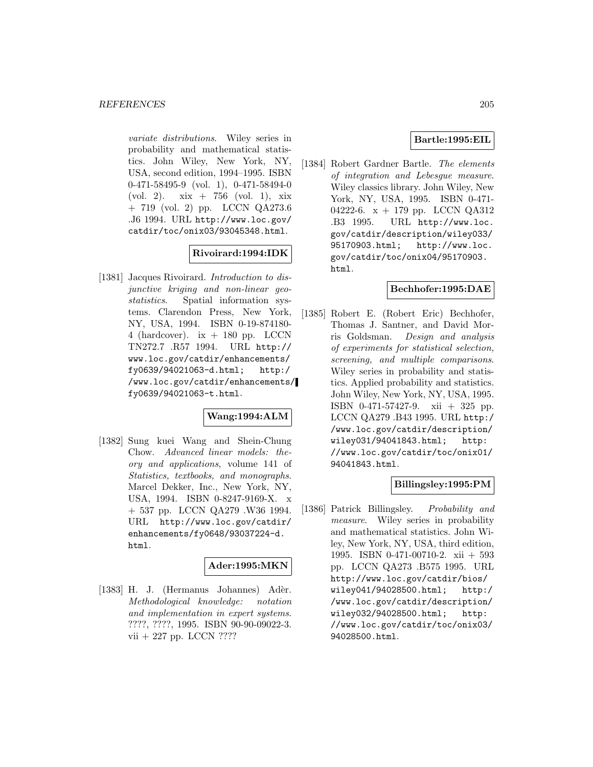*variate distributions*. Wiley series in probability and mathematical statistics. John Wiley, New York, NY, USA, second edition, 1994–1995. ISBN 0-471-58495-9 (vol. 1), 0-471-58494-0 (vol. 2). xix + 756 (vol. 1), xix + 719 (vol. 2) pp. LCCN QA273.6 .J6 1994. URL http://www.loc.gov/catdir/toc/onix03/93045348.html.

**Rivoirard:1994:IDK**

[1381] Jacques Rivoirard. *Introduction to disjunctive kriging and non-linear geostatistics*. Spatial information systems. Clarendon Press, New York, NY, USA, 1994. ISBN 0-19-874180-4 (hardcover). ix + 180 pp. LCCN TN272.7 .R57 1994. URL http://www.loc.gov/catdir/enhancements/fy0639/94021063-d.html; http://www.loc.gov/catdir/enhancements/fy0639/94021063-t.html.

**Wang:1994:ALM**

[1382] Sung kuei Wang and Shein-Chung Chow. *Advanced linear models: theory and applications*, volume 141 of *Statistics, textbooks, and monographs*. Marcel Dekker, Inc., New York, NY, USA, 1994. ISBN 0-8247-9169-X. x + 537 pp. LCCN QA279 .W36 1994. URL http://www.loc.gov/catdir/enhancements/fy0648/93037224-d.html.

**Ader:1995:MKN**

[1383] H. J. (Hermanus Johannes) Adèr. *Methodological knowledge: notation and implementation in expert systems*. ????, ????, 1995. ISBN 90-90-09022-3. vii + 227 pp. LCCN ????

**Bartle:1995:EIL**

[1384] Robert Gardner Bartle. *The elements of integration and Lebesgue measure*. Wiley classics library. John Wiley, New York, NY, USA, 1995. ISBN 0-471-04222-6. x + 179 pp. LCCN QA312 .B3 1995. URL http://www.loc.gov/catdir/description/wiley033/95170903.html; http://www.loc.gov/catdir/toc/onix04/95170903.html.

**Bechhofer:1995:DAE**

[1385] Robert E. (Robert Eric) Bechhofer, Thomas J. Santner, and David Morris Goldsman. *Design and analysis of experiments for statistical selection, screening, and multiple comparisons*. Wiley series in probability and statistics. Applied probability and statistics. John Wiley, New York, NY, USA, 1995. ISBN 0-471-57427-9. xii + 325 pp. LCCN QA279 .B43 1995. URL http://www.loc.gov/catdir/description/wiley031/94041843.html; http://www.loc.gov/catdir/toc/onix01/94041843.html.

**Billingsley:1995:PM**

[1386] Patrick Billingsley. *Probability and measure*. Wiley series in probability and mathematical statistics. John Wiley, New York, NY, USA, third edition, 1995. ISBN 0-471-00710-2. xii + 593 pp. LCCN QA273 .B575 1995. URL http://www.loc.gov/catdir/bios/wiley041/94028500.html; http://www.loc.gov/catdir/description/wiley032/94028500.html; http://www.loc.gov/catdir/toc/onix03/94028500.html.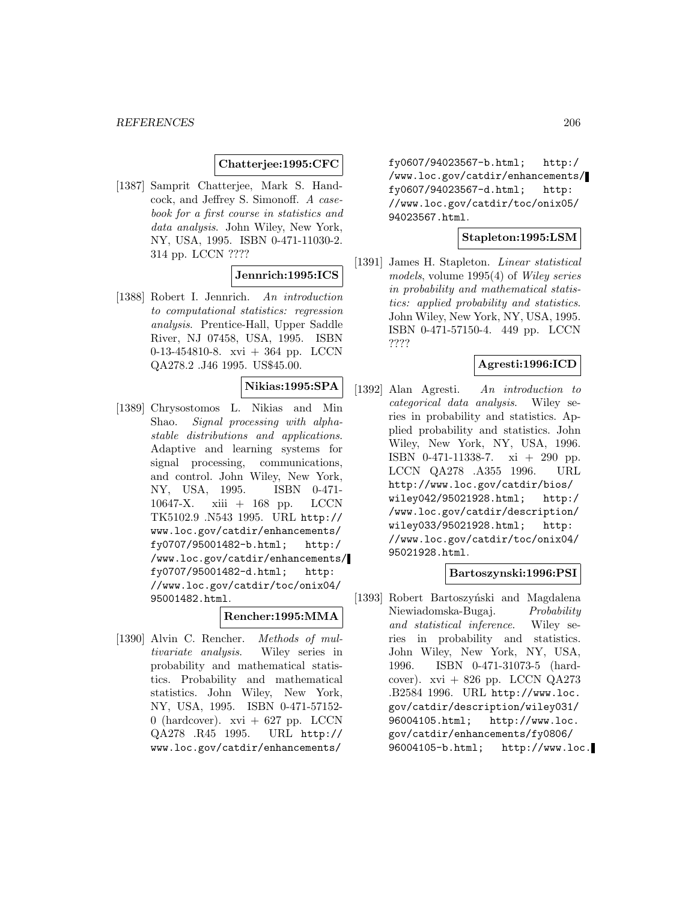**Chatterjee:1995:CFC**

[1387] Samprit Chatterjee, Mark S. Handcock, and Jeffrey S. Simonoff. *A casebook for a first course in statistics and data analysis*. John Wiley, New York, NY, USA, 1995. ISBN 0-471-11030-2. 314 pp. LCCN ????

**Jennrich:1995:ICS**

[1388] Robert I. Jennrich. *An introduction to computational statistics: regression analysis*. Prentice-Hall, Upper Saddle River, NJ 07458, USA, 1995. ISBN 0-13-454810-8. xvi + 364 pp. LCCN QA278.2 .J46 1995. US$45.00.

**Nikias:1995:SPA**

[1389] Chrysostomos L. Nikias and Min Shao. *Signal processing with alpha-stable distributions and applications*. Adaptive and learning systems for signal processing, communications, and control. John Wiley, New York, NY, USA, 1995. ISBN 0-471-10647-X. xiii + 168 pp. LCCN TK5102.9 .N543 1995. URL http://www.loc.gov/catdir/enhancements/fy0707/95001482-b.html; http://www.loc.gov/catdir/enhancements/fy0707/95001482-d.html; http://www.loc.gov/catdir/toc/onix04/95001482.html.

**Rencher:1995:MMA**

[1390] Alvin C. Rencher. *Methods of multivariate analysis*. Wiley series in probability and mathematical statistics. Probability and mathematical statistics. John Wiley, New York, NY, USA, 1995. ISBN 0-471-57152-0 (hardcover). xvi + 627 pp. LCCN QA278 .R45 1995. URL http://www.loc.gov/catdir/enhancements/fy0607/94023567-b.html; http://www.loc.gov/catdir/enhancements/fy0607/94023567-d.html; http://www.loc.gov/catdir/toc/onix05/94023567.html.

**Stapleton:1995:LSM**

[1391] James H. Stapleton. *Linear statistical models*, volume 1995(4) of *Wiley series in probability and mathematical statistics: applied probability and statistics*. John Wiley, New York, NY, USA, 1995. ISBN 0-471-57150-4. 449 pp. LCCN ????

**Agresti:1996:ICD**

[1392] Alan Agresti. *An introduction to categorical data analysis*. Wiley series in probability and statistics. Applied probability and statistics. John Wiley, New York, NY, USA, 1996. ISBN 0-471-11338-7. xi + 290 pp. LCCN QA278 .A355 1996. URL http://www.loc.gov/catdir/bios/wiley042/95021928.html; http://www.loc.gov/catdir/description/wiley033/95021928.html; http://www.loc.gov/catdir/toc/onix04/95021928.html.

**Bartoszynski:1996:PSI**

[1393] Robert Bartoszyński and Magdalena Niewiadomska-Bugaj. *Probability and statistical inference*. Wiley series in probability and statistics. John Wiley, New York, NY, USA, 1996. ISBN 0-471-31073-5 (hardcover). xvi + 826 pp. LCCN QA273 .B2584 1996. URL http://www.loc.gov/catdir/description/wiley031/96004105.html; http://www.loc.gov/catdir/enhancements/fy0806/96004105-b.html; http://www.loc.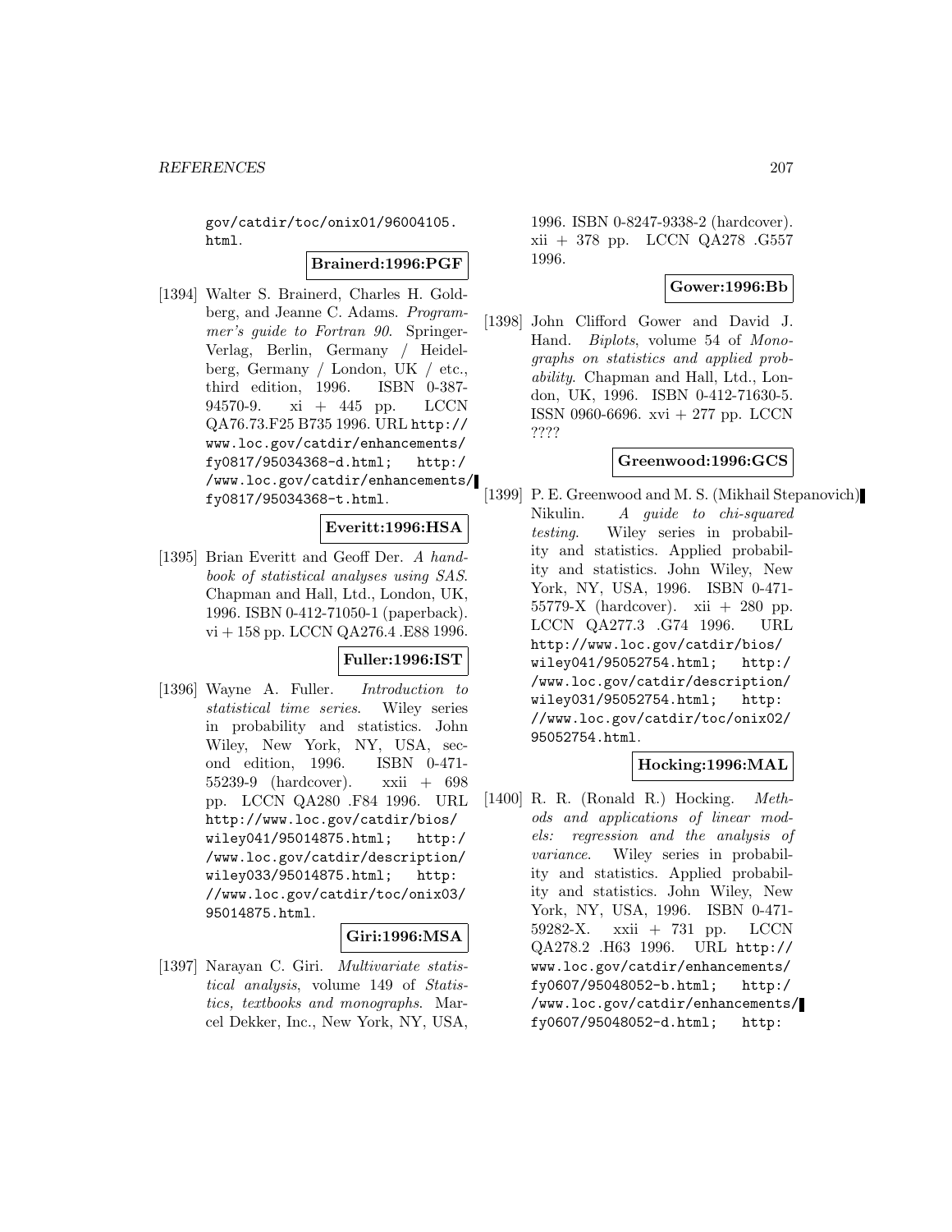gov/catdir/toc/onix01/96004105.html.

**Brainerd:1996:PGF**

[1394] Walter S. Brainerd, Charles H. Goldberg, and Jeanne C. Adams. *Programmer's guide to Fortran 90*. Springer-Verlag, Berlin, Germany / Heidelberg, Germany / London, UK / etc., third edition, 1996. ISBN 0-387-94570-9. xi + 445 pp. LCCN QA76.73.F25 B735 1996. URL http://www.loc.gov/catdir/enhancements/fy0817/95034368-d.html; http://www.loc.gov/catdir/enhancements/fy0817/95034368-t.html.

**Everitt:1996:HSA**

[1395] Brian Everitt and Geoff Der. *A handbook of statistical analyses using SAS*. Chapman and Hall, Ltd., London, UK, 1996. ISBN 0-412-71050-1 (paperback). vi + 158 pp. LCCN QA276.4 .E88 1996.

**Fuller:1996:IST**

[1396] Wayne A. Fuller. *Introduction to statistical time series*. Wiley series in probability and statistics. John Wiley, New York, NY, USA, second edition, 1996. ISBN 0-471-55239-9 (hardcover). xxii + 698 pp. LCCN QA280 .F84 1996. URL http://www.loc.gov/catdir/bios/wiley041/95014875.html; http://www.loc.gov/catdir/description/wiley033/95014875.html; http://www.loc.gov/catdir/toc/onix03/95014875.html.

**Giri:1996:MSA**

[1397] Narayan C. Giri. *Multivariate statistical analysis*, volume 149 of *Statistics, textbooks and monographs*. Marcel Dekker, Inc., New York, NY, USA, 1996. ISBN 0-8247-9338-2 (hardcover). xii + 378 pp. LCCN QA278 .G557 1996.

**Gower:1996:Bb**

[1398] John Clifford Gower and David J. Hand. *Biplots*, volume 54 of *Monographs on statistics and applied probability*. Chapman and Hall, Ltd., London, UK, 1996. ISBN 0-412-71630-5. ISSN 0960-6696. xvi + 277 pp. LCCN ????

**Greenwood:1996:GCS**

[1399] P. E. Greenwood and M. S. (Mikhail Stepanovich) Nikulin. *A guide to chi-squared testing*. Wiley series in probability and statistics. Applied probability and statistics. John Wiley, New York, NY, USA, 1996. ISBN 0-471-55779-X (hardcover). xii + 280 pp. LCCN QA277.3 .G74 1996. URL http://www.loc.gov/catdir/bios/wiley041/95052754.html; http://www.loc.gov/catdir/description/wiley031/95052754.html; http://www.loc.gov/catdir/toc/onix02/95052754.html.

**Hocking:1996:MAL**

[1400] R. R. (Ronald R.) Hocking. *Methods and applications of linear models: regression and the analysis of variance*. Wiley series in probability and statistics. Applied probability and statistics. John Wiley, New York, NY, USA, 1996. ISBN 0-471-59282-X. xxii + 731 pp. LCCN QA278.2 .H63 1996. URL http://www.loc.gov/catdir/enhancements/fy0607/95048052-b.html; http://www.loc.gov/catdir/enhancements/fy0607/95048052-d.html; http: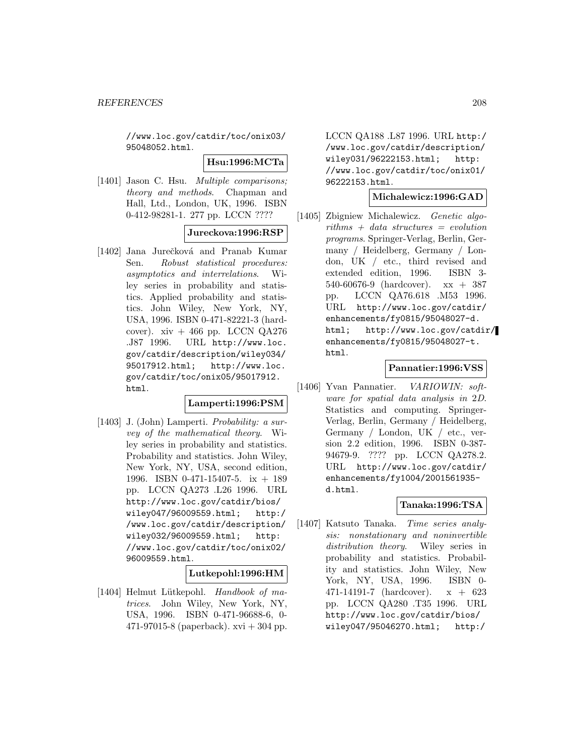//www.loc.gov/catdir/toc/onix03/95048052.html.

**Hsu:1996:MCTa**

[1401] Jason C. Hsu. *Multiple comparisons; theory and methods*. Chapman and Hall, Ltd., London, UK, 1996. ISBN 0-412-98281-1. 277 pp. LCCN ????

**Jureckova:1996:RSP**

[1402] Jana Jurečková and Pranab Kumar Sen. *Robust statistical procedures: asymptotics and interrelations*. Wiley series in probability and statistics. Applied probability and statistics. John Wiley, New York, NY, USA, 1996. ISBN 0-471-82221-3 (hardcover). xiv + 466 pp. LCCN QA276 .J87 1996. URL http://www.loc.gov/catdir/description/wiley034/95017912.html; http://www.loc.gov/catdir/toc/onix05/95017912.html.

**Lamperti:1996:PSM**

[1403] J. (John) Lamperti. *Probability: a survey of the mathematical theory*. Wiley series in probability and statistics. Probability and statistics. John Wiley, New York, NY, USA, second edition, 1996. ISBN 0-471-15407-5. ix + 189 pp. LCCN QA273 .L26 1996. URL http://www.loc.gov/catdir/bios/wiley047/96009559.html; http://www.loc.gov/catdir/description/wiley032/96009559.html; http://www.loc.gov/catdir/toc/onix02/96009559.html.

**Lutkepohl:1996:HM**

[1404] Helmut Lütkepohl. *Handbook of matrices*. John Wiley, New York, NY, USA, 1996. ISBN 0-471-96688-6, 0-471-97015-8 (paperback). xvi + 304 pp. LCCN QA188 .L87 1996. URL http://www.loc.gov/catdir/description/wiley031/96222153.html; http://www.loc.gov/catdir/toc/onix01/96222153.html.

**Michalewicz:1996:GAD**

[1405] Zbigniew Michalewicz. *Genetic algorithms + data structures = evolution programs*. Springer-Verlag, Berlin, Germany / Heidelberg, Germany / London, UK / etc., third revised and extended edition, 1996. ISBN 3-540-60676-9 (hardcover). xx + 387 pp. LCCN QA76.618 .M53 1996. URL http://www.loc.gov/catdir/enhancements/fy0815/95048027-d.html; http://www.loc.gov/catdir/enhancements/fy0815/95048027-t.html.

**Pannatier:1996:VSS**

[1406] Yvan Pannatier. *VARIOWIN: software for spatial data analysis in 2D*. Statistics and computing. Springer-Verlag, Berlin, Germany / Heidelberg, Germany / London, UK / etc., version 2.2 edition, 1996. ISBN 0-387-94679-9. ???? pp. LCCN QA278.2. URL http://www.loc.gov/catdir/enhancements/fy1004/2001561935-d.html.

**Tanaka:1996:TSA**

[1407] Katsuto Tanaka. *Time series analysis: nonstationary and noninvertible distribution theory*. Wiley series in probability and statistics. Probability and statistics. John Wiley, New York, NY, USA, 1996. ISBN 0-471-14191-7 (hardcover). x + 623 pp. LCCN QA280 .T35 1996. URL http://www.loc.gov/catdir/bios/wiley047/95046270.html; http:/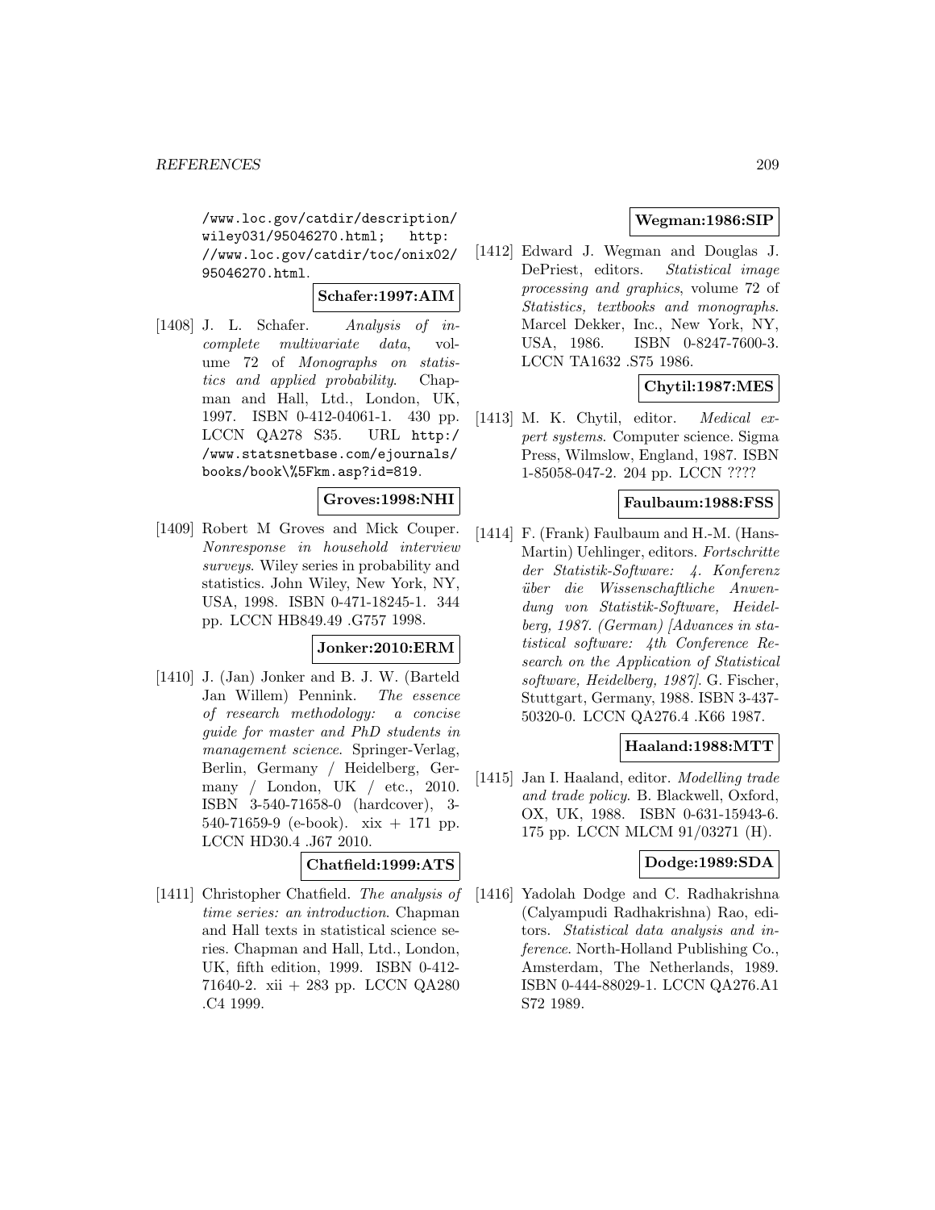/www.loc.gov/catdir/description/wiley031/95046270.html; http://www.loc.gov/catdir/toc/onix02/95046270.html.

**Schafer:1997:AIM**

[1408] J. L. Schafer. *Analysis of incomplete multivariate data*, volume 72 of *Monographs on statistics and applied probability*. Chapman and Hall, Ltd., London, UK, 1997. ISBN 0-412-04061-1. 430 pp. LCCN QA278 S35. URL http://www.statsnetbase.com/ejournals/books/book\%5Fkm.asp?id=819.

**Groves:1998:NHI**

[1409] Robert M Groves and Mick Couper. *Nonresponse in household interview surveys*. Wiley series in probability and statistics. John Wiley, New York, NY, USA, 1998. ISBN 0-471-18245-1. 344 pp. LCCN HB849.49 .G757 1998.

**Jonker:2010:ERM**

[1410] J. (Jan) Jonker and B. J. W. (Barteld Jan Willem) Pennink. *The essence of research methodology: a concise guide for master and PhD students in management science*. Springer-Verlag, Berlin, Germany / Heidelberg, Germany / London, UK / etc., 2010. ISBN 3-540-71658-0 (hardcover), 3-540-71659-9 (e-book). xix + 171 pp. LCCN HD30.4 .J67 2010.

**Chatfield:1999:ATS**

[1411] Christopher Chatfield. *The analysis of time series: an introduction*. Chapman and Hall texts in statistical science series. Chapman and Hall, Ltd., London, UK, fifth edition, 1999. ISBN 0-412-71640-2. xii + 283 pp. LCCN QA280 .C4 1999.

**Wegman:1986:SIP**

[1412] Edward J. Wegman and Douglas J. DePriest, editors. *Statistical image processing and graphics*, volume 72 of *Statistics, textbooks and monographs*. Marcel Dekker, Inc., New York, NY, USA, 1986. ISBN 0-8247-7600-3. LCCN TA1632 .S75 1986.

**Chytil:1987:MES**

[1413] M. K. Chytil, editor. *Medical expert systems*. Computer science. Sigma Press, Wilmslow, England, 1987. ISBN 1-85058-047-2. 204 pp. LCCN ????

**Faulbaum:1988:FSS**

[1414] F. (Frank) Faulbaum and H.-M. (Hans-Martin) Uehlinger, editors. *Fortschritte der Statistik-Software: 4. Konferenz über die Wissenschaftliche Anwendung von Statistik-Software, Heidelberg, 1987. (German) [Advances in statistical software: 4th Conference Research on the Application of Statistical software, Heidelberg, 1987]*. G. Fischer, Stuttgart, Germany, 1988. ISBN 3-437-50320-0. LCCN QA276.4 .K66 1987.

**Haaland:1988:MTT**

[1415] Jan I. Haaland, editor. *Modelling trade and trade policy*. B. Blackwell, Oxford, OX, UK, 1988. ISBN 0-631-15943-6. 175 pp. LCCN MLCM 91/03271 (H).

**Dodge:1989:SDA**

[1416] Yadolah Dodge and C. Radhakrishna (Calyampudi Radhakrishna) Rao, editors. *Statistical data analysis and inference*. North-Holland Publishing Co., Amsterdam, The Netherlands, 1989. ISBN 0-444-88029-1. LCCN QA276.A1 S72 1989.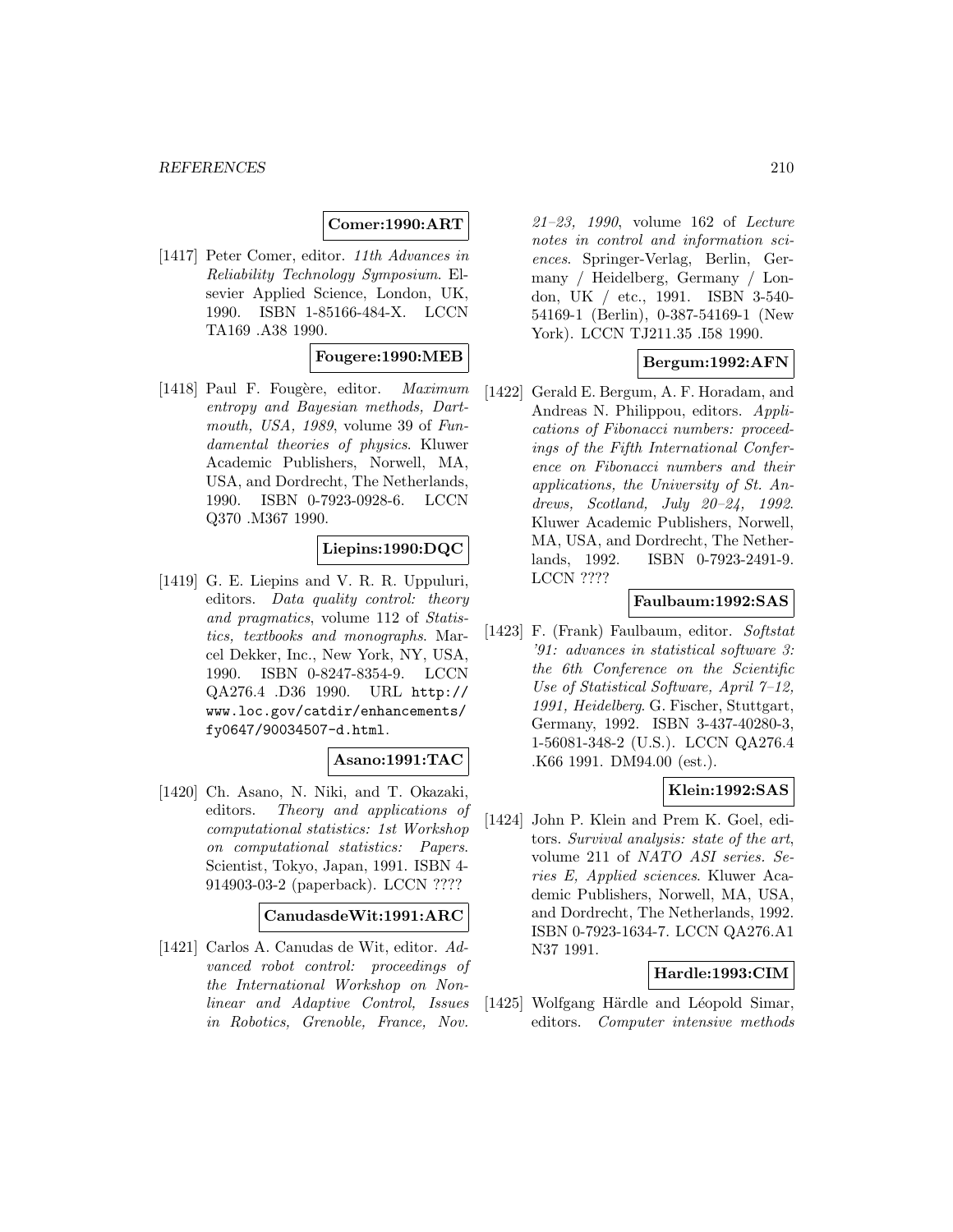**Comer:1990:ART**

[1417] Peter Comer, editor. *11th Advances in Reliability Technology Symposium*. Elsevier Applied Science, London, UK, 1990. ISBN 1-85166-484-X. LCCN TA169 .A38 1990.

**Fougere:1990:MEB**

[1418] Paul F. Fougère, editor. *Maximum entropy and Bayesian methods, Dartmouth, USA, 1989*, volume 39 of *Fundamental theories of physics*. Kluwer Academic Publishers, Norwell, MA, USA, and Dordrecht, The Netherlands, 1990. ISBN 0-7923-0928-6. LCCN Q370 .M367 1990.

**Liepins:1990:DQC**

[1419] G. E. Liepins and V. R. R. Uppuluri, editors. *Data quality control: theory and pragmatics*, volume 112 of *Statistics, textbooks and monographs*. Marcel Dekker, Inc., New York, NY, USA, 1990. ISBN 0-8247-8354-9. LCCN QA276.4 .D36 1990. URL http://www.loc.gov/catdir/enhancements/fy0647/90034507-d.html.

**Asano:1991:TAC**

[1420] Ch. Asano, N. Niki, and T. Okazaki, editors. *Theory and applications of computational statistics: 1st Workshop on computational statistics: Papers*. Scientist, Tokyo, Japan, 1991. ISBN 4-914903-03-2 (paperback). LCCN ????

**CanudasdeWit:1991:ARC**

[1421] Carlos A. Canudas de Wit, editor. *Advanced robot control: proceedings of the International Workshop on Nonlinear and Adaptive Control, Issues in Robotics, Grenoble, France, Nov. 21–23, 1990*, volume 162 of *Lecture notes in control and information sciences*. Springer-Verlag, Berlin, Germany / Heidelberg, Germany / London, UK / etc., 1991. ISBN 3-540-54169-1 (Berlin), 0-387-54169-1 (New York). LCCN TJ211.35 .I58 1990.

**Bergum:1992:AFN**

[1422] Gerald E. Bergum, A. F. Horadam, and Andreas N. Philippou, editors. *Applications of Fibonacci numbers: proceedings of the Fifth International Conference on Fibonacci numbers and their applications, the University of St. Andrews, Scotland, July 20–24, 1992*. Kluwer Academic Publishers, Norwell, MA, USA, and Dordrecht, The Netherlands, 1992. ISBN 0-7923-2491-9. LCCN ????

**Faulbaum:1992:SAS**

[1423] F. (Frank) Faulbaum, editor. *Softstat '91: advances in statistical software 3: the 6th Conference on the Scientific Use of Statistical Software, April 7–12, 1991, Heidelberg*. G. Fischer, Stuttgart, Germany, 1992. ISBN 3-437-40280-3, 1-56081-348-2 (U.S.). LCCN QA276.4 .K66 1991. DM94.00 (est.).

**Klein:1992:SAS**

[1424] John P. Klein and Prem K. Goel, editors. *Survival analysis: state of the art*, volume 211 of *NATO ASI series. Series E, Applied sciences*. Kluwer Academic Publishers, Norwell, MA, USA, and Dordrecht, The Netherlands, 1992. ISBN 0-7923-1634-7. LCCN QA276.A1 N37 1991.

**Hardle:1993:CIM**

[1425] Wolfgang Härdle and Léopold Simar, editors. *Computer intensive methods*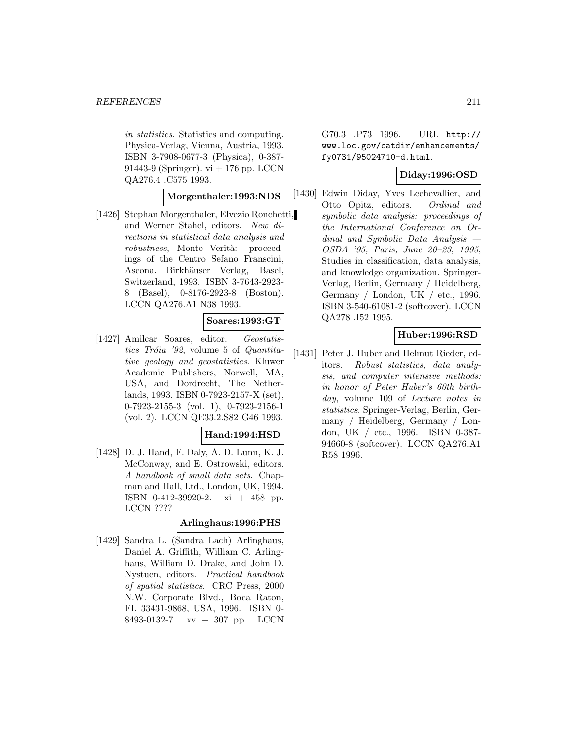*in statistics*. Statistics and computing. Physica-Verlag, Vienna, Austria, 1993. ISBN 3-7908-0677-3 (Physica), 0-387-91443-9 (Springer). vi + 176 pp. LCCN QA276.4 .C575 1993.

**Morgenthaler:1993:NDS**

[1426] Stephan Morgenthaler, Elvezio Ronchetti, and Werner Stahel, editors. *New directions in statistical data analysis and robustness*, Monte Verità: proceedings of the Centro Sefano Franscini, Ascona. Birkhäuser Verlag, Basel, Switzerland, 1993. ISBN 3-7643-2923-8 (Basel), 0-8176-2923-8 (Boston). LCCN QA276.A1 N38 1993.

**Soares:1993:GT**

[1427] Amilcar Soares, editor. *Geostatistics Tróia '92*, volume 5 of *Quantitative geology and geostatistics*. Kluwer Academic Publishers, Norwell, MA, USA, and Dordrecht, The Netherlands, 1993. ISBN 0-7923-2157-X (set), 0-7923-2155-3 (vol. 1), 0-7923-2156-1 (vol. 2). LCCN QE33.2.S82 G46 1993.

**Hand:1994:HSD**

[1428] D. J. Hand, F. Daly, A. D. Lunn, K. J. McConway, and E. Ostrowski, editors. *A handbook of small data sets*. Chapman and Hall, Ltd., London, UK, 1994. ISBN 0-412-39920-2. xi + 458 pp. LCCN ????

**Arlinghaus:1996:PHS**

[1429] Sandra L. (Sandra Lach) Arlinghaus, Daniel A. Griffith, William C. Arlinghaus, William D. Drake, and John D. Nystuen, editors. *Practical handbook of spatial statistics*. CRC Press, 2000 N.W. Corporate Blvd., Boca Raton, FL 33431-9868, USA, 1996. ISBN 0-8493-0132-7. xv + 307 pp. LCCN G70.3 .P73 1996. URL http://www.loc.gov/catdir/enhancements/fy0731/95024710-d.html.

**Diday:1996:OSD**

[1430] Edwin Diday, Yves Lechevallier, and Otto Opitz, editors. *Ordinal and symbolic data analysis: proceedings of the International Conference on Ordinal and Symbolic Data Analysis — OSDA '95, Paris, June 20–23, 1995*, Studies in classification, data analysis, and knowledge organization. Springer-Verlag, Berlin, Germany / Heidelberg, Germany / London, UK / etc., 1996. ISBN 3-540-61081-2 (softcover). LCCN QA278 .I52 1995.

**Huber:1996:RSD**

[1431] Peter J. Huber and Helmut Rieder, editors. *Robust statistics, data analysis, and computer intensive methods: in honor of Peter Huber's 60th birthday*, volume 109 of *Lecture notes in statistics*. Springer-Verlag, Berlin, Germany / Heidelberg, Germany / London, UK / etc., 1996. ISBN 0-387-94660-8 (softcover). LCCN QA276.A1 R58 1996.